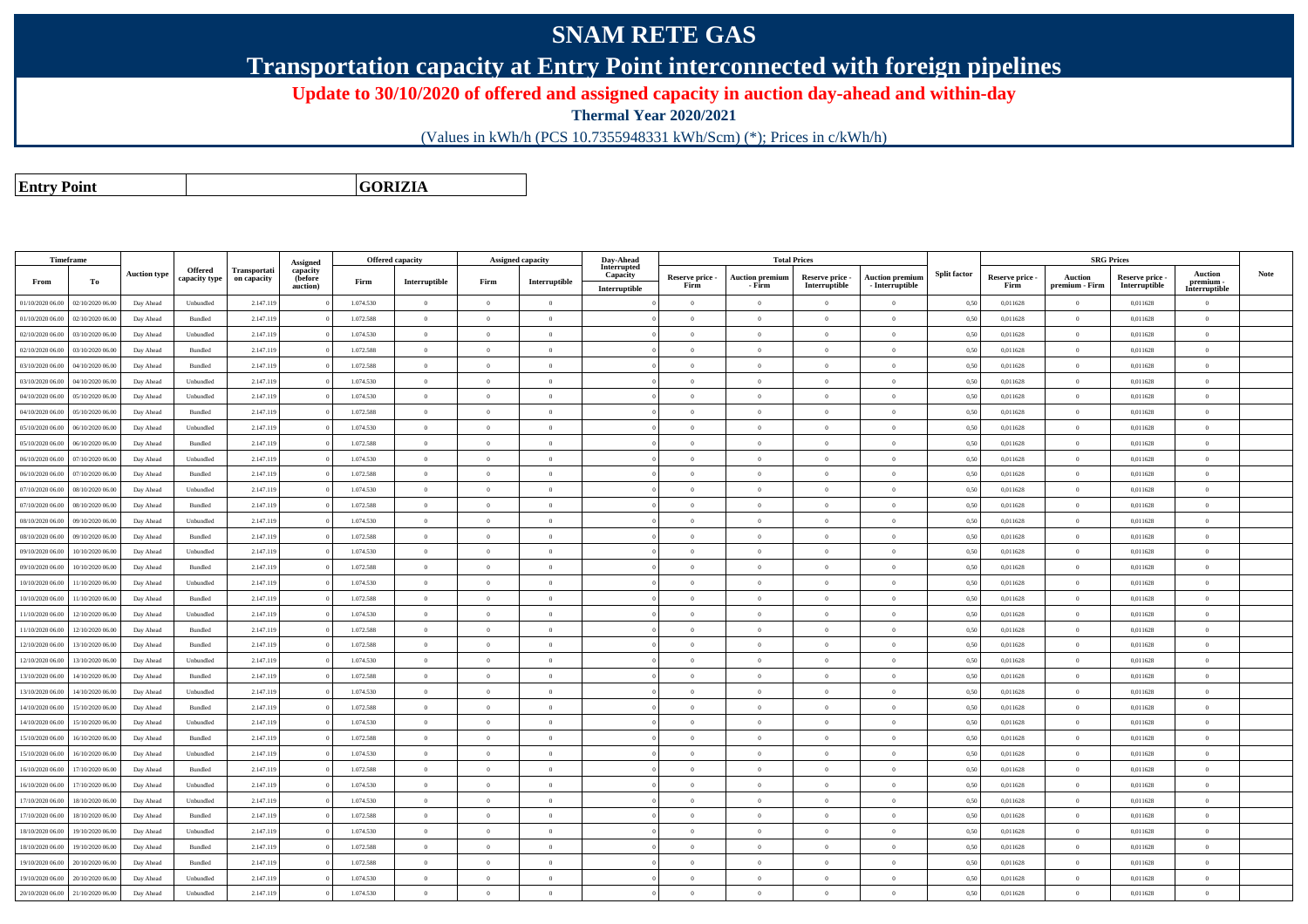# SNAM RETE GAS

## Transportation capacity at Entry Point interconnected with foreign pipelines

**Update to 30/10/2020 of offered and assigned capacity in auction day-ahead and within-day**

**Thermal Year 2020/2021**

(Values in kWh/h (PCS 10.7355948331 kWh/Scm) (*); Prices in c/kWh/h)

| **Entry Point** | | **GORIZIA** |
|---|---|---|

| Timeframe | | Auction type | Offered capacity type | Transportation capacity | Assigned capacity (before auction) | Offered capacity | | Assigned capacity | | Day-Ahead Interrupted Capacity | Total Prices | | | | Split factor | SRG Prices | | | | Note |
|---|---|---|---|---|---|---|---|---|---|---|---|---|---|---|---|---|---|---|---|---|
| From | To | | | | | Firm | Interruptible | Firm | Interruptible | Interruptible | Reserve price - Firm | Auction premium - Firm | Reserve price - Interruptible | Auction premium - Interruptible | | Reserve price - Firm | Auction premium - Firm | Reserve price - Interruptible | Auction premium - Interruptible | |
| 01/10/2020 06.00 | 02/10/2020 06.00 | Day Ahead | Unbundled | 2.147.119 | 0 | 1.074.530 | 0 | 0 | 0 | 0 | 0 | 0 | 0 | 0 | 0,50 | 0,011628 | 0 | 0,011628 | 0 | |
| 01/10/2020 06.00 | 02/10/2020 06.00 | Day Ahead | Bundled | 2.147.119 | 0 | 1.072.588 | 0 | 0 | 0 | 0 | 0 | 0 | 0 | 0 | 0,50 | 0,011628 | 0 | 0,011628 | 0 | |
| 02/10/2020 06.00 | 03/10/2020 06.00 | Day Ahead | Unbundled | 2.147.119 | 0 | 1.074.530 | 0 | 0 | 0 | 0 | 0 | 0 | 0 | 0 | 0,50 | 0,011628 | 0 | 0,011628 | 0 | |
| 02/10/2020 06.00 | 03/10/2020 06.00 | Day Ahead | Bundled | 2.147.119 | 0 | 1.072.588 | 0 | 0 | 0 | 0 | 0 | 0 | 0 | 0 | 0,50 | 0,011628 | 0 | 0,011628 | 0 | |
| 03/10/2020 06.00 | 04/10/2020 06.00 | Day Ahead | Bundled | 2.147.119 | 0 | 1.072.588 | 0 | 0 | 0 | 0 | 0 | 0 | 0 | 0 | 0,50 | 0,011628 | 0 | 0,011628 | 0 | |
| 03/10/2020 06.00 | 04/10/2020 06.00 | Day Ahead | Unbundled | 2.147.119 | 0 | 1.074.530 | 0 | 0 | 0 | 0 | 0 | 0 | 0 | 0 | 0,50 | 0,011628 | 0 | 0,011628 | 0 | |
| 04/10/2020 06.00 | 05/10/2020 06.00 | Day Ahead | Unbundled | 2.147.119 | 0 | 1.074.530 | 0 | 0 | 0 | 0 | 0 | 0 | 0 | 0 | 0,50 | 0,011628 | 0 | 0,011628 | 0 | |
| 04/10/2020 06.00 | 05/10/2020 06.00 | Day Ahead | Bundled | 2.147.119 | 0 | 1.072.588 | 0 | 0 | 0 | 0 | 0 | 0 | 0 | 0 | 0,50 | 0,011628 | 0 | 0,011628 | 0 | |
| 05/10/2020 06.00 | 06/10/2020 06.00 | Day Ahead | Unbundled | 2.147.119 | 0 | 1.074.530 | 0 | 0 | 0 | 0 | 0 | 0 | 0 | 0 | 0,50 | 0,011628 | 0 | 0,011628 | 0 | |
| 05/10/2020 06.00 | 06/10/2020 06.00 | Day Ahead | Bundled | 2.147.119 | 0 | 1.072.588 | 0 | 0 | 0 | 0 | 0 | 0 | 0 | 0 | 0,50 | 0,011628 | 0 | 0,011628 | 0 | |
| 06/10/2020 06.00 | 07/10/2020 06.00 | Day Ahead | Unbundled | 2.147.119 | 0 | 1.074.530 | 0 | 0 | 0 | 0 | 0 | 0 | 0 | 0 | 0,50 | 0,011628 | 0 | 0,011628 | 0 | |
| 06/10/2020 06.00 | 07/10/2020 06.00 | Day Ahead | Bundled | 2.147.119 | 0 | 1.072.588 | 0 | 0 | 0 | 0 | 0 | 0 | 0 | 0 | 0,50 | 0,011628 | 0 | 0,011628 | 0 | |
| 07/10/2020 06.00 | 08/10/2020 06.00 | Day Ahead | Unbundled | 2.147.119 | 0 | 1.074.530 | 0 | 0 | 0 | 0 | 0 | 0 | 0 | 0 | 0,50 | 0,011628 | 0 | 0,011628 | 0 | |
| 07/10/2020 06.00 | 08/10/2020 06.00 | Day Ahead | Bundled | 2.147.119 | 0 | 1.072.588 | 0 | 0 | 0 | 0 | 0 | 0 | 0 | 0 | 0,50 | 0,011628 | 0 | 0,011628 | 0 | |
| 08/10/2020 06.00 | 09/10/2020 06.00 | Day Ahead | Unbundled | 2.147.119 | 0 | 1.074.530 | 0 | 0 | 0 | 0 | 0 | 0 | 0 | 0 | 0,50 | 0,011628 | 0 | 0,011628 | 0 | |
| 08/10/2020 06.00 | 09/10/2020 06.00 | Day Ahead | Bundled | 2.147.119 | 0 | 1.072.588 | 0 | 0 | 0 | 0 | 0 | 0 | 0 | 0 | 0,50 | 0,011628 | 0 | 0,011628 | 0 | |
| 09/10/2020 06.00 | 10/10/2020 06.00 | Day Ahead | Unbundled | 2.147.119 | 0 | 1.074.530 | 0 | 0 | 0 | 0 | 0 | 0 | 0 | 0 | 0,50 | 0,011628 | 0 | 0,011628 | 0 | |
| 09/10/2020 06.00 | 10/10/2020 06.00 | Day Ahead | Bundled | 2.147.119 | 0 | 1.072.588 | 0 | 0 | 0 | 0 | 0 | 0 | 0 | 0 | 0,50 | 0,011628 | 0 | 0,011628 | 0 | |
| 10/10/2020 06.00 | 11/10/2020 06.00 | Day Ahead | Unbundled | 2.147.119 | 0 | 1.074.530 | 0 | 0 | 0 | 0 | 0 | 0 | 0 | 0 | 0,50 | 0,011628 | 0 | 0,011628 | 0 | |
| 10/10/2020 06.00 | 11/10/2020 06.00 | Day Ahead | Bundled | 2.147.119 | 0 | 1.072.588 | 0 | 0 | 0 | 0 | 0 | 0 | 0 | 0 | 0,50 | 0,011628 | 0 | 0,011628 | 0 | |
| 11/10/2020 06.00 | 12/10/2020 06.00 | Day Ahead | Unbundled | 2.147.119 | 0 | 1.074.530 | 0 | 0 | 0 | 0 | 0 | 0 | 0 | 0 | 0,50 | 0,011628 | 0 | 0,011628 | 0 | |
| 11/10/2020 06.00 | 12/10/2020 06.00 | Day Ahead | Bundled | 2.147.119 | 0 | 1.072.588 | 0 | 0 | 0 | 0 | 0 | 0 | 0 | 0 | 0,50 | 0,011628 | 0 | 0,011628 | 0 | |
| 12/10/2020 06.00 | 13/10/2020 06.00 | Day Ahead | Bundled | 2.147.119 | 0 | 1.072.588 | 0 | 0 | 0 | 0 | 0 | 0 | 0 | 0 | 0,50 | 0,011628 | 0 | 0,011628 | 0 | |
| 12/10/2020 06.00 | 13/10/2020 06.00 | Day Ahead | Unbundled | 2.147.119 | 0 | 1.074.530 | 0 | 0 | 0 | 0 | 0 | 0 | 0 | 0 | 0,50 | 0,011628 | 0 | 0,011628 | 0 | |
| 13/10/2020 06.00 | 14/10/2020 06.00 | Day Ahead | Bundled | 2.147.119 | 0 | 1.072.588 | 0 | 0 | 0 | 0 | 0 | 0 | 0 | 0 | 0,50 | 0,011628 | 0 | 0,011628 | 0 | |
| 13/10/2020 06.00 | 14/10/2020 06.00 | Day Ahead | Unbundled | 2.147.119 | 0 | 1.074.530 | 0 | 0 | 0 | 0 | 0 | 0 | 0 | 0 | 0,50 | 0,011628 | 0 | 0,011628 | 0 | |
| 14/10/2020 06.00 | 15/10/2020 06.00 | Day Ahead | Bundled | 2.147.119 | 0 | 1.072.588 | 0 | 0 | 0 | 0 | 0 | 0 | 0 | 0 | 0,50 | 0,011628 | 0 | 0,011628 | 0 | |
| 14/10/2020 06.00 | 15/10/2020 06.00 | Day Ahead | Unbundled | 2.147.119 | 0 | 1.074.530 | 0 | 0 | 0 | 0 | 0 | 0 | 0 | 0 | 0,50 | 0,011628 | 0 | 0,011628 | 0 | |
| 15/10/2020 06.00 | 16/10/2020 06.00 | Day Ahead | Bundled | 2.147.119 | 0 | 1.072.588 | 0 | 0 | 0 | 0 | 0 | 0 | 0 | 0 | 0,50 | 0,011628 | 0 | 0,011628 | 0 | |
| 15/10/2020 06.00 | 16/10/2020 06.00 | Day Ahead | Unbundled | 2.147.119 | 0 | 1.074.530 | 0 | 0 | 0 | 0 | 0 | 0 | 0 | 0 | 0,50 | 0,011628 | 0 | 0,011628 | 0 | |
| 16/10/2020 06.00 | 17/10/2020 06.00 | Day Ahead | Bundled | 2.147.119 | 0 | 1.072.588 | 0 | 0 | 0 | 0 | 0 | 0 | 0 | 0 | 0,50 | 0,011628 | 0 | 0,011628 | 0 | |
| 16/10/2020 06.00 | 17/10/2020 06.00 | Day Ahead | Unbundled | 2.147.119 | 0 | 1.074.530 | 0 | 0 | 0 | 0 | 0 | 0 | 0 | 0 | 0,50 | 0,011628 | 0 | 0,011628 | 0 | |
| 17/10/2020 06.00 | 18/10/2020 06.00 | Day Ahead | Unbundled | 2.147.119 | 0 | 1.074.530 | 0 | 0 | 0 | 0 | 0 | 0 | 0 | 0 | 0,50 | 0,011628 | 0 | 0,011628 | 0 | |
| 17/10/2020 06.00 | 18/10/2020 06.00 | Day Ahead | Bundled | 2.147.119 | 0 | 1.072.588 | 0 | 0 | 0 | 0 | 0 | 0 | 0 | 0 | 0,50 | 0,011628 | 0 | 0,011628 | 0 | |
| 18/10/2020 06.00 | 19/10/2020 06.00 | Day Ahead | Unbundled | 2.147.119 | 0 | 1.074.530 | 0 | 0 | 0 | 0 | 0 | 0 | 0 | 0 | 0,50 | 0,011628 | 0 | 0,011628 | 0 | |
| 18/10/2020 06.00 | 19/10/2020 06.00 | Day Ahead | Bundled | 2.147.119 | 0 | 1.072.588 | 0 | 0 | 0 | 0 | 0 | 0 | 0 | 0 | 0,50 | 0,011628 | 0 | 0,011628 | 0 | |
| 19/10/2020 06.00 | 20/10/2020 06.00 | Day Ahead | Bundled | 2.147.119 | 0 | 1.072.588 | 0 | 0 | 0 | 0 | 0 | 0 | 0 | 0 | 0,50 | 0,011628 | 0 | 0,011628 | 0 | |
| 19/10/2020 06.00 | 20/10/2020 06.00 | Day Ahead | Unbundled | 2.147.119 | 0 | 1.074.530 | 0 | 0 | 0 | 0 | 0 | 0 | 0 | 0 | 0,50 | 0,011628 | 0 | 0,011628 | 0 | |
| 20/10/2020 06.00 | 21/10/2020 06.00 | Day Ahead | Unbundled | 2.147.119 | 0 | 1.074.530 | 0 | 0 | 0 | 0 | 0 | 0 | 0 | 0 | 0,50 | 0,011628 | 0 | 0,011628 | 0 | |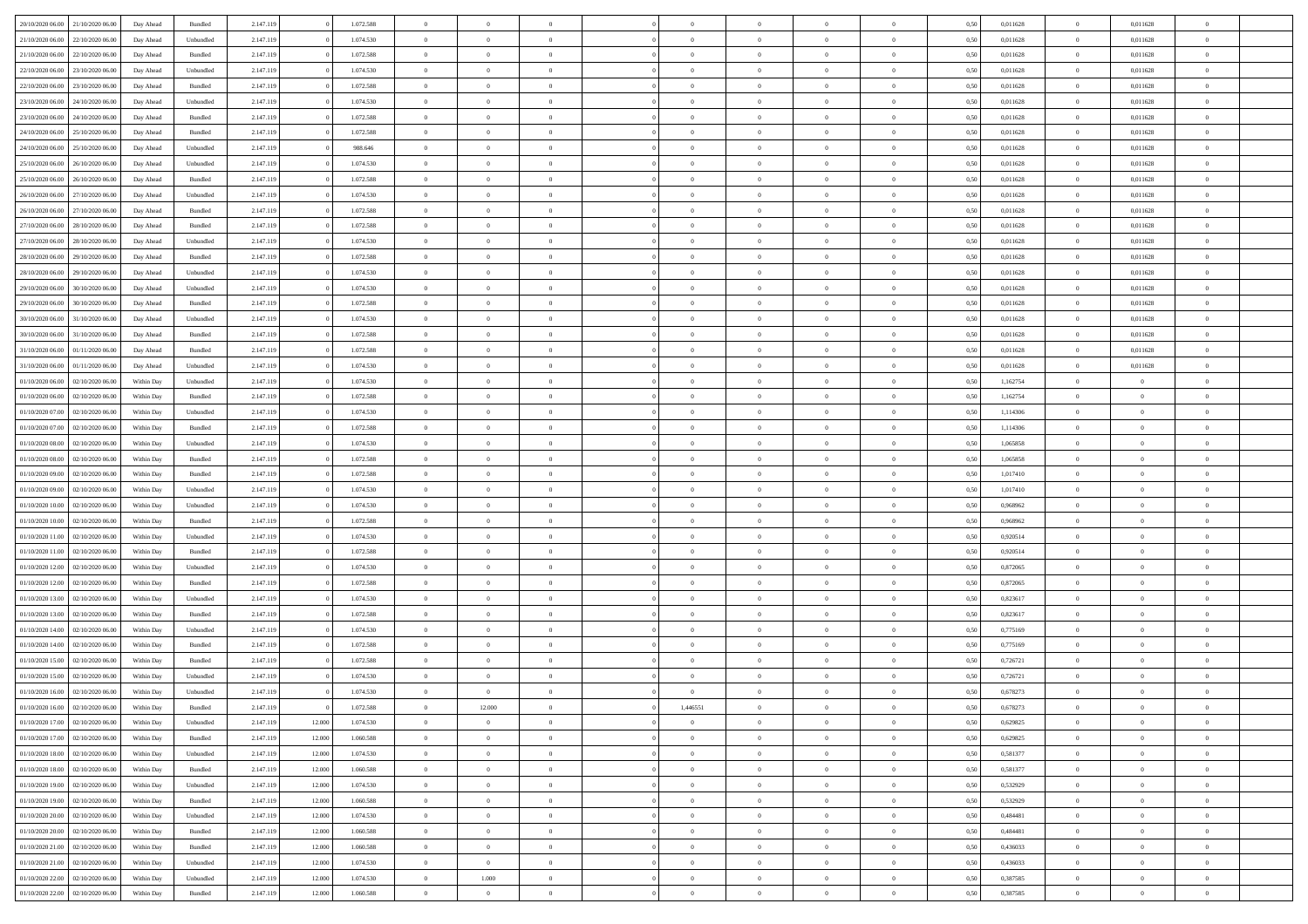| 20/10/2020 06:00 | 21/10/2020 06:00 | Day Ahead | Bundled | 2.147.119 | 0 | 1.072.588 | 0 | 0 | 0 | | 0 | 0 | 0 | 0 | 0,50 | 0,011628 | 0 | 0,011628 | 0 | |
|---|---|---|---|---|---|---|---|---|---|---|---|---|---|---|---|---|---|---|---|---|
| 21/10/2020 06:00 | 22/10/2020 06:00 | Day Ahead | Unbundled | 2.147.119 | 0 | 1.074.530 | 0 | 0 | 0 | | 0 | 0 | 0 | 0 | 0,50 | 0,011628 | 0 | 0,011628 | 0 | |
| 21/10/2020 06:00 | 22/10/2020 06:00 | Day Ahead | Bundled | 2.147.119 | 0 | 1.072.588 | 0 | 0 | 0 | | 0 | 0 | 0 | 0 | 0,50 | 0,011628 | 0 | 0,011628 | 0 | |
| 22/10/2020 06:00 | 23/10/2020 06:00 | Day Ahead | Unbundled | 2.147.119 | 0 | 1.074.530 | 0 | 0 | 0 | | 0 | 0 | 0 | 0 | 0,50 | 0,011628 | 0 | 0,011628 | 0 | |
| 22/10/2020 06:00 | 23/10/2020 06:00 | Day Ahead | Bundled | 2.147.119 | 0 | 1.072.588 | 0 | 0 | 0 | | 0 | 0 | 0 | 0 | 0,50 | 0,011628 | 0 | 0,011628 | 0 | |
| 23/10/2020 06:00 | 24/10/2020 06:00 | Day Ahead | Unbundled | 2.147.119 | 0 | 1.074.530 | 0 | 0 | 0 | | 0 | 0 | 0 | 0 | 0,50 | 0,011628 | 0 | 0,011628 | 0 | |
| 23/10/2020 06:00 | 24/10/2020 06:00 | Day Ahead | Bundled | 2.147.119 | 0 | 1.072.588 | 0 | 0 | 0 | | 0 | 0 | 0 | 0 | 0,50 | 0,011628 | 0 | 0,011628 | 0 | |
| 24/10/2020 06:00 | 25/10/2020 06:00 | Day Ahead | Bundled | 2.147.119 | 0 | 1.072.588 | 0 | 0 | 0 | | 0 | 0 | 0 | 0 | 0,50 | 0,011628 | 0 | 0,011628 | 0 | |
| 24/10/2020 06:00 | 25/10/2020 06:00 | Day Ahead | Unbundled | 2.147.119 | 0 | 988.646 | 0 | 0 | 0 | | 0 | 0 | 0 | 0 | 0,50 | 0,011628 | 0 | 0,011628 | 0 | |
| 25/10/2020 06:00 | 26/10/2020 06:00 | Day Ahead | Unbundled | 2.147.119 | 0 | 1.074.530 | 0 | 0 | 0 | | 0 | 0 | 0 | 0 | 0,50 | 0,011628 | 0 | 0,011628 | 0 | |
| 25/10/2020 06:00 | 26/10/2020 06:00 | Day Ahead | Bundled | 2.147.119 | 0 | 1.072.588 | 0 | 0 | 0 | | 0 | 0 | 0 | 0 | 0,50 | 0,011628 | 0 | 0,011628 | 0 | |
| 26/10/2020 06:00 | 27/10/2020 06:00 | Day Ahead | Unbundled | 2.147.119 | 0 | 1.074.530 | 0 | 0 | 0 | | 0 | 0 | 0 | 0 | 0,50 | 0,011628 | 0 | 0,011628 | 0 | |
| 26/10/2020 06:00 | 27/10/2020 06:00 | Day Ahead | Bundled | 2.147.119 | 0 | 1.072.588 | 0 | 0 | 0 | | 0 | 0 | 0 | 0 | 0,50 | 0,011628 | 0 | 0,011628 | 0 | |
| 27/10/2020 06:00 | 28/10/2020 06:00 | Day Ahead | Bundled | 2.147.119 | 0 | 1.072.588 | 0 | 0 | 0 | | 0 | 0 | 0 | 0 | 0,50 | 0,011628 | 0 | 0,011628 | 0 | |
| 27/10/2020 06:00 | 28/10/2020 06:00 | Day Ahead | Unbundled | 2.147.119 | 0 | 1.074.530 | 0 | 0 | 0 | | 0 | 0 | 0 | 0 | 0,50 | 0,011628 | 0 | 0,011628 | 0 | |
| 28/10/2020 06:00 | 29/10/2020 06:00 | Day Ahead | Bundled | 2.147.119 | 0 | 1.072.588 | 0 | 0 | 0 | | 0 | 0 | 0 | 0 | 0,50 | 0,011628 | 0 | 0,011628 | 0 | |
| 28/10/2020 06:00 | 29/10/2020 06:00 | Day Ahead | Unbundled | 2.147.119 | 0 | 1.074.530 | 0 | 0 | 0 | | 0 | 0 | 0 | 0 | 0,50 | 0,011628 | 0 | 0,011628 | 0 | |
| 29/10/2020 06:00 | 30/10/2020 06:00 | Day Ahead | Unbundled | 2.147.119 | 0 | 1.074.530 | 0 | 0 | 0 | | 0 | 0 | 0 | 0 | 0,50 | 0,011628 | 0 | 0,011628 | 0 | |
| 29/10/2020 06:00 | 30/10/2020 06:00 | Day Ahead | Bundled | 2.147.119 | 0 | 1.072.588 | 0 | 0 | 0 | | 0 | 0 | 0 | 0 | 0,50 | 0,011628 | 0 | 0,011628 | 0 | |
| 30/10/2020 06:00 | 31/10/2020 06:00 | Day Ahead | Unbundled | 2.147.119 | 0 | 1.074.530 | 0 | 0 | 0 | | 0 | 0 | 0 | 0 | 0,50 | 0,011628 | 0 | 0,011628 | 0 | |
| 30/10/2020 06:00 | 31/10/2020 06:00 | Day Ahead | Bundled | 2.147.119 | 0 | 1.072.588 | 0 | 0 | 0 | | 0 | 0 | 0 | 0 | 0,50 | 0,011628 | 0 | 0,011628 | 0 | |
| 31/10/2020 06:00 | 01/11/2020 06:00 | Day Ahead | Bundled | 2.147.119 | 0 | 1.072.588 | 0 | 0 | 0 | | 0 | 0 | 0 | 0 | 0,50 | 0,011628 | 0 | 0,011628 | 0 | |
| 31/10/2020 06:00 | 01/11/2020 06:00 | Day Ahead | Unbundled | 2.147.119 | 0 | 1.074.530 | 0 | 0 | 0 | | 0 | 0 | 0 | 0 | 0,50 | 0,011628 | 0 | 0,011628 | 0 | |
| 01/10/2020 06:00 | 02/10/2020 06:00 | Within Day | Unbundled | 2.147.119 | 0 | 1.074.530 | 0 | 0 | 0 | | 0 | 0 | 0 | 0 | 0,50 | 1,162754 | 0 | 0 | 0 | |
| 01/10/2020 06:00 | 02/10/2020 06:00 | Within Day | Bundled | 2.147.119 | 0 | 1.072.588 | 0 | 0 | 0 | | 0 | 0 | 0 | 0 | 0,50 | 1,162754 | 0 | 0 | 0 | |
| 01/10/2020 07:00 | 02/10/2020 06:00 | Within Day | Unbundled | 2.147.119 | 0 | 1.074.530 | 0 | 0 | 0 | | 0 | 0 | 0 | 0 | 0,50 | 1,114306 | 0 | 0 | 0 | |
| 01/10/2020 07:00 | 02/10/2020 06:00 | Within Day | Bundled | 2.147.119 | 0 | 1.072.588 | 0 | 0 | 0 | | 0 | 0 | 0 | 0 | 0,50 | 1,114306 | 0 | 0 | 0 | |
| 01/10/2020 08:00 | 02/10/2020 06:00 | Within Day | Unbundled | 2.147.119 | 0 | 1.074.530 | 0 | 0 | 0 | | 0 | 0 | 0 | 0 | 0,50 | 1,065858 | 0 | 0 | 0 | |
| 01/10/2020 08:00 | 02/10/2020 06:00 | Within Day | Bundled | 2.147.119 | 0 | 1.072.588 | 0 | 0 | 0 | | 0 | 0 | 0 | 0 | 0,50 | 1,065858 | 0 | 0 | 0 | |
| 01/10/2020 09:00 | 02/10/2020 06:00 | Within Day | Bundled | 2.147.119 | 0 | 1.072.588 | 0 | 0 | 0 | | 0 | 0 | 0 | 0 | 0,50 | 1,017410 | 0 | 0 | 0 | |
| 01/10/2020 09:00 | 02/10/2020 06:00 | Within Day | Unbundled | 2.147.119 | 0 | 1.074.530 | 0 | 0 | 0 | | 0 | 0 | 0 | 0 | 0,50 | 1,017410 | 0 | 0 | 0 | |
| 01/10/2020 10:00 | 02/10/2020 06:00 | Within Day | Unbundled | 2.147.119 | 0 | 1.074.530 | 0 | 0 | 0 | | 0 | 0 | 0 | 0 | 0,50 | 0,968962 | 0 | 0 | 0 | |
| 01/10/2020 10:00 | 02/10/2020 06:00 | Within Day | Bundled | 2.147.119 | 0 | 1.072.588 | 0 | 0 | 0 | | 0 | 0 | 0 | 0 | 0,50 | 0,968962 | 0 | 0 | 0 | |
| 01/10/2020 11:00 | 02/10/2020 06:00 | Within Day | Unbundled | 2.147.119 | 0 | 1.074.530 | 0 | 0 | 0 | | 0 | 0 | 0 | 0 | 0,50 | 0,920514 | 0 | 0 | 0 | |
| 01/10/2020 11:00 | 02/10/2020 06:00 | Within Day | Bundled | 2.147.119 | 0 | 1.072.588 | 0 | 0 | 0 | | 0 | 0 | 0 | 0 | 0,50 | 0,920514 | 0 | 0 | 0 | |
| 01/10/2020 12:00 | 02/10/2020 06:00 | Within Day | Unbundled | 2.147.119 | 0 | 1.074.530 | 0 | 0 | 0 | | 0 | 0 | 0 | 0 | 0,50 | 0,872065 | 0 | 0 | 0 | |
| 01/10/2020 12:00 | 02/10/2020 06:00 | Within Day | Bundled | 2.147.119 | 0 | 1.072.588 | 0 | 0 | 0 | | 0 | 0 | 0 | 0 | 0,50 | 0,872065 | 0 | 0 | 0 | |
| 01/10/2020 13:00 | 02/10/2020 06:00 | Within Day | Unbundled | 2.147.119 | 0 | 1.074.530 | 0 | 0 | 0 | | 0 | 0 | 0 | 0 | 0,50 | 0,823617 | 0 | 0 | 0 | |
| 01/10/2020 13:00 | 02/10/2020 06:00 | Within Day | Bundled | 2.147.119 | 0 | 1.072.588 | 0 | 0 | 0 | | 0 | 0 | 0 | 0 | 0,50 | 0,823617 | 0 | 0 | 0 | |
| 01/10/2020 14:00 | 02/10/2020 06:00 | Within Day | Unbundled | 2.147.119 | 0 | 1.074.530 | 0 | 0 | 0 | | 0 | 0 | 0 | 0 | 0,50 | 0,775169 | 0 | 0 | 0 | |
| 01/10/2020 14:00 | 02/10/2020 06:00 | Within Day | Bundled | 2.147.119 | 0 | 1.072.588 | 0 | 0 | 0 | | 0 | 0 | 0 | 0 | 0,50 | 0,775169 | 0 | 0 | 0 | |
| 01/10/2020 15:00 | 02/10/2020 06:00 | Within Day | Bundled | 2.147.119 | 0 | 1.072.588 | 0 | 0 | 0 | | 0 | 0 | 0 | 0 | 0,50 | 0,726721 | 0 | 0 | 0 | |
| 01/10/2020 15:00 | 02/10/2020 06:00 | Within Day | Unbundled | 2.147.119 | 0 | 1.074.530 | 0 | 0 | 0 | | 0 | 0 | 0 | 0 | 0,50 | 0,726721 | 0 | 0 | 0 | |
| 01/10/2020 16:00 | 02/10/2020 06:00 | Within Day | Unbundled | 2.147.119 | 0 | 1.074.530 | 0 | 0 | 0 | | 0 | 0 | 0 | 0 | 0,50 | 0,678273 | 0 | 0 | 0 | |
| 01/10/2020 16:00 | 02/10/2020 06:00 | Within Day | Bundled | 2.147.119 | 0 | 1.072.588 | 0 | 12.000 | 0 | | 1,446551 | 0 | 0 | 0 | 0,50 | 0,678273 | 0 | 0 | 0 | |
| 01/10/2020 17:00 | 02/10/2020 06:00 | Within Day | Unbundled | 2.147.119 | 12.000 | 1.074.530 | 0 | 0 | 0 | | 0 | 0 | 0 | 0 | 0,50 | 0,629825 | 0 | 0 | 0 | |
| 01/10/2020 17:00 | 02/10/2020 06:00 | Within Day | Bundled | 2.147.119 | 12.000 | 1.060.588 | 0 | 0 | 0 | | 0 | 0 | 0 | 0 | 0,50 | 0,629825 | 0 | 0 | 0 | |
| 01/10/2020 18:00 | 02/10/2020 06:00 | Within Day | Unbundled | 2.147.119 | 12.000 | 1.074.530 | 0 | 0 | 0 | | 0 | 0 | 0 | 0 | 0,50 | 0,581377 | 0 | 0 | 0 | |
| 01/10/2020 18:00 | 02/10/2020 06:00 | Within Day | Bundled | 2.147.119 | 12.000 | 1.060.588 | 0 | 0 | 0 | | 0 | 0 | 0 | 0 | 0,50 | 0,581377 | 0 | 0 | 0 | |
| 01/10/2020 19:00 | 02/10/2020 06:00 | Within Day | Unbundled | 2.147.119 | 12.000 | 1.074.530 | 0 | 0 | 0 | | 0 | 0 | 0 | 0 | 0,50 | 0,532929 | 0 | 0 | 0 | |
| 01/10/2020 19:00 | 02/10/2020 06:00 | Within Day | Bundled | 2.147.119 | 12.000 | 1.060.588 | 0 | 0 | 0 | | 0 | 0 | 0 | 0 | 0,50 | 0,532929 | 0 | 0 | 0 | |
| 01/10/2020 20:00 | 02/10/2020 06:00 | Within Day | Unbundled | 2.147.119 | 12.000 | 1.074.530 | 0 | 0 | 0 | | 0 | 0 | 0 | 0 | 0,50 | 0,484481 | 0 | 0 | 0 | |
| 01/10/2020 20:00 | 02/10/2020 06:00 | Within Day | Bundled | 2.147.119 | 12.000 | 1.060.588 | 0 | 0 | 0 | | 0 | 0 | 0 | 0 | 0,50 | 0,484481 | 0 | 0 | 0 | |
| 01/10/2020 21:00 | 02/10/2020 06:00 | Within Day | Bundled | 2.147.119 | 12.000 | 1.060.588 | 0 | 0 | 0 | | 0 | 0 | 0 | 0 | 0,50 | 0,436033 | 0 | 0 | 0 | |
| 01/10/2020 21:00 | 02/10/2020 06:00 | Within Day | Unbundled | 2.147.119 | 12.000 | 1.074.530 | 0 | 0 | 0 | | 0 | 0 | 0 | 0 | 0,50 | 0,436033 | 0 | 0 | 0 | |
| 01/10/2020 22:00 | 02/10/2020 06:00 | Within Day | Unbundled | 2.147.119 | 12.000 | 1.074.530 | 0 | 1.000 | 0 | | 0 | 0 | 0 | 0 | 0,50 | 0,387585 | 0 | 0 | 0 | |
| 01/10/2020 22:00 | 02/10/2020 06:00 | Within Day | Bundled | 2.147.119 | 12.000 | 1.060.588 | 0 | 0 | 0 | | 0 | 0 | 0 | 0 | 0,50 | 0,387585 | 0 | 0 | 0 | |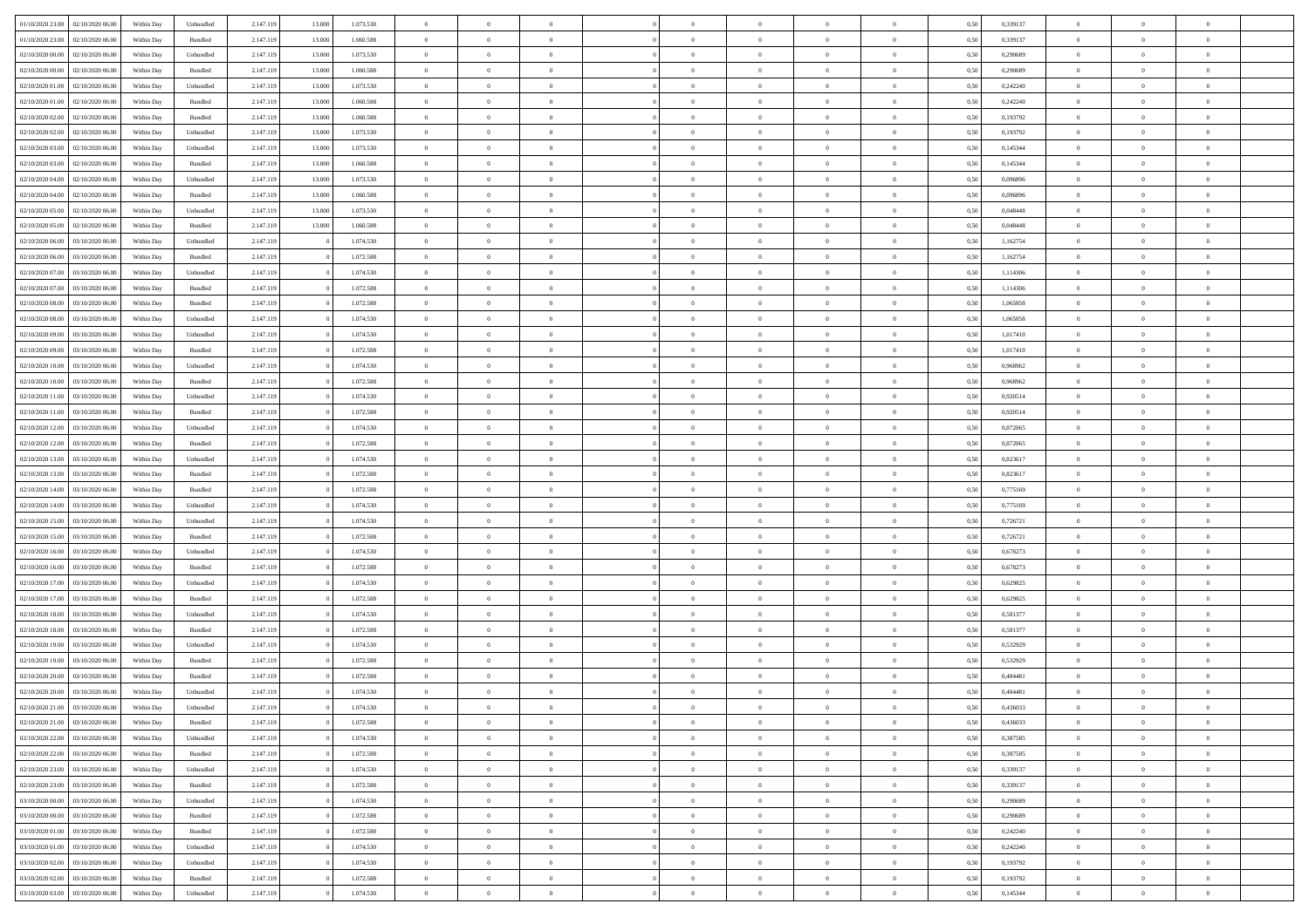| | | | | | | | | | | | | | | | | | | | | |
|---|---|---|---|---|---|---|---|---|---|---|---|---|---|---|---|---|---|---|---|---|
| 01/10/2020 23.00 | 02/10/2020 06.00 | Within Day | Unbundled | 2.147.119 | 13.000 | 1.073.530 | 0 | 0 | 0 | | 0 | 0 | 0 | 0 | 0,50 | 0,339137 | 0 | 0 | 0 | |
| 01/10/2020 23.00 | 02/10/2020 06.00 | Within Day | Bundled | 2.147.119 | 13.000 | 1.060.588 | 0 | 0 | 0 | | 0 | 0 | 0 | 0 | 0,50 | 0,339137 | 0 | 0 | 0 | |
| 02/10/2020 00.00 | 02/10/2020 06.00 | Within Day | Unbundled | 2.147.119 | 13.000 | 1.073.530 | 0 | 0 | 0 | | 0 | 0 | 0 | 0 | 0,50 | 0,290689 | 0 | 0 | 0 | |
| 02/10/2020 00.00 | 02/10/2020 06.00 | Within Day | Bundled | 2.147.119 | 13.000 | 1.060.588 | 0 | 0 | 0 | | 0 | 0 | 0 | 0 | 0,50 | 0,290689 | 0 | 0 | 0 | |
| 02/10/2020 01.00 | 02/10/2020 06.00 | Within Day | Unbundled | 2.147.119 | 13.000 | 1.073.530 | 0 | 0 | 0 | | 0 | 0 | 0 | 0 | 0,50 | 0,242240 | 0 | 0 | 0 | |
| 02/10/2020 01.00 | 02/10/2020 06.00 | Within Day | Bundled | 2.147.119 | 13.000 | 1.060.588 | 0 | 0 | 0 | | 0 | 0 | 0 | 0 | 0,50 | 0,242240 | 0 | 0 | 0 | |
| 02/10/2020 02.00 | 02/10/2020 06.00 | Within Day | Bundled | 2.147.119 | 13.000 | 1.060.588 | 0 | 0 | 0 | | 0 | 0 | 0 | 0 | 0,50 | 0,193792 | 0 | 0 | 0 | |
| 02/10/2020 02.00 | 02/10/2020 06.00 | Within Day | Unbundled | 2.147.119 | 13.000 | 1.073.530 | 0 | 0 | 0 | | 0 | 0 | 0 | 0 | 0,50 | 0,193792 | 0 | 0 | 0 | |
| 02/10/2020 03.00 | 02/10/2020 06.00 | Within Day | Unbundled | 2.147.119 | 13.000 | 1.073.530 | 0 | 0 | 0 | | 0 | 0 | 0 | 0 | 0,50 | 0,145344 | 0 | 0 | 0 | |
| 02/10/2020 03.00 | 02/10/2020 06.00 | Within Day | Bundled | 2.147.119 | 13.000 | 1.060.588 | 0 | 0 | 0 | | 0 | 0 | 0 | 0 | 0,50 | 0,145344 | 0 | 0 | 0 | |
| 02/10/2020 04.00 | 02/10/2020 06.00 | Within Day | Unbundled | 2.147.119 | 13.000 | 1.073.530 | 0 | 0 | 0 | | 0 | 0 | 0 | 0 | 0,50 | 0,096896 | 0 | 0 | 0 | |
| 02/10/2020 04.00 | 02/10/2020 06.00 | Within Day | Bundled | 2.147.119 | 13.000 | 1.060.588 | 0 | 0 | 0 | | 0 | 0 | 0 | 0 | 0,50 | 0,096896 | 0 | 0 | 0 | |
| 02/10/2020 05.00 | 02/10/2020 06.00 | Within Day | Unbundled | 2.147.119 | 13.000 | 1.073.530 | 0 | 0 | 0 | | 0 | 0 | 0 | 0 | 0,50 | 0,048448 | 0 | 0 | 0 | |
| 02/10/2020 05.00 | 02/10/2020 06.00 | Within Day | Bundled | 2.147.119 | 13.000 | 1.060.588 | 0 | 0 | 0 | | 0 | 0 | 0 | 0 | 0,50 | 0,048448 | 0 | 0 | 0 | |
| 02/10/2020 06.00 | 03/10/2020 06.00 | Within Day | Unbundled | 2.147.119 | 0 | 1.074.530 | 0 | 0 | 0 | | 0 | 0 | 0 | 0 | 0,50 | 1,162754 | 0 | 0 | 0 | |
| 02/10/2020 06.00 | 03/10/2020 06.00 | Within Day | Bundled | 2.147.119 | 0 | 1.072.588 | 0 | 0 | 0 | | 0 | 0 | 0 | 0 | 0,50 | 1,162754 | 0 | 0 | 0 | |
| 02/10/2020 07.00 | 03/10/2020 06.00 | Within Day | Unbundled | 2.147.119 | 0 | 1.074.530 | 0 | 0 | 0 | | 0 | 0 | 0 | 0 | 0,50 | 1,114306 | 0 | 0 | 0 | |
| 02/10/2020 07.00 | 03/10/2020 06.00 | Within Day | Bundled | 2.147.119 | 0 | 1.072.588 | 0 | 0 | 0 | | 0 | 0 | 0 | 0 | 0,50 | 1,114306 | 0 | 0 | 0 | |
| 02/10/2020 08.00 | 03/10/2020 06.00 | Within Day | Bundled | 2.147.119 | 0 | 1.072.588 | 0 | 0 | 0 | | 0 | 0 | 0 | 0 | 0,50 | 1,065858 | 0 | 0 | 0 | |
| 02/10/2020 08.00 | 03/10/2020 06.00 | Within Day | Unbundled | 2.147.119 | 0 | 1.074.530 | 0 | 0 | 0 | | 0 | 0 | 0 | 0 | 0,50 | 1,065858 | 0 | 0 | 0 | |
| 02/10/2020 09.00 | 03/10/2020 06.00 | Within Day | Unbundled | 2.147.119 | 0 | 1.074.530 | 0 | 0 | 0 | | 0 | 0 | 0 | 0 | 0,50 | 1,017410 | 0 | 0 | 0 | |
| 02/10/2020 09.00 | 03/10/2020 06.00 | Within Day | Bundled | 2.147.119 | 0 | 1.072.588 | 0 | 0 | 0 | | 0 | 0 | 0 | 0 | 0,50 | 1,017410 | 0 | 0 | 0 | |
| 02/10/2020 10.00 | 03/10/2020 06.00 | Within Day | Unbundled | 2.147.119 | 0 | 1.074.530 | 0 | 0 | 0 | | 0 | 0 | 0 | 0 | 0,50 | 0,968962 | 0 | 0 | 0 | |
| 02/10/2020 10.00 | 03/10/2020 06.00 | Within Day | Bundled | 2.147.119 | 0 | 1.072.588 | 0 | 0 | 0 | | 0 | 0 | 0 | 0 | 0,50 | 0,968962 | 0 | 0 | 0 | |
| 02/10/2020 11.00 | 03/10/2020 06.00 | Within Day | Unbundled | 2.147.119 | 0 | 1.074.530 | 0 | 0 | 0 | | 0 | 0 | 0 | 0 | 0,50 | 0,920514 | 0 | 0 | 0 | |
| 02/10/2020 11.00 | 03/10/2020 06.00 | Within Day | Bundled | 2.147.119 | 0 | 1.072.588 | 0 | 0 | 0 | | 0 | 0 | 0 | 0 | 0,50 | 0,920514 | 0 | 0 | 0 | |
| 02/10/2020 12.00 | 03/10/2020 06.00 | Within Day | Unbundled | 2.147.119 | 0 | 1.074.530 | 0 | 0 | 0 | | 0 | 0 | 0 | 0 | 0,50 | 0,872065 | 0 | 0 | 0 | |
| 02/10/2020 12.00 | 03/10/2020 06.00 | Within Day | Bundled | 2.147.119 | 0 | 1.072.588 | 0 | 0 | 0 | | 0 | 0 | 0 | 0 | 0,50 | 0,872065 | 0 | 0 | 0 | |
| 02/10/2020 13.00 | 03/10/2020 06.00 | Within Day | Unbundled | 2.147.119 | 0 | 1.074.530 | 0 | 0 | 0 | | 0 | 0 | 0 | 0 | 0,50 | 0,823617 | 0 | 0 | 0 | |
| 02/10/2020 13.00 | 03/10/2020 06.00 | Within Day | Bundled | 2.147.119 | 0 | 1.072.588 | 0 | 0 | 0 | | 0 | 0 | 0 | 0 | 0,50 | 0,823617 | 0 | 0 | 0 | |
| 02/10/2020 14.00 | 03/10/2020 06.00 | Within Day | Bundled | 2.147.119 | 0 | 1.072.588 | 0 | 0 | 0 | | 0 | 0 | 0 | 0 | 0,50 | 0,775169 | 0 | 0 | 0 | |
| 02/10/2020 14.00 | 03/10/2020 06.00 | Within Day | Unbundled | 2.147.119 | 0 | 1.074.530 | 0 | 0 | 0 | | 0 | 0 | 0 | 0 | 0,50 | 0,775169 | 0 | 0 | 0 | |
| 02/10/2020 15.00 | 03/10/2020 06.00 | Within Day | Unbundled | 2.147.119 | 0 | 1.074.530 | 0 | 0 | 0 | | 0 | 0 | 0 | 0 | 0,50 | 0,726721 | 0 | 0 | 0 | |
| 02/10/2020 15.00 | 03/10/2020 06.00 | Within Day | Bundled | 2.147.119 | 0 | 1.072.588 | 0 | 0 | 0 | | 0 | 0 | 0 | 0 | 0,50 | 0,726721 | 0 | 0 | 0 | |
| 02/10/2020 16.00 | 03/10/2020 06.00 | Within Day | Unbundled | 2.147.119 | 0 | 1.074.530 | 0 | 0 | 0 | | 0 | 0 | 0 | 0 | 0,50 | 0,678273 | 0 | 0 | 0 | |
| 02/10/2020 16.00 | 03/10/2020 06.00 | Within Day | Bundled | 2.147.119 | 0 | 1.072.588 | 0 | 0 | 0 | | 0 | 0 | 0 | 0 | 0,50 | 0,678273 | 0 | 0 | 0 | |
| 02/10/2020 17.00 | 03/10/2020 06.00 | Within Day | Unbundled | 2.147.119 | 0 | 1.074.530 | 0 | 0 | 0 | | 0 | 0 | 0 | 0 | 0,50 | 0,629825 | 0 | 0 | 0 | |
| 02/10/2020 17.00 | 03/10/2020 06.00 | Within Day | Bundled | 2.147.119 | 0 | 1.072.588 | 0 | 0 | 0 | | 0 | 0 | 0 | 0 | 0,50 | 0,629825 | 0 | 0 | 0 | |
| 02/10/2020 18.00 | 03/10/2020 06.00 | Within Day | Unbundled | 2.147.119 | 0 | 1.074.530 | 0 | 0 | 0 | | 0 | 0 | 0 | 0 | 0,50 | 0,581377 | 0 | 0 | 0 | |
| 02/10/2020 18.00 | 03/10/2020 06.00 | Within Day | Bundled | 2.147.119 | 0 | 1.072.588 | 0 | 0 | 0 | | 0 | 0 | 0 | 0 | 0,50 | 0,581377 | 0 | 0 | 0 | |
| 02/10/2020 19.00 | 03/10/2020 06.00 | Within Day | Unbundled | 2.147.119 | 0 | 1.074.530 | 0 | 0 | 0 | | 0 | 0 | 0 | 0 | 0,50 | 0,532929 | 0 | 0 | 0 | |
| 02/10/2020 19.00 | 03/10/2020 06.00 | Within Day | Bundled | 2.147.119 | 0 | 1.072.588 | 0 | 0 | 0 | | 0 | 0 | 0 | 0 | 0,50 | 0,532929 | 0 | 0 | 0 | |
| 02/10/2020 20.00 | 03/10/2020 06.00 | Within Day | Bundled | 2.147.119 | 0 | 1.072.588 | 0 | 0 | 0 | | 0 | 0 | 0 | 0 | 0,50 | 0,484481 | 0 | 0 | 0 | |
| 02/10/2020 20.00 | 03/10/2020 06.00 | Within Day | Unbundled | 2.147.119 | 0 | 1.074.530 | 0 | 0 | 0 | | 0 | 0 | 0 | 0 | 0,50 | 0,484481 | 0 | 0 | 0 | |
| 02/10/2020 21.00 | 03/10/2020 06.00 | Within Day | Unbundled | 2.147.119 | 0 | 1.074.530 | 0 | 0 | 0 | | 0 | 0 | 0 | 0 | 0,50 | 0,436033 | 0 | 0 | 0 | |
| 02/10/2020 21.00 | 03/10/2020 06.00 | Within Day | Bundled | 2.147.119 | 0 | 1.072.588 | 0 | 0 | 0 | | 0 | 0 | 0 | 0 | 0,50 | 0,436033 | 0 | 0 | 0 | |
| 02/10/2020 22.00 | 03/10/2020 06.00 | Within Day | Unbundled | 2.147.119 | 0 | 1.074.530 | 0 | 0 | 0 | | 0 | 0 | 0 | 0 | 0,50 | 0,387585 | 0 | 0 | 0 | |
| 02/10/2020 22.00 | 03/10/2020 06.00 | Within Day | Bundled | 2.147.119 | 0 | 1.072.588 | 0 | 0 | 0 | | 0 | 0 | 0 | 0 | 0,50 | 0,387585 | 0 | 0 | 0 | |
| 02/10/2020 23.00 | 03/10/2020 06.00 | Within Day | Unbundled | 2.147.119 | 0 | 1.074.530 | 0 | 0 | 0 | | 0 | 0 | 0 | 0 | 0,50 | 0,339137 | 0 | 0 | 0 | |
| 02/10/2020 23.00 | 03/10/2020 06.00 | Within Day | Bundled | 2.147.119 | 0 | 1.072.588 | 0 | 0 | 0 | | 0 | 0 | 0 | 0 | 0,50 | 0,339137 | 0 | 0 | 0 | |
| 03/10/2020 00.00 | 03/10/2020 06.00 | Within Day | Unbundled | 2.147.119 | 0 | 1.074.530 | 0 | 0 | 0 | | 0 | 0 | 0 | 0 | 0,50 | 0,290689 | 0 | 0 | 0 | |
| 03/10/2020 00.00 | 03/10/2020 06.00 | Within Day | Bundled | 2.147.119 | 0 | 1.072.588 | 0 | 0 | 0 | | 0 | 0 | 0 | 0 | 0,50 | 0,290689 | 0 | 0 | 0 | |
| 03/10/2020 01.00 | 03/10/2020 06.00 | Within Day | Bundled | 2.147.119 | 0 | 1.072.588 | 0 | 0 | 0 | | 0 | 0 | 0 | 0 | 0,50 | 0,242240 | 0 | 0 | 0 | |
| 03/10/2020 01.00 | 03/10/2020 06.00 | Within Day | Unbundled | 2.147.119 | 0 | 1.074.530 | 0 | 0 | 0 | | 0 | 0 | 0 | 0 | 0,50 | 0,242240 | 0 | 0 | 0 | |
| 03/10/2020 02.00 | 03/10/2020 06.00 | Within Day | Unbundled | 2.147.119 | 0 | 1.074.530 | 0 | 0 | 0 | | 0 | 0 | 0 | 0 | 0,50 | 0,193792 | 0 | 0 | 0 | |
| 03/10/2020 02.00 | 03/10/2020 06.00 | Within Day | Bundled | 2.147.119 | 0 | 1.072.588 | 0 | 0 | 0 | | 0 | 0 | 0 | 0 | 0,50 | 0,193792 | 0 | 0 | 0 | |
| 03/10/2020 03.00 | 03/10/2020 06.00 | Within Day | Unbundled | 2.147.119 | 0 | 1.074.530 | 0 | 0 | 0 | | 0 | 0 | 0 | 0 | 0,50 | 0,145344 | 0 | 0 | 0 | |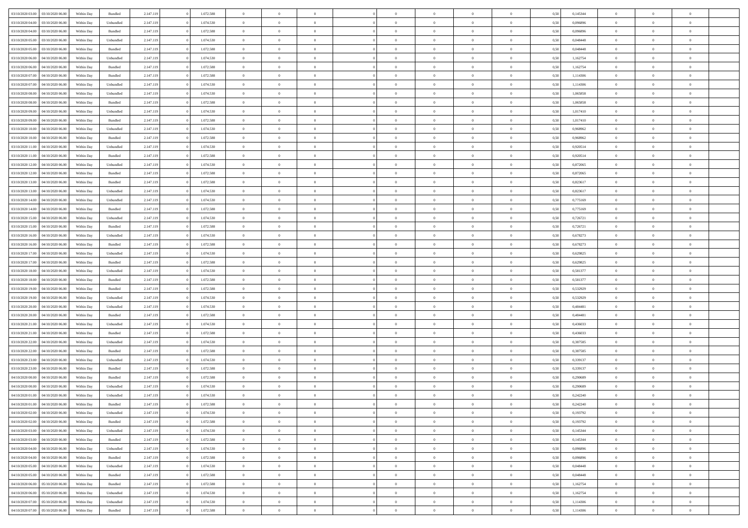| | | | | | | | | | | | | | | | | | | | | | |
|---|---|---|---|---|---|---|---|---|---|---|---|---|---|---|---|---|---|---|---|---|---|
| 03/10/2020 03.00 | 03/10/2020 06.00 | Within Day | Bundled | 2.147.119 | 0 | 1.072.588 | 0 | 0 | 0 | | 0 | 0 | 0 | 0 | 0,50 | 0,145344 | 0 | 0 | 0 | |
| 03/10/2020 04.00 | 03/10/2020 06.00 | Within Day | Unbundled | 2.147.119 | 0 | 1.074.530 | 0 | 0 | 0 | | 0 | 0 | 0 | 0 | 0,50 | 0,096896 | 0 | 0 | 0 | |
| 03/10/2020 04.00 | 03/10/2020 06.00 | Within Day | Bundled | 2.147.119 | 0 | 1.072.588 | 0 | 0 | 0 | | 0 | 0 | 0 | 0 | 0,50 | 0,096896 | 0 | 0 | 0 | |
| 03/10/2020 05.00 | 03/10/2020 06.00 | Within Day | Unbundled | 2.147.119 | 0 | 1.074.530 | 0 | 0 | 0 | | 0 | 0 | 0 | 0 | 0,50 | 0,048448 | 0 | 0 | 0 | |
| 03/10/2020 05.00 | 03/10/2020 06.00 | Within Day | Bundled | 2.147.119 | 0 | 1.072.588 | 0 | 0 | 0 | | 0 | 0 | 0 | 0 | 0,50 | 0,048448 | 0 | 0 | 0 | |
| 03/10/2020 06.00 | 04/10/2020 06.00 | Within Day | Unbundled | 2.147.119 | 0 | 1.074.530 | 0 | 0 | 0 | | 0 | 0 | 0 | 0 | 0,50 | 1,162754 | 0 | 0 | 0 | |
| 03/10/2020 06.00 | 04/10/2020 06.00 | Within Day | Bundled | 2.147.119 | 0 | 1.072.588 | 0 | 0 | 0 | | 0 | 0 | 0 | 0 | 0,50 | 1,162754 | 0 | 0 | 0 | |
| 03/10/2020 07.00 | 04/10/2020 06.00 | Within Day | Bundled | 2.147.119 | 0 | 1.072.588 | 0 | 0 | 0 | | 0 | 0 | 0 | 0 | 0,50 | 1,114306 | 0 | 0 | 0 | |
| 03/10/2020 07.00 | 04/10/2020 06.00 | Within Day | Unbundled | 2.147.119 | 0 | 1.074.530 | 0 | 0 | 0 | | 0 | 0 | 0 | 0 | 0,50 | 1,114306 | 0 | 0 | 0 | |
| 03/10/2020 08.00 | 04/10/2020 06.00 | Within Day | Unbundled | 2.147.119 | 0 | 1.074.530 | 0 | 0 | 0 | | 0 | 0 | 0 | 0 | 0,50 | 1,065858 | 0 | 0 | 0 | |
| 03/10/2020 08.00 | 04/10/2020 06.00 | Within Day | Bundled | 2.147.119 | 0 | 1.072.588 | 0 | 0 | 0 | | 0 | 0 | 0 | 0 | 0,50 | 1,065858 | 0 | 0 | 0 | |
| 03/10/2020 09.00 | 04/10/2020 06.00 | Within Day | Unbundled | 2.147.119 | 0 | 1.074.530 | 0 | 0 | 0 | | 0 | 0 | 0 | 0 | 0,50 | 1,017410 | 0 | 0 | 0 | |
| 03/10/2020 09.00 | 04/10/2020 06.00 | Within Day | Bundled | 2.147.119 | 0 | 1.072.588 | 0 | 0 | 0 | | 0 | 0 | 0 | 0 | 0,50 | 1,017410 | 0 | 0 | 0 | |
| 03/10/2020 10.00 | 04/10/2020 06.00 | Within Day | Unbundled | 2.147.119 | 0 | 1.074.530 | 0 | 0 | 0 | | 0 | 0 | 0 | 0 | 0,50 | 0,968962 | 0 | 0 | 0 | |
| 03/10/2020 10.00 | 04/10/2020 06.00 | Within Day | Bundled | 2.147.119 | 0 | 1.072.588 | 0 | 0 | 0 | | 0 | 0 | 0 | 0 | 0,50 | 0,968962 | 0 | 0 | 0 | |
| 03/10/2020 11.00 | 04/10/2020 06.00 | Within Day | Unbundled | 2.147.119 | 0 | 1.074.530 | 0 | 0 | 0 | | 0 | 0 | 0 | 0 | 0,50 | 0,920514 | 0 | 0 | 0 | |
| 03/10/2020 11.00 | 04/10/2020 06.00 | Within Day | Bundled | 2.147.119 | 0 | 1.072.588 | 0 | 0 | 0 | | 0 | 0 | 0 | 0 | 0,50 | 0,920514 | 0 | 0 | 0 | |
| 03/10/2020 12.00 | 04/10/2020 06.00 | Within Day | Unbundled | 2.147.119 | 0 | 1.074.530 | 0 | 0 | 0 | | 0 | 0 | 0 | 0 | 0,50 | 0,872065 | 0 | 0 | 0 | |
| 03/10/2020 12.00 | 04/10/2020 06.00 | Within Day | Bundled | 2.147.119 | 0 | 1.072.588 | 0 | 0 | 0 | | 0 | 0 | 0 | 0 | 0,50 | 0,872065 | 0 | 0 | 0 | |
| 03/10/2020 13.00 | 04/10/2020 06.00 | Within Day | Bundled | 2.147.119 | 0 | 1.072.588 | 0 | 0 | 0 | | 0 | 0 | 0 | 0 | 0,50 | 0,823617 | 0 | 0 | 0 | |
| 03/10/2020 13.00 | 04/10/2020 06.00 | Within Day | Unbundled | 2.147.119 | 0 | 1.074.530 | 0 | 0 | 0 | | 0 | 0 | 0 | 0 | 0,50 | 0,823617 | 0 | 0 | 0 | |
| 03/10/2020 14.00 | 04/10/2020 06.00 | Within Day | Unbundled | 2.147.119 | 0 | 1.074.530 | 0 | 0 | 0 | | 0 | 0 | 0 | 0 | 0,50 | 0,775169 | 0 | 0 | 0 | |
| 03/10/2020 14.00 | 04/10/2020 06.00 | Within Day | Bundled | 2.147.119 | 0 | 1.072.588 | 0 | 0 | 0 | | 0 | 0 | 0 | 0 | 0,50 | 0,775169 | 0 | 0 | 0 | |
| 03/10/2020 15.00 | 04/10/2020 06.00 | Within Day | Unbundled | 2.147.119 | 0 | 1.074.530 | 0 | 0 | 0 | | 0 | 0 | 0 | 0 | 0,50 | 0,726721 | 0 | 0 | 0 | |
| 03/10/2020 15.00 | 04/10/2020 06.00 | Within Day | Bundled | 2.147.119 | 0 | 1.072.588 | 0 | 0 | 0 | | 0 | 0 | 0 | 0 | 0,50 | 0,726721 | 0 | 0 | 0 | |
| 03/10/2020 16.00 | 04/10/2020 06.00 | Within Day | Unbundled | 2.147.119 | 0 | 1.074.530 | 0 | 0 | 0 | | 0 | 0 | 0 | 0 | 0,50 | 0,678273 | 0 | 0 | 0 | |
| 03/10/2020 16.00 | 04/10/2020 06.00 | Within Day | Bundled | 2.147.119 | 0 | 1.072.588 | 0 | 0 | 0 | | 0 | 0 | 0 | 0 | 0,50 | 0,678273 | 0 | 0 | 0 | |
| 03/10/2020 17.00 | 04/10/2020 06.00 | Within Day | Unbundled | 2.147.119 | 0 | 1.074.530 | 0 | 0 | 0 | | 0 | 0 | 0 | 0 | 0,50 | 0,629825 | 0 | 0 | 0 | |
| 03/10/2020 17.00 | 04/10/2020 06.00 | Within Day | Bundled | 2.147.119 | 0 | 1.072.588 | 0 | 0 | 0 | | 0 | 0 | 0 | 0 | 0,50 | 0,629825 | 0 | 0 | 0 | |
| 03/10/2020 18.00 | 04/10/2020 06.00 | Within Day | Unbundled | 2.147.119 | 0 | 1.074.530 | 0 | 0 | 0 | | 0 | 0 | 0 | 0 | 0,50 | 0,581377 | 0 | 0 | 0 | |
| 03/10/2020 18.00 | 04/10/2020 06.00 | Within Day | Bundled | 2.147.119 | 0 | 1.072.588 | 0 | 0 | 0 | | 0 | 0 | 0 | 0 | 0,50 | 0,581377 | 0 | 0 | 0 | |
| 03/10/2020 19.00 | 04/10/2020 06.00 | Within Day | Bundled | 2.147.119 | 0 | 1.072.588 | 0 | 0 | 0 | | 0 | 0 | 0 | 0 | 0,50 | 0,532929 | 0 | 0 | 0 | |
| 03/10/2020 19.00 | 04/10/2020 06.00 | Within Day | Unbundled | 2.147.119 | 0 | 1.074.530 | 0 | 0 | 0 | | 0 | 0 | 0 | 0 | 0,50 | 0,532929 | 0 | 0 | 0 | |
| 03/10/2020 20.00 | 04/10/2020 06.00 | Within Day | Unbundled | 2.147.119 | 0 | 1.074.530 | 0 | 0 | 0 | | 0 | 0 | 0 | 0 | 0,50 | 0,484481 | 0 | 0 | 0 | |
| 03/10/2020 20.00 | 04/10/2020 06.00 | Within Day | Bundled | 2.147.119 | 0 | 1.072.588 | 0 | 0 | 0 | | 0 | 0 | 0 | 0 | 0,50 | 0,484481 | 0 | 0 | 0 | |
| 03/10/2020 21.00 | 04/10/2020 06.00 | Within Day | Unbundled | 2.147.119 | 0 | 1.074.530 | 0 | 0 | 0 | | 0 | 0 | 0 | 0 | 0,50 | 0,436033 | 0 | 0 | 0 | |
| 03/10/2020 21.00 | 04/10/2020 06.00 | Within Day | Bundled | 2.147.119 | 0 | 1.072.588 | 0 | 0 | 0 | | 0 | 0 | 0 | 0 | 0,50 | 0,436033 | 0 | 0 | 0 | |
| 03/10/2020 22.00 | 04/10/2020 06.00 | Within Day | Unbundled | 2.147.119 | 0 | 1.074.530 | 0 | 0 | 0 | | 0 | 0 | 0 | 0 | 0,50 | 0,387585 | 0 | 0 | 0 | |
| 03/10/2020 22.00 | 04/10/2020 06.00 | Within Day | Bundled | 2.147.119 | 0 | 1.072.588 | 0 | 0 | 0 | | 0 | 0 | 0 | 0 | 0,50 | 0,387585 | 0 | 0 | 0 | |
| 03/10/2020 23.00 | 04/10/2020 06.00 | Within Day | Unbundled | 2.147.119 | 0 | 1.074.530 | 0 | 0 | 0 | | 0 | 0 | 0 | 0 | 0,50 | 0,339137 | 0 | 0 | 0 | |
| 03/10/2020 23.00 | 04/10/2020 06.00 | Within Day | Bundled | 2.147.119 | 0 | 1.072.588 | 0 | 0 | 0 | | 0 | 0 | 0 | 0 | 0,50 | 0,339137 | 0 | 0 | 0 | |
| 04/10/2020 00.00 | 04/10/2020 06.00 | Within Day | Bundled | 2.147.119 | 0 | 1.072.588 | 0 | 0 | 0 | | 0 | 0 | 0 | 0 | 0,50 | 0,290689 | 0 | 0 | 0 | |
| 04/10/2020 00.00 | 04/10/2020 06.00 | Within Day | Unbundled | 2.147.119 | 0 | 1.074.530 | 0 | 0 | 0 | | 0 | 0 | 0 | 0 | 0,50 | 0,290689 | 0 | 0 | 0 | |
| 04/10/2020 01.00 | 04/10/2020 06.00 | Within Day | Unbundled | 2.147.119 | 0 | 1.074.530 | 0 | 0 | 0 | | 0 | 0 | 0 | 0 | 0,50 | 0,242240 | 0 | 0 | 0 | |
| 04/10/2020 01.00 | 04/10/2020 06.00 | Within Day | Bundled | 2.147.119 | 0 | 1.072.588 | 0 | 0 | 0 | | 0 | 0 | 0 | 0 | 0,50 | 0,242240 | 0 | 0 | 0 | |
| 04/10/2020 02.00 | 04/10/2020 06.00 | Within Day | Unbundled | 2.147.119 | 0 | 1.074.530 | 0 | 0 | 0 | | 0 | 0 | 0 | 0 | 0,50 | 0,193792 | 0 | 0 | 0 | |
| 04/10/2020 02.00 | 04/10/2020 06.00 | Within Day | Bundled | 2.147.119 | 0 | 1.072.588 | 0 | 0 | 0 | | 0 | 0 | 0 | 0 | 0,50 | 0,193792 | 0 | 0 | 0 | |
| 04/10/2020 03.00 | 04/10/2020 06.00 | Within Day | Unbundled | 2.147.119 | 0 | 1.074.530 | 0 | 0 | 0 | | 0 | 0 | 0 | 0 | 0,50 | 0,145344 | 0 | 0 | 0 | |
| 04/10/2020 03.00 | 04/10/2020 06.00 | Within Day | Bundled | 2.147.119 | 0 | 1.072.588 | 0 | 0 | 0 | | 0 | 0 | 0 | 0 | 0,50 | 0,145344 | 0 | 0 | 0 | |
| 04/10/2020 04.00 | 04/10/2020 06.00 | Within Day | Unbundled | 2.147.119 | 0 | 1.074.530 | 0 | 0 | 0 | | 0 | 0 | 0 | 0 | 0,50 | 0,096896 | 0 | 0 | 0 | |
| 04/10/2020 04.00 | 04/10/2020 06.00 | Within Day | Bundled | 2.147.119 | 0 | 1.072.588 | 0 | 0 | 0 | | 0 | 0 | 0 | 0 | 0,50 | 0,096896 | 0 | 0 | 0 | |
| 04/10/2020 05.00 | 04/10/2020 06.00 | Within Day | Unbundled | 2.147.119 | 0 | 1.074.530 | 0 | 0 | 0 | | 0 | 0 | 0 | 0 | 0,50 | 0,048448 | 0 | 0 | 0 | |
| 04/10/2020 05.00 | 04/10/2020 06.00 | Within Day | Bundled | 2.147.119 | 0 | 1.072.588 | 0 | 0 | 0 | | 0 | 0 | 0 | 0 | 0,50 | 0,048448 | 0 | 0 | 0 | |
| 04/10/2020 06.00 | 05/10/2020 06.00 | Within Day | Bundled | 2.147.119 | 0 | 1.072.588 | 0 | 0 | 0 | | 0 | 0 | 0 | 0 | 0,50 | 1,162754 | 0 | 0 | 0 | |
| 04/10/2020 06.00 | 05/10/2020 06.00 | Within Day | Unbundled | 2.147.119 | 0 | 1.074.530 | 0 | 0 | 0 | | 0 | 0 | 0 | 0 | 0,50 | 1,162754 | 0 | 0 | 0 | |
| 04/10/2020 07.00 | 05/10/2020 06.00 | Within Day | Unbundled | 2.147.119 | 0 | 1.074.530 | 0 | 0 | 0 | | 0 | 0 | 0 | 0 | 0,50 | 1,114306 | 0 | 0 | 0 | |
| 04/10/2020 07.00 | 05/10/2020 06.00 | Within Day | Bundled | 2.147.119 | 0 | 1.072.588 | 0 | 0 | 0 | | 0 | 0 | 0 | 0 | 0,50 | 1,114306 | 0 | 0 | 0 | |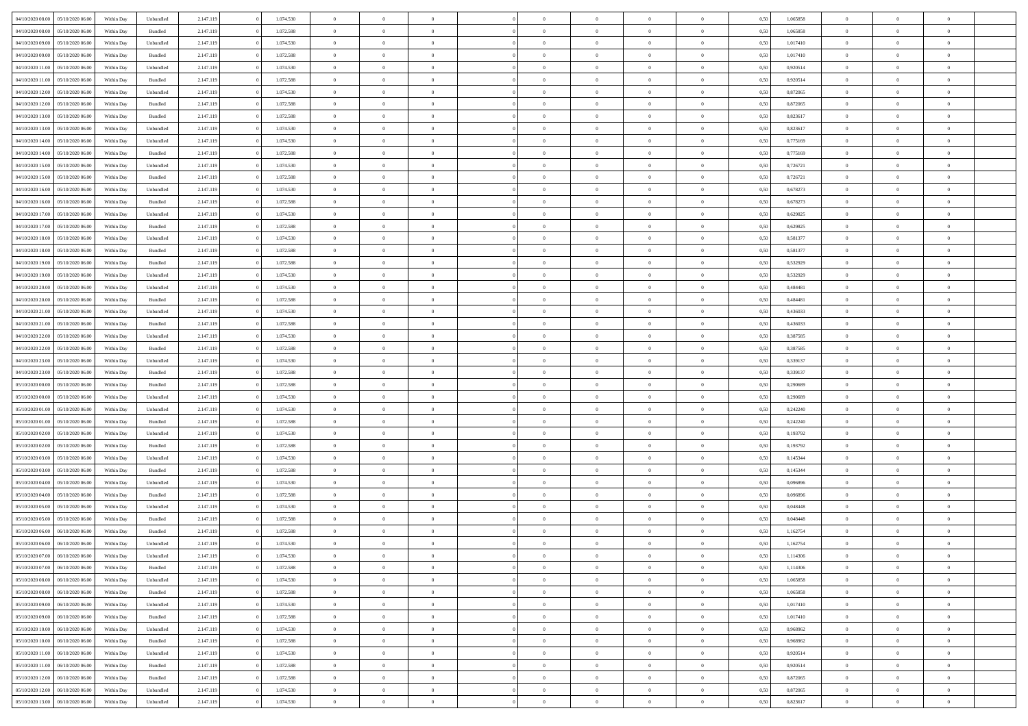| | | | | | | | | | | | | | | | | | | | | | |
|---|---|---|---|---|---|---|---|---|---|---|---|---|---|---|---|---|---|---|---|---|---|
| 04/10/2020 08:00 | 05/10/2020 06:00 | Within Day | Unbundled | 2.147.119 | 0 | 1.074.530 | 0 | 0 | 0 | | 0 | 0 | 0 | 0 | 0 | 0,50 | 1,065858 | 0 | 0 | 0 | |
| 04/10/2020 08:00 | 05/10/2020 06:00 | Within Day | Bundled | 2.147.119 | 0 | 1.072.588 | 0 | 0 | 0 | | 0 | 0 | 0 | 0 | 0 | 0,50 | 1,065858 | 0 | 0 | 0 | |
| 04/10/2020 09:00 | 05/10/2020 06:00 | Within Day | Unbundled | 2.147.119 | 0 | 1.074.530 | 0 | 0 | 0 | | 0 | 0 | 0 | 0 | 0 | 0,50 | 1,017410 | 0 | 0 | 0 | |
| 04/10/2020 09:00 | 05/10/2020 06:00 | Within Day | Bundled | 2.147.119 | 0 | 1.072.588 | 0 | 0 | 0 | | 0 | 0 | 0 | 0 | 0 | 0,50 | 1,017410 | 0 | 0 | 0 | |
| 04/10/2020 11:00 | 05/10/2020 06:00 | Within Day | Unbundled | 2.147.119 | 0 | 1.074.530 | 0 | 0 | 0 | | 0 | 0 | 0 | 0 | 0 | 0,50 | 0,920514 | 0 | 0 | 0 | |
| 04/10/2020 11:00 | 05/10/2020 06:00 | Within Day | Bundled | 2.147.119 | 0 | 1.072.588 | 0 | 0 | 0 | | 0 | 0 | 0 | 0 | 0 | 0,50 | 0,920514 | 0 | 0 | 0 | |
| 04/10/2020 12:00 | 05/10/2020 06:00 | Within Day | Unbundled | 2.147.119 | 0 | 1.074.530 | 0 | 0 | 0 | | 0 | 0 | 0 | 0 | 0 | 0,50 | 0,872065 | 0 | 0 | 0 | |
| 04/10/2020 12:00 | 05/10/2020 06:00 | Within Day | Bundled | 2.147.119 | 0 | 1.072.588 | 0 | 0 | 0 | | 0 | 0 | 0 | 0 | 0 | 0,50 | 0,872065 | 0 | 0 | 0 | |
| 04/10/2020 13:00 | 05/10/2020 06:00 | Within Day | Bundled | 2.147.119 | 0 | 1.072.588 | 0 | 0 | 0 | | 0 | 0 | 0 | 0 | 0 | 0,50 | 0,823617 | 0 | 0 | 0 | |
| 04/10/2020 13:00 | 05/10/2020 06:00 | Within Day | Unbundled | 2.147.119 | 0 | 1.074.530 | 0 | 0 | 0 | | 0 | 0 | 0 | 0 | 0 | 0,50 | 0,823617 | 0 | 0 | 0 | |
| 04/10/2020 14:00 | 05/10/2020 06:00 | Within Day | Unbundled | 2.147.119 | 0 | 1.074.530 | 0 | 0 | 0 | | 0 | 0 | 0 | 0 | 0 | 0,50 | 0,775169 | 0 | 0 | 0 | |
| 04/10/2020 14:00 | 05/10/2020 06:00 | Within Day | Bundled | 2.147.119 | 0 | 1.072.588 | 0 | 0 | 0 | | 0 | 0 | 0 | 0 | 0 | 0,50 | 0,775169 | 0 | 0 | 0 | |
| 04/10/2020 15:00 | 05/10/2020 06:00 | Within Day | Unbundled | 2.147.119 | 0 | 1.074.530 | 0 | 0 | 0 | | 0 | 0 | 0 | 0 | 0 | 0,50 | 0,726721 | 0 | 0 | 0 | |
| 04/10/2020 15:00 | 05/10/2020 06:00 | Within Day | Bundled | 2.147.119 | 0 | 1.072.588 | 0 | 0 | 0 | | 0 | 0 | 0 | 0 | 0 | 0,50 | 0,726721 | 0 | 0 | 0 | |
| 04/10/2020 16:00 | 05/10/2020 06:00 | Within Day | Unbundled | 2.147.119 | 0 | 1.074.530 | 0 | 0 | 0 | | 0 | 0 | 0 | 0 | 0 | 0,50 | 0,678273 | 0 | 0 | 0 | |
| 04/10/2020 16:00 | 05/10/2020 06:00 | Within Day | Bundled | 2.147.119 | 0 | 1.072.588 | 0 | 0 | 0 | | 0 | 0 | 0 | 0 | 0 | 0,50 | 0,678273 | 0 | 0 | 0 | |
| 04/10/2020 17:00 | 05/10/2020 06:00 | Within Day | Unbundled | 2.147.119 | 0 | 1.074.530 | 0 | 0 | 0 | | 0 | 0 | 0 | 0 | 0 | 0,50 | 0,629825 | 0 | 0 | 0 | |
| 04/10/2020 17:00 | 05/10/2020 06:00 | Within Day | Bundled | 2.147.119 | 0 | 1.072.588 | 0 | 0 | 0 | | 0 | 0 | 0 | 0 | 0 | 0,50 | 0,629825 | 0 | 0 | 0 | |
| 04/10/2020 18:00 | 05/10/2020 06:00 | Within Day | Unbundled | 2.147.119 | 0 | 1.074.530 | 0 | 0 | 0 | | 0 | 0 | 0 | 0 | 0 | 0,50 | 0,581377 | 0 | 0 | 0 | |
| 04/10/2020 18:00 | 05/10/2020 06:00 | Within Day | Bundled | 2.147.119 | 0 | 1.072.588 | 0 | 0 | 0 | | 0 | 0 | 0 | 0 | 0 | 0,50 | 0,581377 | 0 | 0 | 0 | |
| 04/10/2020 19:00 | 05/10/2020 06:00 | Within Day | Bundled | 2.147.119 | 0 | 1.072.588 | 0 | 0 | 0 | | 0 | 0 | 0 | 0 | 0 | 0,50 | 0,532929 | 0 | 0 | 0 | |
| 04/10/2020 19:00 | 05/10/2020 06:00 | Within Day | Unbundled | 2.147.119 | 0 | 1.074.530 | 0 | 0 | 0 | | 0 | 0 | 0 | 0 | 0 | 0,50 | 0,532929 | 0 | 0 | 0 | |
| 04/10/2020 20:00 | 05/10/2020 06:00 | Within Day | Unbundled | 2.147.119 | 0 | 1.074.530 | 0 | 0 | 0 | | 0 | 0 | 0 | 0 | 0 | 0,50 | 0,484481 | 0 | 0 | 0 | |
| 04/10/2020 20:00 | 05/10/2020 06:00 | Within Day | Bundled | 2.147.119 | 0 | 1.072.588 | 0 | 0 | 0 | | 0 | 0 | 0 | 0 | 0 | 0,50 | 0,484481 | 0 | 0 | 0 | |
| 04/10/2020 21:00 | 05/10/2020 06:00 | Within Day | Unbundled | 2.147.119 | 0 | 1.074.530 | 0 | 0 | 0 | | 0 | 0 | 0 | 0 | 0 | 0,50 | 0,436033 | 0 | 0 | 0 | |
| 04/10/2020 21:00 | 05/10/2020 06:00 | Within Day | Bundled | 2.147.119 | 0 | 1.072.588 | 0 | 0 | 0 | | 0 | 0 | 0 | 0 | 0 | 0,50 | 0,436033 | 0 | 0 | 0 | |
| 04/10/2020 22:00 | 05/10/2020 06:00 | Within Day | Unbundled | 2.147.119 | 0 | 1.074.530 | 0 | 0 | 0 | | 0 | 0 | 0 | 0 | 0 | 0,50 | 0,387585 | 0 | 0 | 0 | |
| 04/10/2020 22:00 | 05/10/2020 06:00 | Within Day | Bundled | 2.147.119 | 0 | 1.072.588 | 0 | 0 | 0 | | 0 | 0 | 0 | 0 | 0 | 0,50 | 0,387585 | 0 | 0 | 0 | |
| 04/10/2020 23:00 | 05/10/2020 06:00 | Within Day | Unbundled | 2.147.119 | 0 | 1.074.530 | 0 | 0 | 0 | | 0 | 0 | 0 | 0 | 0 | 0,50 | 0,339137 | 0 | 0 | 0 | |
| 04/10/2020 23:00 | 05/10/2020 06:00 | Within Day | Bundled | 2.147.119 | 0 | 1.072.588 | 0 | 0 | 0 | | 0 | 0 | 0 | 0 | 0 | 0,50 | 0,339137 | 0 | 0 | 0 | |
| 05/10/2020 00:00 | 05/10/2020 06:00 | Within Day | Bundled | 2.147.119 | 0 | 1.072.588 | 0 | 0 | 0 | | 0 | 0 | 0 | 0 | 0 | 0,50 | 0,290689 | 0 | 0 | 0 | |
| 05/10/2020 00:00 | 05/10/2020 06:00 | Within Day | Unbundled | 2.147.119 | 0 | 1.074.530 | 0 | 0 | 0 | | 0 | 0 | 0 | 0 | 0 | 0,50 | 0,290689 | 0 | 0 | 0 | |
| 05/10/2020 01:00 | 05/10/2020 06:00 | Within Day | Unbundled | 2.147.119 | 0 | 1.074.530 | 0 | 0 | 0 | | 0 | 0 | 0 | 0 | 0 | 0,50 | 0,242240 | 0 | 0 | 0 | |
| 05/10/2020 01:00 | 05/10/2020 06:00 | Within Day | Bundled | 2.147.119 | 0 | 1.072.588 | 0 | 0 | 0 | | 0 | 0 | 0 | 0 | 0 | 0,50 | 0,242240 | 0 | 0 | 0 | |
| 05/10/2020 02:00 | 05/10/2020 06:00 | Within Day | Unbundled | 2.147.119 | 0 | 1.074.530 | 0 | 0 | 0 | | 0 | 0 | 0 | 0 | 0 | 0,50 | 0,193792 | 0 | 0 | 0 | |
| 05/10/2020 02:00 | 05/10/2020 06:00 | Within Day | Bundled | 2.147.119 | 0 | 1.072.588 | 0 | 0 | 0 | | 0 | 0 | 0 | 0 | 0 | 0,50 | 0,193792 | 0 | 0 | 0 | |
| 05/10/2020 03:00 | 05/10/2020 06:00 | Within Day | Unbundled | 2.147.119 | 0 | 1.074.530 | 0 | 0 | 0 | | 0 | 0 | 0 | 0 | 0 | 0,50 | 0,145344 | 0 | 0 | 0 | |
| 05/10/2020 03:00 | 05/10/2020 06:00 | Within Day | Bundled | 2.147.119 | 0 | 1.072.588 | 0 | 0 | 0 | | 0 | 0 | 0 | 0 | 0 | 0,50 | 0,145344 | 0 | 0 | 0 | |
| 05/10/2020 04:00 | 05/10/2020 06:00 | Within Day | Unbundled | 2.147.119 | 0 | 1.074.530 | 0 | 0 | 0 | | 0 | 0 | 0 | 0 | 0 | 0,50 | 0,096896 | 0 | 0 | 0 | |
| 05/10/2020 04:00 | 05/10/2020 06:00 | Within Day | Bundled | 2.147.119 | 0 | 1.072.588 | 0 | 0 | 0 | | 0 | 0 | 0 | 0 | 0 | 0,50 | 0,096896 | 0 | 0 | 0 | |
| 05/10/2020 05:00 | 05/10/2020 06:00 | Within Day | Unbundled | 2.147.119 | 0 | 1.074.530 | 0 | 0 | 0 | | 0 | 0 | 0 | 0 | 0 | 0,50 | 0,048448 | 0 | 0 | 0 | |
| 05/10/2020 05:00 | 05/10/2020 06:00 | Within Day | Bundled | 2.147.119 | 0 | 1.072.588 | 0 | 0 | 0 | | 0 | 0 | 0 | 0 | 0 | 0,50 | 0,048448 | 0 | 0 | 0 | |
| 05/10/2020 06:00 | 06/10/2020 06:00 | Within Day | Bundled | 2.147.119 | 0 | 1.072.588 | 0 | 0 | 0 | | 0 | 0 | 0 | 0 | 0 | 0,50 | 1,162754 | 0 | 0 | 0 | |
| 05/10/2020 06:00 | 06/10/2020 06:00 | Within Day | Unbundled | 2.147.119 | 0 | 1.074.530 | 0 | 0 | 0 | | 0 | 0 | 0 | 0 | 0 | 0,50 | 1,162754 | 0 | 0 | 0 | |
| 05/10/2020 07:00 | 06/10/2020 06:00 | Within Day | Unbundled | 2.147.119 | 0 | 1.074.530 | 0 | 0 | 0 | | 0 | 0 | 0 | 0 | 0 | 0,50 | 1,114306 | 0 | 0 | 0 | |
| 05/10/2020 07:00 | 06/10/2020 06:00 | Within Day | Bundled | 2.147.119 | 0 | 1.072.588 | 0 | 0 | 0 | | 0 | 0 | 0 | 0 | 0 | 0,50 | 1,114306 | 0 | 0 | 0 | |
| 05/10/2020 08:00 | 06/10/2020 06:00 | Within Day | Unbundled | 2.147.119 | 0 | 1.074.530 | 0 | 0 | 0 | | 0 | 0 | 0 | 0 | 0 | 0,50 | 1,065858 | 0 | 0 | 0 | |
| 05/10/2020 08:00 | 06/10/2020 06:00 | Within Day | Bundled | 2.147.119 | 0 | 1.072.588 | 0 | 0 | 0 | | 0 | 0 | 0 | 0 | 0 | 0,50 | 1,065858 | 0 | 0 | 0 | |
| 05/10/2020 09:00 | 06/10/2020 06:00 | Within Day | Unbundled | 2.147.119 | 0 | 1.074.530 | 0 | 0 | 0 | | 0 | 0 | 0 | 0 | 0 | 0,50 | 1,017410 | 0 | 0 | 0 | |
| 05/10/2020 09:00 | 06/10/2020 06:00 | Within Day | Bundled | 2.147.119 | 0 | 1.072.588 | 0 | 0 | 0 | | 0 | 0 | 0 | 0 | 0 | 0,50 | 1,017410 | 0 | 0 | 0 | |
| 05/10/2020 10:00 | 06/10/2020 06:00 | Within Day | Unbundled | 2.147.119 | 0 | 1.074.530 | 0 | 0 | 0 | | 0 | 0 | 0 | 0 | 0 | 0,50 | 0,968962 | 0 | 0 | 0 | |
| 05/10/2020 10:00 | 06/10/2020 06:00 | Within Day | Bundled | 2.147.119 | 0 | 1.072.588 | 0 | 0 | 0 | | 0 | 0 | 0 | 0 | 0 | 0,50 | 0,968962 | 0 | 0 | 0 | |
| 05/10/2020 11:00 | 06/10/2020 06:00 | Within Day | Unbundled | 2.147.119 | 0 | 1.074.530 | 0 | 0 | 0 | | 0 | 0 | 0 | 0 | 0 | 0,50 | 0,920514 | 0 | 0 | 0 | |
| 05/10/2020 11:00 | 06/10/2020 06:00 | Within Day | Bundled | 2.147.119 | 0 | 1.072.588 | 0 | 0 | 0 | | 0 | 0 | 0 | 0 | 0 | 0,50 | 0,920514 | 0 | 0 | 0 | |
| 05/10/2020 12:00 | 06/10/2020 06:00 | Within Day | Bundled | 2.147.119 | 0 | 1.072.588 | 0 | 0 | 0 | | 0 | 0 | 0 | 0 | 0 | 0,50 | 0,872065 | 0 | 0 | 0 | |
| 05/10/2020 12:00 | 06/10/2020 06:00 | Within Day | Unbundled | 2.147.119 | 0 | 1.074.530 | 0 | 0 | 0 | | 0 | 0 | 0 | 0 | 0 | 0,50 | 0,872065 | 0 | 0 | 0 | |
| 05/10/2020 13:00 | 06/10/2020 06:00 | Within Day | Unbundled | 2.147.119 | 0 | 1.074.530 | 0 | 0 | 0 | | 0 | 0 | 0 | 0 | 0 | 0,50 | 0,823617 | 0 | 0 | 0 | |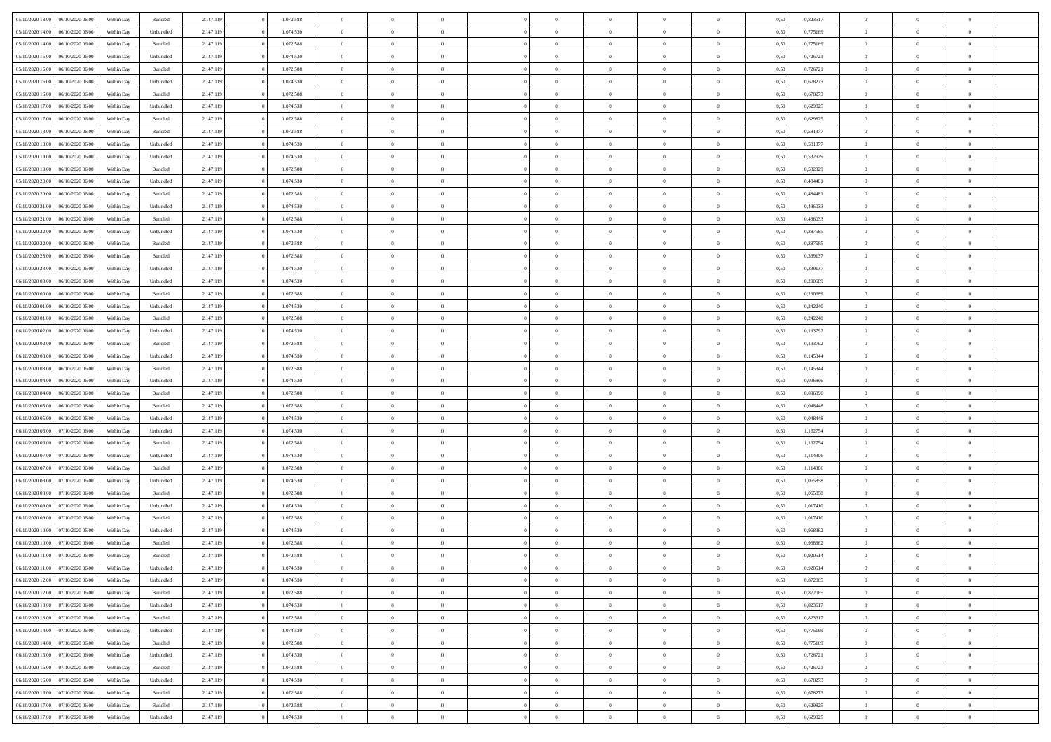| | | | | | | | | | | | | | | | | | | | | |
|---|---|---|---|---|---|---|---|---|---|---|---|---|---|---|---|---|---|---|---|---|
| 05/10/2020 13.00 | 06/10/2020 06.00 | Within Day | Bundled | 2.147.119 | 0 | 1.072.588 | 0 | 0 | 0 | | 0 | 0 | 0 | 0 | 0,50 | 0,823617 | 0 | 0 | 0 | |
| 05/10/2020 14.00 | 06/10/2020 06.00 | Within Day | Unbundled | 2.147.119 | 0 | 1.074.530 | 0 | 0 | 0 | | 0 | 0 | 0 | 0 | 0,50 | 0,775169 | 0 | 0 | 0 | |
| 05/10/2020 14.00 | 06/10/2020 06.00 | Within Day | Bundled | 2.147.119 | 0 | 1.072.588 | 0 | 0 | 0 | | 0 | 0 | 0 | 0 | 0,50 | 0,775169 | 0 | 0 | 0 | |
| 05/10/2020 15.00 | 06/10/2020 06.00 | Within Day | Unbundled | 2.147.119 | 0 | 1.074.530 | 0 | 0 | 0 | | 0 | 0 | 0 | 0 | 0,50 | 0,726721 | 0 | 0 | 0 | |
| 05/10/2020 15.00 | 06/10/2020 06.00 | Within Day | Bundled | 2.147.119 | 0 | 1.072.588 | 0 | 0 | 0 | | 0 | 0 | 0 | 0 | 0,50 | 0,726721 | 0 | 0 | 0 | |
| 05/10/2020 16.00 | 06/10/2020 06.00 | Within Day | Unbundled | 2.147.119 | 0 | 1.074.530 | 0 | 0 | 0 | | 0 | 0 | 0 | 0 | 0,50 | 0,678273 | 0 | 0 | 0 | |
| 05/10/2020 16.00 | 06/10/2020 06.00 | Within Day | Bundled | 2.147.119 | 0 | 1.072.588 | 0 | 0 | 0 | | 0 | 0 | 0 | 0 | 0,50 | 0,678273 | 0 | 0 | 0 | |
| 05/10/2020 17.00 | 06/10/2020 06.00 | Within Day | Unbundled | 2.147.119 | 0 | 1.074.530 | 0 | 0 | 0 | | 0 | 0 | 0 | 0 | 0,50 | 0,629825 | 0 | 0 | 0 | |
| 05/10/2020 17.00 | 06/10/2020 06.00 | Within Day | Bundled | 2.147.119 | 0 | 1.072.588 | 0 | 0 | 0 | | 0 | 0 | 0 | 0 | 0,50 | 0,629825 | 0 | 0 | 0 | |
| 05/10/2020 18.00 | 06/10/2020 06.00 | Within Day | Bundled | 2.147.119 | 0 | 1.072.588 | 0 | 0 | 0 | | 0 | 0 | 0 | 0 | 0,50 | 0,581377 | 0 | 0 | 0 | |
| 05/10/2020 18.00 | 06/10/2020 06.00 | Within Day | Unbundled | 2.147.119 | 0 | 1.074.530 | 0 | 0 | 0 | | 0 | 0 | 0 | 0 | 0,50 | 0,581377 | 0 | 0 | 0 | |
| 05/10/2020 19.00 | 06/10/2020 06.00 | Within Day | Unbundled | 2.147.119 | 0 | 1.074.530 | 0 | 0 | 0 | | 0 | 0 | 0 | 0 | 0,50 | 0,532929 | 0 | 0 | 0 | |
| 05/10/2020 19.00 | 06/10/2020 06.00 | Within Day | Bundled | 2.147.119 | 0 | 1.072.588 | 0 | 0 | 0 | | 0 | 0 | 0 | 0 | 0,50 | 0,532929 | 0 | 0 | 0 | |
| 05/10/2020 20.00 | 06/10/2020 06.00 | Within Day | Unbundled | 2.147.119 | 0 | 1.074.530 | 0 | 0 | 0 | | 0 | 0 | 0 | 0 | 0,50 | 0,484481 | 0 | 0 | 0 | |
| 05/10/2020 20.00 | 06/10/2020 06.00 | Within Day | Bundled | 2.147.119 | 0 | 1.072.588 | 0 | 0 | 0 | | 0 | 0 | 0 | 0 | 0,50 | 0,484481 | 0 | 0 | 0 | |
| 05/10/2020 21.00 | 06/10/2020 06.00 | Within Day | Unbundled | 2.147.119 | 0 | 1.074.530 | 0 | 0 | 0 | | 0 | 0 | 0 | 0 | 0,50 | 0,436033 | 0 | 0 | 0 | |
| 05/10/2020 21.00 | 06/10/2020 06.00 | Within Day | Bundled | 2.147.119 | 0 | 1.072.588 | 0 | 0 | 0 | | 0 | 0 | 0 | 0 | 0,50 | 0,436033 | 0 | 0 | 0 | |
| 05/10/2020 22.00 | 06/10/2020 06.00 | Within Day | Unbundled | 2.147.119 | 0 | 1.074.530 | 0 | 0 | 0 | | 0 | 0 | 0 | 0 | 0,50 | 0,387585 | 0 | 0 | 0 | |
| 05/10/2020 22.00 | 06/10/2020 06.00 | Within Day | Bundled | 2.147.119 | 0 | 1.072.588 | 0 | 0 | 0 | | 0 | 0 | 0 | 0 | 0,50 | 0,387585 | 0 | 0 | 0 | |
| 05/10/2020 23.00 | 06/10/2020 06.00 | Within Day | Bundled | 2.147.119 | 0 | 1.072.588 | 0 | 0 | 0 | | 0 | 0 | 0 | 0 | 0,50 | 0,339137 | 0 | 0 | 0 | |
| 05/10/2020 23.00 | 06/10/2020 06.00 | Within Day | Unbundled | 2.147.119 | 0 | 1.074.530 | 0 | 0 | 0 | | 0 | 0 | 0 | 0 | 0,50 | 0,339137 | 0 | 0 | 0 | |
| 06/10/2020 00.00 | 06/10/2020 06.00 | Within Day | Unbundled | 2.147.119 | 0 | 1.074.530 | 0 | 0 | 0 | | 0 | 0 | 0 | 0 | 0,50 | 0,290689 | 0 | 0 | 0 | |
| 06/10/2020 00.00 | 06/10/2020 06.00 | Within Day | Bundled | 2.147.119 | 0 | 1.072.588 | 0 | 0 | 0 | | 0 | 0 | 0 | 0 | 0,50 | 0,290689 | 0 | 0 | 0 | |
| 06/10/2020 01.00 | 06/10/2020 06.00 | Within Day | Unbundled | 2.147.119 | 0 | 1.074.530 | 0 | 0 | 0 | | 0 | 0 | 0 | 0 | 0,50 | 0,242240 | 0 | 0 | 0 | |
| 06/10/2020 01.00 | 06/10/2020 06.00 | Within Day | Bundled | 2.147.119 | 0 | 1.072.588 | 0 | 0 | 0 | | 0 | 0 | 0 | 0 | 0,50 | 0,242240 | 0 | 0 | 0 | |
| 06/10/2020 02.00 | 06/10/2020 06.00 | Within Day | Unbundled | 2.147.119 | 0 | 1.074.530 | 0 | 0 | 0 | | 0 | 0 | 0 | 0 | 0,50 | 0,193792 | 0 | 0 | 0 | |
| 06/10/2020 02.00 | 06/10/2020 06.00 | Within Day | Bundled | 2.147.119 | 0 | 1.072.588 | 0 | 0 | 0 | | 0 | 0 | 0 | 0 | 0,50 | 0,193792 | 0 | 0 | 0 | |
| 06/10/2020 03.00 | 06/10/2020 06.00 | Within Day | Unbundled | 2.147.119 | 0 | 1.074.530 | 0 | 0 | 0 | | 0 | 0 | 0 | 0 | 0,50 | 0,145344 | 0 | 0 | 0 | |
| 06/10/2020 03.00 | 06/10/2020 06.00 | Within Day | Bundled | 2.147.119 | 0 | 1.072.588 | 0 | 0 | 0 | | 0 | 0 | 0 | 0 | 0,50 | 0,145344 | 0 | 0 | 0 | |
| 06/10/2020 04.00 | 06/10/2020 06.00 | Within Day | Unbundled | 2.147.119 | 0 | 1.074.530 | 0 | 0 | 0 | | 0 | 0 | 0 | 0 | 0,50 | 0,096896 | 0 | 0 | 0 | |
| 06/10/2020 04.00 | 06/10/2020 06.00 | Within Day | Bundled | 2.147.119 | 0 | 1.072.588 | 0 | 0 | 0 | | 0 | 0 | 0 | 0 | 0,50 | 0,096896 | 0 | 0 | 0 | |
| 06/10/2020 05.00 | 06/10/2020 06.00 | Within Day | Bundled | 2.147.119 | 0 | 1.072.588 | 0 | 0 | 0 | | 0 | 0 | 0 | 0 | 0,50 | 0,048448 | 0 | 0 | 0 | |
| 06/10/2020 05.00 | 06/10/2020 06.00 | Within Day | Unbundled | 2.147.119 | 0 | 1.074.530 | 0 | 0 | 0 | | 0 | 0 | 0 | 0 | 0,50 | 0,048448 | 0 | 0 | 0 | |
| 06/10/2020 06.00 | 07/10/2020 06.00 | Within Day | Unbundled | 2.147.119 | 0 | 1.074.530 | 0 | 0 | 0 | | 0 | 0 | 0 | 0 | 0,50 | 1,162754 | 0 | 0 | 0 | |
| 06/10/2020 06.00 | 07/10/2020 06.00 | Within Day | Bundled | 2.147.119 | 0 | 1.072.588 | 0 | 0 | 0 | | 0 | 0 | 0 | 0 | 0,50 | 1,162754 | 0 | 0 | 0 | |
| 06/10/2020 07.00 | 07/10/2020 06.00 | Within Day | Unbundled | 2.147.119 | 0 | 1.074.530 | 0 | 0 | 0 | | 0 | 0 | 0 | 0 | 0,50 | 1,114306 | 0 | 0 | 0 | |
| 06/10/2020 07.00 | 07/10/2020 06.00 | Within Day | Bundled | 2.147.119 | 0 | 1.072.588 | 0 | 0 | 0 | | 0 | 0 | 0 | 0 | 0,50 | 1,114306 | 0 | 0 | 0 | |
| 06/10/2020 08.00 | 07/10/2020 06.00 | Within Day | Unbundled | 2.147.119 | 0 | 1.074.530 | 0 | 0 | 0 | | 0 | 0 | 0 | 0 | 0,50 | 1,065858 | 0 | 0 | 0 | |
| 06/10/2020 08.00 | 07/10/2020 06.00 | Within Day | Bundled | 2.147.119 | 0 | 1.072.588 | 0 | 0 | 0 | | 0 | 0 | 0 | 0 | 0,50 | 1,065858 | 0 | 0 | 0 | |
| 06/10/2020 09.00 | 07/10/2020 06.00 | Within Day | Unbundled | 2.147.119 | 0 | 1.074.530 | 0 | 0 | 0 | | 0 | 0 | 0 | 0 | 0,50 | 1,017410 | 0 | 0 | 0 | |
| 06/10/2020 09.00 | 07/10/2020 06.00 | Within Day | Bundled | 2.147.119 | 0 | 1.072.588 | 0 | 0 | 0 | | 0 | 0 | 0 | 0 | 0,50 | 1,017410 | 0 | 0 | 0 | |
| 06/10/2020 10.00 | 07/10/2020 06.00 | Within Day | Unbundled | 2.147.119 | 0 | 1.074.530 | 0 | 0 | 0 | | 0 | 0 | 0 | 0 | 0,50 | 0,968962 | 0 | 0 | 0 | |
| 06/10/2020 10.00 | 07/10/2020 06.00 | Within Day | Bundled | 2.147.119 | 0 | 1.072.588 | 0 | 0 | 0 | | 0 | 0 | 0 | 0 | 0,50 | 0,968962 | 0 | 0 | 0 | |
| 06/10/2020 11.00 | 07/10/2020 06.00 | Within Day | Bundled | 2.147.119 | 0 | 1.072.588 | 0 | 0 | 0 | | 0 | 0 | 0 | 0 | 0,50 | 0,920514 | 0 | 0 | 0 | |
| 06/10/2020 11.00 | 07/10/2020 06.00 | Within Day | Unbundled | 2.147.119 | 0 | 1.074.530 | 0 | 0 | 0 | | 0 | 0 | 0 | 0 | 0,50 | 0,920514 | 0 | 0 | 0 | |
| 06/10/2020 12.00 | 07/10/2020 06.00 | Within Day | Unbundled | 2.147.119 | 0 | 1.074.530 | 0 | 0 | 0 | | 0 | 0 | 0 | 0 | 0,50 | 0,872065 | 0 | 0 | 0 | |
| 06/10/2020 12.00 | 07/10/2020 06.00 | Within Day | Bundled | 2.147.119 | 0 | 1.072.588 | 0 | 0 | 0 | | 0 | 0 | 0 | 0 | 0,50 | 0,872065 | 0 | 0 | 0 | |
| 06/10/2020 13.00 | 07/10/2020 06.00 | Within Day | Unbundled | 2.147.119 | 0 | 1.074.530 | 0 | 0 | 0 | | 0 | 0 | 0 | 0 | 0,50 | 0,823617 | 0 | 0 | 0 | |
| 06/10/2020 13.00 | 07/10/2020 06.00 | Within Day | Bundled | 2.147.119 | 0 | 1.072.588 | 0 | 0 | 0 | | 0 | 0 | 0 | 0 | 0,50 | 0,823617 | 0 | 0 | 0 | |
| 06/10/2020 14.00 | 07/10/2020 06.00 | Within Day | Unbundled | 2.147.119 | 0 | 1.074.530 | 0 | 0 | 0 | | 0 | 0 | 0 | 0 | 0,50 | 0,775169 | 0 | 0 | 0 | |
| 06/10/2020 14.00 | 07/10/2020 06.00 | Within Day | Bundled | 2.147.119 | 0 | 1.072.588 | 0 | 0 | 0 | | 0 | 0 | 0 | 0 | 0,50 | 0,775169 | 0 | 0 | 0 | |
| 06/10/2020 15.00 | 07/10/2020 06.00 | Within Day | Unbundled | 2.147.119 | 0 | 1.074.530 | 0 | 0 | 0 | | 0 | 0 | 0 | 0 | 0,50 | 0,726721 | 0 | 0 | 0 | |
| 06/10/2020 15.00 | 07/10/2020 06.00 | Within Day | Bundled | 2.147.119 | 0 | 1.072.588 | 0 | 0 | 0 | | 0 | 0 | 0 | 0 | 0,50 | 0,726721 | 0 | 0 | 0 | |
| 06/10/2020 16.00 | 07/10/2020 06.00 | Within Day | Unbundled | 2.147.119 | 0 | 1.074.530 | 0 | 0 | 0 | | 0 | 0 | 0 | 0 | 0,50 | 0,678273 | 0 | 0 | 0 | |
| 06/10/2020 16.00 | 07/10/2020 06.00 | Within Day | Bundled | 2.147.119 | 0 | 1.072.588 | 0 | 0 | 0 | | 0 | 0 | 0 | 0 | 0,50 | 0,678273 | 0 | 0 | 0 | |
| 06/10/2020 17.00 | 07/10/2020 06.00 | Within Day | Bundled | 2.147.119 | 0 | 1.072.588 | 0 | 0 | 0 | | 0 | 0 | 0 | 0 | 0,50 | 0,629825 | 0 | 0 | 0 | |
| 06/10/2020 17.00 | 07/10/2020 06.00 | Within Day | Unbundled | 2.147.119 | 0 | 1.074.530 | 0 | 0 | 0 | | 0 | 0 | 0 | 0 | 0,50 | 0,629825 | 0 | 0 | 0 | |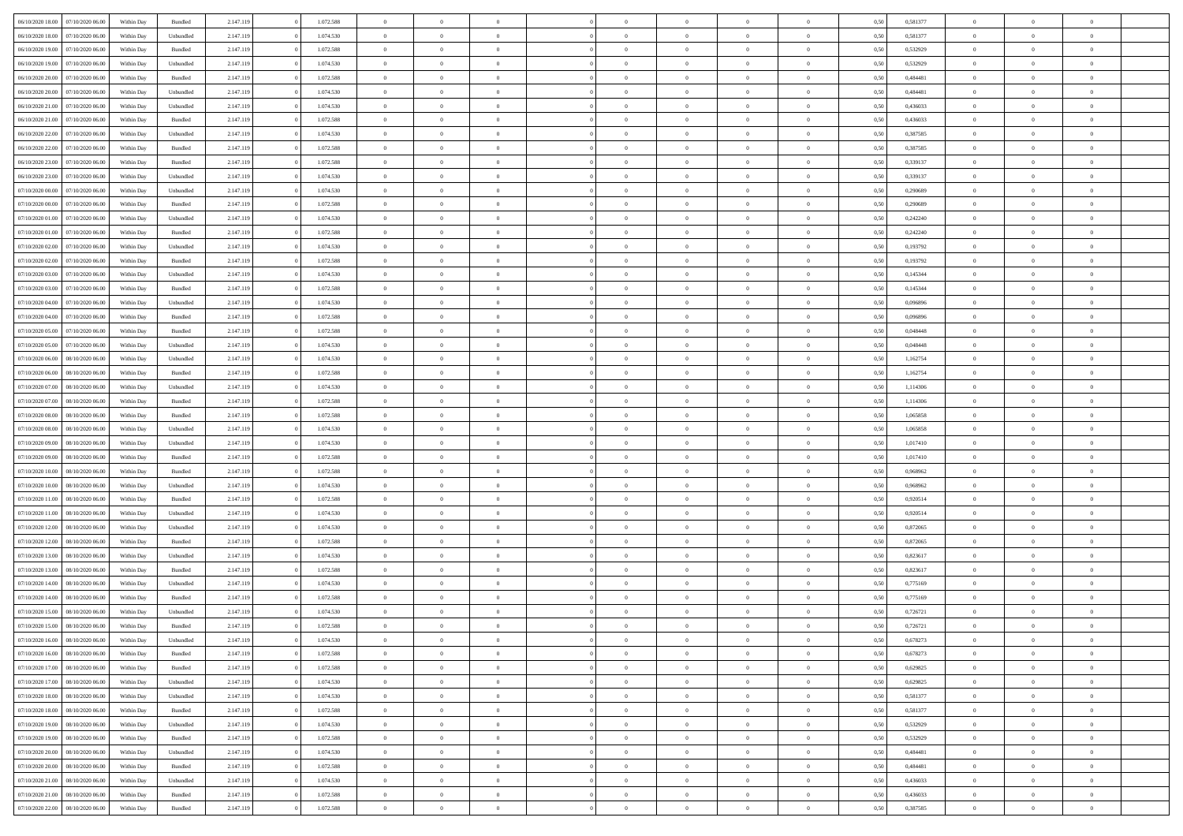| | | | | | | | | | | | | | | | | | | | | | |
|---|---|---|---|---|---|---|---|---|---|---|---|---|---|---|---|---|---|---|---|---|---|
| 06/10/2020 18:00 | 07/10/2020 06:00 | Within Day | Bundled | 2.147.119 | 0 | 1.072.588 | 0 | 0 | 0 | | 0 | 0 | 0 | 0 | 0,50 | 0,581377 | 0 | 0 | 0 | |
| 06/10/2020 18:00 | 07/10/2020 06:00 | Within Day | Unbundled | 2.147.119 | 0 | 1.074.530 | 0 | 0 | 0 | | 0 | 0 | 0 | 0 | 0,50 | 0,581377 | 0 | 0 | 0 | |
| 06/10/2020 19:00 | 07/10/2020 06:00 | Within Day | Bundled | 2.147.119 | 0 | 1.072.588 | 0 | 0 | 0 | | 0 | 0 | 0 | 0 | 0,50 | 0,532929 | 0 | 0 | 0 | |
| 06/10/2020 19:00 | 07/10/2020 06:00 | Within Day | Unbundled | 2.147.119 | 0 | 1.074.530 | 0 | 0 | 0 | | 0 | 0 | 0 | 0 | 0,50 | 0,532929 | 0 | 0 | 0 | |
| 06/10/2020 20:00 | 07/10/2020 06:00 | Within Day | Bundled | 2.147.119 | 0 | 1.072.588 | 0 | 0 | 0 | | 0 | 0 | 0 | 0 | 0,50 | 0,484481 | 0 | 0 | 0 | |
| 06/10/2020 20:00 | 07/10/2020 06:00 | Within Day | Unbundled | 2.147.119 | 0 | 1.074.530 | 0 | 0 | 0 | | 0 | 0 | 0 | 0 | 0,50 | 0,484481 | 0 | 0 | 0 | |
| 06/10/2020 21:00 | 07/10/2020 06:00 | Within Day | Unbundled | 2.147.119 | 0 | 1.074.530 | 0 | 0 | 0 | | 0 | 0 | 0 | 0 | 0,50 | 0,436033 | 0 | 0 | 0 | |
| 06/10/2020 21:00 | 07/10/2020 06:00 | Within Day | Bundled | 2.147.119 | 0 | 1.072.588 | 0 | 0 | 0 | | 0 | 0 | 0 | 0 | 0,50 | 0,436033 | 0 | 0 | 0 | |
| 06/10/2020 22:00 | 07/10/2020 06:00 | Within Day | Unbundled | 2.147.119 | 0 | 1.074.530 | 0 | 0 | 0 | | 0 | 0 | 0 | 0 | 0,50 | 0,387585 | 0 | 0 | 0 | |
| 06/10/2020 22:00 | 07/10/2020 06:00 | Within Day | Bundled | 2.147.119 | 0 | 1.072.588 | 0 | 0 | 0 | | 0 | 0 | 0 | 0 | 0,50 | 0,387585 | 0 | 0 | 0 | |
| 06/10/2020 23:00 | 07/10/2020 06:00 | Within Day | Bundled | 2.147.119 | 0 | 1.072.588 | 0 | 0 | 0 | | 0 | 0 | 0 | 0 | 0,50 | 0,339137 | 0 | 0 | 0 | |
| 06/10/2020 23:00 | 07/10/2020 06:00 | Within Day | Unbundled | 2.147.119 | 0 | 1.074.530 | 0 | 0 | 0 | | 0 | 0 | 0 | 0 | 0,50 | 0,339137 | 0 | 0 | 0 | |
| 07/10/2020 00:00 | 07/10/2020 06:00 | Within Day | Unbundled | 2.147.119 | 0 | 1.074.530 | 0 | 0 | 0 | | 0 | 0 | 0 | 0 | 0,50 | 0,290689 | 0 | 0 | 0 | |
| 07/10/2020 00:00 | 07/10/2020 06:00 | Within Day | Bundled | 2.147.119 | 0 | 1.072.588 | 0 | 0 | 0 | | 0 | 0 | 0 | 0 | 0,50 | 0,290689 | 0 | 0 | 0 | |
| 07/10/2020 01:00 | 07/10/2020 06:00 | Within Day | Unbundled | 2.147.119 | 0 | 1.074.530 | 0 | 0 | 0 | | 0 | 0 | 0 | 0 | 0,50 | 0,242240 | 0 | 0 | 0 | |
| 07/10/2020 01:00 | 07/10/2020 06:00 | Within Day | Bundled | 2.147.119 | 0 | 1.072.588 | 0 | 0 | 0 | | 0 | 0 | 0 | 0 | 0,50 | 0,242240 | 0 | 0 | 0 | |
| 07/10/2020 02:00 | 07/10/2020 06:00 | Within Day | Unbundled | 2.147.119 | 0 | 1.074.530 | 0 | 0 | 0 | | 0 | 0 | 0 | 0 | 0,50 | 0,193792 | 0 | 0 | 0 | |
| 07/10/2020 02:00 | 07/10/2020 06:00 | Within Day | Bundled | 2.147.119 | 0 | 1.072.588 | 0 | 0 | 0 | | 0 | 0 | 0 | 0 | 0,50 | 0,193792 | 0 | 0 | 0 | |
| 07/10/2020 03:00 | 07/10/2020 06:00 | Within Day | Unbundled | 2.147.119 | 0 | 1.074.530 | 0 | 0 | 0 | | 0 | 0 | 0 | 0 | 0,50 | 0,145344 | 0 | 0 | 0 | |
| 07/10/2020 03:00 | 07/10/2020 06:00 | Within Day | Bundled | 2.147.119 | 0 | 1.072.588 | 0 | 0 | 0 | | 0 | 0 | 0 | 0 | 0,50 | 0,145344 | 0 | 0 | 0 | |
| 07/10/2020 04:00 | 07/10/2020 06:00 | Within Day | Unbundled | 2.147.119 | 0 | 1.074.530 | 0 | 0 | 0 | | 0 | 0 | 0 | 0 | 0,50 | 0,096896 | 0 | 0 | 0 | |
| 07/10/2020 04:00 | 07/10/2020 06:00 | Within Day | Bundled | 2.147.119 | 0 | 1.072.588 | 0 | 0 | 0 | | 0 | 0 | 0 | 0 | 0,50 | 0,096896 | 0 | 0 | 0 | |
| 07/10/2020 05:00 | 07/10/2020 06:00 | Within Day | Bundled | 2.147.119 | 0 | 1.072.588 | 0 | 0 | 0 | | 0 | 0 | 0 | 0 | 0,50 | 0,048448 | 0 | 0 | 0 | |
| 07/10/2020 05:00 | 07/10/2020 06:00 | Within Day | Unbundled | 2.147.119 | 0 | 1.074.530 | 0 | 0 | 0 | | 0 | 0 | 0 | 0 | 0,50 | 0,048448 | 0 | 0 | 0 | |
| 07/10/2020 06:00 | 08/10/2020 06:00 | Within Day | Unbundled | 2.147.119 | 0 | 1.074.530 | 0 | 0 | 0 | | 0 | 0 | 0 | 0 | 0,50 | 1,162754 | 0 | 0 | 0 | |
| 07/10/2020 06:00 | 08/10/2020 06:00 | Within Day | Bundled | 2.147.119 | 0 | 1.072.588 | 0 | 0 | 0 | | 0 | 0 | 0 | 0 | 0,50 | 1,162754 | 0 | 0 | 0 | |
| 07/10/2020 07:00 | 08/10/2020 06:00 | Within Day | Unbundled | 2.147.119 | 0 | 1.074.530 | 0 | 0 | 0 | | 0 | 0 | 0 | 0 | 0,50 | 1,114306 | 0 | 0 | 0 | |
| 07/10/2020 07:00 | 08/10/2020 06:00 | Within Day | Bundled | 2.147.119 | 0 | 1.072.588 | 0 | 0 | 0 | | 0 | 0 | 0 | 0 | 0,50 | 1,114306 | 0 | 0 | 0 | |
| 07/10/2020 08:00 | 08/10/2020 06:00 | Within Day | Bundled | 2.147.119 | 0 | 1.072.588 | 0 | 0 | 0 | | 0 | 0 | 0 | 0 | 0,50 | 1,065858 | 0 | 0 | 0 | |
| 07/10/2020 08:00 | 08/10/2020 06:00 | Within Day | Unbundled | 2.147.119 | 0 | 1.074.530 | 0 | 0 | 0 | | 0 | 0 | 0 | 0 | 0,50 | 1,065858 | 0 | 0 | 0 | |
| 07/10/2020 09:00 | 08/10/2020 06:00 | Within Day | Unbundled | 2.147.119 | 0 | 1.074.530 | 0 | 0 | 0 | | 0 | 0 | 0 | 0 | 0,50 | 1,017410 | 0 | 0 | 0 | |
| 07/10/2020 09:00 | 08/10/2020 06:00 | Within Day | Bundled | 2.147.119 | 0 | 1.072.588 | 0 | 0 | 0 | | 0 | 0 | 0 | 0 | 0,50 | 1,017410 | 0 | 0 | 0 | |
| 07/10/2020 10:00 | 08/10/2020 06:00 | Within Day | Bundled | 2.147.119 | 0 | 1.072.588 | 0 | 0 | 0 | | 0 | 0 | 0 | 0 | 0,50 | 0,968962 | 0 | 0 | 0 | |
| 07/10/2020 10:00 | 08/10/2020 06:00 | Within Day | Unbundled | 2.147.119 | 0 | 1.074.530 | 0 | 0 | 0 | | 0 | 0 | 0 | 0 | 0,50 | 0,968962 | 0 | 0 | 0 | |
| 07/10/2020 11:00 | 08/10/2020 06:00 | Within Day | Bundled | 2.147.119 | 0 | 1.072.588 | 0 | 0 | 0 | | 0 | 0 | 0 | 0 | 0,50 | 0,920514 | 0 | 0 | 0 | |
| 07/10/2020 11:00 | 08/10/2020 06:00 | Within Day | Unbundled | 2.147.119 | 0 | 1.074.530 | 0 | 0 | 0 | | 0 | 0 | 0 | 0 | 0,50 | 0,920514 | 0 | 0 | 0 | |
| 07/10/2020 12:00 | 08/10/2020 06:00 | Within Day | Unbundled | 2.147.119 | 0 | 1.074.530 | 0 | 0 | 0 | | 0 | 0 | 0 | 0 | 0,50 | 0,872065 | 0 | 0 | 0 | |
| 07/10/2020 12:00 | 08/10/2020 06:00 | Within Day | Bundled | 2.147.119 | 0 | 1.072.588 | 0 | 0 | 0 | | 0 | 0 | 0 | 0 | 0,50 | 0,872065 | 0 | 0 | 0 | |
| 07/10/2020 13:00 | 08/10/2020 06:00 | Within Day | Unbundled | 2.147.119 | 0 | 1.074.530 | 0 | 0 | 0 | | 0 | 0 | 0 | 0 | 0,50 | 0,823617 | 0 | 0 | 0 | |
| 07/10/2020 13:00 | 08/10/2020 06:00 | Within Day | Bundled | 2.147.119 | 0 | 1.072.588 | 0 | 0 | 0 | | 0 | 0 | 0 | 0 | 0,50 | 0,823617 | 0 | 0 | 0 | |
| 07/10/2020 14:00 | 08/10/2020 06:00 | Within Day | Unbundled | 2.147.119 | 0 | 1.074.530 | 0 | 0 | 0 | | 0 | 0 | 0 | 0 | 0,50 | 0,775169 | 0 | 0 | 0 | |
| 07/10/2020 14:00 | 08/10/2020 06:00 | Within Day | Bundled | 2.147.119 | 0 | 1.072.588 | 0 | 0 | 0 | | 0 | 0 | 0 | 0 | 0,50 | 0,775169 | 0 | 0 | 0 | |
| 07/10/2020 15:00 | 08/10/2020 06:00 | Within Day | Unbundled | 2.147.119 | 0 | 1.074.530 | 0 | 0 | 0 | | 0 | 0 | 0 | 0 | 0,50 | 0,726721 | 0 | 0 | 0 | |
| 07/10/2020 15:00 | 08/10/2020 06:00 | Within Day | Bundled | 2.147.119 | 0 | 1.072.588 | 0 | 0 | 0 | | 0 | 0 | 0 | 0 | 0,50 | 0,726721 | 0 | 0 | 0 | |
| 07/10/2020 16:00 | 08/10/2020 06:00 | Within Day | Unbundled | 2.147.119 | 0 | 1.074.530 | 0 | 0 | 0 | | 0 | 0 | 0 | 0 | 0,50 | 0,678273 | 0 | 0 | 0 | |
| 07/10/2020 16:00 | 08/10/2020 06:00 | Within Day | Bundled | 2.147.119 | 0 | 1.072.588 | 0 | 0 | 0 | | 0 | 0 | 0 | 0 | 0,50 | 0,678273 | 0 | 0 | 0 | |
| 07/10/2020 17:00 | 08/10/2020 06:00 | Within Day | Bundled | 2.147.119 | 0 | 1.072.588 | 0 | 0 | 0 | | 0 | 0 | 0 | 0 | 0,50 | 0,629825 | 0 | 0 | 0 | |
| 07/10/2020 17:00 | 08/10/2020 06:00 | Within Day | Unbundled | 2.147.119 | 0 | 1.074.530 | 0 | 0 | 0 | | 0 | 0 | 0 | 0 | 0,50 | 0,629825 | 0 | 0 | 0 | |
| 07/10/2020 18:00 | 08/10/2020 06:00 | Within Day | Unbundled | 2.147.119 | 0 | 1.074.530 | 0 | 0 | 0 | | 0 | 0 | 0 | 0 | 0,50 | 0,581377 | 0 | 0 | 0 | |
| 07/10/2020 18:00 | 08/10/2020 06:00 | Within Day | Bundled | 2.147.119 | 0 | 1.072.588 | 0 | 0 | 0 | | 0 | 0 | 0 | 0 | 0,50 | 0,581377 | 0 | 0 | 0 | |
| 07/10/2020 19:00 | 08/10/2020 06:00 | Within Day | Unbundled | 2.147.119 | 0 | 1.074.530 | 0 | 0 | 0 | | 0 | 0 | 0 | 0 | 0,50 | 0,532929 | 0 | 0 | 0 | |
| 07/10/2020 19:00 | 08/10/2020 06:00 | Within Day | Bundled | 2.147.119 | 0 | 1.072.588 | 0 | 0 | 0 | | 0 | 0 | 0 | 0 | 0,50 | 0,532929 | 0 | 0 | 0 | |
| 07/10/2020 20:00 | 08/10/2020 06:00 | Within Day | Unbundled | 2.147.119 | 0 | 1.074.530 | 0 | 0 | 0 | | 0 | 0 | 0 | 0 | 0,50 | 0,484481 | 0 | 0 | 0 | |
| 07/10/2020 20:00 | 08/10/2020 06:00 | Within Day | Bundled | 2.147.119 | 0 | 1.072.588 | 0 | 0 | 0 | | 0 | 0 | 0 | 0 | 0,50 | 0,484481 | 0 | 0 | 0 | |
| 07/10/2020 21:00 | 08/10/2020 06:00 | Within Day | Unbundled | 2.147.119 | 0 | 1.074.530 | 0 | 0 | 0 | | 0 | 0 | 0 | 0 | 0,50 | 0,436033 | 0 | 0 | 0 | |
| 07/10/2020 21:00 | 08/10/2020 06:00 | Within Day | Bundled | 2.147.119 | 0 | 1.072.588 | 0 | 0 | 0 | | 0 | 0 | 0 | 0 | 0,50 | 0,436033 | 0 | 0 | 0 | |
| 07/10/2020 22:00 | 08/10/2020 06:00 | Within Day | Bundled | 2.147.119 | 0 | 1.072.588 | 0 | 0 | 0 | | 0 | 0 | 0 | 0 | 0,50 | 0,387585 | 0 | 0 | 0 | |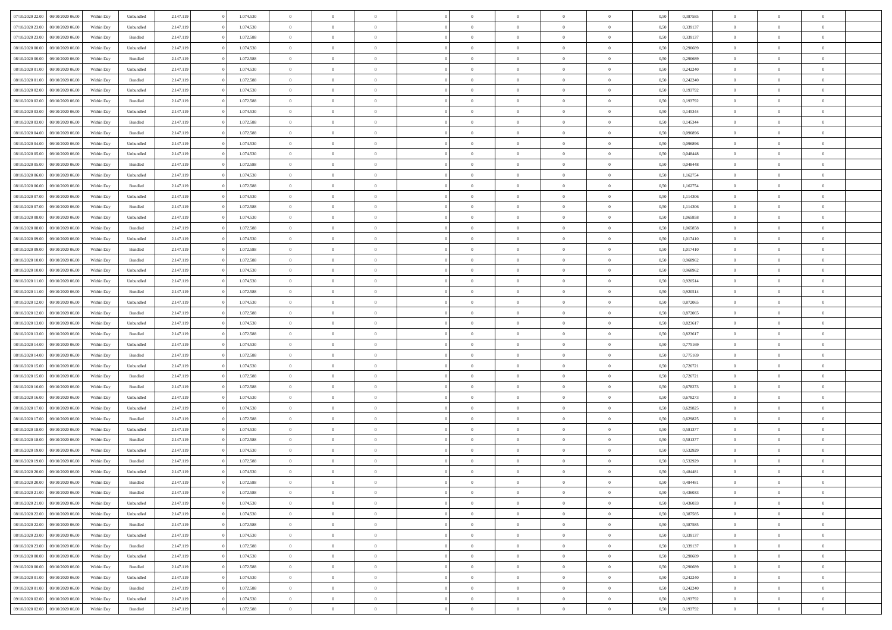| | | | | | | | | | | | | | | | | | | | | | |
|---|---|---|---|---|---|---|---|---|---|---|---|---|---|---|---|---|---|---|---|---|---|
| 07/10/2020 22.00 | 08/10/2020 06.00 | Within Day | Unbundled | 2.147.119 | 0 | 1.074.530 | 0 | 0 | 0 | | 0 | 0 | 0 | 0 | 0 | 0,50 | 0,387585 | 0 | 0 | 0 | |
| 07/10/2020 23.00 | 08/10/2020 06.00 | Within Day | Unbundled | 2.147.119 | 0 | 1.074.530 | 0 | 0 | 0 | | 0 | 0 | 0 | 0 | 0 | 0,50 | 0,339137 | 0 | 0 | 0 | |
| 07/10/2020 23.00 | 08/10/2020 06.00 | Within Day | Bundled | 2.147.119 | 0 | 1.072.588 | 0 | 0 | 0 | | 0 | 0 | 0 | 0 | 0 | 0,50 | 0,339137 | 0 | 0 | 0 | |
| 08/10/2020 00.00 | 08/10/2020 06.00 | Within Day | Unbundled | 2.147.119 | 0 | 1.074.530 | 0 | 0 | 0 | | 0 | 0 | 0 | 0 | 0 | 0,50 | 0,290689 | 0 | 0 | 0 | |
| 08/10/2020 00.00 | 08/10/2020 06.00 | Within Day | Bundled | 2.147.119 | 0 | 1.072.588 | 0 | 0 | 0 | | 0 | 0 | 0 | 0 | 0 | 0,50 | 0,290689 | 0 | 0 | 0 | |
| 08/10/2020 01.00 | 08/10/2020 06.00 | Within Day | Unbundled | 2.147.119 | 0 | 1.074.530 | 0 | 0 | 0 | | 0 | 0 | 0 | 0 | 0 | 0,50 | 0,242240 | 0 | 0 | 0 | |
| 08/10/2020 01.00 | 08/10/2020 06.00 | Within Day | Bundled | 2.147.119 | 0 | 1.072.588 | 0 | 0 | 0 | | 0 | 0 | 0 | 0 | 0 | 0,50 | 0,242240 | 0 | 0 | 0 | |
| 08/10/2020 02.00 | 08/10/2020 06.00 | Within Day | Unbundled | 2.147.119 | 0 | 1.074.530 | 0 | 0 | 0 | | 0 | 0 | 0 | 0 | 0 | 0,50 | 0,193792 | 0 | 0 | 0 | |
| 08/10/2020 02.00 | 08/10/2020 06.00 | Within Day | Bundled | 2.147.119 | 0 | 1.072.588 | 0 | 0 | 0 | | 0 | 0 | 0 | 0 | 0 | 0,50 | 0,193792 | 0 | 0 | 0 | |
| 08/10/2020 03.00 | 08/10/2020 06.00 | Within Day | Unbundled | 2.147.119 | 0 | 1.074.530 | 0 | 0 | 0 | | 0 | 0 | 0 | 0 | 0 | 0,50 | 0,145344 | 0 | 0 | 0 | |
| 08/10/2020 03.00 | 08/10/2020 06.00 | Within Day | Bundled | 2.147.119 | 0 | 1.072.588 | 0 | 0 | 0 | | 0 | 0 | 0 | 0 | 0 | 0,50 | 0,145344 | 0 | 0 | 0 | |
| 08/10/2020 04.00 | 08/10/2020 06.00 | Within Day | Bundled | 2.147.119 | 0 | 1.072.588 | 0 | 0 | 0 | | 0 | 0 | 0 | 0 | 0 | 0,50 | 0,096896 | 0 | 0 | 0 | |
| 08/10/2020 04.00 | 08/10/2020 06.00 | Within Day | Unbundled | 2.147.119 | 0 | 1.074.530 | 0 | 0 | 0 | | 0 | 0 | 0 | 0 | 0 | 0,50 | 0,096896 | 0 | 0 | 0 | |
| 08/10/2020 05.00 | 08/10/2020 06.00 | Within Day | Unbundled | 2.147.119 | 0 | 1.074.530 | 0 | 0 | 0 | | 0 | 0 | 0 | 0 | 0 | 0,50 | 0,048448 | 0 | 0 | 0 | |
| 08/10/2020 05.00 | 08/10/2020 06.00 | Within Day | Bundled | 2.147.119 | 0 | 1.072.588 | 0 | 0 | 0 | | 0 | 0 | 0 | 0 | 0 | 0,50 | 0,048448 | 0 | 0 | 0 | |
| 08/10/2020 06.00 | 09/10/2020 06.00 | Within Day | Unbundled | 2.147.119 | 0 | 1.074.530 | 0 | 0 | 0 | | 0 | 0 | 0 | 0 | 0 | 0,50 | 1,162754 | 0 | 0 | 0 | |
| 08/10/2020 06.00 | 09/10/2020 06.00 | Within Day | Bundled | 2.147.119 | 0 | 1.072.588 | 0 | 0 | 0 | | 0 | 0 | 0 | 0 | 0 | 0,50 | 1,162754 | 0 | 0 | 0 | |
| 08/10/2020 07.00 | 09/10/2020 06.00 | Within Day | Unbundled | 2.147.119 | 0 | 1.074.530 | 0 | 0 | 0 | | 0 | 0 | 0 | 0 | 0 | 0,50 | 1,114306 | 0 | 0 | 0 | |
| 08/10/2020 07.00 | 09/10/2020 06.00 | Within Day | Bundled | 2.147.119 | 0 | 1.072.588 | 0 | 0 | 0 | | 0 | 0 | 0 | 0 | 0 | 0,50 | 1,114306 | 0 | 0 | 0 | |
| 08/10/2020 08.00 | 09/10/2020 06.00 | Within Day | Unbundled | 2.147.119 | 0 | 1.074.530 | 0 | 0 | 0 | | 0 | 0 | 0 | 0 | 0 | 0,50 | 1,065858 | 0 | 0 | 0 | |
| 08/10/2020 08.00 | 09/10/2020 06.00 | Within Day | Bundled | 2.147.119 | 0 | 1.072.588 | 0 | 0 | 0 | | 0 | 0 | 0 | 0 | 0 | 0,50 | 1,065858 | 0 | 0 | 0 | |
| 08/10/2020 09.00 | 09/10/2020 06.00 | Within Day | Unbundled | 2.147.119 | 0 | 1.074.530 | 0 | 0 | 0 | | 0 | 0 | 0 | 0 | 0 | 0,50 | 1,017410 | 0 | 0 | 0 | |
| 08/10/2020 09.00 | 09/10/2020 06.00 | Within Day | Bundled | 2.147.119 | 0 | 1.072.588 | 0 | 0 | 0 | | 0 | 0 | 0 | 0 | 0 | 0,50 | 1,017410 | 0 | 0 | 0 | |
| 08/10/2020 10.00 | 09/10/2020 06.00 | Within Day | Bundled | 2.147.119 | 0 | 1.072.588 | 0 | 0 | 0 | | 0 | 0 | 0 | 0 | 0 | 0,50 | 0,968962 | 0 | 0 | 0 | |
| 08/10/2020 10.00 | 09/10/2020 06.00 | Within Day | Unbundled | 2.147.119 | 0 | 1.074.530 | 0 | 0 | 0 | | 0 | 0 | 0 | 0 | 0 | 0,50 | 0,968962 | 0 | 0 | 0 | |
| 08/10/2020 11.00 | 09/10/2020 06.00 | Within Day | Unbundled | 2.147.119 | 0 | 1.074.530 | 0 | 0 | 0 | | 0 | 0 | 0 | 0 | 0 | 0,50 | 0,920514 | 0 | 0 | 0 | |
| 08/10/2020 11.00 | 09/10/2020 06.00 | Within Day | Bundled | 2.147.119 | 0 | 1.072.588 | 0 | 0 | 0 | | 0 | 0 | 0 | 0 | 0 | 0,50 | 0,920514 | 0 | 0 | 0 | |
| 08/10/2020 12.00 | 09/10/2020 06.00 | Within Day | Unbundled | 2.147.119 | 0 | 1.074.530 | 0 | 0 | 0 | | 0 | 0 | 0 | 0 | 0 | 0,50 | 0,872065 | 0 | 0 | 0 | |
| 08/10/2020 12.00 | 09/10/2020 06.00 | Within Day | Bundled | 2.147.119 | 0 | 1.072.588 | 0 | 0 | 0 | | 0 | 0 | 0 | 0 | 0 | 0,50 | 0,872065 | 0 | 0 | 0 | |
| 08/10/2020 13.00 | 09/10/2020 06.00 | Within Day | Unbundled | 2.147.119 | 0 | 1.074.530 | 0 | 0 | 0 | | 0 | 0 | 0 | 0 | 0 | 0,50 | 0,823617 | 0 | 0 | 0 | |
| 08/10/2020 13.00 | 09/10/2020 06.00 | Within Day | Bundled | 2.147.119 | 0 | 1.072.588 | 0 | 0 | 0 | | 0 | 0 | 0 | 0 | 0 | 0,50 | 0,823617 | 0 | 0 | 0 | |
| 08/10/2020 14.00 | 09/10/2020 06.00 | Within Day | Unbundled | 2.147.119 | 0 | 1.074.530 | 0 | 0 | 0 | | 0 | 0 | 0 | 0 | 0 | 0,50 | 0,775169 | 0 | 0 | 0 | |
| 08/10/2020 14.00 | 09/10/2020 06.00 | Within Day | Bundled | 2.147.119 | 0 | 1.072.588 | 0 | 0 | 0 | | 0 | 0 | 0 | 0 | 0 | 0,50 | 0,775169 | 0 | 0 | 0 | |
| 08/10/2020 15.00 | 09/10/2020 06.00 | Within Day | Unbundled | 2.147.119 | 0 | 1.074.530 | 0 | 0 | 0 | | 0 | 0 | 0 | 0 | 0 | 0,50 | 0,726721 | 0 | 0 | 0 | |
| 08/10/2020 15.00 | 09/10/2020 06.00 | Within Day | Bundled | 2.147.119 | 0 | 1.072.588 | 0 | 0 | 0 | | 0 | 0 | 0 | 0 | 0 | 0,50 | 0,726721 | 0 | 0 | 0 | |
| 08/10/2020 16.00 | 09/10/2020 06.00 | Within Day | Bundled | 2.147.119 | 0 | 1.072.588 | 0 | 0 | 0 | | 0 | 0 | 0 | 0 | 0 | 0,50 | 0,678273 | 0 | 0 | 0 | |
| 08/10/2020 16.00 | 09/10/2020 06.00 | Within Day | Unbundled | 2.147.119 | 0 | 1.074.530 | 0 | 0 | 0 | | 0 | 0 | 0 | 0 | 0 | 0,50 | 0,678273 | 0 | 0 | 0 | |
| 08/10/2020 17.00 | 09/10/2020 06.00 | Within Day | Unbundled | 2.147.119 | 0 | 1.074.530 | 0 | 0 | 0 | | 0 | 0 | 0 | 0 | 0 | 0,50 | 0,629825 | 0 | 0 | 0 | |
| 08/10/2020 17.00 | 09/10/2020 06.00 | Within Day | Bundled | 2.147.119 | 0 | 1.072.588 | 0 | 0 | 0 | | 0 | 0 | 0 | 0 | 0 | 0,50 | 0,629825 | 0 | 0 | 0 | |
| 08/10/2020 18.00 | 09/10/2020 06.00 | Within Day | Unbundled | 2.147.119 | 0 | 1.074.530 | 0 | 0 | 0 | | 0 | 0 | 0 | 0 | 0 | 0,50 | 0,581377 | 0 | 0 | 0 | |
| 08/10/2020 18.00 | 09/10/2020 06.00 | Within Day | Bundled | 2.147.119 | 0 | 1.072.588 | 0 | 0 | 0 | | 0 | 0 | 0 | 0 | 0 | 0,50 | 0,581377 | 0 | 0 | 0 | |
| 08/10/2020 19.00 | 09/10/2020 06.00 | Within Day | Unbundled | 2.147.119 | 0 | 1.074.530 | 0 | 0 | 0 | | 0 | 0 | 0 | 0 | 0 | 0,50 | 0,532929 | 0 | 0 | 0 | |
| 08/10/2020 19.00 | 09/10/2020 06.00 | Within Day | Bundled | 2.147.119 | 0 | 1.072.588 | 0 | 0 | 0 | | 0 | 0 | 0 | 0 | 0 | 0,50 | 0,532929 | 0 | 0 | 0 | |
| 08/10/2020 20.00 | 09/10/2020 06.00 | Within Day | Unbundled | 2.147.119 | 0 | 1.074.530 | 0 | 0 | 0 | | 0 | 0 | 0 | 0 | 0 | 0,50 | 0,484481 | 0 | 0 | 0 | |
| 08/10/2020 20.00 | 09/10/2020 06.00 | Within Day | Bundled | 2.147.119 | 0 | 1.072.588 | 0 | 0 | 0 | | 0 | 0 | 0 | 0 | 0 | 0,50 | 0,484481 | 0 | 0 | 0 | |
| 08/10/2020 21.00 | 09/10/2020 06.00 | Within Day | Bundled | 2.147.119 | 0 | 1.072.588 | 0 | 0 | 0 | | 0 | 0 | 0 | 0 | 0 | 0,50 | 0,436033 | 0 | 0 | 0 | |
| 08/10/2020 21.00 | 09/10/2020 06.00 | Within Day | Unbundled | 2.147.119 | 0 | 1.074.530 | 0 | 0 | 0 | | 0 | 0 | 0 | 0 | 0 | 0,50 | 0,436033 | 0 | 0 | 0 | |
| 08/10/2020 22.00 | 09/10/2020 06.00 | Within Day | Unbundled | 2.147.119 | 0 | 1.074.530 | 0 | 0 | 0 | | 0 | 0 | 0 | 0 | 0 | 0,50 | 0,387585 | 0 | 0 | 0 | |
| 08/10/2020 22.00 | 09/10/2020 06.00 | Within Day | Bundled | 2.147.119 | 0 | 1.072.588 | 0 | 0 | 0 | | 0 | 0 | 0 | 0 | 0 | 0,50 | 0,387585 | 0 | 0 | 0 | |
| 08/10/2020 23.00 | 09/10/2020 06.00 | Within Day | Unbundled | 2.147.119 | 0 | 1.074.530 | 0 | 0 | 0 | | 0 | 0 | 0 | 0 | 0 | 0,50 | 0,339137 | 0 | 0 | 0 | |
| 08/10/2020 23.00 | 09/10/2020 06.00 | Within Day | Bundled | 2.147.119 | 0 | 1.072.588 | 0 | 0 | 0 | | 0 | 0 | 0 | 0 | 0 | 0,50 | 0,339137 | 0 | 0 | 0 | |
| 09/10/2020 00.00 | 09/10/2020 06.00 | Within Day | Unbundled | 2.147.119 | 0 | 1.074.530 | 0 | 0 | 0 | | 0 | 0 | 0 | 0 | 0 | 0,50 | 0,290689 | 0 | 0 | 0 | |
| 09/10/2020 00.00 | 09/10/2020 06.00 | Within Day | Bundled | 2.147.119 | 0 | 1.072.588 | 0 | 0 | 0 | | 0 | 0 | 0 | 0 | 0 | 0,50 | 0,290689 | 0 | 0 | 0 | |
| 09/10/2020 01.00 | 09/10/2020 06.00 | Within Day | Unbundled | 2.147.119 | 0 | 1.074.530 | 0 | 0 | 0 | | 0 | 0 | 0 | 0 | 0 | 0,50 | 0,242240 | 0 | 0 | 0 | |
| 09/10/2020 01.00 | 09/10/2020 06.00 | Within Day | Bundled | 2.147.119 | 0 | 1.072.588 | 0 | 0 | 0 | | 0 | 0 | 0 | 0 | 0 | 0,50 | 0,242240 | 0 | 0 | 0 | |
| 09/10/2020 02.00 | 09/10/2020 06.00 | Within Day | Unbundled | 2.147.119 | 0 | 1.074.530 | 0 | 0 | 0 | | 0 | 0 | 0 | 0 | 0 | 0,50 | 0,193792 | 0 | 0 | 0 | |
| 09/10/2020 02.00 | 09/10/2020 06.00 | Within Day | Bundled | 2.147.119 | 0 | 1.072.588 | 0 | 0 | 0 | | 0 | 0 | 0 | 0 | 0 | 0,50 | 0,193792 | 0 | 0 | 0 | |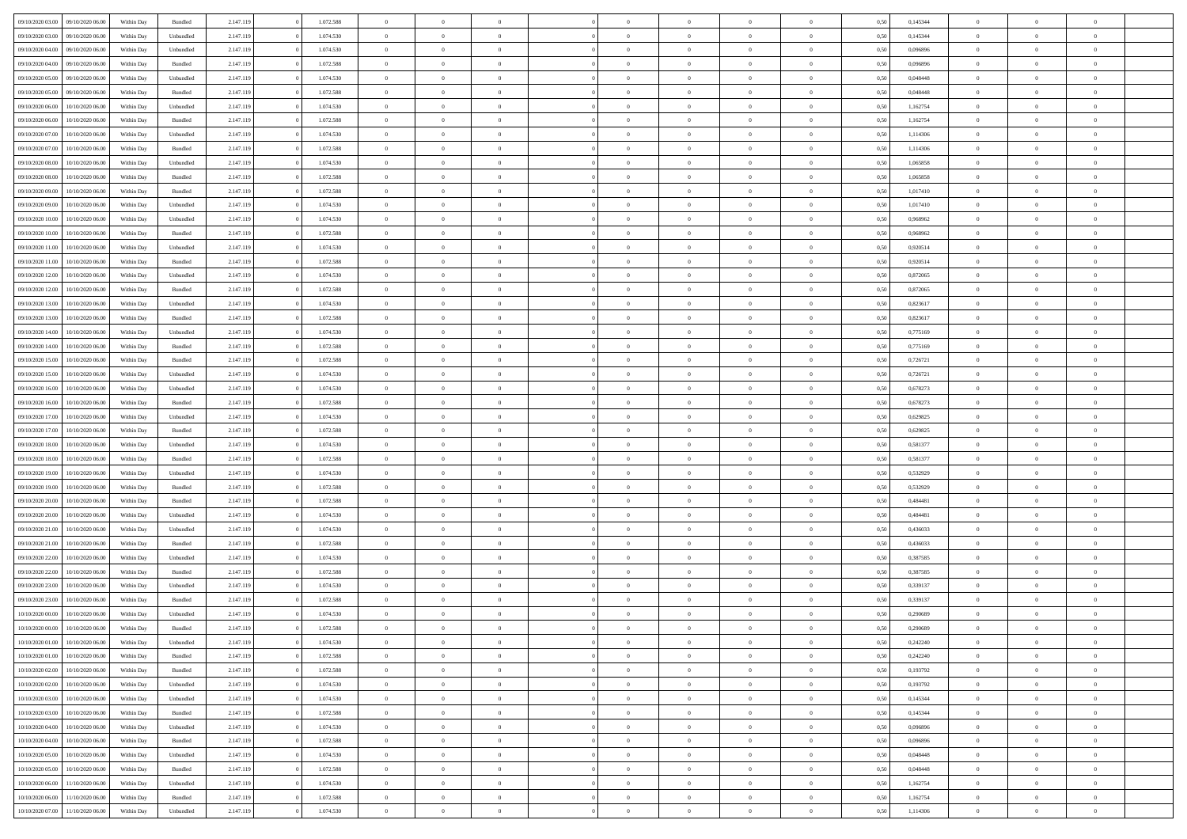| | | | | | | | | | | | | | | | | | | | | | |
|---|---|---|---|---|---|---|---|---|---|---|---|---|---|---|---|---|---|---|---|---|---|
| 09/10/2020 03.00 | 09/10/2020 06.00 | Within Day | Bundled | 2.147.119 | 0 | 1.072.588 | 0 | 0 | 0 | | 0 | 0 | 0 | 0 | 0,50 | 0,145344 | 0 | 0 | 0 | |
| 09/10/2020 03.00 | 09/10/2020 06.00 | Within Day | Unbundled | 2.147.119 | 0 | 1.074.530 | 0 | 0 | 0 | | 0 | 0 | 0 | 0 | 0,50 | 0,145344 | 0 | 0 | 0 | |
| 09/10/2020 04.00 | 09/10/2020 06.00 | Within Day | Unbundled | 2.147.119 | 0 | 1.074.530 | 0 | 0 | 0 | | 0 | 0 | 0 | 0 | 0,50 | 0,096896 | 0 | 0 | 0 | |
| 09/10/2020 04.00 | 09/10/2020 06.00 | Within Day | Bundled | 2.147.119 | 0 | 1.072.588 | 0 | 0 | 0 | | 0 | 0 | 0 | 0 | 0,50 | 0,096896 | 0 | 0 | 0 | |
| 09/10/2020 05.00 | 09/10/2020 06.00 | Within Day | Unbundled | 2.147.119 | 0 | 1.074.530 | 0 | 0 | 0 | | 0 | 0 | 0 | 0 | 0,50 | 0,048448 | 0 | 0 | 0 | |
| 09/10/2020 05.00 | 09/10/2020 06.00 | Within Day | Bundled | 2.147.119 | 0 | 1.072.588 | 0 | 0 | 0 | | 0 | 0 | 0 | 0 | 0,50 | 0,048448 | 0 | 0 | 0 | |
| 09/10/2020 06.00 | 10/10/2020 06.00 | Within Day | Unbundled | 2.147.119 | 0 | 1.074.530 | 0 | 0 | 0 | | 0 | 0 | 0 | 0 | 0,50 | 1,162754 | 0 | 0 | 0 | |
| 09/10/2020 06.00 | 10/10/2020 06.00 | Within Day | Bundled | 2.147.119 | 0 | 1.072.588 | 0 | 0 | 0 | | 0 | 0 | 0 | 0 | 0,50 | 1,162754 | 0 | 0 | 0 | |
| 09/10/2020 07.00 | 10/10/2020 06.00 | Within Day | Unbundled | 2.147.119 | 0 | 1.074.530 | 0 | 0 | 0 | | 0 | 0 | 0 | 0 | 0,50 | 1,114306 | 0 | 0 | 0 | |
| 09/10/2020 07.00 | 10/10/2020 06.00 | Within Day | Bundled | 2.147.119 | 0 | 1.072.588 | 0 | 0 | 0 | | 0 | 0 | 0 | 0 | 0,50 | 1,114306 | 0 | 0 | 0 | |
| 09/10/2020 08.00 | 10/10/2020 06.00 | Within Day | Unbundled | 2.147.119 | 0 | 1.074.530 | 0 | 0 | 0 | | 0 | 0 | 0 | 0 | 0,50 | 1,065858 | 0 | 0 | 0 | |
| 09/10/2020 08.00 | 10/10/2020 06.00 | Within Day | Bundled | 2.147.119 | 0 | 1.072.588 | 0 | 0 | 0 | | 0 | 0 | 0 | 0 | 0,50 | 1,065858 | 0 | 0 | 0 | |
| 09/10/2020 09.00 | 10/10/2020 06.00 | Within Day | Bundled | 2.147.119 | 0 | 1.072.588 | 0 | 0 | 0 | | 0 | 0 | 0 | 0 | 0,50 | 1,017410 | 0 | 0 | 0 | |
| 09/10/2020 09.00 | 10/10/2020 06.00 | Within Day | Unbundled | 2.147.119 | 0 | 1.074.530 | 0 | 0 | 0 | | 0 | 0 | 0 | 0 | 0,50 | 1,017410 | 0 | 0 | 0 | |
| 09/10/2020 10.00 | 10/10/2020 06.00 | Within Day | Unbundled | 2.147.119 | 0 | 1.074.530 | 0 | 0 | 0 | | 0 | 0 | 0 | 0 | 0,50 | 0,968962 | 0 | 0 | 0 | |
| 09/10/2020 10.00 | 10/10/2020 06.00 | Within Day | Bundled | 2.147.119 | 0 | 1.072.588 | 0 | 0 | 0 | | 0 | 0 | 0 | 0 | 0,50 | 0,968962 | 0 | 0 | 0 | |
| 09/10/2020 11.00 | 10/10/2020 06.00 | Within Day | Unbundled | 2.147.119 | 0 | 1.074.530 | 0 | 0 | 0 | | 0 | 0 | 0 | 0 | 0,50 | 0,920514 | 0 | 0 | 0 | |
| 09/10/2020 11.00 | 10/10/2020 06.00 | Within Day | Bundled | 2.147.119 | 0 | 1.072.588 | 0 | 0 | 0 | | 0 | 0 | 0 | 0 | 0,50 | 0,920514 | 0 | 0 | 0 | |
| 09/10/2020 12.00 | 10/10/2020 06.00 | Within Day | Unbundled | 2.147.119 | 0 | 1.074.530 | 0 | 0 | 0 | | 0 | 0 | 0 | 0 | 0,50 | 0,872065 | 0 | 0 | 0 | |
| 09/10/2020 12.00 | 10/10/2020 06.00 | Within Day | Bundled | 2.147.119 | 0 | 1.072.588 | 0 | 0 | 0 | | 0 | 0 | 0 | 0 | 0,50 | 0,872065 | 0 | 0 | 0 | |
| 09/10/2020 13.00 | 10/10/2020 06.00 | Within Day | Unbundled | 2.147.119 | 0 | 1.074.530 | 0 | 0 | 0 | | 0 | 0 | 0 | 0 | 0,50 | 0,823617 | 0 | 0 | 0 | |
| 09/10/2020 13.00 | 10/10/2020 06.00 | Within Day | Bundled | 2.147.119 | 0 | 1.072.588 | 0 | 0 | 0 | | 0 | 0 | 0 | 0 | 0,50 | 0,823617 | 0 | 0 | 0 | |
| 09/10/2020 14.00 | 10/10/2020 06.00 | Within Day | Unbundled | 2.147.119 | 0 | 1.074.530 | 0 | 0 | 0 | | 0 | 0 | 0 | 0 | 0,50 | 0,775169 | 0 | 0 | 0 | |
| 09/10/2020 14.00 | 10/10/2020 06.00 | Within Day | Bundled | 2.147.119 | 0 | 1.072.588 | 0 | 0 | 0 | | 0 | 0 | 0 | 0 | 0,50 | 0,775169 | 0 | 0 | 0 | |
| 09/10/2020 15.00 | 10/10/2020 06.00 | Within Day | Bundled | 2.147.119 | 0 | 1.072.588 | 0 | 0 | 0 | | 0 | 0 | 0 | 0 | 0,50 | 0,726721 | 0 | 0 | 0 | |
| 09/10/2020 15.00 | 10/10/2020 06.00 | Within Day | Unbundled | 2.147.119 | 0 | 1.074.530 | 0 | 0 | 0 | | 0 | 0 | 0 | 0 | 0,50 | 0,726721 | 0 | 0 | 0 | |
| 09/10/2020 16.00 | 10/10/2020 06.00 | Within Day | Unbundled | 2.147.119 | 0 | 1.074.530 | 0 | 0 | 0 | | 0 | 0 | 0 | 0 | 0,50 | 0,678273 | 0 | 0 | 0 | |
| 09/10/2020 16.00 | 10/10/2020 06.00 | Within Day | Bundled | 2.147.119 | 0 | 1.072.588 | 0 | 0 | 0 | | 0 | 0 | 0 | 0 | 0,50 | 0,678273 | 0 | 0 | 0 | |
| 09/10/2020 17.00 | 10/10/2020 06.00 | Within Day | Unbundled | 2.147.119 | 0 | 1.074.530 | 0 | 0 | 0 | | 0 | 0 | 0 | 0 | 0,50 | 0,629825 | 0 | 0 | 0 | |
| 09/10/2020 17.00 | 10/10/2020 06.00 | Within Day | Bundled | 2.147.119 | 0 | 1.072.588 | 0 | 0 | 0 | | 0 | 0 | 0 | 0 | 0,50 | 0,629825 | 0 | 0 | 0 | |
| 09/10/2020 18.00 | 10/10/2020 06.00 | Within Day | Unbundled | 2.147.119 | 0 | 1.074.530 | 0 | 0 | 0 | | 0 | 0 | 0 | 0 | 0,50 | 0,581377 | 0 | 0 | 0 | |
| 09/10/2020 18.00 | 10/10/2020 06.00 | Within Day | Bundled | 2.147.119 | 0 | 1.072.588 | 0 | 0 | 0 | | 0 | 0 | 0 | 0 | 0,50 | 0,581377 | 0 | 0 | 0 | |
| 09/10/2020 19.00 | 10/10/2020 06.00 | Within Day | Unbundled | 2.147.119 | 0 | 1.074.530 | 0 | 0 | 0 | | 0 | 0 | 0 | 0 | 0,50 | 0,532929 | 0 | 0 | 0 | |
| 09/10/2020 19.00 | 10/10/2020 06.00 | Within Day | Bundled | 2.147.119 | 0 | 1.072.588 | 0 | 0 | 0 | | 0 | 0 | 0 | 0 | 0,50 | 0,532929 | 0 | 0 | 0 | |
| 09/10/2020 20.00 | 10/10/2020 06.00 | Within Day | Bundled | 2.147.119 | 0 | 1.072.588 | 0 | 0 | 0 | | 0 | 0 | 0 | 0 | 0,50 | 0,484481 | 0 | 0 | 0 | |
| 09/10/2020 20.00 | 10/10/2020 06.00 | Within Day | Unbundled | 2.147.119 | 0 | 1.074.530 | 0 | 0 | 0 | | 0 | 0 | 0 | 0 | 0,50 | 0,484481 | 0 | 0 | 0 | |
| 09/10/2020 21.00 | 10/10/2020 06.00 | Within Day | Unbundled | 2.147.119 | 0 | 1.074.530 | 0 | 0 | 0 | | 0 | 0 | 0 | 0 | 0,50 | 0,436033 | 0 | 0 | 0 | |
| 09/10/2020 21.00 | 10/10/2020 06.00 | Within Day | Bundled | 2.147.119 | 0 | 1.072.588 | 0 | 0 | 0 | | 0 | 0 | 0 | 0 | 0,50 | 0,436033 | 0 | 0 | 0 | |
| 09/10/2020 22.00 | 10/10/2020 06.00 | Within Day | Unbundled | 2.147.119 | 0 | 1.074.530 | 0 | 0 | 0 | | 0 | 0 | 0 | 0 | 0,50 | 0,387585 | 0 | 0 | 0 | |
| 09/10/2020 22.00 | 10/10/2020 06.00 | Within Day | Bundled | 2.147.119 | 0 | 1.072.588 | 0 | 0 | 0 | | 0 | 0 | 0 | 0 | 0,50 | 0,387585 | 0 | 0 | 0 | |
| 09/10/2020 23.00 | 10/10/2020 06.00 | Within Day | Unbundled | 2.147.119 | 0 | 1.074.530 | 0 | 0 | 0 | | 0 | 0 | 0 | 0 | 0,50 | 0,339137 | 0 | 0 | 0 | |
| 09/10/2020 23.00 | 10/10/2020 06.00 | Within Day | Bundled | 2.147.119 | 0 | 1.072.588 | 0 | 0 | 0 | | 0 | 0 | 0 | 0 | 0,50 | 0,339137 | 0 | 0 | 0 | |
| 10/10/2020 00.00 | 10/10/2020 06.00 | Within Day | Unbundled | 2.147.119 | 0 | 1.074.530 | 0 | 0 | 0 | | 0 | 0 | 0 | 0 | 0,50 | 0,290689 | 0 | 0 | 0 | |
| 10/10/2020 00.00 | 10/10/2020 06.00 | Within Day | Bundled | 2.147.119 | 0 | 1.072.588 | 0 | 0 | 0 | | 0 | 0 | 0 | 0 | 0,50 | 0,290689 | 0 | 0 | 0 | |
| 10/10/2020 01.00 | 10/10/2020 06.00 | Within Day | Unbundled | 2.147.119 | 0 | 1.074.530 | 0 | 0 | 0 | | 0 | 0 | 0 | 0 | 0,50 | 0,242240 | 0 | 0 | 0 | |
| 10/10/2020 01.00 | 10/10/2020 06.00 | Within Day | Bundled | 2.147.119 | 0 | 1.072.588 | 0 | 0 | 0 | | 0 | 0 | 0 | 0 | 0,50 | 0,242240 | 0 | 0 | 0 | |
| 10/10/2020 02.00 | 10/10/2020 06.00 | Within Day | Bundled | 2.147.119 | 0 | 1.072.588 | 0 | 0 | 0 | | 0 | 0 | 0 | 0 | 0,50 | 0,193792 | 0 | 0 | 0 | |
| 10/10/2020 02.00 | 10/10/2020 06.00 | Within Day | Unbundled | 2.147.119 | 0 | 1.074.530 | 0 | 0 | 0 | | 0 | 0 | 0 | 0 | 0,50 | 0,193792 | 0 | 0 | 0 | |
| 10/10/2020 03.00 | 10/10/2020 06.00 | Within Day | Unbundled | 2.147.119 | 0 | 1.074.530 | 0 | 0 | 0 | | 0 | 0 | 0 | 0 | 0,50 | 0,145344 | 0 | 0 | 0 | |
| 10/10/2020 03.00 | 10/10/2020 06.00 | Within Day | Bundled | 2.147.119 | 0 | 1.072.588 | 0 | 0 | 0 | | 0 | 0 | 0 | 0 | 0,50 | 0,145344 | 0 | 0 | 0 | |
| 10/10/2020 04.00 | 10/10/2020 06.00 | Within Day | Unbundled | 2.147.119 | 0 | 1.074.530 | 0 | 0 | 0 | | 0 | 0 | 0 | 0 | 0,50 | 0,096896 | 0 | 0 | 0 | |
| 10/10/2020 04.00 | 10/10/2020 06.00 | Within Day | Bundled | 2.147.119 | 0 | 1.072.588 | 0 | 0 | 0 | | 0 | 0 | 0 | 0 | 0,50 | 0,096896 | 0 | 0 | 0 | |
| 10/10/2020 05.00 | 10/10/2020 06.00 | Within Day | Unbundled | 2.147.119 | 0 | 1.074.530 | 0 | 0 | 0 | | 0 | 0 | 0 | 0 | 0,50 | 0,048448 | 0 | 0 | 0 | |
| 10/10/2020 05.00 | 10/10/2020 06.00 | Within Day | Bundled | 2.147.119 | 0 | 1.072.588 | 0 | 0 | 0 | | 0 | 0 | 0 | 0 | 0,50 | 0,048448 | 0 | 0 | 0 | |
| 10/10/2020 06.00 | 11/10/2020 06.00 | Within Day | Unbundled | 2.147.119 | 0 | 1.074.530 | 0 | 0 | 0 | | 0 | 0 | 0 | 0 | 0,50 | 1,162754 | 0 | 0 | 0 | |
| 10/10/2020 06.00 | 11/10/2020 06.00 | Within Day | Bundled | 2.147.119 | 0 | 1.072.588 | 0 | 0 | 0 | | 0 | 0 | 0 | 0 | 0,50 | 1,162754 | 0 | 0 | 0 | |
| 10/10/2020 07.00 | 11/10/2020 06.00 | Within Day | Unbundled | 2.147.119 | 0 | 1.074.530 | 0 | 0 | 0 | | 0 | 0 | 0 | 0 | 0,50 | 1,114306 | 0 | 0 | 0 | |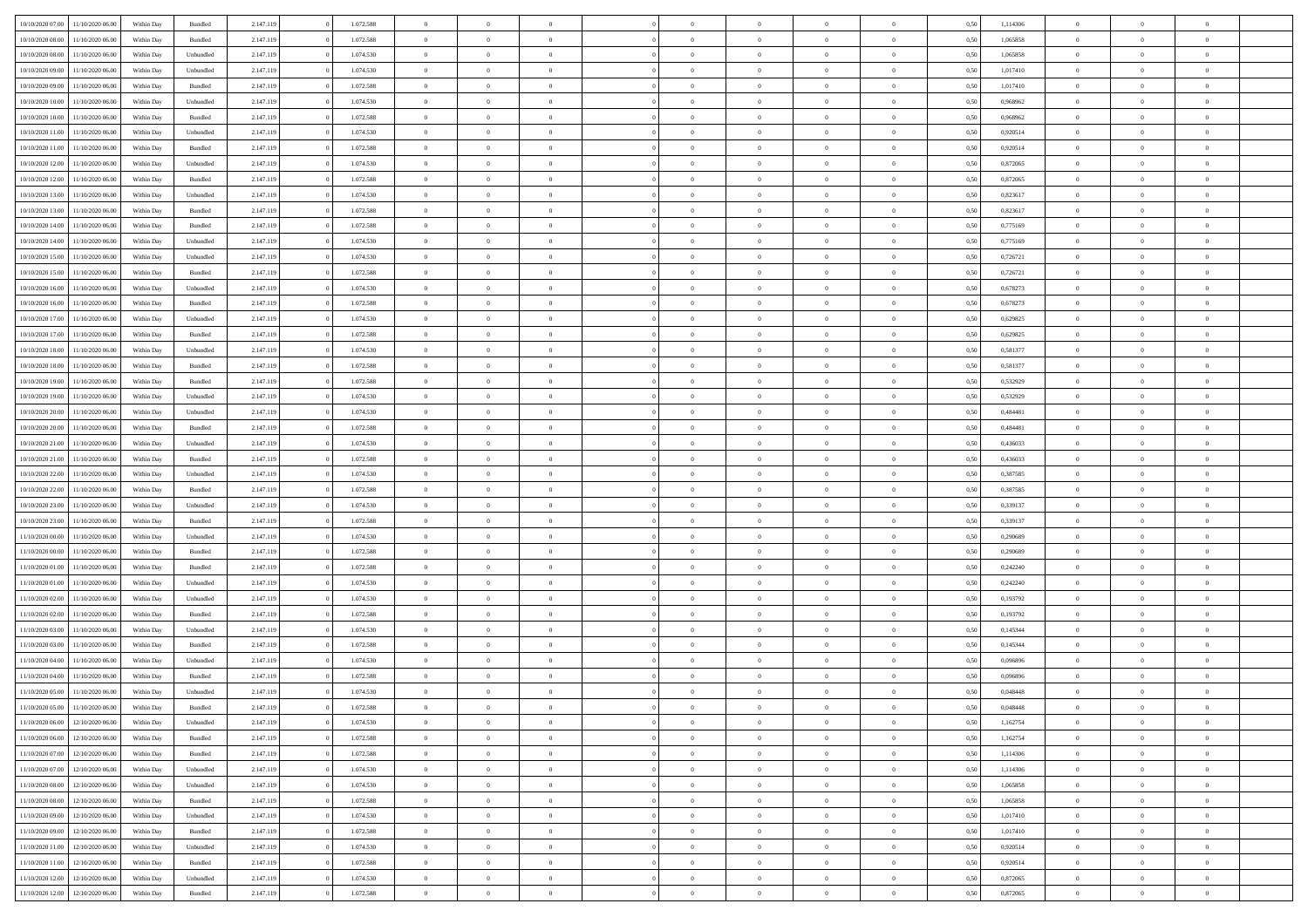| | | | | | | | | | | | | | | | | | | | | |
|---|---|---|---|---|---|---|---|---|---|---|---|---|---|---|---|---|---|---|---|---|
| 10/10/2020 07.00 | 11/10/2020 06.00 | Within Day | Bundled | 2.147.119 | 0 | 1.072.588 | 0 | 0 | 0 | | 0 | 0 | 0 | 0 | 0,50 | 1,114306 | 0 | 0 | 0 | |
| 10/10/2020 08.00 | 11/10/2020 06.00 | Within Day | Bundled | 2.147.119 | 0 | 1.072.588 | 0 | 0 | 0 | | 0 | 0 | 0 | 0 | 0,50 | 1,065858 | 0 | 0 | 0 | |
| 10/10/2020 08.00 | 11/10/2020 06.00 | Within Day | Unbundled | 2.147.119 | 0 | 1.074.530 | 0 | 0 | 0 | | 0 | 0 | 0 | 0 | 0,50 | 1,065858 | 0 | 0 | 0 | |
| 10/10/2020 09.00 | 11/10/2020 06.00 | Within Day | Unbundled | 2.147.119 | 0 | 1.074.530 | 0 | 0 | 0 | | 0 | 0 | 0 | 0 | 0,50 | 1,017410 | 0 | 0 | 0 | |
| 10/10/2020 09.00 | 11/10/2020 06.00 | Within Day | Bundled | 2.147.119 | 0 | 1.072.588 | 0 | 0 | 0 | | 0 | 0 | 0 | 0 | 0,50 | 1,017410 | 0 | 0 | 0 | |
| 10/10/2020 10.00 | 11/10/2020 06.00 | Within Day | Unbundled | 2.147.119 | 0 | 1.074.530 | 0 | 0 | 0 | | 0 | 0 | 0 | 0 | 0,50 | 0,968962 | 0 | 0 | 0 | |
| 10/10/2020 10.00 | 11/10/2020 06.00 | Within Day | Bundled | 2.147.119 | 0 | 1.072.588 | 0 | 0 | 0 | | 0 | 0 | 0 | 0 | 0,50 | 0,968962 | 0 | 0 | 0 | |
| 10/10/2020 11.00 | 11/10/2020 06.00 | Within Day | Unbundled | 2.147.119 | 0 | 1.074.530 | 0 | 0 | 0 | | 0 | 0 | 0 | 0 | 0,50 | 0,920514 | 0 | 0 | 0 | |
| 10/10/2020 11.00 | 11/10/2020 06.00 | Within Day | Bundled | 2.147.119 | 0 | 1.072.588 | 0 | 0 | 0 | | 0 | 0 | 0 | 0 | 0,50 | 0,920514 | 0 | 0 | 0 | |
| 10/10/2020 12.00 | 11/10/2020 06.00 | Within Day | Unbundled | 2.147.119 | 0 | 1.074.530 | 0 | 0 | 0 | | 0 | 0 | 0 | 0 | 0,50 | 0,872065 | 0 | 0 | 0 | |
| 10/10/2020 12.00 | 11/10/2020 06.00 | Within Day | Bundled | 2.147.119 | 0 | 1.072.588 | 0 | 0 | 0 | | 0 | 0 | 0 | 0 | 0,50 | 0,872065 | 0 | 0 | 0 | |
| 10/10/2020 13.00 | 11/10/2020 06.00 | Within Day | Unbundled | 2.147.119 | 0 | 1.074.530 | 0 | 0 | 0 | | 0 | 0 | 0 | 0 | 0,50 | 0,823617 | 0 | 0 | 0 | |
| 10/10/2020 13.00 | 11/10/2020 06.00 | Within Day | Bundled | 2.147.119 | 0 | 1.072.588 | 0 | 0 | 0 | | 0 | 0 | 0 | 0 | 0,50 | 0,823617 | 0 | 0 | 0 | |
| 10/10/2020 14.00 | 11/10/2020 06.00 | Within Day | Bundled | 2.147.119 | 0 | 1.072.588 | 0 | 0 | 0 | | 0 | 0 | 0 | 0 | 0,50 | 0,775169 | 0 | 0 | 0 | |
| 10/10/2020 14.00 | 11/10/2020 06.00 | Within Day | Unbundled | 2.147.119 | 0 | 1.074.530 | 0 | 0 | 0 | | 0 | 0 | 0 | 0 | 0,50 | 0,775169 | 0 | 0 | 0 | |
| 10/10/2020 15.00 | 11/10/2020 06.00 | Within Day | Unbundled | 2.147.119 | 0 | 1.074.530 | 0 | 0 | 0 | | 0 | 0 | 0 | 0 | 0,50 | 0,726721 | 0 | 0 | 0 | |
| 10/10/2020 15.00 | 11/10/2020 06.00 | Within Day | Bundled | 2.147.119 | 0 | 1.072.588 | 0 | 0 | 0 | | 0 | 0 | 0 | 0 | 0,50 | 0,726721 | 0 | 0 | 0 | |
| 10/10/2020 16.00 | 11/10/2020 06.00 | Within Day | Unbundled | 2.147.119 | 0 | 1.074.530 | 0 | 0 | 0 | | 0 | 0 | 0 | 0 | 0,50 | 0,678273 | 0 | 0 | 0 | |
| 10/10/2020 16.00 | 11/10/2020 06.00 | Within Day | Bundled | 2.147.119 | 0 | 1.072.588 | 0 | 0 | 0 | | 0 | 0 | 0 | 0 | 0,50 | 0,678273 | 0 | 0 | 0 | |
| 10/10/2020 17.00 | 11/10/2020 06.00 | Within Day | Unbundled | 2.147.119 | 0 | 1.074.530 | 0 | 0 | 0 | | 0 | 0 | 0 | 0 | 0,50 | 0,629825 | 0 | 0 | 0 | |
| 10/10/2020 17.00 | 11/10/2020 06.00 | Within Day | Bundled | 2.147.119 | 0 | 1.072.588 | 0 | 0 | 0 | | 0 | 0 | 0 | 0 | 0,50 | 0,629825 | 0 | 0 | 0 | |
| 10/10/2020 18.00 | 11/10/2020 06.00 | Within Day | Unbundled | 2.147.119 | 0 | 1.074.530 | 0 | 0 | 0 | | 0 | 0 | 0 | 0 | 0,50 | 0,581377 | 0 | 0 | 0 | |
| 10/10/2020 18.00 | 11/10/2020 06.00 | Within Day | Bundled | 2.147.119 | 0 | 1.072.588 | 0 | 0 | 0 | | 0 | 0 | 0 | 0 | 0,50 | 0,581377 | 0 | 0 | 0 | |
| 10/10/2020 19.00 | 11/10/2020 06.00 | Within Day | Bundled | 2.147.119 | 0 | 1.072.588 | 0 | 0 | 0 | | 0 | 0 | 0 | 0 | 0,50 | 0,532929 | 0 | 0 | 0 | |
| 10/10/2020 19.00 | 11/10/2020 06.00 | Within Day | Unbundled | 2.147.119 | 0 | 1.074.530 | 0 | 0 | 0 | | 0 | 0 | 0 | 0 | 0,50 | 0,532929 | 0 | 0 | 0 | |
| 10/10/2020 20.00 | 11/10/2020 06.00 | Within Day | Unbundled | 2.147.119 | 0 | 1.074.530 | 0 | 0 | 0 | | 0 | 0 | 0 | 0 | 0,50 | 0,484481 | 0 | 0 | 0 | |
| 10/10/2020 20.00 | 11/10/2020 06.00 | Within Day | Bundled | 2.147.119 | 0 | 1.072.588 | 0 | 0 | 0 | | 0 | 0 | 0 | 0 | 0,50 | 0,484481 | 0 | 0 | 0 | |
| 10/10/2020 21.00 | 11/10/2020 06.00 | Within Day | Unbundled | 2.147.119 | 0 | 1.074.530 | 0 | 0 | 0 | | 0 | 0 | 0 | 0 | 0,50 | 0,436033 | 0 | 0 | 0 | |
| 10/10/2020 21.00 | 11/10/2020 06.00 | Within Day | Bundled | 2.147.119 | 0 | 1.072.588 | 0 | 0 | 0 | | 0 | 0 | 0 | 0 | 0,50 | 0,436033 | 0 | 0 | 0 | |
| 10/10/2020 22.00 | 11/10/2020 06.00 | Within Day | Unbundled | 2.147.119 | 0 | 1.074.530 | 0 | 0 | 0 | | 0 | 0 | 0 | 0 | 0,50 | 0,387585 | 0 | 0 | 0 | |
| 10/10/2020 22.00 | 11/10/2020 06.00 | Within Day | Bundled | 2.147.119 | 0 | 1.072.588 | 0 | 0 | 0 | | 0 | 0 | 0 | 0 | 0,50 | 0,387585 | 0 | 0 | 0 | |
| 10/10/2020 23.00 | 11/10/2020 06.00 | Within Day | Unbundled | 2.147.119 | 0 | 1.074.530 | 0 | 0 | 0 | | 0 | 0 | 0 | 0 | 0,50 | 0,339137 | 0 | 0 | 0 | |
| 10/10/2020 23.00 | 11/10/2020 06.00 | Within Day | Bundled | 2.147.119 | 0 | 1.072.588 | 0 | 0 | 0 | | 0 | 0 | 0 | 0 | 0,50 | 0,339137 | 0 | 0 | 0 | |
| 11/10/2020 00.00 | 11/10/2020 06.00 | Within Day | Unbundled | 2.147.119 | 0 | 1.074.530 | 0 | 0 | 0 | | 0 | 0 | 0 | 0 | 0,50 | 0,290689 | 0 | 0 | 0 | |
| 11/10/2020 00.00 | 11/10/2020 06.00 | Within Day | Bundled | 2.147.119 | 0 | 1.072.588 | 0 | 0 | 0 | | 0 | 0 | 0 | 0 | 0,50 | 0,290689 | 0 | 0 | 0 | |
| 11/10/2020 01.00 | 11/10/2020 06.00 | Within Day | Bundled | 2.147.119 | 0 | 1.072.588 | 0 | 0 | 0 | | 0 | 0 | 0 | 0 | 0,50 | 0,242240 | 0 | 0 | 0 | |
| 11/10/2020 01.00 | 11/10/2020 06.00 | Within Day | Unbundled | 2.147.119 | 0 | 1.074.530 | 0 | 0 | 0 | | 0 | 0 | 0 | 0 | 0,50 | 0,242240 | 0 | 0 | 0 | |
| 11/10/2020 02.00 | 11/10/2020 06.00 | Within Day | Unbundled | 2.147.119 | 0 | 1.074.530 | 0 | 0 | 0 | | 0 | 0 | 0 | 0 | 0,50 | 0,193792 | 0 | 0 | 0 | |
| 11/10/2020 02.00 | 11/10/2020 06.00 | Within Day | Bundled | 2.147.119 | 0 | 1.072.588 | 0 | 0 | 0 | | 0 | 0 | 0 | 0 | 0,50 | 0,193792 | 0 | 0 | 0 | |
| 11/10/2020 03.00 | 11/10/2020 06.00 | Within Day | Unbundled | 2.147.119 | 0 | 1.074.530 | 0 | 0 | 0 | | 0 | 0 | 0 | 0 | 0,50 | 0,145344 | 0 | 0 | 0 | |
| 11/10/2020 03.00 | 11/10/2020 06.00 | Within Day | Bundled | 2.147.119 | 0 | 1.072.588 | 0 | 0 | 0 | | 0 | 0 | 0 | 0 | 0,50 | 0,145344 | 0 | 0 | 0 | |
| 11/10/2020 04.00 | 11/10/2020 06.00 | Within Day | Unbundled | 2.147.119 | 0 | 1.074.530 | 0 | 0 | 0 | | 0 | 0 | 0 | 0 | 0,50 | 0,096896 | 0 | 0 | 0 | |
| 11/10/2020 04.00 | 11/10/2020 06.00 | Within Day | Bundled | 2.147.119 | 0 | 1.072.588 | 0 | 0 | 0 | | 0 | 0 | 0 | 0 | 0,50 | 0,096896 | 0 | 0 | 0 | |
| 11/10/2020 05.00 | 11/10/2020 06.00 | Within Day | Unbundled | 2.147.119 | 0 | 1.074.530 | 0 | 0 | 0 | | 0 | 0 | 0 | 0 | 0,50 | 0,048448 | 0 | 0 | 0 | |
| 11/10/2020 05.00 | 11/10/2020 06.00 | Within Day | Bundled | 2.147.119 | 0 | 1.072.588 | 0 | 0 | 0 | | 0 | 0 | 0 | 0 | 0,50 | 0,048448 | 0 | 0 | 0 | |
| 11/10/2020 06.00 | 12/10/2020 06.00 | Within Day | Unbundled | 2.147.119 | 0 | 1.074.530 | 0 | 0 | 0 | | 0 | 0 | 0 | 0 | 0,50 | 1,162754 | 0 | 0 | 0 | |
| 11/10/2020 06.00 | 12/10/2020 06.00 | Within Day | Bundled | 2.147.119 | 0 | 1.072.588 | 0 | 0 | 0 | | 0 | 0 | 0 | 0 | 0,50 | 1,162754 | 0 | 0 | 0 | |
| 11/10/2020 07.00 | 12/10/2020 06.00 | Within Day | Bundled | 2.147.119 | 0 | 1.072.588 | 0 | 0 | 0 | | 0 | 0 | 0 | 0 | 0,50 | 1,114306 | 0 | 0 | 0 | |
| 11/10/2020 07.00 | 12/10/2020 06.00 | Within Day | Unbundled | 2.147.119 | 0 | 1.074.530 | 0 | 0 | 0 | | 0 | 0 | 0 | 0 | 0,50 | 1,114306 | 0 | 0 | 0 | |
| 11/10/2020 08.00 | 12/10/2020 06.00 | Within Day | Unbundled | 2.147.119 | 0 | 1.074.530 | 0 | 0 | 0 | | 0 | 0 | 0 | 0 | 0,50 | 1,065858 | 0 | 0 | 0 | |
| 11/10/2020 08.00 | 12/10/2020 06.00 | Within Day | Bundled | 2.147.119 | 0 | 1.072.588 | 0 | 0 | 0 | | 0 | 0 | 0 | 0 | 0,50 | 1,065858 | 0 | 0 | 0 | |
| 11/10/2020 09.00 | 12/10/2020 06.00 | Within Day | Unbundled | 2.147.119 | 0 | 1.074.530 | 0 | 0 | 0 | | 0 | 0 | 0 | 0 | 0,50 | 1,017410 | 0 | 0 | 0 | |
| 11/10/2020 09.00 | 12/10/2020 06.00 | Within Day | Bundled | 2.147.119 | 0 | 1.072.588 | 0 | 0 | 0 | | 0 | 0 | 0 | 0 | 0,50 | 1,017410 | 0 | 0 | 0 | |
| 11/10/2020 11.00 | 12/10/2020 06.00 | Within Day | Unbundled | 2.147.119 | 0 | 1.074.530 | 0 | 0 | 0 | | 0 | 0 | 0 | 0 | 0,50 | 0,920514 | 0 | 0 | 0 | |
| 11/10/2020 11.00 | 12/10/2020 06.00 | Within Day | Bundled | 2.147.119 | 0 | 1.072.588 | 0 | 0 | 0 | | 0 | 0 | 0 | 0 | 0,50 | 0,920514 | 0 | 0 | 0 | |
| 11/10/2020 12.00 | 12/10/2020 06.00 | Within Day | Unbundled | 2.147.119 | 0 | 1.074.530 | 0 | 0 | 0 | | 0 | 0 | 0 | 0 | 0,50 | 0,872065 | 0 | 0 | 0 | |
| 11/10/2020 12.00 | 12/10/2020 06.00 | Within Day | Bundled | 2.147.119 | 0 | 1.072.588 | 0 | 0 | 0 | | 0 | 0 | 0 | 0 | 0,50 | 0,872065 | 0 | 0 | 0 | |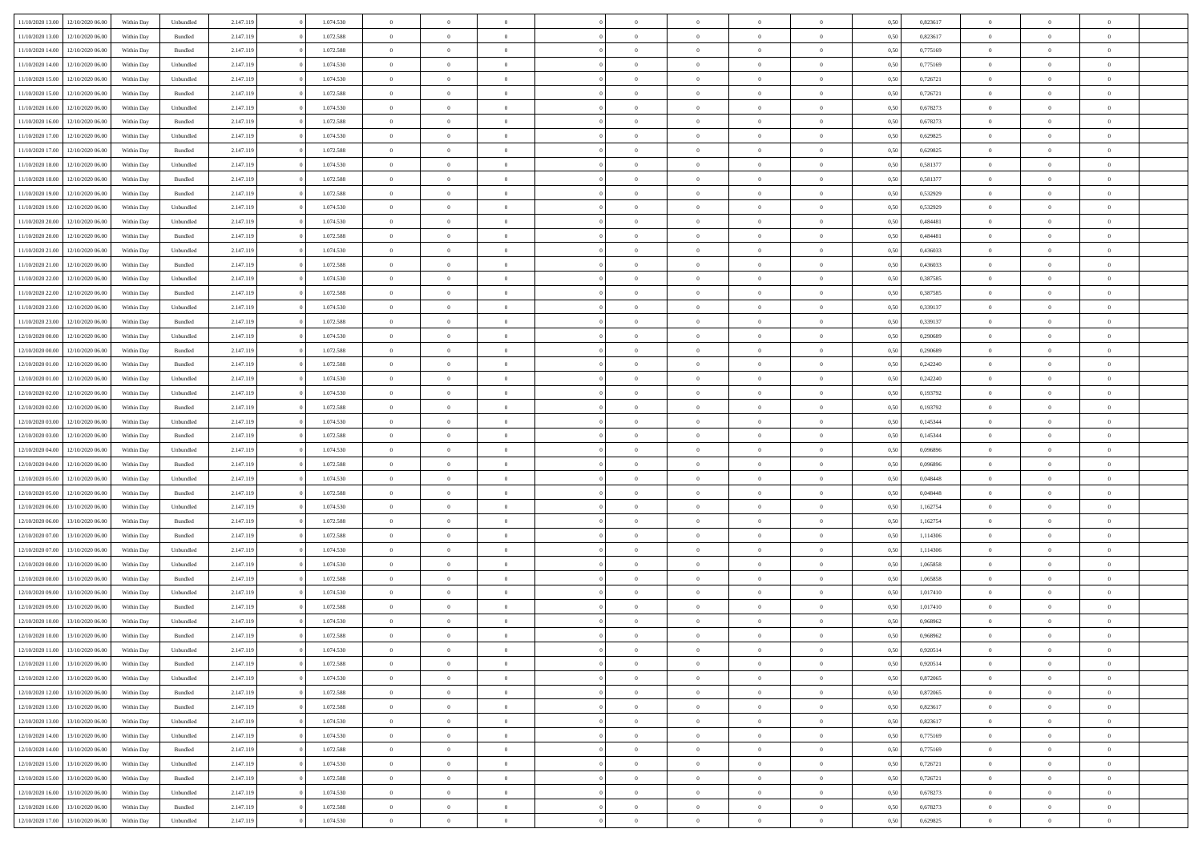| | | | | | | | | | | | | | | | | | | | | | |
|---|---|---|---|---|---|---|---|---|---|---|---|---|---|---|---|---|---|---|---|---|---|
| 11/10/2020 13.00 | 12/10/2020 06.00 | Within Day | Unbundled | 2.147.119 | 0 | 1.074.530 | 0 | 0 | 0 | | 0 | 0 | 0 | 0 | 0,50 | 0,823617 | 0 | 0 | 0 | |
| 11/10/2020 13.00 | 12/10/2020 06.00 | Within Day | Bundled | 2.147.119 | 0 | 1.072.588 | 0 | 0 | 0 | | 0 | 0 | 0 | 0 | 0,50 | 0,823617 | 0 | 0 | 0 | |
| 11/10/2020 14.00 | 12/10/2020 06.00 | Within Day | Bundled | 2.147.119 | 0 | 1.072.588 | 0 | 0 | 0 | | 0 | 0 | 0 | 0 | 0,50 | 0,775169 | 0 | 0 | 0 | |
| 11/10/2020 14.00 | 12/10/2020 06.00 | Within Day | Unbundled | 2.147.119 | 0 | 1.074.530 | 0 | 0 | 0 | | 0 | 0 | 0 | 0 | 0,50 | 0,775169 | 0 | 0 | 0 | |
| 11/10/2020 15.00 | 12/10/2020 06.00 | Within Day | Unbundled | 2.147.119 | 0 | 1.074.530 | 0 | 0 | 0 | | 0 | 0 | 0 | 0 | 0,50 | 0,726721 | 0 | 0 | 0 | |
| 11/10/2020 15.00 | 12/10/2020 06.00 | Within Day | Bundled | 2.147.119 | 0 | 1.072.588 | 0 | 0 | 0 | | 0 | 0 | 0 | 0 | 0,50 | 0,726721 | 0 | 0 | 0 | |
| 11/10/2020 16.00 | 12/10/2020 06.00 | Within Day | Unbundled | 2.147.119 | 0 | 1.074.530 | 0 | 0 | 0 | | 0 | 0 | 0 | 0 | 0,50 | 0,678273 | 0 | 0 | 0 | |
| 11/10/2020 16.00 | 12/10/2020 06.00 | Within Day | Bundled | 2.147.119 | 0 | 1.072.588 | 0 | 0 | 0 | | 0 | 0 | 0 | 0 | 0,50 | 0,678273 | 0 | 0 | 0 | |
| 11/10/2020 17.00 | 12/10/2020 06.00 | Within Day | Unbundled | 2.147.119 | 0 | 1.074.530 | 0 | 0 | 0 | | 0 | 0 | 0 | 0 | 0,50 | 0,629825 | 0 | 0 | 0 | |
| 11/10/2020 17.00 | 12/10/2020 06.00 | Within Day | Bundled | 2.147.119 | 0 | 1.072.588 | 0 | 0 | 0 | | 0 | 0 | 0 | 0 | 0,50 | 0,629825 | 0 | 0 | 0 | |
| 11/10/2020 18.00 | 12/10/2020 06.00 | Within Day | Unbundled | 2.147.119 | 0 | 1.074.530 | 0 | 0 | 0 | | 0 | 0 | 0 | 0 | 0,50 | 0,581377 | 0 | 0 | 0 | |
| 11/10/2020 18.00 | 12/10/2020 06.00 | Within Day | Bundled | 2.147.119 | 0 | 1.072.588 | 0 | 0 | 0 | | 0 | 0 | 0 | 0 | 0,50 | 0,581377 | 0 | 0 | 0 | |
| 11/10/2020 19.00 | 12/10/2020 06.00 | Within Day | Bundled | 2.147.119 | 0 | 1.072.588 | 0 | 0 | 0 | | 0 | 0 | 0 | 0 | 0,50 | 0,532929 | 0 | 0 | 0 | |
| 11/10/2020 19.00 | 12/10/2020 06.00 | Within Day | Unbundled | 2.147.119 | 0 | 1.074.530 | 0 | 0 | 0 | | 0 | 0 | 0 | 0 | 0,50 | 0,532929 | 0 | 0 | 0 | |
| 11/10/2020 20.00 | 12/10/2020 06.00 | Within Day | Unbundled | 2.147.119 | 0 | 1.074.530 | 0 | 0 | 0 | | 0 | 0 | 0 | 0 | 0,50 | 0,484481 | 0 | 0 | 0 | |
| 11/10/2020 20.00 | 12/10/2020 06.00 | Within Day | Bundled | 2.147.119 | 0 | 1.072.588 | 0 | 0 | 0 | | 0 | 0 | 0 | 0 | 0,50 | 0,484481 | 0 | 0 | 0 | |
| 11/10/2020 21.00 | 12/10/2020 06.00 | Within Day | Unbundled | 2.147.119 | 0 | 1.074.530 | 0 | 0 | 0 | | 0 | 0 | 0 | 0 | 0,50 | 0,436033 | 0 | 0 | 0 | |
| 11/10/2020 21.00 | 12/10/2020 06.00 | Within Day | Bundled | 2.147.119 | 0 | 1.072.588 | 0 | 0 | 0 | | 0 | 0 | 0 | 0 | 0,50 | 0,436033 | 0 | 0 | 0 | |
| 11/10/2020 22.00 | 12/10/2020 06.00 | Within Day | Unbundled | 2.147.119 | 0 | 1.074.530 | 0 | 0 | 0 | | 0 | 0 | 0 | 0 | 0,50 | 0,387585 | 0 | 0 | 0 | |
| 11/10/2020 22.00 | 12/10/2020 06.00 | Within Day | Bundled | 2.147.119 | 0 | 1.072.588 | 0 | 0 | 0 | | 0 | 0 | 0 | 0 | 0,50 | 0,387585 | 0 | 0 | 0 | |
| 11/10/2020 23.00 | 12/10/2020 06.00 | Within Day | Unbundled | 2.147.119 | 0 | 1.074.530 | 0 | 0 | 0 | | 0 | 0 | 0 | 0 | 0,50 | 0,339137 | 0 | 0 | 0 | |
| 11/10/2020 23.00 | 12/10/2020 06.00 | Within Day | Bundled | 2.147.119 | 0 | 1.072.588 | 0 | 0 | 0 | | 0 | 0 | 0 | 0 | 0,50 | 0,339137 | 0 | 0 | 0 | |
| 12/10/2020 00.00 | 12/10/2020 06.00 | Within Day | Unbundled | 2.147.119 | 0 | 1.074.530 | 0 | 0 | 0 | | 0 | 0 | 0 | 0 | 0,50 | 0,290689 | 0 | 0 | 0 | |
| 12/10/2020 00.00 | 12/10/2020 06.00 | Within Day | Bundled | 2.147.119 | 0 | 1.072.588 | 0 | 0 | 0 | | 0 | 0 | 0 | 0 | 0,50 | 0,290689 | 0 | 0 | 0 | |
| 12/10/2020 01.00 | 12/10/2020 06.00 | Within Day | Bundled | 2.147.119 | 0 | 1.072.588 | 0 | 0 | 0 | | 0 | 0 | 0 | 0 | 0,50 | 0,242240 | 0 | 0 | 0 | |
| 12/10/2020 01.00 | 12/10/2020 06.00 | Within Day | Unbundled | 2.147.119 | 0 | 1.074.530 | 0 | 0 | 0 | | 0 | 0 | 0 | 0 | 0,50 | 0,242240 | 0 | 0 | 0 | |
| 12/10/2020 02.00 | 12/10/2020 06.00 | Within Day | Unbundled | 2.147.119 | 0 | 1.074.530 | 0 | 0 | 0 | | 0 | 0 | 0 | 0 | 0,50 | 0,193792 | 0 | 0 | 0 | |
| 12/10/2020 02.00 | 12/10/2020 06.00 | Within Day | Bundled | 2.147.119 | 0 | 1.072.588 | 0 | 0 | 0 | | 0 | 0 | 0 | 0 | 0,50 | 0,193792 | 0 | 0 | 0 | |
| 12/10/2020 03.00 | 12/10/2020 06.00 | Within Day | Unbundled | 2.147.119 | 0 | 1.074.530 | 0 | 0 | 0 | | 0 | 0 | 0 | 0 | 0,50 | 0,145344 | 0 | 0 | 0 | |
| 12/10/2020 03.00 | 12/10/2020 06.00 | Within Day | Bundled | 2.147.119 | 0 | 1.072.588 | 0 | 0 | 0 | | 0 | 0 | 0 | 0 | 0,50 | 0,145344 | 0 | 0 | 0 | |
| 12/10/2020 04.00 | 12/10/2020 06.00 | Within Day | Unbundled | 2.147.119 | 0 | 1.074.530 | 0 | 0 | 0 | | 0 | 0 | 0 | 0 | 0,50 | 0,096896 | 0 | 0 | 0 | |
| 12/10/2020 04.00 | 12/10/2020 06.00 | Within Day | Bundled | 2.147.119 | 0 | 1.072.588 | 0 | 0 | 0 | | 0 | 0 | 0 | 0 | 0,50 | 0,096896 | 0 | 0 | 0 | |
| 12/10/2020 05.00 | 12/10/2020 06.00 | Within Day | Unbundled | 2.147.119 | 0 | 1.074.530 | 0 | 0 | 0 | | 0 | 0 | 0 | 0 | 0,50 | 0,048448 | 0 | 0 | 0 | |
| 12/10/2020 05.00 | 12/10/2020 06.00 | Within Day | Bundled | 2.147.119 | 0 | 1.072.588 | 0 | 0 | 0 | | 0 | 0 | 0 | 0 | 0,50 | 0,048448 | 0 | 0 | 0 | |
| 12/10/2020 06.00 | 13/10/2020 06.00 | Within Day | Unbundled | 2.147.119 | 0 | 1.074.530 | 0 | 0 | 0 | | 0 | 0 | 0 | 0 | 0,50 | 1,162754 | 0 | 0 | 0 | |
| 12/10/2020 06.00 | 13/10/2020 06.00 | Within Day | Bundled | 2.147.119 | 0 | 1.072.588 | 0 | 0 | 0 | | 0 | 0 | 0 | 0 | 0,50 | 1,162754 | 0 | 0 | 0 | |
| 12/10/2020 07.00 | 13/10/2020 06.00 | Within Day | Bundled | 2.147.119 | 0 | 1.072.588 | 0 | 0 | 0 | | 0 | 0 | 0 | 0 | 0,50 | 1,114306 | 0 | 0 | 0 | |
| 12/10/2020 07.00 | 13/10/2020 06.00 | Within Day | Unbundled | 2.147.119 | 0 | 1.074.530 | 0 | 0 | 0 | | 0 | 0 | 0 | 0 | 0,50 | 1,114306 | 0 | 0 | 0 | |
| 12/10/2020 08.00 | 13/10/2020 06.00 | Within Day | Unbundled | 2.147.119 | 0 | 1.074.530 | 0 | 0 | 0 | | 0 | 0 | 0 | 0 | 0,50 | 1,065858 | 0 | 0 | 0 | |
| 12/10/2020 08.00 | 13/10/2020 06.00 | Within Day | Bundled | 2.147.119 | 0 | 1.072.588 | 0 | 0 | 0 | | 0 | 0 | 0 | 0 | 0,50 | 1,065858 | 0 | 0 | 0 | |
| 12/10/2020 09.00 | 13/10/2020 06.00 | Within Day | Unbundled | 2.147.119 | 0 | 1.074.530 | 0 | 0 | 0 | | 0 | 0 | 0 | 0 | 0,50 | 1,017410 | 0 | 0 | 0 | |
| 12/10/2020 09.00 | 13/10/2020 06.00 | Within Day | Bundled | 2.147.119 | 0 | 1.072.588 | 0 | 0 | 0 | | 0 | 0 | 0 | 0 | 0,50 | 1,017410 | 0 | 0 | 0 | |
| 12/10/2020 10.00 | 13/10/2020 06.00 | Within Day | Unbundled | 2.147.119 | 0 | 1.074.530 | 0 | 0 | 0 | | 0 | 0 | 0 | 0 | 0,50 | 0,968962 | 0 | 0 | 0 | |
| 12/10/2020 10.00 | 13/10/2020 06.00 | Within Day | Bundled | 2.147.119 | 0 | 1.072.588 | 0 | 0 | 0 | | 0 | 0 | 0 | 0 | 0,50 | 0,968962 | 0 | 0 | 0 | |
| 12/10/2020 11.00 | 13/10/2020 06.00 | Within Day | Unbundled | 2.147.119 | 0 | 1.074.530 | 0 | 0 | 0 | | 0 | 0 | 0 | 0 | 0,50 | 0,920514 | 0 | 0 | 0 | |
| 12/10/2020 11.00 | 13/10/2020 06.00 | Within Day | Bundled | 2.147.119 | 0 | 1.072.588 | 0 | 0 | 0 | | 0 | 0 | 0 | 0 | 0,50 | 0,920514 | 0 | 0 | 0 | |
| 12/10/2020 12.00 | 13/10/2020 06.00 | Within Day | Unbundled | 2.147.119 | 0 | 1.074.530 | 0 | 0 | 0 | | 0 | 0 | 0 | 0 | 0,50 | 0,872065 | 0 | 0 | 0 | |
| 12/10/2020 12.00 | 13/10/2020 06.00 | Within Day | Bundled | 2.147.119 | 0 | 1.072.588 | 0 | 0 | 0 | | 0 | 0 | 0 | 0 | 0,50 | 0,872065 | 0 | 0 | 0 | |
| 12/10/2020 13.00 | 13/10/2020 06.00 | Within Day | Bundled | 2.147.119 | 0 | 1.072.588 | 0 | 0 | 0 | | 0 | 0 | 0 | 0 | 0,50 | 0,823617 | 0 | 0 | 0 | |
| 12/10/2020 13.00 | 13/10/2020 06.00 | Within Day | Unbundled | 2.147.119 | 0 | 1.074.530 | 0 | 0 | 0 | | 0 | 0 | 0 | 0 | 0,50 | 0,823617 | 0 | 0 | 0 | |
| 12/10/2020 14.00 | 13/10/2020 06.00 | Within Day | Unbundled | 2.147.119 | 0 | 1.074.530 | 0 | 0 | 0 | | 0 | 0 | 0 | 0 | 0,50 | 0,775169 | 0 | 0 | 0 | |
| 12/10/2020 14.00 | 13/10/2020 06.00 | Within Day | Bundled | 2.147.119 | 0 | 1.072.588 | 0 | 0 | 0 | | 0 | 0 | 0 | 0 | 0,50 | 0,775169 | 0 | 0 | 0 | |
| 12/10/2020 15.00 | 13/10/2020 06.00 | Within Day | Unbundled | 2.147.119 | 0 | 1.074.530 | 0 | 0 | 0 | | 0 | 0 | 0 | 0 | 0,50 | 0,726721 | 0 | 0 | 0 | |
| 12/10/2020 15.00 | 13/10/2020 06.00 | Within Day | Bundled | 2.147.119 | 0 | 1.072.588 | 0 | 0 | 0 | | 0 | 0 | 0 | 0 | 0,50 | 0,726721 | 0 | 0 | 0 | |
| 12/10/2020 16.00 | 13/10/2020 06.00 | Within Day | Unbundled | 2.147.119 | 0 | 1.074.530 | 0 | 0 | 0 | | 0 | 0 | 0 | 0 | 0,50 | 0,678273 | 0 | 0 | 0 | |
| 12/10/2020 16.00 | 13/10/2020 06.00 | Within Day | Bundled | 2.147.119 | 0 | 1.072.588 | 0 | 0 | 0 | | 0 | 0 | 0 | 0 | 0,50 | 0,678273 | 0 | 0 | 0 | |
| 12/10/2020 17.00 | 13/10/2020 06.00 | Within Day | Unbundled | 2.147.119 | 0 | 1.074.530 | 0 | 0 | 0 | | 0 | 0 | 0 | 0 | 0,50 | 0,629825 | 0 | 0 | 0 | |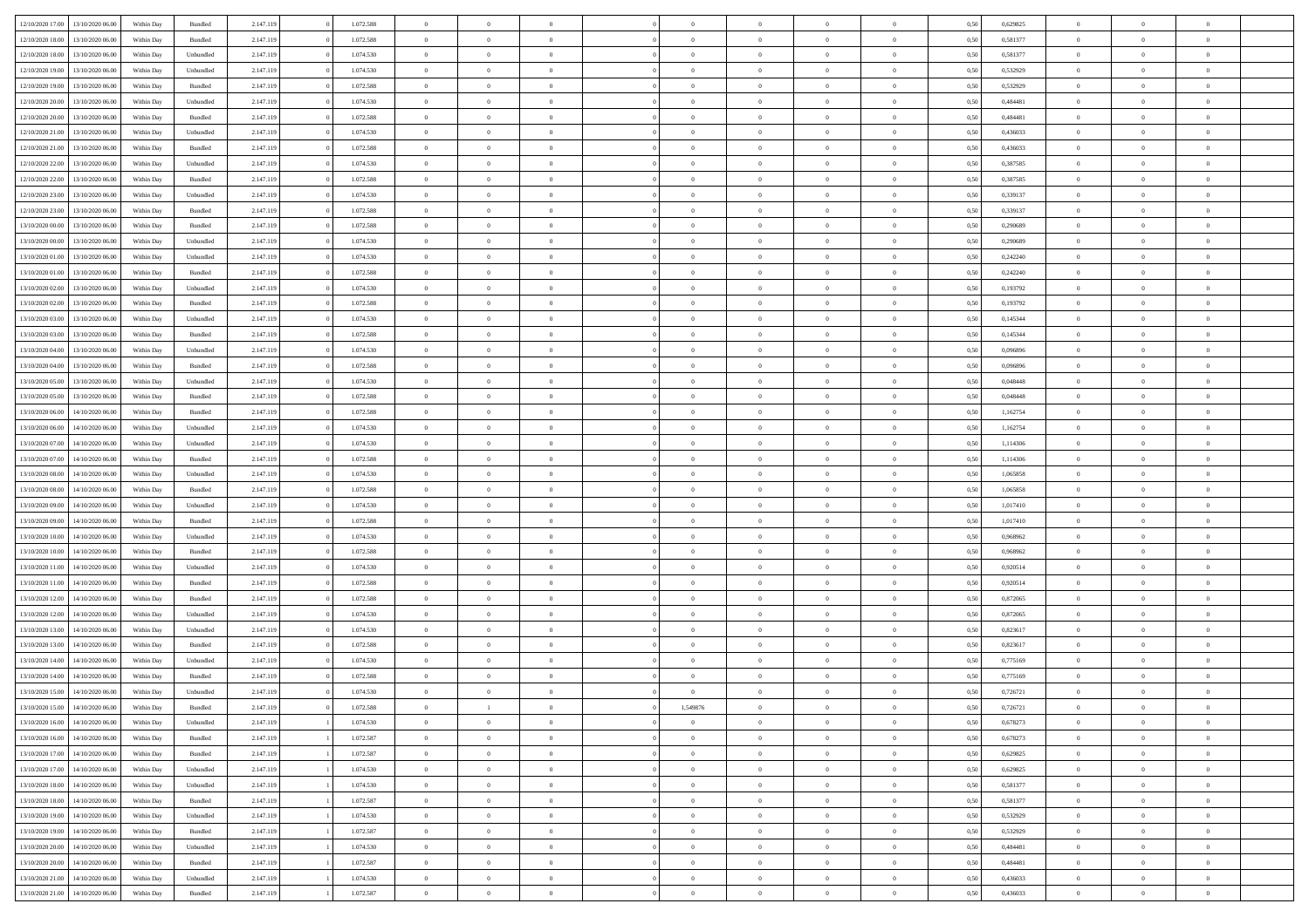| | | | | | | | | | | | | | | | | | | | | | |
|---|---|---|---|---|---|---|---|---|---|---|---|---|---|---|---|---|---|---|---|---|---|
| 12/10/2020 17.00 | 13/10/2020 06.00 | Within Day | Bundled | 2.147.119 | 0 | 1.072.588 | 0 | 0 | 0 | | 0 | 0 | 0 | 0 | 0,50 | 0,629825 | 0 | 0 | 0 | |
| 12/10/2020 18.00 | 13/10/2020 06.00 | Within Day | Bundled | 2.147.119 | 0 | 1.072.588 | 0 | 0 | 0 | | 0 | 0 | 0 | 0 | 0,50 | 0,581377 | 0 | 0 | 0 | |
| 12/10/2020 18.00 | 13/10/2020 06.00 | Within Day | Unbundled | 2.147.119 | 0 | 1.074.530 | 0 | 0 | 0 | | 0 | 0 | 0 | 0 | 0,50 | 0,581377 | 0 | 0 | 0 | |
| 12/10/2020 19.00 | 13/10/2020 06.00 | Within Day | Unbundled | 2.147.119 | 0 | 1.074.530 | 0 | 0 | 0 | | 0 | 0 | 0 | 0 | 0,50 | 0,532929 | 0 | 0 | 0 | |
| 12/10/2020 19.00 | 13/10/2020 06.00 | Within Day | Bundled | 2.147.119 | 0 | 1.072.588 | 0 | 0 | 0 | | 0 | 0 | 0 | 0 | 0,50 | 0,532929 | 0 | 0 | 0 | |
| 12/10/2020 20.00 | 13/10/2020 06.00 | Within Day | Unbundled | 2.147.119 | 0 | 1.074.530 | 0 | 0 | 0 | | 0 | 0 | 0 | 0 | 0,50 | 0,484481 | 0 | 0 | 0 | |
| 12/10/2020 20.00 | 13/10/2020 06.00 | Within Day | Bundled | 2.147.119 | 0 | 1.072.588 | 0 | 0 | 0 | | 0 | 0 | 0 | 0 | 0,50 | 0,484481 | 0 | 0 | 0 | |
| 12/10/2020 21.00 | 13/10/2020 06.00 | Within Day | Unbundled | 2.147.119 | 0 | 1.074.530 | 0 | 0 | 0 | | 0 | 0 | 0 | 0 | 0,50 | 0,436033 | 0 | 0 | 0 | |
| 12/10/2020 21.00 | 13/10/2020 06.00 | Within Day | Bundled | 2.147.119 | 0 | 1.072.588 | 0 | 0 | 0 | | 0 | 0 | 0 | 0 | 0,50 | 0,436033 | 0 | 0 | 0 | |
| 12/10/2020 22.00 | 13/10/2020 06.00 | Within Day | Unbundled | 2.147.119 | 0 | 1.074.530 | 0 | 0 | 0 | | 0 | 0 | 0 | 0 | 0,50 | 0,387585 | 0 | 0 | 0 | |
| 12/10/2020 22.00 | 13/10/2020 06.00 | Within Day | Bundled | 2.147.119 | 0 | 1.072.588 | 0 | 0 | 0 | | 0 | 0 | 0 | 0 | 0,50 | 0,387585 | 0 | 0 | 0 | |
| 12/10/2020 23.00 | 13/10/2020 06.00 | Within Day | Unbundled | 2.147.119 | 0 | 1.074.530 | 0 | 0 | 0 | | 0 | 0 | 0 | 0 | 0,50 | 0,339137 | 0 | 0 | 0 | |
| 12/10/2020 23.00 | 13/10/2020 06.00 | Within Day | Bundled | 2.147.119 | 0 | 1.072.588 | 0 | 0 | 0 | | 0 | 0 | 0 | 0 | 0,50 | 0,339137 | 0 | 0 | 0 | |
| 13/10/2020 00.00 | 13/10/2020 06.00 | Within Day | Bundled | 2.147.119 | 0 | 1.072.588 | 0 | 0 | 0 | | 0 | 0 | 0 | 0 | 0,50 | 0,290689 | 0 | 0 | 0 | |
| 13/10/2020 00.00 | 13/10/2020 06.00 | Within Day | Unbundled | 2.147.119 | 0 | 1.074.530 | 0 | 0 | 0 | | 0 | 0 | 0 | 0 | 0,50 | 0,290689 | 0 | 0 | 0 | |
| 13/10/2020 01.00 | 13/10/2020 06.00 | Within Day | Unbundled | 2.147.119 | 0 | 1.074.530 | 0 | 0 | 0 | | 0 | 0 | 0 | 0 | 0,50 | 0,242240 | 0 | 0 | 0 | |
| 13/10/2020 01.00 | 13/10/2020 06.00 | Within Day | Bundled | 2.147.119 | 0 | 1.072.588 | 0 | 0 | 0 | | 0 | 0 | 0 | 0 | 0,50 | 0,242240 | 0 | 0 | 0 | |
| 13/10/2020 02.00 | 13/10/2020 06.00 | Within Day | Unbundled | 2.147.119 | 0 | 1.074.530 | 0 | 0 | 0 | | 0 | 0 | 0 | 0 | 0,50 | 0,193792 | 0 | 0 | 0 | |
| 13/10/2020 02.00 | 13/10/2020 06.00 | Within Day | Bundled | 2.147.119 | 0 | 1.072.588 | 0 | 0 | 0 | | 0 | 0 | 0 | 0 | 0,50 | 0,193792 | 0 | 0 | 0 | |
| 13/10/2020 03.00 | 13/10/2020 06.00 | Within Day | Unbundled | 2.147.119 | 0 | 1.074.530 | 0 | 0 | 0 | | 0 | 0 | 0 | 0 | 0,50 | 0,145344 | 0 | 0 | 0 | |
| 13/10/2020 03.00 | 13/10/2020 06.00 | Within Day | Bundled | 2.147.119 | 0 | 1.072.588 | 0 | 0 | 0 | | 0 | 0 | 0 | 0 | 0,50 | 0,145344 | 0 | 0 | 0 | |
| 13/10/2020 04.00 | 13/10/2020 06.00 | Within Day | Unbundled | 2.147.119 | 0 | 1.074.530 | 0 | 0 | 0 | | 0 | 0 | 0 | 0 | 0,50 | 0,096896 | 0 | 0 | 0 | |
| 13/10/2020 04.00 | 13/10/2020 06.00 | Within Day | Bundled | 2.147.119 | 0 | 1.072.588 | 0 | 0 | 0 | | 0 | 0 | 0 | 0 | 0,50 | 0,096896 | 0 | 0 | 0 | |
| 13/10/2020 05.00 | 13/10/2020 06.00 | Within Day | Unbundled | 2.147.119 | 0 | 1.074.530 | 0 | 0 | 0 | | 0 | 0 | 0 | 0 | 0,50 | 0,048448 | 0 | 0 | 0 | |
| 13/10/2020 05.00 | 13/10/2020 06.00 | Within Day | Bundled | 2.147.119 | 0 | 1.072.588 | 0 | 0 | 0 | | 0 | 0 | 0 | 0 | 0,50 | 0,048448 | 0 | 0 | 0 | |
| 13/10/2020 06.00 | 14/10/2020 06.00 | Within Day | Bundled | 2.147.119 | 0 | 1.072.588 | 0 | 0 | 0 | | 0 | 0 | 0 | 0 | 0,50 | 1,162754 | 0 | 0 | 0 | |
| 13/10/2020 06.00 | 14/10/2020 06.00 | Within Day | Unbundled | 2.147.119 | 0 | 1.074.530 | 0 | 0 | 0 | | 0 | 0 | 0 | 0 | 0,50 | 1,162754 | 0 | 0 | 0 | |
| 13/10/2020 07.00 | 14/10/2020 06.00 | Within Day | Unbundled | 2.147.119 | 0 | 1.074.530 | 0 | 0 | 0 | | 0 | 0 | 0 | 0 | 0,50 | 1,114306 | 0 | 0 | 0 | |
| 13/10/2020 07.00 | 14/10/2020 06.00 | Within Day | Bundled | 2.147.119 | 0 | 1.072.588 | 0 | 0 | 0 | | 0 | 0 | 0 | 0 | 0,50 | 1,114306 | 0 | 0 | 0 | |
| 13/10/2020 08.00 | 14/10/2020 06.00 | Within Day | Unbundled | 2.147.119 | 0 | 1.074.530 | 0 | 0 | 0 | | 0 | 0 | 0 | 0 | 0,50 | 1,065858 | 0 | 0 | 0 | |
| 13/10/2020 08.00 | 14/10/2020 06.00 | Within Day | Bundled | 2.147.119 | 0 | 1.072.588 | 0 | 0 | 0 | | 0 | 0 | 0 | 0 | 0,50 | 1,065858 | 0 | 0 | 0 | |
| 13/10/2020 09.00 | 14/10/2020 06.00 | Within Day | Unbundled | 2.147.119 | 0 | 1.074.530 | 0 | 0 | 0 | | 0 | 0 | 0 | 0 | 0,50 | 1,017410 | 0 | 0 | 0 | |
| 13/10/2020 09.00 | 14/10/2020 06.00 | Within Day | Bundled | 2.147.119 | 0 | 1.072.588 | 0 | 0 | 0 | | 0 | 0 | 0 | 0 | 0,50 | 1,017410 | 0 | 0 | 0 | |
| 13/10/2020 10.00 | 14/10/2020 06.00 | Within Day | Unbundled | 2.147.119 | 0 | 1.074.530 | 0 | 0 | 0 | | 0 | 0 | 0 | 0 | 0,50 | 0,968962 | 0 | 0 | 0 | |
| 13/10/2020 10.00 | 14/10/2020 06.00 | Within Day | Bundled | 2.147.119 | 0 | 1.072.588 | 0 | 0 | 0 | | 0 | 0 | 0 | 0 | 0,50 | 0,968962 | 0 | 0 | 0 | |
| 13/10/2020 11.00 | 14/10/2020 06.00 | Within Day | Unbundled | 2.147.119 | 0 | 1.074.530 | 0 | 0 | 0 | | 0 | 0 | 0 | 0 | 0,50 | 0,920514 | 0 | 0 | 0 | |
| 13/10/2020 11.00 | 14/10/2020 06.00 | Within Day | Bundled | 2.147.119 | 0 | 1.072.588 | 0 | 0 | 0 | | 0 | 0 | 0 | 0 | 0,50 | 0,920514 | 0 | 0 | 0 | |
| 13/10/2020 12.00 | 14/10/2020 06.00 | Within Day | Bundled | 2.147.119 | 0 | 1.072.588 | 0 | 0 | 0 | | 0 | 0 | 0 | 0 | 0,50 | 0,872065 | 0 | 0 | 0 | |
| 13/10/2020 12.00 | 14/10/2020 06.00 | Within Day | Unbundled | 2.147.119 | 0 | 1.074.530 | 0 | 0 | 0 | | 0 | 0 | 0 | 0 | 0,50 | 0,872065 | 0 | 0 | 0 | |
| 13/10/2020 13.00 | 14/10/2020 06.00 | Within Day | Unbundled | 2.147.119 | 0 | 1.074.530 | 0 | 0 | 0 | | 0 | 0 | 0 | 0 | 0,50 | 0,823617 | 0 | 0 | 0 | |
| 13/10/2020 13.00 | 14/10/2020 06.00 | Within Day | Bundled | 2.147.119 | 0 | 1.072.588 | 0 | 0 | 0 | | 0 | 0 | 0 | 0 | 0,50 | 0,823617 | 0 | 0 | 0 | |
| 13/10/2020 14.00 | 14/10/2020 06.00 | Within Day | Unbundled | 2.147.119 | 0 | 1.074.530 | 0 | 0 | 0 | | 0 | 0 | 0 | 0 | 0,50 | 0,775169 | 0 | 0 | 0 | |
| 13/10/2020 14.00 | 14/10/2020 06.00 | Within Day | Bundled | 2.147.119 | 0 | 1.072.588 | 0 | 0 | 0 | | 0 | 0 | 0 | 0 | 0,50 | 0,775169 | 0 | 0 | 0 | |
| 13/10/2020 15.00 | 14/10/2020 06.00 | Within Day | Unbundled | 2.147.119 | 0 | 1.074.530 | 0 | 0 | 0 | | 0 | 0 | 0 | 0 | 0,50 | 0,726721 | 0 | 0 | 0 | |
| 13/10/2020 15.00 | 14/10/2020 06.00 | Within Day | Bundled | 2.147.119 | 0 | 1.072.588 | 0 | 1 | 0 | | 1,549876 | 0 | 0 | 0 | 0,50 | 0,726721 | 0 | 0 | 0 | |
| 13/10/2020 16.00 | 14/10/2020 06.00 | Within Day | Unbundled | 2.147.119 | 1 | 1.074.530 | 0 | 0 | 0 | | 0 | 0 | 0 | 0 | 0,50 | 0,678273 | 0 | 0 | 0 | |
| 13/10/2020 16.00 | 14/10/2020 06.00 | Within Day | Bundled | 2.147.119 | 1 | 1.072.587 | 0 | 0 | 0 | | 0 | 0 | 0 | 0 | 0,50 | 0,678273 | 0 | 0 | 0 | |
| 13/10/2020 17.00 | 14/10/2020 06.00 | Within Day | Bundled | 2.147.119 | 1 | 1.072.587 | 0 | 0 | 0 | | 0 | 0 | 0 | 0 | 0,50 | 0,629825 | 0 | 0 | 0 | |
| 13/10/2020 17.00 | 14/10/2020 06.00 | Within Day | Unbundled | 2.147.119 | 1 | 1.074.530 | 0 | 0 | 0 | | 0 | 0 | 0 | 0 | 0,50 | 0,629825 | 0 | 0 | 0 | |
| 13/10/2020 18.00 | 14/10/2020 06.00 | Within Day | Unbundled | 2.147.119 | 1 | 1.074.530 | 0 | 0 | 0 | | 0 | 0 | 0 | 0 | 0,50 | 0,581377 | 0 | 0 | 0 | |
| 13/10/2020 18.00 | 14/10/2020 06.00 | Within Day | Bundled | 2.147.119 | 1 | 1.072.587 | 0 | 0 | 0 | | 0 | 0 | 0 | 0 | 0,50 | 0,581377 | 0 | 0 | 0 | |
| 13/10/2020 19.00 | 14/10/2020 06.00 | Within Day | Unbundled | 2.147.119 | 1 | 1.074.530 | 0 | 0 | 0 | | 0 | 0 | 0 | 0 | 0,50 | 0,532929 | 0 | 0 | 0 | |
| 13/10/2020 19.00 | 14/10/2020 06.00 | Within Day | Bundled | 2.147.119 | 1 | 1.072.587 | 0 | 0 | 0 | | 0 | 0 | 0 | 0 | 0,50 | 0,532929 | 0 | 0 | 0 | |
| 13/10/2020 20.00 | 14/10/2020 06.00 | Within Day | Unbundled | 2.147.119 | 1 | 1.074.530 | 0 | 0 | 0 | | 0 | 0 | 0 | 0 | 0,50 | 0,484481 | 0 | 0 | 0 | |
| 13/10/2020 20.00 | 14/10/2020 06.00 | Within Day | Bundled | 2.147.119 | 1 | 1.072.587 | 0 | 0 | 0 | | 0 | 0 | 0 | 0 | 0,50 | 0,484481 | 0 | 0 | 0 | |
| 13/10/2020 21.00 | 14/10/2020 06.00 | Within Day | Unbundled | 2.147.119 | 1 | 1.074.530 | 0 | 0 | 0 | | 0 | 0 | 0 | 0 | 0,50 | 0,436033 | 0 | 0 | 0 | |
| 13/10/2020 21.00 | 14/10/2020 06.00 | Within Day | Bundled | 2.147.119 | 1 | 1.072.587 | 0 | 0 | 0 | | 0 | 0 | 0 | 0 | 0,50 | 0,436033 | 0 | 0 | 0 | |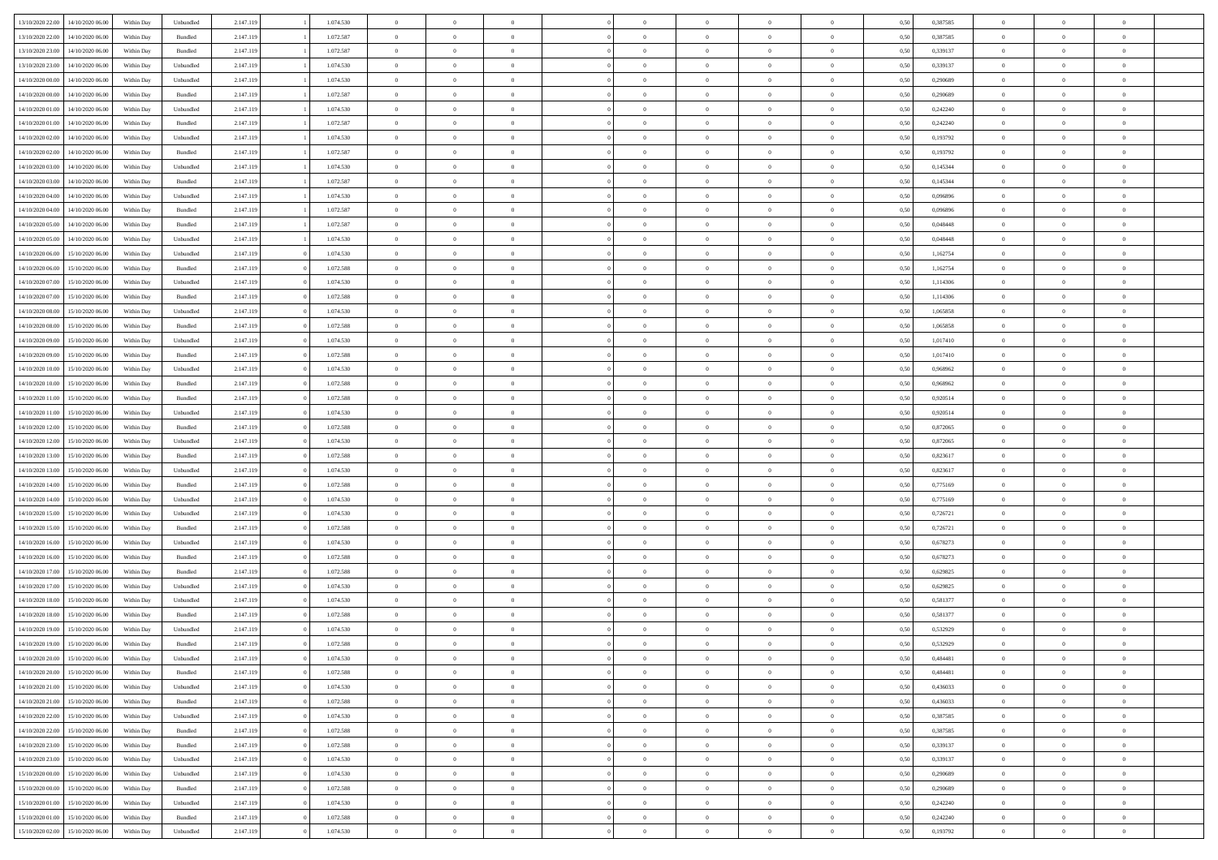| | | | | | | | | | | | | | | | | | | | | | |
|---|---|---|---|---|---|---|---|---|---|---|---|---|---|---|---|---|---|---|---|---|---|
| 13/10/2020 22.00 | 14/10/2020 06.00 | Within Day | Unbundled | 2.147.119 | 1 | 1.074.530 | 0 | 0 | 0 | | 0 | 0 | 0 | 0 | 0 | 0,50 | 0,387585 | 0 | 0 | 0 | |
| 13/10/2020 22.00 | 14/10/2020 06.00 | Within Day | Bundled | 2.147.119 | 1 | 1.072.587 | 0 | 0 | 0 | | 0 | 0 | 0 | 0 | 0 | 0,50 | 0,387585 | 0 | 0 | 0 | |
| 13/10/2020 23.00 | 14/10/2020 06.00 | Within Day | Bundled | 2.147.119 | 1 | 1.072.587 | 0 | 0 | 0 | | 0 | 0 | 0 | 0 | 0 | 0,50 | 0,339137 | 0 | 0 | 0 | |
| 13/10/2020 23.00 | 14/10/2020 06.00 | Within Day | Unbundled | 2.147.119 | 1 | 1.074.530 | 0 | 0 | 0 | | 0 | 0 | 0 | 0 | 0 | 0,50 | 0,339137 | 0 | 0 | 0 | |
| 14/10/2020 00.00 | 14/10/2020 06.00 | Within Day | Unbundled | 2.147.119 | 1 | 1.074.530 | 0 | 0 | 0 | | 0 | 0 | 0 | 0 | 0 | 0,50 | 0,290689 | 0 | 0 | 0 | |
| 14/10/2020 00.00 | 14/10/2020 06.00 | Within Day | Bundled | 2.147.119 | 1 | 1.072.587 | 0 | 0 | 0 | | 0 | 0 | 0 | 0 | 0 | 0,50 | 0,290689 | 0 | 0 | 0 | |
| 14/10/2020 01.00 | 14/10/2020 06.00 | Within Day | Unbundled | 2.147.119 | 1 | 1.074.530 | 0 | 0 | 0 | | 0 | 0 | 0 | 0 | 0 | 0,50 | 0,242240 | 0 | 0 | 0 | |
| 14/10/2020 01.00 | 14/10/2020 06.00 | Within Day | Bundled | 2.147.119 | 1 | 1.072.587 | 0 | 0 | 0 | | 0 | 0 | 0 | 0 | 0 | 0,50 | 0,242240 | 0 | 0 | 0 | |
| 14/10/2020 02.00 | 14/10/2020 06.00 | Within Day | Unbundled | 2.147.119 | 1 | 1.074.530 | 0 | 0 | 0 | | 0 | 0 | 0 | 0 | 0 | 0,50 | 0,193792 | 0 | 0 | 0 | |
| 14/10/2020 02.00 | 14/10/2020 06.00 | Within Day | Bundled | 2.147.119 | 1 | 1.072.587 | 0 | 0 | 0 | | 0 | 0 | 0 | 0 | 0 | 0,50 | 0,193792 | 0 | 0 | 0 | |
| 14/10/2020 03.00 | 14/10/2020 06.00 | Within Day | Unbundled | 2.147.119 | 1 | 1.074.530 | 0 | 0 | 0 | | 0 | 0 | 0 | 0 | 0 | 0,50 | 0,145344 | 0 | 0 | 0 | |
| 14/10/2020 03.00 | 14/10/2020 06.00 | Within Day | Bundled | 2.147.119 | 1 | 1.072.587 | 0 | 0 | 0 | | 0 | 0 | 0 | 0 | 0 | 0,50 | 0,145344 | 0 | 0 | 0 | |
| 14/10/2020 04.00 | 14/10/2020 06.00 | Within Day | Unbundled | 2.147.119 | 1 | 1.074.530 | 0 | 0 | 0 | | 0 | 0 | 0 | 0 | 0 | 0,50 | 0,096896 | 0 | 0 | 0 | |
| 14/10/2020 04.00 | 14/10/2020 06.00 | Within Day | Bundled | 2.147.119 | 1 | 1.072.587 | 0 | 0 | 0 | | 0 | 0 | 0 | 0 | 0 | 0,50 | 0,096896 | 0 | 0 | 0 | |
| 14/10/2020 05.00 | 14/10/2020 06.00 | Within Day | Bundled | 2.147.119 | 1 | 1.072.587 | 0 | 0 | 0 | | 0 | 0 | 0 | 0 | 0 | 0,50 | 0,048448 | 0 | 0 | 0 | |
| 14/10/2020 05.00 | 14/10/2020 06.00 | Within Day | Unbundled | 2.147.119 | 1 | 1.074.530 | 0 | 0 | 0 | | 0 | 0 | 0 | 0 | 0 | 0,50 | 0,048448 | 0 | 0 | 0 | |
| 14/10/2020 06.00 | 15/10/2020 06.00 | Within Day | Unbundled | 2.147.119 | 0 | 1.074.530 | 0 | 0 | 0 | | 0 | 0 | 0 | 0 | 0 | 0,50 | 1,162754 | 0 | 0 | 0 | |
| 14/10/2020 06.00 | 15/10/2020 06.00 | Within Day | Bundled | 2.147.119 | 0 | 1.072.588 | 0 | 0 | 0 | | 0 | 0 | 0 | 0 | 0 | 0,50 | 1,162754 | 0 | 0 | 0 | |
| 14/10/2020 07.00 | 15/10/2020 06.00 | Within Day | Unbundled | 2.147.119 | 0 | 1.074.530 | 0 | 0 | 0 | | 0 | 0 | 0 | 0 | 0 | 0,50 | 1,114306 | 0 | 0 | 0 | |
| 14/10/2020 07.00 | 15/10/2020 06.00 | Within Day | Bundled | 2.147.119 | 0 | 1.072.588 | 0 | 0 | 0 | | 0 | 0 | 0 | 0 | 0 | 0,50 | 1,114306 | 0 | 0 | 0 | |
| 14/10/2020 08.00 | 15/10/2020 06.00 | Within Day | Unbundled | 2.147.119 | 0 | 1.074.530 | 0 | 0 | 0 | | 0 | 0 | 0 | 0 | 0 | 0,50 | 1,065858 | 0 | 0 | 0 | |
| 14/10/2020 08.00 | 15/10/2020 06.00 | Within Day | Bundled | 2.147.119 | 0 | 1.072.588 | 0 | 0 | 0 | | 0 | 0 | 0 | 0 | 0 | 0,50 | 1,065858 | 0 | 0 | 0 | |
| 14/10/2020 09.00 | 15/10/2020 06.00 | Within Day | Unbundled | 2.147.119 | 0 | 1.074.530 | 0 | 0 | 0 | | 0 | 0 | 0 | 0 | 0 | 0,50 | 1,017410 | 0 | 0 | 0 | |
| 14/10/2020 09.00 | 15/10/2020 06.00 | Within Day | Bundled | 2.147.119 | 0 | 1.072.588 | 0 | 0 | 0 | | 0 | 0 | 0 | 0 | 0 | 0,50 | 1,017410 | 0 | 0 | 0 | |
| 14/10/2020 10.00 | 15/10/2020 06.00 | Within Day | Unbundled | 2.147.119 | 0 | 1.074.530 | 0 | 0 | 0 | | 0 | 0 | 0 | 0 | 0 | 0,50 | 0,968962 | 0 | 0 | 0 | |
| 14/10/2020 10.00 | 15/10/2020 06.00 | Within Day | Bundled | 2.147.119 | 0 | 1.072.588 | 0 | 0 | 0 | | 0 | 0 | 0 | 0 | 0 | 0,50 | 0,968962 | 0 | 0 | 0 | |
| 14/10/2020 11.00 | 15/10/2020 06.00 | Within Day | Bundled | 2.147.119 | 0 | 1.072.588 | 0 | 0 | 0 | | 0 | 0 | 0 | 0 | 0 | 0,50 | 0,920514 | 0 | 0 | 0 | |
| 14/10/2020 11.00 | 15/10/2020 06.00 | Within Day | Unbundled | 2.147.119 | 0 | 1.074.530 | 0 | 0 | 0 | | 0 | 0 | 0 | 0 | 0 | 0,50 | 0,920514 | 0 | 0 | 0 | |
| 14/10/2020 12.00 | 15/10/2020 06.00 | Within Day | Bundled | 2.147.119 | 0 | 1.072.588 | 0 | 0 | 0 | | 0 | 0 | 0 | 0 | 0 | 0,50 | 0,872065 | 0 | 0 | 0 | |
| 14/10/2020 12.00 | 15/10/2020 06.00 | Within Day | Unbundled | 2.147.119 | 0 | 1.074.530 | 0 | 0 | 0 | | 0 | 0 | 0 | 0 | 0 | 0,50 | 0,872065 | 0 | 0 | 0 | |
| 14/10/2020 13.00 | 15/10/2020 06.00 | Within Day | Bundled | 2.147.119 | 0 | 1.072.588 | 0 | 0 | 0 | | 0 | 0 | 0 | 0 | 0 | 0,50 | 0,823617 | 0 | 0 | 0 | |
| 14/10/2020 13.00 | 15/10/2020 06.00 | Within Day | Unbundled | 2.147.119 | 0 | 1.074.530 | 0 | 0 | 0 | | 0 | 0 | 0 | 0 | 0 | 0,50 | 0,823617 | 0 | 0 | 0 | |
| 14/10/2020 14.00 | 15/10/2020 06.00 | Within Day | Bundled | 2.147.119 | 0 | 1.072.588 | 0 | 0 | 0 | | 0 | 0 | 0 | 0 | 0 | 0,50 | 0,775169 | 0 | 0 | 0 | |
| 14/10/2020 14.00 | 15/10/2020 06.00 | Within Day | Unbundled | 2.147.119 | 0 | 1.074.530 | 0 | 0 | 0 | | 0 | 0 | 0 | 0 | 0 | 0,50 | 0,775169 | 0 | 0 | 0 | |
| 14/10/2020 15.00 | 15/10/2020 06.00 | Within Day | Unbundled | 2.147.119 | 0 | 1.074.530 | 0 | 0 | 0 | | 0 | 0 | 0 | 0 | 0 | 0,50 | 0,726721 | 0 | 0 | 0 | |
| 14/10/2020 15.00 | 15/10/2020 06.00 | Within Day | Bundled | 2.147.119 | 0 | 1.072.588 | 0 | 0 | 0 | | 0 | 0 | 0 | 0 | 0 | 0,50 | 0,726721 | 0 | 0 | 0 | |
| 14/10/2020 16.00 | 15/10/2020 06.00 | Within Day | Unbundled | 2.147.119 | 0 | 1.074.530 | 0 | 0 | 0 | | 0 | 0 | 0 | 0 | 0 | 0,50 | 0,678273 | 0 | 0 | 0 | |
| 14/10/2020 16.00 | 15/10/2020 06.00 | Within Day | Bundled | 2.147.119 | 0 | 1.072.588 | 0 | 0 | 0 | | 0 | 0 | 0 | 0 | 0 | 0,50 | 0,678273 | 0 | 0 | 0 | |
| 14/10/2020 17.00 | 15/10/2020 06.00 | Within Day | Bundled | 2.147.119 | 0 | 1.072.588 | 0 | 0 | 0 | | 0 | 0 | 0 | 0 | 0 | 0,50 | 0,629825 | 0 | 0 | 0 | |
| 14/10/2020 17.00 | 15/10/2020 06.00 | Within Day | Unbundled | 2.147.119 | 0 | 1.074.530 | 0 | 0 | 0 | | 0 | 0 | 0 | 0 | 0 | 0,50 | 0,629825 | 0 | 0 | 0 | |
| 14/10/2020 18.00 | 15/10/2020 06.00 | Within Day | Unbundled | 2.147.119 | 0 | 1.074.530 | 0 | 0 | 0 | | 0 | 0 | 0 | 0 | 0 | 0,50 | 0,581377 | 0 | 0 | 0 | |
| 14/10/2020 18.00 | 15/10/2020 06.00 | Within Day | Bundled | 2.147.119 | 0 | 1.072.588 | 0 | 0 | 0 | | 0 | 0 | 0 | 0 | 0 | 0,50 | 0,581377 | 0 | 0 | 0 | |
| 14/10/2020 19.00 | 15/10/2020 06.00 | Within Day | Unbundled | 2.147.119 | 0 | 1.074.530 | 0 | 0 | 0 | | 0 | 0 | 0 | 0 | 0 | 0,50 | 0,532929 | 0 | 0 | 0 | |
| 14/10/2020 19.00 | 15/10/2020 06.00 | Within Day | Bundled | 2.147.119 | 0 | 1.072.588 | 0 | 0 | 0 | | 0 | 0 | 0 | 0 | 0 | 0,50 | 0,532929 | 0 | 0 | 0 | |
| 14/10/2020 20.00 | 15/10/2020 06.00 | Within Day | Unbundled | 2.147.119 | 0 | 1.074.530 | 0 | 0 | 0 | | 0 | 0 | 0 | 0 | 0 | 0,50 | 0,484481 | 0 | 0 | 0 | |
| 14/10/2020 20.00 | 15/10/2020 06.00 | Within Day | Bundled | 2.147.119 | 0 | 1.072.588 | 0 | 0 | 0 | | 0 | 0 | 0 | 0 | 0 | 0,50 | 0,484481 | 0 | 0 | 0 | |
| 14/10/2020 21.00 | 15/10/2020 06.00 | Within Day | Unbundled | 2.147.119 | 0 | 1.074.530 | 0 | 0 | 0 | | 0 | 0 | 0 | 0 | 0 | 0,50 | 0,436033 | 0 | 0 | 0 | |
| 14/10/2020 21.00 | 15/10/2020 06.00 | Within Day | Bundled | 2.147.119 | 0 | 1.072.588 | 0 | 0 | 0 | | 0 | 0 | 0 | 0 | 0 | 0,50 | 0,436033 | 0 | 0 | 0 | |
| 14/10/2020 22.00 | 15/10/2020 06.00 | Within Day | Unbundled | 2.147.119 | 0 | 1.074.530 | 0 | 0 | 0 | | 0 | 0 | 0 | 0 | 0 | 0,50 | 0,387585 | 0 | 0 | 0 | |
| 14/10/2020 22.00 | 15/10/2020 06.00 | Within Day | Bundled | 2.147.119 | 0 | 1.072.588 | 0 | 0 | 0 | | 0 | 0 | 0 | 0 | 0 | 0,50 | 0,387585 | 0 | 0 | 0 | |
| 14/10/2020 23.00 | 15/10/2020 06.00 | Within Day | Bundled | 2.147.119 | 0 | 1.072.588 | 0 | 0 | 0 | | 0 | 0 | 0 | 0 | 0 | 0,50 | 0,339137 | 0 | 0 | 0 | |
| 14/10/2020 23.00 | 15/10/2020 06.00 | Within Day | Unbundled | 2.147.119 | 0 | 1.074.530 | 0 | 0 | 0 | | 0 | 0 | 0 | 0 | 0 | 0,50 | 0,339137 | 0 | 0 | 0 | |
| 15/10/2020 00.00 | 15/10/2020 06.00 | Within Day | Unbundled | 2.147.119 | 0 | 1.074.530 | 0 | 0 | 0 | | 0 | 0 | 0 | 0 | 0 | 0,50 | 0,290689 | 0 | 0 | 0 | |
| 15/10/2020 00.00 | 15/10/2020 06.00 | Within Day | Bundled | 2.147.119 | 0 | 1.072.588 | 0 | 0 | 0 | | 0 | 0 | 0 | 0 | 0 | 0,50 | 0,290689 | 0 | 0 | 0 | |
| 15/10/2020 01.00 | 15/10/2020 06.00 | Within Day | Unbundled | 2.147.119 | 0 | 1.074.530 | 0 | 0 | 0 | | 0 | 0 | 0 | 0 | 0 | 0,50 | 0,242240 | 0 | 0 | 0 | |
| 15/10/2020 01.00 | 15/10/2020 06.00 | Within Day | Bundled | 2.147.119 | 0 | 1.072.588 | 0 | 0 | 0 | | 0 | 0 | 0 | 0 | 0 | 0,50 | 0,242240 | 0 | 0 | 0 | |
| 15/10/2020 02.00 | 15/10/2020 06.00 | Within Day | Unbundled | 2.147.119 | 0 | 1.074.530 | 0 | 0 | 0 | | 0 | 0 | 0 | 0 | 0 | 0,50 | 0,193792 | 0 | 0 | 0 | |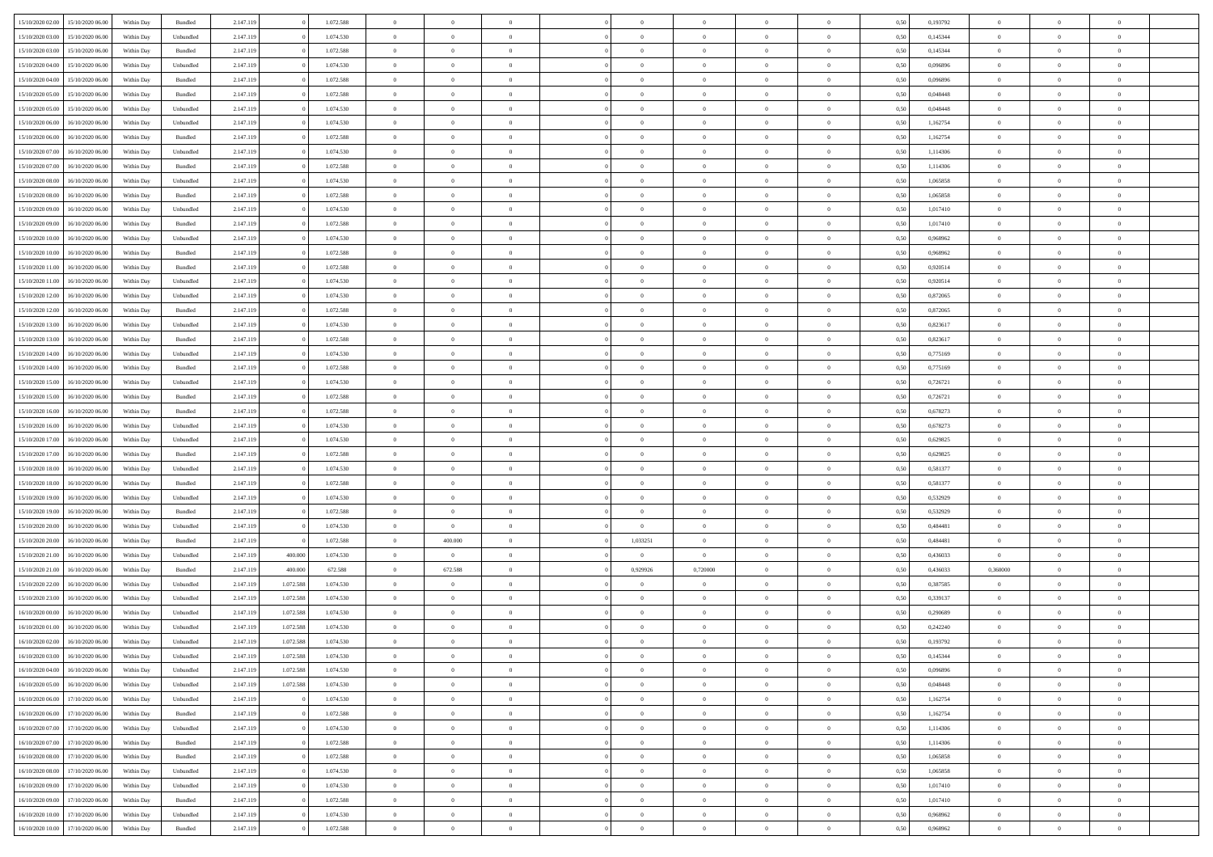| | | | | | | | | | | | | | | | | | | | | |
|---|---|---|---|---|---|---|---|---|---|---|---|---|---|---|---|---|---|---|---|---|
| 15/10/2020 02:00 | 15/10/2020 06:00 | Within Day | Bundled | 2.147.119 | 0 | 1.072.588 | 0 | 0 | 0 | | 0 | 0 | 0 | 0 | 0,50 | 0,193792 | 0 | 0 | 0 | |
| 15/10/2020 03:00 | 15/10/2020 06:00 | Within Day | Unbundled | 2.147.119 | 0 | 1.074.530 | 0 | 0 | 0 | | 0 | 0 | 0 | 0 | 0,50 | 0,145344 | 0 | 0 | 0 | |
| 15/10/2020 03:00 | 15/10/2020 06:00 | Within Day | Bundled | 2.147.119 | 0 | 1.072.588 | 0 | 0 | 0 | | 0 | 0 | 0 | 0 | 0,50 | 0,145344 | 0 | 0 | 0 | |
| 15/10/2020 04:00 | 15/10/2020 06:00 | Within Day | Unbundled | 2.147.119 | 0 | 1.074.530 | 0 | 0 | 0 | | 0 | 0 | 0 | 0 | 0,50 | 0,096896 | 0 | 0 | 0 | |
| 15/10/2020 04:00 | 15/10/2020 06:00 | Within Day | Bundled | 2.147.119 | 0 | 1.072.588 | 0 | 0 | 0 | | 0 | 0 | 0 | 0 | 0,50 | 0,096896 | 0 | 0 | 0 | |
| 15/10/2020 05:00 | 15/10/2020 06:00 | Within Day | Bundled | 2.147.119 | 0 | 1.072.588 | 0 | 0 | 0 | | 0 | 0 | 0 | 0 | 0,50 | 0,048448 | 0 | 0 | 0 | |
| 15/10/2020 05:00 | 15/10/2020 06:00 | Within Day | Unbundled | 2.147.119 | 0 | 1.074.530 | 0 | 0 | 0 | | 0 | 0 | 0 | 0 | 0,50 | 0,048448 | 0 | 0 | 0 | |
| 15/10/2020 06:00 | 16/10/2020 06:00 | Within Day | Unbundled | 2.147.119 | 0 | 1.074.530 | 0 | 0 | 0 | | 0 | 0 | 0 | 0 | 0,50 | 1,162754 | 0 | 0 | 0 | |
| 15/10/2020 06:00 | 16/10/2020 06:00 | Within Day | Bundled | 2.147.119 | 0 | 1.072.588 | 0 | 0 | 0 | | 0 | 0 | 0 | 0 | 0,50 | 1,162754 | 0 | 0 | 0 | |
| 15/10/2020 07:00 | 16/10/2020 06:00 | Within Day | Unbundled | 2.147.119 | 0 | 1.074.530 | 0 | 0 | 0 | | 0 | 0 | 0 | 0 | 0,50 | 1,114306 | 0 | 0 | 0 | |
| 15/10/2020 07:00 | 16/10/2020 06:00 | Within Day | Bundled | 2.147.119 | 0 | 1.072.588 | 0 | 0 | 0 | | 0 | 0 | 0 | 0 | 0,50 | 1,114306 | 0 | 0 | 0 | |
| 15/10/2020 08:00 | 16/10/2020 06:00 | Within Day | Unbundled | 2.147.119 | 0 | 1.074.530 | 0 | 0 | 0 | | 0 | 0 | 0 | 0 | 0,50 | 1,065858 | 0 | 0 | 0 | |
| 15/10/2020 08:00 | 16/10/2020 06:00 | Within Day | Bundled | 2.147.119 | 0 | 1.072.588 | 0 | 0 | 0 | | 0 | 0 | 0 | 0 | 0,50 | 1,065858 | 0 | 0 | 0 | |
| 15/10/2020 09:00 | 16/10/2020 06:00 | Within Day | Unbundled | 2.147.119 | 0 | 1.074.530 | 0 | 0 | 0 | | 0 | 0 | 0 | 0 | 0,50 | 1,017410 | 0 | 0 | 0 | |
| 15/10/2020 09:00 | 16/10/2020 06:00 | Within Day | Bundled | 2.147.119 | 0 | 1.072.588 | 0 | 0 | 0 | | 0 | 0 | 0 | 0 | 0,50 | 1,017410 | 0 | 0 | 0 | |
| 15/10/2020 10:00 | 16/10/2020 06:00 | Within Day | Unbundled | 2.147.119 | 0 | 1.074.530 | 0 | 0 | 0 | | 0 | 0 | 0 | 0 | 0,50 | 0,968962 | 0 | 0 | 0 | |
| 15/10/2020 10:00 | 16/10/2020 06:00 | Within Day | Bundled | 2.147.119 | 0 | 1.072.588 | 0 | 0 | 0 | | 0 | 0 | 0 | 0 | 0,50 | 0,968962 | 0 | 0 | 0 | |
| 15/10/2020 11:00 | 16/10/2020 06:00 | Within Day | Bundled | 2.147.119 | 0 | 1.072.588 | 0 | 0 | 0 | | 0 | 0 | 0 | 0 | 0,50 | 0,920514 | 0 | 0 | 0 | |
| 15/10/2020 11:00 | 16/10/2020 06:00 | Within Day | Unbundled | 2.147.119 | 0 | 1.074.530 | 0 | 0 | 0 | | 0 | 0 | 0 | 0 | 0,50 | 0,920514 | 0 | 0 | 0 | |
| 15/10/2020 12:00 | 16/10/2020 06:00 | Within Day | Unbundled | 2.147.119 | 0 | 1.074.530 | 0 | 0 | 0 | | 0 | 0 | 0 | 0 | 0,50 | 0,872065 | 0 | 0 | 0 | |
| 15/10/2020 12:00 | 16/10/2020 06:00 | Within Day | Bundled | 2.147.119 | 0 | 1.072.588 | 0 | 0 | 0 | | 0 | 0 | 0 | 0 | 0,50 | 0,872065 | 0 | 0 | 0 | |
| 15/10/2020 13:00 | 16/10/2020 06:00 | Within Day | Unbundled | 2.147.119 | 0 | 1.074.530 | 0 | 0 | 0 | | 0 | 0 | 0 | 0 | 0,50 | 0,823617 | 0 | 0 | 0 | |
| 15/10/2020 13:00 | 16/10/2020 06:00 | Within Day | Bundled | 2.147.119 | 0 | 1.072.588 | 0 | 0 | 0 | | 0 | 0 | 0 | 0 | 0,50 | 0,823617 | 0 | 0 | 0 | |
| 15/10/2020 14:00 | 16/10/2020 06:00 | Within Day | Unbundled | 2.147.119 | 0 | 1.074.530 | 0 | 0 | 0 | | 0 | 0 | 0 | 0 | 0,50 | 0,775169 | 0 | 0 | 0 | |
| 15/10/2020 14:00 | 16/10/2020 06:00 | Within Day | Bundled | 2.147.119 | 0 | 1.072.588 | 0 | 0 | 0 | | 0 | 0 | 0 | 0 | 0,50 | 0,775169 | 0 | 0 | 0 | |
| 15/10/2020 15:00 | 16/10/2020 06:00 | Within Day | Unbundled | 2.147.119 | 0 | 1.074.530 | 0 | 0 | 0 | | 0 | 0 | 0 | 0 | 0,50 | 0,726721 | 0 | 0 | 0 | |
| 15/10/2020 15:00 | 16/10/2020 06:00 | Within Day | Bundled | 2.147.119 | 0 | 1.072.588 | 0 | 0 | 0 | | 0 | 0 | 0 | 0 | 0,50 | 0,726721 | 0 | 0 | 0 | |
| 15/10/2020 16:00 | 16/10/2020 06:00 | Within Day | Bundled | 2.147.119 | 0 | 1.072.588 | 0 | 0 | 0 | | 0 | 0 | 0 | 0 | 0,50 | 0,678273 | 0 | 0 | 0 | |
| 15/10/2020 16:00 | 16/10/2020 06:00 | Within Day | Unbundled | 2.147.119 | 0 | 1.074.530 | 0 | 0 | 0 | | 0 | 0 | 0 | 0 | 0,50 | 0,678273 | 0 | 0 | 0 | |
| 15/10/2020 17:00 | 16/10/2020 06:00 | Within Day | Unbundled | 2.147.119 | 0 | 1.074.530 | 0 | 0 | 0 | | 0 | 0 | 0 | 0 | 0,50 | 0,629825 | 0 | 0 | 0 | |
| 15/10/2020 17:00 | 16/10/2020 06:00 | Within Day | Bundled | 2.147.119 | 0 | 1.072.588 | 0 | 0 | 0 | | 0 | 0 | 0 | 0 | 0,50 | 0,629825 | 0 | 0 | 0 | |
| 15/10/2020 18:00 | 16/10/2020 06:00 | Within Day | Unbundled | 2.147.119 | 0 | 1.074.530 | 0 | 0 | 0 | | 0 | 0 | 0 | 0 | 0,50 | 0,581377 | 0 | 0 | 0 | |
| 15/10/2020 18:00 | 16/10/2020 06:00 | Within Day | Bundled | 2.147.119 | 0 | 1.072.588 | 0 | 0 | 0 | | 0 | 0 | 0 | 0 | 0,50 | 0,581377 | 0 | 0 | 0 | |
| 15/10/2020 19:00 | 16/10/2020 06:00 | Within Day | Unbundled | 2.147.119 | 0 | 1.074.530 | 0 | 0 | 0 | | 0 | 0 | 0 | 0 | 0,50 | 0,532929 | 0 | 0 | 0 | |
| 15/10/2020 19:00 | 16/10/2020 06:00 | Within Day | Bundled | 2.147.119 | 0 | 1.072.588 | 0 | 0 | 0 | | 0 | 0 | 0 | 0 | 0,50 | 0,532929 | 0 | 0 | 0 | |
| 15/10/2020 20:00 | 16/10/2020 06:00 | Within Day | Unbundled | 2.147.119 | 0 | 1.074.530 | 0 | 0 | 0 | | 0 | 0 | 0 | 0 | 0,50 | 0,484481 | 0 | 0 | 0 | |
| 15/10/2020 20:00 | 16/10/2020 06:00 | Within Day | Bundled | 2.147.119 | 0 | 1.072.588 | 0 | 400.000 | 0 | | 1,033251 | 0 | 0 | 0 | 0,50 | 0,484481 | 0 | 0 | 0 | |
| 15/10/2020 21:00 | 16/10/2020 06:00 | Within Day | Unbundled | 2.147.119 | 400.000 | 1.074.530 | 0 | 0 | 0 | | 0 | 0 | 0 | 0 | 0,50 | 0,436033 | 0 | 0 | 0 | |
| 15/10/2020 21:00 | 16/10/2020 06:00 | Within Day | Bundled | 2.147.119 | 400.000 | 672.588 | 0 | 672.588 | 0 | | 0,929926 | 0,720000 | 0 | 0 | 0,50 | 0,436033 | 0,360000 | 0 | 0 | |
| 15/10/2020 22:00 | 16/10/2020 06:00 | Within Day | Unbundled | 2.147.119 | 1.072.588 | 1.074.530 | 0 | 0 | 0 | | 0 | 0 | 0 | 0 | 0,50 | 0,387585 | 0 | 0 | 0 | |
| 15/10/2020 23:00 | 16/10/2020 06:00 | Within Day | Unbundled | 2.147.119 | 1.072.588 | 1.074.530 | 0 | 0 | 0 | | 0 | 0 | 0 | 0 | 0,50 | 0,339137 | 0 | 0 | 0 | |
| 16/10/2020 00:00 | 16/10/2020 06:00 | Within Day | Unbundled | 2.147.119 | 1.072.588 | 1.074.530 | 0 | 0 | 0 | | 0 | 0 | 0 | 0 | 0,50 | 0,290689 | 0 | 0 | 0 | |
| 16/10/2020 01:00 | 16/10/2020 06:00 | Within Day | Unbundled | 2.147.119 | 1.072.588 | 1.074.530 | 0 | 0 | 0 | | 0 | 0 | 0 | 0 | 0,50 | 0,242240 | 0 | 0 | 0 | |
| 16/10/2020 02:00 | 16/10/2020 06:00 | Within Day | Unbundled | 2.147.119 | 1.072.588 | 1.074.530 | 0 | 0 | 0 | | 0 | 0 | 0 | 0 | 0,50 | 0,193792 | 0 | 0 | 0 | |
| 16/10/2020 03:00 | 16/10/2020 06:00 | Within Day | Unbundled | 2.147.119 | 1.072.588 | 1.074.530 | 0 | 0 | 0 | | 0 | 0 | 0 | 0 | 0,50 | 0,145344 | 0 | 0 | 0 | |
| 16/10/2020 04:00 | 16/10/2020 06:00 | Within Day | Unbundled | 2.147.119 | 1.072.588 | 1.074.530 | 0 | 0 | 0 | | 0 | 0 | 0 | 0 | 0,50 | 0,096896 | 0 | 0 | 0 | |
| 16/10/2020 05:00 | 16/10/2020 06:00 | Within Day | Unbundled | 2.147.119 | 1.072.588 | 1.074.530 | 0 | 0 | 0 | | 0 | 0 | 0 | 0 | 0,50 | 0,048448 | 0 | 0 | 0 | |
| 16/10/2020 06:00 | 17/10/2020 06:00 | Within Day | Unbundled | 2.147.119 | 0 | 1.074.530 | 0 | 0 | 0 | | 0 | 0 | 0 | 0 | 0,50 | 1,162754 | 0 | 0 | 0 | |
| 16/10/2020 06:00 | 17/10/2020 06:00 | Within Day | Bundled | 2.147.119 | 0 | 1.072.588 | 0 | 0 | 0 | | 0 | 0 | 0 | 0 | 0,50 | 1,162754 | 0 | 0 | 0 | |
| 16/10/2020 07:00 | 17/10/2020 06:00 | Within Day | Unbundled | 2.147.119 | 0 | 1.074.530 | 0 | 0 | 0 | | 0 | 0 | 0 | 0 | 0,50 | 1,114306 | 0 | 0 | 0 | |
| 16/10/2020 07:00 | 17/10/2020 06:00 | Within Day | Bundled | 2.147.119 | 0 | 1.072.588 | 0 | 0 | 0 | | 0 | 0 | 0 | 0 | 0,50 | 1,114306 | 0 | 0 | 0 | |
| 16/10/2020 08:00 | 17/10/2020 06:00 | Within Day | Bundled | 2.147.119 | 0 | 1.072.588 | 0 | 0 | 0 | | 0 | 0 | 0 | 0 | 0,50 | 1,065858 | 0 | 0 | 0 | |
| 16/10/2020 08:00 | 17/10/2020 06:00 | Within Day | Unbundled | 2.147.119 | 0 | 1.074.530 | 0 | 0 | 0 | | 0 | 0 | 0 | 0 | 0,50 | 1,065858 | 0 | 0 | 0 | |
| 16/10/2020 09:00 | 17/10/2020 06:00 | Within Day | Unbundled | 2.147.119 | 0 | 1.074.530 | 0 | 0 | 0 | | 0 | 0 | 0 | 0 | 0,50 | 1,017410 | 0 | 0 | 0 | |
| 16/10/2020 09:00 | 17/10/2020 06:00 | Within Day | Bundled | 2.147.119 | 0 | 1.072.588 | 0 | 0 | 0 | | 0 | 0 | 0 | 0 | 0,50 | 1,017410 | 0 | 0 | 0 | |
| 16/10/2020 10:00 | 17/10/2020 06:00 | Within Day | Unbundled | 2.147.119 | 0 | 1.074.530 | 0 | 0 | 0 | | 0 | 0 | 0 | 0 | 0,50 | 0,968962 | 0 | 0 | 0 | |
| 16/10/2020 10:00 | 17/10/2020 06:00 | Within Day | Bundled | 2.147.119 | 0 | 1.072.588 | 0 | 0 | 0 | | 0 | 0 | 0 | 0 | 0,50 | 0,968962 | 0 | 0 | 0 | |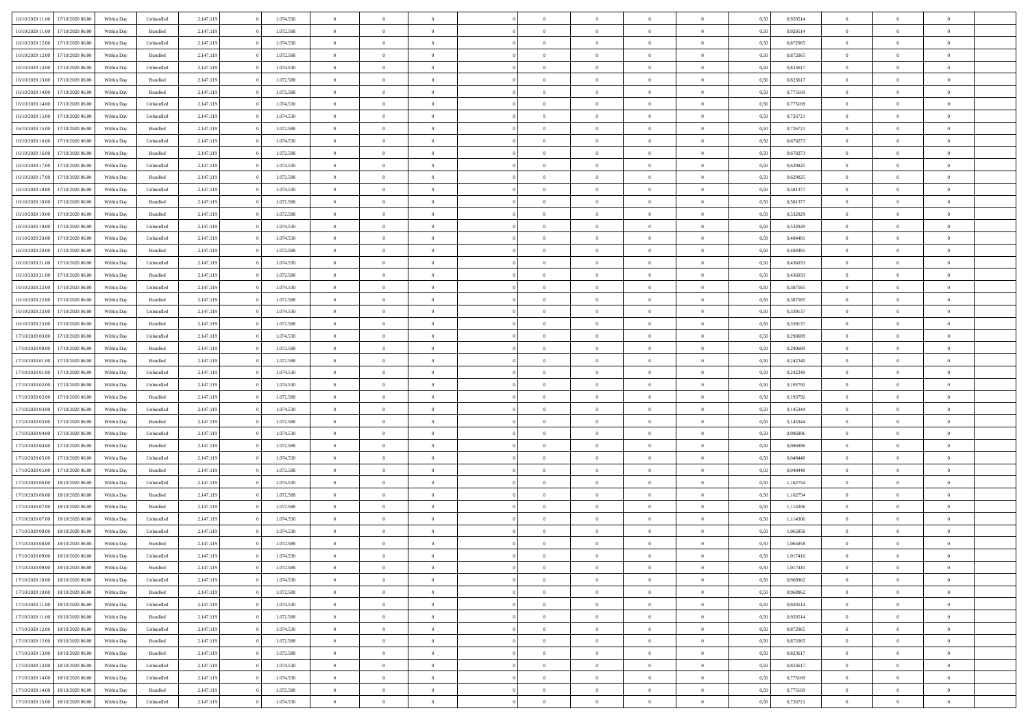| | | | | | | | | | | | | | | | | | | | | |
|---|---|---|---|---|---|---|---|---|---|---|---|---|---|---|---|---|---|---|---|---|
| 16/10/2020 11:00 | 17/10/2020 06:00 | Within Day | Unbundled | 2.147.119 | 0 | 1.074.530 | 0 | 0 | 0 | | 0 | 0 | 0 | 0 | 0,50 | 0,920514 | 0 | 0 | 0 | |
| 16/10/2020 11:00 | 17/10/2020 06:00 | Within Day | Bundled | 2.147.119 | 0 | 1.072.588 | 0 | 0 | 0 | | 0 | 0 | 0 | 0 | 0,50 | 0,920514 | 0 | 0 | 0 | |
| 16/10/2020 12:00 | 17/10/2020 06:00 | Within Day | Unbundled | 2.147.119 | 0 | 1.074.530 | 0 | 0 | 0 | | 0 | 0 | 0 | 0 | 0,50 | 0,872065 | 0 | 0 | 0 | |
| 16/10/2020 12:00 | 17/10/2020 06:00 | Within Day | Bundled | 2.147.119 | 0 | 1.072.588 | 0 | 0 | 0 | | 0 | 0 | 0 | 0 | 0,50 | 0,872065 | 0 | 0 | 0 | |
| 16/10/2020 13:00 | 17/10/2020 06:00 | Within Day | Unbundled | 2.147.119 | 0 | 1.074.530 | 0 | 0 | 0 | | 0 | 0 | 0 | 0 | 0,50 | 0,823617 | 0 | 0 | 0 | |
| 16/10/2020 13:00 | 17/10/2020 06:00 | Within Day | Bundled | 2.147.119 | 0 | 1.072.588 | 0 | 0 | 0 | | 0 | 0 | 0 | 0 | 0,50 | 0,823617 | 0 | 0 | 0 | |
| 16/10/2020 14:00 | 17/10/2020 06:00 | Within Day | Bundled | 2.147.119 | 0 | 1.072.588 | 0 | 0 | 0 | | 0 | 0 | 0 | 0 | 0,50 | 0,775169 | 0 | 0 | 0 | |
| 16/10/2020 14:00 | 17/10/2020 06:00 | Within Day | Unbundled | 2.147.119 | 0 | 1.074.530 | 0 | 0 | 0 | | 0 | 0 | 0 | 0 | 0,50 | 0,775169 | 0 | 0 | 0 | |
| 16/10/2020 15:00 | 17/10/2020 06:00 | Within Day | Unbundled | 2.147.119 | 0 | 1.074.530 | 0 | 0 | 0 | | 0 | 0 | 0 | 0 | 0,50 | 0,726721 | 0 | 0 | 0 | |
| 16/10/2020 15:00 | 17/10/2020 06:00 | Within Day | Bundled | 2.147.119 | 0 | 1.072.588 | 0 | 0 | 0 | | 0 | 0 | 0 | 0 | 0,50 | 0,726721 | 0 | 0 | 0 | |
| 16/10/2020 16:00 | 17/10/2020 06:00 | Within Day | Unbundled | 2.147.119 | 0 | 1.074.530 | 0 | 0 | 0 | | 0 | 0 | 0 | 0 | 0,50 | 0,678273 | 0 | 0 | 0 | |
| 16/10/2020 16:00 | 17/10/2020 06:00 | Within Day | Bundled | 2.147.119 | 0 | 1.072.588 | 0 | 0 | 0 | | 0 | 0 | 0 | 0 | 0,50 | 0,678273 | 0 | 0 | 0 | |
| 16/10/2020 17:00 | 17/10/2020 06:00 | Within Day | Unbundled | 2.147.119 | 0 | 1.074.530 | 0 | 0 | 0 | | 0 | 0 | 0 | 0 | 0,50 | 0,629825 | 0 | 0 | 0 | |
| 16/10/2020 17:00 | 17/10/2020 06:00 | Within Day | Bundled | 2.147.119 | 0 | 1.072.588 | 0 | 0 | 0 | | 0 | 0 | 0 | 0 | 0,50 | 0,629825 | 0 | 0 | 0 | |
| 16/10/2020 18:00 | 17/10/2020 06:00 | Within Day | Unbundled | 2.147.119 | 0 | 1.074.530 | 0 | 0 | 0 | | 0 | 0 | 0 | 0 | 0,50 | 0,581377 | 0 | 0 | 0 | |
| 16/10/2020 18:00 | 17/10/2020 06:00 | Within Day | Bundled | 2.147.119 | 0 | 1.072.588 | 0 | 0 | 0 | | 0 | 0 | 0 | 0 | 0,50 | 0,581377 | 0 | 0 | 0 | |
| 16/10/2020 19:00 | 17/10/2020 06:00 | Within Day | Bundled | 2.147.119 | 0 | 1.072.588 | 0 | 0 | 0 | | 0 | 0 | 0 | 0 | 0,50 | 0,532929 | 0 | 0 | 0 | |
| 16/10/2020 19:00 | 17/10/2020 06:00 | Within Day | Unbundled | 2.147.119 | 0 | 1.074.530 | 0 | 0 | 0 | | 0 | 0 | 0 | 0 | 0,50 | 0,532929 | 0 | 0 | 0 | |
| 16/10/2020 20:00 | 17/10/2020 06:00 | Within Day | Unbundled | 2.147.119 | 0 | 1.074.530 | 0 | 0 | 0 | | 0 | 0 | 0 | 0 | 0,50 | 0,484481 | 0 | 0 | 0 | |
| 16/10/2020 20:00 | 17/10/2020 06:00 | Within Day | Bundled | 2.147.119 | 0 | 1.072.588 | 0 | 0 | 0 | | 0 | 0 | 0 | 0 | 0,50 | 0,484481 | 0 | 0 | 0 | |
| 16/10/2020 21:00 | 17/10/2020 06:00 | Within Day | Unbundled | 2.147.119 | 0 | 1.074.530 | 0 | 0 | 0 | | 0 | 0 | 0 | 0 | 0,50 | 0,436033 | 0 | 0 | 0 | |
| 16/10/2020 21:00 | 17/10/2020 06:00 | Within Day | Bundled | 2.147.119 | 0 | 1.072.588 | 0 | 0 | 0 | | 0 | 0 | 0 | 0 | 0,50 | 0,436033 | 0 | 0 | 0 | |
| 16/10/2020 22:00 | 17/10/2020 06:00 | Within Day | Unbundled | 2.147.119 | 0 | 1.074.530 | 0 | 0 | 0 | | 0 | 0 | 0 | 0 | 0,50 | 0,387585 | 0 | 0 | 0 | |
| 16/10/2020 22:00 | 17/10/2020 06:00 | Within Day | Bundled | 2.147.119 | 0 | 1.072.588 | 0 | 0 | 0 | | 0 | 0 | 0 | 0 | 0,50 | 0,387585 | 0 | 0 | 0 | |
| 16/10/2020 23:00 | 17/10/2020 06:00 | Within Day | Unbundled | 2.147.119 | 0 | 1.074.530 | 0 | 0 | 0 | | 0 | 0 | 0 | 0 | 0,50 | 0,339137 | 0 | 0 | 0 | |
| 16/10/2020 23:00 | 17/10/2020 06:00 | Within Day | Bundled | 2.147.119 | 0 | 1.072.588 | 0 | 0 | 0 | | 0 | 0 | 0 | 0 | 0,50 | 0,339137 | 0 | 0 | 0 | |
| 17/10/2020 00:00 | 17/10/2020 06:00 | Within Day | Unbundled | 2.147.119 | 0 | 1.074.530 | 0 | 0 | 0 | | 0 | 0 | 0 | 0 | 0,50 | 0,290689 | 0 | 0 | 0 | |
| 17/10/2020 00:00 | 17/10/2020 06:00 | Within Day | Bundled | 2.147.119 | 0 | 1.072.588 | 0 | 0 | 0 | | 0 | 0 | 0 | 0 | 0,50 | 0,290689 | 0 | 0 | 0 | |
| 17/10/2020 01:00 | 17/10/2020 06:00 | Within Day | Bundled | 2.147.119 | 0 | 1.072.588 | 0 | 0 | 0 | | 0 | 0 | 0 | 0 | 0,50 | 0,242240 | 0 | 0 | 0 | |
| 17/10/2020 01:00 | 17/10/2020 06:00 | Within Day | Unbundled | 2.147.119 | 0 | 1.074.530 | 0 | 0 | 0 | | 0 | 0 | 0 | 0 | 0,50 | 0,242240 | 0 | 0 | 0 | |
| 17/10/2020 02:00 | 17/10/2020 06:00 | Within Day | Unbundled | 2.147.119 | 0 | 1.074.530 | 0 | 0 | 0 | | 0 | 0 | 0 | 0 | 0,50 | 0,193792 | 0 | 0 | 0 | |
| 17/10/2020 02:00 | 17/10/2020 06:00 | Within Day | Bundled | 2.147.119 | 0 | 1.072.588 | 0 | 0 | 0 | | 0 | 0 | 0 | 0 | 0,50 | 0,193792 | 0 | 0 | 0 | |
| 17/10/2020 03:00 | 17/10/2020 06:00 | Within Day | Unbundled | 2.147.119 | 0 | 1.074.530 | 0 | 0 | 0 | | 0 | 0 | 0 | 0 | 0,50 | 0,145344 | 0 | 0 | 0 | |
| 17/10/2020 03:00 | 17/10/2020 06:00 | Within Day | Bundled | 2.147.119 | 0 | 1.072.588 | 0 | 0 | 0 | | 0 | 0 | 0 | 0 | 0,50 | 0,145344 | 0 | 0 | 0 | |
| 17/10/2020 04:00 | 17/10/2020 06:00 | Within Day | Unbundled | 2.147.119 | 0 | 1.074.530 | 0 | 0 | 0 | | 0 | 0 | 0 | 0 | 0,50 | 0,096896 | 0 | 0 | 0 | |
| 17/10/2020 04:00 | 17/10/2020 06:00 | Within Day | Bundled | 2.147.119 | 0 | 1.072.588 | 0 | 0 | 0 | | 0 | 0 | 0 | 0 | 0,50 | 0,096896 | 0 | 0 | 0 | |
| 17/10/2020 05:00 | 17/10/2020 06:00 | Within Day | Unbundled | 2.147.119 | 0 | 1.074.530 | 0 | 0 | 0 | | 0 | 0 | 0 | 0 | 0,50 | 0,048448 | 0 | 0 | 0 | |
| 17/10/2020 05:00 | 17/10/2020 06:00 | Within Day | Bundled | 2.147.119 | 0 | 1.072.588 | 0 | 0 | 0 | | 0 | 0 | 0 | 0 | 0,50 | 0,048448 | 0 | 0 | 0 | |
| 17/10/2020 06:00 | 18/10/2020 06:00 | Within Day | Unbundled | 2.147.119 | 0 | 1.074.530 | 0 | 0 | 0 | | 0 | 0 | 0 | 0 | 0,50 | 1,162754 | 0 | 0 | 0 | |
| 17/10/2020 06:00 | 18/10/2020 06:00 | Within Day | Bundled | 2.147.119 | 0 | 1.072.588 | 0 | 0 | 0 | | 0 | 0 | 0 | 0 | 0,50 | 1,162754 | 0 | 0 | 0 | |
| 17/10/2020 07:00 | 18/10/2020 06:00 | Within Day | Bundled | 2.147.119 | 0 | 1.072.588 | 0 | 0 | 0 | | 0 | 0 | 0 | 0 | 0,50 | 1,114306 | 0 | 0 | 0 | |
| 17/10/2020 07:00 | 18/10/2020 06:00 | Within Day | Unbundled | 2.147.119 | 0 | 1.074.530 | 0 | 0 | 0 | | 0 | 0 | 0 | 0 | 0,50 | 1,114306 | 0 | 0 | 0 | |
| 17/10/2020 08:00 | 18/10/2020 06:00 | Within Day | Unbundled | 2.147.119 | 0 | 1.074.530 | 0 | 0 | 0 | | 0 | 0 | 0 | 0 | 0,50 | 1,065858 | 0 | 0 | 0 | |
| 17/10/2020 08:00 | 18/10/2020 06:00 | Within Day | Bundled | 2.147.119 | 0 | 1.072.588 | 0 | 0 | 0 | | 0 | 0 | 0 | 0 | 0,50 | 1,065858 | 0 | 0 | 0 | |
| 17/10/2020 09:00 | 18/10/2020 06:00 | Within Day | Unbundled | 2.147.119 | 0 | 1.074.530 | 0 | 0 | 0 | | 0 | 0 | 0 | 0 | 0,50 | 1,017410 | 0 | 0 | 0 | |
| 17/10/2020 09:00 | 18/10/2020 06:00 | Within Day | Bundled | 2.147.119 | 0 | 1.072.588 | 0 | 0 | 0 | | 0 | 0 | 0 | 0 | 0,50 | 1,017410 | 0 | 0 | 0 | |
| 17/10/2020 10:00 | 18/10/2020 06:00 | Within Day | Unbundled | 2.147.119 | 0 | 1.074.530 | 0 | 0 | 0 | | 0 | 0 | 0 | 0 | 0,50 | 0,968962 | 0 | 0 | 0 | |
| 17/10/2020 10:00 | 18/10/2020 06:00 | Within Day | Bundled | 2.147.119 | 0 | 1.072.588 | 0 | 0 | 0 | | 0 | 0 | 0 | 0 | 0,50 | 0,968962 | 0 | 0 | 0 | |
| 17/10/2020 11:00 | 18/10/2020 06:00 | Within Day | Unbundled | 2.147.119 | 0 | 1.074.530 | 0 | 0 | 0 | | 0 | 0 | 0 | 0 | 0,50 | 0,920514 | 0 | 0 | 0 | |
| 17/10/2020 11:00 | 18/10/2020 06:00 | Within Day | Bundled | 2.147.119 | 0 | 1.072.588 | 0 | 0 | 0 | | 0 | 0 | 0 | 0 | 0,50 | 0,920514 | 0 | 0 | 0 | |
| 17/10/2020 12:00 | 18/10/2020 06:00 | Within Day | Unbundled | 2.147.119 | 0 | 1.074.530 | 0 | 0 | 0 | | 0 | 0 | 0 | 0 | 0,50 | 0,872065 | 0 | 0 | 0 | |
| 17/10/2020 12:00 | 18/10/2020 06:00 | Within Day | Bundled | 2.147.119 | 0 | 1.072.588 | 0 | 0 | 0 | | 0 | 0 | 0 | 0 | 0,50 | 0,872065 | 0 | 0 | 0 | |
| 17/10/2020 13:00 | 18/10/2020 06:00 | Within Day | Bundled | 2.147.119 | 0 | 1.072.588 | 0 | 0 | 0 | | 0 | 0 | 0 | 0 | 0,50 | 0,823617 | 0 | 0 | 0 | |
| 17/10/2020 13:00 | 18/10/2020 06:00 | Within Day | Unbundled | 2.147.119 | 0 | 1.074.530 | 0 | 0 | 0 | | 0 | 0 | 0 | 0 | 0,50 | 0,823617 | 0 | 0 | 0 | |
| 17/10/2020 14:00 | 18/10/2020 06:00 | Within Day | Unbundled | 2.147.119 | 0 | 1.074.530 | 0 | 0 | 0 | | 0 | 0 | 0 | 0 | 0,50 | 0,775169 | 0 | 0 | 0 | |
| 17/10/2020 14:00 | 18/10/2020 06:00 | Within Day | Bundled | 2.147.119 | 0 | 1.072.588 | 0 | 0 | 0 | | 0 | 0 | 0 | 0 | 0,50 | 0,775169 | 0 | 0 | 0 | |
| 17/10/2020 15:00 | 18/10/2020 06:00 | Within Day | Unbundled | 2.147.119 | 0 | 1.074.530 | 0 | 0 | 0 | | 0 | 0 | 0 | 0 | 0,50 | 0,726721 | 0 | 0 | 0 | |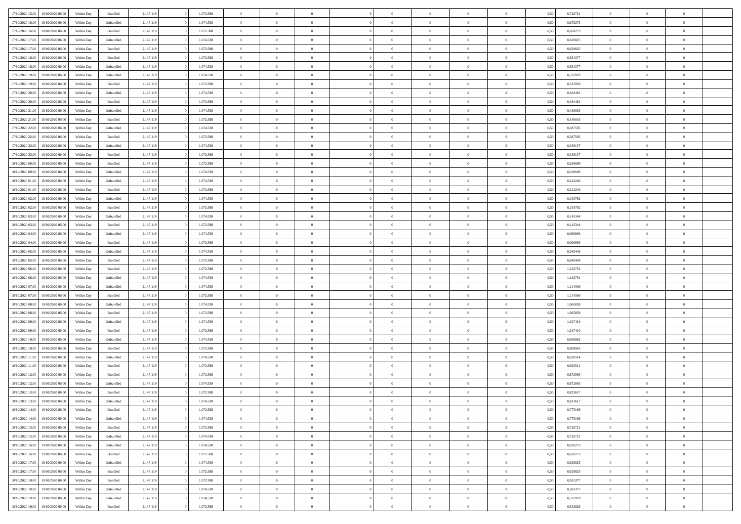| | | | | | | | | | | | | | | | | | | | | | |
|---|---|---|---|---|---|---|---|---|---|---|---|---|---|---|---|---|---|---|---|---|---|
| 17/10/2020 15.00 | 18/10/2020 06.00 | Within Day | Bundled | 2.147.119 | 0 | 1.072.588 | 0 | 0 | 0 | | 0 | 0 | 0 | 0 | 0,50 | 0,726721 | 0 | 0 | 0 | |
| 17/10/2020 16.00 | 18/10/2020 06.00 | Within Day | Unbundled | 2.147.119 | 0 | 1.074.530 | 0 | 0 | 0 | | 0 | 0 | 0 | 0 | 0,50 | 0,678273 | 0 | 0 | 0 | |
| 17/10/2020 16.00 | 18/10/2020 06.00 | Within Day | Bundled | 2.147.119 | 0 | 1.072.588 | 0 | 0 | 0 | | 0 | 0 | 0 | 0 | 0,50 | 0,678273 | 0 | 0 | 0 | |
| 17/10/2020 17.00 | 18/10/2020 06.00 | Within Day | Unbundled | 2.147.119 | 0 | 1.074.530 | 0 | 0 | 0 | | 0 | 0 | 0 | 0 | 0,50 | 0,629825 | 0 | 0 | 0 | |
| 17/10/2020 17.00 | 18/10/2020 06.00 | Within Day | Bundled | 2.147.119 | 0 | 1.072.588 | 0 | 0 | 0 | | 0 | 0 | 0 | 0 | 0,50 | 0,629825 | 0 | 0 | 0 | |
| 17/10/2020 18.00 | 18/10/2020 06.00 | Within Day | Bundled | 2.147.119 | 0 | 1.072.588 | 0 | 0 | 0 | | 0 | 0 | 0 | 0 | 0,50 | 0,581377 | 0 | 0 | 0 | |
| 17/10/2020 18.00 | 18/10/2020 06.00 | Within Day | Unbundled | 2.147.119 | 0 | 1.074.530 | 0 | 0 | 0 | | 0 | 0 | 0 | 0 | 0,50 | 0,581377 | 0 | 0 | 0 | |
| 17/10/2020 19.00 | 18/10/2020 06.00 | Within Day | Unbundled | 2.147.119 | 0 | 1.074.530 | 0 | 0 | 0 | | 0 | 0 | 0 | 0 | 0,50 | 0,532929 | 0 | 0 | 0 | |
| 17/10/2020 19.00 | 18/10/2020 06.00 | Within Day | Bundled | 2.147.119 | 0 | 1.072.588 | 0 | 0 | 0 | | 0 | 0 | 0 | 0 | 0,50 | 0,532929 | 0 | 0 | 0 | |
| 17/10/2020 20.00 | 18/10/2020 06.00 | Within Day | Unbundled | 2.147.119 | 0 | 1.074.530 | 0 | 0 | 0 | | 0 | 0 | 0 | 0 | 0,50 | 0,484481 | 0 | 0 | 0 | |
| 17/10/2020 20.00 | 18/10/2020 06.00 | Within Day | Bundled | 2.147.119 | 0 | 1.072.588 | 0 | 0 | 0 | | 0 | 0 | 0 | 0 | 0,50 | 0,484481 | 0 | 0 | 0 | |
| 17/10/2020 21.00 | 18/10/2020 06.00 | Within Day | Unbundled | 2.147.119 | 0 | 1.074.530 | 0 | 0 | 0 | | 0 | 0 | 0 | 0 | 0,50 | 0,436033 | 0 | 0 | 0 | |
| 17/10/2020 21.00 | 18/10/2020 06.00 | Within Day | Bundled | 2.147.119 | 0 | 1.072.588 | 0 | 0 | 0 | | 0 | 0 | 0 | 0 | 0,50 | 0,436033 | 0 | 0 | 0 | |
| 17/10/2020 22.00 | 18/10/2020 06.00 | Within Day | Unbundled | 2.147.119 | 0 | 1.074.530 | 0 | 0 | 0 | | 0 | 0 | 0 | 0 | 0,50 | 0,387585 | 0 | 0 | 0 | |
| 17/10/2020 22.00 | 18/10/2020 06.00 | Within Day | Bundled | 2.147.119 | 0 | 1.072.588 | 0 | 0 | 0 | | 0 | 0 | 0 | 0 | 0,50 | 0,387585 | 0 | 0 | 0 | |
| 17/10/2020 23.00 | 18/10/2020 06.00 | Within Day | Unbundled | 2.147.119 | 0 | 1.074.530 | 0 | 0 | 0 | | 0 | 0 | 0 | 0 | 0,50 | 0,339137 | 0 | 0 | 0 | |
| 17/10/2020 23.00 | 18/10/2020 06.00 | Within Day | Bundled | 2.147.119 | 0 | 1.072.588 | 0 | 0 | 0 | | 0 | 0 | 0 | 0 | 0,50 | 0,339137 | 0 | 0 | 0 | |
| 18/10/2020 00.00 | 18/10/2020 06.00 | Within Day | Bundled | 2.147.119 | 0 | 1.072.588 | 0 | 0 | 0 | | 0 | 0 | 0 | 0 | 0,50 | 0,290689 | 0 | 0 | 0 | |
| 18/10/2020 00.00 | 18/10/2020 06.00 | Within Day | Unbundled | 2.147.119 | 0 | 1.074.530 | 0 | 0 | 0 | | 0 | 0 | 0 | 0 | 0,50 | 0,290689 | 0 | 0 | 0 | |
| 18/10/2020 01.00 | 18/10/2020 06.00 | Within Day | Unbundled | 2.147.119 | 0 | 1.074.530 | 0 | 0 | 0 | | 0 | 0 | 0 | 0 | 0,50 | 0,242240 | 0 | 0 | 0 | |
| 18/10/2020 01.00 | 18/10/2020 06.00 | Within Day | Bundled | 2.147.119 | 0 | 1.072.588 | 0 | 0 | 0 | | 0 | 0 | 0 | 0 | 0,50 | 0,242240 | 0 | 0 | 0 | |
| 18/10/2020 02.00 | 18/10/2020 06.00 | Within Day | Unbundled | 2.147.119 | 0 | 1.074.530 | 0 | 0 | 0 | | 0 | 0 | 0 | 0 | 0,50 | 0,193792 | 0 | 0 | 0 | |
| 18/10/2020 02.00 | 18/10/2020 06.00 | Within Day | Bundled | 2.147.119 | 0 | 1.072.588 | 0 | 0 | 0 | | 0 | 0 | 0 | 0 | 0,50 | 0,193792 | 0 | 0 | 0 | |
| 18/10/2020 03.00 | 18/10/2020 06.00 | Within Day | Unbundled | 2.147.119 | 0 | 1.074.530 | 0 | 0 | 0 | | 0 | 0 | 0 | 0 | 0,50 | 0,145344 | 0 | 0 | 0 | |
| 18/10/2020 03.00 | 18/10/2020 06.00 | Within Day | Bundled | 2.147.119 | 0 | 1.072.588 | 0 | 0 | 0 | | 0 | 0 | 0 | 0 | 0,50 | 0,145344 | 0 | 0 | 0 | |
| 18/10/2020 04.00 | 18/10/2020 06.00 | Within Day | Unbundled | 2.147.119 | 0 | 1.074.530 | 0 | 0 | 0 | | 0 | 0 | 0 | 0 | 0,50 | 0,096896 | 0 | 0 | 0 | |
| 18/10/2020 04.00 | 18/10/2020 06.00 | Within Day | Bundled | 2.147.119 | 0 | 1.072.588 | 0 | 0 | 0 | | 0 | 0 | 0 | 0 | 0,50 | 0,096896 | 0 | 0 | 0 | |
| 18/10/2020 05.00 | 18/10/2020 06.00 | Within Day | Unbundled | 2.147.119 | 0 | 1.074.530 | 0 | 0 | 0 | | 0 | 0 | 0 | 0 | 0,50 | 0,048448 | 0 | 0 | 0 | |
| 18/10/2020 05.00 | 18/10/2020 06.00 | Within Day | Bundled | 2.147.119 | 0 | 1.072.588 | 0 | 0 | 0 | | 0 | 0 | 0 | 0 | 0,50 | 0,048448 | 0 | 0 | 0 | |
| 18/10/2020 06.00 | 19/10/2020 06.00 | Within Day | Bundled | 2.147.119 | 0 | 1.072.588 | 0 | 0 | 0 | | 0 | 0 | 0 | 0 | 0,50 | 1,162754 | 0 | 0 | 0 | |
| 18/10/2020 06.00 | 19/10/2020 06.00 | Within Day | Unbundled | 2.147.119 | 0 | 1.074.530 | 0 | 0 | 0 | | 0 | 0 | 0 | 0 | 0,50 | 1,162754 | 0 | 0 | 0 | |
| 18/10/2020 07.00 | 19/10/2020 06.00 | Within Day | Unbundled | 2.147.119 | 0 | 1.074.530 | 0 | 0 | 0 | | 0 | 0 | 0 | 0 | 0,50 | 1,114306 | 0 | 0 | 0 | |
| 18/10/2020 07.00 | 19/10/2020 06.00 | Within Day | Bundled | 2.147.119 | 0 | 1.072.588 | 0 | 0 | 0 | | 0 | 0 | 0 | 0 | 0,50 | 1,114306 | 0 | 0 | 0 | |
| 18/10/2020 08.00 | 19/10/2020 06.00 | Within Day | Unbundled | 2.147.119 | 0 | 1.074.530 | 0 | 0 | 0 | | 0 | 0 | 0 | 0 | 0,50 | 1,065858 | 0 | 0 | 0 | |
| 18/10/2020 08.00 | 19/10/2020 06.00 | Within Day | Bundled | 2.147.119 | 0 | 1.072.588 | 0 | 0 | 0 | | 0 | 0 | 0 | 0 | 0,50 | 1,065858 | 0 | 0 | 0 | |
| 18/10/2020 09.00 | 19/10/2020 06.00 | Within Day | Unbundled | 2.147.119 | 0 | 1.074.530 | 0 | 0 | 0 | | 0 | 0 | 0 | 0 | 0,50 | 1,017410 | 0 | 0 | 0 | |
| 18/10/2020 09.00 | 19/10/2020 06.00 | Within Day | Bundled | 2.147.119 | 0 | 1.072.588 | 0 | 0 | 0 | | 0 | 0 | 0 | 0 | 0,50 | 1,017410 | 0 | 0 | 0 | |
| 18/10/2020 10.00 | 19/10/2020 06.00 | Within Day | Unbundled | 2.147.119 | 0 | 1.074.530 | 0 | 0 | 0 | | 0 | 0 | 0 | 0 | 0,50 | 0,968962 | 0 | 0 | 0 | |
| 18/10/2020 10.00 | 19/10/2020 06.00 | Within Day | Bundled | 2.147.119 | 0 | 1.072.588 | 0 | 0 | 0 | | 0 | 0 | 0 | 0 | 0,50 | 0,968962 | 0 | 0 | 0 | |
| 18/10/2020 11.00 | 19/10/2020 06.00 | Within Day | Unbundled | 2.147.119 | 0 | 1.074.530 | 0 | 0 | 0 | | 0 | 0 | 0 | 0 | 0,50 | 0,920514 | 0 | 0 | 0 | |
| 18/10/2020 11.00 | 19/10/2020 06.00 | Within Day | Bundled | 2.147.119 | 0 | 1.072.588 | 0 | 0 | 0 | | 0 | 0 | 0 | 0 | 0,50 | 0,920514 | 0 | 0 | 0 | |
| 18/10/2020 12.00 | 19/10/2020 06.00 | Within Day | Bundled | 2.147.119 | 0 | 1.072.588 | 0 | 0 | 0 | | 0 | 0 | 0 | 0 | 0,50 | 0,872065 | 0 | 0 | 0 | |
| 18/10/2020 12.00 | 19/10/2020 06.00 | Within Day | Unbundled | 2.147.119 | 0 | 1.074.530 | 0 | 0 | 0 | | 0 | 0 | 0 | 0 | 0,50 | 0,872065 | 0 | 0 | 0 | |
| 18/10/2020 13.00 | 19/10/2020 06.00 | Within Day | Bundled | 2.147.119 | 0 | 1.072.588 | 0 | 0 | 0 | | 0 | 0 | 0 | 0 | 0,50 | 0,823617 | 0 | 0 | 0 | |
| 18/10/2020 13.00 | 19/10/2020 06.00 | Within Day | Unbundled | 2.147.119 | 0 | 1.074.530 | 0 | 0 | 0 | | 0 | 0 | 0 | 0 | 0,50 | 0,823617 | 0 | 0 | 0 | |
| 18/10/2020 14.00 | 19/10/2020 06.00 | Within Day | Bundled | 2.147.119 | 0 | 1.072.588 | 0 | 0 | 0 | | 0 | 0 | 0 | 0 | 0,50 | 0,775169 | 0 | 0 | 0 | |
| 18/10/2020 14.00 | 19/10/2020 06.00 | Within Day | Unbundled | 2.147.119 | 0 | 1.074.530 | 0 | 0 | 0 | | 0 | 0 | 0 | 0 | 0,50 | 0,775169 | 0 | 0 | 0 | |
| 18/10/2020 15.00 | 19/10/2020 06.00 | Within Day | Bundled | 2.147.119 | 0 | 1.072.588 | 0 | 0 | 0 | | 0 | 0 | 0 | 0 | 0,50 | 0,726721 | 0 | 0 | 0 | |
| 18/10/2020 15.00 | 19/10/2020 06.00 | Within Day | Unbundled | 2.147.119 | 0 | 1.074.530 | 0 | 0 | 0 | | 0 | 0 | 0 | 0 | 0,50 | 0,726721 | 0 | 0 | 0 | |
| 18/10/2020 16.00 | 19/10/2020 06.00 | Within Day | Unbundled | 2.147.119 | 0 | 1.074.530 | 0 | 0 | 0 | | 0 | 0 | 0 | 0 | 0,50 | 0,678273 | 0 | 0 | 0 | |
| 18/10/2020 16.00 | 19/10/2020 06.00 | Within Day | Bundled | 2.147.119 | 0 | 1.072.588 | 0 | 0 | 0 | | 0 | 0 | 0 | 0 | 0,50 | 0,678273 | 0 | 0 | 0 | |
| 18/10/2020 17.00 | 19/10/2020 06.00 | Within Day | Unbundled | 2.147.119 | 0 | 1.074.530 | 0 | 0 | 0 | | 0 | 0 | 0 | 0 | 0,50 | 0,629825 | 0 | 0 | 0 | |
| 18/10/2020 17.00 | 19/10/2020 06.00 | Within Day | Bundled | 2.147.119 | 0 | 1.072.588 | 0 | 0 | 0 | | 0 | 0 | 0 | 0 | 0,50 | 0,629825 | 0 | 0 | 0 | |
| 18/10/2020 18.00 | 19/10/2020 06.00 | Within Day | Bundled | 2.147.119 | 0 | 1.072.588 | 0 | 0 | 0 | | 0 | 0 | 0 | 0 | 0,50 | 0,581377 | 0 | 0 | 0 | |
| 18/10/2020 18.00 | 19/10/2020 06.00 | Within Day | Unbundled | 2.147.119 | 0 | 1.074.530 | 0 | 0 | 0 | | 0 | 0 | 0 | 0 | 0,50 | 0,581377 | 0 | 0 | 0 | |
| 18/10/2020 19.00 | 19/10/2020 06.00 | Within Day | Unbundled | 2.147.119 | 0 | 1.074.530 | 0 | 0 | 0 | | 0 | 0 | 0 | 0 | 0,50 | 0,532929 | 0 | 0 | 0 | |
| 18/10/2020 19.00 | 19/10/2020 06.00 | Within Day | Bundled | 2.147.119 | 0 | 1.072.588 | 0 | 0 | 0 | | 0 | 0 | 0 | 0 | 0,50 | 0,532929 | 0 | 0 | 0 | |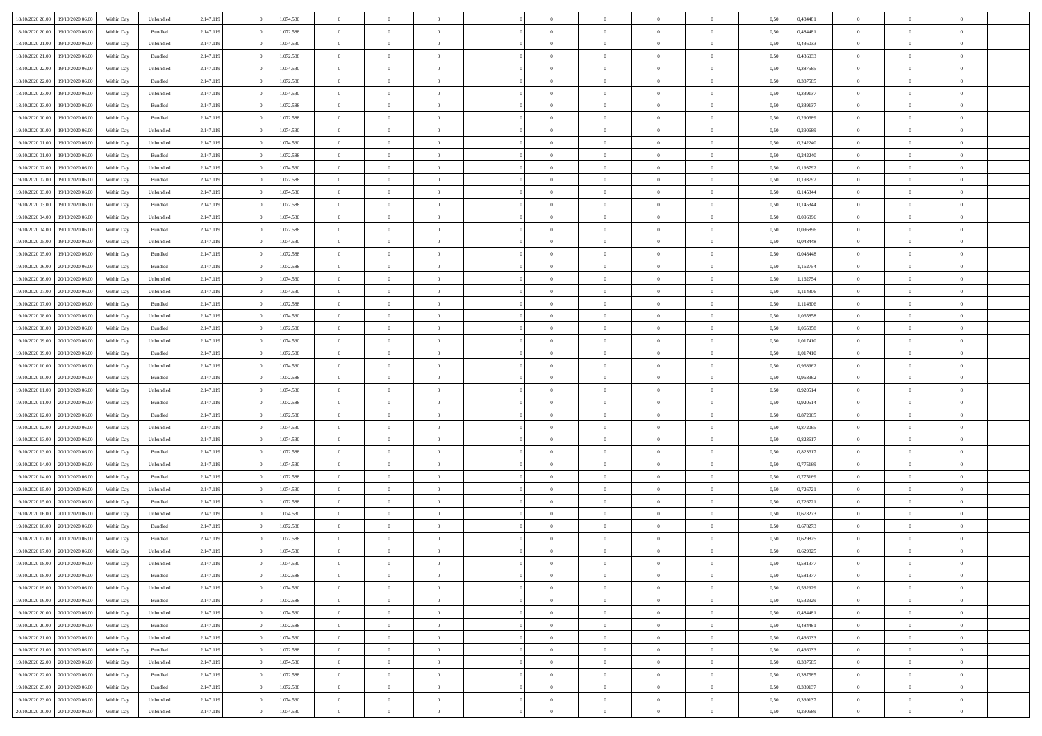| | | | | | | | | | | | | | | | | | | | | | |
|---|---|---|---|---|---|---|---|---|---|---|---|---|---|---|---|---|---|---|---|---|---|
| 18/10/2020 20.00 | 19/10/2020 06.00 | Within Day | Unbundled | 2.147.119 | 0 | 1.074.530 | 0 | 0 | 0 | | 0 | 0 | 0 | 0 | 0,50 | 0,484481 | 0 | 0 | 0 | |
| 18/10/2020 20.00 | 19/10/2020 06.00 | Within Day | Bundled | 2.147.119 | 0 | 1.072.588 | 0 | 0 | 0 | | 0 | 0 | 0 | 0 | 0,50 | 0,484481 | 0 | 0 | 0 | |
| 18/10/2020 21.00 | 19/10/2020 06.00 | Within Day | Unbundled | 2.147.119 | 0 | 1.074.530 | 0 | 0 | 0 | | 0 | 0 | 0 | 0 | 0,50 | 0,436033 | 0 | 0 | 0 | |
| 18/10/2020 21.00 | 19/10/2020 06.00 | Within Day | Bundled | 2.147.119 | 0 | 1.072.588 | 0 | 0 | 0 | | 0 | 0 | 0 | 0 | 0,50 | 0,436033 | 0 | 0 | 0 | |
| 18/10/2020 22.00 | 19/10/2020 06.00 | Within Day | Unbundled | 2.147.119 | 0 | 1.074.530 | 0 | 0 | 0 | | 0 | 0 | 0 | 0 | 0,50 | 0,387585 | 0 | 0 | 0 | |
| 18/10/2020 22.00 | 19/10/2020 06.00 | Within Day | Bundled | 2.147.119 | 0 | 1.072.588 | 0 | 0 | 0 | | 0 | 0 | 0 | 0 | 0,50 | 0,387585 | 0 | 0 | 0 | |
| 18/10/2020 23.00 | 19/10/2020 06.00 | Within Day | Unbundled | 2.147.119 | 0 | 1.074.530 | 0 | 0 | 0 | | 0 | 0 | 0 | 0 | 0,50 | 0,339137 | 0 | 0 | 0 | |
| 18/10/2020 23.00 | 19/10/2020 06.00 | Within Day | Bundled | 2.147.119 | 0 | 1.072.588 | 0 | 0 | 0 | | 0 | 0 | 0 | 0 | 0,50 | 0,339137 | 0 | 0 | 0 | |
| 19/10/2020 00.00 | 19/10/2020 06.00 | Within Day | Bundled | 2.147.119 | 0 | 1.072.588 | 0 | 0 | 0 | | 0 | 0 | 0 | 0 | 0,50 | 0,290689 | 0 | 0 | 0 | |
| 19/10/2020 00.00 | 19/10/2020 06.00 | Within Day | Unbundled | 2.147.119 | 0 | 1.074.530 | 0 | 0 | 0 | | 0 | 0 | 0 | 0 | 0,50 | 0,290689 | 0 | 0 | 0 | |
| 19/10/2020 01.00 | 19/10/2020 06.00 | Within Day | Unbundled | 2.147.119 | 0 | 1.074.530 | 0 | 0 | 0 | | 0 | 0 | 0 | 0 | 0,50 | 0,242240 | 0 | 0 | 0 | |
| 19/10/2020 01.00 | 19/10/2020 06.00 | Within Day | Bundled | 2.147.119 | 0 | 1.072.588 | 0 | 0 | 0 | | 0 | 0 | 0 | 0 | 0,50 | 0,242240 | 0 | 0 | 0 | |
| 19/10/2020 02.00 | 19/10/2020 06.00 | Within Day | Unbundled | 2.147.119 | 0 | 1.074.530 | 0 | 0 | 0 | | 0 | 0 | 0 | 0 | 0,50 | 0,193792 | 0 | 0 | 0 | |
| 19/10/2020 02.00 | 19/10/2020 06.00 | Within Day | Bundled | 2.147.119 | 0 | 1.072.588 | 0 | 0 | 0 | | 0 | 0 | 0 | 0 | 0,50 | 0,193792 | 0 | 0 | 0 | |
| 19/10/2020 03.00 | 19/10/2020 06.00 | Within Day | Unbundled | 2.147.119 | 0 | 1.074.530 | 0 | 0 | 0 | | 0 | 0 | 0 | 0 | 0,50 | 0,145344 | 0 | 0 | 0 | |
| 19/10/2020 03.00 | 19/10/2020 06.00 | Within Day | Bundled | 2.147.119 | 0 | 1.072.588 | 0 | 0 | 0 | | 0 | 0 | 0 | 0 | 0,50 | 0,145344 | 0 | 0 | 0 | |
| 19/10/2020 04.00 | 19/10/2020 06.00 | Within Day | Unbundled | 2.147.119 | 0 | 1.074.530 | 0 | 0 | 0 | | 0 | 0 | 0 | 0 | 0,50 | 0,096896 | 0 | 0 | 0 | |
| 19/10/2020 04.00 | 19/10/2020 06.00 | Within Day | Bundled | 2.147.119 | 0 | 1.072.588 | 0 | 0 | 0 | | 0 | 0 | 0 | 0 | 0,50 | 0,096896 | 0 | 0 | 0 | |
| 19/10/2020 05.00 | 19/10/2020 06.00 | Within Day | Unbundled | 2.147.119 | 0 | 1.074.530 | 0 | 0 | 0 | | 0 | 0 | 0 | 0 | 0,50 | 0,048448 | 0 | 0 | 0 | |
| 19/10/2020 05.00 | 19/10/2020 06.00 | Within Day | Bundled | 2.147.119 | 0 | 1.072.588 | 0 | 0 | 0 | | 0 | 0 | 0 | 0 | 0,50 | 0,048448 | 0 | 0 | 0 | |
| 19/10/2020 06.00 | 20/10/2020 06.00 | Within Day | Bundled | 2.147.119 | 0 | 1.072.588 | 0 | 0 | 0 | | 0 | 0 | 0 | 0 | 0,50 | 1,162754 | 0 | 0 | 0 | |
| 19/10/2020 06.00 | 20/10/2020 06.00 | Within Day | Unbundled | 2.147.119 | 0 | 1.074.530 | 0 | 0 | 0 | | 0 | 0 | 0 | 0 | 0,50 | 1,162754 | 0 | 0 | 0 | |
| 19/10/2020 07.00 | 20/10/2020 06.00 | Within Day | Unbundled | 2.147.119 | 0 | 1.074.530 | 0 | 0 | 0 | | 0 | 0 | 0 | 0 | 0,50 | 1,114306 | 0 | 0 | 0 | |
| 19/10/2020 07.00 | 20/10/2020 06.00 | Within Day | Bundled | 2.147.119 | 0 | 1.072.588 | 0 | 0 | 0 | | 0 | 0 | 0 | 0 | 0,50 | 1,114306 | 0 | 0 | 0 | |
| 19/10/2020 08.00 | 20/10/2020 06.00 | Within Day | Unbundled | 2.147.119 | 0 | 1.074.530 | 0 | 0 | 0 | | 0 | 0 | 0 | 0 | 0,50 | 1,065858 | 0 | 0 | 0 | |
| 19/10/2020 08.00 | 20/10/2020 06.00 | Within Day | Bundled | 2.147.119 | 0 | 1.072.588 | 0 | 0 | 0 | | 0 | 0 | 0 | 0 | 0,50 | 1,065858 | 0 | 0 | 0 | |
| 19/10/2020 09.00 | 20/10/2020 06.00 | Within Day | Unbundled | 2.147.119 | 0 | 1.074.530 | 0 | 0 | 0 | | 0 | 0 | 0 | 0 | 0,50 | 1,017410 | 0 | 0 | 0 | |
| 19/10/2020 09.00 | 20/10/2020 06.00 | Within Day | Bundled | 2.147.119 | 0 | 1.072.588 | 0 | 0 | 0 | | 0 | 0 | 0 | 0 | 0,50 | 1,017410 | 0 | 0 | 0 | |
| 19/10/2020 10.00 | 20/10/2020 06.00 | Within Day | Unbundled | 2.147.119 | 0 | 1.074.530 | 0 | 0 | 0 | | 0 | 0 | 0 | 0 | 0,50 | 0,968962 | 0 | 0 | 0 | |
| 19/10/2020 10.00 | 20/10/2020 06.00 | Within Day | Bundled | 2.147.119 | 0 | 1.072.588 | 0 | 0 | 0 | | 0 | 0 | 0 | 0 | 0,50 | 0,968962 | 0 | 0 | 0 | |
| 19/10/2020 11.00 | 20/10/2020 06.00 | Within Day | Unbundled | 2.147.119 | 0 | 1.074.530 | 0 | 0 | 0 | | 0 | 0 | 0 | 0 | 0,50 | 0,920514 | 0 | 0 | 0 | |
| 19/10/2020 11.00 | 20/10/2020 06.00 | Within Day | Bundled | 2.147.119 | 0 | 1.072.588 | 0 | 0 | 0 | | 0 | 0 | 0 | 0 | 0,50 | 0,920514 | 0 | 0 | 0 | |
| 19/10/2020 12.00 | 20/10/2020 06.00 | Within Day | Bundled | 2.147.119 | 0 | 1.072.588 | 0 | 0 | 0 | | 0 | 0 | 0 | 0 | 0,50 | 0,872065 | 0 | 0 | 0 | |
| 19/10/2020 12.00 | 20/10/2020 06.00 | Within Day | Unbundled | 2.147.119 | 0 | 1.074.530 | 0 | 0 | 0 | | 0 | 0 | 0 | 0 | 0,50 | 0,872065 | 0 | 0 | 0 | |
| 19/10/2020 13.00 | 20/10/2020 06.00 | Within Day | Unbundled | 2.147.119 | 0 | 1.074.530 | 0 | 0 | 0 | | 0 | 0 | 0 | 0 | 0,50 | 0,823617 | 0 | 0 | 0 | |
| 19/10/2020 13.00 | 20/10/2020 06.00 | Within Day | Bundled | 2.147.119 | 0 | 1.072.588 | 0 | 0 | 0 | | 0 | 0 | 0 | 0 | 0,50 | 0,823617 | 0 | 0 | 0 | |
| 19/10/2020 14.00 | 20/10/2020 06.00 | Within Day | Unbundled | 2.147.119 | 0 | 1.074.530 | 0 | 0 | 0 | | 0 | 0 | 0 | 0 | 0,50 | 0,775169 | 0 | 0 | 0 | |
| 19/10/2020 14.00 | 20/10/2020 06.00 | Within Day | Bundled | 2.147.119 | 0 | 1.072.588 | 0 | 0 | 0 | | 0 | 0 | 0 | 0 | 0,50 | 0,775169 | 0 | 0 | 0 | |
| 19/10/2020 15.00 | 20/10/2020 06.00 | Within Day | Unbundled | 2.147.119 | 0 | 1.074.530 | 0 | 0 | 0 | | 0 | 0 | 0 | 0 | 0,50 | 0,726721 | 0 | 0 | 0 | |
| 19/10/2020 15.00 | 20/10/2020 06.00 | Within Day | Bundled | 2.147.119 | 0 | 1.072.588 | 0 | 0 | 0 | | 0 | 0 | 0 | 0 | 0,50 | 0,726721 | 0 | 0 | 0 | |
| 19/10/2020 16.00 | 20/10/2020 06.00 | Within Day | Unbundled | 2.147.119 | 0 | 1.074.530 | 0 | 0 | 0 | | 0 | 0 | 0 | 0 | 0,50 | 0,678273 | 0 | 0 | 0 | |
| 19/10/2020 16.00 | 20/10/2020 06.00 | Within Day | Bundled | 2.147.119 | 0 | 1.072.588 | 0 | 0 | 0 | | 0 | 0 | 0 | 0 | 0,50 | 0,678273 | 0 | 0 | 0 | |
| 19/10/2020 17.00 | 20/10/2020 06.00 | Within Day | Bundled | 2.147.119 | 0 | 1.072.588 | 0 | 0 | 0 | | 0 | 0 | 0 | 0 | 0,50 | 0,629825 | 0 | 0 | 0 | |
| 19/10/2020 17.00 | 20/10/2020 06.00 | Within Day | Unbundled | 2.147.119 | 0 | 1.074.530 | 0 | 0 | 0 | | 0 | 0 | 0 | 0 | 0,50 | 0,629825 | 0 | 0 | 0 | |
| 19/10/2020 18.00 | 20/10/2020 06.00 | Within Day | Unbundled | 2.147.119 | 0 | 1.074.530 | 0 | 0 | 0 | | 0 | 0 | 0 | 0 | 0,50 | 0,581377 | 0 | 0 | 0 | |
| 19/10/2020 18.00 | 20/10/2020 06.00 | Within Day | Bundled | 2.147.119 | 0 | 1.072.588 | 0 | 0 | 0 | | 0 | 0 | 0 | 0 | 0,50 | 0,581377 | 0 | 0 | 0 | |
| 19/10/2020 19.00 | 20/10/2020 06.00 | Within Day | Unbundled | 2.147.119 | 0 | 1.074.530 | 0 | 0 | 0 | | 0 | 0 | 0 | 0 | 0,50 | 0,532929 | 0 | 0 | 0 | |
| 19/10/2020 19.00 | 20/10/2020 06.00 | Within Day | Bundled | 2.147.119 | 0 | 1.072.588 | 0 | 0 | 0 | | 0 | 0 | 0 | 0 | 0,50 | 0,532929 | 0 | 0 | 0 | |
| 19/10/2020 20.00 | 20/10/2020 06.00 | Within Day | Unbundled | 2.147.119 | 0 | 1.074.530 | 0 | 0 | 0 | | 0 | 0 | 0 | 0 | 0,50 | 0,484481 | 0 | 0 | 0 | |
| 19/10/2020 20.00 | 20/10/2020 06.00 | Within Day | Bundled | 2.147.119 | 0 | 1.072.588 | 0 | 0 | 0 | | 0 | 0 | 0 | 0 | 0,50 | 0,484481 | 0 | 0 | 0 | |
| 19/10/2020 21.00 | 20/10/2020 06.00 | Within Day | Unbundled | 2.147.119 | 0 | 1.074.530 | 0 | 0 | 0 | | 0 | 0 | 0 | 0 | 0,50 | 0,436033 | 0 | 0 | 0 | |
| 19/10/2020 21.00 | 20/10/2020 06.00 | Within Day | Bundled | 2.147.119 | 0 | 1.072.588 | 0 | 0 | 0 | | 0 | 0 | 0 | 0 | 0,50 | 0,436033 | 0 | 0 | 0 | |
| 19/10/2020 22.00 | 20/10/2020 06.00 | Within Day | Unbundled | 2.147.119 | 0 | 1.074.530 | 0 | 0 | 0 | | 0 | 0 | 0 | 0 | 0,50 | 0,387585 | 0 | 0 | 0 | |
| 19/10/2020 22.00 | 20/10/2020 06.00 | Within Day | Bundled | 2.147.119 | 0 | 1.072.588 | 0 | 0 | 0 | | 0 | 0 | 0 | 0 | 0,50 | 0,387585 | 0 | 0 | 0 | |
| 19/10/2020 23.00 | 20/10/2020 06.00 | Within Day | Bundled | 2.147.119 | 0 | 1.072.588 | 0 | 0 | 0 | | 0 | 0 | 0 | 0 | 0,50 | 0,339137 | 0 | 0 | 0 | |
| 19/10/2020 23.00 | 20/10/2020 06.00 | Within Day | Unbundled | 2.147.119 | 0 | 1.074.530 | 0 | 0 | 0 | | 0 | 0 | 0 | 0 | 0,50 | 0,339137 | 0 | 0 | 0 | |
| 20/10/2020 00.00 | 20/10/2020 06.00 | Within Day | Unbundled | 2.147.119 | 0 | 1.074.530 | 0 | 0 | 0 | | 0 | 0 | 0 | 0 | 0,50 | 0,290689 | 0 | 0 | 0 | |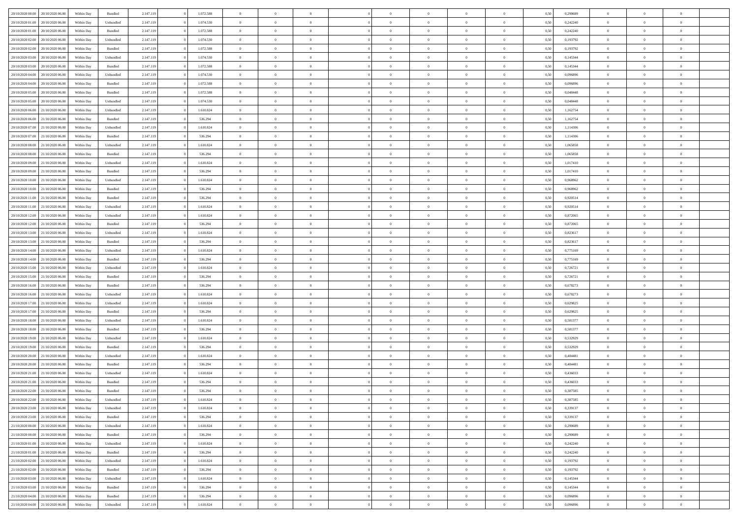| | | | | | | | | | | | | | | | | | | | | | |
|---|---|---|---|---|---|---|---|---|---|---|---|---|---|---|---|---|---|---|---|---|---|
| 20/10/2020 00:00 | 20/10/2020 06:00 | Within Day | Bundled | 2.147.119 | 0 | 1.072.588 | 0 | 0 | 0 | | 0 | 0 | 0 | 0 | 0,50 | 0,290689 | 0 | 0 | 0 | |
| 20/10/2020 01:00 | 20/10/2020 06:00 | Within Day | Unbundled | 2.147.119 | 0 | 1.074.530 | 0 | 0 | 0 | | 0 | 0 | 0 | 0 | 0,50 | 0,242240 | 0 | 0 | 0 | |
| 20/10/2020 01:00 | 20/10/2020 06:00 | Within Day | Bundled | 2.147.119 | 0 | 1.072.588 | 0 | 0 | 0 | | 0 | 0 | 0 | 0 | 0,50 | 0,242240 | 0 | 0 | 0 | |
| 20/10/2020 02:00 | 20/10/2020 06:00 | Within Day | Unbundled | 2.147.119 | 0 | 1.074.530 | 0 | 0 | 0 | | 0 | 0 | 0 | 0 | 0,50 | 0,193792 | 0 | 0 | 0 | |
| 20/10/2020 02:00 | 20/10/2020 06:00 | Within Day | Bundled | 2.147.119 | 0 | 1.072.588 | 0 | 0 | 0 | | 0 | 0 | 0 | 0 | 0,50 | 0,193792 | 0 | 0 | 0 | |
| 20/10/2020 03:00 | 20/10/2020 06:00 | Within Day | Unbundled | 2.147.119 | 0 | 1.074.530 | 0 | 0 | 0 | | 0 | 0 | 0 | 0 | 0,50 | 0,145344 | 0 | 0 | 0 | |
| 20/10/2020 03:00 | 20/10/2020 06:00 | Within Day | Bundled | 2.147.119 | 0 | 1.072.588 | 0 | 0 | 0 | | 0 | 0 | 0 | 0 | 0,50 | 0,145344 | 0 | 0 | 0 | |
| 20/10/2020 04:00 | 20/10/2020 06:00 | Within Day | Unbundled | 2.147.119 | 0 | 1.074.530 | 0 | 0 | 0 | | 0 | 0 | 0 | 0 | 0,50 | 0,096896 | 0 | 0 | 0 | |
| 20/10/2020 04:00 | 20/10/2020 06:00 | Within Day | Bundled | 2.147.119 | 0 | 1.072.588 | 0 | 0 | 0 | | 0 | 0 | 0 | 0 | 0,50 | 0,096896 | 0 | 0 | 0 | |
| 20/10/2020 05:00 | 20/10/2020 06:00 | Within Day | Bundled | 2.147.119 | 0 | 1.072.588 | 0 | 0 | 0 | | 0 | 0 | 0 | 0 | 0,50 | 0,048448 | 0 | 0 | 0 | |
| 20/10/2020 05:00 | 20/10/2020 06:00 | Within Day | Unbundled | 2.147.119 | 0 | 1.074.530 | 0 | 0 | 0 | | 0 | 0 | 0 | 0 | 0,50 | 0,048448 | 0 | 0 | 0 | |
| 20/10/2020 06:00 | 21/10/2020 06:00 | Within Day | Unbundled | 2.147.119 | 0 | 1.610.824 | 0 | 0 | 0 | | 0 | 0 | 0 | 0 | 0,50 | 1,162754 | 0 | 0 | 0 | |
| 20/10/2020 06:00 | 21/10/2020 06:00 | Within Day | Bundled | 2.147.119 | 0 | 536.294 | 0 | 0 | 0 | | 0 | 0 | 0 | 0 | 0,50 | 1,162754 | 0 | 0 | 0 | |
| 20/10/2020 07:00 | 21/10/2020 06:00 | Within Day | Unbundled | 2.147.119 | 0 | 1.610.824 | 0 | 0 | 0 | | 0 | 0 | 0 | 0 | 0,50 | 1,114306 | 0 | 0 | 0 | |
| 20/10/2020 07:00 | 21/10/2020 06:00 | Within Day | Bundled | 2.147.119 | 0 | 536.294 | 0 | 0 | 0 | | 0 | 0 | 0 | 0 | 0,50 | 1,114306 | 0 | 0 | 0 | |
| 20/10/2020 08:00 | 21/10/2020 06:00 | Within Day | Unbundled | 2.147.119 | 0 | 1.610.824 | 0 | 0 | 0 | | 0 | 0 | 0 | 0 | 0,50 | 1,065858 | 0 | 0 | 0 | |
| 20/10/2020 08:00 | 21/10/2020 06:00 | Within Day | Bundled | 2.147.119 | 0 | 536.294 | 0 | 0 | 0 | | 0 | 0 | 0 | 0 | 0,50 | 1,065858 | 0 | 0 | 0 | |
| 20/10/2020 09:00 | 21/10/2020 06:00 | Within Day | Unbundled | 2.147.119 | 0 | 1.610.824 | 0 | 0 | 0 | | 0 | 0 | 0 | 0 | 0,50 | 1,017410 | 0 | 0 | 0 | |
| 20/10/2020 09:00 | 21/10/2020 06:00 | Within Day | Bundled | 2.147.119 | 0 | 536.294 | 0 | 0 | 0 | | 0 | 0 | 0 | 0 | 0,50 | 1,017410 | 0 | 0 | 0 | |
| 20/10/2020 10:00 | 21/10/2020 06:00 | Within Day | Unbundled | 2.147.119 | 0 | 1.610.824 | 0 | 0 | 0 | | 0 | 0 | 0 | 0 | 0,50 | 0,968962 | 0 | 0 | 0 | |
| 20/10/2020 10:00 | 21/10/2020 06:00 | Within Day | Bundled | 2.147.119 | 0 | 536.294 | 0 | 0 | 0 | | 0 | 0 | 0 | 0 | 0,50 | 0,968962 | 0 | 0 | 0 | |
| 20/10/2020 11:00 | 21/10/2020 06:00 | Within Day | Bundled | 2.147.119 | 0 | 536.294 | 0 | 0 | 0 | | 0 | 0 | 0 | 0 | 0,50 | 0,920514 | 0 | 0 | 0 | |
| 20/10/2020 11:00 | 21/10/2020 06:00 | Within Day | Unbundled | 2.147.119 | 0 | 1.610.824 | 0 | 0 | 0 | | 0 | 0 | 0 | 0 | 0,50 | 0,920514 | 0 | 0 | 0 | |
| 20/10/2020 12:00 | 21/10/2020 06:00 | Within Day | Unbundled | 2.147.119 | 0 | 1.610.824 | 0 | 0 | 0 | | 0 | 0 | 0 | 0 | 0,50 | 0,872065 | 0 | 0 | 0 | |
| 20/10/2020 12:00 | 21/10/2020 06:00 | Within Day | Bundled | 2.147.119 | 0 | 536.294 | 0 | 0 | 0 | | 0 | 0 | 0 | 0 | 0,50 | 0,872065 | 0 | 0 | 0 | |
| 20/10/2020 13:00 | 21/10/2020 06:00 | Within Day | Unbundled | 2.147.119 | 0 | 1.610.824 | 0 | 0 | 0 | | 0 | 0 | 0 | 0 | 0,50 | 0,823617 | 0 | 0 | 0 | |
| 20/10/2020 13:00 | 21/10/2020 06:00 | Within Day | Bundled | 2.147.119 | 0 | 536.294 | 0 | 0 | 0 | | 0 | 0 | 0 | 0 | 0,50 | 0,823617 | 0 | 0 | 0 | |
| 20/10/2020 14:00 | 21/10/2020 06:00 | Within Day | Unbundled | 2.147.119 | 0 | 1.610.824 | 0 | 0 | 0 | | 0 | 0 | 0 | 0 | 0,50 | 0,775169 | 0 | 0 | 0 | |
| 20/10/2020 14:00 | 21/10/2020 06:00 | Within Day | Bundled | 2.147.119 | 0 | 536.294 | 0 | 0 | 0 | | 0 | 0 | 0 | 0 | 0,50 | 0,775169 | 0 | 0 | 0 | |
| 20/10/2020 15:00 | 21/10/2020 06:00 | Within Day | Unbundled | 2.147.119 | 0 | 1.610.824 | 0 | 0 | 0 | | 0 | 0 | 0 | 0 | 0,50 | 0,726721 | 0 | 0 | 0 | |
| 20/10/2020 15:00 | 21/10/2020 06:00 | Within Day | Bundled | 2.147.119 | 0 | 536.294 | 0 | 0 | 0 | | 0 | 0 | 0 | 0 | 0,50 | 0,726721 | 0 | 0 | 0 | |
| 20/10/2020 16:00 | 21/10/2020 06:00 | Within Day | Bundled | 2.147.119 | 0 | 536.294 | 0 | 0 | 0 | | 0 | 0 | 0 | 0 | 0,50 | 0,678273 | 0 | 0 | 0 | |
| 20/10/2020 16:00 | 21/10/2020 06:00 | Within Day | Unbundled | 2.147.119 | 0 | 1.610.824 | 0 | 0 | 0 | | 0 | 0 | 0 | 0 | 0,50 | 0,678273 | 0 | 0 | 0 | |
| 20/10/2020 17:00 | 21/10/2020 06:00 | Within Day | Unbundled | 2.147.119 | 0 | 1.610.824 | 0 | 0 | 0 | | 0 | 0 | 0 | 0 | 0,50 | 0,629825 | 0 | 0 | 0 | |
| 20/10/2020 17:00 | 21/10/2020 06:00 | Within Day | Bundled | 2.147.119 | 0 | 536.294 | 0 | 0 | 0 | | 0 | 0 | 0 | 0 | 0,50 | 0,629825 | 0 | 0 | 0 | |
| 20/10/2020 18:00 | 21/10/2020 06:00 | Within Day | Unbundled | 2.147.119 | 0 | 1.610.824 | 0 | 0 | 0 | | 0 | 0 | 0 | 0 | 0,50 | 0,581377 | 0 | 0 | 0 | |
| 20/10/2020 18:00 | 21/10/2020 06:00 | Within Day | Bundled | 2.147.119 | 0 | 536.294 | 0 | 0 | 0 | | 0 | 0 | 0 | 0 | 0,50 | 0,581377 | 0 | 0 | 0 | |
| 20/10/2020 19:00 | 21/10/2020 06:00 | Within Day | Unbundled | 2.147.119 | 0 | 1.610.824 | 0 | 0 | 0 | | 0 | 0 | 0 | 0 | 0,50 | 0,532929 | 0 | 0 | 0 | |
| 20/10/2020 19:00 | 21/10/2020 06:00 | Within Day | Bundled | 2.147.119 | 0 | 536.294 | 0 | 0 | 0 | | 0 | 0 | 0 | 0 | 0,50 | 0,532929 | 0 | 0 | 0 | |
| 20/10/2020 20:00 | 21/10/2020 06:00 | Within Day | Unbundled | 2.147.119 | 0 | 1.610.824 | 0 | 0 | 0 | | 0 | 0 | 0 | 0 | 0,50 | 0,484481 | 0 | 0 | 0 | |
| 20/10/2020 20:00 | 21/10/2020 06:00 | Within Day | Bundled | 2.147.119 | 0 | 536.294 | 0 | 0 | 0 | | 0 | 0 | 0 | 0 | 0,50 | 0,484481 | 0 | 0 | 0 | |
| 20/10/2020 21:00 | 21/10/2020 06:00 | Within Day | Unbundled | 2.147.119 | 0 | 1.610.824 | 0 | 0 | 0 | | 0 | 0 | 0 | 0 | 0,50 | 0,436033 | 0 | 0 | 0 | |
| 20/10/2020 21:00 | 21/10/2020 06:00 | Within Day | Bundled | 2.147.119 | 0 | 536.294 | 0 | 0 | 0 | | 0 | 0 | 0 | 0 | 0,50 | 0,436033 | 0 | 0 | 0 | |
| 20/10/2020 22:00 | 21/10/2020 06:00 | Within Day | Bundled | 2.147.119 | 0 | 536.294 | 0 | 0 | 0 | | 0 | 0 | 0 | 0 | 0,50 | 0,387585 | 0 | 0 | 0 | |
| 20/10/2020 22:00 | 21/10/2020 06:00 | Within Day | Unbundled | 2.147.119 | 0 | 1.610.824 | 0 | 0 | 0 | | 0 | 0 | 0 | 0 | 0,50 | 0,387585 | 0 | 0 | 0 | |
| 20/10/2020 23:00 | 21/10/2020 06:00 | Within Day | Unbundled | 2.147.119 | 0 | 1.610.824 | 0 | 0 | 0 | | 0 | 0 | 0 | 0 | 0,50 | 0,339137 | 0 | 0 | 0 | |
| 20/10/2020 23:00 | 21/10/2020 06:00 | Within Day | Bundled | 2.147.119 | 0 | 536.294 | 0 | 0 | 0 | | 0 | 0 | 0 | 0 | 0,50 | 0,339137 | 0 | 0 | 0 | |
| 21/10/2020 00:00 | 21/10/2020 06:00 | Within Day | Unbundled | 2.147.119 | 0 | 1.610.824 | 0 | 0 | 0 | | 0 | 0 | 0 | 0 | 0,50 | 0,290689 | 0 | 0 | 0 | |
| 21/10/2020 00:00 | 21/10/2020 06:00 | Within Day | Bundled | 2.147.119 | 0 | 536.294 | 0 | 0 | 0 | | 0 | 0 | 0 | 0 | 0,50 | 0,290689 | 0 | 0 | 0 | |
| 21/10/2020 01:00 | 21/10/2020 06:00 | Within Day | Unbundled | 2.147.119 | 0 | 1.610.824 | 0 | 0 | 0 | | 0 | 0 | 0 | 0 | 0,50 | 0,242240 | 0 | 0 | 0 | |
| 21/10/2020 01:00 | 21/10/2020 06:00 | Within Day | Bundled | 2.147.119 | 0 | 536.294 | 0 | 0 | 0 | | 0 | 0 | 0 | 0 | 0,50 | 0,242240 | 0 | 0 | 0 | |
| 21/10/2020 02:00 | 21/10/2020 06:00 | Within Day | Unbundled | 2.147.119 | 0 | 1.610.824 | 0 | 0 | 0 | | 0 | 0 | 0 | 0 | 0,50 | 0,193792 | 0 | 0 | 0 | |
| 21/10/2020 02:00 | 21/10/2020 06:00 | Within Day | Bundled | 2.147.119 | 0 | 536.294 | 0 | 0 | 0 | | 0 | 0 | 0 | 0 | 0,50 | 0,193792 | 0 | 0 | 0 | |
| 21/10/2020 03:00 | 21/10/2020 06:00 | Within Day | Unbundled | 2.147.119 | 0 | 1.610.824 | 0 | 0 | 0 | | 0 | 0 | 0 | 0 | 0,50 | 0,145344 | 0 | 0 | 0 | |
| 21/10/2020 03:00 | 21/10/2020 06:00 | Within Day | Bundled | 2.147.119 | 0 | 536.294 | 0 | 0 | 0 | | 0 | 0 | 0 | 0 | 0,50 | 0,145344 | 0 | 0 | 0 | |
| 21/10/2020 04:00 | 21/10/2020 06:00 | Within Day | Bundled | 2.147.119 | 0 | 536.294 | 0 | 0 | 0 | | 0 | 0 | 0 | 0 | 0,50 | 0,096896 | 0 | 0 | 0 | |
| 21/10/2020 04:00 | 21/10/2020 06:00 | Within Day | Unbundled | 2.147.119 | 0 | 1.610.824 | 0 | 0 | 0 | | 0 | 0 | 0 | 0 | 0,50 | 0,096896 | 0 | 0 | 0 | |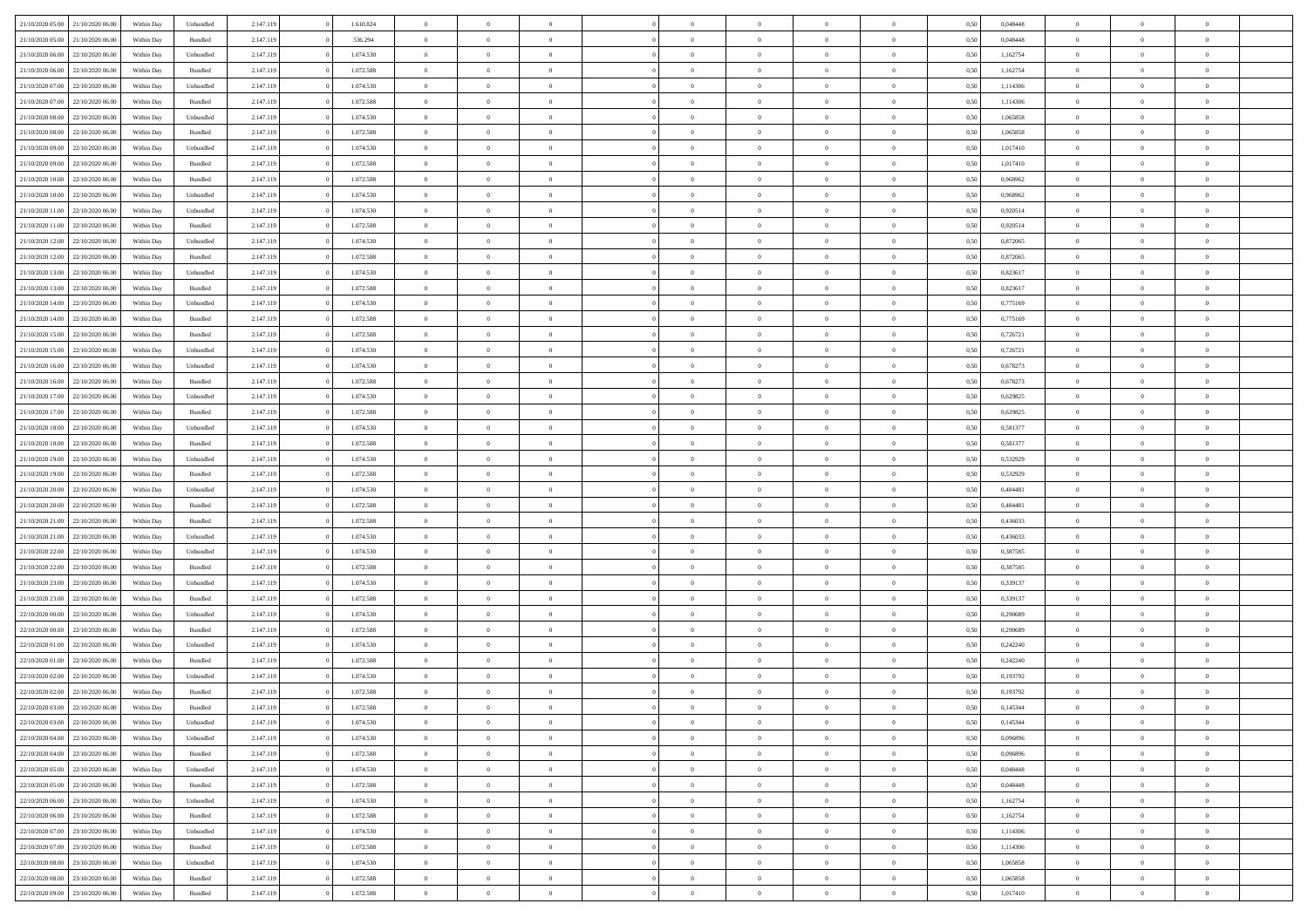| 21/10/2020 05:00 | 21/10/2020 06:00 | Within Day | Unbundled | 2.147.119 | 0 | 1.610.824 | 0 | 0 | 0 | | 0 | 0 | 0 | 0 | 0,50 | 0,048448 | 0 | 0 | 0 | |
|---|---|---|---|---|---|---|---|---|---|---|---|---|---|---|---|---|---|---|---|---|
| 21/10/2020 05:00 | 21/10/2020 06:00 | Within Day | Bundled | 2.147.119 | 0 | 536.294 | 0 | 0 | 0 | | 0 | 0 | 0 | 0 | 0,50 | 0,048448 | 0 | 0 | 0 | |
| 21/10/2020 06:00 | 22/10/2020 06:00 | Within Day | Unbundled | 2.147.119 | 0 | 1.074.530 | 0 | 0 | 0 | | 0 | 0 | 0 | 0 | 0,50 | 1,162754 | 0 | 0 | 0 | |
| 21/10/2020 06:00 | 22/10/2020 06:00 | Within Day | Bundled | 2.147.119 | 0 | 1.072.588 | 0 | 0 | 0 | | 0 | 0 | 0 | 0 | 0,50 | 1,162754 | 0 | 0 | 0 | |
| 21/10/2020 07:00 | 22/10/2020 06:00 | Within Day | Unbundled | 2.147.119 | 0 | 1.074.530 | 0 | 0 | 0 | | 0 | 0 | 0 | 0 | 0,50 | 1,114306 | 0 | 0 | 0 | |
| 21/10/2020 07:00 | 22/10/2020 06:00 | Within Day | Bundled | 2.147.119 | 0 | 1.072.588 | 0 | 0 | 0 | | 0 | 0 | 0 | 0 | 0,50 | 1,114306 | 0 | 0 | 0 | |
| 21/10/2020 08:00 | 22/10/2020 06:00 | Within Day | Unbundled | 2.147.119 | 0 | 1.074.530 | 0 | 0 | 0 | | 0 | 0 | 0 | 0 | 0,50 | 1,065858 | 0 | 0 | 0 | |
| 21/10/2020 08:00 | 22/10/2020 06:00 | Within Day | Bundled | 2.147.119 | 0 | 1.072.588 | 0 | 0 | 0 | | 0 | 0 | 0 | 0 | 0,50 | 1,065858 | 0 | 0 | 0 | |
| 21/10/2020 09:00 | 22/10/2020 06:00 | Within Day | Unbundled | 2.147.119 | 0 | 1.074.530 | 0 | 0 | 0 | | 0 | 0 | 0 | 0 | 0,50 | 1,017410 | 0 | 0 | 0 | |
| 21/10/2020 09:00 | 22/10/2020 06:00 | Within Day | Bundled | 2.147.119 | 0 | 1.072.588 | 0 | 0 | 0 | | 0 | 0 | 0 | 0 | 0,50 | 1,017410 | 0 | 0 | 0 | |
| 21/10/2020 10:00 | 22/10/2020 06:00 | Within Day | Bundled | 2.147.119 | 0 | 1.072.588 | 0 | 0 | 0 | | 0 | 0 | 0 | 0 | 0,50 | 0,968962 | 0 | 0 | 0 | |
| 21/10/2020 10:00 | 22/10/2020 06:00 | Within Day | Unbundled | 2.147.119 | 0 | 1.074.530 | 0 | 0 | 0 | | 0 | 0 | 0 | 0 | 0,50 | 0,968962 | 0 | 0 | 0 | |
| 21/10/2020 11:00 | 22/10/2020 06:00 | Within Day | Unbundled | 2.147.119 | 0 | 1.074.530 | 0 | 0 | 0 | | 0 | 0 | 0 | 0 | 0,50 | 0,920514 | 0 | 0 | 0 | |
| 21/10/2020 11:00 | 22/10/2020 06:00 | Within Day | Bundled | 2.147.119 | 0 | 1.072.588 | 0 | 0 | 0 | | 0 | 0 | 0 | 0 | 0,50 | 0,920514 | 0 | 0 | 0 | |
| 21/10/2020 12:00 | 22/10/2020 06:00 | Within Day | Unbundled | 2.147.119 | 0 | 1.074.530 | 0 | 0 | 0 | | 0 | 0 | 0 | 0 | 0,50 | 0,872065 | 0 | 0 | 0 | |
| 21/10/2020 12:00 | 22/10/2020 06:00 | Within Day | Bundled | 2.147.119 | 0 | 1.072.588 | 0 | 0 | 0 | | 0 | 0 | 0 | 0 | 0,50 | 0,872065 | 0 | 0 | 0 | |
| 21/10/2020 13:00 | 22/10/2020 06:00 | Within Day | Unbundled | 2.147.119 | 0 | 1.074.530 | 0 | 0 | 0 | | 0 | 0 | 0 | 0 | 0,50 | 0,823617 | 0 | 0 | 0 | |
| 21/10/2020 13:00 | 22/10/2020 06:00 | Within Day | Bundled | 2.147.119 | 0 | 1.072.588 | 0 | 0 | 0 | | 0 | 0 | 0 | 0 | 0,50 | 0,823617 | 0 | 0 | 0 | |
| 21/10/2020 14:00 | 22/10/2020 06:00 | Within Day | Unbundled | 2.147.119 | 0 | 1.074.530 | 0 | 0 | 0 | | 0 | 0 | 0 | 0 | 0,50 | 0,775169 | 0 | 0 | 0 | |
| 21/10/2020 14:00 | 22/10/2020 06:00 | Within Day | Bundled | 2.147.119 | 0 | 1.072.588 | 0 | 0 | 0 | | 0 | 0 | 0 | 0 | 0,50 | 0,775169 | 0 | 0 | 0 | |
| 21/10/2020 15:00 | 22/10/2020 06:00 | Within Day | Bundled | 2.147.119 | 0 | 1.072.588 | 0 | 0 | 0 | | 0 | 0 | 0 | 0 | 0,50 | 0,726721 | 0 | 0 | 0 | |
| 21/10/2020 15:00 | 22/10/2020 06:00 | Within Day | Unbundled | 2.147.119 | 0 | 1.074.530 | 0 | 0 | 0 | | 0 | 0 | 0 | 0 | 0,50 | 0,726721 | 0 | 0 | 0 | |
| 21/10/2020 16:00 | 22/10/2020 06:00 | Within Day | Unbundled | 2.147.119 | 0 | 1.074.530 | 0 | 0 | 0 | | 0 | 0 | 0 | 0 | 0,50 | 0,678273 | 0 | 0 | 0 | |
| 21/10/2020 16:00 | 22/10/2020 06:00 | Within Day | Bundled | 2.147.119 | 0 | 1.072.588 | 0 | 0 | 0 | | 0 | 0 | 0 | 0 | 0,50 | 0,678273 | 0 | 0 | 0 | |
| 21/10/2020 17:00 | 22/10/2020 06:00 | Within Day | Unbundled | 2.147.119 | 0 | 1.074.530 | 0 | 0 | 0 | | 0 | 0 | 0 | 0 | 0,50 | 0,629825 | 0 | 0 | 0 | |
| 21/10/2020 17:00 | 22/10/2020 06:00 | Within Day | Bundled | 2.147.119 | 0 | 1.072.588 | 0 | 0 | 0 | | 0 | 0 | 0 | 0 | 0,50 | 0,629825 | 0 | 0 | 0 | |
| 21/10/2020 18:00 | 22/10/2020 06:00 | Within Day | Unbundled | 2.147.119 | 0 | 1.074.530 | 0 | 0 | 0 | | 0 | 0 | 0 | 0 | 0,50 | 0,581377 | 0 | 0 | 0 | |
| 21/10/2020 18:00 | 22/10/2020 06:00 | Within Day | Bundled | 2.147.119 | 0 | 1.072.588 | 0 | 0 | 0 | | 0 | 0 | 0 | 0 | 0,50 | 0,581377 | 0 | 0 | 0 | |
| 21/10/2020 19:00 | 22/10/2020 06:00 | Within Day | Unbundled | 2.147.119 | 0 | 1.074.530 | 0 | 0 | 0 | | 0 | 0 | 0 | 0 | 0,50 | 0,532929 | 0 | 0 | 0 | |
| 21/10/2020 19:00 | 22/10/2020 06:00 | Within Day | Bundled | 2.147.119 | 0 | 1.072.588 | 0 | 0 | 0 | | 0 | 0 | 0 | 0 | 0,50 | 0,532929 | 0 | 0 | 0 | |
| 21/10/2020 20:00 | 22/10/2020 06:00 | Within Day | Unbundled | 2.147.119 | 0 | 1.074.530 | 0 | 0 | 0 | | 0 | 0 | 0 | 0 | 0,50 | 0,484481 | 0 | 0 | 0 | |
| 21/10/2020 20:00 | 22/10/2020 06:00 | Within Day | Bundled | 2.147.119 | 0 | 1.072.588 | 0 | 0 | 0 | | 0 | 0 | 0 | 0 | 0,50 | 0,484481 | 0 | 0 | 0 | |
| 21/10/2020 21:00 | 22/10/2020 06:00 | Within Day | Bundled | 2.147.119 | 0 | 1.072.588 | 0 | 0 | 0 | | 0 | 0 | 0 | 0 | 0,50 | 0,436033 | 0 | 0 | 0 | |
| 21/10/2020 21:00 | 22/10/2020 06:00 | Within Day | Unbundled | 2.147.119 | 0 | 1.074.530 | 0 | 0 | 0 | | 0 | 0 | 0 | 0 | 0,50 | 0,436033 | 0 | 0 | 0 | |
| 21/10/2020 22:00 | 22/10/2020 06:00 | Within Day | Unbundled | 2.147.119 | 0 | 1.074.530 | 0 | 0 | 0 | | 0 | 0 | 0 | 0 | 0,50 | 0,387585 | 0 | 0 | 0 | |
| 21/10/2020 22:00 | 22/10/2020 06:00 | Within Day | Bundled | 2.147.119 | 0 | 1.072.588 | 0 | 0 | 0 | | 0 | 0 | 0 | 0 | 0,50 | 0,387585 | 0 | 0 | 0 | |
| 21/10/2020 23:00 | 22/10/2020 06:00 | Within Day | Unbundled | 2.147.119 | 0 | 1.074.530 | 0 | 0 | 0 | | 0 | 0 | 0 | 0 | 0,50 | 0,339137 | 0 | 0 | 0 | |
| 21/10/2020 23:00 | 22/10/2020 06:00 | Within Day | Bundled | 2.147.119 | 0 | 1.072.588 | 0 | 0 | 0 | | 0 | 0 | 0 | 0 | 0,50 | 0,339137 | 0 | 0 | 0 | |
| 22/10/2020 00:00 | 22/10/2020 06:00 | Within Day | Unbundled | 2.147.119 | 0 | 1.074.530 | 0 | 0 | 0 | | 0 | 0 | 0 | 0 | 0,50 | 0,290689 | 0 | 0 | 0 | |
| 22/10/2020 00:00 | 22/10/2020 06:00 | Within Day | Bundled | 2.147.119 | 0 | 1.072.588 | 0 | 0 | 0 | | 0 | 0 | 0 | 0 | 0,50 | 0,290689 | 0 | 0 | 0 | |
| 22/10/2020 01:00 | 22/10/2020 06:00 | Within Day | Unbundled | 2.147.119 | 0 | 1.074.530 | 0 | 0 | 0 | | 0 | 0 | 0 | 0 | 0,50 | 0,242240 | 0 | 0 | 0 | |
| 22/10/2020 01:00 | 22/10/2020 06:00 | Within Day | Bundled | 2.147.119 | 0 | 1.072.588 | 0 | 0 | 0 | | 0 | 0 | 0 | 0 | 0,50 | 0,242240 | 0 | 0 | 0 | |
| 22/10/2020 02:00 | 22/10/2020 06:00 | Within Day | Unbundled | 2.147.119 | 0 | 1.074.530 | 0 | 0 | 0 | | 0 | 0 | 0 | 0 | 0,50 | 0,193792 | 0 | 0 | 0 | |
| 22/10/2020 02:00 | 22/10/2020 06:00 | Within Day | Bundled | 2.147.119 | 0 | 1.072.588 | 0 | 0 | 0 | | 0 | 0 | 0 | 0 | 0,50 | 0,193792 | 0 | 0 | 0 | |
| 22/10/2020 03:00 | 22/10/2020 06:00 | Within Day | Bundled | 2.147.119 | 0 | 1.072.588 | 0 | 0 | 0 | | 0 | 0 | 0 | 0 | 0,50 | 0,145344 | 0 | 0 | 0 | |
| 22/10/2020 03:00 | 22/10/2020 06:00 | Within Day | Unbundled | 2.147.119 | 0 | 1.074.530 | 0 | 0 | 0 | | 0 | 0 | 0 | 0 | 0,50 | 0,145344 | 0 | 0 | 0 | |
| 22/10/2020 04:00 | 22/10/2020 06:00 | Within Day | Unbundled | 2.147.119 | 0 | 1.074.530 | 0 | 0 | 0 | | 0 | 0 | 0 | 0 | 0,50 | 0,096896 | 0 | 0 | 0 | |
| 22/10/2020 04:00 | 22/10/2020 06:00 | Within Day | Bundled | 2.147.119 | 0 | 1.072.588 | 0 | 0 | 0 | | 0 | 0 | 0 | 0 | 0,50 | 0,096896 | 0 | 0 | 0 | |
| 22/10/2020 05:00 | 22/10/2020 06:00 | Within Day | Unbundled | 2.147.119 | 0 | 1.074.530 | 0 | 0 | 0 | | 0 | 0 | 0 | 0 | 0,50 | 0,048448 | 0 | 0 | 0 | |
| 22/10/2020 05:00 | 22/10/2020 06:00 | Within Day | Bundled | 2.147.119 | 0 | 1.072.588 | 0 | 0 | 0 | | 0 | 0 | 0 | 0 | 0,50 | 0,048448 | 0 | 0 | 0 | |
| 22/10/2020 06:00 | 23/10/2020 06:00 | Within Day | Unbundled | 2.147.119 | 0 | 1.074.530 | 0 | 0 | 0 | | 0 | 0 | 0 | 0 | 0,50 | 1,162754 | 0 | 0 | 0 | |
| 22/10/2020 06:00 | 23/10/2020 06:00 | Within Day | Bundled | 2.147.119 | 0 | 1.072.588 | 0 | 0 | 0 | | 0 | 0 | 0 | 0 | 0,50 | 1,162754 | 0 | 0 | 0 | |
| 22/10/2020 07:00 | 23/10/2020 06:00 | Within Day | Unbundled | 2.147.119 | 0 | 1.074.530 | 0 | 0 | 0 | | 0 | 0 | 0 | 0 | 0,50 | 1,114306 | 0 | 0 | 0 | |
| 22/10/2020 07:00 | 23/10/2020 06:00 | Within Day | Bundled | 2.147.119 | 0 | 1.072.588 | 0 | 0 | 0 | | 0 | 0 | 0 | 0 | 0,50 | 1,114306 | 0 | 0 | 0 | |
| 22/10/2020 08:00 | 23/10/2020 06:00 | Within Day | Unbundled | 2.147.119 | 0 | 1.074.530 | 0 | 0 | 0 | | 0 | 0 | 0 | 0 | 0,50 | 1,065858 | 0 | 0 | 0 | |
| 22/10/2020 08:00 | 23/10/2020 06:00 | Within Day | Bundled | 2.147.119 | 0 | 1.072.588 | 0 | 0 | 0 | | 0 | 0 | 0 | 0 | 0,50 | 1,065858 | 0 | 0 | 0 | |
| 22/10/2020 09:00 | 23/10/2020 06:00 | Within Day | Bundled | 2.147.119 | 0 | 1.072.588 | 0 | 0 | 0 | | 0 | 0 | 0 | 0 | 0,50 | 1,017410 | 0 | 0 | 0 | |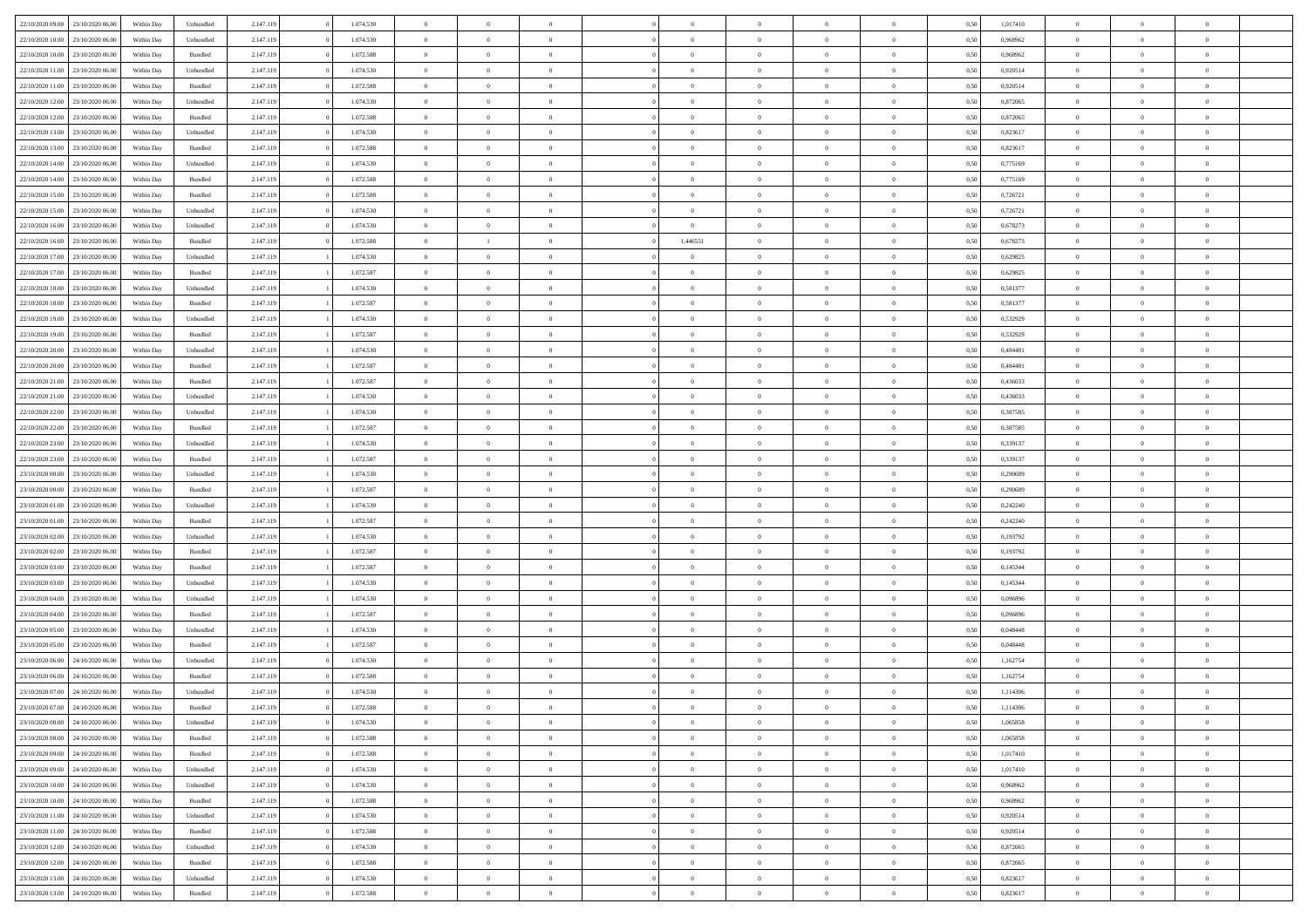| | | | | | | | | | | | | | | | | | | | | | |
|---|---|---|---|---|---|---|---|---|---|---|---|---|---|---|---|---|---|---|---|---|---|
| 22/10/2020 09:00 | 23/10/2020 06:00 | Within Day | Unbundled | 2.147.119 | 0 | 1.074.530 | 0 | 0 | 0 | | 0 | 0 | 0 | 0 | 0 | 0,50 | 1,017410 | 0 | 0 | 0 | |
| 22/10/2020 10:00 | 23/10/2020 06:00 | Within Day | Unbundled | 2.147.119 | 0 | 1.074.530 | 0 | 0 | 0 | | 0 | 0 | 0 | 0 | 0 | 0,50 | 0,968962 | 0 | 0 | 0 | |
| 22/10/2020 10:00 | 23/10/2020 06:00 | Within Day | Bundled | 2.147.119 | 0 | 1.072.588 | 0 | 0 | 0 | | 0 | 0 | 0 | 0 | 0 | 0,50 | 0,968962 | 0 | 0 | 0 | |
| 22/10/2020 11:00 | 23/10/2020 06:00 | Within Day | Unbundled | 2.147.119 | 0 | 1.074.530 | 0 | 0 | 0 | | 0 | 0 | 0 | 0 | 0 | 0,50 | 0,920514 | 0 | 0 | 0 | |
| 22/10/2020 11:00 | 23/10/2020 06:00 | Within Day | Bundled | 2.147.119 | 0 | 1.072.588 | 0 | 0 | 0 | | 0 | 0 | 0 | 0 | 0 | 0,50 | 0,920514 | 0 | 0 | 0 | |
| 22/10/2020 12:00 | 23/10/2020 06:00 | Within Day | Unbundled | 2.147.119 | 0 | 1.074.530 | 0 | 0 | 0 | | 0 | 0 | 0 | 0 | 0 | 0,50 | 0,872065 | 0 | 0 | 0 | |
| 22/10/2020 12:00 | 23/10/2020 06:00 | Within Day | Bundled | 2.147.119 | 0 | 1.072.588 | 0 | 0 | 0 | | 0 | 0 | 0 | 0 | 0 | 0,50 | 0,872065 | 0 | 0 | 0 | |
| 22/10/2020 13:00 | 23/10/2020 06:00 | Within Day | Unbundled | 2.147.119 | 0 | 1.074.530 | 0 | 0 | 0 | | 0 | 0 | 0 | 0 | 0 | 0,50 | 0,823617 | 0 | 0 | 0 | |
| 22/10/2020 13:00 | 23/10/2020 06:00 | Within Day | Bundled | 2.147.119 | 0 | 1.072.588 | 0 | 0 | 0 | | 0 | 0 | 0 | 0 | 0 | 0,50 | 0,823617 | 0 | 0 | 0 | |
| 22/10/2020 14:00 | 23/10/2020 06:00 | Within Day | Unbundled | 2.147.119 | 0 | 1.074.530 | 0 | 0 | 0 | | 0 | 0 | 0 | 0 | 0 | 0,50 | 0,775169 | 0 | 0 | 0 | |
| 22/10/2020 14:00 | 23/10/2020 06:00 | Within Day | Bundled | 2.147.119 | 0 | 1.072.588 | 0 | 0 | 0 | | 0 | 0 | 0 | 0 | 0 | 0,50 | 0,775169 | 0 | 0 | 0 | |
| 22/10/2020 15:00 | 23/10/2020 06:00 | Within Day | Bundled | 2.147.119 | 0 | 1.072.588 | 0 | 0 | 0 | | 0 | 0 | 0 | 0 | 0 | 0,50 | 0,726721 | 0 | 0 | 0 | |
| 22/10/2020 15:00 | 23/10/2020 06:00 | Within Day | Unbundled | 2.147.119 | 0 | 1.074.530 | 0 | 0 | 0 | | 0 | 0 | 0 | 0 | 0 | 0,50 | 0,726721 | 0 | 0 | 0 | |
| 22/10/2020 16:00 | 23/10/2020 06:00 | Within Day | Unbundled | 2.147.119 | 0 | 1.074.530 | 0 | 0 | 0 | | 0 | 0 | 0 | 0 | 0 | 0,50 | 0,678273 | 0 | 0 | 0 | |
| 22/10/2020 16:00 | 23/10/2020 06:00 | Within Day | Bundled | 2.147.119 | 0 | 1.072.588 | 0 | 1 | 0 | | 1,446551 | 0 | 0 | 0 | 0 | 0,50 | 0,678273 | 0 | 0 | 0 | |
| 22/10/2020 17:00 | 23/10/2020 06:00 | Within Day | Unbundled | 2.147.119 | 1 | 1.074.530 | 0 | 0 | 0 | | 0 | 0 | 0 | 0 | 0 | 0,50 | 0,629825 | 0 | 0 | 0 | |
| 22/10/2020 17:00 | 23/10/2020 06:00 | Within Day | Bundled | 2.147.119 | 1 | 1.072.587 | 0 | 0 | 0 | | 0 | 0 | 0 | 0 | 0 | 0,50 | 0,629825 | 0 | 0 | 0 | |
| 22/10/2020 18:00 | 23/10/2020 06:00 | Within Day | Unbundled | 2.147.119 | 1 | 1.074.530 | 0 | 0 | 0 | | 0 | 0 | 0 | 0 | 0 | 0,50 | 0,581377 | 0 | 0 | 0 | |
| 22/10/2020 18:00 | 23/10/2020 06:00 | Within Day | Bundled | 2.147.119 | 1 | 1.072.587 | 0 | 0 | 0 | | 0 | 0 | 0 | 0 | 0 | 0,50 | 0,581377 | 0 | 0 | 0 | |
| 22/10/2020 19:00 | 23/10/2020 06:00 | Within Day | Unbundled | 2.147.119 | 1 | 1.074.530 | 0 | 0 | 0 | | 0 | 0 | 0 | 0 | 0 | 0,50 | 0,532929 | 0 | 0 | 0 | |
| 22/10/2020 19:00 | 23/10/2020 06:00 | Within Day | Bundled | 2.147.119 | 1 | 1.072.587 | 0 | 0 | 0 | | 0 | 0 | 0 | 0 | 0 | 0,50 | 0,532929 | 0 | 0 | 0 | |
| 22/10/2020 20:00 | 23/10/2020 06:00 | Within Day | Unbundled | 2.147.119 | 1 | 1.074.530 | 0 | 0 | 0 | | 0 | 0 | 0 | 0 | 0 | 0,50 | 0,484481 | 0 | 0 | 0 | |
| 22/10/2020 20:00 | 23/10/2020 06:00 | Within Day | Bundled | 2.147.119 | 1 | 1.072.587 | 0 | 0 | 0 | | 0 | 0 | 0 | 0 | 0 | 0,50 | 0,484481 | 0 | 0 | 0 | |
| 22/10/2020 21:00 | 23/10/2020 06:00 | Within Day | Bundled | 2.147.119 | 1 | 1.072.587 | 0 | 0 | 0 | | 0 | 0 | 0 | 0 | 0 | 0,50 | 0,436033 | 0 | 0 | 0 | |
| 22/10/2020 21:00 | 23/10/2020 06:00 | Within Day | Unbundled | 2.147.119 | 1 | 1.074.530 | 0 | 0 | 0 | | 0 | 0 | 0 | 0 | 0 | 0,50 | 0,436033 | 0 | 0 | 0 | |
| 22/10/2020 22:00 | 23/10/2020 06:00 | Within Day | Unbundled | 2.147.119 | 1 | 1.074.530 | 0 | 0 | 0 | | 0 | 0 | 0 | 0 | 0 | 0,50 | 0,387585 | 0 | 0 | 0 | |
| 22/10/2020 22:00 | 23/10/2020 06:00 | Within Day | Bundled | 2.147.119 | 1 | 1.072.587 | 0 | 0 | 0 | | 0 | 0 | 0 | 0 | 0 | 0,50 | 0,387585 | 0 | 0 | 0 | |
| 22/10/2020 23:00 | 23/10/2020 06:00 | Within Day | Unbundled | 2.147.119 | 1 | 1.074.530 | 0 | 0 | 0 | | 0 | 0 | 0 | 0 | 0 | 0,50 | 0,339137 | 0 | 0 | 0 | |
| 22/10/2020 23:00 | 23/10/2020 06:00 | Within Day | Bundled | 2.147.119 | 1 | 1.072.587 | 0 | 0 | 0 | | 0 | 0 | 0 | 0 | 0 | 0,50 | 0,339137 | 0 | 0 | 0 | |
| 23/10/2020 00:00 | 23/10/2020 06:00 | Within Day | Unbundled | 2.147.119 | 1 | 1.074.530 | 0 | 0 | 0 | | 0 | 0 | 0 | 0 | 0 | 0,50 | 0,290689 | 0 | 0 | 0 | |
| 23/10/2020 00:00 | 23/10/2020 06:00 | Within Day | Bundled | 2.147.119 | 1 | 1.072.587 | 0 | 0 | 0 | | 0 | 0 | 0 | 0 | 0 | 0,50 | 0,290689 | 0 | 0 | 0 | |
| 23/10/2020 01:00 | 23/10/2020 06:00 | Within Day | Unbundled | 2.147.119 | 1 | 1.074.530 | 0 | 0 | 0 | | 0 | 0 | 0 | 0 | 0 | 0,50 | 0,242240 | 0 | 0 | 0 | |
| 23/10/2020 01:00 | 23/10/2020 06:00 | Within Day | Bundled | 2.147.119 | 1 | 1.072.587 | 0 | 0 | 0 | | 0 | 0 | 0 | 0 | 0 | 0,50 | 0,242240 | 0 | 0 | 0 | |
| 23/10/2020 02:00 | 23/10/2020 06:00 | Within Day | Unbundled | 2.147.119 | 1 | 1.074.530 | 0 | 0 | 0 | | 0 | 0 | 0 | 0 | 0 | 0,50 | 0,193792 | 0 | 0 | 0 | |
| 23/10/2020 02:00 | 23/10/2020 06:00 | Within Day | Bundled | 2.147.119 | 1 | 1.072.587 | 0 | 0 | 0 | | 0 | 0 | 0 | 0 | 0 | 0,50 | 0,193792 | 0 | 0 | 0 | |
| 23/10/2020 03:00 | 23/10/2020 06:00 | Within Day | Bundled | 2.147.119 | 1 | 1.072.587 | 0 | 0 | 0 | | 0 | 0 | 0 | 0 | 0 | 0,50 | 0,145344 | 0 | 0 | 0 | |
| 23/10/2020 03:00 | 23/10/2020 06:00 | Within Day | Unbundled | 2.147.119 | 1 | 1.074.530 | 0 | 0 | 0 | | 0 | 0 | 0 | 0 | 0 | 0,50 | 0,145344 | 0 | 0 | 0 | |
| 23/10/2020 04:00 | 23/10/2020 06:00 | Within Day | Unbundled | 2.147.119 | 1 | 1.074.530 | 0 | 0 | 0 | | 0 | 0 | 0 | 0 | 0 | 0,50 | 0,096896 | 0 | 0 | 0 | |
| 23/10/2020 04:00 | 23/10/2020 06:00 | Within Day | Bundled | 2.147.119 | 1 | 1.072.587 | 0 | 0 | 0 | | 0 | 0 | 0 | 0 | 0 | 0,50 | 0,096896 | 0 | 0 | 0 | |
| 23/10/2020 05:00 | 23/10/2020 06:00 | Within Day | Unbundled | 2.147.119 | 1 | 1.074.530 | 0 | 0 | 0 | | 0 | 0 | 0 | 0 | 0 | 0,50 | 0,048448 | 0 | 0 | 0 | |
| 23/10/2020 05:00 | 23/10/2020 06:00 | Within Day | Bundled | 2.147.119 | 1 | 1.072.587 | 0 | 0 | 0 | | 0 | 0 | 0 | 0 | 0 | 0,50 | 0,048448 | 0 | 0 | 0 | |
| 23/10/2020 06:00 | 24/10/2020 06:00 | Within Day | Unbundled | 2.147.119 | 0 | 1.074.530 | 0 | 0 | 0 | | 0 | 0 | 0 | 0 | 0 | 0,50 | 1,162754 | 0 | 0 | 0 | |
| 23/10/2020 06:00 | 24/10/2020 06:00 | Within Day | Bundled | 2.147.119 | 0 | 1.072.588 | 0 | 0 | 0 | | 0 | 0 | 0 | 0 | 0 | 0,50 | 1,162754 | 0 | 0 | 0 | |
| 23/10/2020 07:00 | 24/10/2020 06:00 | Within Day | Unbundled | 2.147.119 | 0 | 1.074.530 | 0 | 0 | 0 | | 0 | 0 | 0 | 0 | 0 | 0,50 | 1,114306 | 0 | 0 | 0 | |
| 23/10/2020 07:00 | 24/10/2020 06:00 | Within Day | Bundled | 2.147.119 | 0 | 1.072.588 | 0 | 0 | 0 | | 0 | 0 | 0 | 0 | 0 | 0,50 | 1,114306 | 0 | 0 | 0 | |
| 23/10/2020 08:00 | 24/10/2020 06:00 | Within Day | Unbundled | 2.147.119 | 0 | 1.074.530 | 0 | 0 | 0 | | 0 | 0 | 0 | 0 | 0 | 0,50 | 1,065858 | 0 | 0 | 0 | |
| 23/10/2020 08:00 | 24/10/2020 06:00 | Within Day | Bundled | 2.147.119 | 0 | 1.072.588 | 0 | 0 | 0 | | 0 | 0 | 0 | 0 | 0 | 0,50 | 1,065858 | 0 | 0 | 0 | |
| 23/10/2020 09:00 | 24/10/2020 06:00 | Within Day | Bundled | 2.147.119 | 0 | 1.072.588 | 0 | 0 | 0 | | 0 | 0 | 0 | 0 | 0 | 0,50 | 1,017410 | 0 | 0 | 0 | |
| 23/10/2020 09:00 | 24/10/2020 06:00 | Within Day | Unbundled | 2.147.119 | 0 | 1.074.530 | 0 | 0 | 0 | | 0 | 0 | 0 | 0 | 0 | 0,50 | 1,017410 | 0 | 0 | 0 | |
| 23/10/2020 10:00 | 24/10/2020 06:00 | Within Day | Unbundled | 2.147.119 | 0 | 1.074.530 | 0 | 0 | 0 | | 0 | 0 | 0 | 0 | 0 | 0,50 | 0,968962 | 0 | 0 | 0 | |
| 23/10/2020 10:00 | 24/10/2020 06:00 | Within Day | Bundled | 2.147.119 | 0 | 1.072.588 | 0 | 0 | 0 | | 0 | 0 | 0 | 0 | 0 | 0,50 | 0,968962 | 0 | 0 | 0 | |
| 23/10/2020 11:00 | 24/10/2020 06:00 | Within Day | Unbundled | 2.147.119 | 0 | 1.074.530 | 0 | 0 | 0 | | 0 | 0 | 0 | 0 | 0 | 0,50 | 0,920514 | 0 | 0 | 0 | |
| 23/10/2020 11:00 | 24/10/2020 06:00 | Within Day | Bundled | 2.147.119 | 0 | 1.072.588 | 0 | 0 | 0 | | 0 | 0 | 0 | 0 | 0 | 0,50 | 0,920514 | 0 | 0 | 0 | |
| 23/10/2020 12:00 | 24/10/2020 06:00 | Within Day | Unbundled | 2.147.119 | 0 | 1.074.530 | 0 | 0 | 0 | | 0 | 0 | 0 | 0 | 0 | 0,50 | 0,872065 | 0 | 0 | 0 | |
| 23/10/2020 12:00 | 24/10/2020 06:00 | Within Day | Bundled | 2.147.119 | 0 | 1.072.588 | 0 | 0 | 0 | | 0 | 0 | 0 | 0 | 0 | 0,50 | 0,872065 | 0 | 0 | 0 | |
| 23/10/2020 13:00 | 24/10/2020 06:00 | Within Day | Unbundled | 2.147.119 | 0 | 1.074.530 | 0 | 0 | 0 | | 0 | 0 | 0 | 0 | 0 | 0,50 | 0,823617 | 0 | 0 | 0 | |
| 23/10/2020 13:00 | 24/10/2020 06:00 | Within Day | Bundled | 2.147.119 | 0 | 1.072.588 | 0 | 0 | 0 | | 0 | 0 | 0 | 0 | 0 | 0,50 | 0,823617 | 0 | 0 | 0 | |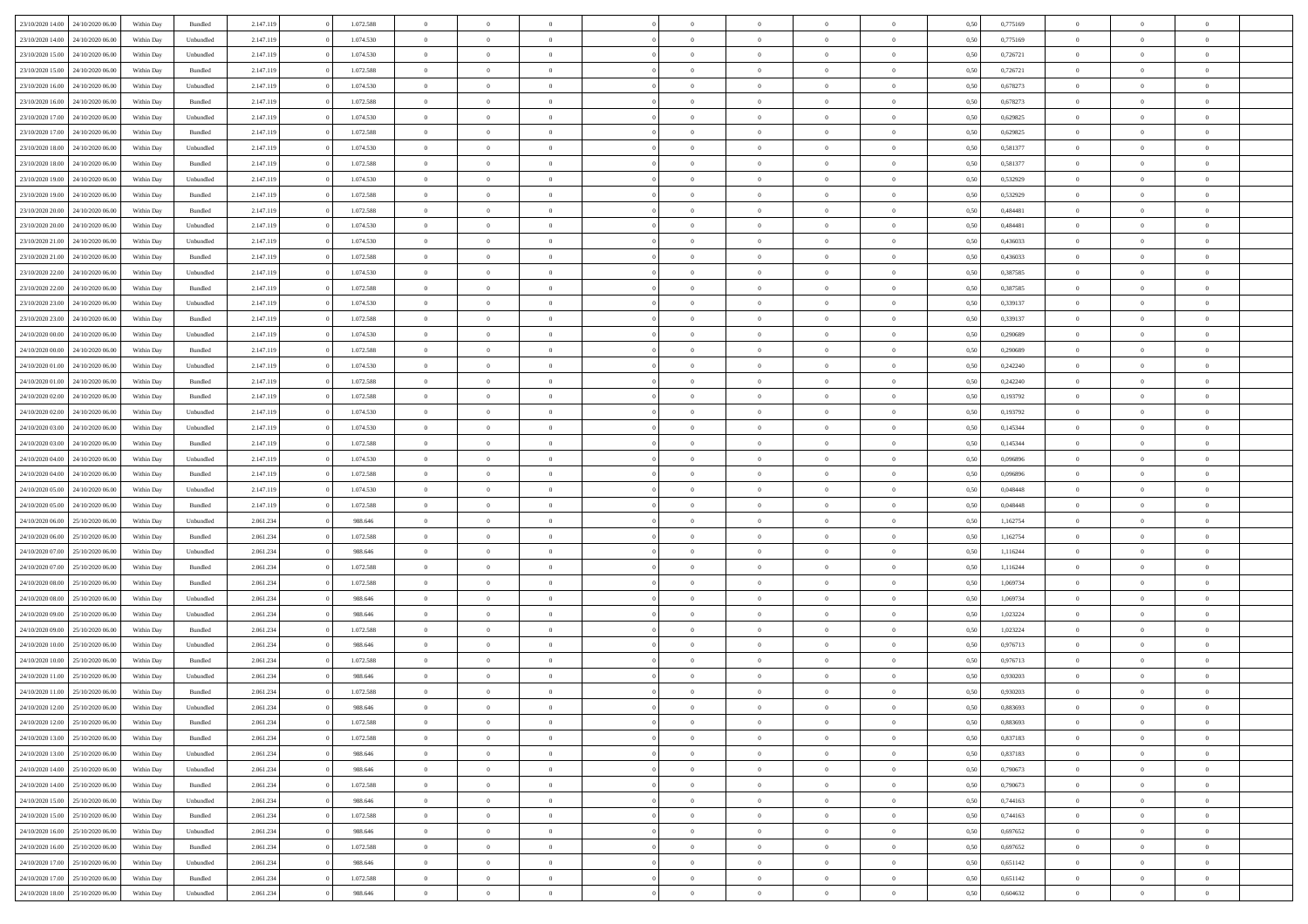| | | | | | | | | | | | | | | | | | | | | | |
|---|---|---|---|---|---|---|---|---|---|---|---|---|---|---|---|---|---|---|---|---|---|
| 23/10/2020 14:00 | 24/10/2020 06:00 | Within Day | Bundled | 2.147.119 | 0 | 1.072.588 | 0 | 0 | 0 | | 0 | 0 | 0 | 0 | 0 | 0,50 | 0,775169 | 0 | 0 | 0 | |
| 23/10/2020 14:00 | 24/10/2020 06:00 | Within Day | Unbundled | 2.147.119 | 0 | 1.074.530 | 0 | 0 | 0 | | 0 | 0 | 0 | 0 | 0 | 0,50 | 0,775169 | 0 | 0 | 0 | |
| 23/10/2020 15:00 | 24/10/2020 06:00 | Within Day | Unbundled | 2.147.119 | 0 | 1.074.530 | 0 | 0 | 0 | | 0 | 0 | 0 | 0 | 0 | 0,50 | 0,726721 | 0 | 0 | 0 | |
| 23/10/2020 15:00 | 24/10/2020 06:00 | Within Day | Bundled | 2.147.119 | 0 | 1.072.588 | 0 | 0 | 0 | | 0 | 0 | 0 | 0 | 0 | 0,50 | 0,726721 | 0 | 0 | 0 | |
| 23/10/2020 16:00 | 24/10/2020 06:00 | Within Day | Unbundled | 2.147.119 | 0 | 1.074.530 | 0 | 0 | 0 | | 0 | 0 | 0 | 0 | 0 | 0,50 | 0,678273 | 0 | 0 | 0 | |
| 23/10/2020 16:00 | 24/10/2020 06:00 | Within Day | Bundled | 2.147.119 | 0 | 1.072.588 | 0 | 0 | 0 | | 0 | 0 | 0 | 0 | 0 | 0,50 | 0,678273 | 0 | 0 | 0 | |
| 23/10/2020 17:00 | 24/10/2020 06:00 | Within Day | Unbundled | 2.147.119 | 0 | 1.074.530 | 0 | 0 | 0 | | 0 | 0 | 0 | 0 | 0 | 0,50 | 0,629825 | 0 | 0 | 0 | |
| 23/10/2020 17:00 | 24/10/2020 06:00 | Within Day | Bundled | 2.147.119 | 0 | 1.072.588 | 0 | 0 | 0 | | 0 | 0 | 0 | 0 | 0 | 0,50 | 0,629825 | 0 | 0 | 0 | |
| 23/10/2020 18:00 | 24/10/2020 06:00 | Within Day | Unbundled | 2.147.119 | 0 | 1.074.530 | 0 | 0 | 0 | | 0 | 0 | 0 | 0 | 0 | 0,50 | 0,581377 | 0 | 0 | 0 | |
| 23/10/2020 18:00 | 24/10/2020 06:00 | Within Day | Bundled | 2.147.119 | 0 | 1.072.588 | 0 | 0 | 0 | | 0 | 0 | 0 | 0 | 0 | 0,50 | 0,581377 | 0 | 0 | 0 | |
| 23/10/2020 19:00 | 24/10/2020 06:00 | Within Day | Unbundled | 2.147.119 | 0 | 1.074.530 | 0 | 0 | 0 | | 0 | 0 | 0 | 0 | 0 | 0,50 | 0,532929 | 0 | 0 | 0 | |
| 23/10/2020 19:00 | 24/10/2020 06:00 | Within Day | Bundled | 2.147.119 | 0 | 1.072.588 | 0 | 0 | 0 | | 0 | 0 | 0 | 0 | 0 | 0,50 | 0,532929 | 0 | 0 | 0 | |
| 23/10/2020 20:00 | 24/10/2020 06:00 | Within Day | Bundled | 2.147.119 | 0 | 1.072.588 | 0 | 0 | 0 | | 0 | 0 | 0 | 0 | 0 | 0,50 | 0,484481 | 0 | 0 | 0 | |
| 23/10/2020 20:00 | 24/10/2020 06:00 | Within Day | Unbundled | 2.147.119 | 0 | 1.074.530 | 0 | 0 | 0 | | 0 | 0 | 0 | 0 | 0 | 0,50 | 0,484481 | 0 | 0 | 0 | |
| 23/10/2020 21:00 | 24/10/2020 06:00 | Within Day | Unbundled | 2.147.119 | 0 | 1.074.530 | 0 | 0 | 0 | | 0 | 0 | 0 | 0 | 0 | 0,50 | 0,436033 | 0 | 0 | 0 | |
| 23/10/2020 21:00 | 24/10/2020 06:00 | Within Day | Bundled | 2.147.119 | 0 | 1.072.588 | 0 | 0 | 0 | | 0 | 0 | 0 | 0 | 0 | 0,50 | 0,436033 | 0 | 0 | 0 | |
| 23/10/2020 22:00 | 24/10/2020 06:00 | Within Day | Unbundled | 2.147.119 | 0 | 1.074.530 | 0 | 0 | 0 | | 0 | 0 | 0 | 0 | 0 | 0,50 | 0,387585 | 0 | 0 | 0 | |
| 23/10/2020 22:00 | 24/10/2020 06:00 | Within Day | Bundled | 2.147.119 | 0 | 1.072.588 | 0 | 0 | 0 | | 0 | 0 | 0 | 0 | 0 | 0,50 | 0,387585 | 0 | 0 | 0 | |
| 23/10/2020 23:00 | 24/10/2020 06:00 | Within Day | Unbundled | 2.147.119 | 0 | 1.074.530 | 0 | 0 | 0 | | 0 | 0 | 0 | 0 | 0 | 0,50 | 0,339137 | 0 | 0 | 0 | |
| 23/10/2020 23:00 | 24/10/2020 06:00 | Within Day | Bundled | 2.147.119 | 0 | 1.072.588 | 0 | 0 | 0 | | 0 | 0 | 0 | 0 | 0 | 0,50 | 0,339137 | 0 | 0 | 0 | |
| 24/10/2020 00:00 | 24/10/2020 06:00 | Within Day | Unbundled | 2.147.119 | 0 | 1.074.530 | 0 | 0 | 0 | | 0 | 0 | 0 | 0 | 0 | 0,50 | 0,290689 | 0 | 0 | 0 | |
| 24/10/2020 00:00 | 24/10/2020 06:00 | Within Day | Bundled | 2.147.119 | 0 | 1.072.588 | 0 | 0 | 0 | | 0 | 0 | 0 | 0 | 0 | 0,50 | 0,290689 | 0 | 0 | 0 | |
| 24/10/2020 01:00 | 24/10/2020 06:00 | Within Day | Unbundled | 2.147.119 | 0 | 1.074.530 | 0 | 0 | 0 | | 0 | 0 | 0 | 0 | 0 | 0,50 | 0,242240 | 0 | 0 | 0 | |
| 24/10/2020 01:00 | 24/10/2020 06:00 | Within Day | Bundled | 2.147.119 | 0 | 1.072.588 | 0 | 0 | 0 | | 0 | 0 | 0 | 0 | 0 | 0,50 | 0,242240 | 0 | 0 | 0 | |
| 24/10/2020 02:00 | 24/10/2020 06:00 | Within Day | Bundled | 2.147.119 | 0 | 1.072.588 | 0 | 0 | 0 | | 0 | 0 | 0 | 0 | 0 | 0,50 | 0,193792 | 0 | 0 | 0 | |
| 24/10/2020 02:00 | 24/10/2020 06:00 | Within Day | Unbundled | 2.147.119 | 0 | 1.074.530 | 0 | 0 | 0 | | 0 | 0 | 0 | 0 | 0 | 0,50 | 0,193792 | 0 | 0 | 0 | |
| 24/10/2020 03:00 | 24/10/2020 06:00 | Within Day | Unbundled | 2.147.119 | 0 | 1.074.530 | 0 | 0 | 0 | | 0 | 0 | 0 | 0 | 0 | 0,50 | 0,145344 | 0 | 0 | 0 | |
| 24/10/2020 03:00 | 24/10/2020 06:00 | Within Day | Bundled | 2.147.119 | 0 | 1.072.588 | 0 | 0 | 0 | | 0 | 0 | 0 | 0 | 0 | 0,50 | 0,145344 | 0 | 0 | 0 | |
| 24/10/2020 04:00 | 24/10/2020 06:00 | Within Day | Unbundled | 2.147.119 | 0 | 1.074.530 | 0 | 0 | 0 | | 0 | 0 | 0 | 0 | 0 | 0,50 | 0,096896 | 0 | 0 | 0 | |
| 24/10/2020 04:00 | 24/10/2020 06:00 | Within Day | Bundled | 2.147.119 | 0 | 1.072.588 | 0 | 0 | 0 | | 0 | 0 | 0 | 0 | 0 | 0,50 | 0,096896 | 0 | 0 | 0 | |
| 24/10/2020 05:00 | 24/10/2020 06:00 | Within Day | Unbundled | 2.147.119 | 0 | 1.074.530 | 0 | 0 | 0 | | 0 | 0 | 0 | 0 | 0 | 0,50 | 0,048448 | 0 | 0 | 0 | |
| 24/10/2020 05:00 | 24/10/2020 06:00 | Within Day | Bundled | 2.147.119 | 0 | 1.072.588 | 0 | 0 | 0 | | 0 | 0 | 0 | 0 | 0 | 0,50 | 0,048448 | 0 | 0 | 0 | |
| 24/10/2020 06:00 | 25/10/2020 06:00 | Within Day | Unbundled | 2.061.234 | 0 | 988.646 | 0 | 0 | 0 | | 0 | 0 | 0 | 0 | 0 | 0,50 | 1,162754 | 0 | 0 | 0 | |
| 24/10/2020 06:00 | 25/10/2020 06:00 | Within Day | Bundled | 2.061.234 | 0 | 1.072.588 | 0 | 0 | 0 | | 0 | 0 | 0 | 0 | 0 | 0,50 | 1,162754 | 0 | 0 | 0 | |
| 24/10/2020 07:00 | 25/10/2020 06:00 | Within Day | Unbundled | 2.061.234 | 0 | 988.646 | 0 | 0 | 0 | | 0 | 0 | 0 | 0 | 0 | 0,50 | 1,116244 | 0 | 0 | 0 | |
| 24/10/2020 07:00 | 25/10/2020 06:00 | Within Day | Bundled | 2.061.234 | 0 | 1.072.588 | 0 | 0 | 0 | | 0 | 0 | 0 | 0 | 0 | 0,50 | 1,116244 | 0 | 0 | 0 | |
| 24/10/2020 08:00 | 25/10/2020 06:00 | Within Day | Bundled | 2.061.234 | 0 | 1.072.588 | 0 | 0 | 0 | | 0 | 0 | 0 | 0 | 0 | 0,50 | 1,069734 | 0 | 0 | 0 | |
| 24/10/2020 08:00 | 25/10/2020 06:00 | Within Day | Unbundled | 2.061.234 | 0 | 988.646 | 0 | 0 | 0 | | 0 | 0 | 0 | 0 | 0 | 0,50 | 1,069734 | 0 | 0 | 0 | |
| 24/10/2020 09:00 | 25/10/2020 06:00 | Within Day | Unbundled | 2.061.234 | 0 | 988.646 | 0 | 0 | 0 | | 0 | 0 | 0 | 0 | 0 | 0,50 | 1,023224 | 0 | 0 | 0 | |
| 24/10/2020 09:00 | 25/10/2020 06:00 | Within Day | Bundled | 2.061.234 | 0 | 1.072.588 | 0 | 0 | 0 | | 0 | 0 | 0 | 0 | 0 | 0,50 | 1,023224 | 0 | 0 | 0 | |
| 24/10/2020 10:00 | 25/10/2020 06:00 | Within Day | Unbundled | 2.061.234 | 0 | 988.646 | 0 | 0 | 0 | | 0 | 0 | 0 | 0 | 0 | 0,50 | 0,976713 | 0 | 0 | 0 | |
| 24/10/2020 10:00 | 25/10/2020 06:00 | Within Day | Bundled | 2.061.234 | 0 | 1.072.588 | 0 | 0 | 0 | | 0 | 0 | 0 | 0 | 0 | 0,50 | 0,976713 | 0 | 0 | 0 | |
| 24/10/2020 11:00 | 25/10/2020 06:00 | Within Day | Unbundled | 2.061.234 | 0 | 988.646 | 0 | 0 | 0 | | 0 | 0 | 0 | 0 | 0 | 0,50 | 0,930203 | 0 | 0 | 0 | |
| 24/10/2020 11:00 | 25/10/2020 06:00 | Within Day | Bundled | 2.061.234 | 0 | 1.072.588 | 0 | 0 | 0 | | 0 | 0 | 0 | 0 | 0 | 0,50 | 0,930203 | 0 | 0 | 0 | |
| 24/10/2020 12:00 | 25/10/2020 06:00 | Within Day | Unbundled | 2.061.234 | 0 | 988.646 | 0 | 0 | 0 | | 0 | 0 | 0 | 0 | 0 | 0,50 | 0,883693 | 0 | 0 | 0 | |
| 24/10/2020 12:00 | 25/10/2020 06:00 | Within Day | Bundled | 2.061.234 | 0 | 1.072.588 | 0 | 0 | 0 | | 0 | 0 | 0 | 0 | 0 | 0,50 | 0,883693 | 0 | 0 | 0 | |
| 24/10/2020 13:00 | 25/10/2020 06:00 | Within Day | Bundled | 2.061.234 | 0 | 1.072.588 | 0 | 0 | 0 | | 0 | 0 | 0 | 0 | 0 | 0,50 | 0,837183 | 0 | 0 | 0 | |
| 24/10/2020 13:00 | 25/10/2020 06:00 | Within Day | Unbundled | 2.061.234 | 0 | 988.646 | 0 | 0 | 0 | | 0 | 0 | 0 | 0 | 0 | 0,50 | 0,837183 | 0 | 0 | 0 | |
| 24/10/2020 14:00 | 25/10/2020 06:00 | Within Day | Unbundled | 2.061.234 | 0 | 988.646 | 0 | 0 | 0 | | 0 | 0 | 0 | 0 | 0 | 0,50 | 0,790673 | 0 | 0 | 0 | |
| 24/10/2020 14:00 | 25/10/2020 06:00 | Within Day | Bundled | 2.061.234 | 0 | 1.072.588 | 0 | 0 | 0 | | 0 | 0 | 0 | 0 | 0 | 0,50 | 0,790673 | 0 | 0 | 0 | |
| 24/10/2020 15:00 | 25/10/2020 06:00 | Within Day | Unbundled | 2.061.234 | 0 | 988.646 | 0 | 0 | 0 | | 0 | 0 | 0 | 0 | 0 | 0,50 | 0,744163 | 0 | 0 | 0 | |
| 24/10/2020 15:00 | 25/10/2020 06:00 | Within Day | Bundled | 2.061.234 | 0 | 1.072.588 | 0 | 0 | 0 | | 0 | 0 | 0 | 0 | 0 | 0,50 | 0,744163 | 0 | 0 | 0 | |
| 24/10/2020 16:00 | 25/10/2020 06:00 | Within Day | Unbundled | 2.061.234 | 0 | 988.646 | 0 | 0 | 0 | | 0 | 0 | 0 | 0 | 0 | 0,50 | 0,697652 | 0 | 0 | 0 | |
| 24/10/2020 16:00 | 25/10/2020 06:00 | Within Day | Bundled | 2.061.234 | 0 | 1.072.588 | 0 | 0 | 0 | | 0 | 0 | 0 | 0 | 0 | 0,50 | 0,697652 | 0 | 0 | 0 | |
| 24/10/2020 17:00 | 25/10/2020 06:00 | Within Day | Unbundled | 2.061.234 | 0 | 988.646 | 0 | 0 | 0 | | 0 | 0 | 0 | 0 | 0 | 0,50 | 0,651142 | 0 | 0 | 0 | |
| 24/10/2020 17:00 | 25/10/2020 06:00 | Within Day | Bundled | 2.061.234 | 0 | 1.072.588 | 0 | 0 | 0 | | 0 | 0 | 0 | 0 | 0 | 0,50 | 0,651142 | 0 | 0 | 0 | |
| 24/10/2020 18:00 | 25/10/2020 06:00 | Within Day | Unbundled | 2.061.234 | 0 | 988.646 | 0 | 0 | 0 | | 0 | 0 | 0 | 0 | 0 | 0,50 | 0,604632 | 0 | 0 | 0 | |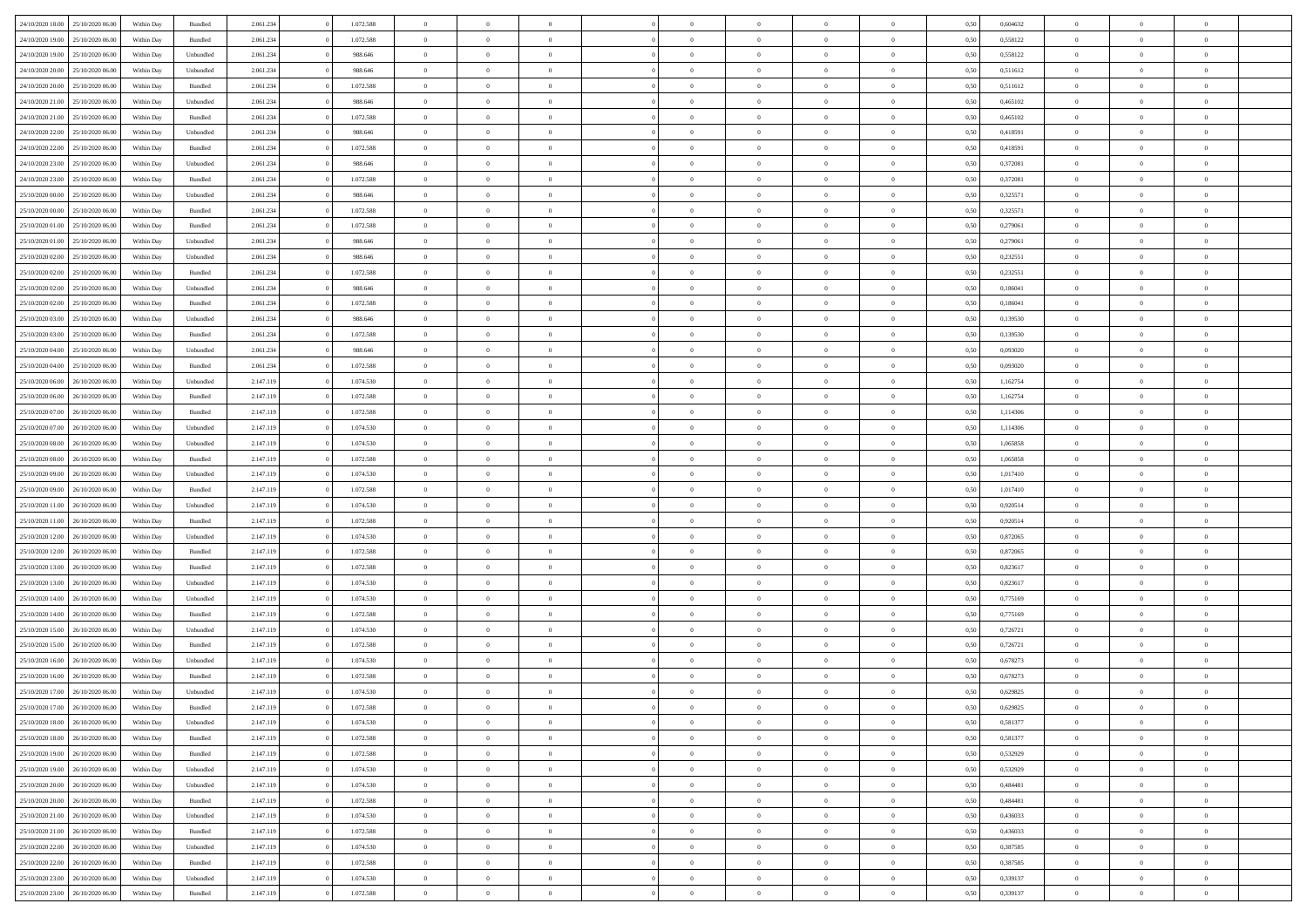| | | | | | | | | | | | | | | | | | | | | | |
|---|---|---|---|---|---|---|---|---|---|---|---|---|---|---|---|---|---|---|---|---|---|
| 24/10/2020 18.00 | 25/10/2020 06.00 | Within Day | Bundled | 2.061.234 | 0 | 1.072.588 | 0 | 0 | 0 | | 0 | 0 | 0 | 0 | 0,50 | 0,604632 | 0 | 0 | 0 | |
| 24/10/2020 19.00 | 25/10/2020 06.00 | Within Day | Bundled | 2.061.234 | 0 | 1.072.588 | 0 | 0 | 0 | | 0 | 0 | 0 | 0 | 0,50 | 0,558122 | 0 | 0 | 0 | |
| 24/10/2020 19.00 | 25/10/2020 06.00 | Within Day | Unbundled | 2.061.234 | 0 | 988.646 | 0 | 0 | 0 | | 0 | 0 | 0 | 0 | 0,50 | 0,558122 | 0 | 0 | 0 | |
| 24/10/2020 20.00 | 25/10/2020 06.00 | Within Day | Unbundled | 2.061.234 | 0 | 988.646 | 0 | 0 | 0 | | 0 | 0 | 0 | 0 | 0,50 | 0,511612 | 0 | 0 | 0 | |
| 24/10/2020 20.00 | 25/10/2020 06.00 | Within Day | Bundled | 2.061.234 | 0 | 1.072.588 | 0 | 0 | 0 | | 0 | 0 | 0 | 0 | 0,50 | 0,511612 | 0 | 0 | 0 | |
| 24/10/2020 21.00 | 25/10/2020 06.00 | Within Day | Unbundled | 2.061.234 | 0 | 988.646 | 0 | 0 | 0 | | 0 | 0 | 0 | 0 | 0,50 | 0,465102 | 0 | 0 | 0 | |
| 24/10/2020 21.00 | 25/10/2020 06.00 | Within Day | Bundled | 2.061.234 | 0 | 1.072.588 | 0 | 0 | 0 | | 0 | 0 | 0 | 0 | 0,50 | 0,465102 | 0 | 0 | 0 | |
| 24/10/2020 22.00 | 25/10/2020 06.00 | Within Day | Unbundled | 2.061.234 | 0 | 988.646 | 0 | 0 | 0 | | 0 | 0 | 0 | 0 | 0,50 | 0,418591 | 0 | 0 | 0 | |
| 24/10/2020 22.00 | 25/10/2020 06.00 | Within Day | Bundled | 2.061.234 | 0 | 1.072.588 | 0 | 0 | 0 | | 0 | 0 | 0 | 0 | 0,50 | 0,418591 | 0 | 0 | 0 | |
| 24/10/2020 23.00 | 25/10/2020 06.00 | Within Day | Unbundled | 2.061.234 | 0 | 988.646 | 0 | 0 | 0 | | 0 | 0 | 0 | 0 | 0,50 | 0,372081 | 0 | 0 | 0 | |
| 24/10/2020 23.00 | 25/10/2020 06.00 | Within Day | Bundled | 2.061.234 | 0 | 1.072.588 | 0 | 0 | 0 | | 0 | 0 | 0 | 0 | 0,50 | 0,372081 | 0 | 0 | 0 | |
| 25/10/2020 00.00 | 25/10/2020 06.00 | Within Day | Unbundled | 2.061.234 | 0 | 988.646 | 0 | 0 | 0 | | 0 | 0 | 0 | 0 | 0,50 | 0,325571 | 0 | 0 | 0 | |
| 25/10/2020 00.00 | 25/10/2020 06.00 | Within Day | Bundled | 2.061.234 | 0 | 1.072.588 | 0 | 0 | 0 | | 0 | 0 | 0 | 0 | 0,50 | 0,325571 | 0 | 0 | 0 | |
| 25/10/2020 01.00 | 25/10/2020 06.00 | Within Day | Bundled | 2.061.234 | 0 | 1.072.588 | 0 | 0 | 0 | | 0 | 0 | 0 | 0 | 0,50 | 0,279061 | 0 | 0 | 0 | |
| 25/10/2020 01.00 | 25/10/2020 06.00 | Within Day | Unbundled | 2.061.234 | 0 | 988.646 | 0 | 0 | 0 | | 0 | 0 | 0 | 0 | 0,50 | 0,279061 | 0 | 0 | 0 | |
| 25/10/2020 02.00 | 25/10/2020 06.00 | Within Day | Unbundled | 2.061.234 | 0 | 988.646 | 0 | 0 | 0 | | 0 | 0 | 0 | 0 | 0,50 | 0,232551 | 0 | 0 | 0 | |
| 25/10/2020 02.00 | 25/10/2020 06.00 | Within Day | Bundled | 2.061.234 | 0 | 1.072.588 | 0 | 0 | 0 | | 0 | 0 | 0 | 0 | 0,50 | 0,232551 | 0 | 0 | 0 | |
| 25/10/2020 02.00 | 25/10/2020 06.00 | Within Day | Unbundled | 2.061.234 | 0 | 988.646 | 0 | 0 | 0 | | 0 | 0 | 0 | 0 | 0,50 | 0,186041 | 0 | 0 | 0 | |
| 25/10/2020 02.00 | 25/10/2020 06.00 | Within Day | Bundled | 2.061.234 | 0 | 1.072.588 | 0 | 0 | 0 | | 0 | 0 | 0 | 0 | 0,50 | 0,186041 | 0 | 0 | 0 | |
| 25/10/2020 03.00 | 25/10/2020 06.00 | Within Day | Unbundled | 2.061.234 | 0 | 988.646 | 0 | 0 | 0 | | 0 | 0 | 0 | 0 | 0,50 | 0,139530 | 0 | 0 | 0 | |
| 25/10/2020 03.00 | 25/10/2020 06.00 | Within Day | Bundled | 2.061.234 | 0 | 1.072.588 | 0 | 0 | 0 | | 0 | 0 | 0 | 0 | 0,50 | 0,139530 | 0 | 0 | 0 | |
| 25/10/2020 04.00 | 25/10/2020 06.00 | Within Day | Unbundled | 2.061.234 | 0 | 988.646 | 0 | 0 | 0 | | 0 | 0 | 0 | 0 | 0,50 | 0,093020 | 0 | 0 | 0 | |
| 25/10/2020 04.00 | 25/10/2020 06.00 | Within Day | Bundled | 2.061.234 | 0 | 1.072.588 | 0 | 0 | 0 | | 0 | 0 | 0 | 0 | 0,50 | 0,093020 | 0 | 0 | 0 | |
| 25/10/2020 06.00 | 26/10/2020 06.00 | Within Day | Unbundled | 2.147.119 | 0 | 1.074.530 | 0 | 0 | 0 | | 0 | 0 | 0 | 0 | 0,50 | 1,162754 | 0 | 0 | 0 | |
| 25/10/2020 06.00 | 26/10/2020 06.00 | Within Day | Bundled | 2.147.119 | 0 | 1.072.588 | 0 | 0 | 0 | | 0 | 0 | 0 | 0 | 0,50 | 1,162754 | 0 | 0 | 0 | |
| 25/10/2020 07.00 | 26/10/2020 06.00 | Within Day | Bundled | 2.147.119 | 0 | 1.072.588 | 0 | 0 | 0 | | 0 | 0 | 0 | 0 | 0,50 | 1,114306 | 0 | 0 | 0 | |
| 25/10/2020 07.00 | 26/10/2020 06.00 | Within Day | Unbundled | 2.147.119 | 0 | 1.074.530 | 0 | 0 | 0 | | 0 | 0 | 0 | 0 | 0,50 | 1,114306 | 0 | 0 | 0 | |
| 25/10/2020 08.00 | 26/10/2020 06.00 | Within Day | Unbundled | 2.147.119 | 0 | 1.074.530 | 0 | 0 | 0 | | 0 | 0 | 0 | 0 | 0,50 | 1,065858 | 0 | 0 | 0 | |
| 25/10/2020 08.00 | 26/10/2020 06.00 | Within Day | Bundled | 2.147.119 | 0 | 1.072.588 | 0 | 0 | 0 | | 0 | 0 | 0 | 0 | 0,50 | 1,065858 | 0 | 0 | 0 | |
| 25/10/2020 09.00 | 26/10/2020 06.00 | Within Day | Unbundled | 2.147.119 | 0 | 1.074.530 | 0 | 0 | 0 | | 0 | 0 | 0 | 0 | 0,50 | 1,017410 | 0 | 0 | 0 | |
| 25/10/2020 09.00 | 26/10/2020 06.00 | Within Day | Bundled | 2.147.119 | 0 | 1.072.588 | 0 | 0 | 0 | | 0 | 0 | 0 | 0 | 0,50 | 1,017410 | 0 | 0 | 0 | |
| 25/10/2020 11.00 | 26/10/2020 06.00 | Within Day | Unbundled | 2.147.119 | 0 | 1.074.530 | 0 | 0 | 0 | | 0 | 0 | 0 | 0 | 0,50 | 0,920514 | 0 | 0 | 0 | |
| 25/10/2020 11.00 | 26/10/2020 06.00 | Within Day | Bundled | 2.147.119 | 0 | 1.072.588 | 0 | 0 | 0 | | 0 | 0 | 0 | 0 | 0,50 | 0,920514 | 0 | 0 | 0 | |
| 25/10/2020 12.00 | 26/10/2020 06.00 | Within Day | Unbundled | 2.147.119 | 0 | 1.074.530 | 0 | 0 | 0 | | 0 | 0 | 0 | 0 | 0,50 | 0,872065 | 0 | 0 | 0 | |
| 25/10/2020 12.00 | 26/10/2020 06.00 | Within Day | Bundled | 2.147.119 | 0 | 1.072.588 | 0 | 0 | 0 | | 0 | 0 | 0 | 0 | 0,50 | 0,872065 | 0 | 0 | 0 | |
| 25/10/2020 13.00 | 26/10/2020 06.00 | Within Day | Bundled | 2.147.119 | 0 | 1.072.588 | 0 | 0 | 0 | | 0 | 0 | 0 | 0 | 0,50 | 0,823617 | 0 | 0 | 0 | |
| 25/10/2020 13.00 | 26/10/2020 06.00 | Within Day | Unbundled | 2.147.119 | 0 | 1.074.530 | 0 | 0 | 0 | | 0 | 0 | 0 | 0 | 0,50 | 0,823617 | 0 | 0 | 0 | |
| 25/10/2020 14.00 | 26/10/2020 06.00 | Within Day | Unbundled | 2.147.119 | 0 | 1.074.530 | 0 | 0 | 0 | | 0 | 0 | 0 | 0 | 0,50 | 0,775169 | 0 | 0 | 0 | |
| 25/10/2020 14.00 | 26/10/2020 06.00 | Within Day | Bundled | 2.147.119 | 0 | 1.072.588 | 0 | 0 | 0 | | 0 | 0 | 0 | 0 | 0,50 | 0,775169 | 0 | 0 | 0 | |
| 25/10/2020 15.00 | 26/10/2020 06.00 | Within Day | Unbundled | 2.147.119 | 0 | 1.074.530 | 0 | 0 | 0 | | 0 | 0 | 0 | 0 | 0,50 | 0,726721 | 0 | 0 | 0 | |
| 25/10/2020 15.00 | 26/10/2020 06.00 | Within Day | Bundled | 2.147.119 | 0 | 1.072.588 | 0 | 0 | 0 | | 0 | 0 | 0 | 0 | 0,50 | 0,726721 | 0 | 0 | 0 | |
| 25/10/2020 16.00 | 26/10/2020 06.00 | Within Day | Unbundled | 2.147.119 | 0 | 1.074.530 | 0 | 0 | 0 | | 0 | 0 | 0 | 0 | 0,50 | 0,678273 | 0 | 0 | 0 | |
| 25/10/2020 16.00 | 26/10/2020 06.00 | Within Day | Bundled | 2.147.119 | 0 | 1.072.588 | 0 | 0 | 0 | | 0 | 0 | 0 | 0 | 0,50 | 0,678273 | 0 | 0 | 0 | |
| 25/10/2020 17.00 | 26/10/2020 06.00 | Within Day | Unbundled | 2.147.119 | 0 | 1.074.530 | 0 | 0 | 0 | | 0 | 0 | 0 | 0 | 0,50 | 0,629825 | 0 | 0 | 0 | |
| 25/10/2020 17.00 | 26/10/2020 06.00 | Within Day | Bundled | 2.147.119 | 0 | 1.072.588 | 0 | 0 | 0 | | 0 | 0 | 0 | 0 | 0,50 | 0,629825 | 0 | 0 | 0 | |
| 25/10/2020 18.00 | 26/10/2020 06.00 | Within Day | Unbundled | 2.147.119 | 0 | 1.074.530 | 0 | 0 | 0 | | 0 | 0 | 0 | 0 | 0,50 | 0,581377 | 0 | 0 | 0 | |
| 25/10/2020 18.00 | 26/10/2020 06.00 | Within Day | Bundled | 2.147.119 | 0 | 1.072.588 | 0 | 0 | 0 | | 0 | 0 | 0 | 0 | 0,50 | 0,581377 | 0 | 0 | 0 | |
| 25/10/2020 19.00 | 26/10/2020 06.00 | Within Day | Bundled | 2.147.119 | 0 | 1.072.588 | 0 | 0 | 0 | | 0 | 0 | 0 | 0 | 0,50 | 0,532929 | 0 | 0 | 0 | |
| 25/10/2020 19.00 | 26/10/2020 06.00 | Within Day | Unbundled | 2.147.119 | 0 | 1.074.530 | 0 | 0 | 0 | | 0 | 0 | 0 | 0 | 0,50 | 0,532929 | 0 | 0 | 0 | |
| 25/10/2020 20.00 | 26/10/2020 06.00 | Within Day | Unbundled | 2.147.119 | 0 | 1.074.530 | 0 | 0 | 0 | | 0 | 0 | 0 | 0 | 0,50 | 0,484481 | 0 | 0 | 0 | |
| 25/10/2020 20.00 | 26/10/2020 06.00 | Within Day | Bundled | 2.147.119 | 0 | 1.072.588 | 0 | 0 | 0 | | 0 | 0 | 0 | 0 | 0,50 | 0,484481 | 0 | 0 | 0 | |
| 25/10/2020 21.00 | 26/10/2020 06.00 | Within Day | Unbundled | 2.147.119 | 0 | 1.074.530 | 0 | 0 | 0 | | 0 | 0 | 0 | 0 | 0,50 | 0,436033 | 0 | 0 | 0 | |
| 25/10/2020 21.00 | 26/10/2020 06.00 | Within Day | Bundled | 2.147.119 | 0 | 1.072.588 | 0 | 0 | 0 | | 0 | 0 | 0 | 0 | 0,50 | 0,436033 | 0 | 0 | 0 | |
| 25/10/2020 22.00 | 26/10/2020 06.00 | Within Day | Unbundled | 2.147.119 | 0 | 1.074.530 | 0 | 0 | 0 | | 0 | 0 | 0 | 0 | 0,50 | 0,387585 | 0 | 0 | 0 | |
| 25/10/2020 22.00 | 26/10/2020 06.00 | Within Day | Bundled | 2.147.119 | 0 | 1.072.588 | 0 | 0 | 0 | | 0 | 0 | 0 | 0 | 0,50 | 0,387585 | 0 | 0 | 0 | |
| 25/10/2020 23.00 | 26/10/2020 06.00 | Within Day | Unbundled | 2.147.119 | 0 | 1.074.530 | 0 | 0 | 0 | | 0 | 0 | 0 | 0 | 0,50 | 0,339137 | 0 | 0 | 0 | |
| 25/10/2020 23.00 | 26/10/2020 06.00 | Within Day | Bundled | 2.147.119 | 0 | 1.072.588 | 0 | 0 | 0 | | 0 | 0 | 0 | 0 | 0,50 | 0,339137 | 0 | 0 | 0 | |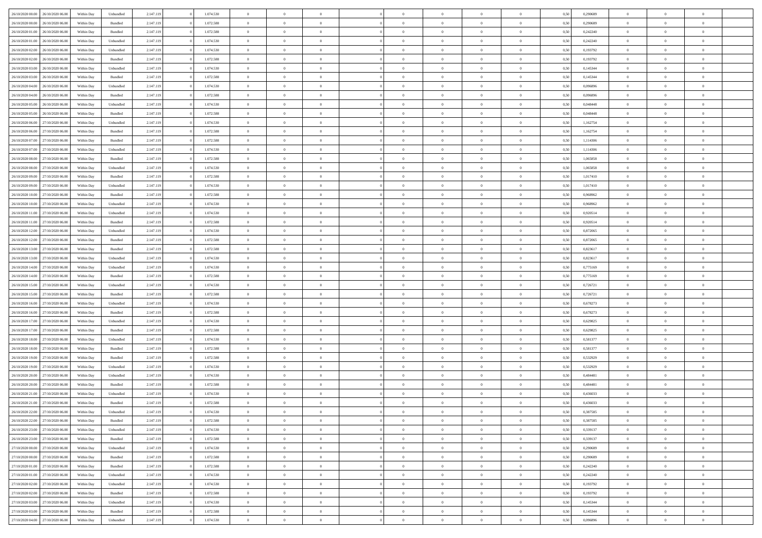| | | | | | | | | | | | | | | | | | | | | |
|---|---|---|---|---|---|---|---|---|---|---|---|---|---|---|---|---|---|---|---|---|
| 26/10/2020 00.00 | 26/10/2020 06.00 | Within Day | Unbundled | 2.147.119 | 0 | 1.074.530 | 0 | 0 | 0 | | 0 | 0 | 0 | 0 | 0,50 | 0,290689 | 0 | 0 | 0 | |
| 26/10/2020 00.00 | 26/10/2020 06.00 | Within Day | Bundled | 2.147.119 | 0 | 1.072.588 | 0 | 0 | 0 | | 0 | 0 | 0 | 0 | 0,50 | 0,290689 | 0 | 0 | 0 | |
| 26/10/2020 01.00 | 26/10/2020 06.00 | Within Day | Bundled | 2.147.119 | 0 | 1.072.588 | 0 | 0 | 0 | | 0 | 0 | 0 | 0 | 0,50 | 0,242240 | 0 | 0 | 0 | |
| 26/10/2020 01.00 | 26/10/2020 06.00 | Within Day | Unbundled | 2.147.119 | 0 | 1.074.530 | 0 | 0 | 0 | | 0 | 0 | 0 | 0 | 0,50 | 0,242240 | 0 | 0 | 0 | |
| 26/10/2020 02.00 | 26/10/2020 06.00 | Within Day | Unbundled | 2.147.119 | 0 | 1.074.530 | 0 | 0 | 0 | | 0 | 0 | 0 | 0 | 0,50 | 0,193792 | 0 | 0 | 0 | |
| 26/10/2020 02.00 | 26/10/2020 06.00 | Within Day | Bundled | 2.147.119 | 0 | 1.072.588 | 0 | 0 | 0 | | 0 | 0 | 0 | 0 | 0,50 | 0,193792 | 0 | 0 | 0 | |
| 26/10/2020 03.00 | 26/10/2020 06.00 | Within Day | Unbundled | 2.147.119 | 0 | 1.074.530 | 0 | 0 | 0 | | 0 | 0 | 0 | 0 | 0,50 | 0,145344 | 0 | 0 | 0 | |
| 26/10/2020 03.00 | 26/10/2020 06.00 | Within Day | Bundled | 2.147.119 | 0 | 1.072.588 | 0 | 0 | 0 | | 0 | 0 | 0 | 0 | 0,50 | 0,145344 | 0 | 0 | 0 | |
| 26/10/2020 04.00 | 26/10/2020 06.00 | Within Day | Unbundled | 2.147.119 | 0 | 1.074.530 | 0 | 0 | 0 | | 0 | 0 | 0 | 0 | 0,50 | 0,096896 | 0 | 0 | 0 | |
| 26/10/2020 04.00 | 26/10/2020 06.00 | Within Day | Bundled | 2.147.119 | 0 | 1.072.588 | 0 | 0 | 0 | | 0 | 0 | 0 | 0 | 0,50 | 0,096896 | 0 | 0 | 0 | |
| 26/10/2020 05.00 | 26/10/2020 06.00 | Within Day | Unbundled | 2.147.119 | 0 | 1.074.530 | 0 | 0 | 0 | | 0 | 0 | 0 | 0 | 0,50 | 0,048448 | 0 | 0 | 0 | |
| 26/10/2020 05.00 | 26/10/2020 06.00 | Within Day | Bundled | 2.147.119 | 0 | 1.072.588 | 0 | 0 | 0 | | 0 | 0 | 0 | 0 | 0,50 | 0,048448 | 0 | 0 | 0 | |
| 26/10/2020 06.00 | 27/10/2020 06.00 | Within Day | Unbundled | 2.147.119 | 0 | 1.074.530 | 0 | 0 | 0 | | 0 | 0 | 0 | 0 | 0,50 | 1,162754 | 0 | 0 | 0 | |
| 26/10/2020 06.00 | 27/10/2020 06.00 | Within Day | Bundled | 2.147.119 | 0 | 1.072.588 | 0 | 0 | 0 | | 0 | 0 | 0 | 0 | 0,50 | 1,162754 | 0 | 0 | 0 | |
| 26/10/2020 07.00 | 27/10/2020 06.00 | Within Day | Bundled | 2.147.119 | 0 | 1.072.588 | 0 | 0 | 0 | | 0 | 0 | 0 | 0 | 0,50 | 1,114306 | 0 | 0 | 0 | |
| 26/10/2020 07.00 | 27/10/2020 06.00 | Within Day | Unbundled | 2.147.119 | 0 | 1.074.530 | 0 | 0 | 0 | | 0 | 0 | 0 | 0 | 0,50 | 1,114306 | 0 | 0 | 0 | |
| 26/10/2020 08.00 | 27/10/2020 06.00 | Within Day | Bundled | 2.147.119 | 0 | 1.072.588 | 0 | 0 | 0 | | 0 | 0 | 0 | 0 | 0,50 | 1,065858 | 0 | 0 | 0 | |
| 26/10/2020 08.00 | 27/10/2020 06.00 | Within Day | Unbundled | 2.147.119 | 0 | 1.074.530 | 0 | 0 | 0 | | 0 | 0 | 0 | 0 | 0,50 | 1,065858 | 0 | 0 | 0 | |
| 26/10/2020 09.00 | 27/10/2020 06.00 | Within Day | Bundled | 2.147.119 | 0 | 1.072.588 | 0 | 0 | 0 | | 0 | 0 | 0 | 0 | 0,50 | 1,017410 | 0 | 0 | 0 | |
| 26/10/2020 09.00 | 27/10/2020 06.00 | Within Day | Unbundled | 2.147.119 | 0 | 1.074.530 | 0 | 0 | 0 | | 0 | 0 | 0 | 0 | 0,50 | 1,017410 | 0 | 0 | 0 | |
| 26/10/2020 10.00 | 27/10/2020 06.00 | Within Day | Bundled | 2.147.119 | 0 | 1.072.588 | 0 | 0 | 0 | | 0 | 0 | 0 | 0 | 0,50 | 0,968962 | 0 | 0 | 0 | |
| 26/10/2020 10.00 | 27/10/2020 06.00 | Within Day | Unbundled | 2.147.119 | 0 | 1.074.530 | 0 | 0 | 0 | | 0 | 0 | 0 | 0 | 0,50 | 0,968962 | 0 | 0 | 0 | |
| 26/10/2020 11.00 | 27/10/2020 06.00 | Within Day | Unbundled | 2.147.119 | 0 | 1.074.530 | 0 | 0 | 0 | | 0 | 0 | 0 | 0 | 0,50 | 0,920514 | 0 | 0 | 0 | |
| 26/10/2020 11.00 | 27/10/2020 06.00 | Within Day | Bundled | 2.147.119 | 0 | 1.072.588 | 0 | 0 | 0 | | 0 | 0 | 0 | 0 | 0,50 | 0,920514 | 0 | 0 | 0 | |
| 26/10/2020 12.00 | 27/10/2020 06.00 | Within Day | Unbundled | 2.147.119 | 0 | 1.074.530 | 0 | 0 | 0 | | 0 | 0 | 0 | 0 | 0,50 | 0,872065 | 0 | 0 | 0 | |
| 26/10/2020 12.00 | 27/10/2020 06.00 | Within Day | Bundled | 2.147.119 | 0 | 1.072.588 | 0 | 0 | 0 | | 0 | 0 | 0 | 0 | 0,50 | 0,872065 | 0 | 0 | 0 | |
| 26/10/2020 13.00 | 27/10/2020 06.00 | Within Day | Bundled | 2.147.119 | 0 | 1.072.588 | 0 | 0 | 0 | | 0 | 0 | 0 | 0 | 0,50 | 0,823617 | 0 | 0 | 0 | |
| 26/10/2020 13.00 | 27/10/2020 06.00 | Within Day | Unbundled | 2.147.119 | 0 | 1.074.530 | 0 | 0 | 0 | | 0 | 0 | 0 | 0 | 0,50 | 0,823617 | 0 | 0 | 0 | |
| 26/10/2020 14.00 | 27/10/2020 06.00 | Within Day | Unbundled | 2.147.119 | 0 | 1.074.530 | 0 | 0 | 0 | | 0 | 0 | 0 | 0 | 0,50 | 0,775169 | 0 | 0 | 0 | |
| 26/10/2020 14.00 | 27/10/2020 06.00 | Within Day | Bundled | 2.147.119 | 0 | 1.072.588 | 0 | 0 | 0 | | 0 | 0 | 0 | 0 | 0,50 | 0,775169 | 0 | 0 | 0 | |
| 26/10/2020 15.00 | 27/10/2020 06.00 | Within Day | Unbundled | 2.147.119 | 0 | 1.074.530 | 0 | 0 | 0 | | 0 | 0 | 0 | 0 | 0,50 | 0,726721 | 0 | 0 | 0 | |
| 26/10/2020 15.00 | 27/10/2020 06.00 | Within Day | Bundled | 2.147.119 | 0 | 1.072.588 | 0 | 0 | 0 | | 0 | 0 | 0 | 0 | 0,50 | 0,726721 | 0 | 0 | 0 | |
| 26/10/2020 16.00 | 27/10/2020 06.00 | Within Day | Unbundled | 2.147.119 | 0 | 1.074.530 | 0 | 0 | 0 | | 0 | 0 | 0 | 0 | 0,50 | 0,678273 | 0 | 0 | 0 | |
| 26/10/2020 16.00 | 27/10/2020 06.00 | Within Day | Bundled | 2.147.119 | 0 | 1.072.588 | 0 | 0 | 0 | | 0 | 0 | 0 | 0 | 0,50 | 0,678273 | 0 | 0 | 0 | |
| 26/10/2020 17.00 | 27/10/2020 06.00 | Within Day | Unbundled | 2.147.119 | 0 | 1.074.530 | 0 | 0 | 0 | | 0 | 0 | 0 | 0 | 0,50 | 0,629825 | 0 | 0 | 0 | |
| 26/10/2020 17.00 | 27/10/2020 06.00 | Within Day | Bundled | 2.147.119 | 0 | 1.072.588 | 0 | 0 | 0 | | 0 | 0 | 0 | 0 | 0,50 | 0,629825 | 0 | 0 | 0 | |
| 26/10/2020 18.00 | 27/10/2020 06.00 | Within Day | Unbundled | 2.147.119 | 0 | 1.074.530 | 0 | 0 | 0 | | 0 | 0 | 0 | 0 | 0,50 | 0,581377 | 0 | 0 | 0 | |
| 26/10/2020 18.00 | 27/10/2020 06.00 | Within Day | Bundled | 2.147.119 | 0 | 1.072.588 | 0 | 0 | 0 | | 0 | 0 | 0 | 0 | 0,50 | 0,581377 | 0 | 0 | 0 | |
| 26/10/2020 19.00 | 27/10/2020 06.00 | Within Day | Bundled | 2.147.119 | 0 | 1.072.588 | 0 | 0 | 0 | | 0 | 0 | 0 | 0 | 0,50 | 0,532929 | 0 | 0 | 0 | |
| 26/10/2020 19.00 | 27/10/2020 06.00 | Within Day | Unbundled | 2.147.119 | 0 | 1.074.530 | 0 | 0 | 0 | | 0 | 0 | 0 | 0 | 0,50 | 0,532929 | 0 | 0 | 0 | |
| 26/10/2020 20.00 | 27/10/2020 06.00 | Within Day | Unbundled | 2.147.119 | 0 | 1.074.530 | 0 | 0 | 0 | | 0 | 0 | 0 | 0 | 0,50 | 0,484481 | 0 | 0 | 0 | |
| 26/10/2020 20.00 | 27/10/2020 06.00 | Within Day | Bundled | 2.147.119 | 0 | 1.072.588 | 0 | 0 | 0 | | 0 | 0 | 0 | 0 | 0,50 | 0,484481 | 0 | 0 | 0 | |
| 26/10/2020 21.00 | 27/10/2020 06.00 | Within Day | Unbundled | 2.147.119 | 0 | 1.074.530 | 0 | 0 | 0 | | 0 | 0 | 0 | 0 | 0,50 | 0,436033 | 0 | 0 | 0 | |
| 26/10/2020 21.00 | 27/10/2020 06.00 | Within Day | Bundled | 2.147.119 | 0 | 1.072.588 | 0 | 0 | 0 | | 0 | 0 | 0 | 0 | 0,50 | 0,436033 | 0 | 0 | 0 | |
| 26/10/2020 22.00 | 27/10/2020 06.00 | Within Day | Unbundled | 2.147.119 | 0 | 1.074.530 | 0 | 0 | 0 | | 0 | 0 | 0 | 0 | 0,50 | 0,387585 | 0 | 0 | 0 | |
| 26/10/2020 22.00 | 27/10/2020 06.00 | Within Day | Bundled | 2.147.119 | 0 | 1.072.588 | 0 | 0 | 0 | | 0 | 0 | 0 | 0 | 0,50 | 0,387585 | 0 | 0 | 0 | |
| 26/10/2020 23.00 | 27/10/2020 06.00 | Within Day | Unbundled | 2.147.119 | 0 | 1.074.530 | 0 | 0 | 0 | | 0 | 0 | 0 | 0 | 0,50 | 0,339137 | 0 | 0 | 0 | |
| 26/10/2020 23.00 | 27/10/2020 06.00 | Within Day | Bundled | 2.147.119 | 0 | 1.072.588 | 0 | 0 | 0 | | 0 | 0 | 0 | 0 | 0,50 | 0,339137 | 0 | 0 | 0 | |
| 27/10/2020 00.00 | 27/10/2020 06.00 | Within Day | Unbundled | 2.147.119 | 0 | 1.074.530 | 0 | 0 | 0 | | 0 | 0 | 0 | 0 | 0,50 | 0,290689 | 0 | 0 | 0 | |
| 27/10/2020 00.00 | 27/10/2020 06.00 | Within Day | Bundled | 2.147.119 | 0 | 1.072.588 | 0 | 0 | 0 | | 0 | 0 | 0 | 0 | 0,50 | 0,290689 | 0 | 0 | 0 | |
| 27/10/2020 01.00 | 27/10/2020 06.00 | Within Day | Bundled | 2.147.119 | 0 | 1.072.588 | 0 | 0 | 0 | | 0 | 0 | 0 | 0 | 0,50 | 0,242240 | 0 | 0 | 0 | |
| 27/10/2020 01.00 | 27/10/2020 06.00 | Within Day | Unbundled | 2.147.119 | 0 | 1.074.530 | 0 | 0 | 0 | | 0 | 0 | 0 | 0 | 0,50 | 0,242240 | 0 | 0 | 0 | |
| 27/10/2020 02.00 | 27/10/2020 06.00 | Within Day | Unbundled | 2.147.119 | 0 | 1.074.530 | 0 | 0 | 0 | | 0 | 0 | 0 | 0 | 0,50 | 0,193792 | 0 | 0 | 0 | |
| 27/10/2020 02.00 | 27/10/2020 06.00 | Within Day | Bundled | 2.147.119 | 0 | 1.072.588 | 0 | 0 | 0 | | 0 | 0 | 0 | 0 | 0,50 | 0,193792 | 0 | 0 | 0 | |
| 27/10/2020 03.00 | 27/10/2020 06.00 | Within Day | Unbundled | 2.147.119 | 0 | 1.074.530 | 0 | 0 | 0 | | 0 | 0 | 0 | 0 | 0,50 | 0,145344 | 0 | 0 | 0 | |
| 27/10/2020 03.00 | 27/10/2020 06.00 | Within Day | Bundled | 2.147.119 | 0 | 1.072.588 | 0 | 0 | 0 | | 0 | 0 | 0 | 0 | 0,50 | 0,145344 | 0 | 0 | 0 | |
| 27/10/2020 04.00 | 27/10/2020 06.00 | Within Day | Unbundled | 2.147.119 | 0 | 1.074.530 | 0 | 0 | 0 | | 0 | 0 | 0 | 0 | 0,50 | 0,096896 | 0 | 0 | 0 | |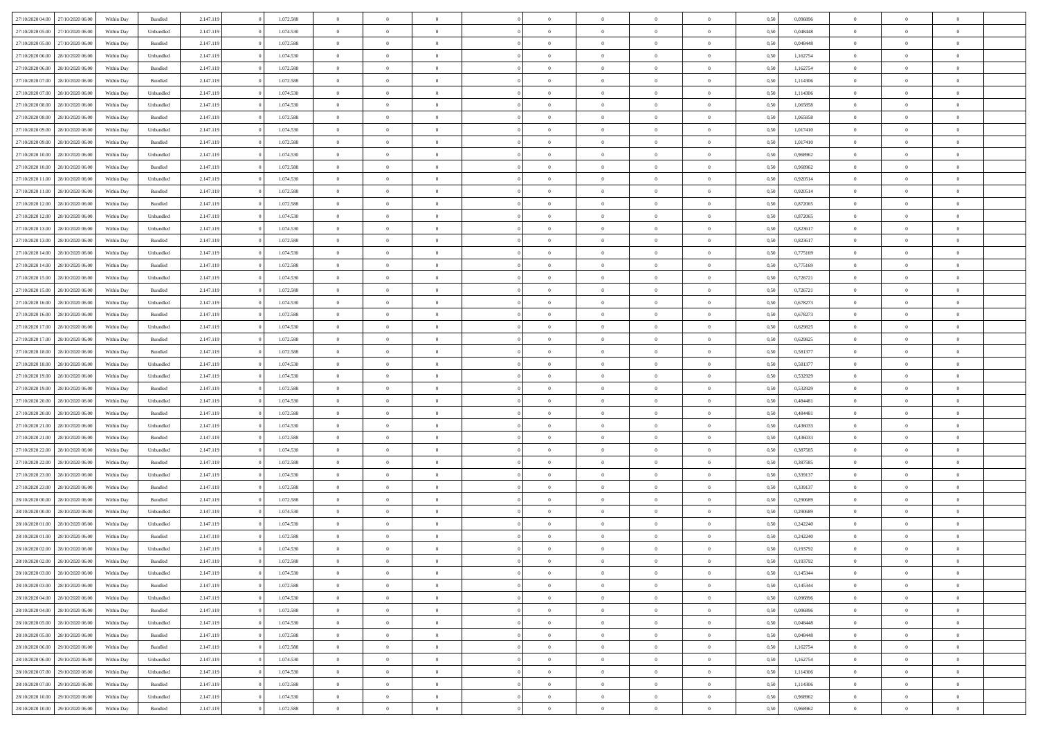| | | | | | | | | | | | | | | | | | | | | | |
|---|---|---|---|---|---|---|---|---|---|---|---|---|---|---|---|---|---|---|---|---|---|
| 27/10/2020 04:00 | 27/10/2020 06:00 | Within Day | Bundled | 2.147.119 | 0 | 1.072.588 | 0 | 0 | 0 | | 0 | 0 | 0 | 0 | 0 | 0,50 | 0,096896 | 0 | 0 | 0 | |
| 27/10/2020 05:00 | 27/10/2020 06:00 | Within Day | Unbundled | 2.147.119 | 0 | 1.074.530 | 0 | 0 | 0 | | 0 | 0 | 0 | 0 | 0 | 0,50 | 0,048448 | 0 | 0 | 0 | |
| 27/10/2020 05:00 | 27/10/2020 06:00 | Within Day | Bundled | 2.147.119 | 0 | 1.072.588 | 0 | 0 | 0 | | 0 | 0 | 0 | 0 | 0 | 0,50 | 0,048448 | 0 | 0 | 0 | |
| 27/10/2020 06:00 | 28/10/2020 06:00 | Within Day | Unbundled | 2.147.119 | 0 | 1.074.530 | 0 | 0 | 0 | | 0 | 0 | 0 | 0 | 0 | 0,50 | 1,162754 | 0 | 0 | 0 | |
| 27/10/2020 06:00 | 28/10/2020 06:00 | Within Day | Bundled | 2.147.119 | 0 | 1.072.588 | 0 | 0 | 0 | | 0 | 0 | 0 | 0 | 0 | 0,50 | 1,162754 | 0 | 0 | 0 | |
| 27/10/2020 07:00 | 28/10/2020 06:00 | Within Day | Bundled | 2.147.119 | 0 | 1.072.588 | 0 | 0 | 0 | | 0 | 0 | 0 | 0 | 0 | 0,50 | 1,114306 | 0 | 0 | 0 | |
| 27/10/2020 07:00 | 28/10/2020 06:00 | Within Day | Unbundled | 2.147.119 | 0 | 1.074.530 | 0 | 0 | 0 | | 0 | 0 | 0 | 0 | 0 | 0,50 | 1,114306 | 0 | 0 | 0 | |
| 27/10/2020 08:00 | 28/10/2020 06:00 | Within Day | Unbundled | 2.147.119 | 0 | 1.074.530 | 0 | 0 | 0 | | 0 | 0 | 0 | 0 | 0 | 0,50 | 1,065858 | 0 | 0 | 0 | |
| 27/10/2020 08:00 | 28/10/2020 06:00 | Within Day | Bundled | 2.147.119 | 0 | 1.072.588 | 0 | 0 | 0 | | 0 | 0 | 0 | 0 | 0 | 0,50 | 1,065858 | 0 | 0 | 0 | |
| 27/10/2020 09:00 | 28/10/2020 06:00 | Within Day | Unbundled | 2.147.119 | 0 | 1.074.530 | 0 | 0 | 0 | | 0 | 0 | 0 | 0 | 0 | 0,50 | 1,017410 | 0 | 0 | 0 | |
| 27/10/2020 09:00 | 28/10/2020 06:00 | Within Day | Bundled | 2.147.119 | 0 | 1.072.588 | 0 | 0 | 0 | | 0 | 0 | 0 | 0 | 0 | 0,50 | 1,017410 | 0 | 0 | 0 | |
| 27/10/2020 10:00 | 28/10/2020 06:00 | Within Day | Unbundled | 2.147.119 | 0 | 1.074.530 | 0 | 0 | 0 | | 0 | 0 | 0 | 0 | 0 | 0,50 | 0,968962 | 0 | 0 | 0 | |
| 27/10/2020 10:00 | 28/10/2020 06:00 | Within Day | Bundled | 2.147.119 | 0 | 1.072.588 | 0 | 0 | 0 | | 0 | 0 | 0 | 0 | 0 | 0,50 | 0,968962 | 0 | 0 | 0 | |
| 27/10/2020 11:00 | 28/10/2020 06:00 | Within Day | Unbundled | 2.147.119 | 0 | 1.074.530 | 0 | 0 | 0 | | 0 | 0 | 0 | 0 | 0 | 0,50 | 0,920514 | 0 | 0 | 0 | |
| 27/10/2020 11:00 | 28/10/2020 06:00 | Within Day | Bundled | 2.147.119 | 0 | 1.072.588 | 0 | 0 | 0 | | 0 | 0 | 0 | 0 | 0 | 0,50 | 0,920514 | 0 | 0 | 0 | |
| 27/10/2020 12:00 | 28/10/2020 06:00 | Within Day | Bundled | 2.147.119 | 0 | 1.072.588 | 0 | 0 | 0 | | 0 | 0 | 0 | 0 | 0 | 0,50 | 0,872065 | 0 | 0 | 0 | |
| 27/10/2020 12:00 | 28/10/2020 06:00 | Within Day | Unbundled | 2.147.119 | 0 | 1.074.530 | 0 | 0 | 0 | | 0 | 0 | 0 | 0 | 0 | 0,50 | 0,872065 | 0 | 0 | 0 | |
| 27/10/2020 13:00 | 28/10/2020 06:00 | Within Day | Unbundled | 2.147.119 | 0 | 1.074.530 | 0 | 0 | 0 | | 0 | 0 | 0 | 0 | 0 | 0,50 | 0,823617 | 0 | 0 | 0 | |
| 27/10/2020 13:00 | 28/10/2020 06:00 | Within Day | Bundled | 2.147.119 | 0 | 1.072.588 | 0 | 0 | 0 | | 0 | 0 | 0 | 0 | 0 | 0,50 | 0,823617 | 0 | 0 | 0 | |
| 27/10/2020 14:00 | 28/10/2020 06:00 | Within Day | Unbundled | 2.147.119 | 0 | 1.074.530 | 0 | 0 | 0 | | 0 | 0 | 0 | 0 | 0 | 0,50 | 0,775169 | 0 | 0 | 0 | |
| 27/10/2020 14:00 | 28/10/2020 06:00 | Within Day | Bundled | 2.147.119 | 0 | 1.072.588 | 0 | 0 | 0 | | 0 | 0 | 0 | 0 | 0 | 0,50 | 0,775169 | 0 | 0 | 0 | |
| 27/10/2020 15:00 | 28/10/2020 06:00 | Within Day | Unbundled | 2.147.119 | 0 | 1.074.530 | 0 | 0 | 0 | | 0 | 0 | 0 | 0 | 0 | 0,50 | 0,726721 | 0 | 0 | 0 | |
| 27/10/2020 15:00 | 28/10/2020 06:00 | Within Day | Bundled | 2.147.119 | 0 | 1.072.588 | 0 | 0 | 0 | | 0 | 0 | 0 | 0 | 0 | 0,50 | 0,726721 | 0 | 0 | 0 | |
| 27/10/2020 16:00 | 28/10/2020 06:00 | Within Day | Unbundled | 2.147.119 | 0 | 1.074.530 | 0 | 0 | 0 | | 0 | 0 | 0 | 0 | 0 | 0,50 | 0,678273 | 0 | 0 | 0 | |
| 27/10/2020 16:00 | 28/10/2020 06:00 | Within Day | Bundled | 2.147.119 | 0 | 1.072.588 | 0 | 0 | 0 | | 0 | 0 | 0 | 0 | 0 | 0,50 | 0,678273 | 0 | 0 | 0 | |
| 27/10/2020 17:00 | 28/10/2020 06:00 | Within Day | Unbundled | 2.147.119 | 0 | 1.074.530 | 0 | 0 | 0 | | 0 | 0 | 0 | 0 | 0 | 0,50 | 0,629825 | 0 | 0 | 0 | |
| 27/10/2020 17:00 | 28/10/2020 06:00 | Within Day | Bundled | 2.147.119 | 0 | 1.072.588 | 0 | 0 | 0 | | 0 | 0 | 0 | 0 | 0 | 0,50 | 0,629825 | 0 | 0 | 0 | |
| 27/10/2020 18:00 | 28/10/2020 06:00 | Within Day | Bundled | 2.147.119 | 0 | 1.072.588 | 0 | 0 | 0 | | 0 | 0 | 0 | 0 | 0 | 0,50 | 0,581377 | 0 | 0 | 0 | |
| 27/10/2020 18:00 | 28/10/2020 06:00 | Within Day | Unbundled | 2.147.119 | 0 | 1.074.530 | 0 | 0 | 0 | | 0 | 0 | 0 | 0 | 0 | 0,50 | 0,581377 | 0 | 0 | 0 | |
| 27/10/2020 19:00 | 28/10/2020 06:00 | Within Day | Unbundled | 2.147.119 | 0 | 1.074.530 | 0 | 0 | 0 | | 0 | 0 | 0 | 0 | 0 | 0,50 | 0,532929 | 0 | 0 | 0 | |
| 27/10/2020 19:00 | 28/10/2020 06:00 | Within Day | Bundled | 2.147.119 | 0 | 1.072.588 | 0 | 0 | 0 | | 0 | 0 | 0 | 0 | 0 | 0,50 | 0,532929 | 0 | 0 | 0 | |
| 27/10/2020 20:00 | 28/10/2020 06:00 | Within Day | Unbundled | 2.147.119 | 0 | 1.074.530 | 0 | 0 | 0 | | 0 | 0 | 0 | 0 | 0 | 0,50 | 0,484481 | 0 | 0 | 0 | |
| 27/10/2020 20:00 | 28/10/2020 06:00 | Within Day | Bundled | 2.147.119 | 0 | 1.072.588 | 0 | 0 | 0 | | 0 | 0 | 0 | 0 | 0 | 0,50 | 0,484481 | 0 | 0 | 0 | |
| 27/10/2020 21:00 | 28/10/2020 06:00 | Within Day | Unbundled | 2.147.119 | 0 | 1.074.530 | 0 | 0 | 0 | | 0 | 0 | 0 | 0 | 0 | 0,50 | 0,436033 | 0 | 0 | 0 | |
| 27/10/2020 21:00 | 28/10/2020 06:00 | Within Day | Bundled | 2.147.119 | 0 | 1.072.588 | 0 | 0 | 0 | | 0 | 0 | 0 | 0 | 0 | 0,50 | 0,436033 | 0 | 0 | 0 | |
| 27/10/2020 22:00 | 28/10/2020 06:00 | Within Day | Unbundled | 2.147.119 | 0 | 1.074.530 | 0 | 0 | 0 | | 0 | 0 | 0 | 0 | 0 | 0,50 | 0,387585 | 0 | 0 | 0 | |
| 27/10/2020 22:00 | 28/10/2020 06:00 | Within Day | Bundled | 2.147.119 | 0 | 1.072.588 | 0 | 0 | 0 | | 0 | 0 | 0 | 0 | 0 | 0,50 | 0,387585 | 0 | 0 | 0 | |
| 27/10/2020 23:00 | 28/10/2020 06:00 | Within Day | Unbundled | 2.147.119 | 0 | 1.074.530 | 0 | 0 | 0 | | 0 | 0 | 0 | 0 | 0 | 0,50 | 0,339137 | 0 | 0 | 0 | |
| 27/10/2020 23:00 | 28/10/2020 06:00 | Within Day | Bundled | 2.147.119 | 0 | 1.072.588 | 0 | 0 | 0 | | 0 | 0 | 0 | 0 | 0 | 0,50 | 0,339137 | 0 | 0 | 0 | |
| 28/10/2020 00:00 | 28/10/2020 06:00 | Within Day | Bundled | 2.147.119 | 0 | 1.072.588 | 0 | 0 | 0 | | 0 | 0 | 0 | 0 | 0 | 0,50 | 0,290689 | 0 | 0 | 0 | |
| 28/10/2020 00:00 | 28/10/2020 06:00 | Within Day | Unbundled | 2.147.119 | 0 | 1.074.530 | 0 | 0 | 0 | | 0 | 0 | 0 | 0 | 0 | 0,50 | 0,290689 | 0 | 0 | 0 | |
| 28/10/2020 01:00 | 28/10/2020 06:00 | Within Day | Unbundled | 2.147.119 | 0 | 1.074.530 | 0 | 0 | 0 | | 0 | 0 | 0 | 0 | 0 | 0,50 | 0,242240 | 0 | 0 | 0 | |
| 28/10/2020 01:00 | 28/10/2020 06:00 | Within Day | Bundled | 2.147.119 | 0 | 1.072.588 | 0 | 0 | 0 | | 0 | 0 | 0 | 0 | 0 | 0,50 | 0,242240 | 0 | 0 | 0 | |
| 28/10/2020 02:00 | 28/10/2020 06:00 | Within Day | Unbundled | 2.147.119 | 0 | 1.074.530 | 0 | 0 | 0 | | 0 | 0 | 0 | 0 | 0 | 0,50 | 0,193792 | 0 | 0 | 0 | |
| 28/10/2020 02:00 | 28/10/2020 06:00 | Within Day | Bundled | 2.147.119 | 0 | 1.072.588 | 0 | 0 | 0 | | 0 | 0 | 0 | 0 | 0 | 0,50 | 0,193792 | 0 | 0 | 0 | |
| 28/10/2020 03:00 | 28/10/2020 06:00 | Within Day | Unbundled | 2.147.119 | 0 | 1.074.530 | 0 | 0 | 0 | | 0 | 0 | 0 | 0 | 0 | 0,50 | 0,145344 | 0 | 0 | 0 | |
| 28/10/2020 03:00 | 28/10/2020 06:00 | Within Day | Bundled | 2.147.119 | 0 | 1.072.588 | 0 | 0 | 0 | | 0 | 0 | 0 | 0 | 0 | 0,50 | 0,145344 | 0 | 0 | 0 | |
| 28/10/2020 04:00 | 28/10/2020 06:00 | Within Day | Unbundled | 2.147.119 | 0 | 1.074.530 | 0 | 0 | 0 | | 0 | 0 | 0 | 0 | 0 | 0,50 | 0,096896 | 0 | 0 | 0 | |
| 28/10/2020 04:00 | 28/10/2020 06:00 | Within Day | Bundled | 2.147.119 | 0 | 1.072.588 | 0 | 0 | 0 | | 0 | 0 | 0 | 0 | 0 | 0,50 | 0,096896 | 0 | 0 | 0 | |
| 28/10/2020 05:00 | 28/10/2020 06:00 | Within Day | Unbundled | 2.147.119 | 0 | 1.074.530 | 0 | 0 | 0 | | 0 | 0 | 0 | 0 | 0 | 0,50 | 0,048448 | 0 | 0 | 0 | |
| 28/10/2020 05:00 | 28/10/2020 06:00 | Within Day | Bundled | 2.147.119 | 0 | 1.072.588 | 0 | 0 | 0 | | 0 | 0 | 0 | 0 | 0 | 0,50 | 0,048448 | 0 | 0 | 0 | |
| 28/10/2020 06:00 | 29/10/2020 06:00 | Within Day | Bundled | 2.147.119 | 0 | 1.072.588 | 0 | 0 | 0 | | 0 | 0 | 0 | 0 | 0 | 0,50 | 1,162754 | 0 | 0 | 0 | |
| 28/10/2020 06:00 | 29/10/2020 06:00 | Within Day | Unbundled | 2.147.119 | 0 | 1.074.530 | 0 | 0 | 0 | | 0 | 0 | 0 | 0 | 0 | 0,50 | 1,162754 | 0 | 0 | 0 | |
| 28/10/2020 07:00 | 29/10/2020 06:00 | Within Day | Unbundled | 2.147.119 | 0 | 1.074.530 | 0 | 0 | 0 | | 0 | 0 | 0 | 0 | 0 | 0,50 | 1,114306 | 0 | 0 | 0 | |
| 28/10/2020 07:00 | 29/10/2020 06:00 | Within Day | Bundled | 2.147.119 | 0 | 1.072.588 | 0 | 0 | 0 | | 0 | 0 | 0 | 0 | 0 | 0,50 | 1,114306 | 0 | 0 | 0 | |
| 28/10/2020 10:00 | 29/10/2020 06:00 | Within Day | Unbundled | 2.147.119 | 0 | 1.074.530 | 0 | 0 | 0 | | 0 | 0 | 0 | 0 | 0 | 0,50 | 0,968962 | 0 | 0 | 0 | |
| 28/10/2020 10:00 | 29/10/2020 06:00 | Within Day | Bundled | 2.147.119 | 0 | 1.072.588 | 0 | 0 | 0 | | 0 | 0 | 0 | 0 | 0 | 0,50 | 0,968962 | 0 | 0 | 0 | |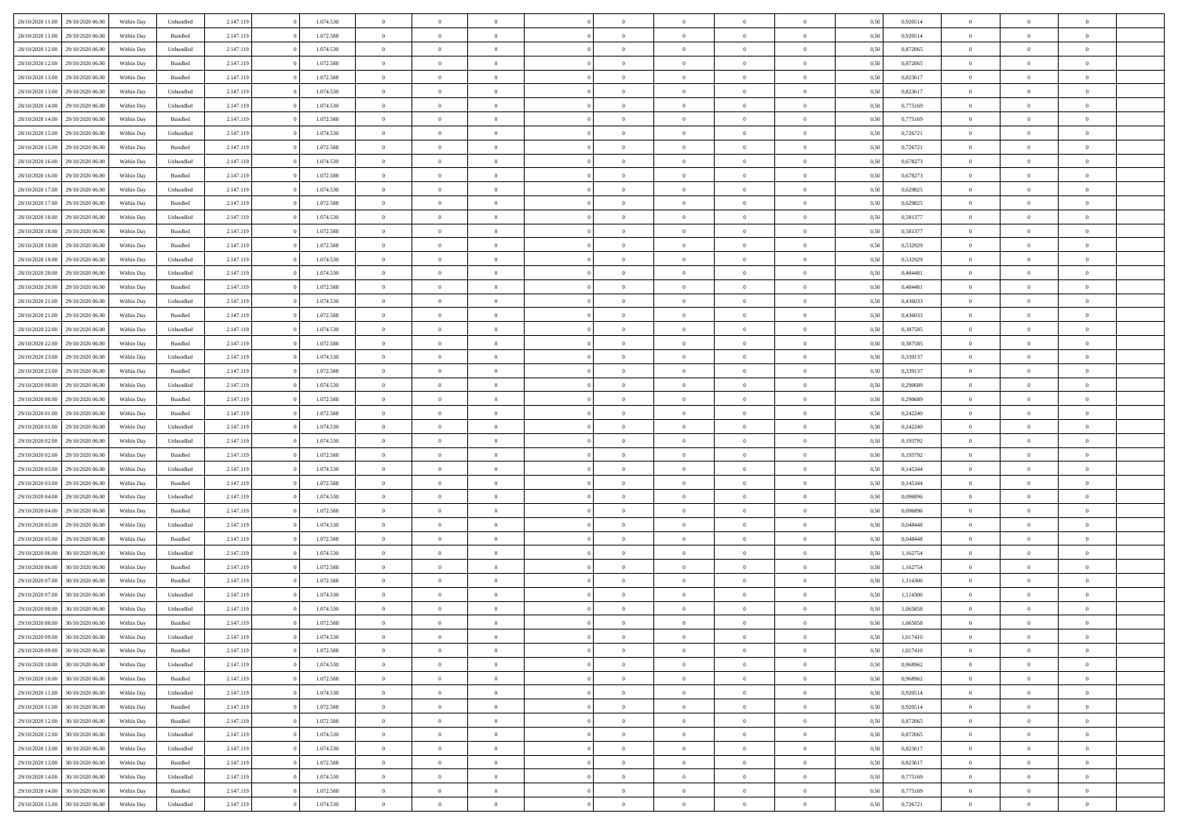| | | | | | | | | | | | | | | | | | | | | | |
|---|---|---|---|---|---|---|---|---|---|---|---|---|---|---|---|---|---|---|---|---|---|
| 28/10/2020 11.00 | 29/10/2020 06.00 | Within Day | Unbundled | 2.147.119 | 0 | 1.074.530 | 0 | 0 | 0 | | 0 | 0 | 0 | 0 | 0,50 | 0,920514 | 0 | 0 | 0 | |
| 28/10/2020 11.00 | 29/10/2020 06.00 | Within Day | Bundled | 2.147.119 | 0 | 1.072.588 | 0 | 0 | 0 | | 0 | 0 | 0 | 0 | 0,50 | 0,920514 | 0 | 0 | 0 | |
| 28/10/2020 12.00 | 29/10/2020 06.00 | Within Day | Unbundled | 2.147.119 | 0 | 1.074.530 | 0 | 0 | 0 | | 0 | 0 | 0 | 0 | 0,50 | 0,872065 | 0 | 0 | 0 | |
| 28/10/2020 12.00 | 29/10/2020 06.00 | Within Day | Bundled | 2.147.119 | 0 | 1.072.588 | 0 | 0 | 0 | | 0 | 0 | 0 | 0 | 0,50 | 0,872065 | 0 | 0 | 0 | |
| 28/10/2020 13.00 | 29/10/2020 06.00 | Within Day | Bundled | 2.147.119 | 0 | 1.072.588 | 0 | 0 | 0 | | 0 | 0 | 0 | 0 | 0,50 | 0,823617 | 0 | 0 | 0 | |
| 28/10/2020 13.00 | 29/10/2020 06.00 | Within Day | Unbundled | 2.147.119 | 0 | 1.074.530 | 0 | 0 | 0 | | 0 | 0 | 0 | 0 | 0,50 | 0,823617 | 0 | 0 | 0 | |
| 28/10/2020 14.00 | 29/10/2020 06.00 | Within Day | Unbundled | 2.147.119 | 0 | 1.074.530 | 0 | 0 | 0 | | 0 | 0 | 0 | 0 | 0,50 | 0,775169 | 0 | 0 | 0 | |
| 28/10/2020 14.00 | 29/10/2020 06.00 | Within Day | Bundled | 2.147.119 | 0 | 1.072.588 | 0 | 0 | 0 | | 0 | 0 | 0 | 0 | 0,50 | 0,775169 | 0 | 0 | 0 | |
| 28/10/2020 15.00 | 29/10/2020 06.00 | Within Day | Unbundled | 2.147.119 | 0 | 1.074.530 | 0 | 0 | 0 | | 0 | 0 | 0 | 0 | 0,50 | 0,726721 | 0 | 0 | 0 | |
| 28/10/2020 15.00 | 29/10/2020 06.00 | Within Day | Bundled | 2.147.119 | 0 | 1.072.588 | 0 | 0 | 0 | | 0 | 0 | 0 | 0 | 0,50 | 0,726721 | 0 | 0 | 0 | |
| 28/10/2020 16.00 | 29/10/2020 06.00 | Within Day | Unbundled | 2.147.119 | 0 | 1.074.530 | 0 | 0 | 0 | | 0 | 0 | 0 | 0 | 0,50 | 0,678273 | 0 | 0 | 0 | |
| 28/10/2020 16.00 | 29/10/2020 06.00 | Within Day | Bundled | 2.147.119 | 0 | 1.072.588 | 0 | 0 | 0 | | 0 | 0 | 0 | 0 | 0,50 | 0,678273 | 0 | 0 | 0 | |
| 28/10/2020 17.00 | 29/10/2020 06.00 | Within Day | Unbundled | 2.147.119 | 0 | 1.074.530 | 0 | 0 | 0 | | 0 | 0 | 0 | 0 | 0,50 | 0,629825 | 0 | 0 | 0 | |
| 28/10/2020 17.00 | 29/10/2020 06.00 | Within Day | Bundled | 2.147.119 | 0 | 1.072.588 | 0 | 0 | 0 | | 0 | 0 | 0 | 0 | 0,50 | 0,629825 | 0 | 0 | 0 | |
| 28/10/2020 18.00 | 29/10/2020 06.00 | Within Day | Unbundled | 2.147.119 | 0 | 1.074.530 | 0 | 0 | 0 | | 0 | 0 | 0 | 0 | 0,50 | 0,581377 | 0 | 0 | 0 | |
| 28/10/2020 18.00 | 29/10/2020 06.00 | Within Day | Bundled | 2.147.119 | 0 | 1.072.588 | 0 | 0 | 0 | | 0 | 0 | 0 | 0 | 0,50 | 0,581377 | 0 | 0 | 0 | |
| 28/10/2020 19.00 | 29/10/2020 06.00 | Within Day | Bundled | 2.147.119 | 0 | 1.072.588 | 0 | 0 | 0 | | 0 | 0 | 0 | 0 | 0,50 | 0,532929 | 0 | 0 | 0 | |
| 28/10/2020 19.00 | 29/10/2020 06.00 | Within Day | Unbundled | 2.147.119 | 0 | 1.074.530 | 0 | 0 | 0 | | 0 | 0 | 0 | 0 | 0,50 | 0,532929 | 0 | 0 | 0 | |
| 28/10/2020 20.00 | 29/10/2020 06.00 | Within Day | Unbundled | 2.147.119 | 0 | 1.074.530 | 0 | 0 | 0 | | 0 | 0 | 0 | 0 | 0,50 | 0,484481 | 0 | 0 | 0 | |
| 28/10/2020 20.00 | 29/10/2020 06.00 | Within Day | Bundled | 2.147.119 | 0 | 1.072.588 | 0 | 0 | 0 | | 0 | 0 | 0 | 0 | 0,50 | 0,484481 | 0 | 0 | 0 | |
| 28/10/2020 21.00 | 29/10/2020 06.00 | Within Day | Unbundled | 2.147.119 | 0 | 1.074.530 | 0 | 0 | 0 | | 0 | 0 | 0 | 0 | 0,50 | 0,436033 | 0 | 0 | 0 | |
| 28/10/2020 21.00 | 29/10/2020 06.00 | Within Day | Bundled | 2.147.119 | 0 | 1.072.588 | 0 | 0 | 0 | | 0 | 0 | 0 | 0 | 0,50 | 0,436033 | 0 | 0 | 0 | |
| 28/10/2020 22.00 | 29/10/2020 06.00 | Within Day | Unbundled | 2.147.119 | 0 | 1.074.530 | 0 | 0 | 0 | | 0 | 0 | 0 | 0 | 0,50 | 0,387585 | 0 | 0 | 0 | |
| 28/10/2020 22.00 | 29/10/2020 06.00 | Within Day | Bundled | 2.147.119 | 0 | 1.072.588 | 0 | 0 | 0 | | 0 | 0 | 0 | 0 | 0,50 | 0,387585 | 0 | 0 | 0 | |
| 28/10/2020 23.00 | 29/10/2020 06.00 | Within Day | Unbundled | 2.147.119 | 0 | 1.074.530 | 0 | 0 | 0 | | 0 | 0 | 0 | 0 | 0,50 | 0,339137 | 0 | 0 | 0 | |
| 28/10/2020 23.00 | 29/10/2020 06.00 | Within Day | Bundled | 2.147.119 | 0 | 1.072.588 | 0 | 0 | 0 | | 0 | 0 | 0 | 0 | 0,50 | 0,339137 | 0 | 0 | 0 | |
| 29/10/2020 00.00 | 29/10/2020 06.00 | Within Day | Unbundled | 2.147.119 | 0 | 1.074.530 | 0 | 0 | 0 | | 0 | 0 | 0 | 0 | 0,50 | 0,290689 | 0 | 0 | 0 | |
| 29/10/2020 00.00 | 29/10/2020 06.00 | Within Day | Bundled | 2.147.119 | 0 | 1.072.588 | 0 | 0 | 0 | | 0 | 0 | 0 | 0 | 0,50 | 0,290689 | 0 | 0 | 0 | |
| 29/10/2020 01.00 | 29/10/2020 06.00 | Within Day | Bundled | 2.147.119 | 0 | 1.072.588 | 0 | 0 | 0 | | 0 | 0 | 0 | 0 | 0,50 | 0,242240 | 0 | 0 | 0 | |
| 29/10/2020 01.00 | 29/10/2020 06.00 | Within Day | Unbundled | 2.147.119 | 0 | 1.074.530 | 0 | 0 | 0 | | 0 | 0 | 0 | 0 | 0,50 | 0,242240 | 0 | 0 | 0 | |
| 29/10/2020 02.00 | 29/10/2020 06.00 | Within Day | Unbundled | 2.147.119 | 0 | 1.074.530 | 0 | 0 | 0 | | 0 | 0 | 0 | 0 | 0,50 | 0,193792 | 0 | 0 | 0 | |
| 29/10/2020 02.00 | 29/10/2020 06.00 | Within Day | Bundled | 2.147.119 | 0 | 1.072.588 | 0 | 0 | 0 | | 0 | 0 | 0 | 0 | 0,50 | 0,193792 | 0 | 0 | 0 | |
| 29/10/2020 03.00 | 29/10/2020 06.00 | Within Day | Unbundled | 2.147.119 | 0 | 1.074.530 | 0 | 0 | 0 | | 0 | 0 | 0 | 0 | 0,50 | 0,145344 | 0 | 0 | 0 | |
| 29/10/2020 03.00 | 29/10/2020 06.00 | Within Day | Bundled | 2.147.119 | 0 | 1.072.588 | 0 | 0 | 0 | | 0 | 0 | 0 | 0 | 0,50 | 0,145344 | 0 | 0 | 0 | |
| 29/10/2020 04.00 | 29/10/2020 06.00 | Within Day | Unbundled | 2.147.119 | 0 | 1.074.530 | 0 | 0 | 0 | | 0 | 0 | 0 | 0 | 0,50 | 0,096896 | 0 | 0 | 0 | |
| 29/10/2020 04.00 | 29/10/2020 06.00 | Within Day | Bundled | 2.147.119 | 0 | 1.072.588 | 0 | 0 | 0 | | 0 | 0 | 0 | 0 | 0,50 | 0,096896 | 0 | 0 | 0 | |
| 29/10/2020 05.00 | 29/10/2020 06.00 | Within Day | Unbundled | 2.147.119 | 0 | 1.074.530 | 0 | 0 | 0 | | 0 | 0 | 0 | 0 | 0,50 | 0,048448 | 0 | 0 | 0 | |
| 29/10/2020 05.00 | 29/10/2020 06.00 | Within Day | Bundled | 2.147.119 | 0 | 1.072.588 | 0 | 0 | 0 | | 0 | 0 | 0 | 0 | 0,50 | 0,048448 | 0 | 0 | 0 | |
| 29/10/2020 06.00 | 30/10/2020 06.00 | Within Day | Unbundled | 2.147.119 | 0 | 1.074.530 | 0 | 0 | 0 | | 0 | 0 | 0 | 0 | 0,50 | 1,162754 | 0 | 0 | 0 | |
| 29/10/2020 06.00 | 30/10/2020 06.00 | Within Day | Bundled | 2.147.119 | 0 | 1.072.588 | 0 | 0 | 0 | | 0 | 0 | 0 | 0 | 0,50 | 1,162754 | 0 | 0 | 0 | |
| 29/10/2020 07.00 | 30/10/2020 06.00 | Within Day | Bundled | 2.147.119 | 0 | 1.072.588 | 0 | 0 | 0 | | 0 | 0 | 0 | 0 | 0,50 | 1,114306 | 0 | 0 | 0 | |
| 29/10/2020 07.00 | 30/10/2020 06.00 | Within Day | Unbundled | 2.147.119 | 0 | 1.074.530 | 0 | 0 | 0 | | 0 | 0 | 0 | 0 | 0,50 | 1,114306 | 0 | 0 | 0 | |
| 29/10/2020 08.00 | 30/10/2020 06.00 | Within Day | Unbundled | 2.147.119 | 0 | 1.074.530 | 0 | 0 | 0 | | 0 | 0 | 0 | 0 | 0,50 | 1,065858 | 0 | 0 | 0 | |
| 29/10/2020 08.00 | 30/10/2020 06.00 | Within Day | Bundled | 2.147.119 | 0 | 1.072.588 | 0 | 0 | 0 | | 0 | 0 | 0 | 0 | 0,50 | 1,065858 | 0 | 0 | 0 | |
| 29/10/2020 09.00 | 30/10/2020 06.00 | Within Day | Unbundled | 2.147.119 | 0 | 1.074.530 | 0 | 0 | 0 | | 0 | 0 | 0 | 0 | 0,50 | 1,017410 | 0 | 0 | 0 | |
| 29/10/2020 09.00 | 30/10/2020 06.00 | Within Day | Bundled | 2.147.119 | 0 | 1.072.588 | 0 | 0 | 0 | | 0 | 0 | 0 | 0 | 0,50 | 1,017410 | 0 | 0 | 0 | |
| 29/10/2020 10.00 | 30/10/2020 06.00 | Within Day | Unbundled | 2.147.119 | 0 | 1.074.530 | 0 | 0 | 0 | | 0 | 0 | 0 | 0 | 0,50 | 0,968962 | 0 | 0 | 0 | |
| 29/10/2020 10.00 | 30/10/2020 06.00 | Within Day | Bundled | 2.147.119 | 0 | 1.072.588 | 0 | 0 | 0 | | 0 | 0 | 0 | 0 | 0,50 | 0,968962 | 0 | 0 | 0 | |
| 29/10/2020 11.00 | 30/10/2020 06.00 | Within Day | Unbundled | 2.147.119 | 0 | 1.074.530 | 0 | 0 | 0 | | 0 | 0 | 0 | 0 | 0,50 | 0,920514 | 0 | 0 | 0 | |
| 29/10/2020 11.00 | 30/10/2020 06.00 | Within Day | Bundled | 2.147.119 | 0 | 1.072.588 | 0 | 0 | 0 | | 0 | 0 | 0 | 0 | 0,50 | 0,920514 | 0 | 0 | 0 | |
| 29/10/2020 12.00 | 30/10/2020 06.00 | Within Day | Bundled | 2.147.119 | 0 | 1.072.588 | 0 | 0 | 0 | | 0 | 0 | 0 | 0 | 0,50 | 0,872065 | 0 | 0 | 0 | |
| 29/10/2020 12.00 | 30/10/2020 06.00 | Within Day | Unbundled | 2.147.119 | 0 | 1.074.530 | 0 | 0 | 0 | | 0 | 0 | 0 | 0 | 0,50 | 0,872065 | 0 | 0 | 0 | |
| 29/10/2020 13.00 | 30/10/2020 06.00 | Within Day | Unbundled | 2.147.119 | 0 | 1.074.530 | 0 | 0 | 0 | | 0 | 0 | 0 | 0 | 0,50 | 0,823617 | 0 | 0 | 0 | |
| 29/10/2020 13.00 | 30/10/2020 06.00 | Within Day | Bundled | 2.147.119 | 0 | 1.072.588 | 0 | 0 | 0 | | 0 | 0 | 0 | 0 | 0,50 | 0,823617 | 0 | 0 | 0 | |
| 29/10/2020 14.00 | 30/10/2020 06.00 | Within Day | Unbundled | 2.147.119 | 0 | 1.074.530 | 0 | 0 | 0 | | 0 | 0 | 0 | 0 | 0,50 | 0,775169 | 0 | 0 | 0 | |
| 29/10/2020 14.00 | 30/10/2020 06.00 | Within Day | Bundled | 2.147.119 | 0 | 1.072.588 | 0 | 0 | 0 | | 0 | 0 | 0 | 0 | 0,50 | 0,775169 | 0 | 0 | 0 | |
| 29/10/2020 15.00 | 30/10/2020 06.00 | Within Day | Unbundled | 2.147.119 | 0 | 1.074.530 | 0 | 0 | 0 | | 0 | 0 | 0 | 0 | 0,50 | 0,726721 | 0 | 0 | 0 | |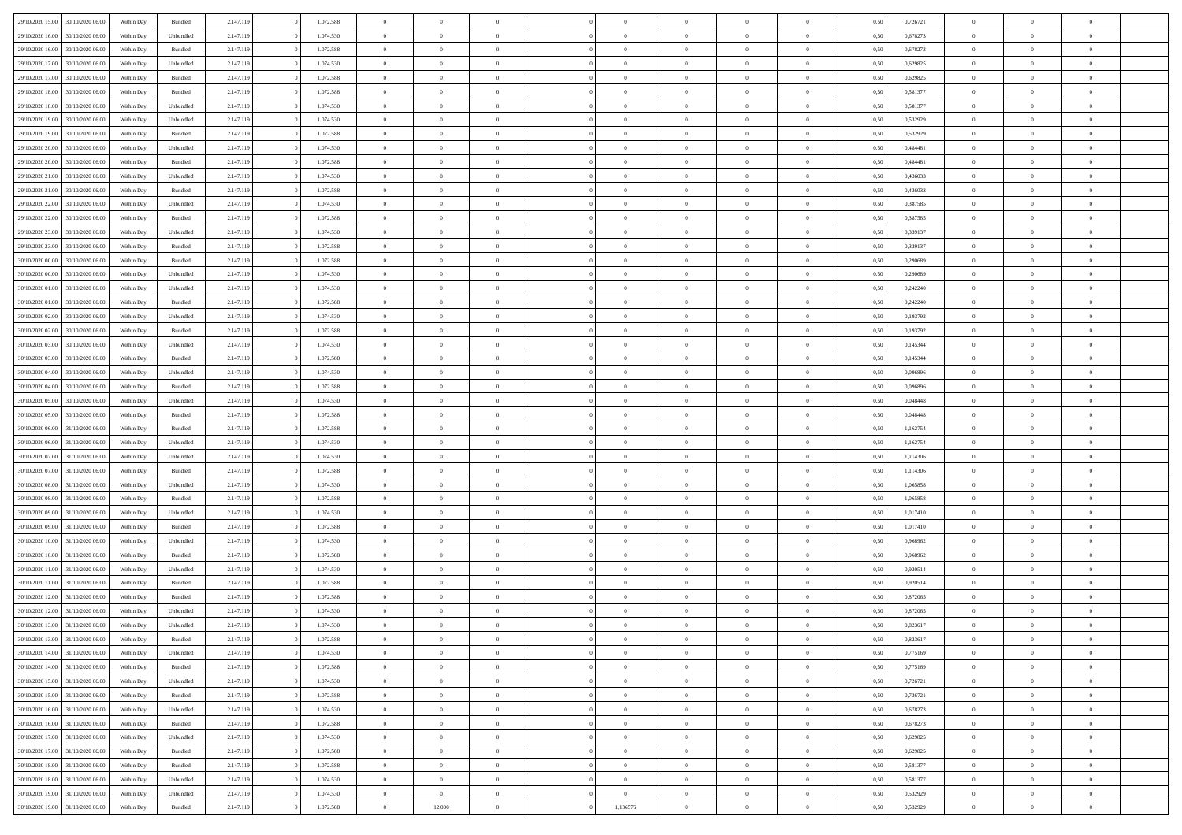| | | | | | | | | | | | | | | | | | | | | | |
|---|---|---|---|---|---|---|---|---|---|---|---|---|---|---|---|---|---|---|---|---|---|
| 29/10/2020 15:00 | 30/10/2020 06:00 | Within Day | Bundled | 2.147.119 | 0 | 1.072.588 | 0 | 0 | 0 | | 0 | 0 | 0 | 0 | 0,50 | 0,726721 | 0 | 0 | 0 | |
| 29/10/2020 16:00 | 30/10/2020 06:00 | Within Day | Unbundled | 2.147.119 | 0 | 1.074.530 | 0 | 0 | 0 | | 0 | 0 | 0 | 0 | 0,50 | 0,678273 | 0 | 0 | 0 | |
| 29/10/2020 16:00 | 30/10/2020 06:00 | Within Day | Bundled | 2.147.119 | 0 | 1.072.588 | 0 | 0 | 0 | | 0 | 0 | 0 | 0 | 0,50 | 0,678273 | 0 | 0 | 0 | |
| 29/10/2020 17:00 | 30/10/2020 06:00 | Within Day | Unbundled | 2.147.119 | 0 | 1.074.530 | 0 | 0 | 0 | | 0 | 0 | 0 | 0 | 0,50 | 0,629825 | 0 | 0 | 0 | |
| 29/10/2020 17:00 | 30/10/2020 06:00 | Within Day | Bundled | 2.147.119 | 0 | 1.072.588 | 0 | 0 | 0 | | 0 | 0 | 0 | 0 | 0,50 | 0,629825 | 0 | 0 | 0 | |
| 29/10/2020 18:00 | 30/10/2020 06:00 | Within Day | Bundled | 2.147.119 | 0 | 1.072.588 | 0 | 0 | 0 | | 0 | 0 | 0 | 0 | 0,50 | 0,581377 | 0 | 0 | 0 | |
| 29/10/2020 18:00 | 30/10/2020 06:00 | Within Day | Unbundled | 2.147.119 | 0 | 1.074.530 | 0 | 0 | 0 | | 0 | 0 | 0 | 0 | 0,50 | 0,581377 | 0 | 0 | 0 | |
| 29/10/2020 19:00 | 30/10/2020 06:00 | Within Day | Unbundled | 2.147.119 | 0 | 1.074.530 | 0 | 0 | 0 | | 0 | 0 | 0 | 0 | 0,50 | 0,532929 | 0 | 0 | 0 | |
| 29/10/2020 19:00 | 30/10/2020 06:00 | Within Day | Bundled | 2.147.119 | 0 | 1.072.588 | 0 | 0 | 0 | | 0 | 0 | 0 | 0 | 0,50 | 0,532929 | 0 | 0 | 0 | |
| 29/10/2020 20:00 | 30/10/2020 06:00 | Within Day | Unbundled | 2.147.119 | 0 | 1.074.530 | 0 | 0 | 0 | | 0 | 0 | 0 | 0 | 0,50 | 0,484481 | 0 | 0 | 0 | |
| 29/10/2020 20:00 | 30/10/2020 06:00 | Within Day | Bundled | 2.147.119 | 0 | 1.072.588 | 0 | 0 | 0 | | 0 | 0 | 0 | 0 | 0,50 | 0,484481 | 0 | 0 | 0 | |
| 29/10/2020 21:00 | 30/10/2020 06:00 | Within Day | Unbundled | 2.147.119 | 0 | 1.074.530 | 0 | 0 | 0 | | 0 | 0 | 0 | 0 | 0,50 | 0,436033 | 0 | 0 | 0 | |
| 29/10/2020 21:00 | 30/10/2020 06:00 | Within Day | Bundled | 2.147.119 | 0 | 1.072.588 | 0 | 0 | 0 | | 0 | 0 | 0 | 0 | 0,50 | 0,436033 | 0 | 0 | 0 | |
| 29/10/2020 22:00 | 30/10/2020 06:00 | Within Day | Unbundled | 2.147.119 | 0 | 1.074.530 | 0 | 0 | 0 | | 0 | 0 | 0 | 0 | 0,50 | 0,387585 | 0 | 0 | 0 | |
| 29/10/2020 22:00 | 30/10/2020 06:00 | Within Day | Bundled | 2.147.119 | 0 | 1.072.588 | 0 | 0 | 0 | | 0 | 0 | 0 | 0 | 0,50 | 0,387585 | 0 | 0 | 0 | |
| 29/10/2020 23:00 | 30/10/2020 06:00 | Within Day | Unbundled | 2.147.119 | 0 | 1.074.530 | 0 | 0 | 0 | | 0 | 0 | 0 | 0 | 0,50 | 0,339137 | 0 | 0 | 0 | |
| 29/10/2020 23:00 | 30/10/2020 06:00 | Within Day | Bundled | 2.147.119 | 0 | 1.072.588 | 0 | 0 | 0 | | 0 | 0 | 0 | 0 | 0,50 | 0,339137 | 0 | 0 | 0 | |
| 30/10/2020 00:00 | 30/10/2020 06:00 | Within Day | Bundled | 2.147.119 | 0 | 1.072.588 | 0 | 0 | 0 | | 0 | 0 | 0 | 0 | 0,50 | 0,290689 | 0 | 0 | 0 | |
| 30/10/2020 00:00 | 30/10/2020 06:00 | Within Day | Unbundled | 2.147.119 | 0 | 1.074.530 | 0 | 0 | 0 | | 0 | 0 | 0 | 0 | 0,50 | 0,290689 | 0 | 0 | 0 | |
| 30/10/2020 01:00 | 30/10/2020 06:00 | Within Day | Unbundled | 2.147.119 | 0 | 1.074.530 | 0 | 0 | 0 | | 0 | 0 | 0 | 0 | 0,50 | 0,242240 | 0 | 0 | 0 | |
| 30/10/2020 01:00 | 30/10/2020 06:00 | Within Day | Bundled | 2.147.119 | 0 | 1.072.588 | 0 | 0 | 0 | | 0 | 0 | 0 | 0 | 0,50 | 0,242240 | 0 | 0 | 0 | |
| 30/10/2020 02:00 | 30/10/2020 06:00 | Within Day | Unbundled | 2.147.119 | 0 | 1.074.530 | 0 | 0 | 0 | | 0 | 0 | 0 | 0 | 0,50 | 0,193792 | 0 | 0 | 0 | |
| 30/10/2020 02:00 | 30/10/2020 06:00 | Within Day | Bundled | 2.147.119 | 0 | 1.072.588 | 0 | 0 | 0 | | 0 | 0 | 0 | 0 | 0,50 | 0,193792 | 0 | 0 | 0 | |
| 30/10/2020 03:00 | 30/10/2020 06:00 | Within Day | Unbundled | 2.147.119 | 0 | 1.074.530 | 0 | 0 | 0 | | 0 | 0 | 0 | 0 | 0,50 | 0,145344 | 0 | 0 | 0 | |
| 30/10/2020 03:00 | 30/10/2020 06:00 | Within Day | Bundled | 2.147.119 | 0 | 1.072.588 | 0 | 0 | 0 | | 0 | 0 | 0 | 0 | 0,50 | 0,145344 | 0 | 0 | 0 | |
| 30/10/2020 04:00 | 30/10/2020 06:00 | Within Day | Unbundled | 2.147.119 | 0 | 1.074.530 | 0 | 0 | 0 | | 0 | 0 | 0 | 0 | 0,50 | 0,096896 | 0 | 0 | 0 | |
| 30/10/2020 04:00 | 30/10/2020 06:00 | Within Day | Bundled | 2.147.119 | 0 | 1.072.588 | 0 | 0 | 0 | | 0 | 0 | 0 | 0 | 0,50 | 0,096896 | 0 | 0 | 0 | |
| 30/10/2020 05:00 | 30/10/2020 06:00 | Within Day | Unbundled | 2.147.119 | 0 | 1.074.530 | 0 | 0 | 0 | | 0 | 0 | 0 | 0 | 0,50 | 0,048448 | 0 | 0 | 0 | |
| 30/10/2020 05:00 | 30/10/2020 06:00 | Within Day | Bundled | 2.147.119 | 0 | 1.072.588 | 0 | 0 | 0 | | 0 | 0 | 0 | 0 | 0,50 | 0,048448 | 0 | 0 | 0 | |
| 30/10/2020 06:00 | 31/10/2020 06:00 | Within Day | Bundled | 2.147.119 | 0 | 1.072.588 | 0 | 0 | 0 | | 0 | 0 | 0 | 0 | 0,50 | 1,162754 | 0 | 0 | 0 | |
| 30/10/2020 06:00 | 31/10/2020 06:00 | Within Day | Unbundled | 2.147.119 | 0 | 1.074.530 | 0 | 0 | 0 | | 0 | 0 | 0 | 0 | 0,50 | 1,162754 | 0 | 0 | 0 | |
| 30/10/2020 07:00 | 31/10/2020 06:00 | Within Day | Unbundled | 2.147.119 | 0 | 1.074.530 | 0 | 0 | 0 | | 0 | 0 | 0 | 0 | 0,50 | 1,114306 | 0 | 0 | 0 | |
| 30/10/2020 07:00 | 31/10/2020 06:00 | Within Day | Bundled | 2.147.119 | 0 | 1.072.588 | 0 | 0 | 0 | | 0 | 0 | 0 | 0 | 0,50 | 1,114306 | 0 | 0 | 0 | |
| 30/10/2020 08:00 | 31/10/2020 06:00 | Within Day | Unbundled | 2.147.119 | 0 | 1.074.530 | 0 | 0 | 0 | | 0 | 0 | 0 | 0 | 0,50 | 1,065858 | 0 | 0 | 0 | |
| 30/10/2020 08:00 | 31/10/2020 06:00 | Within Day | Bundled | 2.147.119 | 0 | 1.072.588 | 0 | 0 | 0 | | 0 | 0 | 0 | 0 | 0,50 | 1,065858 | 0 | 0 | 0 | |
| 30/10/2020 09:00 | 31/10/2020 06:00 | Within Day | Unbundled | 2.147.119 | 0 | 1.074.530 | 0 | 0 | 0 | | 0 | 0 | 0 | 0 | 0,50 | 1,017410 | 0 | 0 | 0 | |
| 30/10/2020 09:00 | 31/10/2020 06:00 | Within Day | Bundled | 2.147.119 | 0 | 1.072.588 | 0 | 0 | 0 | | 0 | 0 | 0 | 0 | 0,50 | 1,017410 | 0 | 0 | 0 | |
| 30/10/2020 10:00 | 31/10/2020 06:00 | Within Day | Unbundled | 2.147.119 | 0 | 1.074.530 | 0 | 0 | 0 | | 0 | 0 | 0 | 0 | 0,50 | 0,968962 | 0 | 0 | 0 | |
| 30/10/2020 10:00 | 31/10/2020 06:00 | Within Day | Bundled | 2.147.119 | 0 | 1.072.588 | 0 | 0 | 0 | | 0 | 0 | 0 | 0 | 0,50 | 0,968962 | 0 | 0 | 0 | |
| 30/10/2020 11:00 | 31/10/2020 06:00 | Within Day | Unbundled | 2.147.119 | 0 | 1.074.530 | 0 | 0 | 0 | | 0 | 0 | 0 | 0 | 0,50 | 0,920514 | 0 | 0 | 0 | |
| 30/10/2020 11:00 | 31/10/2020 06:00 | Within Day | Bundled | 2.147.119 | 0 | 1.072.588 | 0 | 0 | 0 | | 0 | 0 | 0 | 0 | 0,50 | 0,920514 | 0 | 0 | 0 | |
| 30/10/2020 12:00 | 31/10/2020 06:00 | Within Day | Bundled | 2.147.119 | 0 | 1.072.588 | 0 | 0 | 0 | | 0 | 0 | 0 | 0 | 0,50 | 0,872065 | 0 | 0 | 0 | |
| 30/10/2020 12:00 | 31/10/2020 06:00 | Within Day | Unbundled | 2.147.119 | 0 | 1.074.530 | 0 | 0 | 0 | | 0 | 0 | 0 | 0 | 0,50 | 0,872065 | 0 | 0 | 0 | |
| 30/10/2020 13:00 | 31/10/2020 06:00 | Within Day | Unbundled | 2.147.119 | 0 | 1.074.530 | 0 | 0 | 0 | | 0 | 0 | 0 | 0 | 0,50 | 0,823617 | 0 | 0 | 0 | |
| 30/10/2020 13:00 | 31/10/2020 06:00 | Within Day | Bundled | 2.147.119 | 0 | 1.072.588 | 0 | 0 | 0 | | 0 | 0 | 0 | 0 | 0,50 | 0,823617 | 0 | 0 | 0 | |
| 30/10/2020 14:00 | 31/10/2020 06:00 | Within Day | Unbundled | 2.147.119 | 0 | 1.074.530 | 0 | 0 | 0 | | 0 | 0 | 0 | 0 | 0,50 | 0,775169 | 0 | 0 | 0 | |
| 30/10/2020 14:00 | 31/10/2020 06:00 | Within Day | Bundled | 2.147.119 | 0 | 1.072.588 | 0 | 0 | 0 | | 0 | 0 | 0 | 0 | 0,50 | 0,775169 | 0 | 0 | 0 | |
| 30/10/2020 15:00 | 31/10/2020 06:00 | Within Day | Unbundled | 2.147.119 | 0 | 1.074.530 | 0 | 0 | 0 | | 0 | 0 | 0 | 0 | 0,50 | 0,726721 | 0 | 0 | 0 | |
| 30/10/2020 15:00 | 31/10/2020 06:00 | Within Day | Bundled | 2.147.119 | 0 | 1.072.588 | 0 | 0 | 0 | | 0 | 0 | 0 | 0 | 0,50 | 0,726721 | 0 | 0 | 0 | |
| 30/10/2020 16:00 | 31/10/2020 06:00 | Within Day | Unbundled | 2.147.119 | 0 | 1.074.530 | 0 | 0 | 0 | | 0 | 0 | 0 | 0 | 0,50 | 0,678273 | 0 | 0 | 0 | |
| 30/10/2020 16:00 | 31/10/2020 06:00 | Within Day | Bundled | 2.147.119 | 0 | 1.072.588 | 0 | 0 | 0 | | 0 | 0 | 0 | 0 | 0,50 | 0,678273 | 0 | 0 | 0 | |
| 30/10/2020 17:00 | 31/10/2020 06:00 | Within Day | Unbundled | 2.147.119 | 0 | 1.074.530 | 0 | 0 | 0 | | 0 | 0 | 0 | 0 | 0,50 | 0,629825 | 0 | 0 | 0 | |
| 30/10/2020 17:00 | 31/10/2020 06:00 | Within Day | Bundled | 2.147.119 | 0 | 1.072.588 | 0 | 0 | 0 | | 0 | 0 | 0 | 0 | 0,50 | 0,629825 | 0 | 0 | 0 | |
| 30/10/2020 18:00 | 31/10/2020 06:00 | Within Day | Bundled | 2.147.119 | 0 | 1.072.588 | 0 | 0 | 0 | | 0 | 0 | 0 | 0 | 0,50 | 0,581377 | 0 | 0 | 0 | |
| 30/10/2020 18:00 | 31/10/2020 06:00 | Within Day | Unbundled | 2.147.119 | 0 | 1.074.530 | 0 | 0 | 0 | | 0 | 0 | 0 | 0 | 0,50 | 0,581377 | 0 | 0 | 0 | |
| 30/10/2020 19:00 | 31/10/2020 06:00 | Within Day | Unbundled | 2.147.119 | 0 | 1.074.530 | 0 | 0 | 0 | | 0 | 0 | 0 | 0 | 0,50 | 0,532929 | 0 | 0 | 0 | |
| 30/10/2020 19:00 | 31/10/2020 06:00 | Within Day | Bundled | 2.147.119 | 0 | 1.072.588 | 0 | 12.000 | 0 | | 1,136576 | 0 | 0 | 0 | 0,50 | 0,532929 | 0 | 0 | 0 | |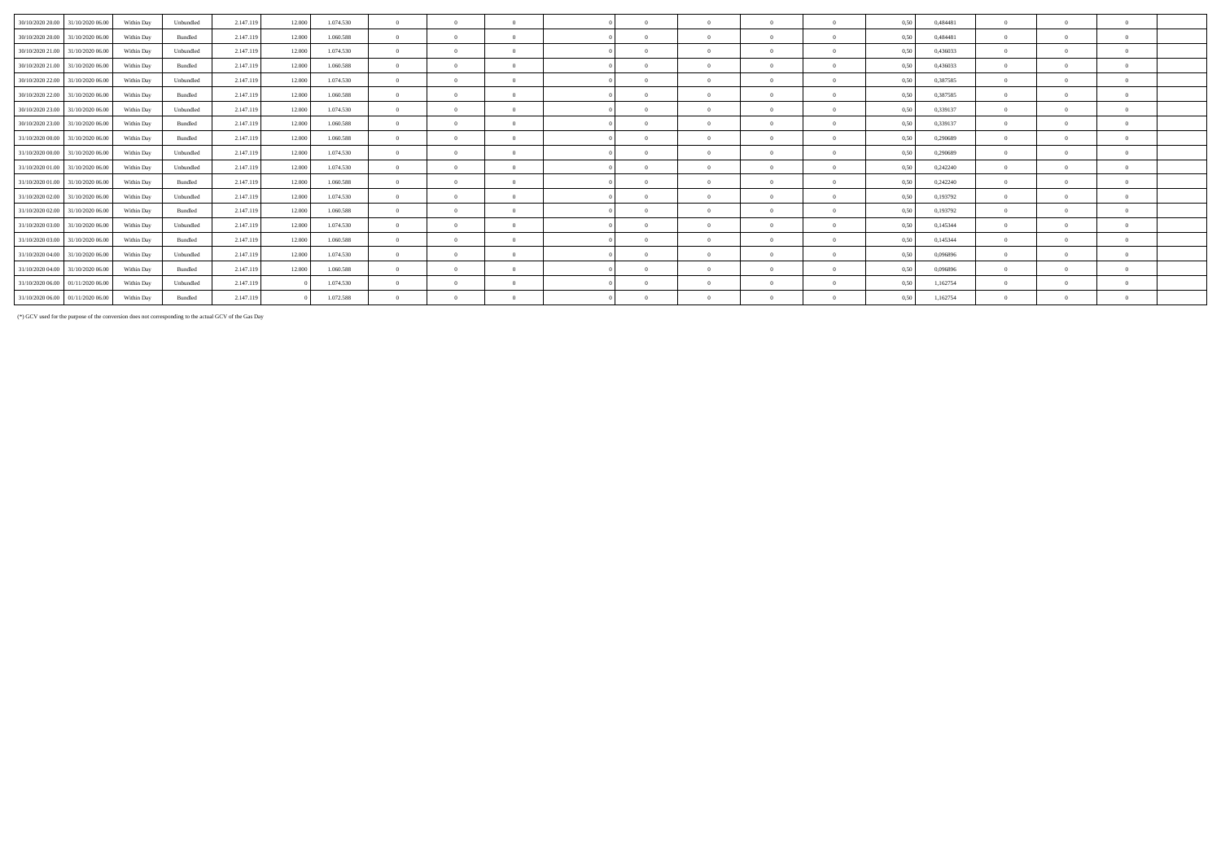| | | | | | | | | | | | | | | | | | | | | |
|---|---|---|---|---|---|---|---|---|---|---|---|---|---|---|---|---|---|---|---|---|
| 30/10/2020 20.00 | 31/10/2020 06.00 | Within Day | Unbundled | 2.147.119 | 12.000 | 1.074.530 | 0 | 0 | 0 | 0 | 0 | 0 | 0 | 0 | 0,50 | 0,484481 | 0 | 0 | 0 | |
| 30/10/2020 20.00 | 31/10/2020 06.00 | Within Day | Bundled | 2.147.119 | 12.000 | 1.060.588 | 0 | 0 | 0 | 0 | 0 | 0 | 0 | 0 | 0,50 | 0,484481 | 0 | 0 | 0 | |
| 30/10/2020 21.00 | 31/10/2020 06.00 | Within Day | Unbundled | 2.147.119 | 12.000 | 1.074.530 | 0 | 0 | 0 | 0 | 0 | 0 | 0 | 0 | 0,50 | 0,436033 | 0 | 0 | 0 | |
| 30/10/2020 21.00 | 31/10/2020 06.00 | Within Day | Bundled | 2.147.119 | 12.000 | 1.060.588 | 0 | 0 | 0 | 0 | 0 | 0 | 0 | 0 | 0,50 | 0,436033 | 0 | 0 | 0 | |
| 30/10/2020 22.00 | 31/10/2020 06.00 | Within Day | Unbundled | 2.147.119 | 12.000 | 1.074.530 | 0 | 0 | 0 | 0 | 0 | 0 | 0 | 0 | 0,50 | 0,387585 | 0 | 0 | 0 | |
| 30/10/2020 22.00 | 31/10/2020 06.00 | Within Day | Bundled | 2.147.119 | 12.000 | 1.060.588 | 0 | 0 | 0 | 0 | 0 | 0 | 0 | 0 | 0,50 | 0,387585 | 0 | 0 | 0 | |
| 30/10/2020 23.00 | 31/10/2020 06.00 | Within Day | Unbundled | 2.147.119 | 12.000 | 1.074.530 | 0 | 0 | 0 | 0 | 0 | 0 | 0 | 0 | 0,50 | 0,339137 | 0 | 0 | 0 | |
| 30/10/2020 23.00 | 31/10/2020 06.00 | Within Day | Bundled | 2.147.119 | 12.000 | 1.060.588 | 0 | 0 | 0 | 0 | 0 | 0 | 0 | 0 | 0,50 | 0,339137 | 0 | 0 | 0 | |
| 31/10/2020 00.00 | 31/10/2020 06.00 | Within Day | Bundled | 2.147.119 | 12.000 | 1.060.588 | 0 | 0 | 0 | 0 | 0 | 0 | 0 | 0 | 0,50 | 0,290689 | 0 | 0 | 0 | |
| 31/10/2020 00.00 | 31/10/2020 06.00 | Within Day | Unbundled | 2.147.119 | 12.000 | 1.074.530 | 0 | 0 | 0 | 0 | 0 | 0 | 0 | 0 | 0,50 | 0,290689 | 0 | 0 | 0 | |
| 31/10/2020 01.00 | 31/10/2020 06.00 | Within Day | Unbundled | 2.147.119 | 12.000 | 1.074.530 | 0 | 0 | 0 | 0 | 0 | 0 | 0 | 0 | 0,50 | 0,242240 | 0 | 0 | 0 | |
| 31/10/2020 01.00 | 31/10/2020 06.00 | Within Day | Bundled | 2.147.119 | 12.000 | 1.060.588 | 0 | 0 | 0 | 0 | 0 | 0 | 0 | 0 | 0,50 | 0,242240 | 0 | 0 | 0 | |
| 31/10/2020 02.00 | 31/10/2020 06.00 | Within Day | Unbundled | 2.147.119 | 12.000 | 1.074.530 | 0 | 0 | 0 | 0 | 0 | 0 | 0 | 0 | 0,50 | 0,193792 | 0 | 0 | 0 | |
| 31/10/2020 02.00 | 31/10/2020 06.00 | Within Day | Bundled | 2.147.119 | 12.000 | 1.060.588 | 0 | 0 | 0 | 0 | 0 | 0 | 0 | 0 | 0,50 | 0,193792 | 0 | 0 | 0 | |
| 31/10/2020 03.00 | 31/10/2020 06.00 | Within Day | Unbundled | 2.147.119 | 12.000 | 1.074.530 | 0 | 0 | 0 | 0 | 0 | 0 | 0 | 0 | 0,50 | 0,145344 | 0 | 0 | 0 | |
| 31/10/2020 03.00 | 31/10/2020 06.00 | Within Day | Bundled | 2.147.119 | 12.000 | 1.060.588 | 0 | 0 | 0 | 0 | 0 | 0 | 0 | 0 | 0,50 | 0,145344 | 0 | 0 | 0 | |
| 31/10/2020 04.00 | 31/10/2020 06.00 | Within Day | Unbundled | 2.147.119 | 12.000 | 1.074.530 | 0 | 0 | 0 | 0 | 0 | 0 | 0 | 0 | 0,50 | 0,096896 | 0 | 0 | 0 | |
| 31/10/2020 04.00 | 31/10/2020 06.00 | Within Day | Bundled | 2.147.119 | 12.000 | 1.060.588 | 0 | 0 | 0 | 0 | 0 | 0 | 0 | 0 | 0,50 | 0,096896 | 0 | 0 | 0 | |
| 31/10/2020 06.00 | 01/11/2020 06.00 | Within Day | Unbundled | 2.147.119 | 0 | 1.074.530 | 0 | 0 | 0 | 0 | 0 | 0 | 0 | 0 | 0,50 | 1,162754 | 0 | 0 | 0 | |
| 31/10/2020 06.00 | 01/11/2020 06.00 | Within Day | Bundled | 2.147.119 | 0 | 1.072.588 | 0 | 0 | 0 | 0 | 0 | 0 | 0 | 0 | 0,50 | 1,162754 | 0 | 0 | 0 | |

(*) GCV used for the purpose of the conversion does not corresponding to the actual GCV of the Gas Day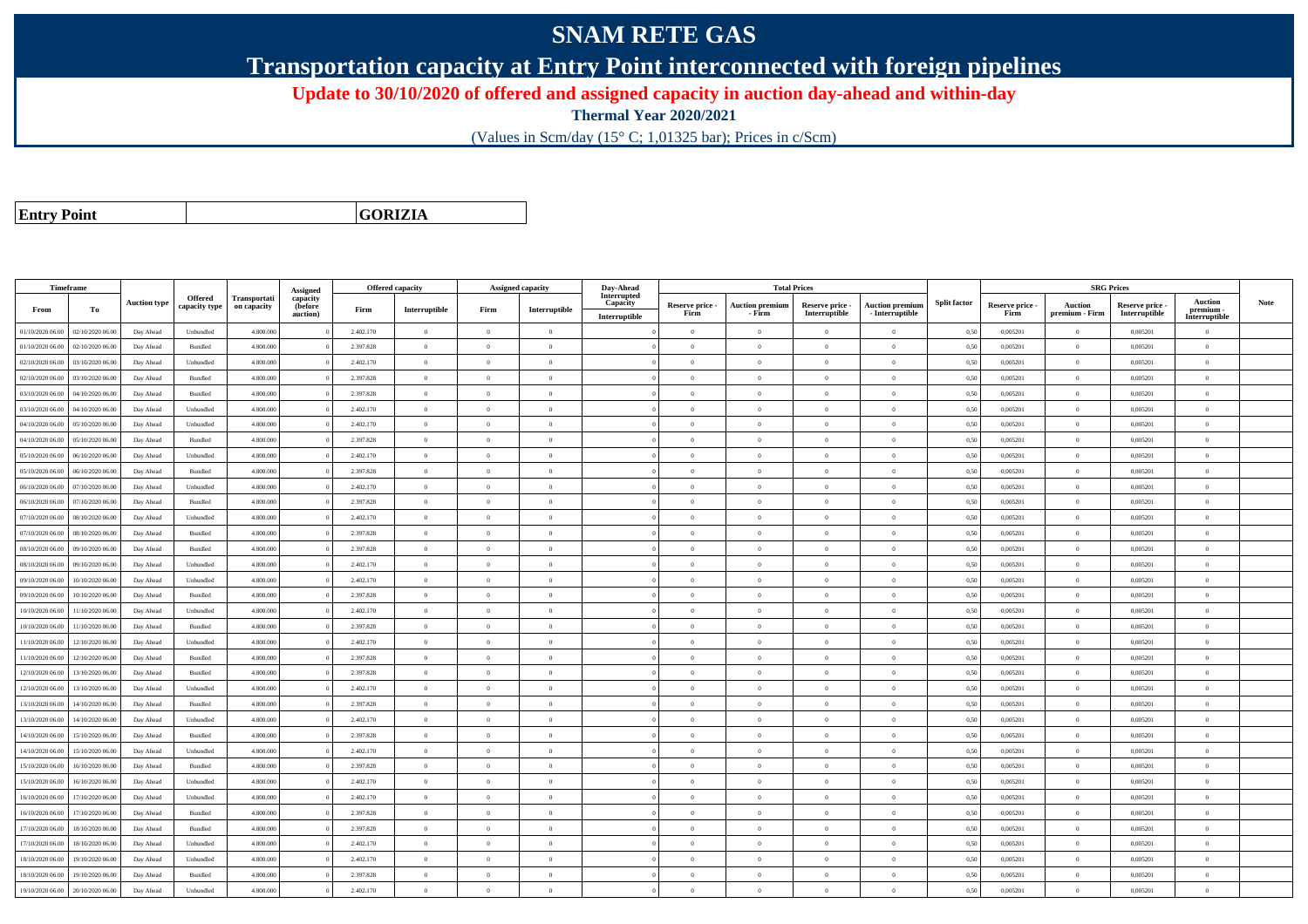# SNAM RETE GAS

## Transportation capacity at Entry Point interconnected with foreign pipelines

### Update to 30/10/2020 of offered and assigned capacity in auction day-ahead and within-day

**Thermal Year 2020/2021**

(Values in Scm/day (15° C; 1,01325 bar); Prices in c/Scm)

| **Entry Point** | | **GORIZIA** |
|---|---|---|

| Timeframe | | Auction type | Offered capacity type | Transportation capacity | Assigned capacity (before auction) | Offered capacity | | Assigned capacity | | Day-Ahead Interrupted Capacity | Total Prices | | | | Split factor | SRG Prices | | | | Note |
|---|---|---|---|---|---|---|---|---|---|---|---|---|---|---|---|---|---|---|---|---|
| From | To | | | | | Firm | Interruptible | Firm | Interruptible | Interruptible | Reserve price - Firm | Auction premium - Firm | Reserve price - Interruptible | Auction premium - Interruptible | | Reserve price - Firm | Auction premium - Firm | Reserve price - Interruptible | Auction premium - Interruptible | |
| 01/10/2020 06.00 | 02/10/2020 06.00 | Day Ahead | Unbundled | 4.800.000 | 0 | 2.402.170 | 0 | 0 | 0 | 0 | 0 | 0 | 0 | 0 | 0,50 | 0,005201 | 0 | 0,005201 | 0 | |
| 01/10/2020 06.00 | 02/10/2020 06.00 | Day Ahead | Bundled | 4.800.000 | 0 | 2.397.828 | 0 | 0 | 0 | 0 | 0 | 0 | 0 | 0 | 0,50 | 0,005201 | 0 | 0,005201 | 0 | |
| 02/10/2020 06.00 | 03/10/2020 06.00 | Day Ahead | Unbundled | 4.800.000 | 0 | 2.402.170 | 0 | 0 | 0 | 0 | 0 | 0 | 0 | 0 | 0,50 | 0,005201 | 0 | 0,005201 | 0 | |
| 02/10/2020 06.00 | 03/10/2020 06.00 | Day Ahead | Bundled | 4.800.000 | 0 | 2.397.828 | 0 | 0 | 0 | 0 | 0 | 0 | 0 | 0 | 0,50 | 0,005201 | 0 | 0,005201 | 0 | |
| 03/10/2020 06.00 | 04/10/2020 06.00 | Day Ahead | Bundled | 4.800.000 | 0 | 2.397.828 | 0 | 0 | 0 | 0 | 0 | 0 | 0 | 0 | 0,50 | 0,005201 | 0 | 0,005201 | 0 | |
| 03/10/2020 06.00 | 04/10/2020 06.00 | Day Ahead | Unbundled | 4.800.000 | 0 | 2.402.170 | 0 | 0 | 0 | 0 | 0 | 0 | 0 | 0 | 0,50 | 0,005201 | 0 | 0,005201 | 0 | |
| 04/10/2020 06.00 | 05/10/2020 06.00 | Day Ahead | Unbundled | 4.800.000 | 0 | 2.402.170 | 0 | 0 | 0 | 0 | 0 | 0 | 0 | 0 | 0,50 | 0,005201 | 0 | 0,005201 | 0 | |
| 04/10/2020 06.00 | 05/10/2020 06.00 | Day Ahead | Bundled | 4.800.000 | 0 | 2.397.828 | 0 | 0 | 0 | 0 | 0 | 0 | 0 | 0 | 0,50 | 0,005201 | 0 | 0,005201 | 0 | |
| 05/10/2020 06.00 | 06/10/2020 06.00 | Day Ahead | Unbundled | 4.800.000 | 0 | 2.402.170 | 0 | 0 | 0 | 0 | 0 | 0 | 0 | 0 | 0,50 | 0,005201 | 0 | 0,005201 | 0 | |
| 05/10/2020 06.00 | 06/10/2020 06.00 | Day Ahead | Bundled | 4.800.000 | 0 | 2.397.828 | 0 | 0 | 0 | 0 | 0 | 0 | 0 | 0 | 0,50 | 0,005201 | 0 | 0,005201 | 0 | |
| 06/10/2020 06.00 | 07/10/2020 06.00 | Day Ahead | Unbundled | 4.800.000 | 0 | 2.402.170 | 0 | 0 | 0 | 0 | 0 | 0 | 0 | 0 | 0,50 | 0,005201 | 0 | 0,005201 | 0 | |
| 06/10/2020 06.00 | 07/10/2020 06.00 | Day Ahead | Bundled | 4.800.000 | 0 | 2.397.828 | 0 | 0 | 0 | 0 | 0 | 0 | 0 | 0 | 0,50 | 0,005201 | 0 | 0,005201 | 0 | |
| 07/10/2020 06.00 | 08/10/2020 06.00 | Day Ahead | Unbundled | 4.800.000 | 0 | 2.402.170 | 0 | 0 | 0 | 0 | 0 | 0 | 0 | 0 | 0,50 | 0,005201 | 0 | 0,005201 | 0 | |
| 07/10/2020 06.00 | 08/10/2020 06.00 | Day Ahead | Bundled | 4.800.000 | 0 | 2.397.828 | 0 | 0 | 0 | 0 | 0 | 0 | 0 | 0 | 0,50 | 0,005201 | 0 | 0,005201 | 0 | |
| 08/10/2020 06.00 | 09/10/2020 06.00 | Day Ahead | Bundled | 4.800.000 | 0 | 2.397.828 | 0 | 0 | 0 | 0 | 0 | 0 | 0 | 0 | 0,50 | 0,005201 | 0 | 0,005201 | 0 | |
| 08/10/2020 06.00 | 09/10/2020 06.00 | Day Ahead | Unbundled | 4.800.000 | 0 | 2.402.170 | 0 | 0 | 0 | 0 | 0 | 0 | 0 | 0 | 0,50 | 0,005201 | 0 | 0,005201 | 0 | |
| 09/10/2020 06.00 | 10/10/2020 06.00 | Day Ahead | Unbundled | 4.800.000 | 0 | 2.402.170 | 0 | 0 | 0 | 0 | 0 | 0 | 0 | 0 | 0,50 | 0,005201 | 0 | 0,005201 | 0 | |
| 09/10/2020 06.00 | 10/10/2020 06.00 | Day Ahead | Bundled | 4.800.000 | 0 | 2.397.828 | 0 | 0 | 0 | 0 | 0 | 0 | 0 | 0 | 0,50 | 0,005201 | 0 | 0,005201 | 0 | |
| 10/10/2020 06.00 | 11/10/2020 06.00 | Day Ahead | Unbundled | 4.800.000 | 0 | 2.402.170 | 0 | 0 | 0 | 0 | 0 | 0 | 0 | 0 | 0,50 | 0,005201 | 0 | 0,005201 | 0 | |
| 10/10/2020 06.00 | 11/10/2020 06.00 | Day Ahead | Bundled | 4.800.000 | 0 | 2.397.828 | 0 | 0 | 0 | 0 | 0 | 0 | 0 | 0 | 0,50 | 0,005201 | 0 | 0,005201 | 0 | |
| 11/10/2020 06.00 | 12/10/2020 06.00 | Day Ahead | Unbundled | 4.800.000 | 0 | 2.402.170 | 0 | 0 | 0 | 0 | 0 | 0 | 0 | 0 | 0,50 | 0,005201 | 0 | 0,005201 | 0 | |
| 11/10/2020 06.00 | 12/10/2020 06.00 | Day Ahead | Bundled | 4.800.000 | 0 | 2.397.828 | 0 | 0 | 0 | 0 | 0 | 0 | 0 | 0 | 0,50 | 0,005201 | 0 | 0,005201 | 0 | |
| 12/10/2020 06.00 | 13/10/2020 06.00 | Day Ahead | Bundled | 4.800.000 | 0 | 2.397.828 | 0 | 0 | 0 | 0 | 0 | 0 | 0 | 0 | 0,50 | 0,005201 | 0 | 0,005201 | 0 | |
| 12/10/2020 06.00 | 13/10/2020 06.00 | Day Ahead | Unbundled | 4.800.000 | 0 | 2.402.170 | 0 | 0 | 0 | 0 | 0 | 0 | 0 | 0 | 0,50 | 0,005201 | 0 | 0,005201 | 0 | |
| 13/10/2020 06.00 | 14/10/2020 06.00 | Day Ahead | Bundled | 4.800.000 | 0 | 2.397.828 | 0 | 0 | 0 | 0 | 0 | 0 | 0 | 0 | 0,50 | 0,005201 | 0 | 0,005201 | 0 | |
| 13/10/2020 06.00 | 14/10/2020 06.00 | Day Ahead | Unbundled | 4.800.000 | 0 | 2.402.170 | 0 | 0 | 0 | 0 | 0 | 0 | 0 | 0 | 0,50 | 0,005201 | 0 | 0,005201 | 0 | |
| 14/10/2020 06.00 | 15/10/2020 06.00 | Day Ahead | Bundled | 4.800.000 | 0 | 2.397.828 | 0 | 0 | 0 | 0 | 0 | 0 | 0 | 0 | 0,50 | 0,005201 | 0 | 0,005201 | 0 | |
| 14/10/2020 06.00 | 15/10/2020 06.00 | Day Ahead | Unbundled | 4.800.000 | 0 | 2.402.170 | 0 | 0 | 0 | 0 | 0 | 0 | 0 | 0 | 0,50 | 0,005201 | 0 | 0,005201 | 0 | |
| 15/10/2020 06.00 | 16/10/2020 06.00 | Day Ahead | Bundled | 4.800.000 | 0 | 2.397.828 | 0 | 0 | 0 | 0 | 0 | 0 | 0 | 0 | 0,50 | 0,005201 | 0 | 0,005201 | 0 | |
| 15/10/2020 06.00 | 16/10/2020 06.00 | Day Ahead | Unbundled | 4.800.000 | 0 | 2.402.170 | 0 | 0 | 0 | 0 | 0 | 0 | 0 | 0 | 0,50 | 0,005201 | 0 | 0,005201 | 0 | |
| 16/10/2020 06.00 | 17/10/2020 06.00 | Day Ahead | Unbundled | 4.800.000 | 0 | 2.402.170 | 0 | 0 | 0 | 0 | 0 | 0 | 0 | 0 | 0,50 | 0,005201 | 0 | 0,005201 | 0 | |
| 16/10/2020 06.00 | 17/10/2020 06.00 | Day Ahead | Bundled | 4.800.000 | 0 | 2.397.828 | 0 | 0 | 0 | 0 | 0 | 0 | 0 | 0 | 0,50 | 0,005201 | 0 | 0,005201 | 0 | |
| 17/10/2020 06.00 | 18/10/2020 06.00 | Day Ahead | Bundled | 4.800.000 | 0 | 2.397.828 | 0 | 0 | 0 | 0 | 0 | 0 | 0 | 0 | 0,50 | 0,005201 | 0 | 0,005201 | 0 | |
| 17/10/2020 06.00 | 18/10/2020 06.00 | Day Ahead | Unbundled | 4.800.000 | 0 | 2.402.170 | 0 | 0 | 0 | 0 | 0 | 0 | 0 | 0 | 0,50 | 0,005201 | 0 | 0,005201 | 0 | |
| 18/10/2020 06.00 | 19/10/2020 06.00 | Day Ahead | Unbundled | 4.800.000 | 0 | 2.402.170 | 0 | 0 | 0 | 0 | 0 | 0 | 0 | 0 | 0,50 | 0,005201 | 0 | 0,005201 | 0 | |
| 18/10/2020 06.00 | 19/10/2020 06.00 | Day Ahead | Bundled | 4.800.000 | 0 | 2.397.828 | 0 | 0 | 0 | 0 | 0 | 0 | 0 | 0 | 0,50 | 0,005201 | 0 | 0,005201 | 0 | |
| 19/10/2020 06.00 | 20/10/2020 06.00 | Day Ahead | Unbundled | 4.800.000 | 0 | 2.402.170 | 0 | 0 | 0 | 0 | 0 | 0 | 0 | 0 | 0,50 | 0,005201 | 0 | 0,005201 | 0 | |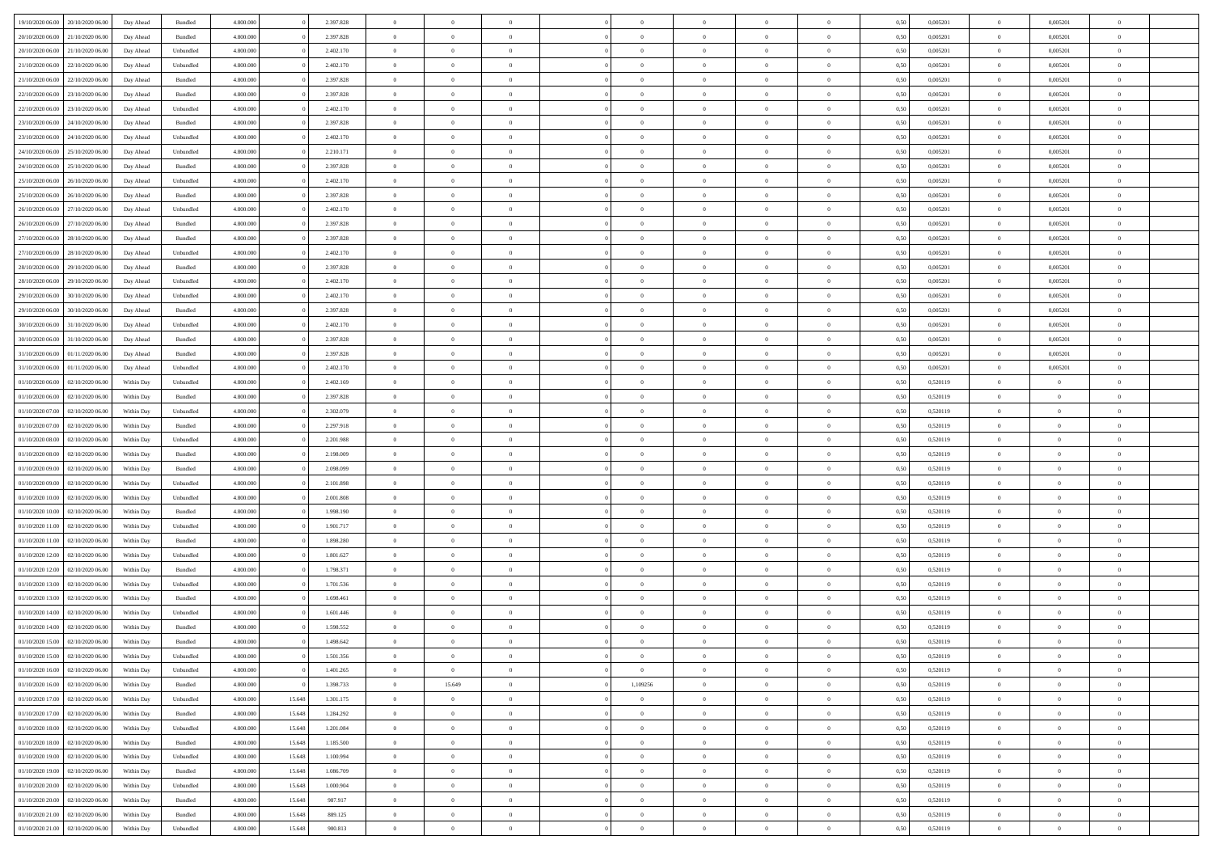| | | | | | | | | | | | | | | | | | | | | |
|---|---|---|---|---|---|---|---|---|---|---|---|---|---|---|---|---|---|---|---|---|
| 19/10/2020 06.00 | 20/10/2020 06.00 | Day Ahead | Bundled | 4.800.000 | 0 | 2.397.828 | 0 | 0 | 0 | | 0 | 0 | 0 | 0 | 0,50 | 0,005201 | 0 | 0,005201 | 0 | |
| 20/10/2020 06.00 | 21/10/2020 06.00 | Day Ahead | Bundled | 4.800.000 | 0 | 2.397.828 | 0 | 0 | 0 | | 0 | 0 | 0 | 0 | 0,50 | 0,005201 | 0 | 0,005201 | 0 | |
| 20/10/2020 06.00 | 21/10/2020 06.00 | Day Ahead | Unbundled | 4.800.000 | 0 | 2.402.170 | 0 | 0 | 0 | | 0 | 0 | 0 | 0 | 0,50 | 0,005201 | 0 | 0,005201 | 0 | |
| 21/10/2020 06.00 | 22/10/2020 06.00 | Day Ahead | Unbundled | 4.800.000 | 0 | 2.402.170 | 0 | 0 | 0 | | 0 | 0 | 0 | 0 | 0,50 | 0,005201 | 0 | 0,005201 | 0 | |
| 21/10/2020 06.00 | 22/10/2020 06.00 | Day Ahead | Bundled | 4.800.000 | 0 | 2.397.828 | 0 | 0 | 0 | | 0 | 0 | 0 | 0 | 0,50 | 0,005201 | 0 | 0,005201 | 0 | |
| 22/10/2020 06.00 | 23/10/2020 06.00 | Day Ahead | Bundled | 4.800.000 | 0 | 2.397.828 | 0 | 0 | 0 | | 0 | 0 | 0 | 0 | 0,50 | 0,005201 | 0 | 0,005201 | 0 | |
| 22/10/2020 06.00 | 23/10/2020 06.00 | Day Ahead | Unbundled | 4.800.000 | 0 | 2.402.170 | 0 | 0 | 0 | | 0 | 0 | 0 | 0 | 0,50 | 0,005201 | 0 | 0,005201 | 0 | |
| 23/10/2020 06.00 | 24/10/2020 06.00 | Day Ahead | Bundled | 4.800.000 | 0 | 2.397.828 | 0 | 0 | 0 | | 0 | 0 | 0 | 0 | 0,50 | 0,005201 | 0 | 0,005201 | 0 | |
| 23/10/2020 06.00 | 24/10/2020 06.00 | Day Ahead | Unbundled | 4.800.000 | 0 | 2.402.170 | 0 | 0 | 0 | | 0 | 0 | 0 | 0 | 0,50 | 0,005201 | 0 | 0,005201 | 0 | |
| 24/10/2020 06.00 | 25/10/2020 06.00 | Day Ahead | Unbundled | 4.800.000 | 0 | 2.210.171 | 0 | 0 | 0 | | 0 | 0 | 0 | 0 | 0,50 | 0,005201 | 0 | 0,005201 | 0 | |
| 24/10/2020 06.00 | 25/10/2020 06.00 | Day Ahead | Bundled | 4.800.000 | 0 | 2.397.828 | 0 | 0 | 0 | | 0 | 0 | 0 | 0 | 0,50 | 0,005201 | 0 | 0,005201 | 0 | |
| 25/10/2020 06.00 | 26/10/2020 06.00 | Day Ahead | Unbundled | 4.800.000 | 0 | 2.402.170 | 0 | 0 | 0 | | 0 | 0 | 0 | 0 | 0,50 | 0,005201 | 0 | 0,005201 | 0 | |
| 25/10/2020 06.00 | 26/10/2020 06.00 | Day Ahead | Bundled | 4.800.000 | 0 | 2.397.828 | 0 | 0 | 0 | | 0 | 0 | 0 | 0 | 0,50 | 0,005201 | 0 | 0,005201 | 0 | |
| 26/10/2020 06.00 | 27/10/2020 06.00 | Day Ahead | Unbundled | 4.800.000 | 0 | 2.402.170 | 0 | 0 | 0 | | 0 | 0 | 0 | 0 | 0,50 | 0,005201 | 0 | 0,005201 | 0 | |
| 26/10/2020 06.00 | 27/10/2020 06.00 | Day Ahead | Bundled | 4.800.000 | 0 | 2.397.828 | 0 | 0 | 0 | | 0 | 0 | 0 | 0 | 0,50 | 0,005201 | 0 | 0,005201 | 0 | |
| 27/10/2020 06.00 | 28/10/2020 06.00 | Day Ahead | Bundled | 4.800.000 | 0 | 2.397.828 | 0 | 0 | 0 | | 0 | 0 | 0 | 0 | 0,50 | 0,005201 | 0 | 0,005201 | 0 | |
| 27/10/2020 06.00 | 28/10/2020 06.00 | Day Ahead | Unbundled | 4.800.000 | 0 | 2.402.170 | 0 | 0 | 0 | | 0 | 0 | 0 | 0 | 0,50 | 0,005201 | 0 | 0,005201 | 0 | |
| 28/10/2020 06.00 | 29/10/2020 06.00 | Day Ahead | Bundled | 4.800.000 | 0 | 2.397.828 | 0 | 0 | 0 | | 0 | 0 | 0 | 0 | 0,50 | 0,005201 | 0 | 0,005201 | 0 | |
| 28/10/2020 06.00 | 29/10/2020 06.00 | Day Ahead | Unbundled | 4.800.000 | 0 | 2.402.170 | 0 | 0 | 0 | | 0 | 0 | 0 | 0 | 0,50 | 0,005201 | 0 | 0,005201 | 0 | |
| 29/10/2020 06.00 | 30/10/2020 06.00 | Day Ahead | Unbundled | 4.800.000 | 0 | 2.402.170 | 0 | 0 | 0 | | 0 | 0 | 0 | 0 | 0,50 | 0,005201 | 0 | 0,005201 | 0 | |
| 29/10/2020 06.00 | 30/10/2020 06.00 | Day Ahead | Bundled | 4.800.000 | 0 | 2.397.828 | 0 | 0 | 0 | | 0 | 0 | 0 | 0 | 0,50 | 0,005201 | 0 | 0,005201 | 0 | |
| 30/10/2020 06.00 | 31/10/2020 06.00 | Day Ahead | Unbundled | 4.800.000 | 0 | 2.402.170 | 0 | 0 | 0 | | 0 | 0 | 0 | 0 | 0,50 | 0,005201 | 0 | 0,005201 | 0 | |
| 30/10/2020 06.00 | 31/10/2020 06.00 | Day Ahead | Bundled | 4.800.000 | 0 | 2.397.828 | 0 | 0 | 0 | | 0 | 0 | 0 | 0 | 0,50 | 0,005201 | 0 | 0,005201 | 0 | |
| 31/10/2020 06.00 | 01/11/2020 06.00 | Day Ahead | Bundled | 4.800.000 | 0 | 2.397.828 | 0 | 0 | 0 | | 0 | 0 | 0 | 0 | 0,50 | 0,005201 | 0 | 0,005201 | 0 | |
| 31/10/2020 06.00 | 01/11/2020 06.00 | Day Ahead | Unbundled | 4.800.000 | 0 | 2.402.170 | 0 | 0 | 0 | | 0 | 0 | 0 | 0 | 0,50 | 0,005201 | 0 | 0,005201 | 0 | |
| 01/10/2020 06.00 | 02/10/2020 06.00 | Within Day | Unbundled | 4.800.000 | 0 | 2.402.169 | 0 | 0 | 0 | | 0 | 0 | 0 | 0 | 0,50 | 0,520119 | 0 | 0 | 0 | |
| 01/10/2020 06.00 | 02/10/2020 06.00 | Within Day | Bundled | 4.800.000 | 0 | 2.397.828 | 0 | 0 | 0 | | 0 | 0 | 0 | 0 | 0,50 | 0,520119 | 0 | 0 | 0 | |
| 01/10/2020 07.00 | 02/10/2020 06.00 | Within Day | Unbundled | 4.800.000 | 0 | 2.302.079 | 0 | 0 | 0 | | 0 | 0 | 0 | 0 | 0,50 | 0,520119 | 0 | 0 | 0 | |
| 01/10/2020 07.00 | 02/10/2020 06.00 | Within Day | Bundled | 4.800.000 | 0 | 2.297.918 | 0 | 0 | 0 | | 0 | 0 | 0 | 0 | 0,50 | 0,520119 | 0 | 0 | 0 | |
| 01/10/2020 08.00 | 02/10/2020 06.00 | Within Day | Unbundled | 4.800.000 | 0 | 2.201.988 | 0 | 0 | 0 | | 0 | 0 | 0 | 0 | 0,50 | 0,520119 | 0 | 0 | 0 | |
| 01/10/2020 08.00 | 02/10/2020 06.00 | Within Day | Bundled | 4.800.000 | 0 | 2.198.009 | 0 | 0 | 0 | | 0 | 0 | 0 | 0 | 0,50 | 0,520119 | 0 | 0 | 0 | |
| 01/10/2020 09.00 | 02/10/2020 06.00 | Within Day | Bundled | 4.800.000 | 0 | 2.098.099 | 0 | 0 | 0 | | 0 | 0 | 0 | 0 | 0,50 | 0,520119 | 0 | 0 | 0 | |
| 01/10/2020 09.00 | 02/10/2020 06.00 | Within Day | Unbundled | 4.800.000 | 0 | 2.101.898 | 0 | 0 | 0 | | 0 | 0 | 0 | 0 | 0,50 | 0,520119 | 0 | 0 | 0 | |
| 01/10/2020 10.00 | 02/10/2020 06.00 | Within Day | Unbundled | 4.800.000 | 0 | 2.001.808 | 0 | 0 | 0 | | 0 | 0 | 0 | 0 | 0,50 | 0,520119 | 0 | 0 | 0 | |
| 01/10/2020 10.00 | 02/10/2020 06.00 | Within Day | Bundled | 4.800.000 | 0 | 1.998.190 | 0 | 0 | 0 | | 0 | 0 | 0 | 0 | 0,50 | 0,520119 | 0 | 0 | 0 | |
| 01/10/2020 11.00 | 02/10/2020 06.00 | Within Day | Unbundled | 4.800.000 | 0 | 1.901.717 | 0 | 0 | 0 | | 0 | 0 | 0 | 0 | 0,50 | 0,520119 | 0 | 0 | 0 | |
| 01/10/2020 11.00 | 02/10/2020 06.00 | Within Day | Bundled | 4.800.000 | 0 | 1.898.280 | 0 | 0 | 0 | | 0 | 0 | 0 | 0 | 0,50 | 0,520119 | 0 | 0 | 0 | |
| 01/10/2020 12.00 | 02/10/2020 06.00 | Within Day | Unbundled | 4.800.000 | 0 | 1.801.627 | 0 | 0 | 0 | | 0 | 0 | 0 | 0 | 0,50 | 0,520119 | 0 | 0 | 0 | |
| 01/10/2020 12.00 | 02/10/2020 06.00 | Within Day | Bundled | 4.800.000 | 0 | 1.798.371 | 0 | 0 | 0 | | 0 | 0 | 0 | 0 | 0,50 | 0,520119 | 0 | 0 | 0 | |
| 01/10/2020 13.00 | 02/10/2020 06.00 | Within Day | Unbundled | 4.800.000 | 0 | 1.701.536 | 0 | 0 | 0 | | 0 | 0 | 0 | 0 | 0,50 | 0,520119 | 0 | 0 | 0 | |
| 01/10/2020 13.00 | 02/10/2020 06.00 | Within Day | Bundled | 4.800.000 | 0 | 1.698.461 | 0 | 0 | 0 | | 0 | 0 | 0 | 0 | 0,50 | 0,520119 | 0 | 0 | 0 | |
| 01/10/2020 14.00 | 02/10/2020 06.00 | Within Day | Unbundled | 4.800.000 | 0 | 1.601.446 | 0 | 0 | 0 | | 0 | 0 | 0 | 0 | 0,50 | 0,520119 | 0 | 0 | 0 | |
| 01/10/2020 14.00 | 02/10/2020 06.00 | Within Day | Bundled | 4.800.000 | 0 | 1.598.552 | 0 | 0 | 0 | | 0 | 0 | 0 | 0 | 0,50 | 0,520119 | 0 | 0 | 0 | |
| 01/10/2020 15.00 | 02/10/2020 06.00 | Within Day | Bundled | 4.800.000 | 0 | 1.498.642 | 0 | 0 | 0 | | 0 | 0 | 0 | 0 | 0,50 | 0,520119 | 0 | 0 | 0 | |
| 01/10/2020 15.00 | 02/10/2020 06.00 | Within Day | Unbundled | 4.800.000 | 0 | 1.501.356 | 0 | 0 | 0 | | 0 | 0 | 0 | 0 | 0,50 | 0,520119 | 0 | 0 | 0 | |
| 01/10/2020 16.00 | 02/10/2020 06.00 | Within Day | Unbundled | 4.800.000 | 0 | 1.401.265 | 0 | 0 | 0 | | 0 | 0 | 0 | 0 | 0,50 | 0,520119 | 0 | 0 | 0 | |
| 01/10/2020 16.00 | 02/10/2020 06.00 | Within Day | Bundled | 4.800.000 | 0 | 1.398.733 | 0 | 15.649 | 0 | | 1,109256 | 0 | 0 | 0 | 0,50 | 0,520119 | 0 | 0 | 0 | |
| 01/10/2020 17.00 | 02/10/2020 06.00 | Within Day | Unbundled | 4.800.000 | 15.648 | 1.301.175 | 0 | 0 | 0 | | 0 | 0 | 0 | 0 | 0,50 | 0,520119 | 0 | 0 | 0 | |
| 01/10/2020 17.00 | 02/10/2020 06.00 | Within Day | Bundled | 4.800.000 | 15.648 | 1.284.292 | 0 | 0 | 0 | | 0 | 0 | 0 | 0 | 0,50 | 0,520119 | 0 | 0 | 0 | |
| 01/10/2020 18.00 | 02/10/2020 06.00 | Within Day | Unbundled | 4.800.000 | 15.648 | 1.201.084 | 0 | 0 | 0 | | 0 | 0 | 0 | 0 | 0,50 | 0,520119 | 0 | 0 | 0 | |
| 01/10/2020 18.00 | 02/10/2020 06.00 | Within Day | Bundled | 4.800.000 | 15.648 | 1.185.500 | 0 | 0 | 0 | | 0 | 0 | 0 | 0 | 0,50 | 0,520119 | 0 | 0 | 0 | |
| 01/10/2020 19.00 | 02/10/2020 06.00 | Within Day | Unbundled | 4.800.000 | 15.648 | 1.100.994 | 0 | 0 | 0 | | 0 | 0 | 0 | 0 | 0,50 | 0,520119 | 0 | 0 | 0 | |
| 01/10/2020 19.00 | 02/10/2020 06.00 | Within Day | Bundled | 4.800.000 | 15.648 | 1.086.709 | 0 | 0 | 0 | | 0 | 0 | 0 | 0 | 0,50 | 0,520119 | 0 | 0 | 0 | |
| 01/10/2020 20.00 | 02/10/2020 06.00 | Within Day | Unbundled | 4.800.000 | 15.648 | 1.000.904 | 0 | 0 | 0 | | 0 | 0 | 0 | 0 | 0,50 | 0,520119 | 0 | 0 | 0 | |
| 01/10/2020 20.00 | 02/10/2020 06.00 | Within Day | Bundled | 4.800.000 | 15.648 | 987.917 | 0 | 0 | 0 | | 0 | 0 | 0 | 0 | 0,50 | 0,520119 | 0 | 0 | 0 | |
| 01/10/2020 21.00 | 02/10/2020 06.00 | Within Day | Bundled | 4.800.000 | 15.648 | 889.125 | 0 | 0 | 0 | | 0 | 0 | 0 | 0 | 0,50 | 0,520119 | 0 | 0 | 0 | |
| 01/10/2020 21.00 | 02/10/2020 06.00 | Within Day | Unbundled | 4.800.000 | 15.648 | 900.813 | 0 | 0 | 0 | | 0 | 0 | 0 | 0 | 0,50 | 0,520119 | 0 | 0 | 0 | |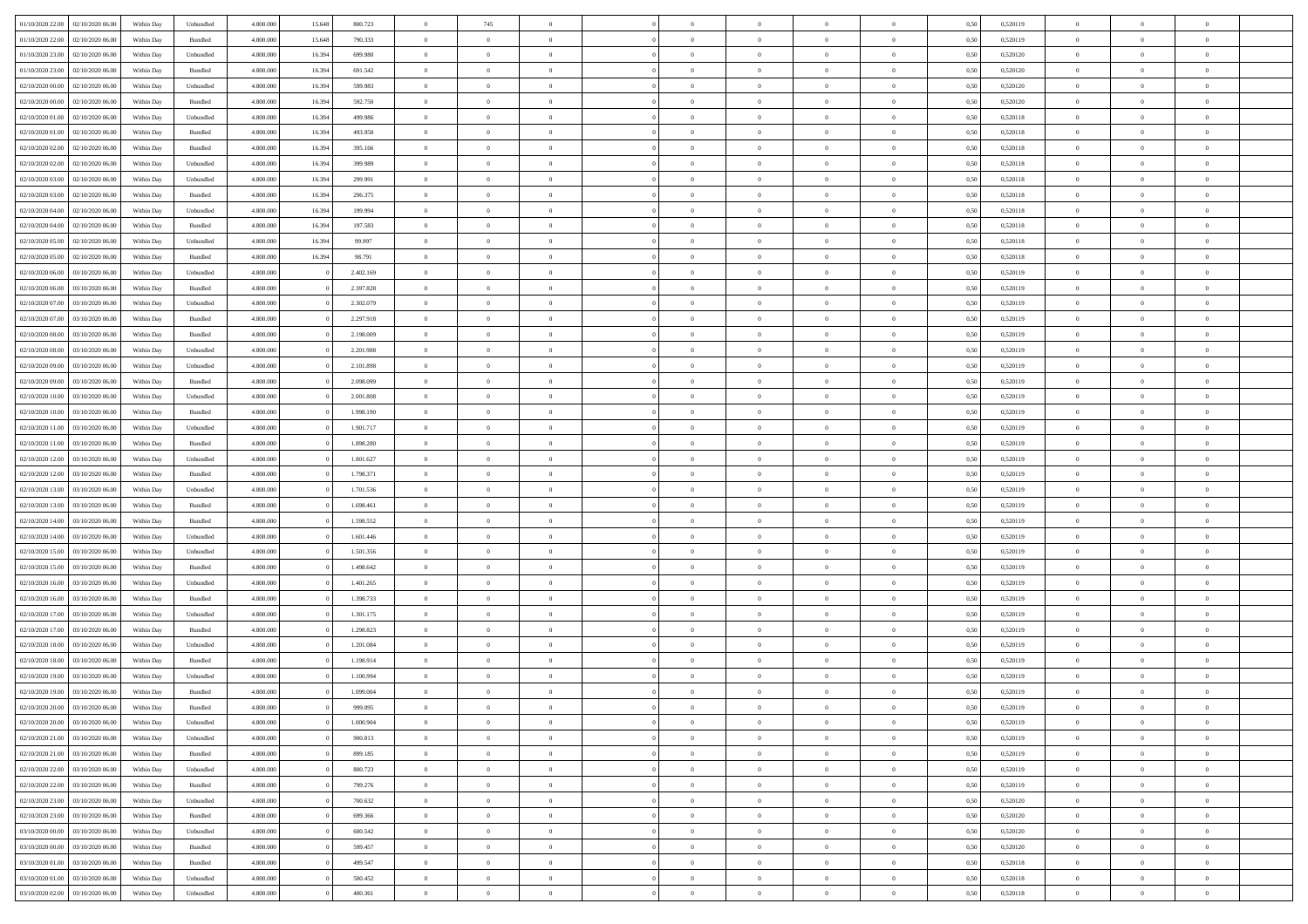| | | | | | | | | | | | | | | | | | | | | | |
|---|---|---|---|---|---|---|---|---|---|---|---|---|---|---|---|---|---|---|---|---|---|
| 01/10/2020 22.00 | 02/10/2020 06.00 | Within Day | Unbundled | 4.800.000 | 15.648 | 800.723 | 0 | 745 | 0 | | 0 | 0 | 0 | 0 | 0 | 0,50 | 0,520119 | 0 | 0 | 0 | |
| 01/10/2020 22.00 | 02/10/2020 06.00 | Within Day | Bundled | 4.800.000 | 15.648 | 790.333 | 0 | 0 | 0 | | 0 | 0 | 0 | 0 | 0 | 0,50 | 0,520119 | 0 | 0 | 0 | |
| 01/10/2020 23.00 | 02/10/2020 06.00 | Within Day | Unbundled | 4.800.000 | 16.394 | 699.980 | 0 | 0 | 0 | | 0 | 0 | 0 | 0 | 0 | 0,50 | 0,520120 | 0 | 0 | 0 | |
| 01/10/2020 23.00 | 02/10/2020 06.00 | Within Day | Bundled | 4.800.000 | 16.394 | 691.542 | 0 | 0 | 0 | | 0 | 0 | 0 | 0 | 0 | 0,50 | 0,520120 | 0 | 0 | 0 | |
| 02/10/2020 00.00 | 02/10/2020 06.00 | Within Day | Unbundled | 4.800.000 | 16.394 | 599.983 | 0 | 0 | 0 | | 0 | 0 | 0 | 0 | 0 | 0,50 | 0,520120 | 0 | 0 | 0 | |
| 02/10/2020 00.00 | 02/10/2020 06.00 | Within Day | Bundled | 4.800.000 | 16.394 | 592.750 | 0 | 0 | 0 | | 0 | 0 | 0 | 0 | 0 | 0,50 | 0,520120 | 0 | 0 | 0 | |
| 02/10/2020 01.00 | 02/10/2020 06.00 | Within Day | Unbundled | 4.800.000 | 16.394 | 499.986 | 0 | 0 | 0 | | 0 | 0 | 0 | 0 | 0 | 0,50 | 0,520118 | 0 | 0 | 0 | |
| 02/10/2020 01.00 | 02/10/2020 06.00 | Within Day | Bundled | 4.800.000 | 16.394 | 493.958 | 0 | 0 | 0 | | 0 | 0 | 0 | 0 | 0 | 0,50 | 0,520118 | 0 | 0 | 0 | |
| 02/10/2020 02.00 | 02/10/2020 06.00 | Within Day | Bundled | 4.800.000 | 16.394 | 395.166 | 0 | 0 | 0 | | 0 | 0 | 0 | 0 | 0 | 0,50 | 0,520118 | 0 | 0 | 0 | |
| 02/10/2020 02.00 | 02/10/2020 06.00 | Within Day | Unbundled | 4.800.000 | 16.394 | 399.989 | 0 | 0 | 0 | | 0 | 0 | 0 | 0 | 0 | 0,50 | 0,520118 | 0 | 0 | 0 | |
| 02/10/2020 03.00 | 02/10/2020 06.00 | Within Day | Unbundled | 4.800.000 | 16.394 | 299.991 | 0 | 0 | 0 | | 0 | 0 | 0 | 0 | 0 | 0,50 | 0,520118 | 0 | 0 | 0 | |
| 02/10/2020 03.00 | 02/10/2020 06.00 | Within Day | Bundled | 4.800.000 | 16.394 | 296.375 | 0 | 0 | 0 | | 0 | 0 | 0 | 0 | 0 | 0,50 | 0,520118 | 0 | 0 | 0 | |
| 02/10/2020 04.00 | 02/10/2020 06.00 | Within Day | Unbundled | 4.800.000 | 16.394 | 199.994 | 0 | 0 | 0 | | 0 | 0 | 0 | 0 | 0 | 0,50 | 0,520118 | 0 | 0 | 0 | |
| 02/10/2020 04.00 | 02/10/2020 06.00 | Within Day | Bundled | 4.800.000 | 16.394 | 197.583 | 0 | 0 | 0 | | 0 | 0 | 0 | 0 | 0 | 0,50 | 0,520118 | 0 | 0 | 0 | |
| 02/10/2020 05.00 | 02/10/2020 06.00 | Within Day | Unbundled | 4.800.000 | 16.394 | 99.997 | 0 | 0 | 0 | | 0 | 0 | 0 | 0 | 0 | 0,50 | 0,520118 | 0 | 0 | 0 | |
| 02/10/2020 05.00 | 02/10/2020 06.00 | Within Day | Bundled | 4.800.000 | 16.394 | 98.791 | 0 | 0 | 0 | | 0 | 0 | 0 | 0 | 0 | 0,50 | 0,520118 | 0 | 0 | 0 | |
| 02/10/2020 06.00 | 03/10/2020 06.00 | Within Day | Unbundled | 4.800.000 | 0 | 2.402.169 | 0 | 0 | 0 | | 0 | 0 | 0 | 0 | 0 | 0,50 | 0,520119 | 0 | 0 | 0 | |
| 02/10/2020 06.00 | 03/10/2020 06.00 | Within Day | Bundled | 4.800.000 | 0 | 2.397.828 | 0 | 0 | 0 | | 0 | 0 | 0 | 0 | 0 | 0,50 | 0,520119 | 0 | 0 | 0 | |
| 02/10/2020 07.00 | 03/10/2020 06.00 | Within Day | Unbundled | 4.800.000 | 0 | 2.302.079 | 0 | 0 | 0 | | 0 | 0 | 0 | 0 | 0 | 0,50 | 0,520119 | 0 | 0 | 0 | |
| 02/10/2020 07.00 | 03/10/2020 06.00 | Within Day | Bundled | 4.800.000 | 0 | 2.297.918 | 0 | 0 | 0 | | 0 | 0 | 0 | 0 | 0 | 0,50 | 0,520119 | 0 | 0 | 0 | |
| 02/10/2020 08.00 | 03/10/2020 06.00 | Within Day | Bundled | 4.800.000 | 0 | 2.198.009 | 0 | 0 | 0 | | 0 | 0 | 0 | 0 | 0 | 0,50 | 0,520119 | 0 | 0 | 0 | |
| 02/10/2020 08.00 | 03/10/2020 06.00 | Within Day | Unbundled | 4.800.000 | 0 | 2.201.988 | 0 | 0 | 0 | | 0 | 0 | 0 | 0 | 0 | 0,50 | 0,520119 | 0 | 0 | 0 | |
| 02/10/2020 09.00 | 03/10/2020 06.00 | Within Day | Unbundled | 4.800.000 | 0 | 2.101.898 | 0 | 0 | 0 | | 0 | 0 | 0 | 0 | 0 | 0,50 | 0,520119 | 0 | 0 | 0 | |
| 02/10/2020 09.00 | 03/10/2020 06.00 | Within Day | Bundled | 4.800.000 | 0 | 2.098.099 | 0 | 0 | 0 | | 0 | 0 | 0 | 0 | 0 | 0,50 | 0,520119 | 0 | 0 | 0 | |
| 02/10/2020 10.00 | 03/10/2020 06.00 | Within Day | Unbundled | 4.800.000 | 0 | 2.001.808 | 0 | 0 | 0 | | 0 | 0 | 0 | 0 | 0 | 0,50 | 0,520119 | 0 | 0 | 0 | |
| 02/10/2020 10.00 | 03/10/2020 06.00 | Within Day | Bundled | 4.800.000 | 0 | 1.998.190 | 0 | 0 | 0 | | 0 | 0 | 0 | 0 | 0 | 0,50 | 0,520119 | 0 | 0 | 0 | |
| 02/10/2020 11.00 | 03/10/2020 06.00 | Within Day | Unbundled | 4.800.000 | 0 | 1.901.717 | 0 | 0 | 0 | | 0 | 0 | 0 | 0 | 0 | 0,50 | 0,520119 | 0 | 0 | 0 | |
| 02/10/2020 11.00 | 03/10/2020 06.00 | Within Day | Bundled | 4.800.000 | 0 | 1.898.280 | 0 | 0 | 0 | | 0 | 0 | 0 | 0 | 0 | 0,50 | 0,520119 | 0 | 0 | 0 | |
| 02/10/2020 12.00 | 03/10/2020 06.00 | Within Day | Unbundled | 4.800.000 | 0 | 1.801.627 | 0 | 0 | 0 | | 0 | 0 | 0 | 0 | 0 | 0,50 | 0,520119 | 0 | 0 | 0 | |
| 02/10/2020 12.00 | 03/10/2020 06.00 | Within Day | Bundled | 4.800.000 | 0 | 1.798.371 | 0 | 0 | 0 | | 0 | 0 | 0 | 0 | 0 | 0,50 | 0,520119 | 0 | 0 | 0 | |
| 02/10/2020 13.00 | 03/10/2020 06.00 | Within Day | Unbundled | 4.800.000 | 0 | 1.701.536 | 0 | 0 | 0 | | 0 | 0 | 0 | 0 | 0 | 0,50 | 0,520119 | 0 | 0 | 0 | |
| 02/10/2020 13.00 | 03/10/2020 06.00 | Within Day | Bundled | 4.800.000 | 0 | 1.698.461 | 0 | 0 | 0 | | 0 | 0 | 0 | 0 | 0 | 0,50 | 0,520119 | 0 | 0 | 0 | |
| 02/10/2020 14.00 | 03/10/2020 06.00 | Within Day | Bundled | 4.800.000 | 0 | 1.598.552 | 0 | 0 | 0 | | 0 | 0 | 0 | 0 | 0 | 0,50 | 0,520119 | 0 | 0 | 0 | |
| 02/10/2020 14.00 | 03/10/2020 06.00 | Within Day | Unbundled | 4.800.000 | 0 | 1.601.446 | 0 | 0 | 0 | | 0 | 0 | 0 | 0 | 0 | 0,50 | 0,520119 | 0 | 0 | 0 | |
| 02/10/2020 15.00 | 03/10/2020 06.00 | Within Day | Unbundled | 4.800.000 | 0 | 1.501.356 | 0 | 0 | 0 | | 0 | 0 | 0 | 0 | 0 | 0,50 | 0,520119 | 0 | 0 | 0 | |
| 02/10/2020 15.00 | 03/10/2020 06.00 | Within Day | Bundled | 4.800.000 | 0 | 1.498.642 | 0 | 0 | 0 | | 0 | 0 | 0 | 0 | 0 | 0,50 | 0,520119 | 0 | 0 | 0 | |
| 02/10/2020 16.00 | 03/10/2020 06.00 | Within Day | Unbundled | 4.800.000 | 0 | 1.401.265 | 0 | 0 | 0 | | 0 | 0 | 0 | 0 | 0 | 0,50 | 0,520119 | 0 | 0 | 0 | |
| 02/10/2020 16.00 | 03/10/2020 06.00 | Within Day | Bundled | 4.800.000 | 0 | 1.398.733 | 0 | 0 | 0 | | 0 | 0 | 0 | 0 | 0 | 0,50 | 0,520119 | 0 | 0 | 0 | |
| 02/10/2020 17.00 | 03/10/2020 06.00 | Within Day | Unbundled | 4.800.000 | 0 | 1.301.175 | 0 | 0 | 0 | | 0 | 0 | 0 | 0 | 0 | 0,50 | 0,520119 | 0 | 0 | 0 | |
| 02/10/2020 17.00 | 03/10/2020 06.00 | Within Day | Bundled | 4.800.000 | 0 | 1.298.823 | 0 | 0 | 0 | | 0 | 0 | 0 | 0 | 0 | 0,50 | 0,520119 | 0 | 0 | 0 | |
| 02/10/2020 18.00 | 03/10/2020 06.00 | Within Day | Unbundled | 4.800.000 | 0 | 1.201.084 | 0 | 0 | 0 | | 0 | 0 | 0 | 0 | 0 | 0,50 | 0,520119 | 0 | 0 | 0 | |
| 02/10/2020 18.00 | 03/10/2020 06.00 | Within Day | Bundled | 4.800.000 | 0 | 1.198.914 | 0 | 0 | 0 | | 0 | 0 | 0 | 0 | 0 | 0,50 | 0,520119 | 0 | 0 | 0 | |
| 02/10/2020 19.00 | 03/10/2020 06.00 | Within Day | Unbundled | 4.800.000 | 0 | 1.100.994 | 0 | 0 | 0 | | 0 | 0 | 0 | 0 | 0 | 0,50 | 0,520119 | 0 | 0 | 0 | |
| 02/10/2020 19.00 | 03/10/2020 06.00 | Within Day | Bundled | 4.800.000 | 0 | 1.099.004 | 0 | 0 | 0 | | 0 | 0 | 0 | 0 | 0 | 0,50 | 0,520119 | 0 | 0 | 0 | |
| 02/10/2020 20.00 | 03/10/2020 06.00 | Within Day | Bundled | 4.800.000 | 0 | 999.095 | 0 | 0 | 0 | | 0 | 0 | 0 | 0 | 0 | 0,50 | 0,520119 | 0 | 0 | 0 | |
| 02/10/2020 20.00 | 03/10/2020 06.00 | Within Day | Unbundled | 4.800.000 | 0 | 1.000.904 | 0 | 0 | 0 | | 0 | 0 | 0 | 0 | 0 | 0,50 | 0,520119 | 0 | 0 | 0 | |
| 02/10/2020 21.00 | 03/10/2020 06.00 | Within Day | Unbundled | 4.800.000 | 0 | 900.813 | 0 | 0 | 0 | | 0 | 0 | 0 | 0 | 0 | 0,50 | 0,520119 | 0 | 0 | 0 | |
| 02/10/2020 21.00 | 03/10/2020 06.00 | Within Day | Bundled | 4.800.000 | 0 | 899.185 | 0 | 0 | 0 | | 0 | 0 | 0 | 0 | 0 | 0,50 | 0,520119 | 0 | 0 | 0 | |
| 02/10/2020 22.00 | 03/10/2020 06.00 | Within Day | Unbundled | 4.800.000 | 0 | 800.723 | 0 | 0 | 0 | | 0 | 0 | 0 | 0 | 0 | 0,50 | 0,520119 | 0 | 0 | 0 | |
| 02/10/2020 22.00 | 03/10/2020 06.00 | Within Day | Bundled | 4.800.000 | 0 | 799.276 | 0 | 0 | 0 | | 0 | 0 | 0 | 0 | 0 | 0,50 | 0,520119 | 0 | 0 | 0 | |
| 02/10/2020 23.00 | 03/10/2020 06.00 | Within Day | Unbundled | 4.800.000 | 0 | 700.632 | 0 | 0 | 0 | | 0 | 0 | 0 | 0 | 0 | 0,50 | 0,520120 | 0 | 0 | 0 | |
| 02/10/2020 23.00 | 03/10/2020 06.00 | Within Day | Bundled | 4.800.000 | 0 | 699.366 | 0 | 0 | 0 | | 0 | 0 | 0 | 0 | 0 | 0,50 | 0,520120 | 0 | 0 | 0 | |
| 03/10/2020 00.00 | 03/10/2020 06.00 | Within Day | Unbundled | 4.800.000 | 0 | 600.542 | 0 | 0 | 0 | | 0 | 0 | 0 | 0 | 0 | 0,50 | 0,520120 | 0 | 0 | 0 | |
| 03/10/2020 00.00 | 03/10/2020 06.00 | Within Day | Bundled | 4.800.000 | 0 | 599.457 | 0 | 0 | 0 | | 0 | 0 | 0 | 0 | 0 | 0,50 | 0,520120 | 0 | 0 | 0 | |
| 03/10/2020 01.00 | 03/10/2020 06.00 | Within Day | Bundled | 4.800.000 | 0 | 499.547 | 0 | 0 | 0 | | 0 | 0 | 0 | 0 | 0 | 0,50 | 0,520118 | 0 | 0 | 0 | |
| 03/10/2020 01.00 | 03/10/2020 06.00 | Within Day | Unbundled | 4.800.000 | 0 | 500.452 | 0 | 0 | 0 | | 0 | 0 | 0 | 0 | 0 | 0,50 | 0,520118 | 0 | 0 | 0 | |
| 03/10/2020 02.00 | 03/10/2020 06.00 | Within Day | Unbundled | 4.800.000 | 0 | 400.361 | 0 | 0 | 0 | | 0 | 0 | 0 | 0 | 0 | 0,50 | 0,520118 | 0 | 0 | 0 | |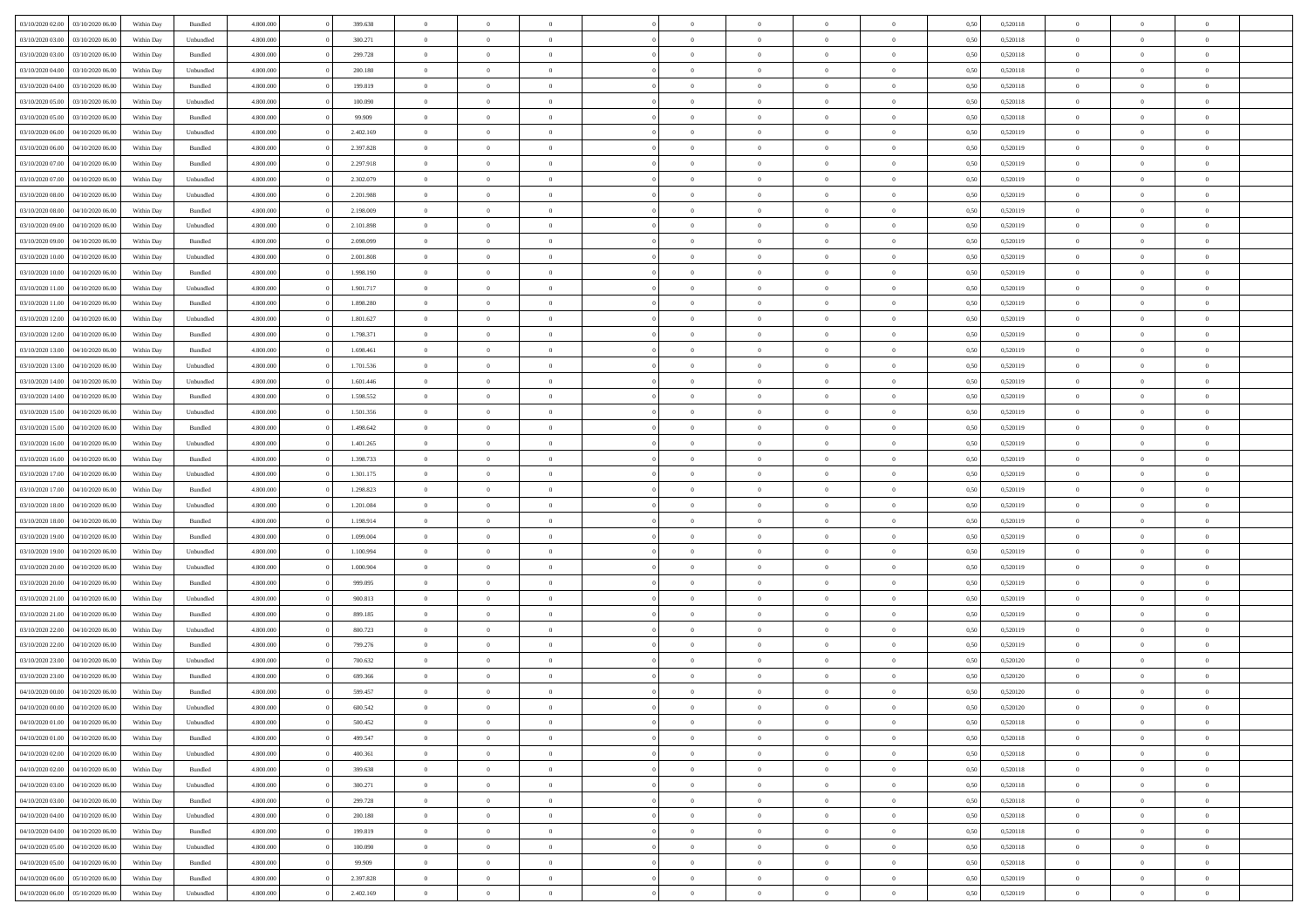| | | | | | | | | | | | | | | | | | | | | | |
|---|---|---|---|---|---|---|---|---|---|---|---|---|---|---|---|---|---|---|---|---|---|
| 03/10/2020 02.00 | 03/10/2020 06.00 | Within Day | Bundled | 4.800.000 | 0 | 399.638 | 0 | 0 | 0 | | 0 | 0 | 0 | 0 | 0 | 0,50 | 0,520118 | 0 | 0 | 0 | |
| 03/10/2020 03.00 | 03/10/2020 06.00 | Within Day | Unbundled | 4.800.000 | 0 | 300.271 | 0 | 0 | 0 | | 0 | 0 | 0 | 0 | 0 | 0,50 | 0,520118 | 0 | 0 | 0 | |
| 03/10/2020 03.00 | 03/10/2020 06.00 | Within Day | Bundled | 4.800.000 | 0 | 299.728 | 0 | 0 | 0 | | 0 | 0 | 0 | 0 | 0 | 0,50 | 0,520118 | 0 | 0 | 0 | |
| 03/10/2020 04.00 | 03/10/2020 06.00 | Within Day | Unbundled | 4.800.000 | 0 | 200.180 | 0 | 0 | 0 | | 0 | 0 | 0 | 0 | 0 | 0,50 | 0,520118 | 0 | 0 | 0 | |
| 03/10/2020 04.00 | 03/10/2020 06.00 | Within Day | Bundled | 4.800.000 | 0 | 199.819 | 0 | 0 | 0 | | 0 | 0 | 0 | 0 | 0 | 0,50 | 0,520118 | 0 | 0 | 0 | |
| 03/10/2020 05.00 | 03/10/2020 06.00 | Within Day | Unbundled | 4.800.000 | 0 | 100.090 | 0 | 0 | 0 | | 0 | 0 | 0 | 0 | 0 | 0,50 | 0,520118 | 0 | 0 | 0 | |
| 03/10/2020 05.00 | 03/10/2020 06.00 | Within Day | Bundled | 4.800.000 | 0 | 99.909 | 0 | 0 | 0 | | 0 | 0 | 0 | 0 | 0 | 0,50 | 0,520118 | 0 | 0 | 0 | |
| 03/10/2020 06.00 | 04/10/2020 06.00 | Within Day | Unbundled | 4.800.000 | 0 | 2.402.169 | 0 | 0 | 0 | | 0 | 0 | 0 | 0 | 0 | 0,50 | 0,520119 | 0 | 0 | 0 | |
| 03/10/2020 06.00 | 04/10/2020 06.00 | Within Day | Bundled | 4.800.000 | 0 | 2.397.828 | 0 | 0 | 0 | | 0 | 0 | 0 | 0 | 0 | 0,50 | 0,520119 | 0 | 0 | 0 | |
| 03/10/2020 07.00 | 04/10/2020 06.00 | Within Day | Bundled | 4.800.000 | 0 | 2.297.918 | 0 | 0 | 0 | | 0 | 0 | 0 | 0 | 0 | 0,50 | 0,520119 | 0 | 0 | 0 | |
| 03/10/2020 07.00 | 04/10/2020 06.00 | Within Day | Unbundled | 4.800.000 | 0 | 2.302.079 | 0 | 0 | 0 | | 0 | 0 | 0 | 0 | 0 | 0,50 | 0,520119 | 0 | 0 | 0 | |
| 03/10/2020 08.00 | 04/10/2020 06.00 | Within Day | Unbundled | 4.800.000 | 0 | 2.201.988 | 0 | 0 | 0 | | 0 | 0 | 0 | 0 | 0 | 0,50 | 0,520119 | 0 | 0 | 0 | |
| 03/10/2020 08.00 | 04/10/2020 06.00 | Within Day | Bundled | 4.800.000 | 0 | 2.198.009 | 0 | 0 | 0 | | 0 | 0 | 0 | 0 | 0 | 0,50 | 0,520119 | 0 | 0 | 0 | |
| 03/10/2020 09.00 | 04/10/2020 06.00 | Within Day | Unbundled | 4.800.000 | 0 | 2.101.898 | 0 | 0 | 0 | | 0 | 0 | 0 | 0 | 0 | 0,50 | 0,520119 | 0 | 0 | 0 | |
| 03/10/2020 09.00 | 04/10/2020 06.00 | Within Day | Bundled | 4.800.000 | 0 | 2.098.099 | 0 | 0 | 0 | | 0 | 0 | 0 | 0 | 0 | 0,50 | 0,520119 | 0 | 0 | 0 | |
| 03/10/2020 10.00 | 04/10/2020 06.00 | Within Day | Unbundled | 4.800.000 | 0 | 2.001.808 | 0 | 0 | 0 | | 0 | 0 | 0 | 0 | 0 | 0,50 | 0,520119 | 0 | 0 | 0 | |
| 03/10/2020 10.00 | 04/10/2020 06.00 | Within Day | Bundled | 4.800.000 | 0 | 1.998.190 | 0 | 0 | 0 | | 0 | 0 | 0 | 0 | 0 | 0,50 | 0,520119 | 0 | 0 | 0 | |
| 03/10/2020 11.00 | 04/10/2020 06.00 | Within Day | Unbundled | 4.800.000 | 0 | 1.901.717 | 0 | 0 | 0 | | 0 | 0 | 0 | 0 | 0 | 0,50 | 0,520119 | 0 | 0 | 0 | |
| 03/10/2020 11.00 | 04/10/2020 06.00 | Within Day | Bundled | 4.800.000 | 0 | 1.898.280 | 0 | 0 | 0 | | 0 | 0 | 0 | 0 | 0 | 0,50 | 0,520119 | 0 | 0 | 0 | |
| 03/10/2020 12.00 | 04/10/2020 06.00 | Within Day | Unbundled | 4.800.000 | 0 | 1.801.627 | 0 | 0 | 0 | | 0 | 0 | 0 | 0 | 0 | 0,50 | 0,520119 | 0 | 0 | 0 | |
| 03/10/2020 12.00 | 04/10/2020 06.00 | Within Day | Bundled | 4.800.000 | 0 | 1.798.371 | 0 | 0 | 0 | | 0 | 0 | 0 | 0 | 0 | 0,50 | 0,520119 | 0 | 0 | 0 | |
| 03/10/2020 13.00 | 04/10/2020 06.00 | Within Day | Bundled | 4.800.000 | 0 | 1.698.461 | 0 | 0 | 0 | | 0 | 0 | 0 | 0 | 0 | 0,50 | 0,520119 | 0 | 0 | 0 | |
| 03/10/2020 13.00 | 04/10/2020 06.00 | Within Day | Unbundled | 4.800.000 | 0 | 1.701.536 | 0 | 0 | 0 | | 0 | 0 | 0 | 0 | 0 | 0,50 | 0,520119 | 0 | 0 | 0 | |
| 03/10/2020 14.00 | 04/10/2020 06.00 | Within Day | Unbundled | 4.800.000 | 0 | 1.601.446 | 0 | 0 | 0 | | 0 | 0 | 0 | 0 | 0 | 0,50 | 0,520119 | 0 | 0 | 0 | |
| 03/10/2020 14.00 | 04/10/2020 06.00 | Within Day | Bundled | 4.800.000 | 0 | 1.598.552 | 0 | 0 | 0 | | 0 | 0 | 0 | 0 | 0 | 0,50 | 0,520119 | 0 | 0 | 0 | |
| 03/10/2020 15.00 | 04/10/2020 06.00 | Within Day | Unbundled | 4.800.000 | 0 | 1.501.356 | 0 | 0 | 0 | | 0 | 0 | 0 | 0 | 0 | 0,50 | 0,520119 | 0 | 0 | 0 | |
| 03/10/2020 15.00 | 04/10/2020 06.00 | Within Day | Bundled | 4.800.000 | 0 | 1.498.642 | 0 | 0 | 0 | | 0 | 0 | 0 | 0 | 0 | 0,50 | 0,520119 | 0 | 0 | 0 | |
| 03/10/2020 16.00 | 04/10/2020 06.00 | Within Day | Unbundled | 4.800.000 | 0 | 1.401.265 | 0 | 0 | 0 | | 0 | 0 | 0 | 0 | 0 | 0,50 | 0,520119 | 0 | 0 | 0 | |
| 03/10/2020 16.00 | 04/10/2020 06.00 | Within Day | Bundled | 4.800.000 | 0 | 1.398.733 | 0 | 0 | 0 | | 0 | 0 | 0 | 0 | 0 | 0,50 | 0,520119 | 0 | 0 | 0 | |
| 03/10/2020 17.00 | 04/10/2020 06.00 | Within Day | Unbundled | 4.800.000 | 0 | 1.301.175 | 0 | 0 | 0 | | 0 | 0 | 0 | 0 | 0 | 0,50 | 0,520119 | 0 | 0 | 0 | |
| 03/10/2020 17.00 | 04/10/2020 06.00 | Within Day | Bundled | 4.800.000 | 0 | 1.298.823 | 0 | 0 | 0 | | 0 | 0 | 0 | 0 | 0 | 0,50 | 0,520119 | 0 | 0 | 0 | |
| 03/10/2020 18.00 | 04/10/2020 06.00 | Within Day | Unbundled | 4.800.000 | 0 | 1.201.084 | 0 | 0 | 0 | | 0 | 0 | 0 | 0 | 0 | 0,50 | 0,520119 | 0 | 0 | 0 | |
| 03/10/2020 18.00 | 04/10/2020 06.00 | Within Day | Bundled | 4.800.000 | 0 | 1.198.914 | 0 | 0 | 0 | | 0 | 0 | 0 | 0 | 0 | 0,50 | 0,520119 | 0 | 0 | 0 | |
| 03/10/2020 19.00 | 04/10/2020 06.00 | Within Day | Bundled | 4.800.000 | 0 | 1.099.004 | 0 | 0 | 0 | | 0 | 0 | 0 | 0 | 0 | 0,50 | 0,520119 | 0 | 0 | 0 | |
| 03/10/2020 19.00 | 04/10/2020 06.00 | Within Day | Unbundled | 4.800.000 | 0 | 1.100.994 | 0 | 0 | 0 | | 0 | 0 | 0 | 0 | 0 | 0,50 | 0,520119 | 0 | 0 | 0 | |
| 03/10/2020 20.00 | 04/10/2020 06.00 | Within Day | Unbundled | 4.800.000 | 0 | 1.000.904 | 0 | 0 | 0 | | 0 | 0 | 0 | 0 | 0 | 0,50 | 0,520119 | 0 | 0 | 0 | |
| 03/10/2020 20.00 | 04/10/2020 06.00 | Within Day | Bundled | 4.800.000 | 0 | 999.095 | 0 | 0 | 0 | | 0 | 0 | 0 | 0 | 0 | 0,50 | 0,520119 | 0 | 0 | 0 | |
| 03/10/2020 21.00 | 04/10/2020 06.00 | Within Day | Unbundled | 4.800.000 | 0 | 900.813 | 0 | 0 | 0 | | 0 | 0 | 0 | 0 | 0 | 0,50 | 0,520119 | 0 | 0 | 0 | |
| 03/10/2020 21.00 | 04/10/2020 06.00 | Within Day | Bundled | 4.800.000 | 0 | 899.185 | 0 | 0 | 0 | | 0 | 0 | 0 | 0 | 0 | 0,50 | 0,520119 | 0 | 0 | 0 | |
| 03/10/2020 22.00 | 04/10/2020 06.00 | Within Day | Unbundled | 4.800.000 | 0 | 800.723 | 0 | 0 | 0 | | 0 | 0 | 0 | 0 | 0 | 0,50 | 0,520119 | 0 | 0 | 0 | |
| 03/10/2020 22.00 | 04/10/2020 06.00 | Within Day | Bundled | 4.800.000 | 0 | 799.276 | 0 | 0 | 0 | | 0 | 0 | 0 | 0 | 0 | 0,50 | 0,520119 | 0 | 0 | 0 | |
| 03/10/2020 23.00 | 04/10/2020 06.00 | Within Day | Unbundled | 4.800.000 | 0 | 700.632 | 0 | 0 | 0 | | 0 | 0 | 0 | 0 | 0 | 0,50 | 0,520120 | 0 | 0 | 0 | |
| 03/10/2020 23.00 | 04/10/2020 06.00 | Within Day | Bundled | 4.800.000 | 0 | 699.366 | 0 | 0 | 0 | | 0 | 0 | 0 | 0 | 0 | 0,50 | 0,520120 | 0 | 0 | 0 | |
| 04/10/2020 00.00 | 04/10/2020 06.00 | Within Day | Bundled | 4.800.000 | 0 | 599.457 | 0 | 0 | 0 | | 0 | 0 | 0 | 0 | 0 | 0,50 | 0,520120 | 0 | 0 | 0 | |
| 04/10/2020 00.00 | 04/10/2020 06.00 | Within Day | Unbundled | 4.800.000 | 0 | 600.542 | 0 | 0 | 0 | | 0 | 0 | 0 | 0 | 0 | 0,50 | 0,520120 | 0 | 0 | 0 | |
| 04/10/2020 01.00 | 04/10/2020 06.00 | Within Day | Unbundled | 4.800.000 | 0 | 500.452 | 0 | 0 | 0 | | 0 | 0 | 0 | 0 | 0 | 0,50 | 0,520118 | 0 | 0 | 0 | |
| 04/10/2020 01.00 | 04/10/2020 06.00 | Within Day | Bundled | 4.800.000 | 0 | 499.547 | 0 | 0 | 0 | | 0 | 0 | 0 | 0 | 0 | 0,50 | 0,520118 | 0 | 0 | 0 | |
| 04/10/2020 02.00 | 04/10/2020 06.00 | Within Day | Unbundled | 4.800.000 | 0 | 400.361 | 0 | 0 | 0 | | 0 | 0 | 0 | 0 | 0 | 0,50 | 0,520118 | 0 | 0 | 0 | |
| 04/10/2020 02.00 | 04/10/2020 06.00 | Within Day | Bundled | 4.800.000 | 0 | 399.638 | 0 | 0 | 0 | | 0 | 0 | 0 | 0 | 0 | 0,50 | 0,520118 | 0 | 0 | 0 | |
| 04/10/2020 03.00 | 04/10/2020 06.00 | Within Day | Unbundled | 4.800.000 | 0 | 300.271 | 0 | 0 | 0 | | 0 | 0 | 0 | 0 | 0 | 0,50 | 0,520118 | 0 | 0 | 0 | |
| 04/10/2020 03.00 | 04/10/2020 06.00 | Within Day | Bundled | 4.800.000 | 0 | 299.728 | 0 | 0 | 0 | | 0 | 0 | 0 | 0 | 0 | 0,50 | 0,520118 | 0 | 0 | 0 | |
| 04/10/2020 04.00 | 04/10/2020 06.00 | Within Day | Unbundled | 4.800.000 | 0 | 200.180 | 0 | 0 | 0 | | 0 | 0 | 0 | 0 | 0 | 0,50 | 0,520118 | 0 | 0 | 0 | |
| 04/10/2020 04.00 | 04/10/2020 06.00 | Within Day | Bundled | 4.800.000 | 0 | 199.819 | 0 | 0 | 0 | | 0 | 0 | 0 | 0 | 0 | 0,50 | 0,520118 | 0 | 0 | 0 | |
| 04/10/2020 05.00 | 04/10/2020 06.00 | Within Day | Unbundled | 4.800.000 | 0 | 100.090 | 0 | 0 | 0 | | 0 | 0 | 0 | 0 | 0 | 0,50 | 0,520118 | 0 | 0 | 0 | |
| 04/10/2020 05.00 | 04/10/2020 06.00 | Within Day | Bundled | 4.800.000 | 0 | 99.909 | 0 | 0 | 0 | | 0 | 0 | 0 | 0 | 0 | 0,50 | 0,520118 | 0 | 0 | 0 | |
| 04/10/2020 06.00 | 05/10/2020 06.00 | Within Day | Bundled | 4.800.000 | 0 | 2.397.828 | 0 | 0 | 0 | | 0 | 0 | 0 | 0 | 0 | 0,50 | 0,520119 | 0 | 0 | 0 | |
| 04/10/2020 06.00 | 05/10/2020 06.00 | Within Day | Unbundled | 4.800.000 | 0 | 2.402.169 | 0 | 0 | 0 | | 0 | 0 | 0 | 0 | 0 | 0,50 | 0,520119 | 0 | 0 | 0 | |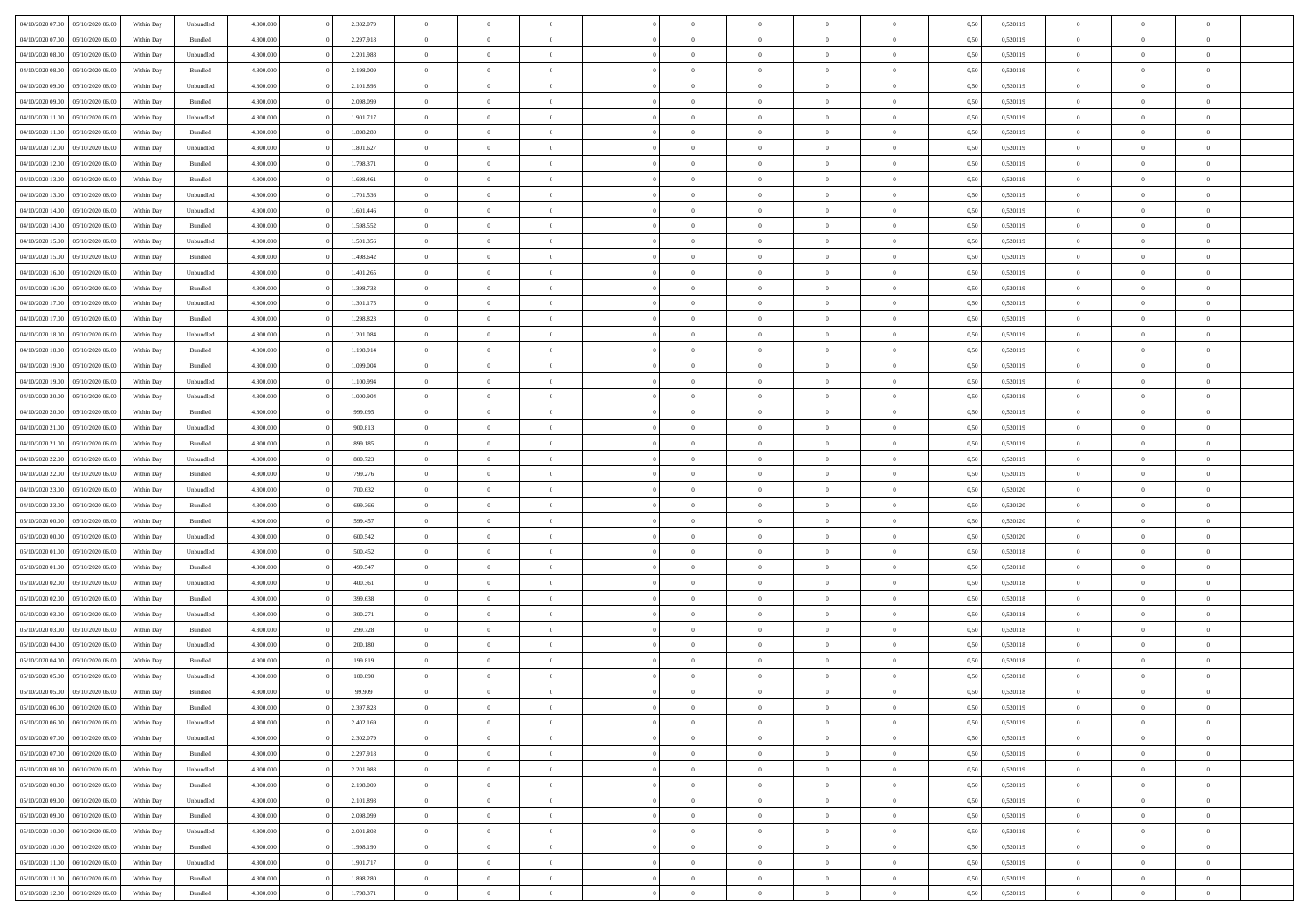| | | | | | | | | | | | | | | | | | | | | | |
|---|---|---|---|---|---|---|---|---|---|---|---|---|---|---|---|---|---|---|---|---|---|
| 04/10/2020 07:00 | 05/10/2020 06:00 | Within Day | Unbundled | 4.800.000 | 0 | 2.302.079 | 0 | 0 | 0 | | 0 | 0 | 0 | 0 | 0,50 | 0,520119 | 0 | 0 | 0 | |
| 04/10/2020 07:00 | 05/10/2020 06:00 | Within Day | Bundled | 4.800.000 | 0 | 2.297.918 | 0 | 0 | 0 | | 0 | 0 | 0 | 0 | 0,50 | 0,520119 | 0 | 0 | 0 | |
| 04/10/2020 08:00 | 05/10/2020 06:00 | Within Day | Unbundled | 4.800.000 | 0 | 2.201.988 | 0 | 0 | 0 | | 0 | 0 | 0 | 0 | 0,50 | 0,520119 | 0 | 0 | 0 | |
| 04/10/2020 08:00 | 05/10/2020 06:00 | Within Day | Bundled | 4.800.000 | 0 | 2.198.009 | 0 | 0 | 0 | | 0 | 0 | 0 | 0 | 0,50 | 0,520119 | 0 | 0 | 0 | |
| 04/10/2020 09:00 | 05/10/2020 06:00 | Within Day | Unbundled | 4.800.000 | 0 | 2.101.898 | 0 | 0 | 0 | | 0 | 0 | 0 | 0 | 0,50 | 0,520119 | 0 | 0 | 0 | |
| 04/10/2020 09:00 | 05/10/2020 06:00 | Within Day | Bundled | 4.800.000 | 0 | 2.098.099 | 0 | 0 | 0 | | 0 | 0 | 0 | 0 | 0,50 | 0,520119 | 0 | 0 | 0 | |
| 04/10/2020 11:00 | 05/10/2020 06:00 | Within Day | Unbundled | 4.800.000 | 0 | 1.901.717 | 0 | 0 | 0 | | 0 | 0 | 0 | 0 | 0,50 | 0,520119 | 0 | 0 | 0 | |
| 04/10/2020 11:00 | 05/10/2020 06:00 | Within Day | Bundled | 4.800.000 | 0 | 1.898.280 | 0 | 0 | 0 | | 0 | 0 | 0 | 0 | 0,50 | 0,520119 | 0 | 0 | 0 | |
| 04/10/2020 12:00 | 05/10/2020 06:00 | Within Day | Unbundled | 4.800.000 | 0 | 1.801.627 | 0 | 0 | 0 | | 0 | 0 | 0 | 0 | 0,50 | 0,520119 | 0 | 0 | 0 | |
| 04/10/2020 12:00 | 05/10/2020 06:00 | Within Day | Bundled | 4.800.000 | 0 | 1.798.371 | 0 | 0 | 0 | | 0 | 0 | 0 | 0 | 0,50 | 0,520119 | 0 | 0 | 0 | |
| 04/10/2020 13:00 | 05/10/2020 06:00 | Within Day | Bundled | 4.800.000 | 0 | 1.698.461 | 0 | 0 | 0 | | 0 | 0 | 0 | 0 | 0,50 | 0,520119 | 0 | 0 | 0 | |
| 04/10/2020 13:00 | 05/10/2020 06:00 | Within Day | Unbundled | 4.800.000 | 0 | 1.701.536 | 0 | 0 | 0 | | 0 | 0 | 0 | 0 | 0,50 | 0,520119 | 0 | 0 | 0 | |
| 04/10/2020 14:00 | 05/10/2020 06:00 | Within Day | Unbundled | 4.800.000 | 0 | 1.601.446 | 0 | 0 | 0 | | 0 | 0 | 0 | 0 | 0,50 | 0,520119 | 0 | 0 | 0 | |
| 04/10/2020 14:00 | 05/10/2020 06:00 | Within Day | Bundled | 4.800.000 | 0 | 1.598.552 | 0 | 0 | 0 | | 0 | 0 | 0 | 0 | 0,50 | 0,520119 | 0 | 0 | 0 | |
| 04/10/2020 15:00 | 05/10/2020 06:00 | Within Day | Unbundled | 4.800.000 | 0 | 1.501.356 | 0 | 0 | 0 | | 0 | 0 | 0 | 0 | 0,50 | 0,520119 | 0 | 0 | 0 | |
| 04/10/2020 15:00 | 05/10/2020 06:00 | Within Day | Bundled | 4.800.000 | 0 | 1.498.642 | 0 | 0 | 0 | | 0 | 0 | 0 | 0 | 0,50 | 0,520119 | 0 | 0 | 0 | |
| 04/10/2020 16:00 | 05/10/2020 06:00 | Within Day | Unbundled | 4.800.000 | 0 | 1.401.265 | 0 | 0 | 0 | | 0 | 0 | 0 | 0 | 0,50 | 0,520119 | 0 | 0 | 0 | |
| 04/10/2020 16:00 | 05/10/2020 06:00 | Within Day | Bundled | 4.800.000 | 0 | 1.398.733 | 0 | 0 | 0 | | 0 | 0 | 0 | 0 | 0,50 | 0,520119 | 0 | 0 | 0 | |
| 04/10/2020 17:00 | 05/10/2020 06:00 | Within Day | Unbundled | 4.800.000 | 0 | 1.301.175 | 0 | 0 | 0 | | 0 | 0 | 0 | 0 | 0,50 | 0,520119 | 0 | 0 | 0 | |
| 04/10/2020 17:00 | 05/10/2020 06:00 | Within Day | Bundled | 4.800.000 | 0 | 1.298.823 | 0 | 0 | 0 | | 0 | 0 | 0 | 0 | 0,50 | 0,520119 | 0 | 0 | 0 | |
| 04/10/2020 18:00 | 05/10/2020 06:00 | Within Day | Unbundled | 4.800.000 | 0 | 1.201.084 | 0 | 0 | 0 | | 0 | 0 | 0 | 0 | 0,50 | 0,520119 | 0 | 0 | 0 | |
| 04/10/2020 18:00 | 05/10/2020 06:00 | Within Day | Bundled | 4.800.000 | 0 | 1.198.914 | 0 | 0 | 0 | | 0 | 0 | 0 | 0 | 0,50 | 0,520119 | 0 | 0 | 0 | |
| 04/10/2020 19:00 | 05/10/2020 06:00 | Within Day | Bundled | 4.800.000 | 0 | 1.099.004 | 0 | 0 | 0 | | 0 | 0 | 0 | 0 | 0,50 | 0,520119 | 0 | 0 | 0 | |
| 04/10/2020 19:00 | 05/10/2020 06:00 | Within Day | Unbundled | 4.800.000 | 0 | 1.100.994 | 0 | 0 | 0 | | 0 | 0 | 0 | 0 | 0,50 | 0,520119 | 0 | 0 | 0 | |
| 04/10/2020 20:00 | 05/10/2020 06:00 | Within Day | Unbundled | 4.800.000 | 0 | 1.000.904 | 0 | 0 | 0 | | 0 | 0 | 0 | 0 | 0,50 | 0,520119 | 0 | 0 | 0 | |
| 04/10/2020 20:00 | 05/10/2020 06:00 | Within Day | Bundled | 4.800.000 | 0 | 999.095 | 0 | 0 | 0 | | 0 | 0 | 0 | 0 | 0,50 | 0,520119 | 0 | 0 | 0 | |
| 04/10/2020 21:00 | 05/10/2020 06:00 | Within Day | Unbundled | 4.800.000 | 0 | 900.813 | 0 | 0 | 0 | | 0 | 0 | 0 | 0 | 0,50 | 0,520119 | 0 | 0 | 0 | |
| 04/10/2020 21:00 | 05/10/2020 06:00 | Within Day | Bundled | 4.800.000 | 0 | 899.185 | 0 | 0 | 0 | | 0 | 0 | 0 | 0 | 0,50 | 0,520119 | 0 | 0 | 0 | |
| 04/10/2020 22:00 | 05/10/2020 06:00 | Within Day | Unbundled | 4.800.000 | 0 | 800.723 | 0 | 0 | 0 | | 0 | 0 | 0 | 0 | 0,50 | 0,520119 | 0 | 0 | 0 | |
| 04/10/2020 22:00 | 05/10/2020 06:00 | Within Day | Bundled | 4.800.000 | 0 | 799.276 | 0 | 0 | 0 | | 0 | 0 | 0 | 0 | 0,50 | 0,520119 | 0 | 0 | 0 | |
| 04/10/2020 23:00 | 05/10/2020 06:00 | Within Day | Unbundled | 4.800.000 | 0 | 700.632 | 0 | 0 | 0 | | 0 | 0 | 0 | 0 | 0,50 | 0,520120 | 0 | 0 | 0 | |
| 04/10/2020 23:00 | 05/10/2020 06:00 | Within Day | Bundled | 4.800.000 | 0 | 699.366 | 0 | 0 | 0 | | 0 | 0 | 0 | 0 | 0,50 | 0,520120 | 0 | 0 | 0 | |
| 05/10/2020 00:00 | 05/10/2020 06:00 | Within Day | Bundled | 4.800.000 | 0 | 599.457 | 0 | 0 | 0 | | 0 | 0 | 0 | 0 | 0,50 | 0,520120 | 0 | 0 | 0 | |
| 05/10/2020 00:00 | 05/10/2020 06:00 | Within Day | Unbundled | 4.800.000 | 0 | 600.542 | 0 | 0 | 0 | | 0 | 0 | 0 | 0 | 0,50 | 0,520120 | 0 | 0 | 0 | |
| 05/10/2020 01:00 | 05/10/2020 06:00 | Within Day | Unbundled | 4.800.000 | 0 | 500.452 | 0 | 0 | 0 | | 0 | 0 | 0 | 0 | 0,50 | 0,520118 | 0 | 0 | 0 | |
| 05/10/2020 01:00 | 05/10/2020 06:00 | Within Day | Bundled | 4.800.000 | 0 | 499.547 | 0 | 0 | 0 | | 0 | 0 | 0 | 0 | 0,50 | 0,520118 | 0 | 0 | 0 | |
| 05/10/2020 02:00 | 05/10/2020 06:00 | Within Day | Unbundled | 4.800.000 | 0 | 400.361 | 0 | 0 | 0 | | 0 | 0 | 0 | 0 | 0,50 | 0,520118 | 0 | 0 | 0 | |
| 05/10/2020 02:00 | 05/10/2020 06:00 | Within Day | Bundled | 4.800.000 | 0 | 399.638 | 0 | 0 | 0 | | 0 | 0 | 0 | 0 | 0,50 | 0,520118 | 0 | 0 | 0 | |
| 05/10/2020 03:00 | 05/10/2020 06:00 | Within Day | Unbundled | 4.800.000 | 0 | 300.271 | 0 | 0 | 0 | | 0 | 0 | 0 | 0 | 0,50 | 0,520118 | 0 | 0 | 0 | |
| 05/10/2020 03:00 | 05/10/2020 06:00 | Within Day | Bundled | 4.800.000 | 0 | 299.728 | 0 | 0 | 0 | | 0 | 0 | 0 | 0 | 0,50 | 0,520118 | 0 | 0 | 0 | |
| 05/10/2020 04:00 | 05/10/2020 06:00 | Within Day | Unbundled | 4.800.000 | 0 | 200.180 | 0 | 0 | 0 | | 0 | 0 | 0 | 0 | 0,50 | 0,520118 | 0 | 0 | 0 | |
| 05/10/2020 04:00 | 05/10/2020 06:00 | Within Day | Bundled | 4.800.000 | 0 | 199.819 | 0 | 0 | 0 | | 0 | 0 | 0 | 0 | 0,50 | 0,520118 | 0 | 0 | 0 | |
| 05/10/2020 05:00 | 05/10/2020 06:00 | Within Day | Unbundled | 4.800.000 | 0 | 100.090 | 0 | 0 | 0 | | 0 | 0 | 0 | 0 | 0,50 | 0,520118 | 0 | 0 | 0 | |
| 05/10/2020 05:00 | 05/10/2020 06:00 | Within Day | Bundled | 4.800.000 | 0 | 99.909 | 0 | 0 | 0 | | 0 | 0 | 0 | 0 | 0,50 | 0,520118 | 0 | 0 | 0 | |
| 05/10/2020 06:00 | 06/10/2020 06:00 | Within Day | Bundled | 4.800.000 | 0 | 2.397.828 | 0 | 0 | 0 | | 0 | 0 | 0 | 0 | 0,50 | 0,520119 | 0 | 0 | 0 | |
| 05/10/2020 06:00 | 06/10/2020 06:00 | Within Day | Unbundled | 4.800.000 | 0 | 2.402.169 | 0 | 0 | 0 | | 0 | 0 | 0 | 0 | 0,50 | 0,520119 | 0 | 0 | 0 | |
| 05/10/2020 07:00 | 06/10/2020 06:00 | Within Day | Unbundled | 4.800.000 | 0 | 2.302.079 | 0 | 0 | 0 | | 0 | 0 | 0 | 0 | 0,50 | 0,520119 | 0 | 0 | 0 | |
| 05/10/2020 07:00 | 06/10/2020 06:00 | Within Day | Bundled | 4.800.000 | 0 | 2.297.918 | 0 | 0 | 0 | | 0 | 0 | 0 | 0 | 0,50 | 0,520119 | 0 | 0 | 0 | |
| 05/10/2020 08:00 | 06/10/2020 06:00 | Within Day | Unbundled | 4.800.000 | 0 | 2.201.988 | 0 | 0 | 0 | | 0 | 0 | 0 | 0 | 0,50 | 0,520119 | 0 | 0 | 0 | |
| 05/10/2020 08:00 | 06/10/2020 06:00 | Within Day | Bundled | 4.800.000 | 0 | 2.198.009 | 0 | 0 | 0 | | 0 | 0 | 0 | 0 | 0,50 | 0,520119 | 0 | 0 | 0 | |
| 05/10/2020 09:00 | 06/10/2020 06:00 | Within Day | Unbundled | 4.800.000 | 0 | 2.101.898 | 0 | 0 | 0 | | 0 | 0 | 0 | 0 | 0,50 | 0,520119 | 0 | 0 | 0 | |
| 05/10/2020 09:00 | 06/10/2020 06:00 | Within Day | Bundled | 4.800.000 | 0 | 2.098.099 | 0 | 0 | 0 | | 0 | 0 | 0 | 0 | 0,50 | 0,520119 | 0 | 0 | 0 | |
| 05/10/2020 10:00 | 06/10/2020 06:00 | Within Day | Unbundled | 4.800.000 | 0 | 2.001.808 | 0 | 0 | 0 | | 0 | 0 | 0 | 0 | 0,50 | 0,520119 | 0 | 0 | 0 | |
| 05/10/2020 10:00 | 06/10/2020 06:00 | Within Day | Bundled | 4.800.000 | 0 | 1.998.190 | 0 | 0 | 0 | | 0 | 0 | 0 | 0 | 0,50 | 0,520119 | 0 | 0 | 0 | |
| 05/10/2020 11:00 | 06/10/2020 06:00 | Within Day | Unbundled | 4.800.000 | 0 | 1.901.717 | 0 | 0 | 0 | | 0 | 0 | 0 | 0 | 0,50 | 0,520119 | 0 | 0 | 0 | |
| 05/10/2020 11:00 | 06/10/2020 06:00 | Within Day | Bundled | 4.800.000 | 0 | 1.898.280 | 0 | 0 | 0 | | 0 | 0 | 0 | 0 | 0,50 | 0,520119 | 0 | 0 | 0 | |
| 05/10/2020 12:00 | 06/10/2020 06:00 | Within Day | Bundled | 4.800.000 | 0 | 1.798.371 | 0 | 0 | 0 | | 0 | 0 | 0 | 0 | 0,50 | 0,520119 | 0 | 0 | 0 | |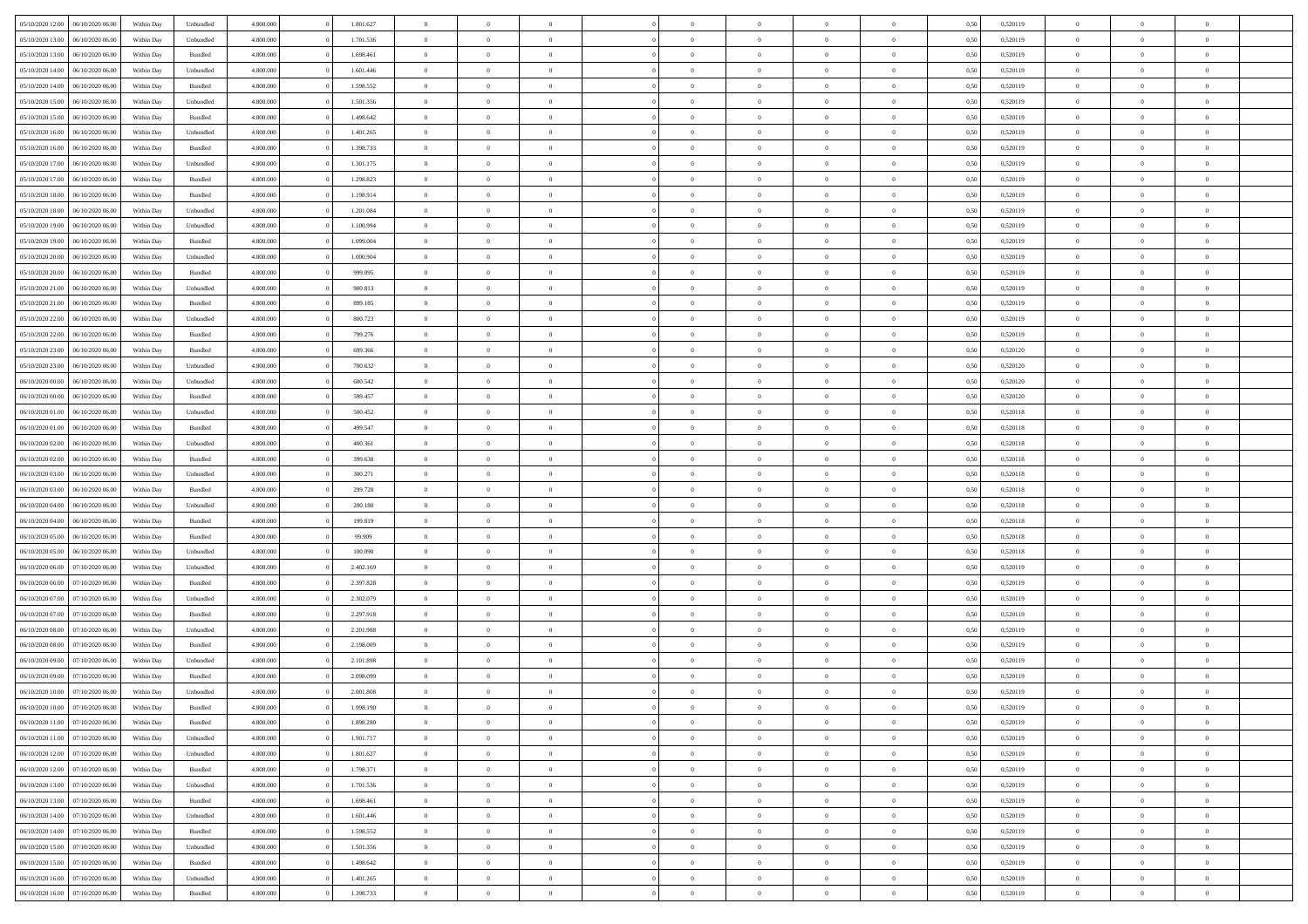| | | | | | | | | | | | | | | | | | | | | | |
|---|---|---|---|---|---|---|---|---|---|---|---|---|---|---|---|---|---|---|---|---|---|
| 05/10/2020 12:00 | 06/10/2020 06:00 | Within Day | Unbundled | 4.800.000 | 0 | 1.801.627 | 0 | 0 | 0 | | 0 | 0 | 0 | 0 | 0,50 | 0,520119 | 0 | 0 | 0 | |
| 05/10/2020 13:00 | 06/10/2020 06:00 | Within Day | Unbundled | 4.800.000 | 0 | 1.701.536 | 0 | 0 | 0 | | 0 | 0 | 0 | 0 | 0,50 | 0,520119 | 0 | 0 | 0 | |
| 05/10/2020 13:00 | 06/10/2020 06:00 | Within Day | Bundled | 4.800.000 | 0 | 1.698.461 | 0 | 0 | 0 | | 0 | 0 | 0 | 0 | 0,50 | 0,520119 | 0 | 0 | 0 | |
| 05/10/2020 14:00 | 06/10/2020 06:00 | Within Day | Unbundled | 4.800.000 | 0 | 1.601.446 | 0 | 0 | 0 | | 0 | 0 | 0 | 0 | 0,50 | 0,520119 | 0 | 0 | 0 | |
| 05/10/2020 14:00 | 06/10/2020 06:00 | Within Day | Bundled | 4.800.000 | 0 | 1.598.552 | 0 | 0 | 0 | | 0 | 0 | 0 | 0 | 0,50 | 0,520119 | 0 | 0 | 0 | |
| 05/10/2020 15:00 | 06/10/2020 06:00 | Within Day | Unbundled | 4.800.000 | 0 | 1.501.356 | 0 | 0 | 0 | | 0 | 0 | 0 | 0 | 0,50 | 0,520119 | 0 | 0 | 0 | |
| 05/10/2020 15:00 | 06/10/2020 06:00 | Within Day | Bundled | 4.800.000 | 0 | 1.498.642 | 0 | 0 | 0 | | 0 | 0 | 0 | 0 | 0,50 | 0,520119 | 0 | 0 | 0 | |
| 05/10/2020 16:00 | 06/10/2020 06:00 | Within Day | Unbundled | 4.800.000 | 0 | 1.401.265 | 0 | 0 | 0 | | 0 | 0 | 0 | 0 | 0,50 | 0,520119 | 0 | 0 | 0 | |
| 05/10/2020 16:00 | 06/10/2020 06:00 | Within Day | Bundled | 4.800.000 | 0 | 1.398.733 | 0 | 0 | 0 | | 0 | 0 | 0 | 0 | 0,50 | 0,520119 | 0 | 0 | 0 | |
| 05/10/2020 17:00 | 06/10/2020 06:00 | Within Day | Unbundled | 4.800.000 | 0 | 1.301.175 | 0 | 0 | 0 | | 0 | 0 | 0 | 0 | 0,50 | 0,520119 | 0 | 0 | 0 | |
| 05/10/2020 17:00 | 06/10/2020 06:00 | Within Day | Bundled | 4.800.000 | 0 | 1.298.823 | 0 | 0 | 0 | | 0 | 0 | 0 | 0 | 0,50 | 0,520119 | 0 | 0 | 0 | |
| 05/10/2020 18:00 | 06/10/2020 06:00 | Within Day | Bundled | 4.800.000 | 0 | 1.198.914 | 0 | 0 | 0 | | 0 | 0 | 0 | 0 | 0,50 | 0,520119 | 0 | 0 | 0 | |
| 05/10/2020 18:00 | 06/10/2020 06:00 | Within Day | Unbundled | 4.800.000 | 0 | 1.201.084 | 0 | 0 | 0 | | 0 | 0 | 0 | 0 | 0,50 | 0,520119 | 0 | 0 | 0 | |
| 05/10/2020 19:00 | 06/10/2020 06:00 | Within Day | Unbundled | 4.800.000 | 0 | 1.100.994 | 0 | 0 | 0 | | 0 | 0 | 0 | 0 | 0,50 | 0,520119 | 0 | 0 | 0 | |
| 05/10/2020 19:00 | 06/10/2020 06:00 | Within Day | Bundled | 4.800.000 | 0 | 1.099.004 | 0 | 0 | 0 | | 0 | 0 | 0 | 0 | 0,50 | 0,520119 | 0 | 0 | 0 | |
| 05/10/2020 20:00 | 06/10/2020 06:00 | Within Day | Unbundled | 4.800.000 | 0 | 1.000.904 | 0 | 0 | 0 | | 0 | 0 | 0 | 0 | 0,50 | 0,520119 | 0 | 0 | 0 | |
| 05/10/2020 20:00 | 06/10/2020 06:00 | Within Day | Bundled | 4.800.000 | 0 | 999.095 | 0 | 0 | 0 | | 0 | 0 | 0 | 0 | 0,50 | 0,520119 | 0 | 0 | 0 | |
| 05/10/2020 21:00 | 06/10/2020 06:00 | Within Day | Unbundled | 4.800.000 | 0 | 900.813 | 0 | 0 | 0 | | 0 | 0 | 0 | 0 | 0,50 | 0,520119 | 0 | 0 | 0 | |
| 05/10/2020 21:00 | 06/10/2020 06:00 | Within Day | Bundled | 4.800.000 | 0 | 899.185 | 0 | 0 | 0 | | 0 | 0 | 0 | 0 | 0,50 | 0,520119 | 0 | 0 | 0 | |
| 05/10/2020 22:00 | 06/10/2020 06:00 | Within Day | Unbundled | 4.800.000 | 0 | 800.723 | 0 | 0 | 0 | | 0 | 0 | 0 | 0 | 0,50 | 0,520119 | 0 | 0 | 0 | |
| 05/10/2020 22:00 | 06/10/2020 06:00 | Within Day | Bundled | 4.800.000 | 0 | 799.276 | 0 | 0 | 0 | | 0 | 0 | 0 | 0 | 0,50 | 0,520119 | 0 | 0 | 0 | |
| 05/10/2020 23:00 | 06/10/2020 06:00 | Within Day | Bundled | 4.800.000 | 0 | 699.366 | 0 | 0 | 0 | | 0 | 0 | 0 | 0 | 0,50 | 0,520120 | 0 | 0 | 0 | |
| 05/10/2020 23:00 | 06/10/2020 06:00 | Within Day | Unbundled | 4.800.000 | 0 | 700.632 | 0 | 0 | 0 | | 0 | 0 | 0 | 0 | 0,50 | 0,520120 | 0 | 0 | 0 | |
| 06/10/2020 00:00 | 06/10/2020 06:00 | Within Day | Unbundled | 4.800.000 | 0 | 600.542 | 0 | 0 | 0 | | 0 | 0 | 0 | 0 | 0,50 | 0,520120 | 0 | 0 | 0 | |
| 06/10/2020 00:00 | 06/10/2020 06:00 | Within Day | Bundled | 4.800.000 | 0 | 599.457 | 0 | 0 | 0 | | 0 | 0 | 0 | 0 | 0,50 | 0,520120 | 0 | 0 | 0 | |
| 06/10/2020 01:00 | 06/10/2020 06:00 | Within Day | Unbundled | 4.800.000 | 0 | 500.452 | 0 | 0 | 0 | | 0 | 0 | 0 | 0 | 0,50 | 0,520118 | 0 | 0 | 0 | |
| 06/10/2020 01:00 | 06/10/2020 06:00 | Within Day | Bundled | 4.800.000 | 0 | 499.547 | 0 | 0 | 0 | | 0 | 0 | 0 | 0 | 0,50 | 0,520118 | 0 | 0 | 0 | |
| 06/10/2020 02:00 | 06/10/2020 06:00 | Within Day | Unbundled | 4.800.000 | 0 | 400.361 | 0 | 0 | 0 | | 0 | 0 | 0 | 0 | 0,50 | 0,520118 | 0 | 0 | 0 | |
| 06/10/2020 02:00 | 06/10/2020 06:00 | Within Day | Bundled | 4.800.000 | 0 | 399.638 | 0 | 0 | 0 | | 0 | 0 | 0 | 0 | 0,50 | 0,520118 | 0 | 0 | 0 | |
| 06/10/2020 03:00 | 06/10/2020 06:00 | Within Day | Unbundled | 4.800.000 | 0 | 300.271 | 0 | 0 | 0 | | 0 | 0 | 0 | 0 | 0,50 | 0,520118 | 0 | 0 | 0 | |
| 06/10/2020 03:00 | 06/10/2020 06:00 | Within Day | Bundled | 4.800.000 | 0 | 299.728 | 0 | 0 | 0 | | 0 | 0 | 0 | 0 | 0,50 | 0,520118 | 0 | 0 | 0 | |
| 06/10/2020 04:00 | 06/10/2020 06:00 | Within Day | Unbundled | 4.800.000 | 0 | 200.180 | 0 | 0 | 0 | | 0 | 0 | 0 | 0 | 0,50 | 0,520118 | 0 | 0 | 0 | |
| 06/10/2020 04:00 | 06/10/2020 06:00 | Within Day | Bundled | 4.800.000 | 0 | 199.819 | 0 | 0 | 0 | | 0 | 0 | 0 | 0 | 0,50 | 0,520118 | 0 | 0 | 0 | |
| 06/10/2020 05:00 | 06/10/2020 06:00 | Within Day | Bundled | 4.800.000 | 0 | 99.909 | 0 | 0 | 0 | | 0 | 0 | 0 | 0 | 0,50 | 0,520118 | 0 | 0 | 0 | |
| 06/10/2020 05:00 | 06/10/2020 06:00 | Within Day | Unbundled | 4.800.000 | 0 | 100.090 | 0 | 0 | 0 | | 0 | 0 | 0 | 0 | 0,50 | 0,520118 | 0 | 0 | 0 | |
| 06/10/2020 06:00 | 07/10/2020 06:00 | Within Day | Unbundled | 4.800.000 | 0 | 2.402.169 | 0 | 0 | 0 | | 0 | 0 | 0 | 0 | 0,50 | 0,520119 | 0 | 0 | 0 | |
| 06/10/2020 06:00 | 07/10/2020 06:00 | Within Day | Bundled | 4.800.000 | 0 | 2.397.828 | 0 | 0 | 0 | | 0 | 0 | 0 | 0 | 0,50 | 0,520119 | 0 | 0 | 0 | |
| 06/10/2020 07:00 | 07/10/2020 06:00 | Within Day | Unbundled | 4.800.000 | 0 | 2.302.079 | 0 | 0 | 0 | | 0 | 0 | 0 | 0 | 0,50 | 0,520119 | 0 | 0 | 0 | |
| 06/10/2020 07:00 | 07/10/2020 06:00 | Within Day | Bundled | 4.800.000 | 0 | 2.297.918 | 0 | 0 | 0 | | 0 | 0 | 0 | 0 | 0,50 | 0,520119 | 0 | 0 | 0 | |
| 06/10/2020 08:00 | 07/10/2020 06:00 | Within Day | Unbundled | 4.800.000 | 0 | 2.201.988 | 0 | 0 | 0 | | 0 | 0 | 0 | 0 | 0,50 | 0,520119 | 0 | 0 | 0 | |
| 06/10/2020 08:00 | 07/10/2020 06:00 | Within Day | Bundled | 4.800.000 | 0 | 2.198.009 | 0 | 0 | 0 | | 0 | 0 | 0 | 0 | 0,50 | 0,520119 | 0 | 0 | 0 | |
| 06/10/2020 09:00 | 07/10/2020 06:00 | Within Day | Unbundled | 4.800.000 | 0 | 2.101.898 | 0 | 0 | 0 | | 0 | 0 | 0 | 0 | 0,50 | 0,520119 | 0 | 0 | 0 | |
| 06/10/2020 09:00 | 07/10/2020 06:00 | Within Day | Bundled | 4.800.000 | 0 | 2.098.099 | 0 | 0 | 0 | | 0 | 0 | 0 | 0 | 0,50 | 0,520119 | 0 | 0 | 0 | |
| 06/10/2020 10:00 | 07/10/2020 06:00 | Within Day | Unbundled | 4.800.000 | 0 | 2.001.808 | 0 | 0 | 0 | | 0 | 0 | 0 | 0 | 0,50 | 0,520119 | 0 | 0 | 0 | |
| 06/10/2020 10:00 | 07/10/2020 06:00 | Within Day | Bundled | 4.800.000 | 0 | 1.998.190 | 0 | 0 | 0 | | 0 | 0 | 0 | 0 | 0,50 | 0,520119 | 0 | 0 | 0 | |
| 06/10/2020 11:00 | 07/10/2020 06:00 | Within Day | Bundled | 4.800.000 | 0 | 1.898.280 | 0 | 0 | 0 | | 0 | 0 | 0 | 0 | 0,50 | 0,520119 | 0 | 0 | 0 | |
| 06/10/2020 11:00 | 07/10/2020 06:00 | Within Day | Unbundled | 4.800.000 | 0 | 1.901.717 | 0 | 0 | 0 | | 0 | 0 | 0 | 0 | 0,50 | 0,520119 | 0 | 0 | 0 | |
| 06/10/2020 12:00 | 07/10/2020 06:00 | Within Day | Unbundled | 4.800.000 | 0 | 1.801.627 | 0 | 0 | 0 | | 0 | 0 | 0 | 0 | 0,50 | 0,520119 | 0 | 0 | 0 | |
| 06/10/2020 12:00 | 07/10/2020 06:00 | Within Day | Bundled | 4.800.000 | 0 | 1.798.371 | 0 | 0 | 0 | | 0 | 0 | 0 | 0 | 0,50 | 0,520119 | 0 | 0 | 0 | |
| 06/10/2020 13:00 | 07/10/2020 06:00 | Within Day | Unbundled | 4.800.000 | 0 | 1.701.536 | 0 | 0 | 0 | | 0 | 0 | 0 | 0 | 0,50 | 0,520119 | 0 | 0 | 0 | |
| 06/10/2020 13:00 | 07/10/2020 06:00 | Within Day | Bundled | 4.800.000 | 0 | 1.698.461 | 0 | 0 | 0 | | 0 | 0 | 0 | 0 | 0,50 | 0,520119 | 0 | 0 | 0 | |
| 06/10/2020 14:00 | 07/10/2020 06:00 | Within Day | Unbundled | 4.800.000 | 0 | 1.601.446 | 0 | 0 | 0 | | 0 | 0 | 0 | 0 | 0,50 | 0,520119 | 0 | 0 | 0 | |
| 06/10/2020 14:00 | 07/10/2020 06:00 | Within Day | Bundled | 4.800.000 | 0 | 1.598.552 | 0 | 0 | 0 | | 0 | 0 | 0 | 0 | 0,50 | 0,520119 | 0 | 0 | 0 | |
| 06/10/2020 15:00 | 07/10/2020 06:00 | Within Day | Unbundled | 4.800.000 | 0 | 1.501.356 | 0 | 0 | 0 | | 0 | 0 | 0 | 0 | 0,50 | 0,520119 | 0 | 0 | 0 | |
| 06/10/2020 15:00 | 07/10/2020 06:00 | Within Day | Bundled | 4.800.000 | 0 | 1.498.642 | 0 | 0 | 0 | | 0 | 0 | 0 | 0 | 0,50 | 0,520119 | 0 | 0 | 0 | |
| 06/10/2020 16:00 | 07/10/2020 06:00 | Within Day | Unbundled | 4.800.000 | 0 | 1.401.265 | 0 | 0 | 0 | | 0 | 0 | 0 | 0 | 0,50 | 0,520119 | 0 | 0 | 0 | |
| 06/10/2020 16:00 | 07/10/2020 06:00 | Within Day | Bundled | 4.800.000 | 0 | 1.398.733 | 0 | 0 | 0 | | 0 | 0 | 0 | 0 | 0,50 | 0,520119 | 0 | 0 | 0 | |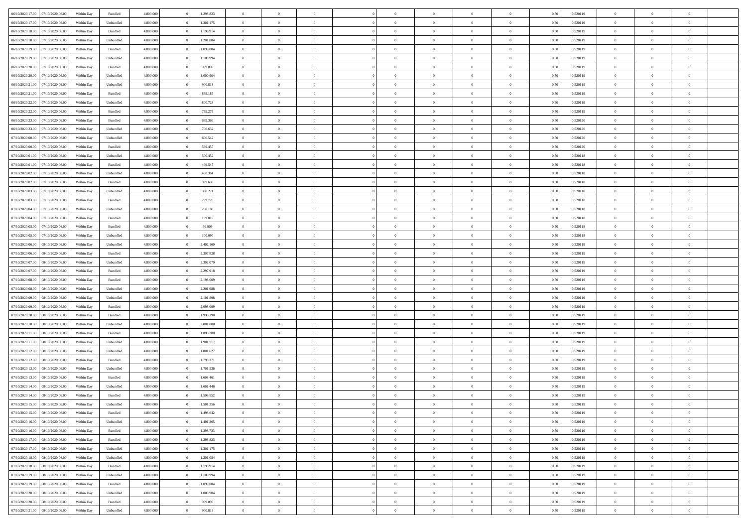| | | | | | | | | | | | | | | | | | | | | | |
|---|---|---|---|---|---|---|---|---|---|---|---|---|---|---|---|---|---|---|---|---|---|
| 06/10/2020 17.00 | 07/10/2020 06.00 | Within Day | Bundled | 4.800.000 | 0 | 1.298.823 | 0 | 0 | 0 | | 0 | 0 | 0 | 0 | 0,50 | 0,520119 | 0 | 0 | 0 | |
| 06/10/2020 17.00 | 07/10/2020 06.00 | Within Day | Unbundled | 4.800.000 | 0 | 1.301.175 | 0 | 0 | 0 | | 0 | 0 | 0 | 0 | 0,50 | 0,520119 | 0 | 0 | 0 | |
| 06/10/2020 18.00 | 07/10/2020 06.00 | Within Day | Bundled | 4.800.000 | 0 | 1.198.914 | 0 | 0 | 0 | | 0 | 0 | 0 | 0 | 0,50 | 0,520119 | 0 | 0 | 0 | |
| 06/10/2020 18.00 | 07/10/2020 06.00 | Within Day | Unbundled | 4.800.000 | 0 | 1.201.084 | 0 | 0 | 0 | | 0 | 0 | 0 | 0 | 0,50 | 0,520119 | 0 | 0 | 0 | |
| 06/10/2020 19.00 | 07/10/2020 06.00 | Within Day | Bundled | 4.800.000 | 0 | 1.099.004 | 0 | 0 | 0 | | 0 | 0 | 0 | 0 | 0,50 | 0,520119 | 0 | 0 | 0 | |
| 06/10/2020 19.00 | 07/10/2020 06.00 | Within Day | Unbundled | 4.800.000 | 0 | 1.100.994 | 0 | 0 | 0 | | 0 | 0 | 0 | 0 | 0,50 | 0,520119 | 0 | 0 | 0 | |
| 06/10/2020 20.00 | 07/10/2020 06.00 | Within Day | Bundled | 4.800.000 | 0 | 999.095 | 0 | 0 | 0 | | 0 | 0 | 0 | 0 | 0,50 | 0,520119 | 0 | 0 | 0 | |
| 06/10/2020 20.00 | 07/10/2020 06.00 | Within Day | Unbundled | 4.800.000 | 0 | 1.000.904 | 0 | 0 | 0 | | 0 | 0 | 0 | 0 | 0,50 | 0,520119 | 0 | 0 | 0 | |
| 06/10/2020 21.00 | 07/10/2020 06.00 | Within Day | Unbundled | 4.800.000 | 0 | 900.813 | 0 | 0 | 0 | | 0 | 0 | 0 | 0 | 0,50 | 0,520119 | 0 | 0 | 0 | |
| 06/10/2020 21.00 | 07/10/2020 06.00 | Within Day | Bundled | 4.800.000 | 0 | 899.185 | 0 | 0 | 0 | | 0 | 0 | 0 | 0 | 0,50 | 0,520119 | 0 | 0 | 0 | |
| 06/10/2020 22.00 | 07/10/2020 06.00 | Within Day | Unbundled | 4.800.000 | 0 | 800.723 | 0 | 0 | 0 | | 0 | 0 | 0 | 0 | 0,50 | 0,520119 | 0 | 0 | 0 | |
| 06/10/2020 22.00 | 07/10/2020 06.00 | Within Day | Bundled | 4.800.000 | 0 | 799.276 | 0 | 0 | 0 | | 0 | 0 | 0 | 0 | 0,50 | 0,520119 | 0 | 0 | 0 | |
| 06/10/2020 23.00 | 07/10/2020 06.00 | Within Day | Bundled | 4.800.000 | 0 | 699.366 | 0 | 0 | 0 | | 0 | 0 | 0 | 0 | 0,50 | 0,520120 | 0 | 0 | 0 | |
| 06/10/2020 23.00 | 07/10/2020 06.00 | Within Day | Unbundled | 4.800.000 | 0 | 700.632 | 0 | 0 | 0 | | 0 | 0 | 0 | 0 | 0,50 | 0,520120 | 0 | 0 | 0 | |
| 07/10/2020 00.00 | 07/10/2020 06.00 | Within Day | Unbundled | 4.800.000 | 0 | 600.542 | 0 | 0 | 0 | | 0 | 0 | 0 | 0 | 0,50 | 0,520120 | 0 | 0 | 0 | |
| 07/10/2020 00.00 | 07/10/2020 06.00 | Within Day | Bundled | 4.800.000 | 0 | 599.457 | 0 | 0 | 0 | | 0 | 0 | 0 | 0 | 0,50 | 0,520120 | 0 | 0 | 0 | |
| 07/10/2020 01.00 | 07/10/2020 06.00 | Within Day | Unbundled | 4.800.000 | 0 | 500.452 | 0 | 0 | 0 | | 0 | 0 | 0 | 0 | 0,50 | 0,520118 | 0 | 0 | 0 | |
| 07/10/2020 01.00 | 07/10/2020 06.00 | Within Day | Bundled | 4.800.000 | 0 | 499.547 | 0 | 0 | 0 | | 0 | 0 | 0 | 0 | 0,50 | 0,520118 | 0 | 0 | 0 | |
| 07/10/2020 02.00 | 07/10/2020 06.00 | Within Day | Unbundled | 4.800.000 | 0 | 400.361 | 0 | 0 | 0 | | 0 | 0 | 0 | 0 | 0,50 | 0,520118 | 0 | 0 | 0 | |
| 07/10/2020 02.00 | 07/10/2020 06.00 | Within Day | Bundled | 4.800.000 | 0 | 399.638 | 0 | 0 | 0 | | 0 | 0 | 0 | 0 | 0,50 | 0,520118 | 0 | 0 | 0 | |
| 07/10/2020 03.00 | 07/10/2020 06.00 | Within Day | Unbundled | 4.800.000 | 0 | 300.271 | 0 | 0 | 0 | | 0 | 0 | 0 | 0 | 0,50 | 0,520118 | 0 | 0 | 0 | |
| 07/10/2020 03.00 | 07/10/2020 06.00 | Within Day | Bundled | 4.800.000 | 0 | 299.728 | 0 | 0 | 0 | | 0 | 0 | 0 | 0 | 0,50 | 0,520118 | 0 | 0 | 0 | |
| 07/10/2020 04.00 | 07/10/2020 06.00 | Within Day | Unbundled | 4.800.000 | 0 | 200.180 | 0 | 0 | 0 | | 0 | 0 | 0 | 0 | 0,50 | 0,520118 | 0 | 0 | 0 | |
| 07/10/2020 04.00 | 07/10/2020 06.00 | Within Day | Bundled | 4.800.000 | 0 | 199.819 | 0 | 0 | 0 | | 0 | 0 | 0 | 0 | 0,50 | 0,520118 | 0 | 0 | 0 | |
| 07/10/2020 05.00 | 07/10/2020 06.00 | Within Day | Bundled | 4.800.000 | 0 | 99.909 | 0 | 0 | 0 | | 0 | 0 | 0 | 0 | 0,50 | 0,520118 | 0 | 0 | 0 | |
| 07/10/2020 05.00 | 07/10/2020 06.00 | Within Day | Unbundled | 4.800.000 | 0 | 100.090 | 0 | 0 | 0 | | 0 | 0 | 0 | 0 | 0,50 | 0,520118 | 0 | 0 | 0 | |
| 07/10/2020 06.00 | 08/10/2020 06.00 | Within Day | Unbundled | 4.800.000 | 0 | 2.402.169 | 0 | 0 | 0 | | 0 | 0 | 0 | 0 | 0,50 | 0,520119 | 0 | 0 | 0 | |
| 07/10/2020 06.00 | 08/10/2020 06.00 | Within Day | Bundled | 4.800.000 | 0 | 2.397.828 | 0 | 0 | 0 | | 0 | 0 | 0 | 0 | 0,50 | 0,520119 | 0 | 0 | 0 | |
| 07/10/2020 07.00 | 08/10/2020 06.00 | Within Day | Unbundled | 4.800.000 | 0 | 2.302.079 | 0 | 0 | 0 | | 0 | 0 | 0 | 0 | 0,50 | 0,520119 | 0 | 0 | 0 | |
| 07/10/2020 07.00 | 08/10/2020 06.00 | Within Day | Bundled | 4.800.000 | 0 | 2.297.918 | 0 | 0 | 0 | | 0 | 0 | 0 | 0 | 0,50 | 0,520119 | 0 | 0 | 0 | |
| 07/10/2020 08.00 | 08/10/2020 06.00 | Within Day | Bundled | 4.800.000 | 0 | 2.198.009 | 0 | 0 | 0 | | 0 | 0 | 0 | 0 | 0,50 | 0,520119 | 0 | 0 | 0 | |
| 07/10/2020 08.00 | 08/10/2020 06.00 | Within Day | Unbundled | 4.800.000 | 0 | 2.201.988 | 0 | 0 | 0 | | 0 | 0 | 0 | 0 | 0,50 | 0,520119 | 0 | 0 | 0 | |
| 07/10/2020 09.00 | 08/10/2020 06.00 | Within Day | Unbundled | 4.800.000 | 0 | 2.101.898 | 0 | 0 | 0 | | 0 | 0 | 0 | 0 | 0,50 | 0,520119 | 0 | 0 | 0 | |
| 07/10/2020 09.00 | 08/10/2020 06.00 | Within Day | Bundled | 4.800.000 | 0 | 2.098.099 | 0 | 0 | 0 | | 0 | 0 | 0 | 0 | 0,50 | 0,520119 | 0 | 0 | 0 | |
| 07/10/2020 10.00 | 08/10/2020 06.00 | Within Day | Bundled | 4.800.000 | 0 | 1.998.190 | 0 | 0 | 0 | | 0 | 0 | 0 | 0 | 0,50 | 0,520119 | 0 | 0 | 0 | |
| 07/10/2020 10.00 | 08/10/2020 06.00 | Within Day | Unbundled | 4.800.000 | 0 | 2.001.808 | 0 | 0 | 0 | | 0 | 0 | 0 | 0 | 0,50 | 0,520119 | 0 | 0 | 0 | |
| 07/10/2020 11.00 | 08/10/2020 06.00 | Within Day | Bundled | 4.800.000 | 0 | 1.898.280 | 0 | 0 | 0 | | 0 | 0 | 0 | 0 | 0,50 | 0,520119 | 0 | 0 | 0 | |
| 07/10/2020 11.00 | 08/10/2020 06.00 | Within Day | Unbundled | 4.800.000 | 0 | 1.901.717 | 0 | 0 | 0 | | 0 | 0 | 0 | 0 | 0,50 | 0,520119 | 0 | 0 | 0 | |
| 07/10/2020 12.00 | 08/10/2020 06.00 | Within Day | Unbundled | 4.800.000 | 0 | 1.801.627 | 0 | 0 | 0 | | 0 | 0 | 0 | 0 | 0,50 | 0,520119 | 0 | 0 | 0 | |
| 07/10/2020 12.00 | 08/10/2020 06.00 | Within Day | Bundled | 4.800.000 | 0 | 1.798.371 | 0 | 0 | 0 | | 0 | 0 | 0 | 0 | 0,50 | 0,520119 | 0 | 0 | 0 | |
| 07/10/2020 13.00 | 08/10/2020 06.00 | Within Day | Unbundled | 4.800.000 | 0 | 1.701.536 | 0 | 0 | 0 | | 0 | 0 | 0 | 0 | 0,50 | 0,520119 | 0 | 0 | 0 | |
| 07/10/2020 13.00 | 08/10/2020 06.00 | Within Day | Bundled | 4.800.000 | 0 | 1.698.461 | 0 | 0 | 0 | | 0 | 0 | 0 | 0 | 0,50 | 0,520119 | 0 | 0 | 0 | |
| 07/10/2020 14.00 | 08/10/2020 06.00 | Within Day | Unbundled | 4.800.000 | 0 | 1.601.446 | 0 | 0 | 0 | | 0 | 0 | 0 | 0 | 0,50 | 0,520119 | 0 | 0 | 0 | |
| 07/10/2020 14.00 | 08/10/2020 06.00 | Within Day | Bundled | 4.800.000 | 0 | 1.598.552 | 0 | 0 | 0 | | 0 | 0 | 0 | 0 | 0,50 | 0,520119 | 0 | 0 | 0 | |
| 07/10/2020 15.00 | 08/10/2020 06.00 | Within Day | Unbundled | 4.800.000 | 0 | 1.501.356 | 0 | 0 | 0 | | 0 | 0 | 0 | 0 | 0,50 | 0,520119 | 0 | 0 | 0 | |
| 07/10/2020 15.00 | 08/10/2020 06.00 | Within Day | Bundled | 4.800.000 | 0 | 1.498.642 | 0 | 0 | 0 | | 0 | 0 | 0 | 0 | 0,50 | 0,520119 | 0 | 0 | 0 | |
| 07/10/2020 16.00 | 08/10/2020 06.00 | Within Day | Unbundled | 4.800.000 | 0 | 1.401.265 | 0 | 0 | 0 | | 0 | 0 | 0 | 0 | 0,50 | 0,520119 | 0 | 0 | 0 | |
| 07/10/2020 16.00 | 08/10/2020 06.00 | Within Day | Bundled | 4.800.000 | 0 | 1.398.733 | 0 | 0 | 0 | | 0 | 0 | 0 | 0 | 0,50 | 0,520119 | 0 | 0 | 0 | |
| 07/10/2020 17.00 | 08/10/2020 06.00 | Within Day | Bundled | 4.800.000 | 0 | 1.298.823 | 0 | 0 | 0 | | 0 | 0 | 0 | 0 | 0,50 | 0,520119 | 0 | 0 | 0 | |
| 07/10/2020 17.00 | 08/10/2020 06.00 | Within Day | Unbundled | 4.800.000 | 0 | 1.301.175 | 0 | 0 | 0 | | 0 | 0 | 0 | 0 | 0,50 | 0,520119 | 0 | 0 | 0 | |
| 07/10/2020 18.00 | 08/10/2020 06.00 | Within Day | Unbundled | 4.800.000 | 0 | 1.201.084 | 0 | 0 | 0 | | 0 | 0 | 0 | 0 | 0,50 | 0,520119 | 0 | 0 | 0 | |
| 07/10/2020 18.00 | 08/10/2020 06.00 | Within Day | Bundled | 4.800.000 | 0 | 1.198.914 | 0 | 0 | 0 | | 0 | 0 | 0 | 0 | 0,50 | 0,520119 | 0 | 0 | 0 | |
| 07/10/2020 19.00 | 08/10/2020 06.00 | Within Day | Unbundled | 4.800.000 | 0 | 1.100.994 | 0 | 0 | 0 | | 0 | 0 | 0 | 0 | 0,50 | 0,520119 | 0 | 0 | 0 | |
| 07/10/2020 19.00 | 08/10/2020 06.00 | Within Day | Bundled | 4.800.000 | 0 | 1.099.004 | 0 | 0 | 0 | | 0 | 0 | 0 | 0 | 0,50 | 0,520119 | 0 | 0 | 0 | |
| 07/10/2020 20.00 | 08/10/2020 06.00 | Within Day | Unbundled | 4.800.000 | 0 | 1.000.904 | 0 | 0 | 0 | | 0 | 0 | 0 | 0 | 0,50 | 0,520119 | 0 | 0 | 0 | |
| 07/10/2020 20.00 | 08/10/2020 06.00 | Within Day | Bundled | 4.800.000 | 0 | 999.095 | 0 | 0 | 0 | | 0 | 0 | 0 | 0 | 0,50 | 0,520119 | 0 | 0 | 0 | |
| 07/10/2020 21.00 | 08/10/2020 06.00 | Within Day | Unbundled | 4.800.000 | 0 | 900.813 | 0 | 0 | 0 | | 0 | 0 | 0 | 0 | 0,50 | 0,520119 | 0 | 0 | 0 | |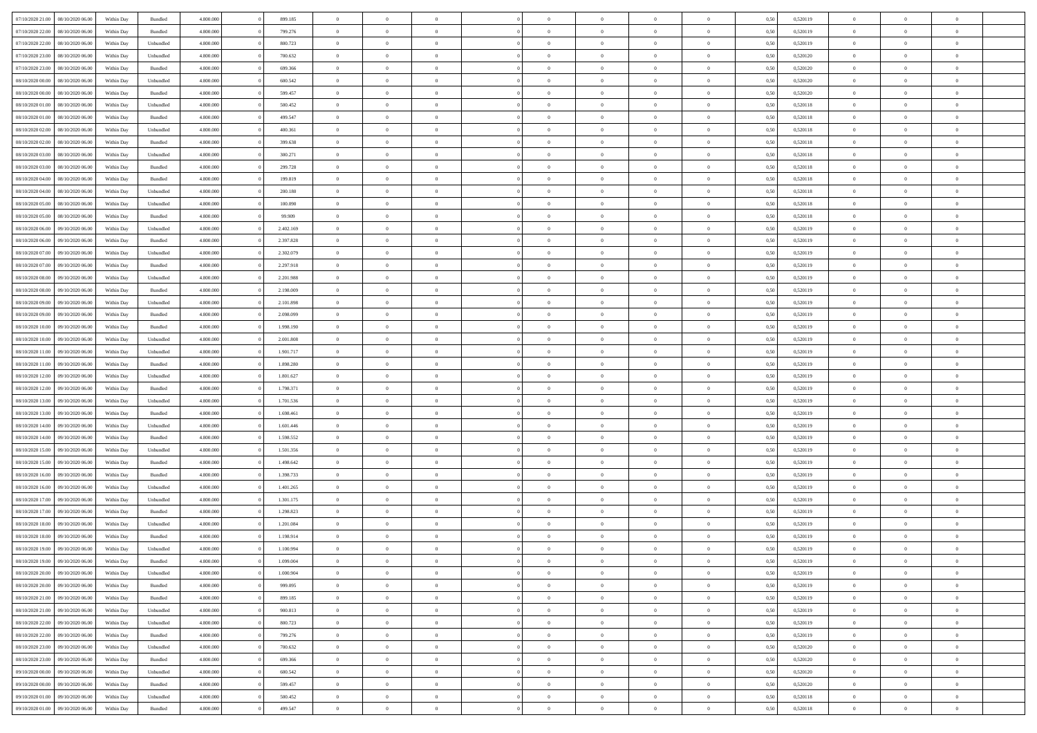| | | | | | | | | | | | | | | | | | | | | | |
|---|---|---|---|---|---|---|---|---|---|---|---|---|---|---|---|---|---|---|---|---|---|
| 07/10/2020 21.00 | 08/10/2020 06.00 | Within Day | Bundled | 4.800.000 | 0 | 899.185 | 0 | 0 | 0 | | 0 | 0 | 0 | 0 | 0 | 0,50 | 0,520119 | 0 | 0 | 0 | |
| 07/10/2020 22.00 | 08/10/2020 06.00 | Within Day | Bundled | 4.800.000 | 0 | 799.276 | 0 | 0 | 0 | | 0 | 0 | 0 | 0 | 0 | 0,50 | 0,520119 | 0 | 0 | 0 | |
| 07/10/2020 22.00 | 08/10/2020 06.00 | Within Day | Unbundled | 4.800.000 | 0 | 800.723 | 0 | 0 | 0 | | 0 | 0 | 0 | 0 | 0 | 0,50 | 0,520119 | 0 | 0 | 0 | |
| 07/10/2020 23.00 | 08/10/2020 06.00 | Within Day | Unbundled | 4.800.000 | 0 | 700.632 | 0 | 0 | 0 | | 0 | 0 | 0 | 0 | 0 | 0,50 | 0,520120 | 0 | 0 | 0 | |
| 07/10/2020 23.00 | 08/10/2020 06.00 | Within Day | Bundled | 4.800.000 | 0 | 699.366 | 0 | 0 | 0 | | 0 | 0 | 0 | 0 | 0 | 0,50 | 0,520120 | 0 | 0 | 0 | |
| 08/10/2020 00.00 | 08/10/2020 06.00 | Within Day | Unbundled | 4.800.000 | 0 | 600.542 | 0 | 0 | 0 | | 0 | 0 | 0 | 0 | 0 | 0,50 | 0,520120 | 0 | 0 | 0 | |
| 08/10/2020 00.00 | 08/10/2020 06.00 | Within Day | Bundled | 4.800.000 | 0 | 599.457 | 0 | 0 | 0 | | 0 | 0 | 0 | 0 | 0 | 0,50 | 0,520120 | 0 | 0 | 0 | |
| 08/10/2020 01.00 | 08/10/2020 06.00 | Within Day | Unbundled | 4.800.000 | 0 | 500.452 | 0 | 0 | 0 | | 0 | 0 | 0 | 0 | 0 | 0,50 | 0,520118 | 0 | 0 | 0 | |
| 08/10/2020 01.00 | 08/10/2020 06.00 | Within Day | Bundled | 4.800.000 | 0 | 499.547 | 0 | 0 | 0 | | 0 | 0 | 0 | 0 | 0 | 0,50 | 0,520118 | 0 | 0 | 0 | |
| 08/10/2020 02.00 | 08/10/2020 06.00 | Within Day | Unbundled | 4.800.000 | 0 | 400.361 | 0 | 0 | 0 | | 0 | 0 | 0 | 0 | 0 | 0,50 | 0,520118 | 0 | 0 | 0 | |
| 08/10/2020 02.00 | 08/10/2020 06.00 | Within Day | Bundled | 4.800.000 | 0 | 399.638 | 0 | 0 | 0 | | 0 | 0 | 0 | 0 | 0 | 0,50 | 0,520118 | 0 | 0 | 0 | |
| 08/10/2020 03.00 | 08/10/2020 06.00 | Within Day | Unbundled | 4.800.000 | 0 | 300.271 | 0 | 0 | 0 | | 0 | 0 | 0 | 0 | 0 | 0,50 | 0,520118 | 0 | 0 | 0 | |
| 08/10/2020 03.00 | 08/10/2020 06.00 | Within Day | Bundled | 4.800.000 | 0 | 299.728 | 0 | 0 | 0 | | 0 | 0 | 0 | 0 | 0 | 0,50 | 0,520118 | 0 | 0 | 0 | |
| 08/10/2020 04.00 | 08/10/2020 06.00 | Within Day | Bundled | 4.800.000 | 0 | 199.819 | 0 | 0 | 0 | | 0 | 0 | 0 | 0 | 0 | 0,50 | 0,520118 | 0 | 0 | 0 | |
| 08/10/2020 04.00 | 08/10/2020 06.00 | Within Day | Unbundled | 4.800.000 | 0 | 200.180 | 0 | 0 | 0 | | 0 | 0 | 0 | 0 | 0 | 0,50 | 0,520118 | 0 | 0 | 0 | |
| 08/10/2020 05.00 | 08/10/2020 06.00 | Within Day | Unbundled | 4.800.000 | 0 | 100.090 | 0 | 0 | 0 | | 0 | 0 | 0 | 0 | 0 | 0,50 | 0,520118 | 0 | 0 | 0 | |
| 08/10/2020 05.00 | 08/10/2020 06.00 | Within Day | Bundled | 4.800.000 | 0 | 99.909 | 0 | 0 | 0 | | 0 | 0 | 0 | 0 | 0 | 0,50 | 0,520118 | 0 | 0 | 0 | |
| 08/10/2020 06.00 | 09/10/2020 06.00 | Within Day | Unbundled | 4.800.000 | 0 | 2.402.169 | 0 | 0 | 0 | | 0 | 0 | 0 | 0 | 0 | 0,50 | 0,520119 | 0 | 0 | 0 | |
| 08/10/2020 06.00 | 09/10/2020 06.00 | Within Day | Bundled | 4.800.000 | 0 | 2.397.828 | 0 | 0 | 0 | | 0 | 0 | 0 | 0 | 0 | 0,50 | 0,520119 | 0 | 0 | 0 | |
| 08/10/2020 07.00 | 09/10/2020 06.00 | Within Day | Unbundled | 4.800.000 | 0 | 2.302.079 | 0 | 0 | 0 | | 0 | 0 | 0 | 0 | 0 | 0,50 | 0,520119 | 0 | 0 | 0 | |
| 08/10/2020 07.00 | 09/10/2020 06.00 | Within Day | Bundled | 4.800.000 | 0 | 2.297.918 | 0 | 0 | 0 | | 0 | 0 | 0 | 0 | 0 | 0,50 | 0,520119 | 0 | 0 | 0 | |
| 08/10/2020 08.00 | 09/10/2020 06.00 | Within Day | Unbundled | 4.800.000 | 0 | 2.201.988 | 0 | 0 | 0 | | 0 | 0 | 0 | 0 | 0 | 0,50 | 0,520119 | 0 | 0 | 0 | |
| 08/10/2020 08.00 | 09/10/2020 06.00 | Within Day | Bundled | 4.800.000 | 0 | 2.198.009 | 0 | 0 | 0 | | 0 | 0 | 0 | 0 | 0 | 0,50 | 0,520119 | 0 | 0 | 0 | |
| 08/10/2020 09.00 | 09/10/2020 06.00 | Within Day | Unbundled | 4.800.000 | 0 | 2.101.898 | 0 | 0 | 0 | | 0 | 0 | 0 | 0 | 0 | 0,50 | 0,520119 | 0 | 0 | 0 | |
| 08/10/2020 09.00 | 09/10/2020 06.00 | Within Day | Bundled | 4.800.000 | 0 | 2.098.099 | 0 | 0 | 0 | | 0 | 0 | 0 | 0 | 0 | 0,50 | 0,520119 | 0 | 0 | 0 | |
| 08/10/2020 10.00 | 09/10/2020 06.00 | Within Day | Bundled | 4.800.000 | 0 | 1.998.190 | 0 | 0 | 0 | | 0 | 0 | 0 | 0 | 0 | 0,50 | 0,520119 | 0 | 0 | 0 | |
| 08/10/2020 10.00 | 09/10/2020 06.00 | Within Day | Unbundled | 4.800.000 | 0 | 2.001.808 | 0 | 0 | 0 | | 0 | 0 | 0 | 0 | 0 | 0,50 | 0,520119 | 0 | 0 | 0 | |
| 08/10/2020 11.00 | 09/10/2020 06.00 | Within Day | Unbundled | 4.800.000 | 0 | 1.901.717 | 0 | 0 | 0 | | 0 | 0 | 0 | 0 | 0 | 0,50 | 0,520119 | 0 | 0 | 0 | |
| 08/10/2020 11.00 | 09/10/2020 06.00 | Within Day | Bundled | 4.800.000 | 0 | 1.898.280 | 0 | 0 | 0 | | 0 | 0 | 0 | 0 | 0 | 0,50 | 0,520119 | 0 | 0 | 0 | |
| 08/10/2020 12.00 | 09/10/2020 06.00 | Within Day | Unbundled | 4.800.000 | 0 | 1.801.627 | 0 | 0 | 0 | | 0 | 0 | 0 | 0 | 0 | 0,50 | 0,520119 | 0 | 0 | 0 | |
| 08/10/2020 12.00 | 09/10/2020 06.00 | Within Day | Bundled | 4.800.000 | 0 | 1.798.371 | 0 | 0 | 0 | | 0 | 0 | 0 | 0 | 0 | 0,50 | 0,520119 | 0 | 0 | 0 | |
| 08/10/2020 13.00 | 09/10/2020 06.00 | Within Day | Unbundled | 4.800.000 | 0 | 1.701.536 | 0 | 0 | 0 | | 0 | 0 | 0 | 0 | 0 | 0,50 | 0,520119 | 0 | 0 | 0 | |
| 08/10/2020 13.00 | 09/10/2020 06.00 | Within Day | Bundled | 4.800.000 | 0 | 1.698.461 | 0 | 0 | 0 | | 0 | 0 | 0 | 0 | 0 | 0,50 | 0,520119 | 0 | 0 | 0 | |
| 08/10/2020 14.00 | 09/10/2020 06.00 | Within Day | Unbundled | 4.800.000 | 0 | 1.601.446 | 0 | 0 | 0 | | 0 | 0 | 0 | 0 | 0 | 0,50 | 0,520119 | 0 | 0 | 0 | |
| 08/10/2020 14.00 | 09/10/2020 06.00 | Within Day | Bundled | 4.800.000 | 0 | 1.598.552 | 0 | 0 | 0 | | 0 | 0 | 0 | 0 | 0 | 0,50 | 0,520119 | 0 | 0 | 0 | |
| 08/10/2020 15.00 | 09/10/2020 06.00 | Within Day | Unbundled | 4.800.000 | 0 | 1.501.356 | 0 | 0 | 0 | | 0 | 0 | 0 | 0 | 0 | 0,50 | 0,520119 | 0 | 0 | 0 | |
| 08/10/2020 15.00 | 09/10/2020 06.00 | Within Day | Bundled | 4.800.000 | 0 | 1.498.642 | 0 | 0 | 0 | | 0 | 0 | 0 | 0 | 0 | 0,50 | 0,520119 | 0 | 0 | 0 | |
| 08/10/2020 16.00 | 09/10/2020 06.00 | Within Day | Bundled | 4.800.000 | 0 | 1.398.733 | 0 | 0 | 0 | | 0 | 0 | 0 | 0 | 0 | 0,50 | 0,520119 | 0 | 0 | 0 | |
| 08/10/2020 16.00 | 09/10/2020 06.00 | Within Day | Unbundled | 4.800.000 | 0 | 1.401.265 | 0 | 0 | 0 | | 0 | 0 | 0 | 0 | 0 | 0,50 | 0,520119 | 0 | 0 | 0 | |
| 08/10/2020 17.00 | 09/10/2020 06.00 | Within Day | Unbundled | 4.800.000 | 0 | 1.301.175 | 0 | 0 | 0 | | 0 | 0 | 0 | 0 | 0 | 0,50 | 0,520119 | 0 | 0 | 0 | |
| 08/10/2020 17.00 | 09/10/2020 06.00 | Within Day | Bundled | 4.800.000 | 0 | 1.298.823 | 0 | 0 | 0 | | 0 | 0 | 0 | 0 | 0 | 0,50 | 0,520119 | 0 | 0 | 0 | |
| 08/10/2020 18.00 | 09/10/2020 06.00 | Within Day | Unbundled | 4.800.000 | 0 | 1.201.084 | 0 | 0 | 0 | | 0 | 0 | 0 | 0 | 0 | 0,50 | 0,520119 | 0 | 0 | 0 | |
| 08/10/2020 18.00 | 09/10/2020 06.00 | Within Day | Bundled | 4.800.000 | 0 | 1.198.914 | 0 | 0 | 0 | | 0 | 0 | 0 | 0 | 0 | 0,50 | 0,520119 | 0 | 0 | 0 | |
| 08/10/2020 19.00 | 09/10/2020 06.00 | Within Day | Unbundled | 4.800.000 | 0 | 1.100.994 | 0 | 0 | 0 | | 0 | 0 | 0 | 0 | 0 | 0,50 | 0,520119 | 0 | 0 | 0 | |
| 08/10/2020 19.00 | 09/10/2020 06.00 | Within Day | Bundled | 4.800.000 | 0 | 1.099.004 | 0 | 0 | 0 | | 0 | 0 | 0 | 0 | 0 | 0,50 | 0,520119 | 0 | 0 | 0 | |
| 08/10/2020 20.00 | 09/10/2020 06.00 | Within Day | Unbundled | 4.800.000 | 0 | 1.000.904 | 0 | 0 | 0 | | 0 | 0 | 0 | 0 | 0 | 0,50 | 0,520119 | 0 | 0 | 0 | |
| 08/10/2020 20.00 | 09/10/2020 06.00 | Within Day | Bundled | 4.800.000 | 0 | 999.095 | 0 | 0 | 0 | | 0 | 0 | 0 | 0 | 0 | 0,50 | 0,520119 | 0 | 0 | 0 | |
| 08/10/2020 21.00 | 09/10/2020 06.00 | Within Day | Bundled | 4.800.000 | 0 | 899.185 | 0 | 0 | 0 | | 0 | 0 | 0 | 0 | 0 | 0,50 | 0,520119 | 0 | 0 | 0 | |
| 08/10/2020 21.00 | 09/10/2020 06.00 | Within Day | Unbundled | 4.800.000 | 0 | 900.813 | 0 | 0 | 0 | | 0 | 0 | 0 | 0 | 0 | 0,50 | 0,520119 | 0 | 0 | 0 | |
| 08/10/2020 22.00 | 09/10/2020 06.00 | Within Day | Unbundled | 4.800.000 | 0 | 800.723 | 0 | 0 | 0 | | 0 | 0 | 0 | 0 | 0 | 0,50 | 0,520119 | 0 | 0 | 0 | |
| 08/10/2020 22.00 | 09/10/2020 06.00 | Within Day | Bundled | 4.800.000 | 0 | 799.276 | 0 | 0 | 0 | | 0 | 0 | 0 | 0 | 0 | 0,50 | 0,520119 | 0 | 0 | 0 | |
| 08/10/2020 23.00 | 09/10/2020 06.00 | Within Day | Unbundled | 4.800.000 | 0 | 700.632 | 0 | 0 | 0 | | 0 | 0 | 0 | 0 | 0 | 0,50 | 0,520120 | 0 | 0 | 0 | |
| 08/10/2020 23.00 | 09/10/2020 06.00 | Within Day | Bundled | 4.800.000 | 0 | 699.366 | 0 | 0 | 0 | | 0 | 0 | 0 | 0 | 0 | 0,50 | 0,520120 | 0 | 0 | 0 | |
| 09/10/2020 00.00 | 09/10/2020 06.00 | Within Day | Unbundled | 4.800.000 | 0 | 600.542 | 0 | 0 | 0 | | 0 | 0 | 0 | 0 | 0 | 0,50 | 0,520120 | 0 | 0 | 0 | |
| 09/10/2020 00.00 | 09/10/2020 06.00 | Within Day | Bundled | 4.800.000 | 0 | 599.457 | 0 | 0 | 0 | | 0 | 0 | 0 | 0 | 0 | 0,50 | 0,520120 | 0 | 0 | 0 | |
| 09/10/2020 01.00 | 09/10/2020 06.00 | Within Day | Unbundled | 4.800.000 | 0 | 500.452 | 0 | 0 | 0 | | 0 | 0 | 0 | 0 | 0 | 0,50 | 0,520118 | 0 | 0 | 0 | |
| 09/10/2020 01.00 | 09/10/2020 06.00 | Within Day | Bundled | 4.800.000 | 0 | 499.547 | 0 | 0 | 0 | | 0 | 0 | 0 | 0 | 0 | 0,50 | 0,520118 | 0 | 0 | 0 | |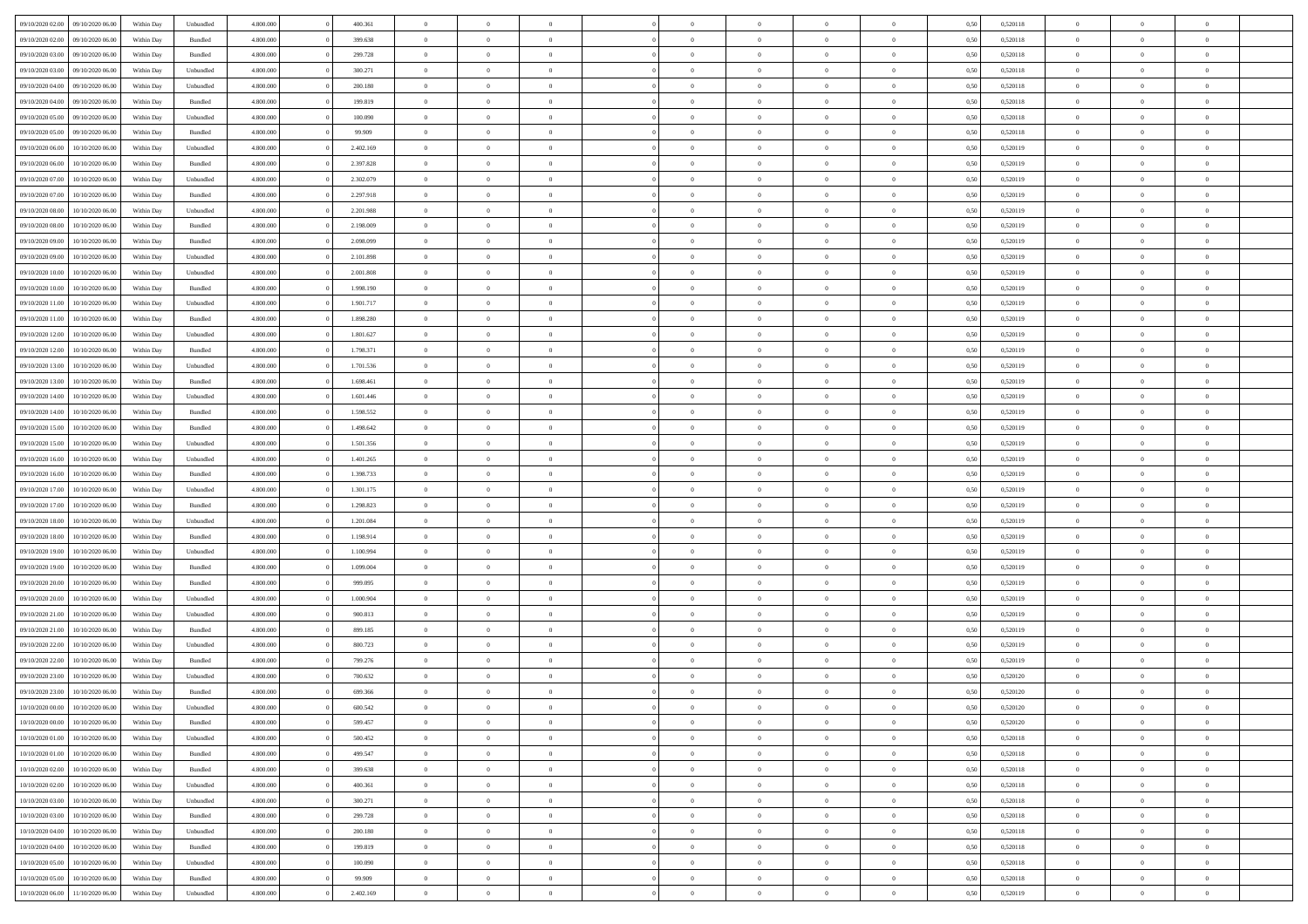| | | | | | | | | | | | | | | | | | | | | |
|---|---|---|---|---|---|---|---|---|---|---|---|---|---|---|---|---|---|---|---|---|
| 09/10/2020 02:00 | 09/10/2020 06:00 | Within Day | Unbundled | 4.800.000 | 0 | 400.361 | 0 | 0 | 0 | | 0 | 0 | 0 | 0 | 0,50 | 0,520118 | 0 | 0 | 0 | |
| 09/10/2020 02:00 | 09/10/2020 06:00 | Within Day | Bundled | 4.800.000 | 0 | 399.638 | 0 | 0 | 0 | | 0 | 0 | 0 | 0 | 0,50 | 0,520118 | 0 | 0 | 0 | |
| 09/10/2020 03:00 | 09/10/2020 06:00 | Within Day | Bundled | 4.800.000 | 0 | 299.728 | 0 | 0 | 0 | | 0 | 0 | 0 | 0 | 0,50 | 0,520118 | 0 | 0 | 0 | |
| 09/10/2020 03:00 | 09/10/2020 06:00 | Within Day | Unbundled | 4.800.000 | 0 | 300.271 | 0 | 0 | 0 | | 0 | 0 | 0 | 0 | 0,50 | 0,520118 | 0 | 0 | 0 | |
| 09/10/2020 04:00 | 09/10/2020 06:00 | Within Day | Unbundled | 4.800.000 | 0 | 200.180 | 0 | 0 | 0 | | 0 | 0 | 0 | 0 | 0,50 | 0,520118 | 0 | 0 | 0 | |
| 09/10/2020 04:00 | 09/10/2020 06:00 | Within Day | Bundled | 4.800.000 | 0 | 199.819 | 0 | 0 | 0 | | 0 | 0 | 0 | 0 | 0,50 | 0,520118 | 0 | 0 | 0 | |
| 09/10/2020 05:00 | 09/10/2020 06:00 | Within Day | Unbundled | 4.800.000 | 0 | 100.090 | 0 | 0 | 0 | | 0 | 0 | 0 | 0 | 0,50 | 0,520118 | 0 | 0 | 0 | |
| 09/10/2020 05:00 | 09/10/2020 06:00 | Within Day | Bundled | 4.800.000 | 0 | 99.909 | 0 | 0 | 0 | | 0 | 0 | 0 | 0 | 0,50 | 0,520118 | 0 | 0 | 0 | |
| 09/10/2020 06:00 | 10/10/2020 06:00 | Within Day | Unbundled | 4.800.000 | 0 | 2.402.169 | 0 | 0 | 0 | | 0 | 0 | 0 | 0 | 0,50 | 0,520119 | 0 | 0 | 0 | |
| 09/10/2020 06:00 | 10/10/2020 06:00 | Within Day | Bundled | 4.800.000 | 0 | 2.397.828 | 0 | 0 | 0 | | 0 | 0 | 0 | 0 | 0,50 | 0,520119 | 0 | 0 | 0 | |
| 09/10/2020 07:00 | 10/10/2020 06:00 | Within Day | Unbundled | 4.800.000 | 0 | 2.302.079 | 0 | 0 | 0 | | 0 | 0 | 0 | 0 | 0,50 | 0,520119 | 0 | 0 | 0 | |
| 09/10/2020 07:00 | 10/10/2020 06:00 | Within Day | Bundled | 4.800.000 | 0 | 2.297.918 | 0 | 0 | 0 | | 0 | 0 | 0 | 0 | 0,50 | 0,520119 | 0 | 0 | 0 | |
| 09/10/2020 08:00 | 10/10/2020 06:00 | Within Day | Unbundled | 4.800.000 | 0 | 2.201.988 | 0 | 0 | 0 | | 0 | 0 | 0 | 0 | 0,50 | 0,520119 | 0 | 0 | 0 | |
| 09/10/2020 08:00 | 10/10/2020 06:00 | Within Day | Bundled | 4.800.000 | 0 | 2.198.009 | 0 | 0 | 0 | | 0 | 0 | 0 | 0 | 0,50 | 0,520119 | 0 | 0 | 0 | |
| 09/10/2020 09:00 | 10/10/2020 06:00 | Within Day | Bundled | 4.800.000 | 0 | 2.098.099 | 0 | 0 | 0 | | 0 | 0 | 0 | 0 | 0,50 | 0,520119 | 0 | 0 | 0 | |
| 09/10/2020 09:00 | 10/10/2020 06:00 | Within Day | Unbundled | 4.800.000 | 0 | 2.101.898 | 0 | 0 | 0 | | 0 | 0 | 0 | 0 | 0,50 | 0,520119 | 0 | 0 | 0 | |
| 09/10/2020 10:00 | 10/10/2020 06:00 | Within Day | Unbundled | 4.800.000 | 0 | 2.001.808 | 0 | 0 | 0 | | 0 | 0 | 0 | 0 | 0,50 | 0,520119 | 0 | 0 | 0 | |
| 09/10/2020 10:00 | 10/10/2020 06:00 | Within Day | Bundled | 4.800.000 | 0 | 1.998.190 | 0 | 0 | 0 | | 0 | 0 | 0 | 0 | 0,50 | 0,520119 | 0 | 0 | 0 | |
| 09/10/2020 11:00 | 10/10/2020 06:00 | Within Day | Unbundled | 4.800.000 | 0 | 1.901.717 | 0 | 0 | 0 | | 0 | 0 | 0 | 0 | 0,50 | 0,520119 | 0 | 0 | 0 | |
| 09/10/2020 11:00 | 10/10/2020 06:00 | Within Day | Bundled | 4.800.000 | 0 | 1.898.280 | 0 | 0 | 0 | | 0 | 0 | 0 | 0 | 0,50 | 0,520119 | 0 | 0 | 0 | |
| 09/10/2020 12:00 | 10/10/2020 06:00 | Within Day | Unbundled | 4.800.000 | 0 | 1.801.627 | 0 | 0 | 0 | | 0 | 0 | 0 | 0 | 0,50 | 0,520119 | 0 | 0 | 0 | |
| 09/10/2020 12:00 | 10/10/2020 06:00 | Within Day | Bundled | 4.800.000 | 0 | 1.798.371 | 0 | 0 | 0 | | 0 | 0 | 0 | 0 | 0,50 | 0,520119 | 0 | 0 | 0 | |
| 09/10/2020 13:00 | 10/10/2020 06:00 | Within Day | Unbundled | 4.800.000 | 0 | 1.701.536 | 0 | 0 | 0 | | 0 | 0 | 0 | 0 | 0,50 | 0,520119 | 0 | 0 | 0 | |
| 09/10/2020 13:00 | 10/10/2020 06:00 | Within Day | Bundled | 4.800.000 | 0 | 1.698.461 | 0 | 0 | 0 | | 0 | 0 | 0 | 0 | 0,50 | 0,520119 | 0 | 0 | 0 | |
| 09/10/2020 14:00 | 10/10/2020 06:00 | Within Day | Unbundled | 4.800.000 | 0 | 1.601.446 | 0 | 0 | 0 | | 0 | 0 | 0 | 0 | 0,50 | 0,520119 | 0 | 0 | 0 | |
| 09/10/2020 14:00 | 10/10/2020 06:00 | Within Day | Bundled | 4.800.000 | 0 | 1.598.552 | 0 | 0 | 0 | | 0 | 0 | 0 | 0 | 0,50 | 0,520119 | 0 | 0 | 0 | |
| 09/10/2020 15:00 | 10/10/2020 06:00 | Within Day | Bundled | 4.800.000 | 0 | 1.498.642 | 0 | 0 | 0 | | 0 | 0 | 0 | 0 | 0,50 | 0,520119 | 0 | 0 | 0 | |
| 09/10/2020 15:00 | 10/10/2020 06:00 | Within Day | Unbundled | 4.800.000 | 0 | 1.501.356 | 0 | 0 | 0 | | 0 | 0 | 0 | 0 | 0,50 | 0,520119 | 0 | 0 | 0 | |
| 09/10/2020 16:00 | 10/10/2020 06:00 | Within Day | Unbundled | 4.800.000 | 0 | 1.401.265 | 0 | 0 | 0 | | 0 | 0 | 0 | 0 | 0,50 | 0,520119 | 0 | 0 | 0 | |
| 09/10/2020 16:00 | 10/10/2020 06:00 | Within Day | Bundled | 4.800.000 | 0 | 1.398.733 | 0 | 0 | 0 | | 0 | 0 | 0 | 0 | 0,50 | 0,520119 | 0 | 0 | 0 | |
| 09/10/2020 17:00 | 10/10/2020 06:00 | Within Day | Unbundled | 4.800.000 | 0 | 1.301.175 | 0 | 0 | 0 | | 0 | 0 | 0 | 0 | 0,50 | 0,520119 | 0 | 0 | 0 | |
| 09/10/2020 17:00 | 10/10/2020 06:00 | Within Day | Bundled | 4.800.000 | 0 | 1.298.823 | 0 | 0 | 0 | | 0 | 0 | 0 | 0 | 0,50 | 0,520119 | 0 | 0 | 0 | |
| 09/10/2020 18:00 | 10/10/2020 06:00 | Within Day | Unbundled | 4.800.000 | 0 | 1.201.084 | 0 | 0 | 0 | | 0 | 0 | 0 | 0 | 0,50 | 0,520119 | 0 | 0 | 0 | |
| 09/10/2020 18:00 | 10/10/2020 06:00 | Within Day | Bundled | 4.800.000 | 0 | 1.198.914 | 0 | 0 | 0 | | 0 | 0 | 0 | 0 | 0,50 | 0,520119 | 0 | 0 | 0 | |
| 09/10/2020 19:00 | 10/10/2020 06:00 | Within Day | Unbundled | 4.800.000 | 0 | 1.100.994 | 0 | 0 | 0 | | 0 | 0 | 0 | 0 | 0,50 | 0,520119 | 0 | 0 | 0 | |
| 09/10/2020 19:00 | 10/10/2020 06:00 | Within Day | Bundled | 4.800.000 | 0 | 1.099.004 | 0 | 0 | 0 | | 0 | 0 | 0 | 0 | 0,50 | 0,520119 | 0 | 0 | 0 | |
| 09/10/2020 20:00 | 10/10/2020 06:00 | Within Day | Bundled | 4.800.000 | 0 | 999.095 | 0 | 0 | 0 | | 0 | 0 | 0 | 0 | 0,50 | 0,520119 | 0 | 0 | 0 | |
| 09/10/2020 20:00 | 10/10/2020 06:00 | Within Day | Unbundled | 4.800.000 | 0 | 1.000.904 | 0 | 0 | 0 | | 0 | 0 | 0 | 0 | 0,50 | 0,520119 | 0 | 0 | 0 | |
| 09/10/2020 21:00 | 10/10/2020 06:00 | Within Day | Unbundled | 4.800.000 | 0 | 900.813 | 0 | 0 | 0 | | 0 | 0 | 0 | 0 | 0,50 | 0,520119 | 0 | 0 | 0 | |
| 09/10/2020 21:00 | 10/10/2020 06:00 | Within Day | Bundled | 4.800.000 | 0 | 899.185 | 0 | 0 | 0 | | 0 | 0 | 0 | 0 | 0,50 | 0,520119 | 0 | 0 | 0 | |
| 09/10/2020 22:00 | 10/10/2020 06:00 | Within Day | Unbundled | 4.800.000 | 0 | 800.723 | 0 | 0 | 0 | | 0 | 0 | 0 | 0 | 0,50 | 0,520119 | 0 | 0 | 0 | |
| 09/10/2020 22:00 | 10/10/2020 06:00 | Within Day | Bundled | 4.800.000 | 0 | 799.276 | 0 | 0 | 0 | | 0 | 0 | 0 | 0 | 0,50 | 0,520119 | 0 | 0 | 0 | |
| 09/10/2020 23:00 | 10/10/2020 06:00 | Within Day | Unbundled | 4.800.000 | 0 | 700.632 | 0 | 0 | 0 | | 0 | 0 | 0 | 0 | 0,50 | 0,520120 | 0 | 0 | 0 | |
| 09/10/2020 23:00 | 10/10/2020 06:00 | Within Day | Bundled | 4.800.000 | 0 | 699.366 | 0 | 0 | 0 | | 0 | 0 | 0 | 0 | 0,50 | 0,520120 | 0 | 0 | 0 | |
| 10/10/2020 00:00 | 10/10/2020 06:00 | Within Day | Unbundled | 4.800.000 | 0 | 600.542 | 0 | 0 | 0 | | 0 | 0 | 0 | 0 | 0,50 | 0,520120 | 0 | 0 | 0 | |
| 10/10/2020 00:00 | 10/10/2020 06:00 | Within Day | Bundled | 4.800.000 | 0 | 599.457 | 0 | 0 | 0 | | 0 | 0 | 0 | 0 | 0,50 | 0,520120 | 0 | 0 | 0 | |
| 10/10/2020 01:00 | 10/10/2020 06:00 | Within Day | Unbundled | 4.800.000 | 0 | 500.452 | 0 | 0 | 0 | | 0 | 0 | 0 | 0 | 0,50 | 0,520118 | 0 | 0 | 0 | |
| 10/10/2020 01:00 | 10/10/2020 06:00 | Within Day | Bundled | 4.800.000 | 0 | 499.547 | 0 | 0 | 0 | | 0 | 0 | 0 | 0 | 0,50 | 0,520118 | 0 | 0 | 0 | |
| 10/10/2020 02:00 | 10/10/2020 06:00 | Within Day | Bundled | 4.800.000 | 0 | 399.638 | 0 | 0 | 0 | | 0 | 0 | 0 | 0 | 0,50 | 0,520118 | 0 | 0 | 0 | |
| 10/10/2020 02:00 | 10/10/2020 06:00 | Within Day | Unbundled | 4.800.000 | 0 | 400.361 | 0 | 0 | 0 | | 0 | 0 | 0 | 0 | 0,50 | 0,520118 | 0 | 0 | 0 | |
| 10/10/2020 03:00 | 10/10/2020 06:00 | Within Day | Unbundled | 4.800.000 | 0 | 300.271 | 0 | 0 | 0 | | 0 | 0 | 0 | 0 | 0,50 | 0,520118 | 0 | 0 | 0 | |
| 10/10/2020 03:00 | 10/10/2020 06:00 | Within Day | Bundled | 4.800.000 | 0 | 299.728 | 0 | 0 | 0 | | 0 | 0 | 0 | 0 | 0,50 | 0,520118 | 0 | 0 | 0 | |
| 10/10/2020 04:00 | 10/10/2020 06:00 | Within Day | Unbundled | 4.800.000 | 0 | 200.180 | 0 | 0 | 0 | | 0 | 0 | 0 | 0 | 0,50 | 0,520118 | 0 | 0 | 0 | |
| 10/10/2020 04:00 | 10/10/2020 06:00 | Within Day | Bundled | 4.800.000 | 0 | 199.819 | 0 | 0 | 0 | | 0 | 0 | 0 | 0 | 0,50 | 0,520118 | 0 | 0 | 0 | |
| 10/10/2020 05:00 | 10/10/2020 06:00 | Within Day | Unbundled | 4.800.000 | 0 | 100.090 | 0 | 0 | 0 | | 0 | 0 | 0 | 0 | 0,50 | 0,520118 | 0 | 0 | 0 | |
| 10/10/2020 05:00 | 10/10/2020 06:00 | Within Day | Bundled | 4.800.000 | 0 | 99.909 | 0 | 0 | 0 | | 0 | 0 | 0 | 0 | 0,50 | 0,520118 | 0 | 0 | 0 | |
| 10/10/2020 06:00 | 11/10/2020 06:00 | Within Day | Unbundled | 4.800.000 | 0 | 2.402.169 | 0 | 0 | 0 | | 0 | 0 | 0 | 0 | 0,50 | 0,520119 | 0 | 0 | 0 | |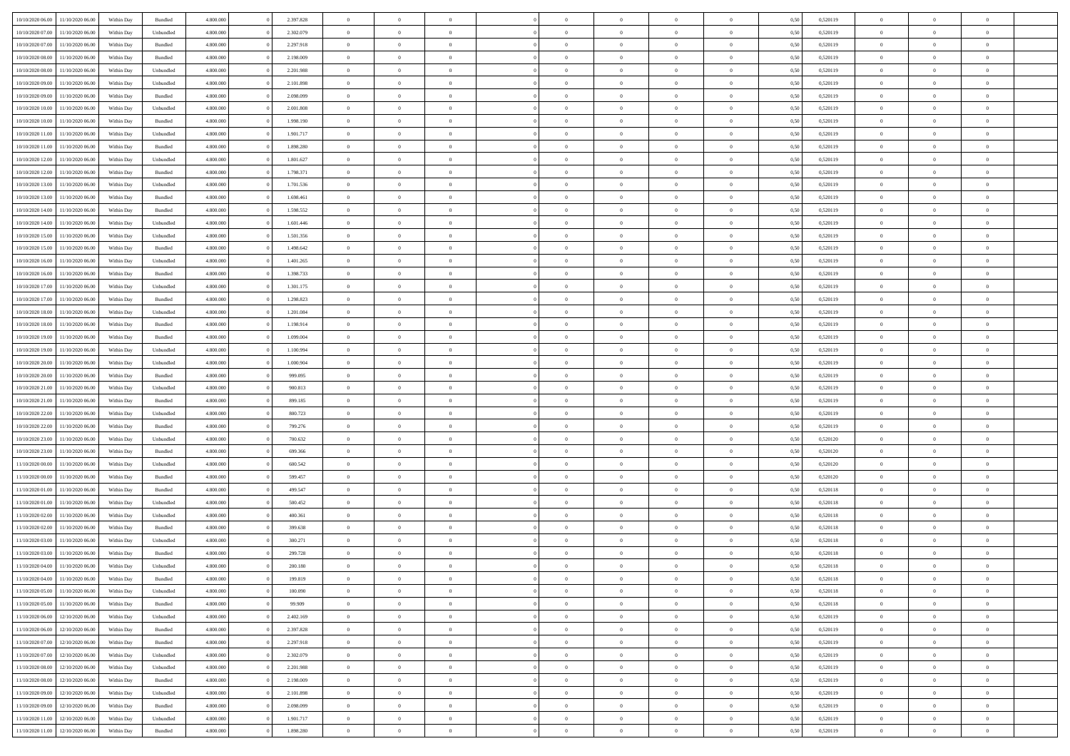| | | | | | | | | | | | | | | | | | | | | | |
|---|---|---|---|---|---|---|---|---|---|---|---|---|---|---|---|---|---|---|---|---|---|
| 10/10/2020 06:00 | 11/10/2020 06:00 | Within Day | Bundled | 4.800.000 | 0 | 2.397.828 | 0 | 0 | 0 | | 0 | 0 | 0 | 0 | 0,50 | 0,520119 | 0 | 0 | 0 | |
| 10/10/2020 07:00 | 11/10/2020 06:00 | Within Day | Unbundled | 4.800.000 | 0 | 2.302.079 | 0 | 0 | 0 | | 0 | 0 | 0 | 0 | 0,50 | 0,520119 | 0 | 0 | 0 | |
| 10/10/2020 07:00 | 11/10/2020 06:00 | Within Day | Bundled | 4.800.000 | 0 | 2.297.918 | 0 | 0 | 0 | | 0 | 0 | 0 | 0 | 0,50 | 0,520119 | 0 | 0 | 0 | |
| 10/10/2020 08:00 | 11/10/2020 06:00 | Within Day | Bundled | 4.800.000 | 0 | 2.198.009 | 0 | 0 | 0 | | 0 | 0 | 0 | 0 | 0,50 | 0,520119 | 0 | 0 | 0 | |
| 10/10/2020 08:00 | 11/10/2020 06:00 | Within Day | Unbundled | 4.800.000 | 0 | 2.201.988 | 0 | 0 | 0 | | 0 | 0 | 0 | 0 | 0,50 | 0,520119 | 0 | 0 | 0 | |
| 10/10/2020 09:00 | 11/10/2020 06:00 | Within Day | Unbundled | 4.800.000 | 0 | 2.101.898 | 0 | 0 | 0 | | 0 | 0 | 0 | 0 | 0,50 | 0,520119 | 0 | 0 | 0 | |
| 10/10/2020 09:00 | 11/10/2020 06:00 | Within Day | Bundled | 4.800.000 | 0 | 2.098.099 | 0 | 0 | 0 | | 0 | 0 | 0 | 0 | 0,50 | 0,520119 | 0 | 0 | 0 | |
| 10/10/2020 10:00 | 11/10/2020 06:00 | Within Day | Unbundled | 4.800.000 | 0 | 2.001.808 | 0 | 0 | 0 | | 0 | 0 | 0 | 0 | 0,50 | 0,520119 | 0 | 0 | 0 | |
| 10/10/2020 10:00 | 11/10/2020 06:00 | Within Day | Bundled | 4.800.000 | 0 | 1.998.190 | 0 | 0 | 0 | | 0 | 0 | 0 | 0 | 0,50 | 0,520119 | 0 | 0 | 0 | |
| 10/10/2020 11:00 | 11/10/2020 06:00 | Within Day | Unbundled | 4.800.000 | 0 | 1.901.717 | 0 | 0 | 0 | | 0 | 0 | 0 | 0 | 0,50 | 0,520119 | 0 | 0 | 0 | |
| 10/10/2020 11:00 | 11/10/2020 06:00 | Within Day | Bundled | 4.800.000 | 0 | 1.898.280 | 0 | 0 | 0 | | 0 | 0 | 0 | 0 | 0,50 | 0,520119 | 0 | 0 | 0 | |
| 10/10/2020 12:00 | 11/10/2020 06:00 | Within Day | Unbundled | 4.800.000 | 0 | 1.801.627 | 0 | 0 | 0 | | 0 | 0 | 0 | 0 | 0,50 | 0,520119 | 0 | 0 | 0 | |
| 10/10/2020 12:00 | 11/10/2020 06:00 | Within Day | Bundled | 4.800.000 | 0 | 1.798.371 | 0 | 0 | 0 | | 0 | 0 | 0 | 0 | 0,50 | 0,520119 | 0 | 0 | 0 | |
| 10/10/2020 13:00 | 11/10/2020 06:00 | Within Day | Unbundled | 4.800.000 | 0 | 1.701.536 | 0 | 0 | 0 | | 0 | 0 | 0 | 0 | 0,50 | 0,520119 | 0 | 0 | 0 | |
| 10/10/2020 13:00 | 11/10/2020 06:00 | Within Day | Bundled | 4.800.000 | 0 | 1.698.461 | 0 | 0 | 0 | | 0 | 0 | 0 | 0 | 0,50 | 0,520119 | 0 | 0 | 0 | |
| 10/10/2020 14:00 | 11/10/2020 06:00 | Within Day | Bundled | 4.800.000 | 0 | 1.598.552 | 0 | 0 | 0 | | 0 | 0 | 0 | 0 | 0,50 | 0,520119 | 0 | 0 | 0 | |
| 10/10/2020 14:00 | 11/10/2020 06:00 | Within Day | Unbundled | 4.800.000 | 0 | 1.601.446 | 0 | 0 | 0 | | 0 | 0 | 0 | 0 | 0,50 | 0,520119 | 0 | 0 | 0 | |
| 10/10/2020 15:00 | 11/10/2020 06:00 | Within Day | Unbundled | 4.800.000 | 0 | 1.501.356 | 0 | 0 | 0 | | 0 | 0 | 0 | 0 | 0,50 | 0,520119 | 0 | 0 | 0 | |
| 10/10/2020 15:00 | 11/10/2020 06:00 | Within Day | Bundled | 4.800.000 | 0 | 1.498.642 | 0 | 0 | 0 | | 0 | 0 | 0 | 0 | 0,50 | 0,520119 | 0 | 0 | 0 | |
| 10/10/2020 16:00 | 11/10/2020 06:00 | Within Day | Unbundled | 4.800.000 | 0 | 1.401.265 | 0 | 0 | 0 | | 0 | 0 | 0 | 0 | 0,50 | 0,520119 | 0 | 0 | 0 | |
| 10/10/2020 16:00 | 11/10/2020 06:00 | Within Day | Bundled | 4.800.000 | 0 | 1.398.733 | 0 | 0 | 0 | | 0 | 0 | 0 | 0 | 0,50 | 0,520119 | 0 | 0 | 0 | |
| 10/10/2020 17:00 | 11/10/2020 06:00 | Within Day | Unbundled | 4.800.000 | 0 | 1.301.175 | 0 | 0 | 0 | | 0 | 0 | 0 | 0 | 0,50 | 0,520119 | 0 | 0 | 0 | |
| 10/10/2020 17:00 | 11/10/2020 06:00 | Within Day | Bundled | 4.800.000 | 0 | 1.298.823 | 0 | 0 | 0 | | 0 | 0 | 0 | 0 | 0,50 | 0,520119 | 0 | 0 | 0 | |
| 10/10/2020 18:00 | 11/10/2020 06:00 | Within Day | Unbundled | 4.800.000 | 0 | 1.201.084 | 0 | 0 | 0 | | 0 | 0 | 0 | 0 | 0,50 | 0,520119 | 0 | 0 | 0 | |
| 10/10/2020 18:00 | 11/10/2020 06:00 | Within Day | Bundled | 4.800.000 | 0 | 1.198.914 | 0 | 0 | 0 | | 0 | 0 | 0 | 0 | 0,50 | 0,520119 | 0 | 0 | 0 | |
| 10/10/2020 19:00 | 11/10/2020 06:00 | Within Day | Bundled | 4.800.000 | 0 | 1.099.004 | 0 | 0 | 0 | | 0 | 0 | 0 | 0 | 0,50 | 0,520119 | 0 | 0 | 0 | |
| 10/10/2020 19:00 | 11/10/2020 06:00 | Within Day | Unbundled | 4.800.000 | 0 | 1.100.994 | 0 | 0 | 0 | | 0 | 0 | 0 | 0 | 0,50 | 0,520119 | 0 | 0 | 0 | |
| 10/10/2020 20:00 | 11/10/2020 06:00 | Within Day | Unbundled | 4.800.000 | 0 | 1.000.904 | 0 | 0 | 0 | | 0 | 0 | 0 | 0 | 0,50 | 0,520119 | 0 | 0 | 0 | |
| 10/10/2020 20:00 | 11/10/2020 06:00 | Within Day | Bundled | 4.800.000 | 0 | 999.095 | 0 | 0 | 0 | | 0 | 0 | 0 | 0 | 0,50 | 0,520119 | 0 | 0 | 0 | |
| 10/10/2020 21:00 | 11/10/2020 06:00 | Within Day | Unbundled | 4.800.000 | 0 | 900.813 | 0 | 0 | 0 | | 0 | 0 | 0 | 0 | 0,50 | 0,520119 | 0 | 0 | 0 | |
| 10/10/2020 21:00 | 11/10/2020 06:00 | Within Day | Bundled | 4.800.000 | 0 | 899.185 | 0 | 0 | 0 | | 0 | 0 | 0 | 0 | 0,50 | 0,520119 | 0 | 0 | 0 | |
| 10/10/2020 22:00 | 11/10/2020 06:00 | Within Day | Unbundled | 4.800.000 | 0 | 800.723 | 0 | 0 | 0 | | 0 | 0 | 0 | 0 | 0,50 | 0,520119 | 0 | 0 | 0 | |
| 10/10/2020 22:00 | 11/10/2020 06:00 | Within Day | Bundled | 4.800.000 | 0 | 799.276 | 0 | 0 | 0 | | 0 | 0 | 0 | 0 | 0,50 | 0,520119 | 0 | 0 | 0 | |
| 10/10/2020 23:00 | 11/10/2020 06:00 | Within Day | Unbundled | 4.800.000 | 0 | 700.632 | 0 | 0 | 0 | | 0 | 0 | 0 | 0 | 0,50 | 0,520120 | 0 | 0 | 0 | |
| 10/10/2020 23:00 | 11/10/2020 06:00 | Within Day | Bundled | 4.800.000 | 0 | 699.366 | 0 | 0 | 0 | | 0 | 0 | 0 | 0 | 0,50 | 0,520120 | 0 | 0 | 0 | |
| 11/10/2020 00:00 | 11/10/2020 06:00 | Within Day | Unbundled | 4.800.000 | 0 | 600.542 | 0 | 0 | 0 | | 0 | 0 | 0 | 0 | 0,50 | 0,520120 | 0 | 0 | 0 | |
| 11/10/2020 00:00 | 11/10/2020 06:00 | Within Day | Bundled | 4.800.000 | 0 | 599.457 | 0 | 0 | 0 | | 0 | 0 | 0 | 0 | 0,50 | 0,520120 | 0 | 0 | 0 | |
| 11/10/2020 01:00 | 11/10/2020 06:00 | Within Day | Bundled | 4.800.000 | 0 | 499.547 | 0 | 0 | 0 | | 0 | 0 | 0 | 0 | 0,50 | 0,520118 | 0 | 0 | 0 | |
| 11/10/2020 01:00 | 11/10/2020 06:00 | Within Day | Unbundled | 4.800.000 | 0 | 500.452 | 0 | 0 | 0 | | 0 | 0 | 0 | 0 | 0,50 | 0,520118 | 0 | 0 | 0 | |
| 11/10/2020 02:00 | 11/10/2020 06:00 | Within Day | Unbundled | 4.800.000 | 0 | 400.361 | 0 | 0 | 0 | | 0 | 0 | 0 | 0 | 0,50 | 0,520118 | 0 | 0 | 0 | |
| 11/10/2020 02:00 | 11/10/2020 06:00 | Within Day | Bundled | 4.800.000 | 0 | 399.638 | 0 | 0 | 0 | | 0 | 0 | 0 | 0 | 0,50 | 0,520118 | 0 | 0 | 0 | |
| 11/10/2020 03:00 | 11/10/2020 06:00 | Within Day | Unbundled | 4.800.000 | 0 | 300.271 | 0 | 0 | 0 | | 0 | 0 | 0 | 0 | 0,50 | 0,520118 | 0 | 0 | 0 | |
| 11/10/2020 03:00 | 11/10/2020 06:00 | Within Day | Bundled | 4.800.000 | 0 | 299.728 | 0 | 0 | 0 | | 0 | 0 | 0 | 0 | 0,50 | 0,520118 | 0 | 0 | 0 | |
| 11/10/2020 04:00 | 11/10/2020 06:00 | Within Day | Unbundled | 4.800.000 | 0 | 200.180 | 0 | 0 | 0 | | 0 | 0 | 0 | 0 | 0,50 | 0,520118 | 0 | 0 | 0 | |
| 11/10/2020 04:00 | 11/10/2020 06:00 | Within Day | Bundled | 4.800.000 | 0 | 199.819 | 0 | 0 | 0 | | 0 | 0 | 0 | 0 | 0,50 | 0,520118 | 0 | 0 | 0 | |
| 11/10/2020 05:00 | 11/10/2020 06:00 | Within Day | Unbundled | 4.800.000 | 0 | 100.090 | 0 | 0 | 0 | | 0 | 0 | 0 | 0 | 0,50 | 0,520118 | 0 | 0 | 0 | |
| 11/10/2020 05:00 | 11/10/2020 06:00 | Within Day | Bundled | 4.800.000 | 0 | 99.909 | 0 | 0 | 0 | | 0 | 0 | 0 | 0 | 0,50 | 0,520118 | 0 | 0 | 0 | |
| 11/10/2020 06:00 | 12/10/2020 06:00 | Within Day | Unbundled | 4.800.000 | 0 | 2.402.169 | 0 | 0 | 0 | | 0 | 0 | 0 | 0 | 0,50 | 0,520119 | 0 | 0 | 0 | |
| 11/10/2020 06:00 | 12/10/2020 06:00 | Within Day | Bundled | 4.800.000 | 0 | 2.397.828 | 0 | 0 | 0 | | 0 | 0 | 0 | 0 | 0,50 | 0,520119 | 0 | 0 | 0 | |
| 11/10/2020 07:00 | 12/10/2020 06:00 | Within Day | Bundled | 4.800.000 | 0 | 2.297.918 | 0 | 0 | 0 | | 0 | 0 | 0 | 0 | 0,50 | 0,520119 | 0 | 0 | 0 | |
| 11/10/2020 07:00 | 12/10/2020 06:00 | Within Day | Unbundled | 4.800.000 | 0 | 2.302.079 | 0 | 0 | 0 | | 0 | 0 | 0 | 0 | 0,50 | 0,520119 | 0 | 0 | 0 | |
| 11/10/2020 08:00 | 12/10/2020 06:00 | Within Day | Unbundled | 4.800.000 | 0 | 2.201.988 | 0 | 0 | 0 | | 0 | 0 | 0 | 0 | 0,50 | 0,520119 | 0 | 0 | 0 | |
| 11/10/2020 08:00 | 12/10/2020 06:00 | Within Day | Bundled | 4.800.000 | 0 | 2.198.009 | 0 | 0 | 0 | | 0 | 0 | 0 | 0 | 0,50 | 0,520119 | 0 | 0 | 0 | |
| 11/10/2020 09:00 | 12/10/2020 06:00 | Within Day | Unbundled | 4.800.000 | 0 | 2.101.898 | 0 | 0 | 0 | | 0 | 0 | 0 | 0 | 0,50 | 0,520119 | 0 | 0 | 0 | |
| 11/10/2020 09:00 | 12/10/2020 06:00 | Within Day | Bundled | 4.800.000 | 0 | 2.098.099 | 0 | 0 | 0 | | 0 | 0 | 0 | 0 | 0,50 | 0,520119 | 0 | 0 | 0 | |
| 11/10/2020 11:00 | 12/10/2020 06:00 | Within Day | Unbundled | 4.800.000 | 0 | 1.901.717 | 0 | 0 | 0 | | 0 | 0 | 0 | 0 | 0,50 | 0,520119 | 0 | 0 | 0 | |
| 11/10/2020 11:00 | 12/10/2020 06:00 | Within Day | Bundled | 4.800.000 | 0 | 1.898.280 | 0 | 0 | 0 | | 0 | 0 | 0 | 0 | 0,50 | 0,520119 | 0 | 0 | 0 | |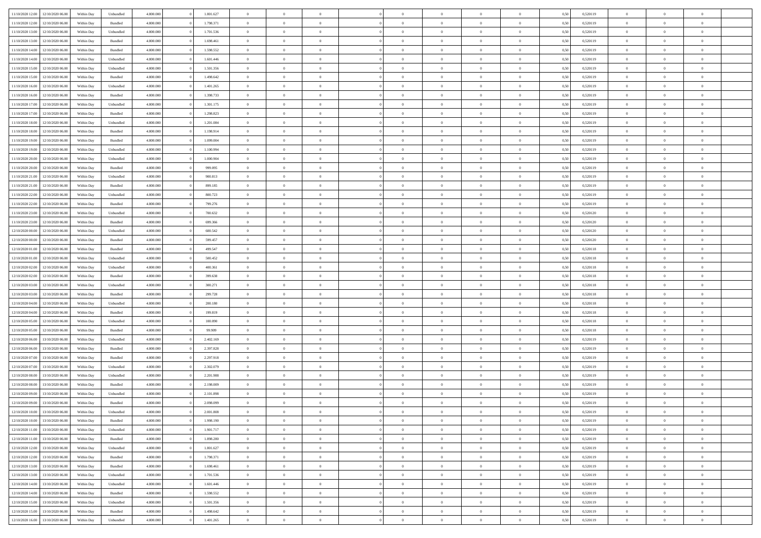| | | | | | | | | | | | | | | | | | | | | | |
|---|---|---|---|---|---|---|---|---|---|---|---|---|---|---|---|---|---|---|---|---|---|
| 11/10/2020 12.00 | 12/10/2020 06.00 | Within Day | Unbundled | 4.800.000 | 0 | 1.801.627 | 0 | 0 | 0 | | 0 | 0 | 0 | 0 | 0 | 0,50 | 0,520119 | 0 | 0 | 0 | |
| 11/10/2020 12.00 | 12/10/2020 06.00 | Within Day | Bundled | 4.800.000 | 0 | 1.798.371 | 0 | 0 | 0 | | 0 | 0 | 0 | 0 | 0 | 0,50 | 0,520119 | 0 | 0 | 0 | |
| 11/10/2020 13.00 | 12/10/2020 06.00 | Within Day | Unbundled | 4.800.000 | 0 | 1.701.536 | 0 | 0 | 0 | | 0 | 0 | 0 | 0 | 0 | 0,50 | 0,520119 | 0 | 0 | 0 | |
| 11/10/2020 13.00 | 12/10/2020 06.00 | Within Day | Bundled | 4.800.000 | 0 | 1.698.461 | 0 | 0 | 0 | | 0 | 0 | 0 | 0 | 0 | 0,50 | 0,520119 | 0 | 0 | 0 | |
| 11/10/2020 14.00 | 12/10/2020 06.00 | Within Day | Bundled | 4.800.000 | 0 | 1.598.552 | 0 | 0 | 0 | | 0 | 0 | 0 | 0 | 0 | 0,50 | 0,520119 | 0 | 0 | 0 | |
| 11/10/2020 14.00 | 12/10/2020 06.00 | Within Day | Unbundled | 4.800.000 | 0 | 1.601.446 | 0 | 0 | 0 | | 0 | 0 | 0 | 0 | 0 | 0,50 | 0,520119 | 0 | 0 | 0 | |
| 11/10/2020 15.00 | 12/10/2020 06.00 | Within Day | Unbundled | 4.800.000 | 0 | 1.501.356 | 0 | 0 | 0 | | 0 | 0 | 0 | 0 | 0 | 0,50 | 0,520119 | 0 | 0 | 0 | |
| 11/10/2020 15.00 | 12/10/2020 06.00 | Within Day | Bundled | 4.800.000 | 0 | 1.498.642 | 0 | 0 | 0 | | 0 | 0 | 0 | 0 | 0 | 0,50 | 0,520119 | 0 | 0 | 0 | |
| 11/10/2020 16.00 | 12/10/2020 06.00 | Within Day | Unbundled | 4.800.000 | 0 | 1.401.265 | 0 | 0 | 0 | | 0 | 0 | 0 | 0 | 0 | 0,50 | 0,520119 | 0 | 0 | 0 | |
| 11/10/2020 16.00 | 12/10/2020 06.00 | Within Day | Bundled | 4.800.000 | 0 | 1.398.733 | 0 | 0 | 0 | | 0 | 0 | 0 | 0 | 0 | 0,50 | 0,520119 | 0 | 0 | 0 | |
| 11/10/2020 17.00 | 12/10/2020 06.00 | Within Day | Unbundled | 4.800.000 | 0 | 1.301.175 | 0 | 0 | 0 | | 0 | 0 | 0 | 0 | 0 | 0,50 | 0,520119 | 0 | 0 | 0 | |
| 11/10/2020 17.00 | 12/10/2020 06.00 | Within Day | Bundled | 4.800.000 | 0 | 1.298.823 | 0 | 0 | 0 | | 0 | 0 | 0 | 0 | 0 | 0,50 | 0,520119 | 0 | 0 | 0 | |
| 11/10/2020 18.00 | 12/10/2020 06.00 | Within Day | Unbundled | 4.800.000 | 0 | 1.201.084 | 0 | 0 | 0 | | 0 | 0 | 0 | 0 | 0 | 0,50 | 0,520119 | 0 | 0 | 0 | |
| 11/10/2020 18.00 | 12/10/2020 06.00 | Within Day | Bundled | 4.800.000 | 0 | 1.198.914 | 0 | 0 | 0 | | 0 | 0 | 0 | 0 | 0 | 0,50 | 0,520119 | 0 | 0 | 0 | |
| 11/10/2020 19.00 | 12/10/2020 06.00 | Within Day | Bundled | 4.800.000 | 0 | 1.099.004 | 0 | 0 | 0 | | 0 | 0 | 0 | 0 | 0 | 0,50 | 0,520119 | 0 | 0 | 0 | |
| 11/10/2020 19.00 | 12/10/2020 06.00 | Within Day | Unbundled | 4.800.000 | 0 | 1.100.994 | 0 | 0 | 0 | | 0 | 0 | 0 | 0 | 0 | 0,50 | 0,520119 | 0 | 0 | 0 | |
| 11/10/2020 20.00 | 12/10/2020 06.00 | Within Day | Unbundled | 4.800.000 | 0 | 1.000.904 | 0 | 0 | 0 | | 0 | 0 | 0 | 0 | 0 | 0,50 | 0,520119 | 0 | 0 | 0 | |
| 11/10/2020 20.00 | 12/10/2020 06.00 | Within Day | Bundled | 4.800.000 | 0 | 999.095 | 0 | 0 | 0 | | 0 | 0 | 0 | 0 | 0 | 0,50 | 0,520119 | 0 | 0 | 0 | |
| 11/10/2020 21.00 | 12/10/2020 06.00 | Within Day | Unbundled | 4.800.000 | 0 | 900.813 | 0 | 0 | 0 | | 0 | 0 | 0 | 0 | 0 | 0,50 | 0,520119 | 0 | 0 | 0 | |
| 11/10/2020 21.00 | 12/10/2020 06.00 | Within Day | Bundled | 4.800.000 | 0 | 899.185 | 0 | 0 | 0 | | 0 | 0 | 0 | 0 | 0 | 0,50 | 0,520119 | 0 | 0 | 0 | |
| 11/10/2020 22.00 | 12/10/2020 06.00 | Within Day | Unbundled | 4.800.000 | 0 | 800.723 | 0 | 0 | 0 | | 0 | 0 | 0 | 0 | 0 | 0,50 | 0,520119 | 0 | 0 | 0 | |
| 11/10/2020 22.00 | 12/10/2020 06.00 | Within Day | Bundled | 4.800.000 | 0 | 799.276 | 0 | 0 | 0 | | 0 | 0 | 0 | 0 | 0 | 0,50 | 0,520119 | 0 | 0 | 0 | |
| 11/10/2020 23.00 | 12/10/2020 06.00 | Within Day | Unbundled | 4.800.000 | 0 | 700.632 | 0 | 0 | 0 | | 0 | 0 | 0 | 0 | 0 | 0,50 | 0,520120 | 0 | 0 | 0 | |
| 11/10/2020 23.00 | 12/10/2020 06.00 | Within Day | Bundled | 4.800.000 | 0 | 699.366 | 0 | 0 | 0 | | 0 | 0 | 0 | 0 | 0 | 0,50 | 0,520120 | 0 | 0 | 0 | |
| 12/10/2020 00.00 | 12/10/2020 06.00 | Within Day | Unbundled | 4.800.000 | 0 | 600.542 | 0 | 0 | 0 | | 0 | 0 | 0 | 0 | 0 | 0,50 | 0,520120 | 0 | 0 | 0 | |
| 12/10/2020 00.00 | 12/10/2020 06.00 | Within Day | Bundled | 4.800.000 | 0 | 599.457 | 0 | 0 | 0 | | 0 | 0 | 0 | 0 | 0 | 0,50 | 0,520120 | 0 | 0 | 0 | |
| 12/10/2020 01.00 | 12/10/2020 06.00 | Within Day | Bundled | 4.800.000 | 0 | 499.547 | 0 | 0 | 0 | | 0 | 0 | 0 | 0 | 0 | 0,50 | 0,520118 | 0 | 0 | 0 | |
| 12/10/2020 01.00 | 12/10/2020 06.00 | Within Day | Unbundled | 4.800.000 | 0 | 500.452 | 0 | 0 | 0 | | 0 | 0 | 0 | 0 | 0 | 0,50 | 0,520118 | 0 | 0 | 0 | |
| 12/10/2020 02.00 | 12/10/2020 06.00 | Within Day | Unbundled | 4.800.000 | 0 | 400.361 | 0 | 0 | 0 | | 0 | 0 | 0 | 0 | 0 | 0,50 | 0,520118 | 0 | 0 | 0 | |
| 12/10/2020 02.00 | 12/10/2020 06.00 | Within Day | Bundled | 4.800.000 | 0 | 399.638 | 0 | 0 | 0 | | 0 | 0 | 0 | 0 | 0 | 0,50 | 0,520118 | 0 | 0 | 0 | |
| 12/10/2020 03.00 | 12/10/2020 06.00 | Within Day | Unbundled | 4.800.000 | 0 | 300.271 | 0 | 0 | 0 | | 0 | 0 | 0 | 0 | 0 | 0,50 | 0,520118 | 0 | 0 | 0 | |
| 12/10/2020 03.00 | 12/10/2020 06.00 | Within Day | Bundled | 4.800.000 | 0 | 299.728 | 0 | 0 | 0 | | 0 | 0 | 0 | 0 | 0 | 0,50 | 0,520118 | 0 | 0 | 0 | |
| 12/10/2020 04.00 | 12/10/2020 06.00 | Within Day | Unbundled | 4.800.000 | 0 | 200.180 | 0 | 0 | 0 | | 0 | 0 | 0 | 0 | 0 | 0,50 | 0,520118 | 0 | 0 | 0 | |
| 12/10/2020 04.00 | 12/10/2020 06.00 | Within Day | Bundled | 4.800.000 | 0 | 199.819 | 0 | 0 | 0 | | 0 | 0 | 0 | 0 | 0 | 0,50 | 0,520118 | 0 | 0 | 0 | |
| 12/10/2020 05.00 | 12/10/2020 06.00 | Within Day | Unbundled | 4.800.000 | 0 | 100.090 | 0 | 0 | 0 | | 0 | 0 | 0 | 0 | 0 | 0,50 | 0,520118 | 0 | 0 | 0 | |
| 12/10/2020 05.00 | 12/10/2020 06.00 | Within Day | Bundled | 4.800.000 | 0 | 99.909 | 0 | 0 | 0 | | 0 | 0 | 0 | 0 | 0 | 0,50 | 0,520118 | 0 | 0 | 0 | |
| 12/10/2020 06.00 | 13/10/2020 06.00 | Within Day | Unbundled | 4.800.000 | 0 | 2.402.169 | 0 | 0 | 0 | | 0 | 0 | 0 | 0 | 0 | 0,50 | 0,520119 | 0 | 0 | 0 | |
| 12/10/2020 06.00 | 13/10/2020 06.00 | Within Day | Bundled | 4.800.000 | 0 | 2.397.828 | 0 | 0 | 0 | | 0 | 0 | 0 | 0 | 0 | 0,50 | 0,520119 | 0 | 0 | 0 | |
| 12/10/2020 07.00 | 13/10/2020 06.00 | Within Day | Bundled | 4.800.000 | 0 | 2.297.918 | 0 | 0 | 0 | | 0 | 0 | 0 | 0 | 0 | 0,50 | 0,520119 | 0 | 0 | 0 | |
| 12/10/2020 07.00 | 13/10/2020 06.00 | Within Day | Unbundled | 4.800.000 | 0 | 2.302.079 | 0 | 0 | 0 | | 0 | 0 | 0 | 0 | 0 | 0,50 | 0,520119 | 0 | 0 | 0 | |
| 12/10/2020 08.00 | 13/10/2020 06.00 | Within Day | Unbundled | 4.800.000 | 0 | 2.201.988 | 0 | 0 | 0 | | 0 | 0 | 0 | 0 | 0 | 0,50 | 0,520119 | 0 | 0 | 0 | |
| 12/10/2020 08.00 | 13/10/2020 06.00 | Within Day | Bundled | 4.800.000 | 0 | 2.198.009 | 0 | 0 | 0 | | 0 | 0 | 0 | 0 | 0 | 0,50 | 0,520119 | 0 | 0 | 0 | |
| 12/10/2020 09.00 | 13/10/2020 06.00 | Within Day | Unbundled | 4.800.000 | 0 | 2.101.898 | 0 | 0 | 0 | | 0 | 0 | 0 | 0 | 0 | 0,50 | 0,520119 | 0 | 0 | 0 | |
| 12/10/2020 09.00 | 13/10/2020 06.00 | Within Day | Bundled | 4.800.000 | 0 | 2.098.099 | 0 | 0 | 0 | | 0 | 0 | 0 | 0 | 0 | 0,50 | 0,520119 | 0 | 0 | 0 | |
| 12/10/2020 10.00 | 13/10/2020 06.00 | Within Day | Unbundled | 4.800.000 | 0 | 2.001.808 | 0 | 0 | 0 | | 0 | 0 | 0 | 0 | 0 | 0,50 | 0,520119 | 0 | 0 | 0 | |
| 12/10/2020 10.00 | 13/10/2020 06.00 | Within Day | Bundled | 4.800.000 | 0 | 1.998.190 | 0 | 0 | 0 | | 0 | 0 | 0 | 0 | 0 | 0,50 | 0,520119 | 0 | 0 | 0 | |
| 12/10/2020 11.00 | 13/10/2020 06.00 | Within Day | Unbundled | 4.800.000 | 0 | 1.901.717 | 0 | 0 | 0 | | 0 | 0 | 0 | 0 | 0 | 0,50 | 0,520119 | 0 | 0 | 0 | |
| 12/10/2020 11.00 | 13/10/2020 06.00 | Within Day | Bundled | 4.800.000 | 0 | 1.898.280 | 0 | 0 | 0 | | 0 | 0 | 0 | 0 | 0 | 0,50 | 0,520119 | 0 | 0 | 0 | |
| 12/10/2020 12.00 | 13/10/2020 06.00 | Within Day | Unbundled | 4.800.000 | 0 | 1.801.627 | 0 | 0 | 0 | | 0 | 0 | 0 | 0 | 0 | 0,50 | 0,520119 | 0 | 0 | 0 | |
| 12/10/2020 12.00 | 13/10/2020 06.00 | Within Day | Bundled | 4.800.000 | 0 | 1.798.371 | 0 | 0 | 0 | | 0 | 0 | 0 | 0 | 0 | 0,50 | 0,520119 | 0 | 0 | 0 | |
| 12/10/2020 13.00 | 13/10/2020 06.00 | Within Day | Bundled | 4.800.000 | 0 | 1.698.461 | 0 | 0 | 0 | | 0 | 0 | 0 | 0 | 0 | 0,50 | 0,520119 | 0 | 0 | 0 | |
| 12/10/2020 13.00 | 13/10/2020 06.00 | Within Day | Unbundled | 4.800.000 | 0 | 1.701.536 | 0 | 0 | 0 | | 0 | 0 | 0 | 0 | 0 | 0,50 | 0,520119 | 0 | 0 | 0 | |
| 12/10/2020 14.00 | 13/10/2020 06.00 | Within Day | Unbundled | 4.800.000 | 0 | 1.601.446 | 0 | 0 | 0 | | 0 | 0 | 0 | 0 | 0 | 0,50 | 0,520119 | 0 | 0 | 0 | |
| 12/10/2020 14.00 | 13/10/2020 06.00 | Within Day | Bundled | 4.800.000 | 0 | 1.598.552 | 0 | 0 | 0 | | 0 | 0 | 0 | 0 | 0 | 0,50 | 0,520119 | 0 | 0 | 0 | |
| 12/10/2020 15.00 | 13/10/2020 06.00 | Within Day | Unbundled | 4.800.000 | 0 | 1.501.356 | 0 | 0 | 0 | | 0 | 0 | 0 | 0 | 0 | 0,50 | 0,520119 | 0 | 0 | 0 | |
| 12/10/2020 15.00 | 13/10/2020 06.00 | Within Day | Bundled | 4.800.000 | 0 | 1.498.642 | 0 | 0 | 0 | | 0 | 0 | 0 | 0 | 0 | 0,50 | 0,520119 | 0 | 0 | 0 | |
| 12/10/2020 16.00 | 13/10/2020 06.00 | Within Day | Unbundled | 4.800.000 | 0 | 1.401.265 | 0 | 0 | 0 | | 0 | 0 | 0 | 0 | 0 | 0,50 | 0,520119 | 0 | 0 | 0 | |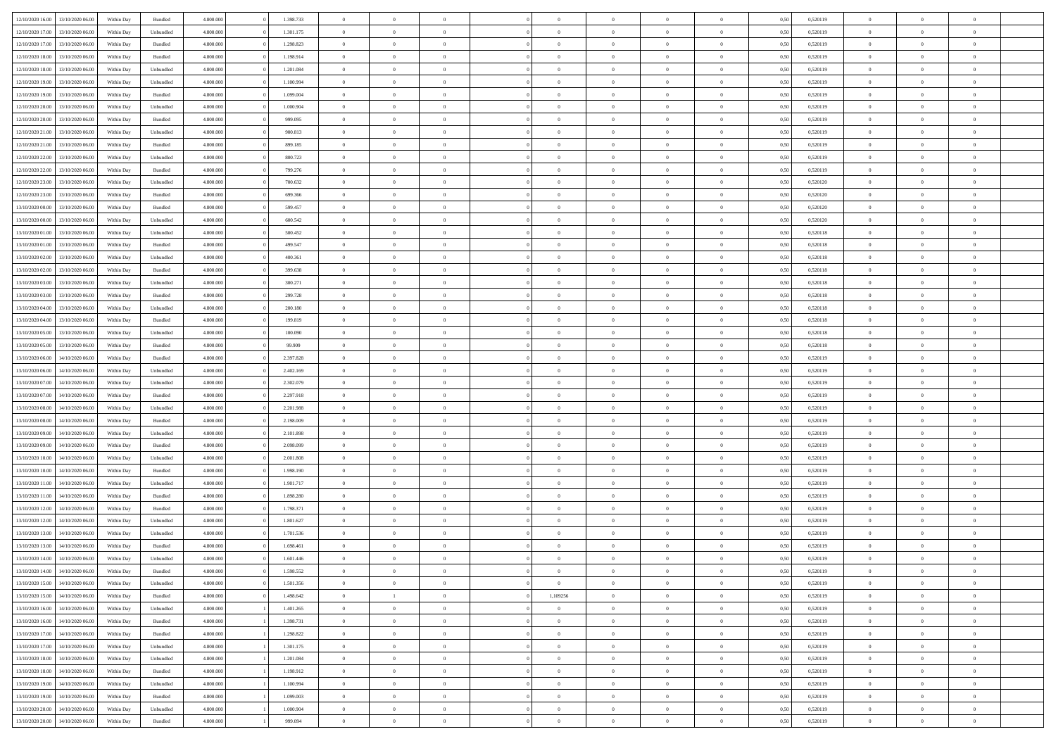| | | | | | | | | | | | | | | | | | | | | | |
|---|---|---|---|---|---|---|---|---|---|---|---|---|---|---|---|---|---|---|---|---|---|
| 12/10/2020 16.00 | 13/10/2020 06.00 | Within Day | Bundled | 4.800.000 | 0 | 1.398.733 | 0 | 0 | 0 | | 0 | 0 | 0 | 0 | 0 | 0,50 | 0,520119 | 0 | 0 | 0 | |
| 12/10/2020 17.00 | 13/10/2020 06.00 | Within Day | Unbundled | 4.800.000 | 0 | 1.301.175 | 0 | 0 | 0 | | 0 | 0 | 0 | 0 | 0 | 0,50 | 0,520119 | 0 | 0 | 0 | |
| 12/10/2020 17.00 | 13/10/2020 06.00 | Within Day | Bundled | 4.800.000 | 0 | 1.298.823 | 0 | 0 | 0 | | 0 | 0 | 0 | 0 | 0 | 0,50 | 0,520119 | 0 | 0 | 0 | |
| 12/10/2020 18.00 | 13/10/2020 06.00 | Within Day | Bundled | 4.800.000 | 0 | 1.198.914 | 0 | 0 | 0 | | 0 | 0 | 0 | 0 | 0 | 0,50 | 0,520119 | 0 | 0 | 0 | |
| 12/10/2020 18.00 | 13/10/2020 06.00 | Within Day | Unbundled | 4.800.000 | 0 | 1.201.084 | 0 | 0 | 0 | | 0 | 0 | 0 | 0 | 0 | 0,50 | 0,520119 | 0 | 0 | 0 | |
| 12/10/2020 19.00 | 13/10/2020 06.00 | Within Day | Unbundled | 4.800.000 | 0 | 1.100.994 | 0 | 0 | 0 | | 0 | 0 | 0 | 0 | 0 | 0,50 | 0,520119 | 0 | 0 | 0 | |
| 12/10/2020 19.00 | 13/10/2020 06.00 | Within Day | Bundled | 4.800.000 | 0 | 1.099.004 | 0 | 0 | 0 | | 0 | 0 | 0 | 0 | 0 | 0,50 | 0,520119 | 0 | 0 | 0 | |
| 12/10/2020 20.00 | 13/10/2020 06.00 | Within Day | Unbundled | 4.800.000 | 0 | 1.000.904 | 0 | 0 | 0 | | 0 | 0 | 0 | 0 | 0 | 0,50 | 0,520119 | 0 | 0 | 0 | |
| 12/10/2020 20.00 | 13/10/2020 06.00 | Within Day | Bundled | 4.800.000 | 0 | 999.095 | 0 | 0 | 0 | | 0 | 0 | 0 | 0 | 0 | 0,50 | 0,520119 | 0 | 0 | 0 | |
| 12/10/2020 21.00 | 13/10/2020 06.00 | Within Day | Unbundled | 4.800.000 | 0 | 900.813 | 0 | 0 | 0 | | 0 | 0 | 0 | 0 | 0 | 0,50 | 0,520119 | 0 | 0 | 0 | |
| 12/10/2020 21.00 | 13/10/2020 06.00 | Within Day | Bundled | 4.800.000 | 0 | 899.185 | 0 | 0 | 0 | | 0 | 0 | 0 | 0 | 0 | 0,50 | 0,520119 | 0 | 0 | 0 | |
| 12/10/2020 22.00 | 13/10/2020 06.00 | Within Day | Unbundled | 4.800.000 | 0 | 800.723 | 0 | 0 | 0 | | 0 | 0 | 0 | 0 | 0 | 0,50 | 0,520119 | 0 | 0 | 0 | |
| 12/10/2020 22.00 | 13/10/2020 06.00 | Within Day | Bundled | 4.800.000 | 0 | 799.276 | 0 | 0 | 0 | | 0 | 0 | 0 | 0 | 0 | 0,50 | 0,520119 | 0 | 0 | 0 | |
| 12/10/2020 23.00 | 13/10/2020 06.00 | Within Day | Unbundled | 4.800.000 | 0 | 700.632 | 0 | 0 | 0 | | 0 | 0 | 0 | 0 | 0 | 0,50 | 0,520120 | 0 | 0 | 0 | |
| 12/10/2020 23.00 | 13/10/2020 06.00 | Within Day | Bundled | 4.800.000 | 0 | 699.366 | 0 | 0 | 0 | | 0 | 0 | 0 | 0 | 0 | 0,50 | 0,520120 | 0 | 0 | 0 | |
| 13/10/2020 00.00 | 13/10/2020 06.00 | Within Day | Bundled | 4.800.000 | 0 | 599.457 | 0 | 0 | 0 | | 0 | 0 | 0 | 0 | 0 | 0,50 | 0,520120 | 0 | 0 | 0 | |
| 13/10/2020 00.00 | 13/10/2020 06.00 | Within Day | Unbundled | 4.800.000 | 0 | 600.542 | 0 | 0 | 0 | | 0 | 0 | 0 | 0 | 0 | 0,50 | 0,520120 | 0 | 0 | 0 | |
| 13/10/2020 01.00 | 13/10/2020 06.00 | Within Day | Unbundled | 4.800.000 | 0 | 500.452 | 0 | 0 | 0 | | 0 | 0 | 0 | 0 | 0 | 0,50 | 0,520118 | 0 | 0 | 0 | |
| 13/10/2020 01.00 | 13/10/2020 06.00 | Within Day | Bundled | 4.800.000 | 0 | 499.547 | 0 | 0 | 0 | | 0 | 0 | 0 | 0 | 0 | 0,50 | 0,520118 | 0 | 0 | 0 | |
| 13/10/2020 02.00 | 13/10/2020 06.00 | Within Day | Unbundled | 4.800.000 | 0 | 400.361 | 0 | 0 | 0 | | 0 | 0 | 0 | 0 | 0 | 0,50 | 0,520118 | 0 | 0 | 0 | |
| 13/10/2020 02.00 | 13/10/2020 06.00 | Within Day | Bundled | 4.800.000 | 0 | 399.638 | 0 | 0 | 0 | | 0 | 0 | 0 | 0 | 0 | 0,50 | 0,520118 | 0 | 0 | 0 | |
| 13/10/2020 03.00 | 13/10/2020 06.00 | Within Day | Unbundled | 4.800.000 | 0 | 300.271 | 0 | 0 | 0 | | 0 | 0 | 0 | 0 | 0 | 0,50 | 0,520118 | 0 | 0 | 0 | |
| 13/10/2020 03.00 | 13/10/2020 06.00 | Within Day | Bundled | 4.800.000 | 0 | 299.728 | 0 | 0 | 0 | | 0 | 0 | 0 | 0 | 0 | 0,50 | 0,520118 | 0 | 0 | 0 | |
| 13/10/2020 04.00 | 13/10/2020 06.00 | Within Day | Unbundled | 4.800.000 | 0 | 200.180 | 0 | 0 | 0 | | 0 | 0 | 0 | 0 | 0 | 0,50 | 0,520118 | 0 | 0 | 0 | |
| 13/10/2020 04.00 | 13/10/2020 06.00 | Within Day | Bundled | 4.800.000 | 0 | 199.819 | 0 | 0 | 0 | | 0 | 0 | 0 | 0 | 0 | 0,50 | 0,520118 | 0 | 0 | 0 | |
| 13/10/2020 05.00 | 13/10/2020 06.00 | Within Day | Unbundled | 4.800.000 | 0 | 100.090 | 0 | 0 | 0 | | 0 | 0 | 0 | 0 | 0 | 0,50 | 0,520118 | 0 | 0 | 0 | |
| 13/10/2020 05.00 | 13/10/2020 06.00 | Within Day | Bundled | 4.800.000 | 0 | 99.909 | 0 | 0 | 0 | | 0 | 0 | 0 | 0 | 0 | 0,50 | 0,520118 | 0 | 0 | 0 | |
| 13/10/2020 06.00 | 14/10/2020 06.00 | Within Day | Bundled | 4.800.000 | 0 | 2.397.828 | 0 | 0 | 0 | | 0 | 0 | 0 | 0 | 0 | 0,50 | 0,520119 | 0 | 0 | 0 | |
| 13/10/2020 06.00 | 14/10/2020 06.00 | Within Day | Unbundled | 4.800.000 | 0 | 2.402.169 | 0 | 0 | 0 | | 0 | 0 | 0 | 0 | 0 | 0,50 | 0,520119 | 0 | 0 | 0 | |
| 13/10/2020 07.00 | 14/10/2020 06.00 | Within Day | Unbundled | 4.800.000 | 0 | 2.302.079 | 0 | 0 | 0 | | 0 | 0 | 0 | 0 | 0 | 0,50 | 0,520119 | 0 | 0 | 0 | |
| 13/10/2020 07.00 | 14/10/2020 06.00 | Within Day | Bundled | 4.800.000 | 0 | 2.297.918 | 0 | 0 | 0 | | 0 | 0 | 0 | 0 | 0 | 0,50 | 0,520119 | 0 | 0 | 0 | |
| 13/10/2020 08.00 | 14/10/2020 06.00 | Within Day | Unbundled | 4.800.000 | 0 | 2.201.988 | 0 | 0 | 0 | | 0 | 0 | 0 | 0 | 0 | 0,50 | 0,520119 | 0 | 0 | 0 | |
| 13/10/2020 08.00 | 14/10/2020 06.00 | Within Day | Bundled | 4.800.000 | 0 | 2.198.009 | 0 | 0 | 0 | | 0 | 0 | 0 | 0 | 0 | 0,50 | 0,520119 | 0 | 0 | 0 | |
| 13/10/2020 09.00 | 14/10/2020 06.00 | Within Day | Unbundled | 4.800.000 | 0 | 2.101.898 | 0 | 0 | 0 | | 0 | 0 | 0 | 0 | 0 | 0,50 | 0,520119 | 0 | 0 | 0 | |
| 13/10/2020 09.00 | 14/10/2020 06.00 | Within Day | Bundled | 4.800.000 | 0 | 2.098.099 | 0 | 0 | 0 | | 0 | 0 | 0 | 0 | 0 | 0,50 | 0,520119 | 0 | 0 | 0 | |
| 13/10/2020 10.00 | 14/10/2020 06.00 | Within Day | Unbundled | 4.800.000 | 0 | 2.001.808 | 0 | 0 | 0 | | 0 | 0 | 0 | 0 | 0 | 0,50 | 0,520119 | 0 | 0 | 0 | |
| 13/10/2020 10.00 | 14/10/2020 06.00 | Within Day | Bundled | 4.800.000 | 0 | 1.998.190 | 0 | 0 | 0 | | 0 | 0 | 0 | 0 | 0 | 0,50 | 0,520119 | 0 | 0 | 0 | |
| 13/10/2020 11.00 | 14/10/2020 06.00 | Within Day | Unbundled | 4.800.000 | 0 | 1.901.717 | 0 | 0 | 0 | | 0 | 0 | 0 | 0 | 0 | 0,50 | 0,520119 | 0 | 0 | 0 | |
| 13/10/2020 11.00 | 14/10/2020 06.00 | Within Day | Bundled | 4.800.000 | 0 | 1.898.280 | 0 | 0 | 0 | | 0 | 0 | 0 | 0 | 0 | 0,50 | 0,520119 | 0 | 0 | 0 | |
| 13/10/2020 12.00 | 14/10/2020 06.00 | Within Day | Bundled | 4.800.000 | 0 | 1.798.371 | 0 | 0 | 0 | | 0 | 0 | 0 | 0 | 0 | 0,50 | 0,520119 | 0 | 0 | 0 | |
| 13/10/2020 12.00 | 14/10/2020 06.00 | Within Day | Unbundled | 4.800.000 | 0 | 1.801.627 | 0 | 0 | 0 | | 0 | 0 | 0 | 0 | 0 | 0,50 | 0,520119 | 0 | 0 | 0 | |
| 13/10/2020 13.00 | 14/10/2020 06.00 | Within Day | Unbundled | 4.800.000 | 0 | 1.701.536 | 0 | 0 | 0 | | 0 | 0 | 0 | 0 | 0 | 0,50 | 0,520119 | 0 | 0 | 0 | |
| 13/10/2020 13.00 | 14/10/2020 06.00 | Within Day | Bundled | 4.800.000 | 0 | 1.698.461 | 0 | 0 | 0 | | 0 | 0 | 0 | 0 | 0 | 0,50 | 0,520119 | 0 | 0 | 0 | |
| 13/10/2020 14.00 | 14/10/2020 06.00 | Within Day | Unbundled | 4.800.000 | 0 | 1.601.446 | 0 | 0 | 0 | | 0 | 0 | 0 | 0 | 0 | 0,50 | 0,520119 | 0 | 0 | 0 | |
| 13/10/2020 14.00 | 14/10/2020 06.00 | Within Day | Bundled | 4.800.000 | 0 | 1.598.552 | 0 | 0 | 0 | | 0 | 0 | 0 | 0 | 0 | 0,50 | 0,520119 | 0 | 0 | 0 | |
| 13/10/2020 15.00 | 14/10/2020 06.00 | Within Day | Unbundled | 4.800.000 | 0 | 1.501.356 | 0 | 0 | 0 | | 0 | 0 | 0 | 0 | 0 | 0,50 | 0,520119 | 0 | 0 | 0 | |
| 13/10/2020 15.00 | 14/10/2020 06.00 | Within Day | Bundled | 4.800.000 | 0 | 1.498.642 | 0 | 1 | 0 | | 1,109256 | 0 | 0 | 0 | 0 | 0,50 | 0,520119 | 0 | 0 | 0 | |
| 13/10/2020 16.00 | 14/10/2020 06.00 | Within Day | Unbundled | 4.800.000 | 1 | 1.401.265 | 0 | 0 | 0 | | 0 | 0 | 0 | 0 | 0 | 0,50 | 0,520119 | 0 | 0 | 0 | |
| 13/10/2020 16.00 | 14/10/2020 06.00 | Within Day | Bundled | 4.800.000 | 1 | 1.398.731 | 0 | 0 | 0 | | 0 | 0 | 0 | 0 | 0 | 0,50 | 0,520119 | 0 | 0 | 0 | |
| 13/10/2020 17.00 | 14/10/2020 06.00 | Within Day | Bundled | 4.800.000 | 1 | 1.298.822 | 0 | 0 | 0 | | 0 | 0 | 0 | 0 | 0 | 0,50 | 0,520119 | 0 | 0 | 0 | |
| 13/10/2020 17.00 | 14/10/2020 06.00 | Within Day | Unbundled | 4.800.000 | 1 | 1.301.175 | 0 | 0 | 0 | | 0 | 0 | 0 | 0 | 0 | 0,50 | 0,520119 | 0 | 0 | 0 | |
| 13/10/2020 18.00 | 14/10/2020 06.00 | Within Day | Unbundled | 4.800.000 | 1 | 1.201.084 | 0 | 0 | 0 | | 0 | 0 | 0 | 0 | 0 | 0,50 | 0,520119 | 0 | 0 | 0 | |
| 13/10/2020 18.00 | 14/10/2020 06.00 | Within Day | Bundled | 4.800.000 | 1 | 1.198.912 | 0 | 0 | 0 | | 0 | 0 | 0 | 0 | 0 | 0,50 | 0,520119 | 0 | 0 | 0 | |
| 13/10/2020 19.00 | 14/10/2020 06.00 | Within Day | Unbundled | 4.800.000 | 1 | 1.100.994 | 0 | 0 | 0 | | 0 | 0 | 0 | 0 | 0 | 0,50 | 0,520119 | 0 | 0 | 0 | |
| 13/10/2020 19.00 | 14/10/2020 06.00 | Within Day | Bundled | 4.800.000 | 1 | 1.099.003 | 0 | 0 | 0 | | 0 | 0 | 0 | 0 | 0 | 0,50 | 0,520119 | 0 | 0 | 0 | |
| 13/10/2020 20.00 | 14/10/2020 06.00 | Within Day | Unbundled | 4.800.000 | 1 | 1.000.904 | 0 | 0 | 0 | | 0 | 0 | 0 | 0 | 0 | 0,50 | 0,520119 | 0 | 0 | 0 | |
| 13/10/2020 20.00 | 14/10/2020 06.00 | Within Day | Bundled | 4.800.000 | 1 | 999.094 | 0 | 0 | 0 | | 0 | 0 | 0 | 0 | 0 | 0,50 | 0,520119 | 0 | 0 | 0 | |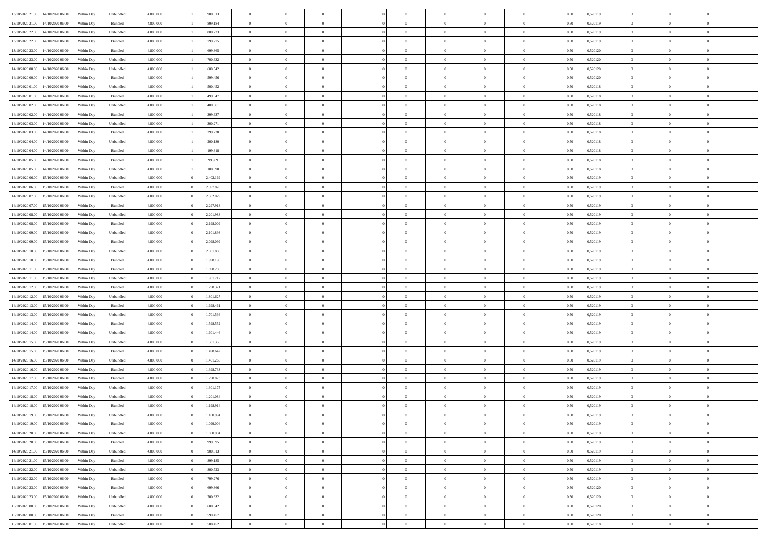| | | | | | | | | | | | | | | | | | | | | | |
|---|---|---|---|---|---|---|---|---|---|---|---|---|---|---|---|---|---|---|---|---|---|
| 13/10/2020 21:00 | 14/10/2020 06:00 | Within Day | Unbundled | 4.800.000 | 1 | 900.813 | 0 | 0 | 0 | | 0 | 0 | 0 | 0 | 0 | 0,50 | 0,520119 | 0 | 0 | 0 | |
| 13/10/2020 21:00 | 14/10/2020 06:00 | Within Day | Bundled | 4.800.000 | 1 | 899.184 | 0 | 0 | 0 | | 0 | 0 | 0 | 0 | 0 | 0,50 | 0,520119 | 0 | 0 | 0 | |
| 13/10/2020 22:00 | 14/10/2020 06:00 | Within Day | Unbundled | 4.800.000 | 1 | 800.723 | 0 | 0 | 0 | | 0 | 0 | 0 | 0 | 0 | 0,50 | 0,520119 | 0 | 0 | 0 | |
| 13/10/2020 22:00 | 14/10/2020 06:00 | Within Day | Bundled | 4.800.000 | 1 | 799.275 | 0 | 0 | 0 | | 0 | 0 | 0 | 0 | 0 | 0,50 | 0,520119 | 0 | 0 | 0 | |
| 13/10/2020 23:00 | 14/10/2020 06:00 | Within Day | Bundled | 4.800.000 | 1 | 699.365 | 0 | 0 | 0 | | 0 | 0 | 0 | 0 | 0 | 0,50 | 0,520120 | 0 | 0 | 0 | |
| 13/10/2020 23:00 | 14/10/2020 06:00 | Within Day | Unbundled | 4.800.000 | 1 | 700.632 | 0 | 0 | 0 | | 0 | 0 | 0 | 0 | 0 | 0,50 | 0,520120 | 0 | 0 | 0 | |
| 14/10/2020 00:00 | 14/10/2020 06:00 | Within Day | Unbundled | 4.800.000 | 1 | 600.542 | 0 | 0 | 0 | | 0 | 0 | 0 | 0 | 0 | 0,50 | 0,520120 | 0 | 0 | 0 | |
| 14/10/2020 00:00 | 14/10/2020 06:00 | Within Day | Bundled | 4.800.000 | 1 | 599.456 | 0 | 0 | 0 | | 0 | 0 | 0 | 0 | 0 | 0,50 | 0,520120 | 0 | 0 | 0 | |
| 14/10/2020 01:00 | 14/10/2020 06:00 | Within Day | Unbundled | 4.800.000 | 1 | 500.452 | 0 | 0 | 0 | | 0 | 0 | 0 | 0 | 0 | 0,50 | 0,520118 | 0 | 0 | 0 | |
| 14/10/2020 01:00 | 14/10/2020 06:00 | Within Day | Bundled | 4.800.000 | 1 | 499.547 | 0 | 0 | 0 | | 0 | 0 | 0 | 0 | 0 | 0,50 | 0,520118 | 0 | 0 | 0 | |
| 14/10/2020 02:00 | 14/10/2020 06:00 | Within Day | Unbundled | 4.800.000 | 1 | 400.361 | 0 | 0 | 0 | | 0 | 0 | 0 | 0 | 0 | 0,50 | 0,520118 | 0 | 0 | 0 | |
| 14/10/2020 02:00 | 14/10/2020 06:00 | Within Day | Bundled | 4.800.000 | 1 | 399.637 | 0 | 0 | 0 | | 0 | 0 | 0 | 0 | 0 | 0,50 | 0,520118 | 0 | 0 | 0 | |
| 14/10/2020 03:00 | 14/10/2020 06:00 | Within Day | Unbundled | 4.800.000 | 1 | 300.271 | 0 | 0 | 0 | | 0 | 0 | 0 | 0 | 0 | 0,50 | 0,520118 | 0 | 0 | 0 | |
| 14/10/2020 03:00 | 14/10/2020 06:00 | Within Day | Bundled | 4.800.000 | 1 | 299.728 | 0 | 0 | 0 | | 0 | 0 | 0 | 0 | 0 | 0,50 | 0,520118 | 0 | 0 | 0 | |
| 14/10/2020 04:00 | 14/10/2020 06:00 | Within Day | Unbundled | 4.800.000 | 1 | 200.180 | 0 | 0 | 0 | | 0 | 0 | 0 | 0 | 0 | 0,50 | 0,520118 | 0 | 0 | 0 | |
| 14/10/2020 04:00 | 14/10/2020 06:00 | Within Day | Bundled | 4.800.000 | 1 | 199.818 | 0 | 0 | 0 | | 0 | 0 | 0 | 0 | 0 | 0,50 | 0,520118 | 0 | 0 | 0 | |
| 14/10/2020 05:00 | 14/10/2020 06:00 | Within Day | Bundled | 4.800.000 | 1 | 99.909 | 0 | 0 | 0 | | 0 | 0 | 0 | 0 | 0 | 0,50 | 0,520118 | 0 | 0 | 0 | |
| 14/10/2020 05:00 | 14/10/2020 06:00 | Within Day | Unbundled | 4.800.000 | 1 | 100.090 | 0 | 0 | 0 | | 0 | 0 | 0 | 0 | 0 | 0,50 | 0,520118 | 0 | 0 | 0 | |
| 14/10/2020 06:00 | 15/10/2020 06:00 | Within Day | Unbundled | 4.800.000 | 0 | 2.402.169 | 0 | 0 | 0 | | 0 | 0 | 0 | 0 | 0 | 0,50 | 0,520119 | 0 | 0 | 0 | |
| 14/10/2020 06:00 | 15/10/2020 06:00 | Within Day | Bundled | 4.800.000 | 0 | 2.397.828 | 0 | 0 | 0 | | 0 | 0 | 0 | 0 | 0 | 0,50 | 0,520119 | 0 | 0 | 0 | |
| 14/10/2020 07:00 | 15/10/2020 06:00 | Within Day | Unbundled | 4.800.000 | 0 | 2.302.079 | 0 | 0 | 0 | | 0 | 0 | 0 | 0 | 0 | 0,50 | 0,520119 | 0 | 0 | 0 | |
| 14/10/2020 07:00 | 15/10/2020 06:00 | Within Day | Bundled | 4.800.000 | 0 | 2.297.918 | 0 | 0 | 0 | | 0 | 0 | 0 | 0 | 0 | 0,50 | 0,520119 | 0 | 0 | 0 | |
| 14/10/2020 08:00 | 15/10/2020 06:00 | Within Day | Unbundled | 4.800.000 | 0 | 2.201.988 | 0 | 0 | 0 | | 0 | 0 | 0 | 0 | 0 | 0,50 | 0,520119 | 0 | 0 | 0 | |
| 14/10/2020 08:00 | 15/10/2020 06:00 | Within Day | Bundled | 4.800.000 | 0 | 2.198.009 | 0 | 0 | 0 | | 0 | 0 | 0 | 0 | 0 | 0,50 | 0,520119 | 0 | 0 | 0 | |
| 14/10/2020 09:00 | 15/10/2020 06:00 | Within Day | Unbundled | 4.800.000 | 0 | 2.101.898 | 0 | 0 | 0 | | 0 | 0 | 0 | 0 | 0 | 0,50 | 0,520119 | 0 | 0 | 0 | |
| 14/10/2020 09:00 | 15/10/2020 06:00 | Within Day | Bundled | 4.800.000 | 0 | 2.098.099 | 0 | 0 | 0 | | 0 | 0 | 0 | 0 | 0 | 0,50 | 0,520119 | 0 | 0 | 0 | |
| 14/10/2020 10:00 | 15/10/2020 06:00 | Within Day | Unbundled | 4.800.000 | 0 | 2.001.808 | 0 | 0 | 0 | | 0 | 0 | 0 | 0 | 0 | 0,50 | 0,520119 | 0 | 0 | 0 | |
| 14/10/2020 10:00 | 15/10/2020 06:00 | Within Day | Bundled | 4.800.000 | 0 | 1.998.190 | 0 | 0 | 0 | | 0 | 0 | 0 | 0 | 0 | 0,50 | 0,520119 | 0 | 0 | 0 | |
| 14/10/2020 11:00 | 15/10/2020 06:00 | Within Day | Bundled | 4.800.000 | 0 | 1.898.280 | 0 | 0 | 0 | | 0 | 0 | 0 | 0 | 0 | 0,50 | 0,520119 | 0 | 0 | 0 | |
| 14/10/2020 11:00 | 15/10/2020 06:00 | Within Day | Unbundled | 4.800.000 | 0 | 1.901.717 | 0 | 0 | 0 | | 0 | 0 | 0 | 0 | 0 | 0,50 | 0,520119 | 0 | 0 | 0 | |
| 14/10/2020 12:00 | 15/10/2020 06:00 | Within Day | Bundled | 4.800.000 | 0 | 1.798.371 | 0 | 0 | 0 | | 0 | 0 | 0 | 0 | 0 | 0,50 | 0,520119 | 0 | 0 | 0 | |
| 14/10/2020 12:00 | 15/10/2020 06:00 | Within Day | Unbundled | 4.800.000 | 0 | 1.801.627 | 0 | 0 | 0 | | 0 | 0 | 0 | 0 | 0 | 0,50 | 0,520119 | 0 | 0 | 0 | |
| 14/10/2020 13:00 | 15/10/2020 06:00 | Within Day | Bundled | 4.800.000 | 0 | 1.698.461 | 0 | 0 | 0 | | 0 | 0 | 0 | 0 | 0 | 0,50 | 0,520119 | 0 | 0 | 0 | |
| 14/10/2020 13:00 | 15/10/2020 06:00 | Within Day | Unbundled | 4.800.000 | 0 | 1.701.536 | 0 | 0 | 0 | | 0 | 0 | 0 | 0 | 0 | 0,50 | 0,520119 | 0 | 0 | 0 | |
| 14/10/2020 14:00 | 15/10/2020 06:00 | Within Day | Bundled | 4.800.000 | 0 | 1.598.552 | 0 | 0 | 0 | | 0 | 0 | 0 | 0 | 0 | 0,50 | 0,520119 | 0 | 0 | 0 | |
| 14/10/2020 14:00 | 15/10/2020 06:00 | Within Day | Unbundled | 4.800.000 | 0 | 1.601.446 | 0 | 0 | 0 | | 0 | 0 | 0 | 0 | 0 | 0,50 | 0,520119 | 0 | 0 | 0 | |
| 14/10/2020 15:00 | 15/10/2020 06:00 | Within Day | Unbundled | 4.800.000 | 0 | 1.501.356 | 0 | 0 | 0 | | 0 | 0 | 0 | 0 | 0 | 0,50 | 0,520119 | 0 | 0 | 0 | |
| 14/10/2020 15:00 | 15/10/2020 06:00 | Within Day | Bundled | 4.800.000 | 0 | 1.498.642 | 0 | 0 | 0 | | 0 | 0 | 0 | 0 | 0 | 0,50 | 0,520119 | 0 | 0 | 0 | |
| 14/10/2020 16:00 | 15/10/2020 06:00 | Within Day | Unbundled | 4.800.000 | 0 | 1.401.265 | 0 | 0 | 0 | | 0 | 0 | 0 | 0 | 0 | 0,50 | 0,520119 | 0 | 0 | 0 | |
| 14/10/2020 16:00 | 15/10/2020 06:00 | Within Day | Bundled | 4.800.000 | 0 | 1.398.733 | 0 | 0 | 0 | | 0 | 0 | 0 | 0 | 0 | 0,50 | 0,520119 | 0 | 0 | 0 | |
| 14/10/2020 17:00 | 15/10/2020 06:00 | Within Day | Bundled | 4.800.000 | 0 | 1.298.823 | 0 | 0 | 0 | | 0 | 0 | 0 | 0 | 0 | 0,50 | 0,520119 | 0 | 0 | 0 | |
| 14/10/2020 17:00 | 15/10/2020 06:00 | Within Day | Unbundled | 4.800.000 | 0 | 1.301.175 | 0 | 0 | 0 | | 0 | 0 | 0 | 0 | 0 | 0,50 | 0,520119 | 0 | 0 | 0 | |
| 14/10/2020 18:00 | 15/10/2020 06:00 | Within Day | Unbundled | 4.800.000 | 0 | 1.201.084 | 0 | 0 | 0 | | 0 | 0 | 0 | 0 | 0 | 0,50 | 0,520119 | 0 | 0 | 0 | |
| 14/10/2020 18:00 | 15/10/2020 06:00 | Within Day | Bundled | 4.800.000 | 0 | 1.198.914 | 0 | 0 | 0 | | 0 | 0 | 0 | 0 | 0 | 0,50 | 0,520119 | 0 | 0 | 0 | |
| 14/10/2020 19:00 | 15/10/2020 06:00 | Within Day | Unbundled | 4.800.000 | 0 | 1.100.994 | 0 | 0 | 0 | | 0 | 0 | 0 | 0 | 0 | 0,50 | 0,520119 | 0 | 0 | 0 | |
| 14/10/2020 19:00 | 15/10/2020 06:00 | Within Day | Bundled | 4.800.000 | 0 | 1.099.004 | 0 | 0 | 0 | | 0 | 0 | 0 | 0 | 0 | 0,50 | 0,520119 | 0 | 0 | 0 | |
| 14/10/2020 20:00 | 15/10/2020 06:00 | Within Day | Unbundled | 4.800.000 | 0 | 1.000.904 | 0 | 0 | 0 | | 0 | 0 | 0 | 0 | 0 | 0,50 | 0,520119 | 0 | 0 | 0 | |
| 14/10/2020 20:00 | 15/10/2020 06:00 | Within Day | Bundled | 4.800.000 | 0 | 999.095 | 0 | 0 | 0 | | 0 | 0 | 0 | 0 | 0 | 0,50 | 0,520119 | 0 | 0 | 0 | |
| 14/10/2020 21:00 | 15/10/2020 06:00 | Within Day | Unbundled | 4.800.000 | 0 | 900.813 | 0 | 0 | 0 | | 0 | 0 | 0 | 0 | 0 | 0,50 | 0,520119 | 0 | 0 | 0 | |
| 14/10/2020 21:00 | 15/10/2020 06:00 | Within Day | Bundled | 4.800.000 | 0 | 899.185 | 0 | 0 | 0 | | 0 | 0 | 0 | 0 | 0 | 0,50 | 0,520119 | 0 | 0 | 0 | |
| 14/10/2020 22:00 | 15/10/2020 06:00 | Within Day | Unbundled | 4.800.000 | 0 | 800.723 | 0 | 0 | 0 | | 0 | 0 | 0 | 0 | 0 | 0,50 | 0,520119 | 0 | 0 | 0 | |
| 14/10/2020 22:00 | 15/10/2020 06:00 | Within Day | Bundled | 4.800.000 | 0 | 799.276 | 0 | 0 | 0 | | 0 | 0 | 0 | 0 | 0 | 0,50 | 0,520119 | 0 | 0 | 0 | |
| 14/10/2020 23:00 | 15/10/2020 06:00 | Within Day | Bundled | 4.800.000 | 0 | 699.366 | 0 | 0 | 0 | | 0 | 0 | 0 | 0 | 0 | 0,50 | 0,520120 | 0 | 0 | 0 | |
| 14/10/2020 23:00 | 15/10/2020 06:00 | Within Day | Unbundled | 4.800.000 | 0 | 700.632 | 0 | 0 | 0 | | 0 | 0 | 0 | 0 | 0 | 0,50 | 0,520120 | 0 | 0 | 0 | |
| 15/10/2020 00:00 | 15/10/2020 06:00 | Within Day | Unbundled | 4.800.000 | 0 | 600.542 | 0 | 0 | 0 | | 0 | 0 | 0 | 0 | 0 | 0,50 | 0,520120 | 0 | 0 | 0 | |
| 15/10/2020 00:00 | 15/10/2020 06:00 | Within Day | Bundled | 4.800.000 | 0 | 599.457 | 0 | 0 | 0 | | 0 | 0 | 0 | 0 | 0 | 0,50 | 0,520120 | 0 | 0 | 0 | |
| 15/10/2020 01:00 | 15/10/2020 06:00 | Within Day | Unbundled | 4.800.000 | 0 | 500.452 | 0 | 0 | 0 | | 0 | 0 | 0 | 0 | 0 | 0,50 | 0,520118 | 0 | 0 | 0 | |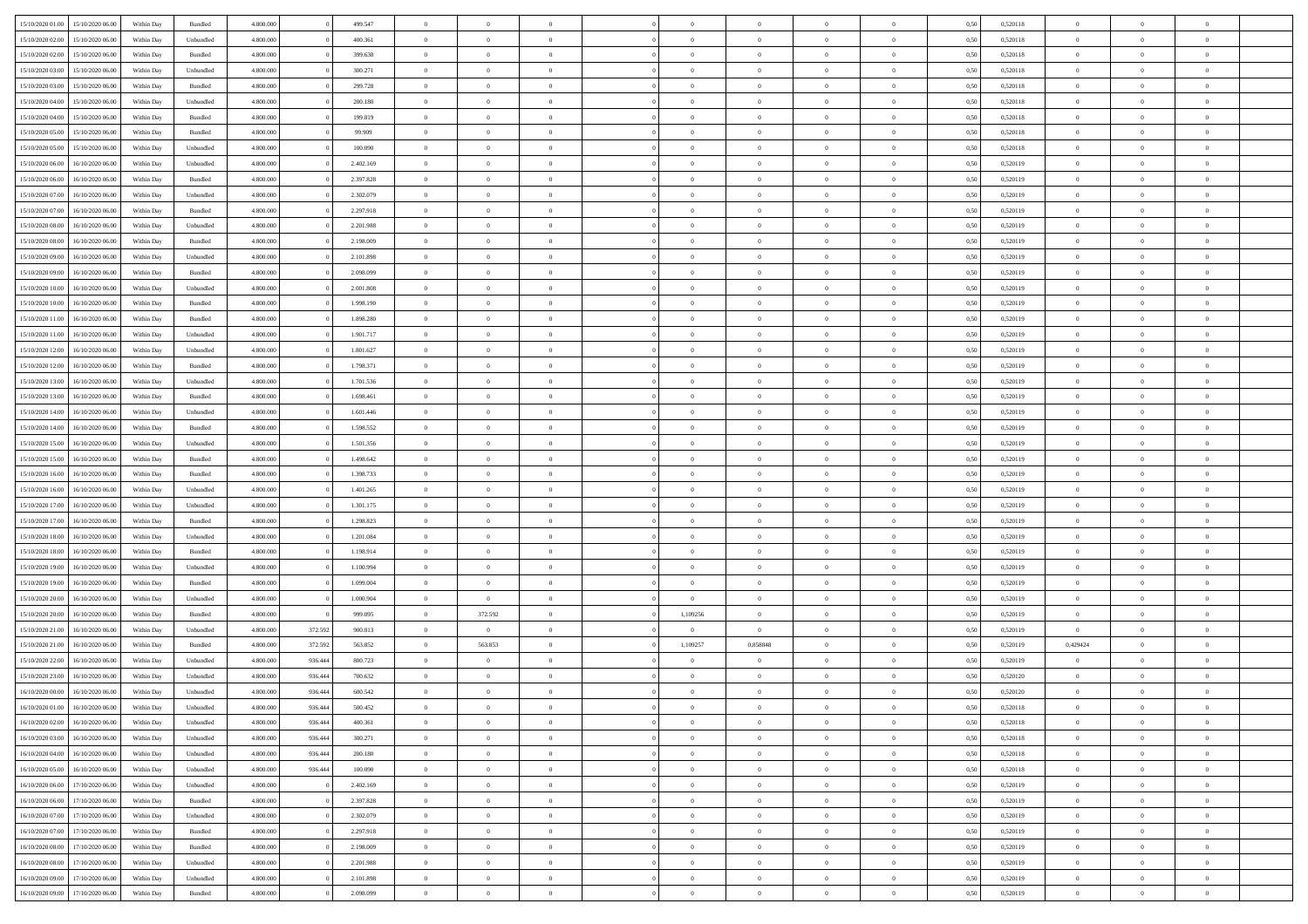| 15/10/2020 01:00 | 15/10/2020 06:00 | Within Day | Bundled | 4.800.000 | 0 | 499.547 | 0 | 0 | 0 | | 0 | 0 | 0 | 0 | 0,50 | 0,520118 | 0 | 0 | 0 | |
|---|---|---|---|---|---|---|---|---|---|---|---|---|---|---|---|---|---|---|---|---|
| 15/10/2020 02:00 | 15/10/2020 06:00 | Within Day | Unbundled | 4.800.000 | 0 | 400.361 | 0 | 0 | 0 | | 0 | 0 | 0 | 0 | 0,50 | 0,520118 | 0 | 0 | 0 | |
| 15/10/2020 02:00 | 15/10/2020 06:00 | Within Day | Bundled | 4.800.000 | 0 | 399.638 | 0 | 0 | 0 | | 0 | 0 | 0 | 0 | 0,50 | 0,520118 | 0 | 0 | 0 | |
| 15/10/2020 03:00 | 15/10/2020 06:00 | Within Day | Unbundled | 4.800.000 | 0 | 300.271 | 0 | 0 | 0 | | 0 | 0 | 0 | 0 | 0,50 | 0,520118 | 0 | 0 | 0 | |
| 15/10/2020 03:00 | 15/10/2020 06:00 | Within Day | Bundled | 4.800.000 | 0 | 299.728 | 0 | 0 | 0 | | 0 | 0 | 0 | 0 | 0,50 | 0,520118 | 0 | 0 | 0 | |
| 15/10/2020 04:00 | 15/10/2020 06:00 | Within Day | Unbundled | 4.800.000 | 0 | 200.180 | 0 | 0 | 0 | | 0 | 0 | 0 | 0 | 0,50 | 0,520118 | 0 | 0 | 0 | |
| 15/10/2020 04:00 | 15/10/2020 06:00 | Within Day | Bundled | 4.800.000 | 0 | 199.819 | 0 | 0 | 0 | | 0 | 0 | 0 | 0 | 0,50 | 0,520118 | 0 | 0 | 0 | |
| 15/10/2020 05:00 | 15/10/2020 06:00 | Within Day | Bundled | 4.800.000 | 0 | 99.909 | 0 | 0 | 0 | | 0 | 0 | 0 | 0 | 0,50 | 0,520118 | 0 | 0 | 0 | |
| 15/10/2020 05:00 | 15/10/2020 06:00 | Within Day | Unbundled | 4.800.000 | 0 | 100.090 | 0 | 0 | 0 | | 0 | 0 | 0 | 0 | 0,50 | 0,520118 | 0 | 0 | 0 | |
| 15/10/2020 06:00 | 16/10/2020 06:00 | Within Day | Unbundled | 4.800.000 | 0 | 2.402.169 | 0 | 0 | 0 | | 0 | 0 | 0 | 0 | 0,50 | 0,520119 | 0 | 0 | 0 | |
| 15/10/2020 06:00 | 16/10/2020 06:00 | Within Day | Bundled | 4.800.000 | 0 | 2.397.828 | 0 | 0 | 0 | | 0 | 0 | 0 | 0 | 0,50 | 0,520119 | 0 | 0 | 0 | |
| 15/10/2020 07:00 | 16/10/2020 06:00 | Within Day | Unbundled | 4.800.000 | 0 | 2.302.079 | 0 | 0 | 0 | | 0 | 0 | 0 | 0 | 0,50 | 0,520119 | 0 | 0 | 0 | |
| 15/10/2020 07:00 | 16/10/2020 06:00 | Within Day | Bundled | 4.800.000 | 0 | 2.297.918 | 0 | 0 | 0 | | 0 | 0 | 0 | 0 | 0,50 | 0,520119 | 0 | 0 | 0 | |
| 15/10/2020 08:00 | 16/10/2020 06:00 | Within Day | Unbundled | 4.800.000 | 0 | 2.201.988 | 0 | 0 | 0 | | 0 | 0 | 0 | 0 | 0,50 | 0,520119 | 0 | 0 | 0 | |
| 15/10/2020 08:00 | 16/10/2020 06:00 | Within Day | Bundled | 4.800.000 | 0 | 2.198.009 | 0 | 0 | 0 | | 0 | 0 | 0 | 0 | 0,50 | 0,520119 | 0 | 0 | 0 | |
| 15/10/2020 09:00 | 16/10/2020 06:00 | Within Day | Unbundled | 4.800.000 | 0 | 2.101.898 | 0 | 0 | 0 | | 0 | 0 | 0 | 0 | 0,50 | 0,520119 | 0 | 0 | 0 | |
| 15/10/2020 09:00 | 16/10/2020 06:00 | Within Day | Bundled | 4.800.000 | 0 | 2.098.099 | 0 | 0 | 0 | | 0 | 0 | 0 | 0 | 0,50 | 0,520119 | 0 | 0 | 0 | |
| 15/10/2020 10:00 | 16/10/2020 06:00 | Within Day | Unbundled | 4.800.000 | 0 | 2.001.808 | 0 | 0 | 0 | | 0 | 0 | 0 | 0 | 0,50 | 0,520119 | 0 | 0 | 0 | |
| 15/10/2020 10:00 | 16/10/2020 06:00 | Within Day | Bundled | 4.800.000 | 0 | 1.998.190 | 0 | 0 | 0 | | 0 | 0 | 0 | 0 | 0,50 | 0,520119 | 0 | 0 | 0 | |
| 15/10/2020 11:00 | 16/10/2020 06:00 | Within Day | Bundled | 4.800.000 | 0 | 1.898.280 | 0 | 0 | 0 | | 0 | 0 | 0 | 0 | 0,50 | 0,520119 | 0 | 0 | 0 | |
| 15/10/2020 11:00 | 16/10/2020 06:00 | Within Day | Unbundled | 4.800.000 | 0 | 1.901.717 | 0 | 0 | 0 | | 0 | 0 | 0 | 0 | 0,50 | 0,520119 | 0 | 0 | 0 | |
| 15/10/2020 12:00 | 16/10/2020 06:00 | Within Day | Unbundled | 4.800.000 | 0 | 1.801.627 | 0 | 0 | 0 | | 0 | 0 | 0 | 0 | 0,50 | 0,520119 | 0 | 0 | 0 | |
| 15/10/2020 12:00 | 16/10/2020 06:00 | Within Day | Bundled | 4.800.000 | 0 | 1.798.371 | 0 | 0 | 0 | | 0 | 0 | 0 | 0 | 0,50 | 0,520119 | 0 | 0 | 0 | |
| 15/10/2020 13:00 | 16/10/2020 06:00 | Within Day | Unbundled | 4.800.000 | 0 | 1.701.536 | 0 | 0 | 0 | | 0 | 0 | 0 | 0 | 0,50 | 0,520119 | 0 | 0 | 0 | |
| 15/10/2020 13:00 | 16/10/2020 06:00 | Within Day | Bundled | 4.800.000 | 0 | 1.698.461 | 0 | 0 | 0 | | 0 | 0 | 0 | 0 | 0,50 | 0,520119 | 0 | 0 | 0 | |
| 15/10/2020 14:00 | 16/10/2020 06:00 | Within Day | Unbundled | 4.800.000 | 0 | 1.601.446 | 0 | 0 | 0 | | 0 | 0 | 0 | 0 | 0,50 | 0,520119 | 0 | 0 | 0 | |
| 15/10/2020 14:00 | 16/10/2020 06:00 | Within Day | Bundled | 4.800.000 | 0 | 1.598.552 | 0 | 0 | 0 | | 0 | 0 | 0 | 0 | 0,50 | 0,520119 | 0 | 0 | 0 | |
| 15/10/2020 15:00 | 16/10/2020 06:00 | Within Day | Unbundled | 4.800.000 | 0 | 1.501.356 | 0 | 0 | 0 | | 0 | 0 | 0 | 0 | 0,50 | 0,520119 | 0 | 0 | 0 | |
| 15/10/2020 15:00 | 16/10/2020 06:00 | Within Day | Bundled | 4.800.000 | 0 | 1.498.642 | 0 | 0 | 0 | | 0 | 0 | 0 | 0 | 0,50 | 0,520119 | 0 | 0 | 0 | |
| 15/10/2020 16:00 | 16/10/2020 06:00 | Within Day | Bundled | 4.800.000 | 0 | 1.398.733 | 0 | 0 | 0 | | 0 | 0 | 0 | 0 | 0,50 | 0,520119 | 0 | 0 | 0 | |
| 15/10/2020 16:00 | 16/10/2020 06:00 | Within Day | Unbundled | 4.800.000 | 0 | 1.401.265 | 0 | 0 | 0 | | 0 | 0 | 0 | 0 | 0,50 | 0,520119 | 0 | 0 | 0 | |
| 15/10/2020 17:00 | 16/10/2020 06:00 | Within Day | Unbundled | 4.800.000 | 0 | 1.301.175 | 0 | 0 | 0 | | 0 | 0 | 0 | 0 | 0,50 | 0,520119 | 0 | 0 | 0 | |
| 15/10/2020 17:00 | 16/10/2020 06:00 | Within Day | Bundled | 4.800.000 | 0 | 1.298.823 | 0 | 0 | 0 | | 0 | 0 | 0 | 0 | 0,50 | 0,520119 | 0 | 0 | 0 | |
| 15/10/2020 18:00 | 16/10/2020 06:00 | Within Day | Unbundled | 4.800.000 | 0 | 1.201.084 | 0 | 0 | 0 | | 0 | 0 | 0 | 0 | 0,50 | 0,520119 | 0 | 0 | 0 | |
| 15/10/2020 18:00 | 16/10/2020 06:00 | Within Day | Bundled | 4.800.000 | 0 | 1.198.914 | 0 | 0 | 0 | | 0 | 0 | 0 | 0 | 0,50 | 0,520119 | 0 | 0 | 0 | |
| 15/10/2020 19:00 | 16/10/2020 06:00 | Within Day | Unbundled | 4.800.000 | 0 | 1.100.994 | 0 | 0 | 0 | | 0 | 0 | 0 | 0 | 0,50 | 0,520119 | 0 | 0 | 0 | |
| 15/10/2020 19:00 | 16/10/2020 06:00 | Within Day | Bundled | 4.800.000 | 0 | 1.099.004 | 0 | 0 | 0 | | 0 | 0 | 0 | 0 | 0,50 | 0,520119 | 0 | 0 | 0 | |
| 15/10/2020 20:00 | 16/10/2020 06:00 | Within Day | Unbundled | 4.800.000 | 0 | 1.000.904 | 0 | 0 | 0 | | 0 | 0 | 0 | 0 | 0,50 | 0,520119 | 0 | 0 | 0 | |
| 15/10/2020 20:00 | 16/10/2020 06:00 | Within Day | Bundled | 4.800.000 | 0 | 999.095 | 0 | 372.592 | 0 | | 1,109256 | 0 | 0 | 0 | 0,50 | 0,520119 | 0 | 0 | 0 | |
| 15/10/2020 21:00 | 16/10/2020 06:00 | Within Day | Unbundled | 4.800.000 | 372.592 | 900.813 | 0 | 0 | 0 | | 0 | 0 | 0 | 0 | 0,50 | 0,520119 | 0 | 0 | 0 | |
| 15/10/2020 21:00 | 16/10/2020 06:00 | Within Day | Bundled | 4.800.000 | 372.592 | 563.852 | 0 | 563.853 | 0 | | 1,109257 | 0,858848 | 0 | 0 | 0,50 | 0,520119 | 0,429424 | 0 | 0 | |
| 15/10/2020 22:00 | 16/10/2020 06:00 | Within Day | Unbundled | 4.800.000 | 936.444 | 800.723 | 0 | 0 | 0 | | 0 | 0 | 0 | 0 | 0,50 | 0,520119 | 0 | 0 | 0 | |
| 15/10/2020 23:00 | 16/10/2020 06:00 | Within Day | Unbundled | 4.800.000 | 936.444 | 700.632 | 0 | 0 | 0 | | 0 | 0 | 0 | 0 | 0,50 | 0,520120 | 0 | 0 | 0 | |
| 16/10/2020 00:00 | 16/10/2020 06:00 | Within Day | Unbundled | 4.800.000 | 936.444 | 600.542 | 0 | 0 | 0 | | 0 | 0 | 0 | 0 | 0,50 | 0,520120 | 0 | 0 | 0 | |
| 16/10/2020 01:00 | 16/10/2020 06:00 | Within Day | Unbundled | 4.800.000 | 936.444 | 500.452 | 0 | 0 | 0 | | 0 | 0 | 0 | 0 | 0,50 | 0,520118 | 0 | 0 | 0 | |
| 16/10/2020 02:00 | 16/10/2020 06:00 | Within Day | Unbundled | 4.800.000 | 936.444 | 400.361 | 0 | 0 | 0 | | 0 | 0 | 0 | 0 | 0,50 | 0,520118 | 0 | 0 | 0 | |
| 16/10/2020 03:00 | 16/10/2020 06:00 | Within Day | Unbundled | 4.800.000 | 936.444 | 300.271 | 0 | 0 | 0 | | 0 | 0 | 0 | 0 | 0,50 | 0,520118 | 0 | 0 | 0 | |
| 16/10/2020 04:00 | 16/10/2020 06:00 | Within Day | Unbundled | 4.800.000 | 936.444 | 200.180 | 0 | 0 | 0 | | 0 | 0 | 0 | 0 | 0,50 | 0,520118 | 0 | 0 | 0 | |
| 16/10/2020 05:00 | 16/10/2020 06:00 | Within Day | Unbundled | 4.800.000 | 936.444 | 100.090 | 0 | 0 | 0 | | 0 | 0 | 0 | 0 | 0,50 | 0,520118 | 0 | 0 | 0 | |
| 16/10/2020 06:00 | 17/10/2020 06:00 | Within Day | Unbundled | 4.800.000 | 0 | 2.402.169 | 0 | 0 | 0 | | 0 | 0 | 0 | 0 | 0,50 | 0,520119 | 0 | 0 | 0 | |
| 16/10/2020 06:00 | 17/10/2020 06:00 | Within Day | Bundled | 4.800.000 | 0 | 2.397.828 | 0 | 0 | 0 | | 0 | 0 | 0 | 0 | 0,50 | 0,520119 | 0 | 0 | 0 | |
| 16/10/2020 07:00 | 17/10/2020 06:00 | Within Day | Unbundled | 4.800.000 | 0 | 2.302.079 | 0 | 0 | 0 | | 0 | 0 | 0 | 0 | 0,50 | 0,520119 | 0 | 0 | 0 | |
| 16/10/2020 07:00 | 17/10/2020 06:00 | Within Day | Bundled | 4.800.000 | 0 | 2.297.918 | 0 | 0 | 0 | | 0 | 0 | 0 | 0 | 0,50 | 0,520119 | 0 | 0 | 0 | |
| 16/10/2020 08:00 | 17/10/2020 06:00 | Within Day | Bundled | 4.800.000 | 0 | 2.198.009 | 0 | 0 | 0 | | 0 | 0 | 0 | 0 | 0,50 | 0,520119 | 0 | 0 | 0 | |
| 16/10/2020 08:00 | 17/10/2020 06:00 | Within Day | Unbundled | 4.800.000 | 0 | 2.201.988 | 0 | 0 | 0 | | 0 | 0 | 0 | 0 | 0,50 | 0,520119 | 0 | 0 | 0 | |
| 16/10/2020 09:00 | 17/10/2020 06:00 | Within Day | Unbundled | 4.800.000 | 0 | 2.101.898 | 0 | 0 | 0 | | 0 | 0 | 0 | 0 | 0,50 | 0,520119 | 0 | 0 | 0 | |
| 16/10/2020 09:00 | 17/10/2020 06:00 | Within Day | Bundled | 4.800.000 | 0 | 2.098.099 | 0 | 0 | 0 | | 0 | 0 | 0 | 0 | 0,50 | 0,520119 | 0 | 0 | 0 | |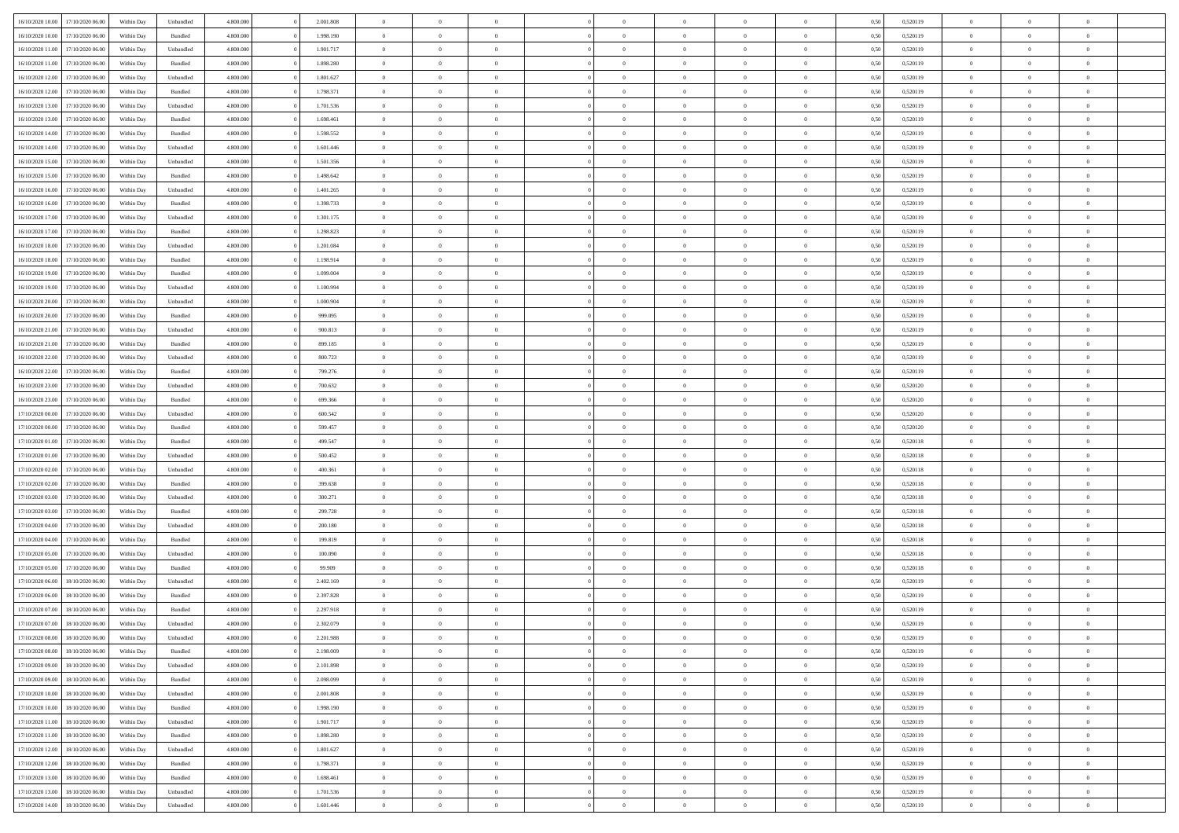| | | | | | | | | | | | | | | | | | | | | | |
|---|---|---|---|---|---|---|---|---|---|---|---|---|---|---|---|---|---|---|---|---|---|
| 16/10/2020 10.00 | 17/10/2020 06.00 | Within Day | Unbundled | 4.800.000 | 0 | 2.001.808 | 0 | 0 | 0 | | 0 | 0 | 0 | 0 | 0,50 | 0,520119 | 0 | 0 | 0 | |
| 16/10/2020 10.00 | 17/10/2020 06.00 | Within Day | Bundled | 4.800.000 | 0 | 1.998.190 | 0 | 0 | 0 | | 0 | 0 | 0 | 0 | 0,50 | 0,520119 | 0 | 0 | 0 | |
| 16/10/2020 11.00 | 17/10/2020 06.00 | Within Day | Unbundled | 4.800.000 | 0 | 1.901.717 | 0 | 0 | 0 | | 0 | 0 | 0 | 0 | 0,50 | 0,520119 | 0 | 0 | 0 | |
| 16/10/2020 11.00 | 17/10/2020 06.00 | Within Day | Bundled | 4.800.000 | 0 | 1.898.280 | 0 | 0 | 0 | | 0 | 0 | 0 | 0 | 0,50 | 0,520119 | 0 | 0 | 0 | |
| 16/10/2020 12.00 | 17/10/2020 06.00 | Within Day | Unbundled | 4.800.000 | 0 | 1.801.627 | 0 | 0 | 0 | | 0 | 0 | 0 | 0 | 0,50 | 0,520119 | 0 | 0 | 0 | |
| 16/10/2020 12.00 | 17/10/2020 06.00 | Within Day | Bundled | 4.800.000 | 0 | 1.798.371 | 0 | 0 | 0 | | 0 | 0 | 0 | 0 | 0,50 | 0,520119 | 0 | 0 | 0 | |
| 16/10/2020 13.00 | 17/10/2020 06.00 | Within Day | Unbundled | 4.800.000 | 0 | 1.701.536 | 0 | 0 | 0 | | 0 | 0 | 0 | 0 | 0,50 | 0,520119 | 0 | 0 | 0 | |
| 16/10/2020 13.00 | 17/10/2020 06.00 | Within Day | Bundled | 4.800.000 | 0 | 1.698.461 | 0 | 0 | 0 | | 0 | 0 | 0 | 0 | 0,50 | 0,520119 | 0 | 0 | 0 | |
| 16/10/2020 14.00 | 17/10/2020 06.00 | Within Day | Bundled | 4.800.000 | 0 | 1.598.552 | 0 | 0 | 0 | | 0 | 0 | 0 | 0 | 0,50 | 0,520119 | 0 | 0 | 0 | |
| 16/10/2020 14.00 | 17/10/2020 06.00 | Within Day | Unbundled | 4.800.000 | 0 | 1.601.446 | 0 | 0 | 0 | | 0 | 0 | 0 | 0 | 0,50 | 0,520119 | 0 | 0 | 0 | |
| 16/10/2020 15.00 | 17/10/2020 06.00 | Within Day | Unbundled | 4.800.000 | 0 | 1.501.356 | 0 | 0 | 0 | | 0 | 0 | 0 | 0 | 0,50 | 0,520119 | 0 | 0 | 0 | |
| 16/10/2020 15.00 | 17/10/2020 06.00 | Within Day | Bundled | 4.800.000 | 0 | 1.498.642 | 0 | 0 | 0 | | 0 | 0 | 0 | 0 | 0,50 | 0,520119 | 0 | 0 | 0 | |
| 16/10/2020 16.00 | 17/10/2020 06.00 | Within Day | Unbundled | 4.800.000 | 0 | 1.401.265 | 0 | 0 | 0 | | 0 | 0 | 0 | 0 | 0,50 | 0,520119 | 0 | 0 | 0 | |
| 16/10/2020 16.00 | 17/10/2020 06.00 | Within Day | Bundled | 4.800.000 | 0 | 1.398.733 | 0 | 0 | 0 | | 0 | 0 | 0 | 0 | 0,50 | 0,520119 | 0 | 0 | 0 | |
| 16/10/2020 17.00 | 17/10/2020 06.00 | Within Day | Unbundled | 4.800.000 | 0 | 1.301.175 | 0 | 0 | 0 | | 0 | 0 | 0 | 0 | 0,50 | 0,520119 | 0 | 0 | 0 | |
| 16/10/2020 17.00 | 17/10/2020 06.00 | Within Day | Bundled | 4.800.000 | 0 | 1.298.823 | 0 | 0 | 0 | | 0 | 0 | 0 | 0 | 0,50 | 0,520119 | 0 | 0 | 0 | |
| 16/10/2020 18.00 | 17/10/2020 06.00 | Within Day | Unbundled | 4.800.000 | 0 | 1.201.084 | 0 | 0 | 0 | | 0 | 0 | 0 | 0 | 0,50 | 0,520119 | 0 | 0 | 0 | |
| 16/10/2020 18.00 | 17/10/2020 06.00 | Within Day | Bundled | 4.800.000 | 0 | 1.198.914 | 0 | 0 | 0 | | 0 | 0 | 0 | 0 | 0,50 | 0,520119 | 0 | 0 | 0 | |
| 16/10/2020 19.00 | 17/10/2020 06.00 | Within Day | Bundled | 4.800.000 | 0 | 1.099.004 | 0 | 0 | 0 | | 0 | 0 | 0 | 0 | 0,50 | 0,520119 | 0 | 0 | 0 | |
| 16/10/2020 19.00 | 17/10/2020 06.00 | Within Day | Unbundled | 4.800.000 | 0 | 1.100.994 | 0 | 0 | 0 | | 0 | 0 | 0 | 0 | 0,50 | 0,520119 | 0 | 0 | 0 | |
| 16/10/2020 20.00 | 17/10/2020 06.00 | Within Day | Unbundled | 4.800.000 | 0 | 1.000.904 | 0 | 0 | 0 | | 0 | 0 | 0 | 0 | 0,50 | 0,520119 | 0 | 0 | 0 | |
| 16/10/2020 20.00 | 17/10/2020 06.00 | Within Day | Bundled | 4.800.000 | 0 | 999.095 | 0 | 0 | 0 | | 0 | 0 | 0 | 0 | 0,50 | 0,520119 | 0 | 0 | 0 | |
| 16/10/2020 21.00 | 17/10/2020 06.00 | Within Day | Unbundled | 4.800.000 | 0 | 900.813 | 0 | 0 | 0 | | 0 | 0 | 0 | 0 | 0,50 | 0,520119 | 0 | 0 | 0 | |
| 16/10/2020 21.00 | 17/10/2020 06.00 | Within Day | Bundled | 4.800.000 | 0 | 899.185 | 0 | 0 | 0 | | 0 | 0 | 0 | 0 | 0,50 | 0,520119 | 0 | 0 | 0 | |
| 16/10/2020 22.00 | 17/10/2020 06.00 | Within Day | Unbundled | 4.800.000 | 0 | 800.723 | 0 | 0 | 0 | | 0 | 0 | 0 | 0 | 0,50 | 0,520119 | 0 | 0 | 0 | |
| 16/10/2020 22.00 | 17/10/2020 06.00 | Within Day | Bundled | 4.800.000 | 0 | 799.276 | 0 | 0 | 0 | | 0 | 0 | 0 | 0 | 0,50 | 0,520119 | 0 | 0 | 0 | |
| 16/10/2020 23.00 | 17/10/2020 06.00 | Within Day | Unbundled | 4.800.000 | 0 | 700.632 | 0 | 0 | 0 | | 0 | 0 | 0 | 0 | 0,50 | 0,520120 | 0 | 0 | 0 | |
| 16/10/2020 23.00 | 17/10/2020 06.00 | Within Day | Bundled | 4.800.000 | 0 | 699.366 | 0 | 0 | 0 | | 0 | 0 | 0 | 0 | 0,50 | 0,520120 | 0 | 0 | 0 | |
| 17/10/2020 00.00 | 17/10/2020 06.00 | Within Day | Unbundled | 4.800.000 | 0 | 600.542 | 0 | 0 | 0 | | 0 | 0 | 0 | 0 | 0,50 | 0,520120 | 0 | 0 | 0 | |
| 17/10/2020 00.00 | 17/10/2020 06.00 | Within Day | Bundled | 4.800.000 | 0 | 599.457 | 0 | 0 | 0 | | 0 | 0 | 0 | 0 | 0,50 | 0,520120 | 0 | 0 | 0 | |
| 17/10/2020 01.00 | 17/10/2020 06.00 | Within Day | Bundled | 4.800.000 | 0 | 499.547 | 0 | 0 | 0 | | 0 | 0 | 0 | 0 | 0,50 | 0,520118 | 0 | 0 | 0 | |
| 17/10/2020 01.00 | 17/10/2020 06.00 | Within Day | Unbundled | 4.800.000 | 0 | 500.452 | 0 | 0 | 0 | | 0 | 0 | 0 | 0 | 0,50 | 0,520118 | 0 | 0 | 0 | |
| 17/10/2020 02.00 | 17/10/2020 06.00 | Within Day | Unbundled | 4.800.000 | 0 | 400.361 | 0 | 0 | 0 | | 0 | 0 | 0 | 0 | 0,50 | 0,520118 | 0 | 0 | 0 | |
| 17/10/2020 02.00 | 17/10/2020 06.00 | Within Day | Bundled | 4.800.000 | 0 | 399.638 | 0 | 0 | 0 | | 0 | 0 | 0 | 0 | 0,50 | 0,520118 | 0 | 0 | 0 | |
| 17/10/2020 03.00 | 17/10/2020 06.00 | Within Day | Unbundled | 4.800.000 | 0 | 300.271 | 0 | 0 | 0 | | 0 | 0 | 0 | 0 | 0,50 | 0,520118 | 0 | 0 | 0 | |
| 17/10/2020 03.00 | 17/10/2020 06.00 | Within Day | Bundled | 4.800.000 | 0 | 299.728 | 0 | 0 | 0 | | 0 | 0 | 0 | 0 | 0,50 | 0,520118 | 0 | 0 | 0 | |
| 17/10/2020 04.00 | 17/10/2020 06.00 | Within Day | Unbundled | 4.800.000 | 0 | 200.180 | 0 | 0 | 0 | | 0 | 0 | 0 | 0 | 0,50 | 0,520118 | 0 | 0 | 0 | |
| 17/10/2020 04.00 | 17/10/2020 06.00 | Within Day | Bundled | 4.800.000 | 0 | 199.819 | 0 | 0 | 0 | | 0 | 0 | 0 | 0 | 0,50 | 0,520118 | 0 | 0 | 0 | |
| 17/10/2020 05.00 | 17/10/2020 06.00 | Within Day | Unbundled | 4.800.000 | 0 | 100.090 | 0 | 0 | 0 | | 0 | 0 | 0 | 0 | 0,50 | 0,520118 | 0 | 0 | 0 | |
| 17/10/2020 05.00 | 17/10/2020 06.00 | Within Day | Bundled | 4.800.000 | 0 | 99.909 | 0 | 0 | 0 | | 0 | 0 | 0 | 0 | 0,50 | 0,520118 | 0 | 0 | 0 | |
| 17/10/2020 06.00 | 18/10/2020 06.00 | Within Day | Unbundled | 4.800.000 | 0 | 2.402.169 | 0 | 0 | 0 | | 0 | 0 | 0 | 0 | 0,50 | 0,520119 | 0 | 0 | 0 | |
| 17/10/2020 06.00 | 18/10/2020 06.00 | Within Day | Bundled | 4.800.000 | 0 | 2.397.828 | 0 | 0 | 0 | | 0 | 0 | 0 | 0 | 0,50 | 0,520119 | 0 | 0 | 0 | |
| 17/10/2020 07.00 | 18/10/2020 06.00 | Within Day | Bundled | 4.800.000 | 0 | 2.297.918 | 0 | 0 | 0 | | 0 | 0 | 0 | 0 | 0,50 | 0,520119 | 0 | 0 | 0 | |
| 17/10/2020 07.00 | 18/10/2020 06.00 | Within Day | Unbundled | 4.800.000 | 0 | 2.302.079 | 0 | 0 | 0 | | 0 | 0 | 0 | 0 | 0,50 | 0,520119 | 0 | 0 | 0 | |
| 17/10/2020 08.00 | 18/10/2020 06.00 | Within Day | Unbundled | 4.800.000 | 0 | 2.201.988 | 0 | 0 | 0 | | 0 | 0 | 0 | 0 | 0,50 | 0,520119 | 0 | 0 | 0 | |
| 17/10/2020 08.00 | 18/10/2020 06.00 | Within Day | Bundled | 4.800.000 | 0 | 2.198.009 | 0 | 0 | 0 | | 0 | 0 | 0 | 0 | 0,50 | 0,520119 | 0 | 0 | 0 | |
| 17/10/2020 09.00 | 18/10/2020 06.00 | Within Day | Unbundled | 4.800.000 | 0 | 2.101.898 | 0 | 0 | 0 | | 0 | 0 | 0 | 0 | 0,50 | 0,520119 | 0 | 0 | 0 | |
| 17/10/2020 09.00 | 18/10/2020 06.00 | Within Day | Bundled | 4.800.000 | 0 | 2.098.099 | 0 | 0 | 0 | | 0 | 0 | 0 | 0 | 0,50 | 0,520119 | 0 | 0 | 0 | |
| 17/10/2020 10.00 | 18/10/2020 06.00 | Within Day | Unbundled | 4.800.000 | 0 | 2.001.808 | 0 | 0 | 0 | | 0 | 0 | 0 | 0 | 0,50 | 0,520119 | 0 | 0 | 0 | |
| 17/10/2020 10.00 | 18/10/2020 06.00 | Within Day | Bundled | 4.800.000 | 0 | 1.998.190 | 0 | 0 | 0 | | 0 | 0 | 0 | 0 | 0,50 | 0,520119 | 0 | 0 | 0 | |
| 17/10/2020 11.00 | 18/10/2020 06.00 | Within Day | Unbundled | 4.800.000 | 0 | 1.901.717 | 0 | 0 | 0 | | 0 | 0 | 0 | 0 | 0,50 | 0,520119 | 0 | 0 | 0 | |
| 17/10/2020 11.00 | 18/10/2020 06.00 | Within Day | Bundled | 4.800.000 | 0 | 1.898.280 | 0 | 0 | 0 | | 0 | 0 | 0 | 0 | 0,50 | 0,520119 | 0 | 0 | 0 | |
| 17/10/2020 12.00 | 18/10/2020 06.00 | Within Day | Unbundled | 4.800.000 | 0 | 1.801.627 | 0 | 0 | 0 | | 0 | 0 | 0 | 0 | 0,50 | 0,520119 | 0 | 0 | 0 | |
| 17/10/2020 12.00 | 18/10/2020 06.00 | Within Day | Bundled | 4.800.000 | 0 | 1.798.371 | 0 | 0 | 0 | | 0 | 0 | 0 | 0 | 0,50 | 0,520119 | 0 | 0 | 0 | |
| 17/10/2020 13.00 | 18/10/2020 06.00 | Within Day | Bundled | 4.800.000 | 0 | 1.698.461 | 0 | 0 | 0 | | 0 | 0 | 0 | 0 | 0,50 | 0,520119 | 0 | 0 | 0 | |
| 17/10/2020 13.00 | 18/10/2020 06.00 | Within Day | Unbundled | 4.800.000 | 0 | 1.701.536 | 0 | 0 | 0 | | 0 | 0 | 0 | 0 | 0,50 | 0,520119 | 0 | 0 | 0 | |
| 17/10/2020 14.00 | 18/10/2020 06.00 | Within Day | Unbundled | 4.800.000 | 0 | 1.601.446 | 0 | 0 | 0 | | 0 | 0 | 0 | 0 | 0,50 | 0,520119 | 0 | 0 | 0 | |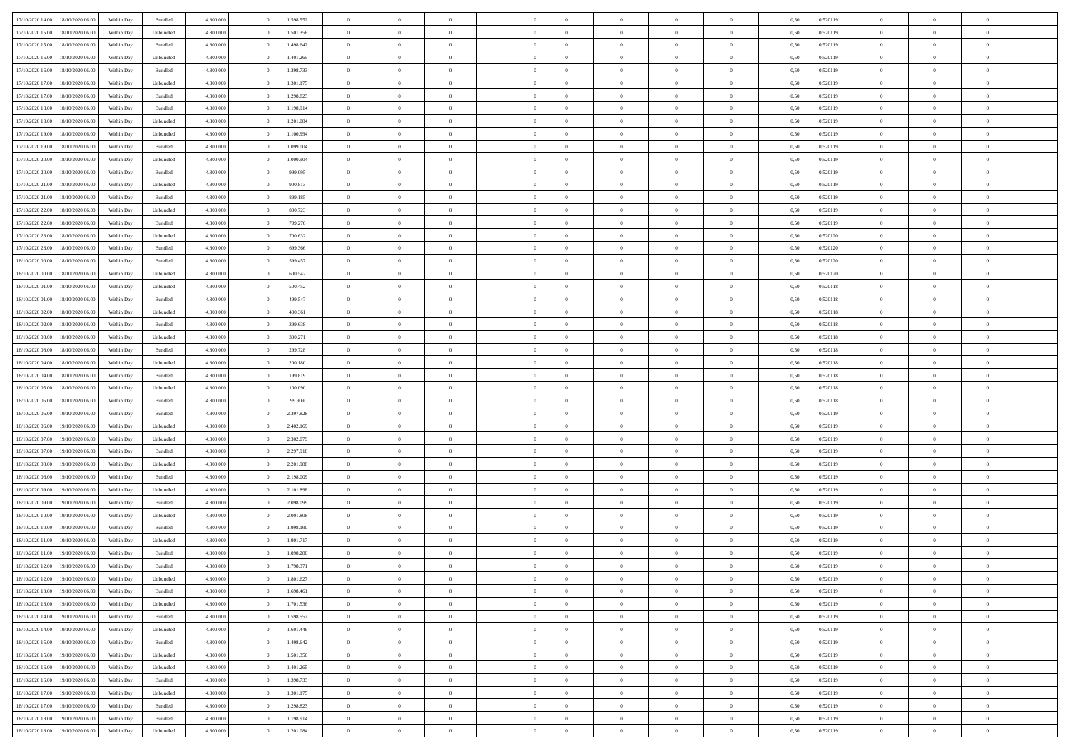| 17/10/2020 14:00 | 18/10/2020 06:00 | Within Day | Bundled | 4.800.000 | 0 | 1.598.552 | 0 | 0 | 0 | 0 | 0 | 0 | 0 | 0 | 0,50 | 0,520119 | 0 | 0 | 0 |  |
|---|---|---|---|---|---|---|---|---|---|---|---|---|---|---|---|---|---|---|---|---|
| 17/10/2020 15:00 | 18/10/2020 06:00 | Within Day | Unbundled | 4.800.000 | 0 | 1.501.356 | 0 | 0 | 0 | 0 | 0 | 0 | 0 | 0 | 0,50 | 0,520119 | 0 | 0 | 0 |  |
| 17/10/2020 15:00 | 18/10/2020 06:00 | Within Day | Bundled | 4.800.000 | 0 | 1.498.642 | 0 | 0 | 0 | 0 | 0 | 0 | 0 | 0 | 0,50 | 0,520119 | 0 | 0 | 0 |  |
| 17/10/2020 16:00 | 18/10/2020 06:00 | Within Day | Unbundled | 4.800.000 | 0 | 1.401.265 | 0 | 0 | 0 | 0 | 0 | 0 | 0 | 0 | 0,50 | 0,520119 | 0 | 0 | 0 |  |
| 17/10/2020 16:00 | 18/10/2020 06:00 | Within Day | Bundled | 4.800.000 | 0 | 1.398.733 | 0 | 0 | 0 | 0 | 0 | 0 | 0 | 0 | 0,50 | 0,520119 | 0 | 0 | 0 |  |
| 17/10/2020 17:00 | 18/10/2020 06:00 | Within Day | Unbundled | 4.800.000 | 0 | 1.301.175 | 0 | 0 | 0 | 0 | 0 | 0 | 0 | 0 | 0,50 | 0,520119 | 0 | 0 | 0 |  |
| 17/10/2020 17:00 | 18/10/2020 06:00 | Within Day | Bundled | 4.800.000 | 0 | 1.298.823 | 0 | 0 | 0 | 0 | 0 | 0 | 0 | 0 | 0,50 | 0,520119 | 0 | 0 | 0 |  |
| 17/10/2020 18:00 | 18/10/2020 06:00 | Within Day | Bundled | 4.800.000 | 0 | 1.198.914 | 0 | 0 | 0 | 0 | 0 | 0 | 0 | 0 | 0,50 | 0,520119 | 0 | 0 | 0 |  |
| 17/10/2020 18:00 | 18/10/2020 06:00 | Within Day | Unbundled | 4.800.000 | 0 | 1.201.084 | 0 | 0 | 0 | 0 | 0 | 0 | 0 | 0 | 0,50 | 0,520119 | 0 | 0 | 0 |  |
| 17/10/2020 19:00 | 18/10/2020 06:00 | Within Day | Unbundled | 4.800.000 | 0 | 1.100.994 | 0 | 0 | 0 | 0 | 0 | 0 | 0 | 0 | 0,50 | 0,520119 | 0 | 0 | 0 |  |
| 17/10/2020 19:00 | 18/10/2020 06:00 | Within Day | Bundled | 4.800.000 | 0 | 1.099.004 | 0 | 0 | 0 | 0 | 0 | 0 | 0 | 0 | 0,50 | 0,520119 | 0 | 0 | 0 |  |
| 17/10/2020 20:00 | 18/10/2020 06:00 | Within Day | Unbundled | 4.800.000 | 0 | 1.000.904 | 0 | 0 | 0 | 0 | 0 | 0 | 0 | 0 | 0,50 | 0,520119 | 0 | 0 | 0 |  |
| 17/10/2020 20:00 | 18/10/2020 06:00 | Within Day | Bundled | 4.800.000 | 0 | 999.095 | 0 | 0 | 0 | 0 | 0 | 0 | 0 | 0 | 0,50 | 0,520119 | 0 | 0 | 0 |  |
| 17/10/2020 21:00 | 18/10/2020 06:00 | Within Day | Unbundled | 4.800.000 | 0 | 900.813 | 0 | 0 | 0 | 0 | 0 | 0 | 0 | 0 | 0,50 | 0,520119 | 0 | 0 | 0 |  |
| 17/10/2020 21:00 | 18/10/2020 06:00 | Within Day | Bundled | 4.800.000 | 0 | 899.185 | 0 | 0 | 0 | 0 | 0 | 0 | 0 | 0 | 0,50 | 0,520119 | 0 | 0 | 0 |  |
| 17/10/2020 22:00 | 18/10/2020 06:00 | Within Day | Unbundled | 4.800.000 | 0 | 800.723 | 0 | 0 | 0 | 0 | 0 | 0 | 0 | 0 | 0,50 | 0,520119 | 0 | 0 | 0 |  |
| 17/10/2020 22:00 | 18/10/2020 06:00 | Within Day | Bundled | 4.800.000 | 0 | 799.276 | 0 | 0 | 0 | 0 | 0 | 0 | 0 | 0 | 0,50 | 0,520119 | 0 | 0 | 0 |  |
| 17/10/2020 23:00 | 18/10/2020 06:00 | Within Day | Unbundled | 4.800.000 | 0 | 700.632 | 0 | 0 | 0 | 0 | 0 | 0 | 0 | 0 | 0,50 | 0,520120 | 0 | 0 | 0 |  |
| 17/10/2020 23:00 | 18/10/2020 06:00 | Within Day | Bundled | 4.800.000 | 0 | 699.366 | 0 | 0 | 0 | 0 | 0 | 0 | 0 | 0 | 0,50 | 0,520120 | 0 | 0 | 0 |  |
| 18/10/2020 00:00 | 18/10/2020 06:00 | Within Day | Bundled | 4.800.000 | 0 | 599.457 | 0 | 0 | 0 | 0 | 0 | 0 | 0 | 0 | 0,50 | 0,520120 | 0 | 0 | 0 |  |
| 18/10/2020 00:00 | 18/10/2020 06:00 | Within Day | Unbundled | 4.800.000 | 0 | 600.542 | 0 | 0 | 0 | 0 | 0 | 0 | 0 | 0 | 0,50 | 0,520120 | 0 | 0 | 0 |  |
| 18/10/2020 01:00 | 18/10/2020 06:00 | Within Day | Unbundled | 4.800.000 | 0 | 500.452 | 0 | 0 | 0 | 0 | 0 | 0 | 0 | 0 | 0,50 | 0,520118 | 0 | 0 | 0 |  |
| 18/10/2020 01:00 | 18/10/2020 06:00 | Within Day | Bundled | 4.800.000 | 0 | 499.547 | 0 | 0 | 0 | 0 | 0 | 0 | 0 | 0 | 0,50 | 0,520118 | 0 | 0 | 0 |  |
| 18/10/2020 02:00 | 18/10/2020 06:00 | Within Day | Unbundled | 4.800.000 | 0 | 400.361 | 0 | 0 | 0 | 0 | 0 | 0 | 0 | 0 | 0,50 | 0,520118 | 0 | 0 | 0 |  |
| 18/10/2020 02:00 | 18/10/2020 06:00 | Within Day | Bundled | 4.800.000 | 0 | 399.638 | 0 | 0 | 0 | 0 | 0 | 0 | 0 | 0 | 0,50 | 0,520118 | 0 | 0 | 0 |  |
| 18/10/2020 03:00 | 18/10/2020 06:00 | Within Day | Unbundled | 4.800.000 | 0 | 300.271 | 0 | 0 | 0 | 0 | 0 | 0 | 0 | 0 | 0,50 | 0,520118 | 0 | 0 | 0 |  |
| 18/10/2020 03:00 | 18/10/2020 06:00 | Within Day | Bundled | 4.800.000 | 0 | 299.728 | 0 | 0 | 0 | 0 | 0 | 0 | 0 | 0 | 0,50 | 0,520118 | 0 | 0 | 0 |  |
| 18/10/2020 04:00 | 18/10/2020 06:00 | Within Day | Unbundled | 4.800.000 | 0 | 200.180 | 0 | 0 | 0 | 0 | 0 | 0 | 0 | 0 | 0,50 | 0,520118 | 0 | 0 | 0 |  |
| 18/10/2020 04:00 | 18/10/2020 06:00 | Within Day | Bundled | 4.800.000 | 0 | 199.819 | 0 | 0 | 0 | 0 | 0 | 0 | 0 | 0 | 0,50 | 0,520118 | 0 | 0 | 0 |  |
| 18/10/2020 05:00 | 18/10/2020 06:00 | Within Day | Unbundled | 4.800.000 | 0 | 100.090 | 0 | 0 | 0 | 0 | 0 | 0 | 0 | 0 | 0,50 | 0,520118 | 0 | 0 | 0 |  |
| 18/10/2020 05:00 | 18/10/2020 06:00 | Within Day | Bundled | 4.800.000 | 0 | 99.909 | 0 | 0 | 0 | 0 | 0 | 0 | 0 | 0 | 0,50 | 0,520118 | 0 | 0 | 0 |  |
| 18/10/2020 06:00 | 19/10/2020 06:00 | Within Day | Bundled | 4.800.000 | 0 | 2.397.828 | 0 | 0 | 0 | 0 | 0 | 0 | 0 | 0 | 0,50 | 0,520119 | 0 | 0 | 0 |  |
| 18/10/2020 06:00 | 19/10/2020 06:00 | Within Day | Unbundled | 4.800.000 | 0 | 2.402.169 | 0 | 0 | 0 | 0 | 0 | 0 | 0 | 0 | 0,50 | 0,520119 | 0 | 0 | 0 |  |
| 18/10/2020 07:00 | 19/10/2020 06:00 | Within Day | Unbundled | 4.800.000 | 0 | 2.302.079 | 0 | 0 | 0 | 0 | 0 | 0 | 0 | 0 | 0,50 | 0,520119 | 0 | 0 | 0 |  |
| 18/10/2020 07:00 | 19/10/2020 06:00 | Within Day | Bundled | 4.800.000 | 0 | 2.297.918 | 0 | 0 | 0 | 0 | 0 | 0 | 0 | 0 | 0,50 | 0,520119 | 0 | 0 | 0 |  |
| 18/10/2020 08:00 | 19/10/2020 06:00 | Within Day | Unbundled | 4.800.000 | 0 | 2.201.988 | 0 | 0 | 0 | 0 | 0 | 0 | 0 | 0 | 0,50 | 0,520119 | 0 | 0 | 0 |  |
| 18/10/2020 08:00 | 19/10/2020 06:00 | Within Day | Bundled | 4.800.000 | 0 | 2.198.009 | 0 | 0 | 0 | 0 | 0 | 0 | 0 | 0 | 0,50 | 0,520119 | 0 | 0 | 0 |  |
| 18/10/2020 09:00 | 19/10/2020 06:00 | Within Day | Unbundled | 4.800.000 | 0 | 2.101.898 | 0 | 0 | 0 | 0 | 0 | 0 | 0 | 0 | 0,50 | 0,520119 | 0 | 0 | 0 |  |
| 18/10/2020 09:00 | 19/10/2020 06:00 | Within Day | Bundled | 4.800.000 | 0 | 2.098.099 | 0 | 0 | 0 | 0 | 0 | 0 | 0 | 0 | 0,50 | 0,520119 | 0 | 0 | 0 |  |
| 18/10/2020 10:00 | 19/10/2020 06:00 | Within Day | Unbundled | 4.800.000 | 0 | 2.001.808 | 0 | 0 | 0 | 0 | 0 | 0 | 0 | 0 | 0,50 | 0,520119 | 0 | 0 | 0 |  |
| 18/10/2020 10:00 | 19/10/2020 06:00 | Within Day | Bundled | 4.800.000 | 0 | 1.998.190 | 0 | 0 | 0 | 0 | 0 | 0 | 0 | 0 | 0,50 | 0,520119 | 0 | 0 | 0 |  |
| 18/10/2020 11:00 | 19/10/2020 06:00 | Within Day | Unbundled | 4.800.000 | 0 | 1.901.717 | 0 | 0 | 0 | 0 | 0 | 0 | 0 | 0 | 0,50 | 0,520119 | 0 | 0 | 0 |  |
| 18/10/2020 11:00 | 19/10/2020 06:00 | Within Day | Bundled | 4.800.000 | 0 | 1.898.280 | 0 | 0 | 0 | 0 | 0 | 0 | 0 | 0 | 0,50 | 0,520119 | 0 | 0 | 0 |  |
| 18/10/2020 12:00 | 19/10/2020 06:00 | Within Day | Bundled | 4.800.000 | 0 | 1.798.371 | 0 | 0 | 0 | 0 | 0 | 0 | 0 | 0 | 0,50 | 0,520119 | 0 | 0 | 0 |  |
| 18/10/2020 12:00 | 19/10/2020 06:00 | Within Day | Unbundled | 4.800.000 | 0 | 1.801.627 | 0 | 0 | 0 | 0 | 0 | 0 | 0 | 0 | 0,50 | 0,520119 | 0 | 0 | 0 |  |
| 18/10/2020 13:00 | 19/10/2020 06:00 | Within Day | Bundled | 4.800.000 | 0 | 1.698.461 | 0 | 0 | 0 | 0 | 0 | 0 | 0 | 0 | 0,50 | 0,520119 | 0 | 0 | 0 |  |
| 18/10/2020 13:00 | 19/10/2020 06:00 | Within Day | Unbundled | 4.800.000 | 0 | 1.701.536 | 0 | 0 | 0 | 0 | 0 | 0 | 0 | 0 | 0,50 | 0,520119 | 0 | 0 | 0 |  |
| 18/10/2020 14:00 | 19/10/2020 06:00 | Within Day | Bundled | 4.800.000 | 0 | 1.598.552 | 0 | 0 | 0 | 0 | 0 | 0 | 0 | 0 | 0,50 | 0,520119 | 0 | 0 | 0 |  |
| 18/10/2020 14:00 | 19/10/2020 06:00 | Within Day | Unbundled | 4.800.000 | 0 | 1.601.446 | 0 | 0 | 0 | 0 | 0 | 0 | 0 | 0 | 0,50 | 0,520119 | 0 | 0 | 0 |  |
| 18/10/2020 15:00 | 19/10/2020 06:00 | Within Day | Bundled | 4.800.000 | 0 | 1.498.642 | 0 | 0 | 0 | 0 | 0 | 0 | 0 | 0 | 0,50 | 0,520119 | 0 | 0 | 0 |  |
| 18/10/2020 15:00 | 19/10/2020 06:00 | Within Day | Unbundled | 4.800.000 | 0 | 1.501.356 | 0 | 0 | 0 | 0 | 0 | 0 | 0 | 0 | 0,50 | 0,520119 | 0 | 0 | 0 |  |
| 18/10/2020 16:00 | 19/10/2020 06:00 | Within Day | Unbundled | 4.800.000 | 0 | 1.401.265 | 0 | 0 | 0 | 0 | 0 | 0 | 0 | 0 | 0,50 | 0,520119 | 0 | 0 | 0 |  |
| 18/10/2020 16:00 | 19/10/2020 06:00 | Within Day | Bundled | 4.800.000 | 0 | 1.398.733 | 0 | 0 | 0 | 0 | 0 | 0 | 0 | 0 | 0,50 | 0,520119 | 0 | 0 | 0 |  |
| 18/10/2020 17:00 | 19/10/2020 06:00 | Within Day | Unbundled | 4.800.000 | 0 | 1.301.175 | 0 | 0 | 0 | 0 | 0 | 0 | 0 | 0 | 0,50 | 0,520119 | 0 | 0 | 0 |  |
| 18/10/2020 17:00 | 19/10/2020 06:00 | Within Day | Bundled | 4.800.000 | 0 | 1.298.823 | 0 | 0 | 0 | 0 | 0 | 0 | 0 | 0 | 0,50 | 0,520119 | 0 | 0 | 0 |  |
| 18/10/2020 18:00 | 19/10/2020 06:00 | Within Day | Bundled | 4.800.000 | 0 | 1.198.914 | 0 | 0 | 0 | 0 | 0 | 0 | 0 | 0 | 0,50 | 0,520119 | 0 | 0 | 0 |  |
| 18/10/2020 18:00 | 19/10/2020 06:00 | Within Day | Unbundled | 4.800.000 | 0 | 1.201.084 | 0 | 0 | 0 | 0 | 0 | 0 | 0 | 0 | 0,50 | 0,520119 | 0 | 0 | 0 |  |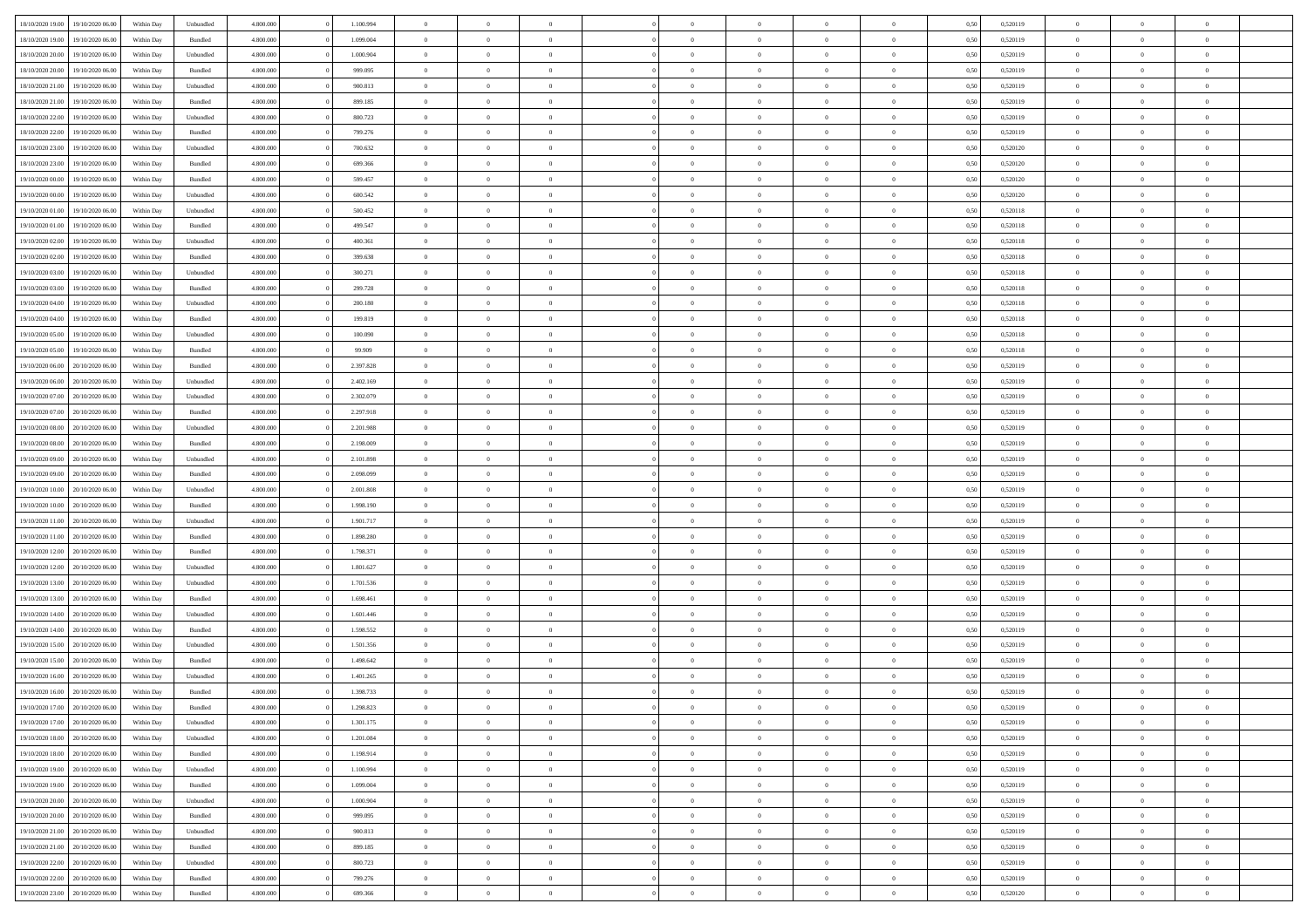| | | | | | | | | | | | | | | | | | | | | |
|---|---|---|---|---|---|---|---|---|---|---|---|---|---|---|---|---|---|---|---|---|
| 18/10/2020 19:00 | 19/10/2020 06:00 | Within Day | Unbundled | 4.800.000 | 0 | 1.100.994 | 0 | 0 | 0 | | 0 | 0 | 0 | 0 | 0,50 | 0,520119 | 0 | 0 | 0 | |
| 18/10/2020 19:00 | 19/10/2020 06:00 | Within Day | Bundled | 4.800.000 | 0 | 1.099.004 | 0 | 0 | 0 | | 0 | 0 | 0 | 0 | 0,50 | 0,520119 | 0 | 0 | 0 | |
| 18/10/2020 20:00 | 19/10/2020 06:00 | Within Day | Unbundled | 4.800.000 | 0 | 1.000.904 | 0 | 0 | 0 | | 0 | 0 | 0 | 0 | 0,50 | 0,520119 | 0 | 0 | 0 | |
| 18/10/2020 20:00 | 19/10/2020 06:00 | Within Day | Bundled | 4.800.000 | 0 | 999.095 | 0 | 0 | 0 | | 0 | 0 | 0 | 0 | 0,50 | 0,520119 | 0 | 0 | 0 | |
| 18/10/2020 21:00 | 19/10/2020 06:00 | Within Day | Unbundled | 4.800.000 | 0 | 900.813 | 0 | 0 | 0 | | 0 | 0 | 0 | 0 | 0,50 | 0,520119 | 0 | 0 | 0 | |
| 18/10/2020 21:00 | 19/10/2020 06:00 | Within Day | Bundled | 4.800.000 | 0 | 899.185 | 0 | 0 | 0 | | 0 | 0 | 0 | 0 | 0,50 | 0,520119 | 0 | 0 | 0 | |
| 18/10/2020 22:00 | 19/10/2020 06:00 | Within Day | Unbundled | 4.800.000 | 0 | 800.723 | 0 | 0 | 0 | | 0 | 0 | 0 | 0 | 0,50 | 0,520119 | 0 | 0 | 0 | |
| 18/10/2020 22:00 | 19/10/2020 06:00 | Within Day | Bundled | 4.800.000 | 0 | 799.276 | 0 | 0 | 0 | | 0 | 0 | 0 | 0 | 0,50 | 0,520119 | 0 | 0 | 0 | |
| 18/10/2020 23:00 | 19/10/2020 06:00 | Within Day | Unbundled | 4.800.000 | 0 | 700.632 | 0 | 0 | 0 | | 0 | 0 | 0 | 0 | 0,50 | 0,520120 | 0 | 0 | 0 | |
| 18/10/2020 23:00 | 19/10/2020 06:00 | Within Day | Bundled | 4.800.000 | 0 | 699.366 | 0 | 0 | 0 | | 0 | 0 | 0 | 0 | 0,50 | 0,520120 | 0 | 0 | 0 | |
| 19/10/2020 00:00 | 19/10/2020 06:00 | Within Day | Bundled | 4.800.000 | 0 | 599.457 | 0 | 0 | 0 | | 0 | 0 | 0 | 0 | 0,50 | 0,520120 | 0 | 0 | 0 | |
| 19/10/2020 00:00 | 19/10/2020 06:00 | Within Day | Unbundled | 4.800.000 | 0 | 600.542 | 0 | 0 | 0 | | 0 | 0 | 0 | 0 | 0,50 | 0,520120 | 0 | 0 | 0 | |
| 19/10/2020 01:00 | 19/10/2020 06:00 | Within Day | Unbundled | 4.800.000 | 0 | 500.452 | 0 | 0 | 0 | | 0 | 0 | 0 | 0 | 0,50 | 0,520118 | 0 | 0 | 0 | |
| 19/10/2020 01:00 | 19/10/2020 06:00 | Within Day | Bundled | 4.800.000 | 0 | 499.547 | 0 | 0 | 0 | | 0 | 0 | 0 | 0 | 0,50 | 0,520118 | 0 | 0 | 0 | |
| 19/10/2020 02:00 | 19/10/2020 06:00 | Within Day | Unbundled | 4.800.000 | 0 | 400.361 | 0 | 0 | 0 | | 0 | 0 | 0 | 0 | 0,50 | 0,520118 | 0 | 0 | 0 | |
| 19/10/2020 02:00 | 19/10/2020 06:00 | Within Day | Bundled | 4.800.000 | 0 | 399.638 | 0 | 0 | 0 | | 0 | 0 | 0 | 0 | 0,50 | 0,520118 | 0 | 0 | 0 | |
| 19/10/2020 03:00 | 19/10/2020 06:00 | Within Day | Unbundled | 4.800.000 | 0 | 300.271 | 0 | 0 | 0 | | 0 | 0 | 0 | 0 | 0,50 | 0,520118 | 0 | 0 | 0 | |
| 19/10/2020 03:00 | 19/10/2020 06:00 | Within Day | Bundled | 4.800.000 | 0 | 299.728 | 0 | 0 | 0 | | 0 | 0 | 0 | 0 | 0,50 | 0,520118 | 0 | 0 | 0 | |
| 19/10/2020 04:00 | 19/10/2020 06:00 | Within Day | Unbundled | 4.800.000 | 0 | 200.180 | 0 | 0 | 0 | | 0 | 0 | 0 | 0 | 0,50 | 0,520118 | 0 | 0 | 0 | |
| 19/10/2020 04:00 | 19/10/2020 06:00 | Within Day | Bundled | 4.800.000 | 0 | 199.819 | 0 | 0 | 0 | | 0 | 0 | 0 | 0 | 0,50 | 0,520118 | 0 | 0 | 0 | |
| 19/10/2020 05:00 | 19/10/2020 06:00 | Within Day | Unbundled | 4.800.000 | 0 | 100.090 | 0 | 0 | 0 | | 0 | 0 | 0 | 0 | 0,50 | 0,520118 | 0 | 0 | 0 | |
| 19/10/2020 05:00 | 19/10/2020 06:00 | Within Day | Bundled | 4.800.000 | 0 | 99.909 | 0 | 0 | 0 | | 0 | 0 | 0 | 0 | 0,50 | 0,520118 | 0 | 0 | 0 | |
| 19/10/2020 06:00 | 20/10/2020 06:00 | Within Day | Bundled | 4.800.000 | 0 | 2.397.828 | 0 | 0 | 0 | | 0 | 0 | 0 | 0 | 0,50 | 0,520119 | 0 | 0 | 0 | |
| 19/10/2020 06:00 | 20/10/2020 06:00 | Within Day | Unbundled | 4.800.000 | 0 | 2.402.169 | 0 | 0 | 0 | | 0 | 0 | 0 | 0 | 0,50 | 0,520119 | 0 | 0 | 0 | |
| 19/10/2020 07:00 | 20/10/2020 06:00 | Within Day | Unbundled | 4.800.000 | 0 | 2.302.079 | 0 | 0 | 0 | | 0 | 0 | 0 | 0 | 0,50 | 0,520119 | 0 | 0 | 0 | |
| 19/10/2020 07:00 | 20/10/2020 06:00 | Within Day | Bundled | 4.800.000 | 0 | 2.297.918 | 0 | 0 | 0 | | 0 | 0 | 0 | 0 | 0,50 | 0,520119 | 0 | 0 | 0 | |
| 19/10/2020 08:00 | 20/10/2020 06:00 | Within Day | Unbundled | 4.800.000 | 0 | 2.201.988 | 0 | 0 | 0 | | 0 | 0 | 0 | 0 | 0,50 | 0,520119 | 0 | 0 | 0 | |
| 19/10/2020 08:00 | 20/10/2020 06:00 | Within Day | Bundled | 4.800.000 | 0 | 2.198.009 | 0 | 0 | 0 | | 0 | 0 | 0 | 0 | 0,50 | 0,520119 | 0 | 0 | 0 | |
| 19/10/2020 09:00 | 20/10/2020 06:00 | Within Day | Unbundled | 4.800.000 | 0 | 2.101.898 | 0 | 0 | 0 | | 0 | 0 | 0 | 0 | 0,50 | 0,520119 | 0 | 0 | 0 | |
| 19/10/2020 09:00 | 20/10/2020 06:00 | Within Day | Bundled | 4.800.000 | 0 | 2.098.099 | 0 | 0 | 0 | | 0 | 0 | 0 | 0 | 0,50 | 0,520119 | 0 | 0 | 0 | |
| 19/10/2020 10:00 | 20/10/2020 06:00 | Within Day | Unbundled | 4.800.000 | 0 | 2.001.808 | 0 | 0 | 0 | | 0 | 0 | 0 | 0 | 0,50 | 0,520119 | 0 | 0 | 0 | |
| 19/10/2020 10:00 | 20/10/2020 06:00 | Within Day | Bundled | 4.800.000 | 0 | 1.998.190 | 0 | 0 | 0 | | 0 | 0 | 0 | 0 | 0,50 | 0,520119 | 0 | 0 | 0 | |
| 19/10/2020 11:00 | 20/10/2020 06:00 | Within Day | Unbundled | 4.800.000 | 0 | 1.901.717 | 0 | 0 | 0 | | 0 | 0 | 0 | 0 | 0,50 | 0,520119 | 0 | 0 | 0 | |
| 19/10/2020 11:00 | 20/10/2020 06:00 | Within Day | Bundled | 4.800.000 | 0 | 1.898.280 | 0 | 0 | 0 | | 0 | 0 | 0 | 0 | 0,50 | 0,520119 | 0 | 0 | 0 | |
| 19/10/2020 12:00 | 20/10/2020 06:00 | Within Day | Bundled | 4.800.000 | 0 | 1.798.371 | 0 | 0 | 0 | | 0 | 0 | 0 | 0 | 0,50 | 0,520119 | 0 | 0 | 0 | |
| 19/10/2020 12:00 | 20/10/2020 06:00 | Within Day | Unbundled | 4.800.000 | 0 | 1.801.627 | 0 | 0 | 0 | | 0 | 0 | 0 | 0 | 0,50 | 0,520119 | 0 | 0 | 0 | |
| 19/10/2020 13:00 | 20/10/2020 06:00 | Within Day | Unbundled | 4.800.000 | 0 | 1.701.536 | 0 | 0 | 0 | | 0 | 0 | 0 | 0 | 0,50 | 0,520119 | 0 | 0 | 0 | |
| 19/10/2020 13:00 | 20/10/2020 06:00 | Within Day | Bundled | 4.800.000 | 0 | 1.698.461 | 0 | 0 | 0 | | 0 | 0 | 0 | 0 | 0,50 | 0,520119 | 0 | 0 | 0 | |
| 19/10/2020 14:00 | 20/10/2020 06:00 | Within Day | Unbundled | 4.800.000 | 0 | 1.601.446 | 0 | 0 | 0 | | 0 | 0 | 0 | 0 | 0,50 | 0,520119 | 0 | 0 | 0 | |
| 19/10/2020 14:00 | 20/10/2020 06:00 | Within Day | Bundled | 4.800.000 | 0 | 1.598.552 | 0 | 0 | 0 | | 0 | 0 | 0 | 0 | 0,50 | 0,520119 | 0 | 0 | 0 | |
| 19/10/2020 15:00 | 20/10/2020 06:00 | Within Day | Unbundled | 4.800.000 | 0 | 1.501.356 | 0 | 0 | 0 | | 0 | 0 | 0 | 0 | 0,50 | 0,520119 | 0 | 0 | 0 | |
| 19/10/2020 15:00 | 20/10/2020 06:00 | Within Day | Bundled | 4.800.000 | 0 | 1.498.642 | 0 | 0 | 0 | | 0 | 0 | 0 | 0 | 0,50 | 0,520119 | 0 | 0 | 0 | |
| 19/10/2020 16:00 | 20/10/2020 06:00 | Within Day | Unbundled | 4.800.000 | 0 | 1.401.265 | 0 | 0 | 0 | | 0 | 0 | 0 | 0 | 0,50 | 0,520119 | 0 | 0 | 0 | |
| 19/10/2020 16:00 | 20/10/2020 06:00 | Within Day | Bundled | 4.800.000 | 0 | 1.398.733 | 0 | 0 | 0 | | 0 | 0 | 0 | 0 | 0,50 | 0,520119 | 0 | 0 | 0 | |
| 19/10/2020 17:00 | 20/10/2020 06:00 | Within Day | Bundled | 4.800.000 | 0 | 1.298.823 | 0 | 0 | 0 | | 0 | 0 | 0 | 0 | 0,50 | 0,520119 | 0 | 0 | 0 | |
| 19/10/2020 17:00 | 20/10/2020 06:00 | Within Day | Unbundled | 4.800.000 | 0 | 1.301.175 | 0 | 0 | 0 | | 0 | 0 | 0 | 0 | 0,50 | 0,520119 | 0 | 0 | 0 | |
| 19/10/2020 18:00 | 20/10/2020 06:00 | Within Day | Unbundled | 4.800.000 | 0 | 1.201.084 | 0 | 0 | 0 | | 0 | 0 | 0 | 0 | 0,50 | 0,520119 | 0 | 0 | 0 | |
| 19/10/2020 18:00 | 20/10/2020 06:00 | Within Day | Bundled | 4.800.000 | 0 | 1.198.914 | 0 | 0 | 0 | | 0 | 0 | 0 | 0 | 0,50 | 0,520119 | 0 | 0 | 0 | |
| 19/10/2020 19:00 | 20/10/2020 06:00 | Within Day | Unbundled | 4.800.000 | 0 | 1.100.994 | 0 | 0 | 0 | | 0 | 0 | 0 | 0 | 0,50 | 0,520119 | 0 | 0 | 0 | |
| 19/10/2020 19:00 | 20/10/2020 06:00 | Within Day | Bundled | 4.800.000 | 0 | 1.099.004 | 0 | 0 | 0 | | 0 | 0 | 0 | 0 | 0,50 | 0,520119 | 0 | 0 | 0 | |
| 19/10/2020 20:00 | 20/10/2020 06:00 | Within Day | Unbundled | 4.800.000 | 0 | 1.000.904 | 0 | 0 | 0 | | 0 | 0 | 0 | 0 | 0,50 | 0,520119 | 0 | 0 | 0 | |
| 19/10/2020 20:00 | 20/10/2020 06:00 | Within Day | Bundled | 4.800.000 | 0 | 999.095 | 0 | 0 | 0 | | 0 | 0 | 0 | 0 | 0,50 | 0,520119 | 0 | 0 | 0 | |
| 19/10/2020 21:00 | 20/10/2020 06:00 | Within Day | Unbundled | 4.800.000 | 0 | 900.813 | 0 | 0 | 0 | | 0 | 0 | 0 | 0 | 0,50 | 0,520119 | 0 | 0 | 0 | |
| 19/10/2020 21:00 | 20/10/2020 06:00 | Within Day | Bundled | 4.800.000 | 0 | 899.185 | 0 | 0 | 0 | | 0 | 0 | 0 | 0 | 0,50 | 0,520119 | 0 | 0 | 0 | |
| 19/10/2020 22:00 | 20/10/2020 06:00 | Within Day | Unbundled | 4.800.000 | 0 | 800.723 | 0 | 0 | 0 | | 0 | 0 | 0 | 0 | 0,50 | 0,520119 | 0 | 0 | 0 | |
| 19/10/2020 22:00 | 20/10/2020 06:00 | Within Day | Bundled | 4.800.000 | 0 | 799.276 | 0 | 0 | 0 | | 0 | 0 | 0 | 0 | 0,50 | 0,520119 | 0 | 0 | 0 | |
| 19/10/2020 23:00 | 20/10/2020 06:00 | Within Day | Bundled | 4.800.000 | 0 | 699.366 | 0 | 0 | 0 | | 0 | 0 | 0 | 0 | 0,50 | 0,520120 | 0 | 0 | 0 | |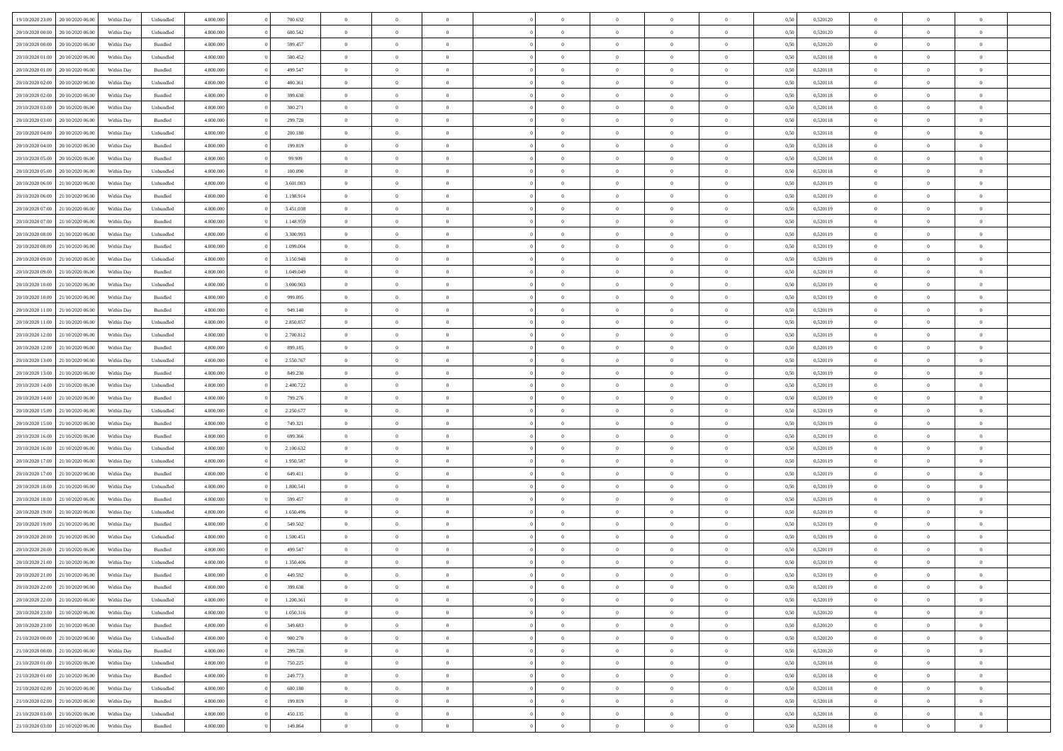| | | | | | | | | | | | | | | | | | | | | |
|---|---|---|---|---|---|---|---|---|---|---|---|---|---|---|---|---|---|---|---|---|
| 19/10/2020 23.00 | 20/10/2020 06.00 | Within Day | Unbundled | 4.800.000 | 0 | 700.632 | 0 | 0 | 0 | | 0 | 0 | 0 | 0 | 0,50 | 0,520120 | 0 | 0 | 0 | |
| 20/10/2020 00.00 | 20/10/2020 06.00 | Within Day | Unbundled | 4.800.000 | 0 | 600.542 | 0 | 0 | 0 | | 0 | 0 | 0 | 0 | 0,50 | 0,520120 | 0 | 0 | 0 | |
| 20/10/2020 00.00 | 20/10/2020 06.00 | Within Day | Bundled | 4.800.000 | 0 | 599.457 | 0 | 0 | 0 | | 0 | 0 | 0 | 0 | 0,50 | 0,520120 | 0 | 0 | 0 | |
| 20/10/2020 01.00 | 20/10/2020 06.00 | Within Day | Unbundled | 4.800.000 | 0 | 500.452 | 0 | 0 | 0 | | 0 | 0 | 0 | 0 | 0,50 | 0,520118 | 0 | 0 | 0 | |
| 20/10/2020 01.00 | 20/10/2020 06.00 | Within Day | Bundled | 4.800.000 | 0 | 499.547 | 0 | 0 | 0 | | 0 | 0 | 0 | 0 | 0,50 | 0,520118 | 0 | 0 | 0 | |
| 20/10/2020 02.00 | 20/10/2020 06.00 | Within Day | Unbundled | 4.800.000 | 0 | 400.361 | 0 | 0 | 0 | | 0 | 0 | 0 | 0 | 0,50 | 0,520118 | 0 | 0 | 0 | |
| 20/10/2020 02.00 | 20/10/2020 06.00 | Within Day | Bundled | 4.800.000 | 0 | 399.638 | 0 | 0 | 0 | | 0 | 0 | 0 | 0 | 0,50 | 0,520118 | 0 | 0 | 0 | |
| 20/10/2020 03.00 | 20/10/2020 06.00 | Within Day | Unbundled | 4.800.000 | 0 | 300.271 | 0 | 0 | 0 | | 0 | 0 | 0 | 0 | 0,50 | 0,520118 | 0 | 0 | 0 | |
| 20/10/2020 03.00 | 20/10/2020 06.00 | Within Day | Bundled | 4.800.000 | 0 | 299.728 | 0 | 0 | 0 | | 0 | 0 | 0 | 0 | 0,50 | 0,520118 | 0 | 0 | 0 | |
| 20/10/2020 04.00 | 20/10/2020 06.00 | Within Day | Unbundled | 4.800.000 | 0 | 200.180 | 0 | 0 | 0 | | 0 | 0 | 0 | 0 | 0,50 | 0,520118 | 0 | 0 | 0 | |
| 20/10/2020 04.00 | 20/10/2020 06.00 | Within Day | Bundled | 4.800.000 | 0 | 199.819 | 0 | 0 | 0 | | 0 | 0 | 0 | 0 | 0,50 | 0,520118 | 0 | 0 | 0 | |
| 20/10/2020 05.00 | 20/10/2020 06.00 | Within Day | Bundled | 4.800.000 | 0 | 99.909 | 0 | 0 | 0 | | 0 | 0 | 0 | 0 | 0,50 | 0,520118 | 0 | 0 | 0 | |
| 20/10/2020 05.00 | 20/10/2020 06.00 | Within Day | Unbundled | 4.800.000 | 0 | 100.090 | 0 | 0 | 0 | | 0 | 0 | 0 | 0 | 0,50 | 0,520118 | 0 | 0 | 0 | |
| 20/10/2020 06.00 | 21/10/2020 06.00 | Within Day | Unbundled | 4.800.000 | 0 | 3.601.083 | 0 | 0 | 0 | | 0 | 0 | 0 | 0 | 0,50 | 0,520119 | 0 | 0 | 0 | |
| 20/10/2020 06.00 | 21/10/2020 06.00 | Within Day | Bundled | 4.800.000 | 0 | 1.198.914 | 0 | 0 | 0 | | 0 | 0 | 0 | 0 | 0,50 | 0,520119 | 0 | 0 | 0 | |
| 20/10/2020 07.00 | 21/10/2020 06.00 | Within Day | Unbundled | 4.800.000 | 0 | 3.451.038 | 0 | 0 | 0 | | 0 | 0 | 0 | 0 | 0,50 | 0,520119 | 0 | 0 | 0 | |
| 20/10/2020 07.00 | 21/10/2020 06.00 | Within Day | Bundled | 4.800.000 | 0 | 1.148.959 | 0 | 0 | 0 | | 0 | 0 | 0 | 0 | 0,50 | 0,520119 | 0 | 0 | 0 | |
| 20/10/2020 08.00 | 21/10/2020 06.00 | Within Day | Unbundled | 4.800.000 | 0 | 3.300.993 | 0 | 0 | 0 | | 0 | 0 | 0 | 0 | 0,50 | 0,520119 | 0 | 0 | 0 | |
| 20/10/2020 08.00 | 21/10/2020 06.00 | Within Day | Bundled | 4.800.000 | 0 | 1.099.004 | 0 | 0 | 0 | | 0 | 0 | 0 | 0 | 0,50 | 0,520119 | 0 | 0 | 0 | |
| 20/10/2020 09.00 | 21/10/2020 06.00 | Within Day | Unbundled | 4.800.000 | 0 | 3.150.948 | 0 | 0 | 0 | | 0 | 0 | 0 | 0 | 0,50 | 0,520119 | 0 | 0 | 0 | |
| 20/10/2020 09.00 | 21/10/2020 06.00 | Within Day | Bundled | 4.800.000 | 0 | 1.049.049 | 0 | 0 | 0 | | 0 | 0 | 0 | 0 | 0,50 | 0,520119 | 0 | 0 | 0 | |
| 20/10/2020 10.00 | 21/10/2020 06.00 | Within Day | Unbundled | 4.800.000 | 0 | 3.000.903 | 0 | 0 | 0 | | 0 | 0 | 0 | 0 | 0,50 | 0,520119 | 0 | 0 | 0 | |
| 20/10/2020 10.00 | 21/10/2020 06.00 | Within Day | Bundled | 4.800.000 | 0 | 999.095 | 0 | 0 | 0 | | 0 | 0 | 0 | 0 | 0,50 | 0,520119 | 0 | 0 | 0 | |
| 20/10/2020 11.00 | 21/10/2020 06.00 | Within Day | Bundled | 4.800.000 | 0 | 949.140 | 0 | 0 | 0 | | 0 | 0 | 0 | 0 | 0,50 | 0,520119 | 0 | 0 | 0 | |
| 20/10/2020 11.00 | 21/10/2020 06.00 | Within Day | Unbundled | 4.800.000 | 0 | 2.850.857 | 0 | 0 | 0 | | 0 | 0 | 0 | 0 | 0,50 | 0,520119 | 0 | 0 | 0 | |
| 20/10/2020 12.00 | 21/10/2020 06.00 | Within Day | Unbundled | 4.800.000 | 0 | 2.700.812 | 0 | 0 | 0 | | 0 | 0 | 0 | 0 | 0,50 | 0,520119 | 0 | 0 | 0 | |
| 20/10/2020 12.00 | 21/10/2020 06.00 | Within Day | Bundled | 4.800.000 | 0 | 899.185 | 0 | 0 | 0 | | 0 | 0 | 0 | 0 | 0,50 | 0,520119 | 0 | 0 | 0 | |
| 20/10/2020 13.00 | 21/10/2020 06.00 | Within Day | Unbundled | 4.800.000 | 0 | 2.550.767 | 0 | 0 | 0 | | 0 | 0 | 0 | 0 | 0,50 | 0,520119 | 0 | 0 | 0 | |
| 20/10/2020 13.00 | 21/10/2020 06.00 | Within Day | Bundled | 4.800.000 | 0 | 849.230 | 0 | 0 | 0 | | 0 | 0 | 0 | 0 | 0,50 | 0,520119 | 0 | 0 | 0 | |
| 20/10/2020 14.00 | 21/10/2020 06.00 | Within Day | Unbundled | 4.800.000 | 0 | 2.400.722 | 0 | 0 | 0 | | 0 | 0 | 0 | 0 | 0,50 | 0,520119 | 0 | 0 | 0 | |
| 20/10/2020 14.00 | 21/10/2020 06.00 | Within Day | Bundled | 4.800.000 | 0 | 799.276 | 0 | 0 | 0 | | 0 | 0 | 0 | 0 | 0,50 | 0,520119 | 0 | 0 | 0 | |
| 20/10/2020 15.00 | 21/10/2020 06.00 | Within Day | Unbundled | 4.800.000 | 0 | 2.250.677 | 0 | 0 | 0 | | 0 | 0 | 0 | 0 | 0,50 | 0,520119 | 0 | 0 | 0 | |
| 20/10/2020 15.00 | 21/10/2020 06.00 | Within Day | Bundled | 4.800.000 | 0 | 749.321 | 0 | 0 | 0 | | 0 | 0 | 0 | 0 | 0,50 | 0,520119 | 0 | 0 | 0 | |
| 20/10/2020 16.00 | 21/10/2020 06.00 | Within Day | Bundled | 4.800.000 | 0 | 699.366 | 0 | 0 | 0 | | 0 | 0 | 0 | 0 | 0,50 | 0,520119 | 0 | 0 | 0 | |
| 20/10/2020 16.00 | 21/10/2020 06.00 | Within Day | Unbundled | 4.800.000 | 0 | 2.100.632 | 0 | 0 | 0 | | 0 | 0 | 0 | 0 | 0,50 | 0,520119 | 0 | 0 | 0 | |
| 20/10/2020 17.00 | 21/10/2020 06.00 | Within Day | Unbundled | 4.800.000 | 0 | 1.950.587 | 0 | 0 | 0 | | 0 | 0 | 0 | 0 | 0,50 | 0,520119 | 0 | 0 | 0 | |
| 20/10/2020 17.00 | 21/10/2020 06.00 | Within Day | Bundled | 4.800.000 | 0 | 649.411 | 0 | 0 | 0 | | 0 | 0 | 0 | 0 | 0,50 | 0,520119 | 0 | 0 | 0 | |
| 20/10/2020 18.00 | 21/10/2020 06.00 | Within Day | Unbundled | 4.800.000 | 0 | 1.800.541 | 0 | 0 | 0 | | 0 | 0 | 0 | 0 | 0,50 | 0,520119 | 0 | 0 | 0 | |
| 20/10/2020 18.00 | 21/10/2020 06.00 | Within Day | Bundled | 4.800.000 | 0 | 599.457 | 0 | 0 | 0 | | 0 | 0 | 0 | 0 | 0,50 | 0,520119 | 0 | 0 | 0 | |
| 20/10/2020 19.00 | 21/10/2020 06.00 | Within Day | Unbundled | 4.800.000 | 0 | 1.650.496 | 0 | 0 | 0 | | 0 | 0 | 0 | 0 | 0,50 | 0,520119 | 0 | 0 | 0 | |
| 20/10/2020 19.00 | 21/10/2020 06.00 | Within Day | Bundled | 4.800.000 | 0 | 549.502 | 0 | 0 | 0 | | 0 | 0 | 0 | 0 | 0,50 | 0,520119 | 0 | 0 | 0 | |
| 20/10/2020 20.00 | 21/10/2020 06.00 | Within Day | Unbundled | 4.800.000 | 0 | 1.500.451 | 0 | 0 | 0 | | 0 | 0 | 0 | 0 | 0,50 | 0,520119 | 0 | 0 | 0 | |
| 20/10/2020 20.00 | 21/10/2020 06.00 | Within Day | Bundled | 4.800.000 | 0 | 499.547 | 0 | 0 | 0 | | 0 | 0 | 0 | 0 | 0,50 | 0,520119 | 0 | 0 | 0 | |
| 20/10/2020 21.00 | 21/10/2020 06.00 | Within Day | Unbundled | 4.800.000 | 0 | 1.350.406 | 0 | 0 | 0 | | 0 | 0 | 0 | 0 | 0,50 | 0,520119 | 0 | 0 | 0 | |
| 20/10/2020 21.00 | 21/10/2020 06.00 | Within Day | Bundled | 4.800.000 | 0 | 449.592 | 0 | 0 | 0 | | 0 | 0 | 0 | 0 | 0,50 | 0,520119 | 0 | 0 | 0 | |
| 20/10/2020 22.00 | 21/10/2020 06.00 | Within Day | Bundled | 4.800.000 | 0 | 399.638 | 0 | 0 | 0 | | 0 | 0 | 0 | 0 | 0,50 | 0,520119 | 0 | 0 | 0 | |
| 20/10/2020 22.00 | 21/10/2020 06.00 | Within Day | Unbundled | 4.800.000 | 0 | 1.200.361 | 0 | 0 | 0 | | 0 | 0 | 0 | 0 | 0,50 | 0,520119 | 0 | 0 | 0 | |
| 20/10/2020 23.00 | 21/10/2020 06.00 | Within Day | Unbundled | 4.800.000 | 0 | 1.050.316 | 0 | 0 | 0 | | 0 | 0 | 0 | 0 | 0,50 | 0,520120 | 0 | 0 | 0 | |
| 20/10/2020 23.00 | 21/10/2020 06.00 | Within Day | Bundled | 4.800.000 | 0 | 349.683 | 0 | 0 | 0 | | 0 | 0 | 0 | 0 | 0,50 | 0,520120 | 0 | 0 | 0 | |
| 21/10/2020 00.00 | 21/10/2020 06.00 | Within Day | Unbundled | 4.800.000 | 0 | 900.270 | 0 | 0 | 0 | | 0 | 0 | 0 | 0 | 0,50 | 0,520120 | 0 | 0 | 0 | |
| 21/10/2020 00.00 | 21/10/2020 06.00 | Within Day | Bundled | 4.800.000 | 0 | 299.728 | 0 | 0 | 0 | | 0 | 0 | 0 | 0 | 0,50 | 0,520120 | 0 | 0 | 0 | |
| 21/10/2020 01.00 | 21/10/2020 06.00 | Within Day | Unbundled | 4.800.000 | 0 | 750.225 | 0 | 0 | 0 | | 0 | 0 | 0 | 0 | 0,50 | 0,520118 | 0 | 0 | 0 | |
| 21/10/2020 01.00 | 21/10/2020 06.00 | Within Day | Bundled | 4.800.000 | 0 | 249.773 | 0 | 0 | 0 | | 0 | 0 | 0 | 0 | 0,50 | 0,520118 | 0 | 0 | 0 | |
| 21/10/2020 02.00 | 21/10/2020 06.00 | Within Day | Unbundled | 4.800.000 | 0 | 600.180 | 0 | 0 | 0 | | 0 | 0 | 0 | 0 | 0,50 | 0,520118 | 0 | 0 | 0 | |
| 21/10/2020 02.00 | 21/10/2020 06.00 | Within Day | Bundled | 4.800.000 | 0 | 199.819 | 0 | 0 | 0 | | 0 | 0 | 0 | 0 | 0,50 | 0,520118 | 0 | 0 | 0 | |
| 21/10/2020 03.00 | 21/10/2020 06.00 | Within Day | Unbundled | 4.800.000 | 0 | 450.135 | 0 | 0 | 0 | | 0 | 0 | 0 | 0 | 0,50 | 0,520118 | 0 | 0 | 0 | |
| 21/10/2020 03.00 | 21/10/2020 06.00 | Within Day | Bundled | 4.800.000 | 0 | 149.864 | 0 | 0 | 0 | | 0 | 0 | 0 | 0 | 0,50 | 0,520118 | 0 | 0 | 0 | |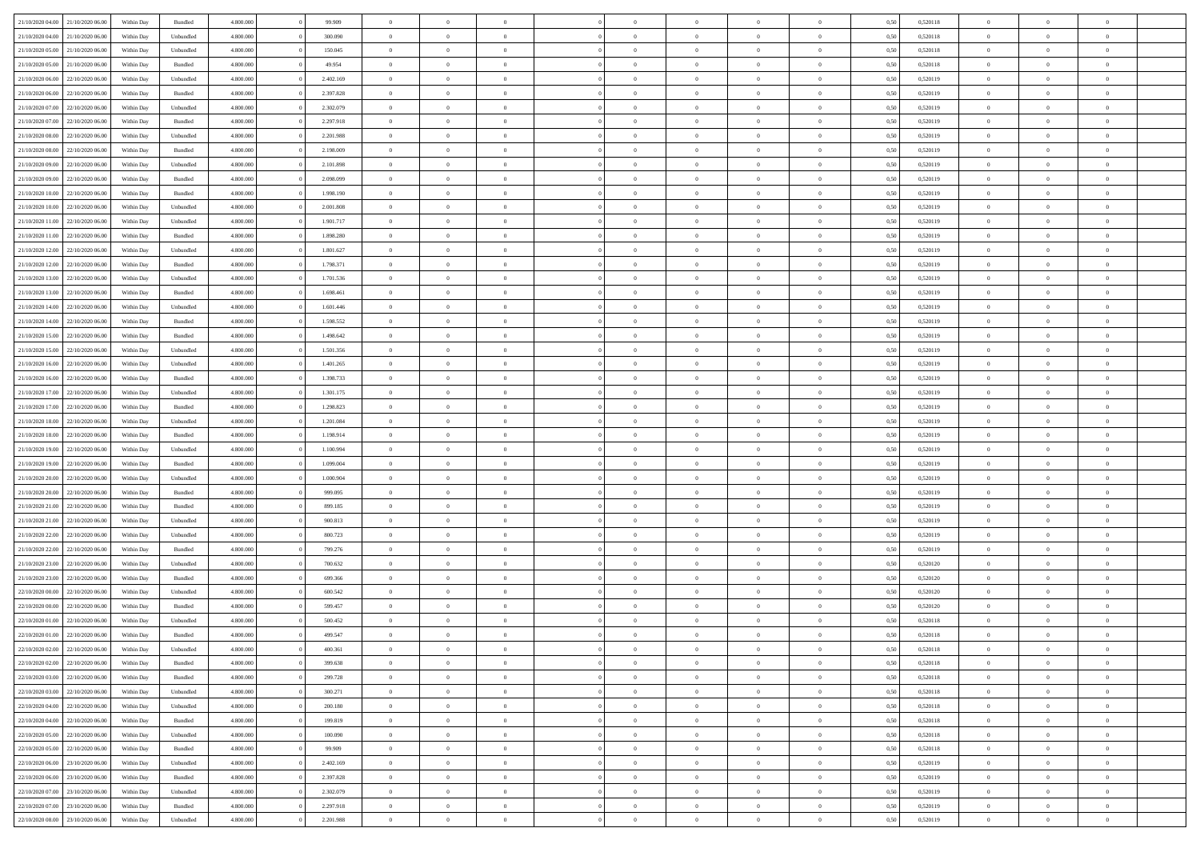| | | | | | | | | | | | | | | | | | | | | | |
|---|---|---|---|---|---|---|---|---|---|---|---|---|---|---|---|---|---|---|---|---|---|
| 21/10/2020 04:00 | 21/10/2020 06:00 | Within Day | Bundled | 4.800.000 | 0 | 99.909 | 0 | 0 | 0 | | 0 | 0 | 0 | 0 | 0 | 0,50 | 0,520118 | 0 | 0 | 0 | |
| 21/10/2020 04:00 | 21/10/2020 06:00 | Within Day | Unbundled | 4.800.000 | 0 | 300.090 | 0 | 0 | 0 | | 0 | 0 | 0 | 0 | 0 | 0,50 | 0,520118 | 0 | 0 | 0 | |
| 21/10/2020 05:00 | 21/10/2020 06:00 | Within Day | Unbundled | 4.800.000 | 0 | 150.045 | 0 | 0 | 0 | | 0 | 0 | 0 | 0 | 0 | 0,50 | 0,520118 | 0 | 0 | 0 | |
| 21/10/2020 05:00 | 21/10/2020 06:00 | Within Day | Bundled | 4.800.000 | 0 | 49.954 | 0 | 0 | 0 | | 0 | 0 | 0 | 0 | 0 | 0,50 | 0,520118 | 0 | 0 | 0 | |
| 21/10/2020 06:00 | 22/10/2020 06:00 | Within Day | Unbundled | 4.800.000 | 0 | 2.402.169 | 0 | 0 | 0 | | 0 | 0 | 0 | 0 | 0 | 0,50 | 0,520119 | 0 | 0 | 0 | |
| 21/10/2020 06:00 | 22/10/2020 06:00 | Within Day | Bundled | 4.800.000 | 0 | 2.397.828 | 0 | 0 | 0 | | 0 | 0 | 0 | 0 | 0 | 0,50 | 0,520119 | 0 | 0 | 0 | |
| 21/10/2020 07:00 | 22/10/2020 06:00 | Within Day | Unbundled | 4.800.000 | 0 | 2.302.079 | 0 | 0 | 0 | | 0 | 0 | 0 | 0 | 0 | 0,50 | 0,520119 | 0 | 0 | 0 | |
| 21/10/2020 07:00 | 22/10/2020 06:00 | Within Day | Bundled | 4.800.000 | 0 | 2.297.918 | 0 | 0 | 0 | | 0 | 0 | 0 | 0 | 0 | 0,50 | 0,520119 | 0 | 0 | 0 | |
| 21/10/2020 08:00 | 22/10/2020 06:00 | Within Day | Unbundled | 4.800.000 | 0 | 2.201.988 | 0 | 0 | 0 | | 0 | 0 | 0 | 0 | 0 | 0,50 | 0,520119 | 0 | 0 | 0 | |
| 21/10/2020 08:00 | 22/10/2020 06:00 | Within Day | Bundled | 4.800.000 | 0 | 2.198.009 | 0 | 0 | 0 | | 0 | 0 | 0 | 0 | 0 | 0,50 | 0,520119 | 0 | 0 | 0 | |
| 21/10/2020 09:00 | 22/10/2020 06:00 | Within Day | Unbundled | 4.800.000 | 0 | 2.101.898 | 0 | 0 | 0 | | 0 | 0 | 0 | 0 | 0 | 0,50 | 0,520119 | 0 | 0 | 0 | |
| 21/10/2020 09:00 | 22/10/2020 06:00 | Within Day | Bundled | 4.800.000 | 0 | 2.098.099 | 0 | 0 | 0 | | 0 | 0 | 0 | 0 | 0 | 0,50 | 0,520119 | 0 | 0 | 0 | |
| 21/10/2020 10:00 | 22/10/2020 06:00 | Within Day | Bundled | 4.800.000 | 0 | 1.998.190 | 0 | 0 | 0 | | 0 | 0 | 0 | 0 | 0 | 0,50 | 0,520119 | 0 | 0 | 0 | |
| 21/10/2020 10:00 | 22/10/2020 06:00 | Within Day | Unbundled | 4.800.000 | 0 | 2.001.808 | 0 | 0 | 0 | | 0 | 0 | 0 | 0 | 0 | 0,50 | 0,520119 | 0 | 0 | 0 | |
| 21/10/2020 11:00 | 22/10/2020 06:00 | Within Day | Unbundled | 4.800.000 | 0 | 1.901.717 | 0 | 0 | 0 | | 0 | 0 | 0 | 0 | 0 | 0,50 | 0,520119 | 0 | 0 | 0 | |
| 21/10/2020 11:00 | 22/10/2020 06:00 | Within Day | Bundled | 4.800.000 | 0 | 1.898.280 | 0 | 0 | 0 | | 0 | 0 | 0 | 0 | 0 | 0,50 | 0,520119 | 0 | 0 | 0 | |
| 21/10/2020 12:00 | 22/10/2020 06:00 | Within Day | Unbundled | 4.800.000 | 0 | 1.801.627 | 0 | 0 | 0 | | 0 | 0 | 0 | 0 | 0 | 0,50 | 0,520119 | 0 | 0 | 0 | |
| 21/10/2020 12:00 | 22/10/2020 06:00 | Within Day | Bundled | 4.800.000 | 0 | 1.798.371 | 0 | 0 | 0 | | 0 | 0 | 0 | 0 | 0 | 0,50 | 0,520119 | 0 | 0 | 0 | |
| 21/10/2020 13:00 | 22/10/2020 06:00 | Within Day | Unbundled | 4.800.000 | 0 | 1.701.536 | 0 | 0 | 0 | | 0 | 0 | 0 | 0 | 0 | 0,50 | 0,520119 | 0 | 0 | 0 | |
| 21/10/2020 13:00 | 22/10/2020 06:00 | Within Day | Bundled | 4.800.000 | 0 | 1.698.461 | 0 | 0 | 0 | | 0 | 0 | 0 | 0 | 0 | 0,50 | 0,520119 | 0 | 0 | 0 | |
| 21/10/2020 14:00 | 22/10/2020 06:00 | Within Day | Unbundled | 4.800.000 | 0 | 1.601.446 | 0 | 0 | 0 | | 0 | 0 | 0 | 0 | 0 | 0,50 | 0,520119 | 0 | 0 | 0 | |
| 21/10/2020 14:00 | 22/10/2020 06:00 | Within Day | Bundled | 4.800.000 | 0 | 1.598.552 | 0 | 0 | 0 | | 0 | 0 | 0 | 0 | 0 | 0,50 | 0,520119 | 0 | 0 | 0 | |
| 21/10/2020 15:00 | 22/10/2020 06:00 | Within Day | Bundled | 4.800.000 | 0 | 1.498.642 | 0 | 0 | 0 | | 0 | 0 | 0 | 0 | 0 | 0,50 | 0,520119 | 0 | 0 | 0 | |
| 21/10/2020 15:00 | 22/10/2020 06:00 | Within Day | Unbundled | 4.800.000 | 0 | 1.501.356 | 0 | 0 | 0 | | 0 | 0 | 0 | 0 | 0 | 0,50 | 0,520119 | 0 | 0 | 0 | |
| 21/10/2020 16:00 | 22/10/2020 06:00 | Within Day | Unbundled | 4.800.000 | 0 | 1.401.265 | 0 | 0 | 0 | | 0 | 0 | 0 | 0 | 0 | 0,50 | 0,520119 | 0 | 0 | 0 | |
| 21/10/2020 16:00 | 22/10/2020 06:00 | Within Day | Bundled | 4.800.000 | 0 | 1.398.733 | 0 | 0 | 0 | | 0 | 0 | 0 | 0 | 0 | 0,50 | 0,520119 | 0 | 0 | 0 | |
| 21/10/2020 17:00 | 22/10/2020 06:00 | Within Day | Unbundled | 4.800.000 | 0 | 1.301.175 | 0 | 0 | 0 | | 0 | 0 | 0 | 0 | 0 | 0,50 | 0,520119 | 0 | 0 | 0 | |
| 21/10/2020 17:00 | 22/10/2020 06:00 | Within Day | Bundled | 4.800.000 | 0 | 1.298.823 | 0 | 0 | 0 | | 0 | 0 | 0 | 0 | 0 | 0,50 | 0,520119 | 0 | 0 | 0 | |
| 21/10/2020 18:00 | 22/10/2020 06:00 | Within Day | Unbundled | 4.800.000 | 0 | 1.201.084 | 0 | 0 | 0 | | 0 | 0 | 0 | 0 | 0 | 0,50 | 0,520119 | 0 | 0 | 0 | |
| 21/10/2020 18:00 | 22/10/2020 06:00 | Within Day | Bundled | 4.800.000 | 0 | 1.198.914 | 0 | 0 | 0 | | 0 | 0 | 0 | 0 | 0 | 0,50 | 0,520119 | 0 | 0 | 0 | |
| 21/10/2020 19:00 | 22/10/2020 06:00 | Within Day | Unbundled | 4.800.000 | 0 | 1.100.994 | 0 | 0 | 0 | | 0 | 0 | 0 | 0 | 0 | 0,50 | 0,520119 | 0 | 0 | 0 | |
| 21/10/2020 19:00 | 22/10/2020 06:00 | Within Day | Bundled | 4.800.000 | 0 | 1.099.004 | 0 | 0 | 0 | | 0 | 0 | 0 | 0 | 0 | 0,50 | 0,520119 | 0 | 0 | 0 | |
| 21/10/2020 20:00 | 22/10/2020 06:00 | Within Day | Unbundled | 4.800.000 | 0 | 1.000.904 | 0 | 0 | 0 | | 0 | 0 | 0 | 0 | 0 | 0,50 | 0,520119 | 0 | 0 | 0 | |
| 21/10/2020 20:00 | 22/10/2020 06:00 | Within Day | Bundled | 4.800.000 | 0 | 999.095 | 0 | 0 | 0 | | 0 | 0 | 0 | 0 | 0 | 0,50 | 0,520119 | 0 | 0 | 0 | |
| 21/10/2020 21:00 | 22/10/2020 06:00 | Within Day | Bundled | 4.800.000 | 0 | 899.185 | 0 | 0 | 0 | | 0 | 0 | 0 | 0 | 0 | 0,50 | 0,520119 | 0 | 0 | 0 | |
| 21/10/2020 21:00 | 22/10/2020 06:00 | Within Day | Unbundled | 4.800.000 | 0 | 900.813 | 0 | 0 | 0 | | 0 | 0 | 0 | 0 | 0 | 0,50 | 0,520119 | 0 | 0 | 0 | |
| 21/10/2020 22:00 | 22/10/2020 06:00 | Within Day | Unbundled | 4.800.000 | 0 | 800.723 | 0 | 0 | 0 | | 0 | 0 | 0 | 0 | 0 | 0,50 | 0,520119 | 0 | 0 | 0 | |
| 21/10/2020 22:00 | 22/10/2020 06:00 | Within Day | Bundled | 4.800.000 | 0 | 799.276 | 0 | 0 | 0 | | 0 | 0 | 0 | 0 | 0 | 0,50 | 0,520119 | 0 | 0 | 0 | |
| 21/10/2020 23:00 | 22/10/2020 06:00 | Within Day | Unbundled | 4.800.000 | 0 | 700.632 | 0 | 0 | 0 | | 0 | 0 | 0 | 0 | 0 | 0,50 | 0,520120 | 0 | 0 | 0 | |
| 21/10/2020 23:00 | 22/10/2020 06:00 | Within Day | Bundled | 4.800.000 | 0 | 699.366 | 0 | 0 | 0 | | 0 | 0 | 0 | 0 | 0 | 0,50 | 0,520120 | 0 | 0 | 0 | |
| 22/10/2020 00:00 | 22/10/2020 06:00 | Within Day | Unbundled | 4.800.000 | 0 | 600.542 | 0 | 0 | 0 | | 0 | 0 | 0 | 0 | 0 | 0,50 | 0,520120 | 0 | 0 | 0 | |
| 22/10/2020 00:00 | 22/10/2020 06:00 | Within Day | Bundled | 4.800.000 | 0 | 599.457 | 0 | 0 | 0 | | 0 | 0 | 0 | 0 | 0 | 0,50 | 0,520120 | 0 | 0 | 0 | |
| 22/10/2020 01:00 | 22/10/2020 06:00 | Within Day | Unbundled | 4.800.000 | 0 | 500.452 | 0 | 0 | 0 | | 0 | 0 | 0 | 0 | 0 | 0,50 | 0,520118 | 0 | 0 | 0 | |
| 22/10/2020 01:00 | 22/10/2020 06:00 | Within Day | Bundled | 4.800.000 | 0 | 499.547 | 0 | 0 | 0 | | 0 | 0 | 0 | 0 | 0 | 0,50 | 0,520118 | 0 | 0 | 0 | |
| 22/10/2020 02:00 | 22/10/2020 06:00 | Within Day | Unbundled | 4.800.000 | 0 | 400.361 | 0 | 0 | 0 | | 0 | 0 | 0 | 0 | 0 | 0,50 | 0,520118 | 0 | 0 | 0 | |
| 22/10/2020 02:00 | 22/10/2020 06:00 | Within Day | Bundled | 4.800.000 | 0 | 399.638 | 0 | 0 | 0 | | 0 | 0 | 0 | 0 | 0 | 0,50 | 0,520118 | 0 | 0 | 0 | |
| 22/10/2020 03:00 | 22/10/2020 06:00 | Within Day | Bundled | 4.800.000 | 0 | 299.728 | 0 | 0 | 0 | | 0 | 0 | 0 | 0 | 0 | 0,50 | 0,520118 | 0 | 0 | 0 | |
| 22/10/2020 03:00 | 22/10/2020 06:00 | Within Day | Unbundled | 4.800.000 | 0 | 300.271 | 0 | 0 | 0 | | 0 | 0 | 0 | 0 | 0 | 0,50 | 0,520118 | 0 | 0 | 0 | |
| 22/10/2020 04:00 | 22/10/2020 06:00 | Within Day | Unbundled | 4.800.000 | 0 | 200.180 | 0 | 0 | 0 | | 0 | 0 | 0 | 0 | 0 | 0,50 | 0,520118 | 0 | 0 | 0 | |
| 22/10/2020 04:00 | 22/10/2020 06:00 | Within Day | Bundled | 4.800.000 | 0 | 199.819 | 0 | 0 | 0 | | 0 | 0 | 0 | 0 | 0 | 0,50 | 0,520118 | 0 | 0 | 0 | |
| 22/10/2020 05:00 | 22/10/2020 06:00 | Within Day | Unbundled | 4.800.000 | 0 | 100.090 | 0 | 0 | 0 | | 0 | 0 | 0 | 0 | 0 | 0,50 | 0,520118 | 0 | 0 | 0 | |
| 22/10/2020 05:00 | 22/10/2020 06:00 | Within Day | Bundled | 4.800.000 | 0 | 99.909 | 0 | 0 | 0 | | 0 | 0 | 0 | 0 | 0 | 0,50 | 0,520118 | 0 | 0 | 0 | |
| 22/10/2020 06:00 | 23/10/2020 06:00 | Within Day | Unbundled | 4.800.000 | 0 | 2.402.169 | 0 | 0 | 0 | | 0 | 0 | 0 | 0 | 0 | 0,50 | 0,520119 | 0 | 0 | 0 | |
| 22/10/2020 06:00 | 23/10/2020 06:00 | Within Day | Bundled | 4.800.000 | 0 | 2.397.828 | 0 | 0 | 0 | | 0 | 0 | 0 | 0 | 0 | 0,50 | 0,520119 | 0 | 0 | 0 | |
| 22/10/2020 07:00 | 23/10/2020 06:00 | Within Day | Unbundled | 4.800.000 | 0 | 2.302.079 | 0 | 0 | 0 | | 0 | 0 | 0 | 0 | 0 | 0,50 | 0,520119 | 0 | 0 | 0 | |
| 22/10/2020 07:00 | 23/10/2020 06:00 | Within Day | Bundled | 4.800.000 | 0 | 2.297.918 | 0 | 0 | 0 | | 0 | 0 | 0 | 0 | 0 | 0,50 | 0,520119 | 0 | 0 | 0 | |
| 22/10/2020 08:00 | 23/10/2020 06:00 | Within Day | Unbundled | 4.800.000 | 0 | 2.201.988 | 0 | 0 | 0 | | 0 | 0 | 0 | 0 | 0 | 0,50 | 0,520119 | 0 | 0 | 0 | |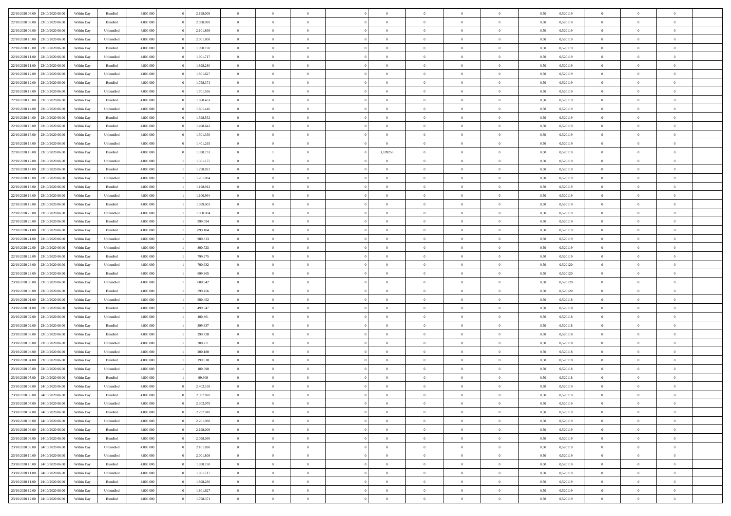| | | | | | | | | | | | | | | | | | | | | | |
|---|---|---|---|---|---|---|---|---|---|---|---|---|---|---|---|---|---|---|---|---|---|
| 22/10/2020 08:00 | 23/10/2020 06:00 | Within Day | Bundled | 4.800.000 | 0 | 2.198.009 | 0 | 0 | 0 | | 0 | 0 | 0 | 0 | 0 | 0,50 | 0,520119 | 0 | 0 | 0 | |
| 22/10/2020 09:00 | 23/10/2020 06:00 | Within Day | Bundled | 4.800.000 | 0 | 2.098.099 | 0 | 0 | 0 | | 0 | 0 | 0 | 0 | 0 | 0,50 | 0,520119 | 0 | 0 | 0 | |
| 22/10/2020 09:00 | 23/10/2020 06:00 | Within Day | Unbundled | 4.800.000 | 0 | 2.101.898 | 0 | 0 | 0 | | 0 | 0 | 0 | 0 | 0 | 0,50 | 0,520119 | 0 | 0 | 0 | |
| 22/10/2020 10:00 | 23/10/2020 06:00 | Within Day | Unbundled | 4.800.000 | 0 | 2.001.808 | 0 | 0 | 0 | | 0 | 0 | 0 | 0 | 0 | 0,50 | 0,520119 | 0 | 0 | 0 | |
| 22/10/2020 10:00 | 23/10/2020 06:00 | Within Day | Bundled | 4.800.000 | 0 | 1.998.190 | 0 | 0 | 0 | | 0 | 0 | 0 | 0 | 0 | 0,50 | 0,520119 | 0 | 0 | 0 | |
| 22/10/2020 11:00 | 23/10/2020 06:00 | Within Day | Unbundled | 4.800.000 | 0 | 1.901.717 | 0 | 0 | 0 | | 0 | 0 | 0 | 0 | 0 | 0,50 | 0,520119 | 0 | 0 | 0 | |
| 22/10/2020 11:00 | 23/10/2020 06:00 | Within Day | Bundled | 4.800.000 | 0 | 1.898.280 | 0 | 0 | 0 | | 0 | 0 | 0 | 0 | 0 | 0,50 | 0,520119 | 0 | 0 | 0 | |
| 22/10/2020 12:00 | 23/10/2020 06:00 | Within Day | Unbundled | 4.800.000 | 0 | 1.801.627 | 0 | 0 | 0 | | 0 | 0 | 0 | 0 | 0 | 0,50 | 0,520119 | 0 | 0 | 0 | |
| 22/10/2020 12:00 | 23/10/2020 06:00 | Within Day | Bundled | 4.800.000 | 0 | 1.798.371 | 0 | 0 | 0 | | 0 | 0 | 0 | 0 | 0 | 0,50 | 0,520119 | 0 | 0 | 0 | |
| 22/10/2020 13:00 | 23/10/2020 06:00 | Within Day | Unbundled | 4.800.000 | 0 | 1.701.536 | 0 | 0 | 0 | | 0 | 0 | 0 | 0 | 0 | 0,50 | 0,520119 | 0 | 0 | 0 | |
| 22/10/2020 13:00 | 23/10/2020 06:00 | Within Day | Bundled | 4.800.000 | 0 | 1.698.461 | 0 | 0 | 0 | | 0 | 0 | 0 | 0 | 0 | 0,50 | 0,520119 | 0 | 0 | 0 | |
| 22/10/2020 14:00 | 23/10/2020 06:00 | Within Day | Unbundled | 4.800.000 | 0 | 1.601.446 | 0 | 0 | 0 | | 0 | 0 | 0 | 0 | 0 | 0,50 | 0,520119 | 0 | 0 | 0 | |
| 22/10/2020 14:00 | 23/10/2020 06:00 | Within Day | Bundled | 4.800.000 | 0 | 1.598.552 | 0 | 0 | 0 | | 0 | 0 | 0 | 0 | 0 | 0,50 | 0,520119 | 0 | 0 | 0 | |
| 22/10/2020 15:00 | 23/10/2020 06:00 | Within Day | Bundled | 4.800.000 | 0 | 1.498.642 | 0 | 0 | 0 | | 0 | 0 | 0 | 0 | 0 | 0,50 | 0,520119 | 0 | 0 | 0 | |
| 22/10/2020 15:00 | 23/10/2020 06:00 | Within Day | Unbundled | 4.800.000 | 0 | 1.501.356 | 0 | 0 | 0 | | 0 | 0 | 0 | 0 | 0 | 0,50 | 0,520119 | 0 | 0 | 0 | |
| 22/10/2020 16:00 | 23/10/2020 06:00 | Within Day | Unbundled | 4.800.000 | 0 | 1.401.265 | 0 | 0 | 0 | | 0 | 0 | 0 | 0 | 0 | 0,50 | 0,520119 | 0 | 0 | 0 | |
| 22/10/2020 16:00 | 23/10/2020 06:00 | Within Day | Bundled | 4.800.000 | 0 | 1.398.733 | 0 | 1 | 0 | | 1,109256 | 0 | 0 | 0 | 0 | 0,50 | 0,520119 | 0 | 0 | 0 | |
| 22/10/2020 17:00 | 23/10/2020 06:00 | Within Day | Unbundled | 4.800.000 | 1 | 1.301.175 | 0 | 0 | 0 | | 0 | 0 | 0 | 0 | 0 | 0,50 | 0,520119 | 0 | 0 | 0 | |
| 22/10/2020 17:00 | 23/10/2020 06:00 | Within Day | Bundled | 4.800.000 | 1 | 1.298.822 | 0 | 0 | 0 | | 0 | 0 | 0 | 0 | 0 | 0,50 | 0,520119 | 0 | 0 | 0 | |
| 22/10/2020 18:00 | 23/10/2020 06:00 | Within Day | Unbundled | 4.800.000 | 1 | 1.201.084 | 0 | 0 | 0 | | 0 | 0 | 0 | 0 | 0 | 0,50 | 0,520119 | 0 | 0 | 0 | |
| 22/10/2020 18:00 | 23/10/2020 06:00 | Within Day | Bundled | 4.800.000 | 1 | 1.198.912 | 0 | 0 | 0 | | 0 | 0 | 0 | 0 | 0 | 0,50 | 0,520119 | 0 | 0 | 0 | |
| 22/10/2020 19:00 | 23/10/2020 06:00 | Within Day | Unbundled | 4.800.000 | 1 | 1.100.994 | 0 | 0 | 0 | | 0 | 0 | 0 | 0 | 0 | 0,50 | 0,520119 | 0 | 0 | 0 | |
| 22/10/2020 19:00 | 23/10/2020 06:00 | Within Day | Bundled | 4.800.000 | 1 | 1.099.003 | 0 | 0 | 0 | | 0 | 0 | 0 | 0 | 0 | 0,50 | 0,520119 | 0 | 0 | 0 | |
| 22/10/2020 20:00 | 23/10/2020 06:00 | Within Day | Unbundled | 4.800.000 | 1 | 1.000.904 | 0 | 0 | 0 | | 0 | 0 | 0 | 0 | 0 | 0,50 | 0,520119 | 0 | 0 | 0 | |
| 22/10/2020 20:00 | 23/10/2020 06:00 | Within Day | Bundled | 4.800.000 | 1 | 999.094 | 0 | 0 | 0 | | 0 | 0 | 0 | 0 | 0 | 0,50 | 0,520119 | 0 | 0 | 0 | |
| 22/10/2020 21:00 | 23/10/2020 06:00 | Within Day | Bundled | 4.800.000 | 1 | 899.184 | 0 | 0 | 0 | | 0 | 0 | 0 | 0 | 0 | 0,50 | 0,520119 | 0 | 0 | 0 | |
| 22/10/2020 21:00 | 23/10/2020 06:00 | Within Day | Unbundled | 4.800.000 | 1 | 900.813 | 0 | 0 | 0 | | 0 | 0 | 0 | 0 | 0 | 0,50 | 0,520119 | 0 | 0 | 0 | |
| 22/10/2020 22:00 | 23/10/2020 06:00 | Within Day | Unbundled | 4.800.000 | 1 | 800.723 | 0 | 0 | 0 | | 0 | 0 | 0 | 0 | 0 | 0,50 | 0,520119 | 0 | 0 | 0 | |
| 22/10/2020 22:00 | 23/10/2020 06:00 | Within Day | Bundled | 4.800.000 | 1 | 799.275 | 0 | 0 | 0 | | 0 | 0 | 0 | 0 | 0 | 0,50 | 0,520119 | 0 | 0 | 0 | |
| 22/10/2020 23:00 | 23/10/2020 06:00 | Within Day | Unbundled | 4.800.000 | 1 | 700.632 | 0 | 0 | 0 | | 0 | 0 | 0 | 0 | 0 | 0,50 | 0,520120 | 0 | 0 | 0 | |
| 22/10/2020 23:00 | 23/10/2020 06:00 | Within Day | Bundled | 4.800.000 | 1 | 699.365 | 0 | 0 | 0 | | 0 | 0 | 0 | 0 | 0 | 0,50 | 0,520120 | 0 | 0 | 0 | |
| 23/10/2020 00:00 | 23/10/2020 06:00 | Within Day | Unbundled | 4.800.000 | 1 | 600.542 | 0 | 0 | 0 | | 0 | 0 | 0 | 0 | 0 | 0,50 | 0,520120 | 0 | 0 | 0 | |
| 23/10/2020 00:00 | 23/10/2020 06:00 | Within Day | Bundled | 4.800.000 | 1 | 599.456 | 0 | 0 | 0 | | 0 | 0 | 0 | 0 | 0 | 0,50 | 0,520120 | 0 | 0 | 0 | |
| 23/10/2020 01:00 | 23/10/2020 06:00 | Within Day | Unbundled | 4.800.000 | 1 | 500.452 | 0 | 0 | 0 | | 0 | 0 | 0 | 0 | 0 | 0,50 | 0,520118 | 0 | 0 | 0 | |
| 23/10/2020 01:00 | 23/10/2020 06:00 | Within Day | Bundled | 4.800.000 | 1 | 499.547 | 0 | 0 | 0 | | 0 | 0 | 0 | 0 | 0 | 0,50 | 0,520118 | 0 | 0 | 0 | |
| 23/10/2020 02:00 | 23/10/2020 06:00 | Within Day | Unbundled | 4.800.000 | 1 | 400.361 | 0 | 0 | 0 | | 0 | 0 | 0 | 0 | 0 | 0,50 | 0,520118 | 0 | 0 | 0 | |
| 23/10/2020 02:00 | 23/10/2020 06:00 | Within Day | Bundled | 4.800.000 | 1 | 399.637 | 0 | 0 | 0 | | 0 | 0 | 0 | 0 | 0 | 0,50 | 0,520118 | 0 | 0 | 0 | |
| 23/10/2020 03:00 | 23/10/2020 06:00 | Within Day | Bundled | 4.800.000 | 1 | 299.728 | 0 | 0 | 0 | | 0 | 0 | 0 | 0 | 0 | 0,50 | 0,520118 | 0 | 0 | 0 | |
| 23/10/2020 03:00 | 23/10/2020 06:00 | Within Day | Unbundled | 4.800.000 | 1 | 300.271 | 0 | 0 | 0 | | 0 | 0 | 0 | 0 | 0 | 0,50 | 0,520118 | 0 | 0 | 0 | |
| 23/10/2020 04:00 | 23/10/2020 06:00 | Within Day | Unbundled | 4.800.000 | 1 | 200.180 | 0 | 0 | 0 | | 0 | 0 | 0 | 0 | 0 | 0,50 | 0,520118 | 0 | 0 | 0 | |
| 23/10/2020 04:00 | 23/10/2020 06:00 | Within Day | Bundled | 4.800.000 | 1 | 199.818 | 0 | 0 | 0 | | 0 | 0 | 0 | 0 | 0 | 0,50 | 0,520118 | 0 | 0 | 0 | |
| 23/10/2020 05:00 | 23/10/2020 06:00 | Within Day | Unbundled | 4.800.000 | 1 | 100.090 | 0 | 0 | 0 | | 0 | 0 | 0 | 0 | 0 | 0,50 | 0,520118 | 0 | 0 | 0 | |
| 23/10/2020 05:00 | 23/10/2020 06:00 | Within Day | Bundled | 4.800.000 | 1 | 99.909 | 0 | 0 | 0 | | 0 | 0 | 0 | 0 | 0 | 0,50 | 0,520118 | 0 | 0 | 0 | |
| 23/10/2020 06:00 | 24/10/2020 06:00 | Within Day | Unbundled | 4.800.000 | 0 | 2.402.169 | 0 | 0 | 0 | | 0 | 0 | 0 | 0 | 0 | 0,50 | 0,520119 | 0 | 0 | 0 | |
| 23/10/2020 06:00 | 24/10/2020 06:00 | Within Day | Bundled | 4.800.000 | 0 | 2.397.828 | 0 | 0 | 0 | | 0 | 0 | 0 | 0 | 0 | 0,50 | 0,520119 | 0 | 0 | 0 | |
| 23/10/2020 07:00 | 24/10/2020 06:00 | Within Day | Unbundled | 4.800.000 | 0 | 2.302.079 | 0 | 0 | 0 | | 0 | 0 | 0 | 0 | 0 | 0,50 | 0,520119 | 0 | 0 | 0 | |
| 23/10/2020 07:00 | 24/10/2020 06:00 | Within Day | Bundled | 4.800.000 | 0 | 2.297.918 | 0 | 0 | 0 | | 0 | 0 | 0 | 0 | 0 | 0,50 | 0,520119 | 0 | 0 | 0 | |
| 23/10/2020 08:00 | 24/10/2020 06:00 | Within Day | Unbundled | 4.800.000 | 0 | 2.201.988 | 0 | 0 | 0 | | 0 | 0 | 0 | 0 | 0 | 0,50 | 0,520119 | 0 | 0 | 0 | |
| 23/10/2020 08:00 | 24/10/2020 06:00 | Within Day | Bundled | 4.800.000 | 0 | 2.198.009 | 0 | 0 | 0 | | 0 | 0 | 0 | 0 | 0 | 0,50 | 0,520119 | 0 | 0 | 0 | |
| 23/10/2020 09:00 | 24/10/2020 06:00 | Within Day | Bundled | 4.800.000 | 0 | 2.098.099 | 0 | 0 | 0 | | 0 | 0 | 0 | 0 | 0 | 0,50 | 0,520119 | 0 | 0 | 0 | |
| 23/10/2020 09:00 | 24/10/2020 06:00 | Within Day | Unbundled | 4.800.000 | 0 | 2.101.898 | 0 | 0 | 0 | | 0 | 0 | 0 | 0 | 0 | 0,50 | 0,520119 | 0 | 0 | 0 | |
| 23/10/2020 10:00 | 24/10/2020 06:00 | Within Day | Unbundled | 4.800.000 | 0 | 2.001.808 | 0 | 0 | 0 | | 0 | 0 | 0 | 0 | 0 | 0,50 | 0,520119 | 0 | 0 | 0 | |
| 23/10/2020 10:00 | 24/10/2020 06:00 | Within Day | Bundled | 4.800.000 | 0 | 1.998.190 | 0 | 0 | 0 | | 0 | 0 | 0 | 0 | 0 | 0,50 | 0,520119 | 0 | 0 | 0 | |
| 23/10/2020 11:00 | 24/10/2020 06:00 | Within Day | Unbundled | 4.800.000 | 0 | 1.901.717 | 0 | 0 | 0 | | 0 | 0 | 0 | 0 | 0 | 0,50 | 0,520119 | 0 | 0 | 0 | |
| 23/10/2020 11:00 | 24/10/2020 06:00 | Within Day | Bundled | 4.800.000 | 0 | 1.898.280 | 0 | 0 | 0 | | 0 | 0 | 0 | 0 | 0 | 0,50 | 0,520119 | 0 | 0 | 0 | |
| 23/10/2020 12:00 | 24/10/2020 06:00 | Within Day | Unbundled | 4.800.000 | 0 | 1.801.627 | 0 | 0 | 0 | | 0 | 0 | 0 | 0 | 0 | 0,50 | 0,520119 | 0 | 0 | 0 | |
| 23/10/2020 12:00 | 24/10/2020 06:00 | Within Day | Bundled | 4.800.000 | 0 | 1.798.371 | 0 | 0 | 0 | | 0 | 0 | 0 | 0 | 0 | 0,50 | 0,520119 | 0 | 0 | 0 | |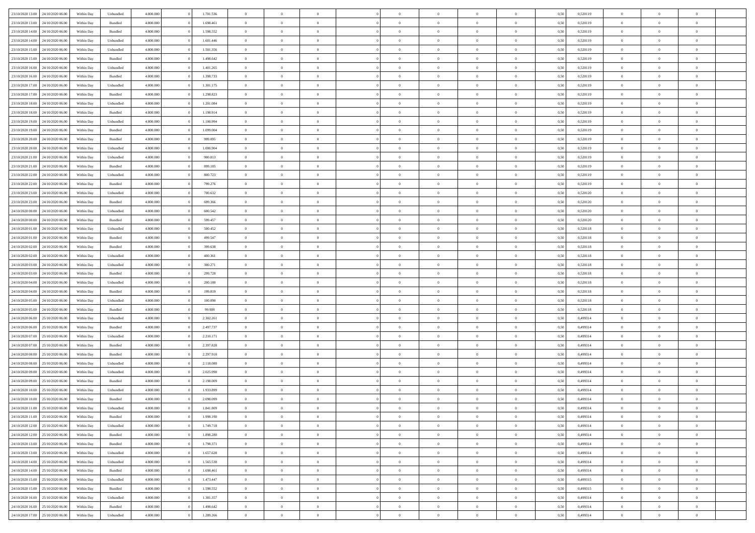| | | | | | | | | | | | | | | | | | | | | | |
|---|---|---|---|---|---|---|---|---|---|---|---|---|---|---|---|---|---|---|---|---|---|
| 23/10/2020 13:00 | 24/10/2020 06:00 | Within Day | Unbundled | 4.800.000 | 0 | 1.701.536 | 0 | 0 | 0 | | 0 | 0 | 0 | 0 | 0 | 0,50 | 0,520119 | 0 | 0 | 0 | |
| 23/10/2020 13:00 | 24/10/2020 06:00 | Within Day | Bundled | 4.800.000 | 0 | 1.698.461 | 0 | 0 | 0 | | 0 | 0 | 0 | 0 | 0 | 0,50 | 0,520119 | 0 | 0 | 0 | |
| 23/10/2020 14:00 | 24/10/2020 06:00 | Within Day | Bundled | 4.800.000 | 0 | 1.598.552 | 0 | 0 | 0 | | 0 | 0 | 0 | 0 | 0 | 0,50 | 0,520119 | 0 | 0 | 0 | |
| 23/10/2020 14:00 | 24/10/2020 06:00 | Within Day | Unbundled | 4.800.000 | 0 | 1.601.446 | 0 | 0 | 0 | | 0 | 0 | 0 | 0 | 0 | 0,50 | 0,520119 | 0 | 0 | 0 | |
| 23/10/2020 15:00 | 24/10/2020 06:00 | Within Day | Unbundled | 4.800.000 | 0 | 1.501.356 | 0 | 0 | 0 | | 0 | 0 | 0 | 0 | 0 | 0,50 | 0,520119 | 0 | 0 | 0 | |
| 23/10/2020 15:00 | 24/10/2020 06:00 | Within Day | Bundled | 4.800.000 | 0 | 1.498.642 | 0 | 0 | 0 | | 0 | 0 | 0 | 0 | 0 | 0,50 | 0,520119 | 0 | 0 | 0 | |
| 23/10/2020 16:00 | 24/10/2020 06:00 | Within Day | Unbundled | 4.800.000 | 0 | 1.401.265 | 0 | 0 | 0 | | 0 | 0 | 0 | 0 | 0 | 0,50 | 0,520119 | 0 | 0 | 0 | |
| 23/10/2020 16:00 | 24/10/2020 06:00 | Within Day | Bundled | 4.800.000 | 0 | 1.398.733 | 0 | 0 | 0 | | 0 | 0 | 0 | 0 | 0 | 0,50 | 0,520119 | 0 | 0 | 0 | |
| 23/10/2020 17:00 | 24/10/2020 06:00 | Within Day | Unbundled | 4.800.000 | 0 | 1.301.175 | 0 | 0 | 0 | | 0 | 0 | 0 | 0 | 0 | 0,50 | 0,520119 | 0 | 0 | 0 | |
| 23/10/2020 17:00 | 24/10/2020 06:00 | Within Day | Bundled | 4.800.000 | 0 | 1.298.823 | 0 | 0 | 0 | | 0 | 0 | 0 | 0 | 0 | 0,50 | 0,520119 | 0 | 0 | 0 | |
| 23/10/2020 18:00 | 24/10/2020 06:00 | Within Day | Unbundled | 4.800.000 | 0 | 1.201.084 | 0 | 0 | 0 | | 0 | 0 | 0 | 0 | 0 | 0,50 | 0,520119 | 0 | 0 | 0 | |
| 23/10/2020 18:00 | 24/10/2020 06:00 | Within Day | Bundled | 4.800.000 | 0 | 1.198.914 | 0 | 0 | 0 | | 0 | 0 | 0 | 0 | 0 | 0,50 | 0,520119 | 0 | 0 | 0 | |
| 23/10/2020 19:00 | 24/10/2020 06:00 | Within Day | Unbundled | 4.800.000 | 0 | 1.100.994 | 0 | 0 | 0 | | 0 | 0 | 0 | 0 | 0 | 0,50 | 0,520119 | 0 | 0 | 0 | |
| 23/10/2020 19:00 | 24/10/2020 06:00 | Within Day | Bundled | 4.800.000 | 0 | 1.099.004 | 0 | 0 | 0 | | 0 | 0 | 0 | 0 | 0 | 0,50 | 0,520119 | 0 | 0 | 0 | |
| 23/10/2020 20:00 | 24/10/2020 06:00 | Within Day | Bundled | 4.800.000 | 0 | 999.095 | 0 | 0 | 0 | | 0 | 0 | 0 | 0 | 0 | 0,50 | 0,520119 | 0 | 0 | 0 | |
| 23/10/2020 20:00 | 24/10/2020 06:00 | Within Day | Unbundled | 4.800.000 | 0 | 1.000.904 | 0 | 0 | 0 | | 0 | 0 | 0 | 0 | 0 | 0,50 | 0,520119 | 0 | 0 | 0 | |
| 23/10/2020 21:00 | 24/10/2020 06:00 | Within Day | Unbundled | 4.800.000 | 0 | 900.813 | 0 | 0 | 0 | | 0 | 0 | 0 | 0 | 0 | 0,50 | 0,520119 | 0 | 0 | 0 | |
| 23/10/2020 21:00 | 24/10/2020 06:00 | Within Day | Bundled | 4.800.000 | 0 | 899.185 | 0 | 0 | 0 | | 0 | 0 | 0 | 0 | 0 | 0,50 | 0,520119 | 0 | 0 | 0 | |
| 23/10/2020 22:00 | 24/10/2020 06:00 | Within Day | Unbundled | 4.800.000 | 0 | 800.723 | 0 | 0 | 0 | | 0 | 0 | 0 | 0 | 0 | 0,50 | 0,520119 | 0 | 0 | 0 | |
| 23/10/2020 22:00 | 24/10/2020 06:00 | Within Day | Bundled | 4.800.000 | 0 | 799.276 | 0 | 0 | 0 | | 0 | 0 | 0 | 0 | 0 | 0,50 | 0,520119 | 0 | 0 | 0 | |
| 23/10/2020 23:00 | 24/10/2020 06:00 | Within Day | Unbundled | 4.800.000 | 0 | 700.632 | 0 | 0 | 0 | | 0 | 0 | 0 | 0 | 0 | 0,50 | 0,520120 | 0 | 0 | 0 | |
| 23/10/2020 23:00 | 24/10/2020 06:00 | Within Day | Bundled | 4.800.000 | 0 | 699.366 | 0 | 0 | 0 | | 0 | 0 | 0 | 0 | 0 | 0,50 | 0,520120 | 0 | 0 | 0 | |
| 24/10/2020 00:00 | 24/10/2020 06:00 | Within Day | Unbundled | 4.800.000 | 0 | 600.542 | 0 | 0 | 0 | | 0 | 0 | 0 | 0 | 0 | 0,50 | 0,520120 | 0 | 0 | 0 | |
| 24/10/2020 00:00 | 24/10/2020 06:00 | Within Day | Bundled | 4.800.000 | 0 | 599.457 | 0 | 0 | 0 | | 0 | 0 | 0 | 0 | 0 | 0,50 | 0,520120 | 0 | 0 | 0 | |
| 24/10/2020 01:00 | 24/10/2020 06:00 | Within Day | Unbundled | 4.800.000 | 0 | 500.452 | 0 | 0 | 0 | | 0 | 0 | 0 | 0 | 0 | 0,50 | 0,520118 | 0 | 0 | 0 | |
| 24/10/2020 01:00 | 24/10/2020 06:00 | Within Day | Bundled | 4.800.000 | 0 | 499.547 | 0 | 0 | 0 | | 0 | 0 | 0 | 0 | 0 | 0,50 | 0,520118 | 0 | 0 | 0 | |
| 24/10/2020 02:00 | 24/10/2020 06:00 | Within Day | Bundled | 4.800.000 | 0 | 399.638 | 0 | 0 | 0 | | 0 | 0 | 0 | 0 | 0 | 0,50 | 0,520118 | 0 | 0 | 0 | |
| 24/10/2020 02:00 | 24/10/2020 06:00 | Within Day | Unbundled | 4.800.000 | 0 | 400.361 | 0 | 0 | 0 | | 0 | 0 | 0 | 0 | 0 | 0,50 | 0,520118 | 0 | 0 | 0 | |
| 24/10/2020 03:00 | 24/10/2020 06:00 | Within Day | Unbundled | 4.800.000 | 0 | 300.271 | 0 | 0 | 0 | | 0 | 0 | 0 | 0 | 0 | 0,50 | 0,520118 | 0 | 0 | 0 | |
| 24/10/2020 03:00 | 24/10/2020 06:00 | Within Day | Bundled | 4.800.000 | 0 | 299.728 | 0 | 0 | 0 | | 0 | 0 | 0 | 0 | 0 | 0,50 | 0,520118 | 0 | 0 | 0 | |
| 24/10/2020 04:00 | 24/10/2020 06:00 | Within Day | Unbundled | 4.800.000 | 0 | 200.180 | 0 | 0 | 0 | | 0 | 0 | 0 | 0 | 0 | 0,50 | 0,520118 | 0 | 0 | 0 | |
| 24/10/2020 04:00 | 24/10/2020 06:00 | Within Day | Bundled | 4.800.000 | 0 | 199.819 | 0 | 0 | 0 | | 0 | 0 | 0 | 0 | 0 | 0,50 | 0,520118 | 0 | 0 | 0 | |
| 24/10/2020 05:00 | 24/10/2020 06:00 | Within Day | Unbundled | 4.800.000 | 0 | 100.090 | 0 | 0 | 0 | | 0 | 0 | 0 | 0 | 0 | 0,50 | 0,520118 | 0 | 0 | 0 | |
| 24/10/2020 05:00 | 24/10/2020 06:00 | Within Day | Bundled | 4.800.000 | 0 | 99.909 | 0 | 0 | 0 | | 0 | 0 | 0 | 0 | 0 | 0,50 | 0,520118 | 0 | 0 | 0 | |
| 24/10/2020 06:00 | 25/10/2020 06:00 | Within Day | Unbundled | 4.800.000 | 0 | 2.302.261 | 0 | 0 | 0 | | 0 | 0 | 0 | 0 | 0 | 0,50 | 0,499314 | 0 | 0 | 0 | |
| 24/10/2020 06:00 | 25/10/2020 06:00 | Within Day | Bundled | 4.800.000 | 0 | 2.497.737 | 0 | 0 | 0 | | 0 | 0 | 0 | 0 | 0 | 0,50 | 0,499314 | 0 | 0 | 0 | |
| 24/10/2020 07:00 | 25/10/2020 06:00 | Within Day | Unbundled | 4.800.000 | 0 | 2.210.171 | 0 | 0 | 0 | | 0 | 0 | 0 | 0 | 0 | 0,50 | 0,499314 | 0 | 0 | 0 | |
| 24/10/2020 07:00 | 25/10/2020 06:00 | Within Day | Bundled | 4.800.000 | 0 | 2.397.828 | 0 | 0 | 0 | | 0 | 0 | 0 | 0 | 0 | 0,50 | 0,499314 | 0 | 0 | 0 | |
| 24/10/2020 08:00 | 25/10/2020 06:00 | Within Day | Bundled | 4.800.000 | 0 | 2.297.918 | 0 | 0 | 0 | | 0 | 0 | 0 | 0 | 0 | 0,50 | 0,499314 | 0 | 0 | 0 | |
| 24/10/2020 08:00 | 25/10/2020 06:00 | Within Day | Unbundled | 4.800.000 | 0 | 2.118.080 | 0 | 0 | 0 | | 0 | 0 | 0 | 0 | 0 | 0,50 | 0,499314 | 0 | 0 | 0 | |
| 24/10/2020 09:00 | 25/10/2020 06:00 | Within Day | Unbundled | 4.800.000 | 0 | 2.025.990 | 0 | 0 | 0 | | 0 | 0 | 0 | 0 | 0 | 0,50 | 0,499314 | 0 | 0 | 0 | |
| 24/10/2020 09:00 | 25/10/2020 06:00 | Within Day | Bundled | 4.800.000 | 0 | 2.198.009 | 0 | 0 | 0 | | 0 | 0 | 0 | 0 | 0 | 0,50 | 0,499314 | 0 | 0 | 0 | |
| 24/10/2020 10:00 | 25/10/2020 06:00 | Within Day | Unbundled | 4.800.000 | 0 | 1.933.899 | 0 | 0 | 0 | | 0 | 0 | 0 | 0 | 0 | 0,50 | 0,499314 | 0 | 0 | 0 | |
| 24/10/2020 10:00 | 25/10/2020 06:00 | Within Day | Bundled | 4.800.000 | 0 | 2.098.099 | 0 | 0 | 0 | | 0 | 0 | 0 | 0 | 0 | 0,50 | 0,499314 | 0 | 0 | 0 | |
| 24/10/2020 11:00 | 25/10/2020 06:00 | Within Day | Unbundled | 4.800.000 | 0 | 1.841.809 | 0 | 0 | 0 | | 0 | 0 | 0 | 0 | 0 | 0,50 | 0,499314 | 0 | 0 | 0 | |
| 24/10/2020 11:00 | 25/10/2020 06:00 | Within Day | Bundled | 4.800.000 | 0 | 1.998.190 | 0 | 0 | 0 | | 0 | 0 | 0 | 0 | 0 | 0,50 | 0,499314 | 0 | 0 | 0 | |
| 24/10/2020 12:00 | 25/10/2020 06:00 | Within Day | Unbundled | 4.800.000 | 0 | 1.749.718 | 0 | 0 | 0 | | 0 | 0 | 0 | 0 | 0 | 0,50 | 0,499314 | 0 | 0 | 0 | |
| 24/10/2020 12:00 | 25/10/2020 06:00 | Within Day | Bundled | 4.800.000 | 0 | 1.898.280 | 0 | 0 | 0 | | 0 | 0 | 0 | 0 | 0 | 0,50 | 0,499314 | 0 | 0 | 0 | |
| 24/10/2020 13:00 | 25/10/2020 06:00 | Within Day | Bundled | 4.800.000 | 0 | 1.798.371 | 0 | 0 | 0 | | 0 | 0 | 0 | 0 | 0 | 0,50 | 0,499314 | 0 | 0 | 0 | |
| 24/10/2020 13:00 | 25/10/2020 06:00 | Within Day | Unbundled | 4.800.000 | 0 | 1.657.628 | 0 | 0 | 0 | | 0 | 0 | 0 | 0 | 0 | 0,50 | 0,499314 | 0 | 0 | 0 | |
| 24/10/2020 14:00 | 25/10/2020 06:00 | Within Day | Unbundled | 4.800.000 | 0 | 1.565.538 | 0 | 0 | 0 | | 0 | 0 | 0 | 0 | 0 | 0,50 | 0,499314 | 0 | 0 | 0 | |
| 24/10/2020 14:00 | 25/10/2020 06:00 | Within Day | Bundled | 4.800.000 | 0 | 1.698.461 | 0 | 0 | 0 | | 0 | 0 | 0 | 0 | 0 | 0,50 | 0,499314 | 0 | 0 | 0 | |
| 24/10/2020 15:00 | 25/10/2020 06:00 | Within Day | Unbundled | 4.800.000 | 0 | 1.473.447 | 0 | 0 | 0 | | 0 | 0 | 0 | 0 | 0 | 0,50 | 0,499315 | 0 | 0 | 0 | |
| 24/10/2020 15:00 | 25/10/2020 06:00 | Within Day | Bundled | 4.800.000 | 0 | 1.598.552 | 0 | 0 | 0 | | 0 | 0 | 0 | 0 | 0 | 0,50 | 0,499315 | 0 | 0 | 0 | |
| 24/10/2020 16:00 | 25/10/2020 06:00 | Within Day | Unbundled | 4.800.000 | 0 | 1.381.357 | 0 | 0 | 0 | | 0 | 0 | 0 | 0 | 0 | 0,50 | 0,499314 | 0 | 0 | 0 | |
| 24/10/2020 16:00 | 25/10/2020 06:00 | Within Day | Bundled | 4.800.000 | 0 | 1.498.642 | 0 | 0 | 0 | | 0 | 0 | 0 | 0 | 0 | 0,50 | 0,499314 | 0 | 0 | 0 | |
| 24/10/2020 17:00 | 25/10/2020 06:00 | Within Day | Unbundled | 4.800.000 | 0 | 1.289.266 | 0 | 0 | 0 | | 0 | 0 | 0 | 0 | 0 | 0,50 | 0,499314 | 0 | 0 | 0 | |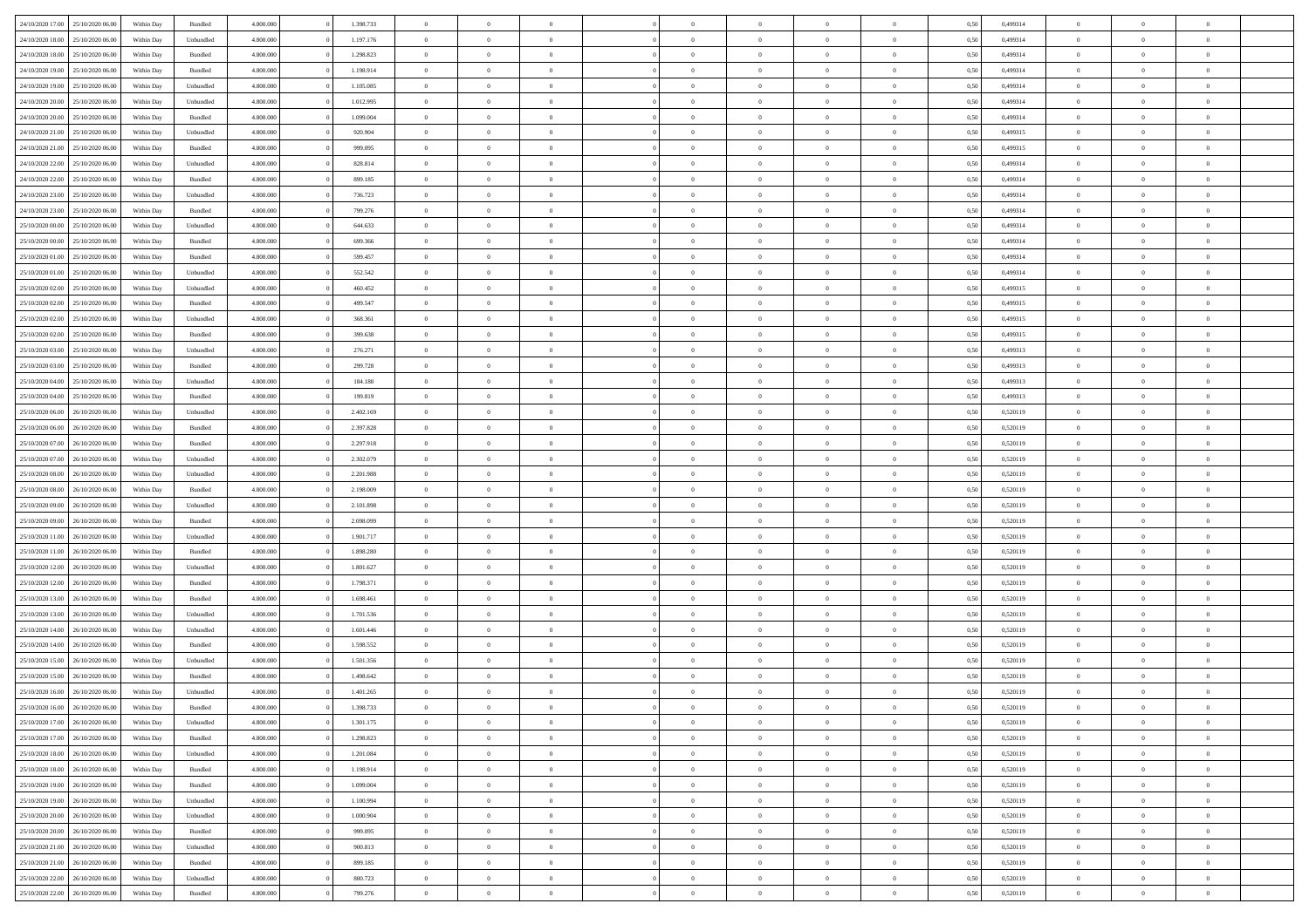| | | | | | | | | | | | | | | | | | | | | |
|---|---|---|---|---|---|---|---|---|---|---|---|---|---|---|---|---|---|---|---|---|
| 24/10/2020 17.00 | 25/10/2020 06.00 | Within Day | Bundled | 4.800.000 | 0 | 1.398.733 | 0 | 0 | 0 | | 0 | 0 | 0 | 0 | 0,50 | 0,499314 | 0 | 0 | 0 | |
| 24/10/2020 18.00 | 25/10/2020 06.00 | Within Day | Unbundled | 4.800.000 | 0 | 1.197.176 | 0 | 0 | 0 | | 0 | 0 | 0 | 0 | 0,50 | 0,499314 | 0 | 0 | 0 | |
| 24/10/2020 18.00 | 25/10/2020 06.00 | Within Day | Bundled | 4.800.000 | 0 | 1.298.823 | 0 | 0 | 0 | | 0 | 0 | 0 | 0 | 0,50 | 0,499314 | 0 | 0 | 0 | |
| 24/10/2020 19.00 | 25/10/2020 06.00 | Within Day | Bundled | 4.800.000 | 0 | 1.198.914 | 0 | 0 | 0 | | 0 | 0 | 0 | 0 | 0,50 | 0,499314 | 0 | 0 | 0 | |
| 24/10/2020 19.00 | 25/10/2020 06.00 | Within Day | Unbundled | 4.800.000 | 0 | 1.105.085 | 0 | 0 | 0 | | 0 | 0 | 0 | 0 | 0,50 | 0,499314 | 0 | 0 | 0 | |
| 24/10/2020 20.00 | 25/10/2020 06.00 | Within Day | Unbundled | 4.800.000 | 0 | 1.012.995 | 0 | 0 | 0 | | 0 | 0 | 0 | 0 | 0,50 | 0,499314 | 0 | 0 | 0 | |
| 24/10/2020 20.00 | 25/10/2020 06.00 | Within Day | Bundled | 4.800.000 | 0 | 1.099.004 | 0 | 0 | 0 | | 0 | 0 | 0 | 0 | 0,50 | 0,499314 | 0 | 0 | 0 | |
| 24/10/2020 21.00 | 25/10/2020 06.00 | Within Day | Unbundled | 4.800.000 | 0 | 920.904 | 0 | 0 | 0 | | 0 | 0 | 0 | 0 | 0,50 | 0,499315 | 0 | 0 | 0 | |
| 24/10/2020 21.00 | 25/10/2020 06.00 | Within Day | Bundled | 4.800.000 | 0 | 999.095 | 0 | 0 | 0 | | 0 | 0 | 0 | 0 | 0,50 | 0,499315 | 0 | 0 | 0 | |
| 24/10/2020 22.00 | 25/10/2020 06.00 | Within Day | Unbundled | 4.800.000 | 0 | 828.814 | 0 | 0 | 0 | | 0 | 0 | 0 | 0 | 0,50 | 0,499314 | 0 | 0 | 0 | |
| 24/10/2020 22.00 | 25/10/2020 06.00 | Within Day | Bundled | 4.800.000 | 0 | 899.185 | 0 | 0 | 0 | | 0 | 0 | 0 | 0 | 0,50 | 0,499314 | 0 | 0 | 0 | |
| 24/10/2020 23.00 | 25/10/2020 06.00 | Within Day | Unbundled | 4.800.000 | 0 | 736.723 | 0 | 0 | 0 | | 0 | 0 | 0 | 0 | 0,50 | 0,499314 | 0 | 0 | 0 | |
| 24/10/2020 23.00 | 25/10/2020 06.00 | Within Day | Bundled | 4.800.000 | 0 | 799.276 | 0 | 0 | 0 | | 0 | 0 | 0 | 0 | 0,50 | 0,499314 | 0 | 0 | 0 | |
| 25/10/2020 00.00 | 25/10/2020 06.00 | Within Day | Unbundled | 4.800.000 | 0 | 644.633 | 0 | 0 | 0 | | 0 | 0 | 0 | 0 | 0,50 | 0,499314 | 0 | 0 | 0 | |
| 25/10/2020 00.00 | 25/10/2020 06.00 | Within Day | Bundled | 4.800.000 | 0 | 699.366 | 0 | 0 | 0 | | 0 | 0 | 0 | 0 | 0,50 | 0,499314 | 0 | 0 | 0 | |
| 25/10/2020 01.00 | 25/10/2020 06.00 | Within Day | Bundled | 4.800.000 | 0 | 599.457 | 0 | 0 | 0 | | 0 | 0 | 0 | 0 | 0,50 | 0,499314 | 0 | 0 | 0 | |
| 25/10/2020 01.00 | 25/10/2020 06.00 | Within Day | Unbundled | 4.800.000 | 0 | 552.542 | 0 | 0 | 0 | | 0 | 0 | 0 | 0 | 0,50 | 0,499314 | 0 | 0 | 0 | |
| 25/10/2020 02.00 | 25/10/2020 06.00 | Within Day | Unbundled | 4.800.000 | 0 | 460.452 | 0 | 0 | 0 | | 0 | 0 | 0 | 0 | 0,50 | 0,499315 | 0 | 0 | 0 | |
| 25/10/2020 02.00 | 25/10/2020 06.00 | Within Day | Bundled | 4.800.000 | 0 | 499.547 | 0 | 0 | 0 | | 0 | 0 | 0 | 0 | 0,50 | 0,499315 | 0 | 0 | 0 | |
| 25/10/2020 02.00 | 25/10/2020 06.00 | Within Day | Unbundled | 4.800.000 | 0 | 368.361 | 0 | 0 | 0 | | 0 | 0 | 0 | 0 | 0,50 | 0,499315 | 0 | 0 | 0 | |
| 25/10/2020 02.00 | 25/10/2020 06.00 | Within Day | Bundled | 4.800.000 | 0 | 399.638 | 0 | 0 | 0 | | 0 | 0 | 0 | 0 | 0,50 | 0,499315 | 0 | 0 | 0 | |
| 25/10/2020 03.00 | 25/10/2020 06.00 | Within Day | Unbundled | 4.800.000 | 0 | 276.271 | 0 | 0 | 0 | | 0 | 0 | 0 | 0 | 0,50 | 0,499313 | 0 | 0 | 0 | |
| 25/10/2020 03.00 | 25/10/2020 06.00 | Within Day | Bundled | 4.800.000 | 0 | 299.728 | 0 | 0 | 0 | | 0 | 0 | 0 | 0 | 0,50 | 0,499313 | 0 | 0 | 0 | |
| 25/10/2020 04.00 | 25/10/2020 06.00 | Within Day | Unbundled | 4.800.000 | 0 | 184.180 | 0 | 0 | 0 | | 0 | 0 | 0 | 0 | 0,50 | 0,499313 | 0 | 0 | 0 | |
| 25/10/2020 04.00 | 25/10/2020 06.00 | Within Day | Bundled | 4.800.000 | 0 | 199.819 | 0 | 0 | 0 | | 0 | 0 | 0 | 0 | 0,50 | 0,499313 | 0 | 0 | 0 | |
| 25/10/2020 06.00 | 26/10/2020 06.00 | Within Day | Unbundled | 4.800.000 | 0 | 2.402.169 | 0 | 0 | 0 | | 0 | 0 | 0 | 0 | 0,50 | 0,520119 | 0 | 0 | 0 | |
| 25/10/2020 06.00 | 26/10/2020 06.00 | Within Day | Bundled | 4.800.000 | 0 | 2.397.828 | 0 | 0 | 0 | | 0 | 0 | 0 | 0 | 0,50 | 0,520119 | 0 | 0 | 0 | |
| 25/10/2020 07.00 | 26/10/2020 06.00 | Within Day | Bundled | 4.800.000 | 0 | 2.297.918 | 0 | 0 | 0 | | 0 | 0 | 0 | 0 | 0,50 | 0,520119 | 0 | 0 | 0 | |
| 25/10/2020 07.00 | 26/10/2020 06.00 | Within Day | Unbundled | 4.800.000 | 0 | 2.302.079 | 0 | 0 | 0 | | 0 | 0 | 0 | 0 | 0,50 | 0,520119 | 0 | 0 | 0 | |
| 25/10/2020 08.00 | 26/10/2020 06.00 | Within Day | Unbundled | 4.800.000 | 0 | 2.201.988 | 0 | 0 | 0 | | 0 | 0 | 0 | 0 | 0,50 | 0,520119 | 0 | 0 | 0 | |
| 25/10/2020 08.00 | 26/10/2020 06.00 | Within Day | Bundled | 4.800.000 | 0 | 2.198.009 | 0 | 0 | 0 | | 0 | 0 | 0 | 0 | 0,50 | 0,520119 | 0 | 0 | 0 | |
| 25/10/2020 09.00 | 26/10/2020 06.00 | Within Day | Unbundled | 4.800.000 | 0 | 2.101.898 | 0 | 0 | 0 | | 0 | 0 | 0 | 0 | 0,50 | 0,520119 | 0 | 0 | 0 | |
| 25/10/2020 09.00 | 26/10/2020 06.00 | Within Day | Bundled | 4.800.000 | 0 | 2.098.099 | 0 | 0 | 0 | | 0 | 0 | 0 | 0 | 0,50 | 0,520119 | 0 | 0 | 0 | |
| 25/10/2020 11.00 | 26/10/2020 06.00 | Within Day | Unbundled | 4.800.000 | 0 | 1.901.717 | 0 | 0 | 0 | | 0 | 0 | 0 | 0 | 0,50 | 0,520119 | 0 | 0 | 0 | |
| 25/10/2020 11.00 | 26/10/2020 06.00 | Within Day | Bundled | 4.800.000 | 0 | 1.898.280 | 0 | 0 | 0 | | 0 | 0 | 0 | 0 | 0,50 | 0,520119 | 0 | 0 | 0 | |
| 25/10/2020 12.00 | 26/10/2020 06.00 | Within Day | Unbundled | 4.800.000 | 0 | 1.801.627 | 0 | 0 | 0 | | 0 | 0 | 0 | 0 | 0,50 | 0,520119 | 0 | 0 | 0 | |
| 25/10/2020 12.00 | 26/10/2020 06.00 | Within Day | Bundled | 4.800.000 | 0 | 1.798.371 | 0 | 0 | 0 | | 0 | 0 | 0 | 0 | 0,50 | 0,520119 | 0 | 0 | 0 | |
| 25/10/2020 13.00 | 26/10/2020 06.00 | Within Day | Bundled | 4.800.000 | 0 | 1.698.461 | 0 | 0 | 0 | | 0 | 0 | 0 | 0 | 0,50 | 0,520119 | 0 | 0 | 0 | |
| 25/10/2020 13.00 | 26/10/2020 06.00 | Within Day | Unbundled | 4.800.000 | 0 | 1.701.536 | 0 | 0 | 0 | | 0 | 0 | 0 | 0 | 0,50 | 0,520119 | 0 | 0 | 0 | |
| 25/10/2020 14.00 | 26/10/2020 06.00 | Within Day | Unbundled | 4.800.000 | 0 | 1.601.446 | 0 | 0 | 0 | | 0 | 0 | 0 | 0 | 0,50 | 0,520119 | 0 | 0 | 0 | |
| 25/10/2020 14.00 | 26/10/2020 06.00 | Within Day | Bundled | 4.800.000 | 0 | 1.598.552 | 0 | 0 | 0 | | 0 | 0 | 0 | 0 | 0,50 | 0,520119 | 0 | 0 | 0 | |
| 25/10/2020 15.00 | 26/10/2020 06.00 | Within Day | Unbundled | 4.800.000 | 0 | 1.501.356 | 0 | 0 | 0 | | 0 | 0 | 0 | 0 | 0,50 | 0,520119 | 0 | 0 | 0 | |
| 25/10/2020 15.00 | 26/10/2020 06.00 | Within Day | Bundled | 4.800.000 | 0 | 1.498.642 | 0 | 0 | 0 | | 0 | 0 | 0 | 0 | 0,50 | 0,520119 | 0 | 0 | 0 | |
| 25/10/2020 16.00 | 26/10/2020 06.00 | Within Day | Unbundled | 4.800.000 | 0 | 1.401.265 | 0 | 0 | 0 | | 0 | 0 | 0 | 0 | 0,50 | 0,520119 | 0 | 0 | 0 | |
| 25/10/2020 16.00 | 26/10/2020 06.00 | Within Day | Bundled | 4.800.000 | 0 | 1.398.733 | 0 | 0 | 0 | | 0 | 0 | 0 | 0 | 0,50 | 0,520119 | 0 | 0 | 0 | |
| 25/10/2020 17.00 | 26/10/2020 06.00 | Within Day | Unbundled | 4.800.000 | 0 | 1.301.175 | 0 | 0 | 0 | | 0 | 0 | 0 | 0 | 0,50 | 0,520119 | 0 | 0 | 0 | |
| 25/10/2020 17.00 | 26/10/2020 06.00 | Within Day | Bundled | 4.800.000 | 0 | 1.298.823 | 0 | 0 | 0 | | 0 | 0 | 0 | 0 | 0,50 | 0,520119 | 0 | 0 | 0 | |
| 25/10/2020 18.00 | 26/10/2020 06.00 | Within Day | Unbundled | 4.800.000 | 0 | 1.201.084 | 0 | 0 | 0 | | 0 | 0 | 0 | 0 | 0,50 | 0,520119 | 0 | 0 | 0 | |
| 25/10/2020 18.00 | 26/10/2020 06.00 | Within Day | Bundled | 4.800.000 | 0 | 1.198.914 | 0 | 0 | 0 | | 0 | 0 | 0 | 0 | 0,50 | 0,520119 | 0 | 0 | 0 | |
| 25/10/2020 19.00 | 26/10/2020 06.00 | Within Day | Bundled | 4.800.000 | 0 | 1.099.004 | 0 | 0 | 0 | | 0 | 0 | 0 | 0 | 0,50 | 0,520119 | 0 | 0 | 0 | |
| 25/10/2020 19.00 | 26/10/2020 06.00 | Within Day | Unbundled | 4.800.000 | 0 | 1.100.994 | 0 | 0 | 0 | | 0 | 0 | 0 | 0 | 0,50 | 0,520119 | 0 | 0 | 0 | |
| 25/10/2020 20.00 | 26/10/2020 06.00 | Within Day | Unbundled | 4.800.000 | 0 | 1.000.904 | 0 | 0 | 0 | | 0 | 0 | 0 | 0 | 0,50 | 0,520119 | 0 | 0 | 0 | |
| 25/10/2020 20.00 | 26/10/2020 06.00 | Within Day | Bundled | 4.800.000 | 0 | 999.095 | 0 | 0 | 0 | | 0 | 0 | 0 | 0 | 0,50 | 0,520119 | 0 | 0 | 0 | |
| 25/10/2020 21.00 | 26/10/2020 06.00 | Within Day | Unbundled | 4.800.000 | 0 | 900.813 | 0 | 0 | 0 | | 0 | 0 | 0 | 0 | 0,50 | 0,520119 | 0 | 0 | 0 | |
| 25/10/2020 21.00 | 26/10/2020 06.00 | Within Day | Bundled | 4.800.000 | 0 | 899.185 | 0 | 0 | 0 | | 0 | 0 | 0 | 0 | 0,50 | 0,520119 | 0 | 0 | 0 | |
| 25/10/2020 22.00 | 26/10/2020 06.00 | Within Day | Unbundled | 4.800.000 | 0 | 800.723 | 0 | 0 | 0 | | 0 | 0 | 0 | 0 | 0,50 | 0,520119 | 0 | 0 | 0 | |
| 25/10/2020 22.00 | 26/10/2020 06.00 | Within Day | Bundled | 4.800.000 | 0 | 799.276 | 0 | 0 | 0 | | 0 | 0 | 0 | 0 | 0,50 | 0,520119 | 0 | 0 | 0 | |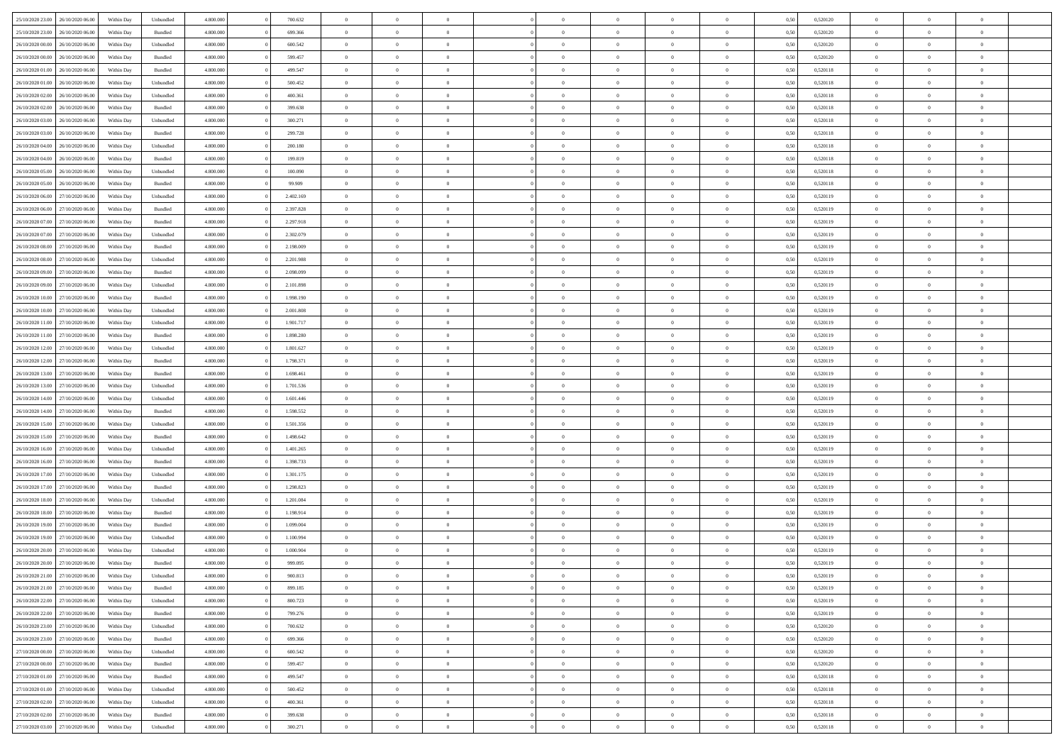| | | | | | | | | | | | | | | | | | | | | | |
|---|---|---|---|---|---|---|---|---|---|---|---|---|---|---|---|---|---|---|---|---|---|
| 25/10/2020 23.00 | 26/10/2020 06.00 | Within Day | Unbundled | 4.800.000 | 0 | 700.632 | 0 | 0 | 0 | | 0 | 0 | 0 | 0 | 0 | 0,50 | 0,520120 | 0 | 0 | 0 | |
| 25/10/2020 23.00 | 26/10/2020 06.00 | Within Day | Bundled | 4.800.000 | 0 | 699.366 | 0 | 0 | 0 | | 0 | 0 | 0 | 0 | 0 | 0,50 | 0,520120 | 0 | 0 | 0 | |
| 26/10/2020 00.00 | 26/10/2020 06.00 | Within Day | Unbundled | 4.800.000 | 0 | 600.542 | 0 | 0 | 0 | | 0 | 0 | 0 | 0 | 0 | 0,50 | 0,520120 | 0 | 0 | 0 | |
| 26/10/2020 00.00 | 26/10/2020 06.00 | Within Day | Bundled | 4.800.000 | 0 | 599.457 | 0 | 0 | 0 | | 0 | 0 | 0 | 0 | 0 | 0,50 | 0,520120 | 0 | 0 | 0 | |
| 26/10/2020 01.00 | 26/10/2020 06.00 | Within Day | Bundled | 4.800.000 | 0 | 499.547 | 0 | 0 | 0 | | 0 | 0 | 0 | 0 | 0 | 0,50 | 0,520118 | 0 | 0 | 0 | |
| 26/10/2020 01.00 | 26/10/2020 06.00 | Within Day | Unbundled | 4.800.000 | 0 | 500.452 | 0 | 0 | 0 | | 0 | 0 | 0 | 0 | 0 | 0,50 | 0,520118 | 0 | 0 | 0 | |
| 26/10/2020 02.00 | 26/10/2020 06.00 | Within Day | Unbundled | 4.800.000 | 0 | 400.361 | 0 | 0 | 0 | | 0 | 0 | 0 | 0 | 0 | 0,50 | 0,520118 | 0 | 0 | 0 | |
| 26/10/2020 02.00 | 26/10/2020 06.00 | Within Day | Bundled | 4.800.000 | 0 | 399.638 | 0 | 0 | 0 | | 0 | 0 | 0 | 0 | 0 | 0,50 | 0,520118 | 0 | 0 | 0 | |
| 26/10/2020 03.00 | 26/10/2020 06.00 | Within Day | Unbundled | 4.800.000 | 0 | 300.271 | 0 | 0 | 0 | | 0 | 0 | 0 | 0 | 0 | 0,50 | 0,520118 | 0 | 0 | 0 | |
| 26/10/2020 03.00 | 26/10/2020 06.00 | Within Day | Bundled | 4.800.000 | 0 | 299.728 | 0 | 0 | 0 | | 0 | 0 | 0 | 0 | 0 | 0,50 | 0,520118 | 0 | 0 | 0 | |
| 26/10/2020 04.00 | 26/10/2020 06.00 | Within Day | Unbundled | 4.800.000 | 0 | 200.180 | 0 | 0 | 0 | | 0 | 0 | 0 | 0 | 0 | 0,50 | 0,520118 | 0 | 0 | 0 | |
| 26/10/2020 04.00 | 26/10/2020 06.00 | Within Day | Bundled | 4.800.000 | 0 | 199.819 | 0 | 0 | 0 | | 0 | 0 | 0 | 0 | 0 | 0,50 | 0,520118 | 0 | 0 | 0 | |
| 26/10/2020 05.00 | 26/10/2020 06.00 | Within Day | Unbundled | 4.800.000 | 0 | 100.090 | 0 | 0 | 0 | | 0 | 0 | 0 | 0 | 0 | 0,50 | 0,520118 | 0 | 0 | 0 | |
| 26/10/2020 05.00 | 26/10/2020 06.00 | Within Day | Bundled | 4.800.000 | 0 | 99.909 | 0 | 0 | 0 | | 0 | 0 | 0 | 0 | 0 | 0,50 | 0,520118 | 0 | 0 | 0 | |
| 26/10/2020 06.00 | 27/10/2020 06.00 | Within Day | Unbundled | 4.800.000 | 0 | 2.402.169 | 0 | 0 | 0 | | 0 | 0 | 0 | 0 | 0 | 0,50 | 0,520119 | 0 | 0 | 0 | |
| 26/10/2020 06.00 | 27/10/2020 06.00 | Within Day | Bundled | 4.800.000 | 0 | 2.397.828 | 0 | 0 | 0 | | 0 | 0 | 0 | 0 | 0 | 0,50 | 0,520119 | 0 | 0 | 0 | |
| 26/10/2020 07.00 | 27/10/2020 06.00 | Within Day | Bundled | 4.800.000 | 0 | 2.297.918 | 0 | 0 | 0 | | 0 | 0 | 0 | 0 | 0 | 0,50 | 0,520119 | 0 | 0 | 0 | |
| 26/10/2020 07.00 | 27/10/2020 06.00 | Within Day | Unbundled | 4.800.000 | 0 | 2.302.079 | 0 | 0 | 0 | | 0 | 0 | 0 | 0 | 0 | 0,50 | 0,520119 | 0 | 0 | 0 | |
| 26/10/2020 08.00 | 27/10/2020 06.00 | Within Day | Bundled | 4.800.000 | 0 | 2.198.009 | 0 | 0 | 0 | | 0 | 0 | 0 | 0 | 0 | 0,50 | 0,520119 | 0 | 0 | 0 | |
| 26/10/2020 08.00 | 27/10/2020 06.00 | Within Day | Unbundled | 4.800.000 | 0 | 2.201.988 | 0 | 0 | 0 | | 0 | 0 | 0 | 0 | 0 | 0,50 | 0,520119 | 0 | 0 | 0 | |
| 26/10/2020 09.00 | 27/10/2020 06.00 | Within Day | Bundled | 4.800.000 | 0 | 2.098.099 | 0 | 0 | 0 | | 0 | 0 | 0 | 0 | 0 | 0,50 | 0,520119 | 0 | 0 | 0 | |
| 26/10/2020 09.00 | 27/10/2020 06.00 | Within Day | Unbundled | 4.800.000 | 0 | 2.101.898 | 0 | 0 | 0 | | 0 | 0 | 0 | 0 | 0 | 0,50 | 0,520119 | 0 | 0 | 0 | |
| 26/10/2020 10.00 | 27/10/2020 06.00 | Within Day | Bundled | 4.800.000 | 0 | 1.998.190 | 0 | 0 | 0 | | 0 | 0 | 0 | 0 | 0 | 0,50 | 0,520119 | 0 | 0 | 0 | |
| 26/10/2020 10.00 | 27/10/2020 06.00 | Within Day | Unbundled | 4.800.000 | 0 | 2.001.808 | 0 | 0 | 0 | | 0 | 0 | 0 | 0 | 0 | 0,50 | 0,520119 | 0 | 0 | 0 | |
| 26/10/2020 11.00 | 27/10/2020 06.00 | Within Day | Unbundled | 4.800.000 | 0 | 1.901.717 | 0 | 0 | 0 | | 0 | 0 | 0 | 0 | 0 | 0,50 | 0,520119 | 0 | 0 | 0 | |
| 26/10/2020 11.00 | 27/10/2020 06.00 | Within Day | Bundled | 4.800.000 | 0 | 1.898.280 | 0 | 0 | 0 | | 0 | 0 | 0 | 0 | 0 | 0,50 | 0,520119 | 0 | 0 | 0 | |
| 26/10/2020 12.00 | 27/10/2020 06.00 | Within Day | Unbundled | 4.800.000 | 0 | 1.801.627 | 0 | 0 | 0 | | 0 | 0 | 0 | 0 | 0 | 0,50 | 0,520119 | 0 | 0 | 0 | |
| 26/10/2020 12.00 | 27/10/2020 06.00 | Within Day | Bundled | 4.800.000 | 0 | 1.798.371 | 0 | 0 | 0 | | 0 | 0 | 0 | 0 | 0 | 0,50 | 0,520119 | 0 | 0 | 0 | |
| 26/10/2020 13.00 | 27/10/2020 06.00 | Within Day | Bundled | 4.800.000 | 0 | 1.698.461 | 0 | 0 | 0 | | 0 | 0 | 0 | 0 | 0 | 0,50 | 0,520119 | 0 | 0 | 0 | |
| 26/10/2020 13.00 | 27/10/2020 06.00 | Within Day | Unbundled | 4.800.000 | 0 | 1.701.536 | 0 | 0 | 0 | | 0 | 0 | 0 | 0 | 0 | 0,50 | 0,520119 | 0 | 0 | 0 | |
| 26/10/2020 14.00 | 27/10/2020 06.00 | Within Day | Unbundled | 4.800.000 | 0 | 1.601.446 | 0 | 0 | 0 | | 0 | 0 | 0 | 0 | 0 | 0,50 | 0,520119 | 0 | 0 | 0 | |
| 26/10/2020 14.00 | 27/10/2020 06.00 | Within Day | Bundled | 4.800.000 | 0 | 1.598.552 | 0 | 0 | 0 | | 0 | 0 | 0 | 0 | 0 | 0,50 | 0,520119 | 0 | 0 | 0 | |
| 26/10/2020 15.00 | 27/10/2020 06.00 | Within Day | Unbundled | 4.800.000 | 0 | 1.501.356 | 0 | 0 | 0 | | 0 | 0 | 0 | 0 | 0 | 0,50 | 0,520119 | 0 | 0 | 0 | |
| 26/10/2020 15.00 | 27/10/2020 06.00 | Within Day | Bundled | 4.800.000 | 0 | 1.498.642 | 0 | 0 | 0 | | 0 | 0 | 0 | 0 | 0 | 0,50 | 0,520119 | 0 | 0 | 0 | |
| 26/10/2020 16.00 | 27/10/2020 06.00 | Within Day | Unbundled | 4.800.000 | 0 | 1.401.265 | 0 | 0 | 0 | | 0 | 0 | 0 | 0 | 0 | 0,50 | 0,520119 | 0 | 0 | 0 | |
| 26/10/2020 16.00 | 27/10/2020 06.00 | Within Day | Bundled | 4.800.000 | 0 | 1.398.733 | 0 | 0 | 0 | | 0 | 0 | 0 | 0 | 0 | 0,50 | 0,520119 | 0 | 0 | 0 | |
| 26/10/2020 17.00 | 27/10/2020 06.00 | Within Day | Unbundled | 4.800.000 | 0 | 1.301.175 | 0 | 0 | 0 | | 0 | 0 | 0 | 0 | 0 | 0,50 | 0,520119 | 0 | 0 | 0 | |
| 26/10/2020 17.00 | 27/10/2020 06.00 | Within Day | Bundled | 4.800.000 | 0 | 1.298.823 | 0 | 0 | 0 | | 0 | 0 | 0 | 0 | 0 | 0,50 | 0,520119 | 0 | 0 | 0 | |
| 26/10/2020 18.00 | 27/10/2020 06.00 | Within Day | Unbundled | 4.800.000 | 0 | 1.201.084 | 0 | 0 | 0 | | 0 | 0 | 0 | 0 | 0 | 0,50 | 0,520119 | 0 | 0 | 0 | |
| 26/10/2020 18.00 | 27/10/2020 06.00 | Within Day | Bundled | 4.800.000 | 0 | 1.198.914 | 0 | 0 | 0 | | 0 | 0 | 0 | 0 | 0 | 0,50 | 0,520119 | 0 | 0 | 0 | |
| 26/10/2020 19.00 | 27/10/2020 06.00 | Within Day | Bundled | 4.800.000 | 0 | 1.099.004 | 0 | 0 | 0 | | 0 | 0 | 0 | 0 | 0 | 0,50 | 0,520119 | 0 | 0 | 0 | |
| 26/10/2020 19.00 | 27/10/2020 06.00 | Within Day | Unbundled | 4.800.000 | 0 | 1.100.994 | 0 | 0 | 0 | | 0 | 0 | 0 | 0 | 0 | 0,50 | 0,520119 | 0 | 0 | 0 | |
| 26/10/2020 20.00 | 27/10/2020 06.00 | Within Day | Unbundled | 4.800.000 | 0 | 1.000.904 | 0 | 0 | 0 | | 0 | 0 | 0 | 0 | 0 | 0,50 | 0,520119 | 0 | 0 | 0 | |
| 26/10/2020 20.00 | 27/10/2020 06.00 | Within Day | Bundled | 4.800.000 | 0 | 999.095 | 0 | 0 | 0 | | 0 | 0 | 0 | 0 | 0 | 0,50 | 0,520119 | 0 | 0 | 0 | |
| 26/10/2020 21.00 | 27/10/2020 06.00 | Within Day | Unbundled | 4.800.000 | 0 | 900.813 | 0 | 0 | 0 | | 0 | 0 | 0 | 0 | 0 | 0,50 | 0,520119 | 0 | 0 | 0 | |
| 26/10/2020 21.00 | 27/10/2020 06.00 | Within Day | Bundled | 4.800.000 | 0 | 899.185 | 0 | 0 | 0 | | 0 | 0 | 0 | 0 | 0 | 0,50 | 0,520119 | 0 | 0 | 0 | |
| 26/10/2020 22.00 | 27/10/2020 06.00 | Within Day | Unbundled | 4.800.000 | 0 | 800.723 | 0 | 0 | 0 | | 0 | 0 | 0 | 0 | 0 | 0,50 | 0,520119 | 0 | 0 | 0 | |
| 26/10/2020 22.00 | 27/10/2020 06.00 | Within Day | Bundled | 4.800.000 | 0 | 799.276 | 0 | 0 | 0 | | 0 | 0 | 0 | 0 | 0 | 0,50 | 0,520119 | 0 | 0 | 0 | |
| 26/10/2020 23.00 | 27/10/2020 06.00 | Within Day | Unbundled | 4.800.000 | 0 | 700.632 | 0 | 0 | 0 | | 0 | 0 | 0 | 0 | 0 | 0,50 | 0,520120 | 0 | 0 | 0 | |
| 26/10/2020 23.00 | 27/10/2020 06.00 | Within Day | Bundled | 4.800.000 | 0 | 699.366 | 0 | 0 | 0 | | 0 | 0 | 0 | 0 | 0 | 0,50 | 0,520120 | 0 | 0 | 0 | |
| 27/10/2020 00.00 | 27/10/2020 06.00 | Within Day | Unbundled | 4.800.000 | 0 | 600.542 | 0 | 0 | 0 | | 0 | 0 | 0 | 0 | 0 | 0,50 | 0,520120 | 0 | 0 | 0 | |
| 27/10/2020 00.00 | 27/10/2020 06.00 | Within Day | Bundled | 4.800.000 | 0 | 599.457 | 0 | 0 | 0 | | 0 | 0 | 0 | 0 | 0 | 0,50 | 0,520120 | 0 | 0 | 0 | |
| 27/10/2020 01.00 | 27/10/2020 06.00 | Within Day | Bundled | 4.800.000 | 0 | 499.547 | 0 | 0 | 0 | | 0 | 0 | 0 | 0 | 0 | 0,50 | 0,520118 | 0 | 0 | 0 | |
| 27/10/2020 01.00 | 27/10/2020 06.00 | Within Day | Unbundled | 4.800.000 | 0 | 500.452 | 0 | 0 | 0 | | 0 | 0 | 0 | 0 | 0 | 0,50 | 0,520118 | 0 | 0 | 0 | |
| 27/10/2020 02.00 | 27/10/2020 06.00 | Within Day | Unbundled | 4.800.000 | 0 | 400.361 | 0 | 0 | 0 | | 0 | 0 | 0 | 0 | 0 | 0,50 | 0,520118 | 0 | 0 | 0 | |
| 27/10/2020 02.00 | 27/10/2020 06.00 | Within Day | Bundled | 4.800.000 | 0 | 399.638 | 0 | 0 | 0 | | 0 | 0 | 0 | 0 | 0 | 0,50 | 0,520118 | 0 | 0 | 0 | |
| 27/10/2020 03.00 | 27/10/2020 06.00 | Within Day | Unbundled | 4.800.000 | 0 | 300.271 | 0 | 0 | 0 | | 0 | 0 | 0 | 0 | 0 | 0,50 | 0,520118 | 0 | 0 | 0 | |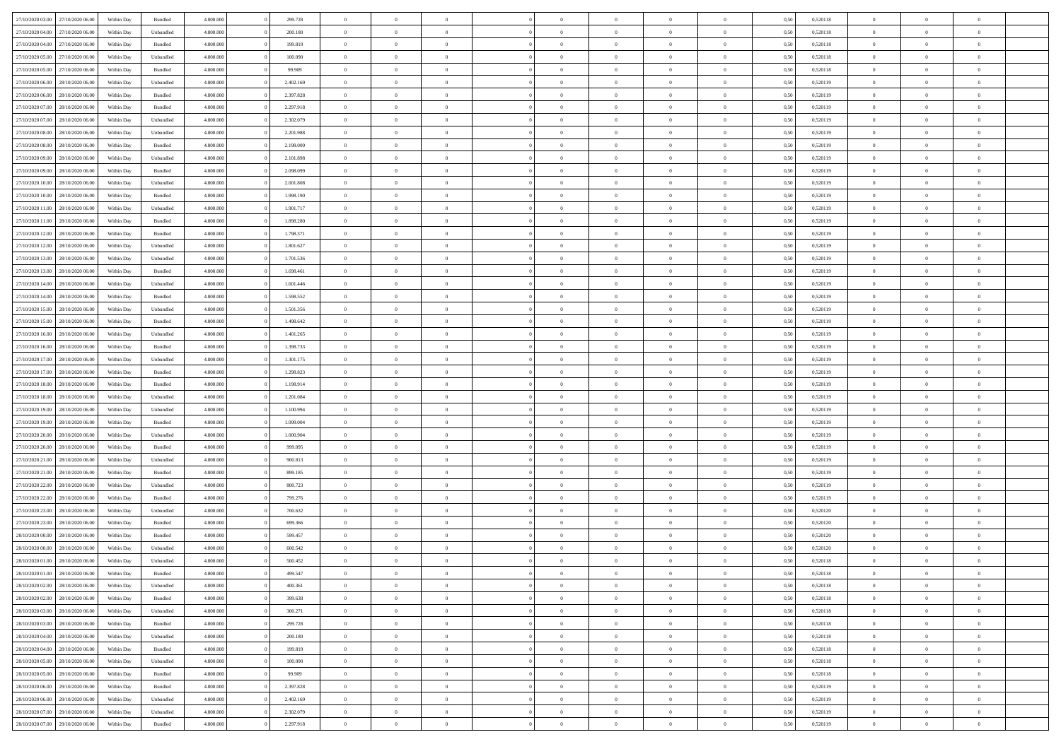| | | | | | | | | | | | | | | | | | | | | | |
|---|---|---|---|---|---|---|---|---|---|---|---|---|---|---|---|---|---|---|---|---|---|
| 27/10/2020 03.00 | 27/10/2020 06.00 | Within Day | Bundled | 4.800.000 | 0 | 299.728 | 0 | 0 | 0 | | 0 | 0 | 0 | 0 | 0 | 0,50 | 0,520118 | 0 | 0 | 0 | |
| 27/10/2020 04.00 | 27/10/2020 06.00 | Within Day | Unbundled | 4.800.000 | 0 | 200.180 | 0 | 0 | 0 | | 0 | 0 | 0 | 0 | 0 | 0,50 | 0,520118 | 0 | 0 | 0 | |
| 27/10/2020 04.00 | 27/10/2020 06.00 | Within Day | Bundled | 4.800.000 | 0 | 199.819 | 0 | 0 | 0 | | 0 | 0 | 0 | 0 | 0 | 0,50 | 0,520118 | 0 | 0 | 0 | |
| 27/10/2020 05.00 | 27/10/2020 06.00 | Within Day | Unbundled | 4.800.000 | 0 | 100.090 | 0 | 0 | 0 | | 0 | 0 | 0 | 0 | 0 | 0,50 | 0,520118 | 0 | 0 | 0 | |
| 27/10/2020 05.00 | 27/10/2020 06.00 | Within Day | Bundled | 4.800.000 | 0 | 99.909 | 0 | 0 | 0 | | 0 | 0 | 0 | 0 | 0 | 0,50 | 0,520118 | 0 | 0 | 0 | |
| 27/10/2020 06.00 | 28/10/2020 06.00 | Within Day | Unbundled | 4.800.000 | 0 | 2.402.169 | 0 | 0 | 0 | | 0 | 0 | 0 | 0 | 0 | 0,50 | 0,520119 | 0 | 0 | 0 | |
| 27/10/2020 06.00 | 28/10/2020 06.00 | Within Day | Bundled | 4.800.000 | 0 | 2.397.828 | 0 | 0 | 0 | | 0 | 0 | 0 | 0 | 0 | 0,50 | 0,520119 | 0 | 0 | 0 | |
| 27/10/2020 07.00 | 28/10/2020 06.00 | Within Day | Bundled | 4.800.000 | 0 | 2.297.918 | 0 | 0 | 0 | | 0 | 0 | 0 | 0 | 0 | 0,50 | 0,520119 | 0 | 0 | 0 | |
| 27/10/2020 07.00 | 28/10/2020 06.00 | Within Day | Unbundled | 4.800.000 | 0 | 2.302.079 | 0 | 0 | 0 | | 0 | 0 | 0 | 0 | 0 | 0,50 | 0,520119 | 0 | 0 | 0 | |
| 27/10/2020 08.00 | 28/10/2020 06.00 | Within Day | Unbundled | 4.800.000 | 0 | 2.201.988 | 0 | 0 | 0 | | 0 | 0 | 0 | 0 | 0 | 0,50 | 0,520119 | 0 | 0 | 0 | |
| 27/10/2020 08.00 | 28/10/2020 06.00 | Within Day | Bundled | 4.800.000 | 0 | 2.198.009 | 0 | 0 | 0 | | 0 | 0 | 0 | 0 | 0 | 0,50 | 0,520119 | 0 | 0 | 0 | |
| 27/10/2020 09.00 | 28/10/2020 06.00 | Within Day | Unbundled | 4.800.000 | 0 | 2.101.898 | 0 | 0 | 0 | | 0 | 0 | 0 | 0 | 0 | 0,50 | 0,520119 | 0 | 0 | 0 | |
| 27/10/2020 09.00 | 28/10/2020 06.00 | Within Day | Bundled | 4.800.000 | 0 | 2.098.099 | 0 | 0 | 0 | | 0 | 0 | 0 | 0 | 0 | 0,50 | 0,520119 | 0 | 0 | 0 | |
| 27/10/2020 10.00 | 28/10/2020 06.00 | Within Day | Unbundled | 4.800.000 | 0 | 2.001.808 | 0 | 0 | 0 | | 0 | 0 | 0 | 0 | 0 | 0,50 | 0,520119 | 0 | 0 | 0 | |
| 27/10/2020 10.00 | 28/10/2020 06.00 | Within Day | Bundled | 4.800.000 | 0 | 1.998.190 | 0 | 0 | 0 | | 0 | 0 | 0 | 0 | 0 | 0,50 | 0,520119 | 0 | 0 | 0 | |
| 27/10/2020 11.00 | 28/10/2020 06.00 | Within Day | Unbundled | 4.800.000 | 0 | 1.901.717 | 0 | 0 | 0 | | 0 | 0 | 0 | 0 | 0 | 0,50 | 0,520119 | 0 | 0 | 0 | |
| 27/10/2020 11.00 | 28/10/2020 06.00 | Within Day | Bundled | 4.800.000 | 0 | 1.898.280 | 0 | 0 | 0 | | 0 | 0 | 0 | 0 | 0 | 0,50 | 0,520119 | 0 | 0 | 0 | |
| 27/10/2020 12.00 | 28/10/2020 06.00 | Within Day | Bundled | 4.800.000 | 0 | 1.798.371 | 0 | 0 | 0 | | 0 | 0 | 0 | 0 | 0 | 0,50 | 0,520119 | 0 | 0 | 0 | |
| 27/10/2020 12.00 | 28/10/2020 06.00 | Within Day | Unbundled | 4.800.000 | 0 | 1.801.627 | 0 | 0 | 0 | | 0 | 0 | 0 | 0 | 0 | 0,50 | 0,520119 | 0 | 0 | 0 | |
| 27/10/2020 13.00 | 28/10/2020 06.00 | Within Day | Unbundled | 4.800.000 | 0 | 1.701.536 | 0 | 0 | 0 | | 0 | 0 | 0 | 0 | 0 | 0,50 | 0,520119 | 0 | 0 | 0 | |
| 27/10/2020 13.00 | 28/10/2020 06.00 | Within Day | Bundled | 4.800.000 | 0 | 1.698.461 | 0 | 0 | 0 | | 0 | 0 | 0 | 0 | 0 | 0,50 | 0,520119 | 0 | 0 | 0 | |
| 27/10/2020 14.00 | 28/10/2020 06.00 | Within Day | Unbundled | 4.800.000 | 0 | 1.601.446 | 0 | 0 | 0 | | 0 | 0 | 0 | 0 | 0 | 0,50 | 0,520119 | 0 | 0 | 0 | |
| 27/10/2020 14.00 | 28/10/2020 06.00 | Within Day | Bundled | 4.800.000 | 0 | 1.598.552 | 0 | 0 | 0 | | 0 | 0 | 0 | 0 | 0 | 0,50 | 0,520119 | 0 | 0 | 0 | |
| 27/10/2020 15.00 | 28/10/2020 06.00 | Within Day | Unbundled | 4.800.000 | 0 | 1.501.356 | 0 | 0 | 0 | | 0 | 0 | 0 | 0 | 0 | 0,50 | 0,520119 | 0 | 0 | 0 | |
| 27/10/2020 15.00 | 28/10/2020 06.00 | Within Day | Bundled | 4.800.000 | 0 | 1.498.642 | 0 | 0 | 0 | | 0 | 0 | 0 | 0 | 0 | 0,50 | 0,520119 | 0 | 0 | 0 | |
| 27/10/2020 16.00 | 28/10/2020 06.00 | Within Day | Unbundled | 4.800.000 | 0 | 1.401.265 | 0 | 0 | 0 | | 0 | 0 | 0 | 0 | 0 | 0,50 | 0,520119 | 0 | 0 | 0 | |
| 27/10/2020 16.00 | 28/10/2020 06.00 | Within Day | Bundled | 4.800.000 | 0 | 1.398.733 | 0 | 0 | 0 | | 0 | 0 | 0 | 0 | 0 | 0,50 | 0,520119 | 0 | 0 | 0 | |
| 27/10/2020 17.00 | 28/10/2020 06.00 | Within Day | Unbundled | 4.800.000 | 0 | 1.301.175 | 0 | 0 | 0 | | 0 | 0 | 0 | 0 | 0 | 0,50 | 0,520119 | 0 | 0 | 0 | |
| 27/10/2020 17.00 | 28/10/2020 06.00 | Within Day | Bundled | 4.800.000 | 0 | 1.298.823 | 0 | 0 | 0 | | 0 | 0 | 0 | 0 | 0 | 0,50 | 0,520119 | 0 | 0 | 0 | |
| 27/10/2020 18.00 | 28/10/2020 06.00 | Within Day | Bundled | 4.800.000 | 0 | 1.198.914 | 0 | 0 | 0 | | 0 | 0 | 0 | 0 | 0 | 0,50 | 0,520119 | 0 | 0 | 0 | |
| 27/10/2020 18.00 | 28/10/2020 06.00 | Within Day | Unbundled | 4.800.000 | 0 | 1.201.084 | 0 | 0 | 0 | | 0 | 0 | 0 | 0 | 0 | 0,50 | 0,520119 | 0 | 0 | 0 | |
| 27/10/2020 19.00 | 28/10/2020 06.00 | Within Day | Unbundled | 4.800.000 | 0 | 1.100.994 | 0 | 0 | 0 | | 0 | 0 | 0 | 0 | 0 | 0,50 | 0,520119 | 0 | 0 | 0 | |
| 27/10/2020 19.00 | 28/10/2020 06.00 | Within Day | Bundled | 4.800.000 | 0 | 1.099.004 | 0 | 0 | 0 | | 0 | 0 | 0 | 0 | 0 | 0,50 | 0,520119 | 0 | 0 | 0 | |
| 27/10/2020 20.00 | 28/10/2020 06.00 | Within Day | Unbundled | 4.800.000 | 0 | 1.000.904 | 0 | 0 | 0 | | 0 | 0 | 0 | 0 | 0 | 0,50 | 0,520119 | 0 | 0 | 0 | |
| 27/10/2020 20.00 | 28/10/2020 06.00 | Within Day | Bundled | 4.800.000 | 0 | 999.095 | 0 | 0 | 0 | | 0 | 0 | 0 | 0 | 0 | 0,50 | 0,520119 | 0 | 0 | 0 | |
| 27/10/2020 21.00 | 28/10/2020 06.00 | Within Day | Unbundled | 4.800.000 | 0 | 900.813 | 0 | 0 | 0 | | 0 | 0 | 0 | 0 | 0 | 0,50 | 0,520119 | 0 | 0 | 0 | |
| 27/10/2020 21.00 | 28/10/2020 06.00 | Within Day | Bundled | 4.800.000 | 0 | 899.185 | 0 | 0 | 0 | | 0 | 0 | 0 | 0 | 0 | 0,50 | 0,520119 | 0 | 0 | 0 | |
| 27/10/2020 22.00 | 28/10/2020 06.00 | Within Day | Unbundled | 4.800.000 | 0 | 800.723 | 0 | 0 | 0 | | 0 | 0 | 0 | 0 | 0 | 0,50 | 0,520119 | 0 | 0 | 0 | |
| 27/10/2020 22.00 | 28/10/2020 06.00 | Within Day | Bundled | 4.800.000 | 0 | 799.276 | 0 | 0 | 0 | | 0 | 0 | 0 | 0 | 0 | 0,50 | 0,520119 | 0 | 0 | 0 | |
| 27/10/2020 23.00 | 28/10/2020 06.00 | Within Day | Unbundled | 4.800.000 | 0 | 700.632 | 0 | 0 | 0 | | 0 | 0 | 0 | 0 | 0 | 0,50 | 0,520120 | 0 | 0 | 0 | |
| 27/10/2020 23.00 | 28/10/2020 06.00 | Within Day | Bundled | 4.800.000 | 0 | 699.366 | 0 | 0 | 0 | | 0 | 0 | 0 | 0 | 0 | 0,50 | 0,520120 | 0 | 0 | 0 | |
| 28/10/2020 00.00 | 28/10/2020 06.00 | Within Day | Bundled | 4.800.000 | 0 | 599.457 | 0 | 0 | 0 | | 0 | 0 | 0 | 0 | 0 | 0,50 | 0,520120 | 0 | 0 | 0 | |
| 28/10/2020 00.00 | 28/10/2020 06.00 | Within Day | Unbundled | 4.800.000 | 0 | 600.542 | 0 | 0 | 0 | | 0 | 0 | 0 | 0 | 0 | 0,50 | 0,520120 | 0 | 0 | 0 | |
| 28/10/2020 01.00 | 28/10/2020 06.00 | Within Day | Unbundled | 4.800.000 | 0 | 500.452 | 0 | 0 | 0 | | 0 | 0 | 0 | 0 | 0 | 0,50 | 0,520118 | 0 | 0 | 0 | |
| 28/10/2020 01.00 | 28/10/2020 06.00 | Within Day | Bundled | 4.800.000 | 0 | 499.547 | 0 | 0 | 0 | | 0 | 0 | 0 | 0 | 0 | 0,50 | 0,520118 | 0 | 0 | 0 | |
| 28/10/2020 02.00 | 28/10/2020 06.00 | Within Day | Unbundled | 4.800.000 | 0 | 400.361 | 0 | 0 | 0 | | 0 | 0 | 0 | 0 | 0 | 0,50 | 0,520118 | 0 | 0 | 0 | |
| 28/10/2020 02.00 | 28/10/2020 06.00 | Within Day | Bundled | 4.800.000 | 0 | 399.638 | 0 | 0 | 0 | | 0 | 0 | 0 | 0 | 0 | 0,50 | 0,520118 | 0 | 0 | 0 | |
| 28/10/2020 03.00 | 28/10/2020 06.00 | Within Day | Unbundled | 4.800.000 | 0 | 300.271 | 0 | 0 | 0 | | 0 | 0 | 0 | 0 | 0 | 0,50 | 0,520118 | 0 | 0 | 0 | |
| 28/10/2020 03.00 | 28/10/2020 06.00 | Within Day | Bundled | 4.800.000 | 0 | 299.728 | 0 | 0 | 0 | | 0 | 0 | 0 | 0 | 0 | 0,50 | 0,520118 | 0 | 0 | 0 | |
| 28/10/2020 04.00 | 28/10/2020 06.00 | Within Day | Unbundled | 4.800.000 | 0 | 200.180 | 0 | 0 | 0 | | 0 | 0 | 0 | 0 | 0 | 0,50 | 0,520118 | 0 | 0 | 0 | |
| 28/10/2020 04.00 | 28/10/2020 06.00 | Within Day | Bundled | 4.800.000 | 0 | 199.819 | 0 | 0 | 0 | | 0 | 0 | 0 | 0 | 0 | 0,50 | 0,520118 | 0 | 0 | 0 | |
| 28/10/2020 05.00 | 28/10/2020 06.00 | Within Day | Unbundled | 4.800.000 | 0 | 100.090 | 0 | 0 | 0 | | 0 | 0 | 0 | 0 | 0 | 0,50 | 0,520118 | 0 | 0 | 0 | |
| 28/10/2020 05.00 | 28/10/2020 06.00 | Within Day | Bundled | 4.800.000 | 0 | 99.909 | 0 | 0 | 0 | | 0 | 0 | 0 | 0 | 0 | 0,50 | 0,520118 | 0 | 0 | 0 | |
| 28/10/2020 06.00 | 29/10/2020 06.00 | Within Day | Bundled | 4.800.000 | 0 | 2.397.828 | 0 | 0 | 0 | | 0 | 0 | 0 | 0 | 0 | 0,50 | 0,520119 | 0 | 0 | 0 | |
| 28/10/2020 06.00 | 29/10/2020 06.00 | Within Day | Unbundled | 4.800.000 | 0 | 2.402.169 | 0 | 0 | 0 | | 0 | 0 | 0 | 0 | 0 | 0,50 | 0,520119 | 0 | 0 | 0 | |
| 28/10/2020 07.00 | 29/10/2020 06.00 | Within Day | Unbundled | 4.800.000 | 0 | 2.302.079 | 0 | 0 | 0 | | 0 | 0 | 0 | 0 | 0 | 0,50 | 0,520119 | 0 | 0 | 0 | |
| 28/10/2020 07.00 | 29/10/2020 06.00 | Within Day | Bundled | 4.800.000 | 0 | 2.297.918 | 0 | 0 | 0 | | 0 | 0 | 0 | 0 | 0 | 0,50 | 0,520119 | 0 | 0 | 0 | |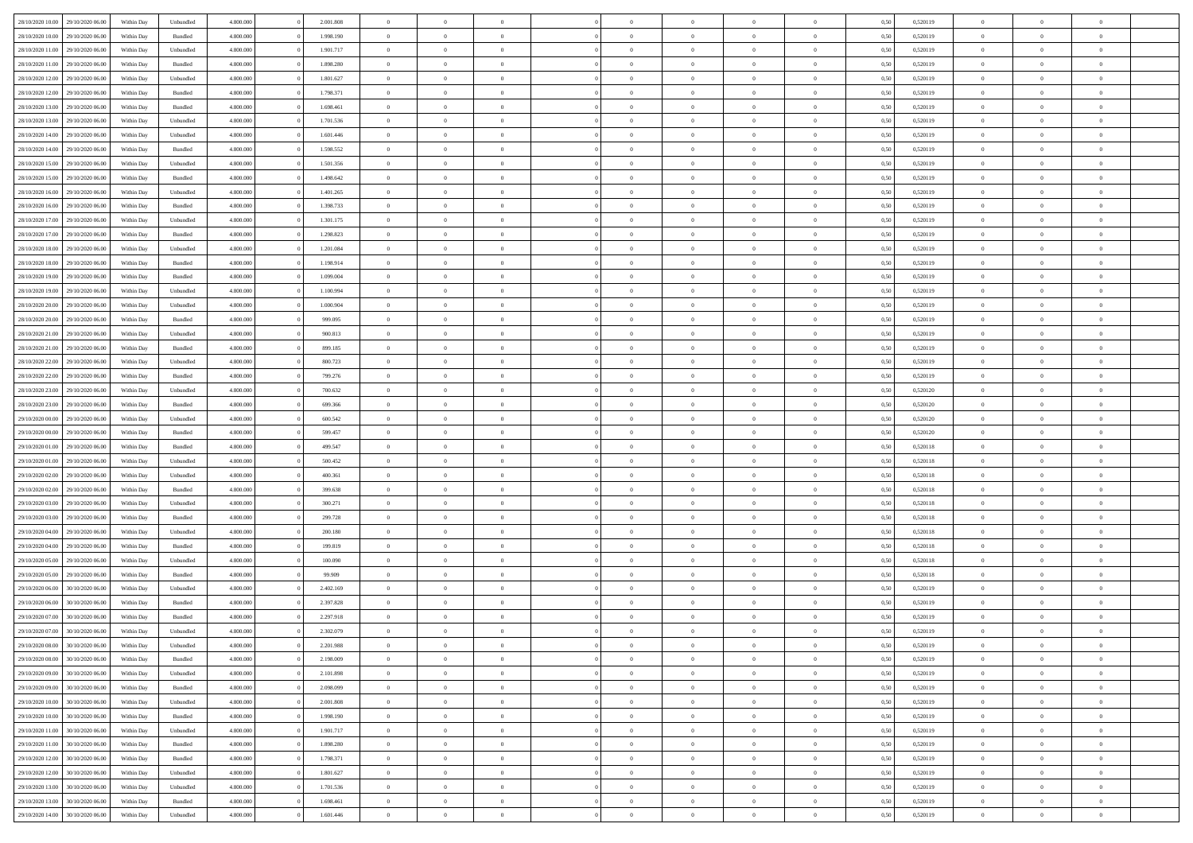| 28/10/2020 10:00 | 29/10/2020 06:00 | Within Day | Unbundled | 4.800.000 | 0 | 2.001.808 | 0 | 0 | 0 | | 0 | 0 | 0 | 0 | 0,50 | 0,520119 | 0 | 0 | 0 | |
|---|---|---|---|---|---|---|---|---|---|---|---|---|---|---|---|---|---|---|---|---|
| 28/10/2020 10:00 | 29/10/2020 06:00 | Within Day | Bundled | 4.800.000 | 0 | 1.998.190 | 0 | 0 | 0 | | 0 | 0 | 0 | 0 | 0,50 | 0,520119 | 0 | 0 | 0 | |
| 28/10/2020 11:00 | 29/10/2020 06:00 | Within Day | Unbundled | 4.800.000 | 0 | 1.901.717 | 0 | 0 | 0 | | 0 | 0 | 0 | 0 | 0,50 | 0,520119 | 0 | 0 | 0 | |
| 28/10/2020 11:00 | 29/10/2020 06:00 | Within Day | Bundled | 4.800.000 | 0 | 1.898.280 | 0 | 0 | 0 | | 0 | 0 | 0 | 0 | 0,50 | 0,520119 | 0 | 0 | 0 | |
| 28/10/2020 12:00 | 29/10/2020 06:00 | Within Day | Unbundled | 4.800.000 | 0 | 1.801.627 | 0 | 0 | 0 | | 0 | 0 | 0 | 0 | 0,50 | 0,520119 | 0 | 0 | 0 | |
| 28/10/2020 12:00 | 29/10/2020 06:00 | Within Day | Bundled | 4.800.000 | 0 | 1.798.371 | 0 | 0 | 0 | | 0 | 0 | 0 | 0 | 0,50 | 0,520119 | 0 | 0 | 0 | |
| 28/10/2020 13:00 | 29/10/2020 06:00 | Within Day | Bundled | 4.800.000 | 0 | 1.698.461 | 0 | 0 | 0 | | 0 | 0 | 0 | 0 | 0,50 | 0,520119 | 0 | 0 | 0 | |
| 28/10/2020 13:00 | 29/10/2020 06:00 | Within Day | Unbundled | 4.800.000 | 0 | 1.701.536 | 0 | 0 | 0 | | 0 | 0 | 0 | 0 | 0,50 | 0,520119 | 0 | 0 | 0 | |
| 28/10/2020 14:00 | 29/10/2020 06:00 | Within Day | Unbundled | 4.800.000 | 0 | 1.601.446 | 0 | 0 | 0 | | 0 | 0 | 0 | 0 | 0,50 | 0,520119 | 0 | 0 | 0 | |
| 28/10/2020 14:00 | 29/10/2020 06:00 | Within Day | Bundled | 4.800.000 | 0 | 1.598.552 | 0 | 0 | 0 | | 0 | 0 | 0 | 0 | 0,50 | 0,520119 | 0 | 0 | 0 | |
| 28/10/2020 15:00 | 29/10/2020 06:00 | Within Day | Unbundled | 4.800.000 | 0 | 1.501.356 | 0 | 0 | 0 | | 0 | 0 | 0 | 0 | 0,50 | 0,520119 | 0 | 0 | 0 | |
| 28/10/2020 15:00 | 29/10/2020 06:00 | Within Day | Bundled | 4.800.000 | 0 | 1.498.642 | 0 | 0 | 0 | | 0 | 0 | 0 | 0 | 0,50 | 0,520119 | 0 | 0 | 0 | |
| 28/10/2020 16:00 | 29/10/2020 06:00 | Within Day | Unbundled | 4.800.000 | 0 | 1.401.265 | 0 | 0 | 0 | | 0 | 0 | 0 | 0 | 0,50 | 0,520119 | 0 | 0 | 0 | |
| 28/10/2020 16:00 | 29/10/2020 06:00 | Within Day | Bundled | 4.800.000 | 0 | 1.398.733 | 0 | 0 | 0 | | 0 | 0 | 0 | 0 | 0,50 | 0,520119 | 0 | 0 | 0 | |
| 28/10/2020 17:00 | 29/10/2020 06:00 | Within Day | Unbundled | 4.800.000 | 0 | 1.301.175 | 0 | 0 | 0 | | 0 | 0 | 0 | 0 | 0,50 | 0,520119 | 0 | 0 | 0 | |
| 28/10/2020 17:00 | 29/10/2020 06:00 | Within Day | Bundled | 4.800.000 | 0 | 1.298.823 | 0 | 0 | 0 | | 0 | 0 | 0 | 0 | 0,50 | 0,520119 | 0 | 0 | 0 | |
| 28/10/2020 18:00 | 29/10/2020 06:00 | Within Day | Unbundled | 4.800.000 | 0 | 1.201.084 | 0 | 0 | 0 | | 0 | 0 | 0 | 0 | 0,50 | 0,520119 | 0 | 0 | 0 | |
| 28/10/2020 18:00 | 29/10/2020 06:00 | Within Day | Bundled | 4.800.000 | 0 | 1.198.914 | 0 | 0 | 0 | | 0 | 0 | 0 | 0 | 0,50 | 0,520119 | 0 | 0 | 0 | |
| 28/10/2020 19:00 | 29/10/2020 06:00 | Within Day | Bundled | 4.800.000 | 0 | 1.099.004 | 0 | 0 | 0 | | 0 | 0 | 0 | 0 | 0,50 | 0,520119 | 0 | 0 | 0 | |
| 28/10/2020 19:00 | 29/10/2020 06:00 | Within Day | Unbundled | 4.800.000 | 0 | 1.100.994 | 0 | 0 | 0 | | 0 | 0 | 0 | 0 | 0,50 | 0,520119 | 0 | 0 | 0 | |
| 28/10/2020 20:00 | 29/10/2020 06:00 | Within Day | Unbundled | 4.800.000 | 0 | 1.000.904 | 0 | 0 | 0 | | 0 | 0 | 0 | 0 | 0,50 | 0,520119 | 0 | 0 | 0 | |
| 28/10/2020 20:00 | 29/10/2020 06:00 | Within Day | Bundled | 4.800.000 | 0 | 999.095 | 0 | 0 | 0 | | 0 | 0 | 0 | 0 | 0,50 | 0,520119 | 0 | 0 | 0 | |
| 28/10/2020 21:00 | 29/10/2020 06:00 | Within Day | Unbundled | 4.800.000 | 0 | 900.813 | 0 | 0 | 0 | | 0 | 0 | 0 | 0 | 0,50 | 0,520119 | 0 | 0 | 0 | |
| 28/10/2020 21:00 | 29/10/2020 06:00 | Within Day | Bundled | 4.800.000 | 0 | 899.185 | 0 | 0 | 0 | | 0 | 0 | 0 | 0 | 0,50 | 0,520119 | 0 | 0 | 0 | |
| 28/10/2020 22:00 | 29/10/2020 06:00 | Within Day | Unbundled | 4.800.000 | 0 | 800.723 | 0 | 0 | 0 | | 0 | 0 | 0 | 0 | 0,50 | 0,520119 | 0 | 0 | 0 | |
| 28/10/2020 22:00 | 29/10/2020 06:00 | Within Day | Bundled | 4.800.000 | 0 | 799.276 | 0 | 0 | 0 | | 0 | 0 | 0 | 0 | 0,50 | 0,520119 | 0 | 0 | 0 | |
| 28/10/2020 23:00 | 29/10/2020 06:00 | Within Day | Unbundled | 4.800.000 | 0 | 700.632 | 0 | 0 | 0 | | 0 | 0 | 0 | 0 | 0,50 | 0,520120 | 0 | 0 | 0 | |
| 28/10/2020 23:00 | 29/10/2020 06:00 | Within Day | Bundled | 4.800.000 | 0 | 699.366 | 0 | 0 | 0 | | 0 | 0 | 0 | 0 | 0,50 | 0,520120 | 0 | 0 | 0 | |
| 29/10/2020 00:00 | 29/10/2020 06:00 | Within Day | Unbundled | 4.800.000 | 0 | 600.542 | 0 | 0 | 0 | | 0 | 0 | 0 | 0 | 0,50 | 0,520120 | 0 | 0 | 0 | |
| 29/10/2020 00:00 | 29/10/2020 06:00 | Within Day | Bundled | 4.800.000 | 0 | 599.457 | 0 | 0 | 0 | | 0 | 0 | 0 | 0 | 0,50 | 0,520120 | 0 | 0 | 0 | |
| 29/10/2020 01:00 | 29/10/2020 06:00 | Within Day | Bundled | 4.800.000 | 0 | 499.547 | 0 | 0 | 0 | | 0 | 0 | 0 | 0 | 0,50 | 0,520118 | 0 | 0 | 0 | |
| 29/10/2020 01:00 | 29/10/2020 06:00 | Within Day | Unbundled | 4.800.000 | 0 | 500.452 | 0 | 0 | 0 | | 0 | 0 | 0 | 0 | 0,50 | 0,520118 | 0 | 0 | 0 | |
| 29/10/2020 02:00 | 29/10/2020 06:00 | Within Day | Unbundled | 4.800.000 | 0 | 400.361 | 0 | 0 | 0 | | 0 | 0 | 0 | 0 | 0,50 | 0,520118 | 0 | 0 | 0 | |
| 29/10/2020 02:00 | 29/10/2020 06:00 | Within Day | Bundled | 4.800.000 | 0 | 399.638 | 0 | 0 | 0 | | 0 | 0 | 0 | 0 | 0,50 | 0,520118 | 0 | 0 | 0 | |
| 29/10/2020 03:00 | 29/10/2020 06:00 | Within Day | Unbundled | 4.800.000 | 0 | 300.271 | 0 | 0 | 0 | | 0 | 0 | 0 | 0 | 0,50 | 0,520118 | 0 | 0 | 0 | |
| 29/10/2020 03:00 | 29/10/2020 06:00 | Within Day | Bundled | 4.800.000 | 0 | 299.728 | 0 | 0 | 0 | | 0 | 0 | 0 | 0 | 0,50 | 0,520118 | 0 | 0 | 0 | |
| 29/10/2020 04:00 | 29/10/2020 06:00 | Within Day | Unbundled | 4.800.000 | 0 | 200.180 | 0 | 0 | 0 | | 0 | 0 | 0 | 0 | 0,50 | 0,520118 | 0 | 0 | 0 | |
| 29/10/2020 04:00 | 29/10/2020 06:00 | Within Day | Bundled | 4.800.000 | 0 | 199.819 | 0 | 0 | 0 | | 0 | 0 | 0 | 0 | 0,50 | 0,520118 | 0 | 0 | 0 | |
| 29/10/2020 05:00 | 29/10/2020 06:00 | Within Day | Unbundled | 4.800.000 | 0 | 100.090 | 0 | 0 | 0 | | 0 | 0 | 0 | 0 | 0,50 | 0,520118 | 0 | 0 | 0 | |
| 29/10/2020 05:00 | 29/10/2020 06:00 | Within Day | Bundled | 4.800.000 | 0 | 99.909 | 0 | 0 | 0 | | 0 | 0 | 0 | 0 | 0,50 | 0,520118 | 0 | 0 | 0 | |
| 29/10/2020 06:00 | 30/10/2020 06:00 | Within Day | Unbundled | 4.800.000 | 0 | 2.402.169 | 0 | 0 | 0 | | 0 | 0 | 0 | 0 | 0,50 | 0,520119 | 0 | 0 | 0 | |
| 29/10/2020 06:00 | 30/10/2020 06:00 | Within Day | Bundled | 4.800.000 | 0 | 2.397.828 | 0 | 0 | 0 | | 0 | 0 | 0 | 0 | 0,50 | 0,520119 | 0 | 0 | 0 | |
| 29/10/2020 07:00 | 30/10/2020 06:00 | Within Day | Bundled | 4.800.000 | 0 | 2.297.918 | 0 | 0 | 0 | | 0 | 0 | 0 | 0 | 0,50 | 0,520119 | 0 | 0 | 0 | |
| 29/10/2020 07:00 | 30/10/2020 06:00 | Within Day | Unbundled | 4.800.000 | 0 | 2.302.079 | 0 | 0 | 0 | | 0 | 0 | 0 | 0 | 0,50 | 0,520119 | 0 | 0 | 0 | |
| 29/10/2020 08:00 | 30/10/2020 06:00 | Within Day | Unbundled | 4.800.000 | 0 | 2.201.988 | 0 | 0 | 0 | | 0 | 0 | 0 | 0 | 0,50 | 0,520119 | 0 | 0 | 0 | |
| 29/10/2020 08:00 | 30/10/2020 06:00 | Within Day | Bundled | 4.800.000 | 0 | 2.198.009 | 0 | 0 | 0 | | 0 | 0 | 0 | 0 | 0,50 | 0,520119 | 0 | 0 | 0 | |
| 29/10/2020 09:00 | 30/10/2020 06:00 | Within Day | Unbundled | 4.800.000 | 0 | 2.101.898 | 0 | 0 | 0 | | 0 | 0 | 0 | 0 | 0,50 | 0,520119 | 0 | 0 | 0 | |
| 29/10/2020 09:00 | 30/10/2020 06:00 | Within Day | Bundled | 4.800.000 | 0 | 2.098.099 | 0 | 0 | 0 | | 0 | 0 | 0 | 0 | 0,50 | 0,520119 | 0 | 0 | 0 | |
| 29/10/2020 10:00 | 30/10/2020 06:00 | Within Day | Unbundled | 4.800.000 | 0 | 2.001.808 | 0 | 0 | 0 | | 0 | 0 | 0 | 0 | 0,50 | 0,520119 | 0 | 0 | 0 | |
| 29/10/2020 10:00 | 30/10/2020 06:00 | Within Day | Bundled | 4.800.000 | 0 | 1.998.190 | 0 | 0 | 0 | | 0 | 0 | 0 | 0 | 0,50 | 0,520119 | 0 | 0 | 0 | |
| 29/10/2020 11:00 | 30/10/2020 06:00 | Within Day | Unbundled | 4.800.000 | 0 | 1.901.717 | 0 | 0 | 0 | | 0 | 0 | 0 | 0 | 0,50 | 0,520119 | 0 | 0 | 0 | |
| 29/10/2020 11:00 | 30/10/2020 06:00 | Within Day | Bundled | 4.800.000 | 0 | 1.898.280 | 0 | 0 | 0 | | 0 | 0 | 0 | 0 | 0,50 | 0,520119 | 0 | 0 | 0 | |
| 29/10/2020 12:00 | 30/10/2020 06:00 | Within Day | Bundled | 4.800.000 | 0 | 1.798.371 | 0 | 0 | 0 | | 0 | 0 | 0 | 0 | 0,50 | 0,520119 | 0 | 0 | 0 | |
| 29/10/2020 12:00 | 30/10/2020 06:00 | Within Day | Unbundled | 4.800.000 | 0 | 1.801.627 | 0 | 0 | 0 | | 0 | 0 | 0 | 0 | 0,50 | 0,520119 | 0 | 0 | 0 | |
| 29/10/2020 13:00 | 30/10/2020 06:00 | Within Day | Unbundled | 4.800.000 | 0 | 1.701.536 | 0 | 0 | 0 | | 0 | 0 | 0 | 0 | 0,50 | 0,520119 | 0 | 0 | 0 | |
| 29/10/2020 13:00 | 30/10/2020 06:00 | Within Day | Bundled | 4.800.000 | 0 | 1.698.461 | 0 | 0 | 0 | | 0 | 0 | 0 | 0 | 0,50 | 0,520119 | 0 | 0 | 0 | |
| 29/10/2020 14:00 | 30/10/2020 06:00 | Within Day | Unbundled | 4.800.000 | 0 | 1.601.446 | 0 | 0 | 0 | | 0 | 0 | 0 | 0 | 0,50 | 0,520119 | 0 | 0 | 0 | |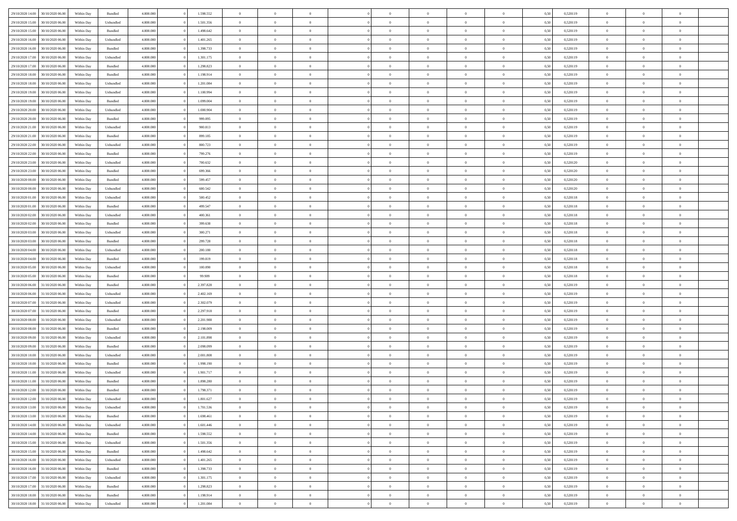| | | | | | | | | | | | | | | | | | | | | | |
|---|---|---|---|---|---|---|---|---|---|---|---|---|---|---|---|---|---|---|---|---|---|
| 29/10/2020 14.00 | 30/10/2020 06.00 | Within Day | Bundled | 4.800.000 | 0 | 1.598.552 | 0 | 0 | 0 | | 0 | 0 | 0 | 0 | 0 | 0,50 | 0,520119 | 0 | 0 | 0 | |
| 29/10/2020 15.00 | 30/10/2020 06.00 | Within Day | Unbundled | 4.800.000 | 0 | 1.501.356 | 0 | 0 | 0 | | 0 | 0 | 0 | 0 | 0 | 0,50 | 0,520119 | 0 | 0 | 0 | |
| 29/10/2020 15.00 | 30/10/2020 06.00 | Within Day | Bundled | 4.800.000 | 0 | 1.498.642 | 0 | 0 | 0 | | 0 | 0 | 0 | 0 | 0 | 0,50 | 0,520119 | 0 | 0 | 0 | |
| 29/10/2020 16.00 | 30/10/2020 06.00 | Within Day | Unbundled | 4.800.000 | 0 | 1.401.265 | 0 | 0 | 0 | | 0 | 0 | 0 | 0 | 0 | 0,50 | 0,520119 | 0 | 0 | 0 | |
| 29/10/2020 16.00 | 30/10/2020 06.00 | Within Day | Bundled | 4.800.000 | 0 | 1.398.733 | 0 | 0 | 0 | | 0 | 0 | 0 | 0 | 0 | 0,50 | 0,520119 | 0 | 0 | 0 | |
| 29/10/2020 17.00 | 30/10/2020 06.00 | Within Day | Unbundled | 4.800.000 | 0 | 1.301.175 | 0 | 0 | 0 | | 0 | 0 | 0 | 0 | 0 | 0,50 | 0,520119 | 0 | 0 | 0 | |
| 29/10/2020 17.00 | 30/10/2020 06.00 | Within Day | Bundled | 4.800.000 | 0 | 1.298.823 | 0 | 0 | 0 | | 0 | 0 | 0 | 0 | 0 | 0,50 | 0,520119 | 0 | 0 | 0 | |
| 29/10/2020 18.00 | 30/10/2020 06.00 | Within Day | Bundled | 4.800.000 | 0 | 1.198.914 | 0 | 0 | 0 | | 0 | 0 | 0 | 0 | 0 | 0,50 | 0,520119 | 0 | 0 | 0 | |
| 29/10/2020 18.00 | 30/10/2020 06.00 | Within Day | Unbundled | 4.800.000 | 0 | 1.201.084 | 0 | 0 | 0 | | 0 | 0 | 0 | 0 | 0 | 0,50 | 0,520119 | 0 | 0 | 0 | |
| 29/10/2020 19.00 | 30/10/2020 06.00 | Within Day | Unbundled | 4.800.000 | 0 | 1.100.994 | 0 | 0 | 0 | | 0 | 0 | 0 | 0 | 0 | 0,50 | 0,520119 | 0 | 0 | 0 | |
| 29/10/2020 19.00 | 30/10/2020 06.00 | Within Day | Bundled | 4.800.000 | 0 | 1.099.004 | 0 | 0 | 0 | | 0 | 0 | 0 | 0 | 0 | 0,50 | 0,520119 | 0 | 0 | 0 | |
| 29/10/2020 20.00 | 30/10/2020 06.00 | Within Day | Unbundled | 4.800.000 | 0 | 1.000.904 | 0 | 0 | 0 | | 0 | 0 | 0 | 0 | 0 | 0,50 | 0,520119 | 0 | 0 | 0 | |
| 29/10/2020 20.00 | 30/10/2020 06.00 | Within Day | Bundled | 4.800.000 | 0 | 999.095 | 0 | 0 | 0 | | 0 | 0 | 0 | 0 | 0 | 0,50 | 0,520119 | 0 | 0 | 0 | |
| 29/10/2020 21.00 | 30/10/2020 06.00 | Within Day | Unbundled | 4.800.000 | 0 | 900.813 | 0 | 0 | 0 | | 0 | 0 | 0 | 0 | 0 | 0,50 | 0,520119 | 0 | 0 | 0 | |
| 29/10/2020 21.00 | 30/10/2020 06.00 | Within Day | Bundled | 4.800.000 | 0 | 899.185 | 0 | 0 | 0 | | 0 | 0 | 0 | 0 | 0 | 0,50 | 0,520119 | 0 | 0 | 0 | |
| 29/10/2020 22.00 | 30/10/2020 06.00 | Within Day | Unbundled | 4.800.000 | 0 | 800.723 | 0 | 0 | 0 | | 0 | 0 | 0 | 0 | 0 | 0,50 | 0,520119 | 0 | 0 | 0 | |
| 29/10/2020 22.00 | 30/10/2020 06.00 | Within Day | Bundled | 4.800.000 | 0 | 799.276 | 0 | 0 | 0 | | 0 | 0 | 0 | 0 | 0 | 0,50 | 0,520119 | 0 | 0 | 0 | |
| 29/10/2020 23.00 | 30/10/2020 06.00 | Within Day | Unbundled | 4.800.000 | 0 | 700.632 | 0 | 0 | 0 | | 0 | 0 | 0 | 0 | 0 | 0,50 | 0,520120 | 0 | 0 | 0 | |
| 29/10/2020 23.00 | 30/10/2020 06.00 | Within Day | Bundled | 4.800.000 | 0 | 699.366 | 0 | 0 | 0 | | 0 | 0 | 0 | 0 | 0 | 0,50 | 0,520120 | 0 | 0 | 0 | |
| 30/10/2020 00.00 | 30/10/2020 06.00 | Within Day | Bundled | 4.800.000 | 0 | 599.457 | 0 | 0 | 0 | | 0 | 0 | 0 | 0 | 0 | 0,50 | 0,520120 | 0 | 0 | 0 | |
| 30/10/2020 00.00 | 30/10/2020 06.00 | Within Day | Unbundled | 4.800.000 | 0 | 600.542 | 0 | 0 | 0 | | 0 | 0 | 0 | 0 | 0 | 0,50 | 0,520120 | 0 | 0 | 0 | |
| 30/10/2020 01.00 | 30/10/2020 06.00 | Within Day | Unbundled | 4.800.000 | 0 | 500.452 | 0 | 0 | 0 | | 0 | 0 | 0 | 0 | 0 | 0,50 | 0,520118 | 0 | 0 | 0 | |
| 30/10/2020 01.00 | 30/10/2020 06.00 | Within Day | Bundled | 4.800.000 | 0 | 499.547 | 0 | 0 | 0 | | 0 | 0 | 0 | 0 | 0 | 0,50 | 0,520118 | 0 | 0 | 0 | |
| 30/10/2020 02.00 | 30/10/2020 06.00 | Within Day | Unbundled | 4.800.000 | 0 | 400.361 | 0 | 0 | 0 | | 0 | 0 | 0 | 0 | 0 | 0,50 | 0,520118 | 0 | 0 | 0 | |
| 30/10/2020 02.00 | 30/10/2020 06.00 | Within Day | Bundled | 4.800.000 | 0 | 399.638 | 0 | 0 | 0 | | 0 | 0 | 0 | 0 | 0 | 0,50 | 0,520118 | 0 | 0 | 0 | |
| 30/10/2020 03.00 | 30/10/2020 06.00 | Within Day | Unbundled | 4.800.000 | 0 | 300.271 | 0 | 0 | 0 | | 0 | 0 | 0 | 0 | 0 | 0,50 | 0,520118 | 0 | 0 | 0 | |
| 30/10/2020 03.00 | 30/10/2020 06.00 | Within Day | Bundled | 4.800.000 | 0 | 299.728 | 0 | 0 | 0 | | 0 | 0 | 0 | 0 | 0 | 0,50 | 0,520118 | 0 | 0 | 0 | |
| 30/10/2020 04.00 | 30/10/2020 06.00 | Within Day | Unbundled | 4.800.000 | 0 | 200.180 | 0 | 0 | 0 | | 0 | 0 | 0 | 0 | 0 | 0,50 | 0,520118 | 0 | 0 | 0 | |
| 30/10/2020 04.00 | 30/10/2020 06.00 | Within Day | Bundled | 4.800.000 | 0 | 199.819 | 0 | 0 | 0 | | 0 | 0 | 0 | 0 | 0 | 0,50 | 0,520118 | 0 | 0 | 0 | |
| 30/10/2020 05.00 | 30/10/2020 06.00 | Within Day | Unbundled | 4.800.000 | 0 | 100.090 | 0 | 0 | 0 | | 0 | 0 | 0 | 0 | 0 | 0,50 | 0,520118 | 0 | 0 | 0 | |
| 30/10/2020 05.00 | 30/10/2020 06.00 | Within Day | Bundled | 4.800.000 | 0 | 99.909 | 0 | 0 | 0 | | 0 | 0 | 0 | 0 | 0 | 0,50 | 0,520118 | 0 | 0 | 0 | |
| 30/10/2020 06.00 | 31/10/2020 06.00 | Within Day | Bundled | 4.800.000 | 0 | 2.397.828 | 0 | 0 | 0 | | 0 | 0 | 0 | 0 | 0 | 0,50 | 0,520119 | 0 | 0 | 0 | |
| 30/10/2020 06.00 | 31/10/2020 06.00 | Within Day | Unbundled | 4.800.000 | 0 | 2.402.169 | 0 | 0 | 0 | | 0 | 0 | 0 | 0 | 0 | 0,50 | 0,520119 | 0 | 0 | 0 | |
| 30/10/2020 07.00 | 31/10/2020 06.00 | Within Day | Unbundled | 4.800.000 | 0 | 2.302.079 | 0 | 0 | 0 | | 0 | 0 | 0 | 0 | 0 | 0,50 | 0,520119 | 0 | 0 | 0 | |
| 30/10/2020 07.00 | 31/10/2020 06.00 | Within Day | Bundled | 4.800.000 | 0 | 2.297.918 | 0 | 0 | 0 | | 0 | 0 | 0 | 0 | 0 | 0,50 | 0,520119 | 0 | 0 | 0 | |
| 30/10/2020 08.00 | 31/10/2020 06.00 | Within Day | Unbundled | 4.800.000 | 0 | 2.201.988 | 0 | 0 | 0 | | 0 | 0 | 0 | 0 | 0 | 0,50 | 0,520119 | 0 | 0 | 0 | |
| 30/10/2020 08.00 | 31/10/2020 06.00 | Within Day | Bundled | 4.800.000 | 0 | 2.198.009 | 0 | 0 | 0 | | 0 | 0 | 0 | 0 | 0 | 0,50 | 0,520119 | 0 | 0 | 0 | |
| 30/10/2020 09.00 | 31/10/2020 06.00 | Within Day | Unbundled | 4.800.000 | 0 | 2.101.898 | 0 | 0 | 0 | | 0 | 0 | 0 | 0 | 0 | 0,50 | 0,520119 | 0 | 0 | 0 | |
| 30/10/2020 09.00 | 31/10/2020 06.00 | Within Day | Bundled | 4.800.000 | 0 | 2.098.099 | 0 | 0 | 0 | | 0 | 0 | 0 | 0 | 0 | 0,50 | 0,520119 | 0 | 0 | 0 | |
| 30/10/2020 10.00 | 31/10/2020 06.00 | Within Day | Unbundled | 4.800.000 | 0 | 2.001.808 | 0 | 0 | 0 | | 0 | 0 | 0 | 0 | 0 | 0,50 | 0,520119 | 0 | 0 | 0 | |
| 30/10/2020 10.00 | 31/10/2020 06.00 | Within Day | Bundled | 4.800.000 | 0 | 1.998.190 | 0 | 0 | 0 | | 0 | 0 | 0 | 0 | 0 | 0,50 | 0,520119 | 0 | 0 | 0 | |
| 30/10/2020 11.00 | 31/10/2020 06.00 | Within Day | Unbundled | 4.800.000 | 0 | 1.901.717 | 0 | 0 | 0 | | 0 | 0 | 0 | 0 | 0 | 0,50 | 0,520119 | 0 | 0 | 0 | |
| 30/10/2020 11.00 | 31/10/2020 06.00 | Within Day | Bundled | 4.800.000 | 0 | 1.898.280 | 0 | 0 | 0 | | 0 | 0 | 0 | 0 | 0 | 0,50 | 0,520119 | 0 | 0 | 0 | |
| 30/10/2020 12.00 | 31/10/2020 06.00 | Within Day | Bundled | 4.800.000 | 0 | 1.798.371 | 0 | 0 | 0 | | 0 | 0 | 0 | 0 | 0 | 0,50 | 0,520119 | 0 | 0 | 0 | |
| 30/10/2020 12.00 | 31/10/2020 06.00 | Within Day | Unbundled | 4.800.000 | 0 | 1.801.627 | 0 | 0 | 0 | | 0 | 0 | 0 | 0 | 0 | 0,50 | 0,520119 | 0 | 0 | 0 | |
| 30/10/2020 13.00 | 31/10/2020 06.00 | Within Day | Unbundled | 4.800.000 | 0 | 1.701.536 | 0 | 0 | 0 | | 0 | 0 | 0 | 0 | 0 | 0,50 | 0,520119 | 0 | 0 | 0 | |
| 30/10/2020 13.00 | 31/10/2020 06.00 | Within Day | Bundled | 4.800.000 | 0 | 1.698.461 | 0 | 0 | 0 | | 0 | 0 | 0 | 0 | 0 | 0,50 | 0,520119 | 0 | 0 | 0 | |
| 30/10/2020 14.00 | 31/10/2020 06.00 | Within Day | Unbundled | 4.800.000 | 0 | 1.601.446 | 0 | 0 | 0 | | 0 | 0 | 0 | 0 | 0 | 0,50 | 0,520119 | 0 | 0 | 0 | |
| 30/10/2020 14.00 | 31/10/2020 06.00 | Within Day | Bundled | 4.800.000 | 0 | 1.598.552 | 0 | 0 | 0 | | 0 | 0 | 0 | 0 | 0 | 0,50 | 0,520119 | 0 | 0 | 0 | |
| 30/10/2020 15.00 | 31/10/2020 06.00 | Within Day | Unbundled | 4.800.000 | 0 | 1.501.356 | 0 | 0 | 0 | | 0 | 0 | 0 | 0 | 0 | 0,50 | 0,520119 | 0 | 0 | 0 | |
| 30/10/2020 15.00 | 31/10/2020 06.00 | Within Day | Bundled | 4.800.000 | 0 | 1.498.642 | 0 | 0 | 0 | | 0 | 0 | 0 | 0 | 0 | 0,50 | 0,520119 | 0 | 0 | 0 | |
| 30/10/2020 16.00 | 31/10/2020 06.00 | Within Day | Unbundled | 4.800.000 | 0 | 1.401.265 | 0 | 0 | 0 | | 0 | 0 | 0 | 0 | 0 | 0,50 | 0,520119 | 0 | 0 | 0 | |
| 30/10/2020 16.00 | 31/10/2020 06.00 | Within Day | Bundled | 4.800.000 | 0 | 1.398.733 | 0 | 0 | 0 | | 0 | 0 | 0 | 0 | 0 | 0,50 | 0,520119 | 0 | 0 | 0 | |
| 30/10/2020 17.00 | 31/10/2020 06.00 | Within Day | Unbundled | 4.800.000 | 0 | 1.301.175 | 0 | 0 | 0 | | 0 | 0 | 0 | 0 | 0 | 0,50 | 0,520119 | 0 | 0 | 0 | |
| 30/10/2020 17.00 | 31/10/2020 06.00 | Within Day | Bundled | 4.800.000 | 0 | 1.298.823 | 0 | 0 | 0 | | 0 | 0 | 0 | 0 | 0 | 0,50 | 0,520119 | 0 | 0 | 0 | |
| 30/10/2020 18.00 | 31/10/2020 06.00 | Within Day | Bundled | 4.800.000 | 0 | 1.198.914 | 0 | 0 | 0 | | 0 | 0 | 0 | 0 | 0 | 0,50 | 0,520119 | 0 | 0 | 0 | |
| 30/10/2020 18.00 | 31/10/2020 06.00 | Within Day | Unbundled | 4.800.000 | 0 | 1.201.084 | 0 | 0 | 0 | | 0 | 0 | 0 | 0 | 0 | 0,50 | 0,520119 | 0 | 0 | 0 | |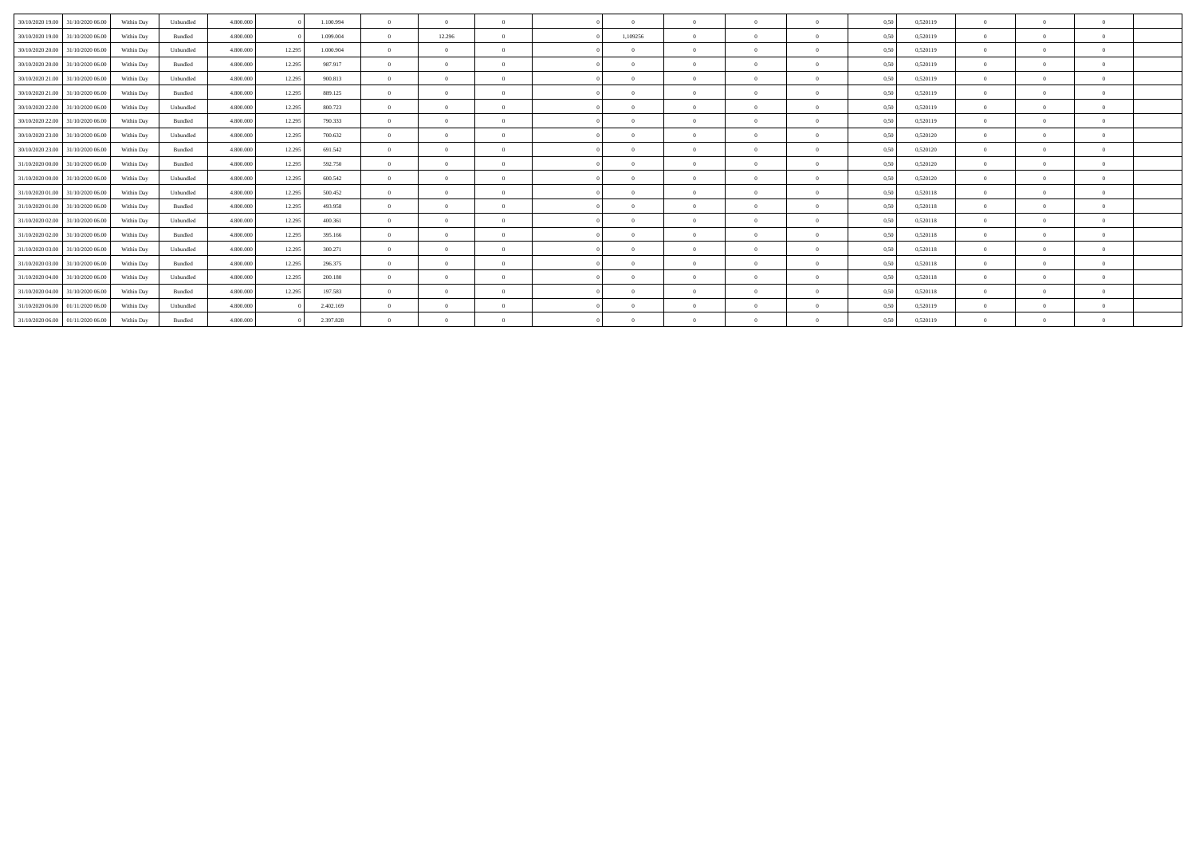| | | | | | | | | | | | | | | | | | | | | | |
|---|---|---|---|---|---|---|---|---|---|---|---|---|---|---|---|---|---|---|---|---|---|
| 30/10/2020 19.00 | 31/10/2020 06.00 | Within Day | Unbundled | 4.800.000 | 0 | 1.100.994 | 0 | 0 | 0 | | 0 | 0 | 0 | 0 | 0 | 0,50 | 0,520119 | 0 | 0 | 0 | |
| 30/10/2020 19.00 | 31/10/2020 06.00 | Within Day | Bundled | 4.800.000 | 0 | 1.099.004 | 0 | 12.296 | 0 | | 0 | 1,109256 | 0 | 0 | 0 | 0,50 | 0,520119 | 0 | 0 | 0 | |
| 30/10/2020 20.00 | 31/10/2020 06.00 | Within Day | Unbundled | 4.800.000 | 12.295 | 1.000.904 | 0 | 0 | 0 | | 0 | 0 | 0 | 0 | 0 | 0,50 | 0,520119 | 0 | 0 | 0 | |
| 30/10/2020 20.00 | 31/10/2020 06.00 | Within Day | Bundled | 4.800.000 | 12.295 | 987.917 | 0 | 0 | 0 | | 0 | 0 | 0 | 0 | 0 | 0,50 | 0,520119 | 0 | 0 | 0 | |
| 30/10/2020 21.00 | 31/10/2020 06.00 | Within Day | Unbundled | 4.800.000 | 12.295 | 900.813 | 0 | 0 | 0 | | 0 | 0 | 0 | 0 | 0 | 0,50 | 0,520119 | 0 | 0 | 0 | |
| 30/10/2020 21.00 | 31/10/2020 06.00 | Within Day | Bundled | 4.800.000 | 12.295 | 889.125 | 0 | 0 | 0 | | 0 | 0 | 0 | 0 | 0 | 0,50 | 0,520119 | 0 | 0 | 0 | |
| 30/10/2020 22.00 | 31/10/2020 06.00 | Within Day | Unbundled | 4.800.000 | 12.295 | 800.723 | 0 | 0 | 0 | | 0 | 0 | 0 | 0 | 0 | 0,50 | 0,520119 | 0 | 0 | 0 | |
| 30/10/2020 22.00 | 31/10/2020 06.00 | Within Day | Bundled | 4.800.000 | 12.295 | 790.333 | 0 | 0 | 0 | | 0 | 0 | 0 | 0 | 0 | 0,50 | 0,520119 | 0 | 0 | 0 | |
| 30/10/2020 23.00 | 31/10/2020 06.00 | Within Day | Unbundled | 4.800.000 | 12.295 | 700.632 | 0 | 0 | 0 | | 0 | 0 | 0 | 0 | 0 | 0,50 | 0,520120 | 0 | 0 | 0 | |
| 30/10/2020 23.00 | 31/10/2020 06.00 | Within Day | Bundled | 4.800.000 | 12.295 | 691.542 | 0 | 0 | 0 | | 0 | 0 | 0 | 0 | 0 | 0,50 | 0,520120 | 0 | 0 | 0 | |
| 31/10/2020 00.00 | 31/10/2020 06.00 | Within Day | Bundled | 4.800.000 | 12.295 | 592.750 | 0 | 0 | 0 | | 0 | 0 | 0 | 0 | 0 | 0,50 | 0,520120 | 0 | 0 | 0 | |
| 31/10/2020 00.00 | 31/10/2020 06.00 | Within Day | Unbundled | 4.800.000 | 12.295 | 600.542 | 0 | 0 | 0 | | 0 | 0 | 0 | 0 | 0 | 0,50 | 0,520120 | 0 | 0 | 0 | |
| 31/10/2020 01.00 | 31/10/2020 06.00 | Within Day | Unbundled | 4.800.000 | 12.295 | 500.452 | 0 | 0 | 0 | | 0 | 0 | 0 | 0 | 0 | 0,50 | 0,520118 | 0 | 0 | 0 | |
| 31/10/2020 01.00 | 31/10/2020 06.00 | Within Day | Bundled | 4.800.000 | 12.295 | 493.958 | 0 | 0 | 0 | | 0 | 0 | 0 | 0 | 0 | 0,50 | 0,520118 | 0 | 0 | 0 | |
| 31/10/2020 02.00 | 31/10/2020 06.00 | Within Day | Unbundled | 4.800.000 | 12.295 | 400.361 | 0 | 0 | 0 | | 0 | 0 | 0 | 0 | 0 | 0,50 | 0,520118 | 0 | 0 | 0 | |
| 31/10/2020 02.00 | 31/10/2020 06.00 | Within Day | Bundled | 4.800.000 | 12.295 | 395.166 | 0 | 0 | 0 | | 0 | 0 | 0 | 0 | 0 | 0,50 | 0,520118 | 0 | 0 | 0 | |
| 31/10/2020 03.00 | 31/10/2020 06.00 | Within Day | Unbundled | 4.800.000 | 12.295 | 300.271 | 0 | 0 | 0 | | 0 | 0 | 0 | 0 | 0 | 0,50 | 0,520118 | 0 | 0 | 0 | |
| 31/10/2020 03.00 | 31/10/2020 06.00 | Within Day | Bundled | 4.800.000 | 12.295 | 296.375 | 0 | 0 | 0 | | 0 | 0 | 0 | 0 | 0 | 0,50 | 0,520118 | 0 | 0 | 0 | |
| 31/10/2020 04.00 | 31/10/2020 06.00 | Within Day | Unbundled | 4.800.000 | 12.295 | 200.180 | 0 | 0 | 0 | | 0 | 0 | 0 | 0 | 0 | 0,50 | 0,520118 | 0 | 0 | 0 | |
| 31/10/2020 04.00 | 31/10/2020 06.00 | Within Day | Bundled | 4.800.000 | 12.295 | 197.583 | 0 | 0 | 0 | | 0 | 0 | 0 | 0 | 0 | 0,50 | 0,520118 | 0 | 0 | 0 | |
| 31/10/2020 06.00 | 01/11/2020 06.00 | Within Day | Unbundled | 4.800.000 | 0 | 2.402.169 | 0 | 0 | 0 | | 0 | 0 | 0 | 0 | 0 | 0,50 | 0,520119 | 0 | 0 | 0 | |
| 31/10/2020 06.00 | 01/11/2020 06.00 | Within Day | Bundled | 4.800.000 | 0 | 2.397.828 | 0 | 0 | 0 | | 0 | 0 | 0 | 0 | 0 | 0,50 | 0,520119 | 0 | 0 | 0 | |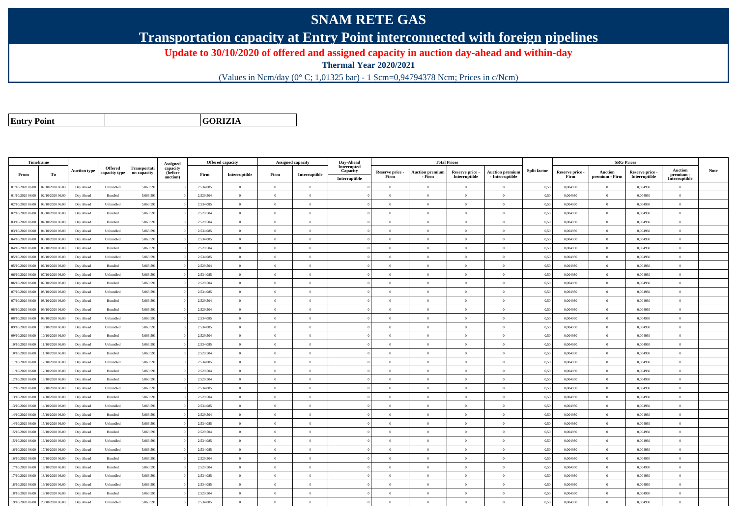# SNAM RETE GAS

## Transportation capacity at Entry Point interconnected with foreign pipelines

### Update to 30/10/2020 of offered and assigned capacity in auction day-ahead and within-day

**Thermal Year 2020/2021**

(Values in Ncm/day (0° C; 1,01325 bar) - 1 Scm=0,94794378 Ncm; Prices in c/Ncm)

| Entry Point | | GORIZIA |
|---|---|---|

| Timeframe | | Auction type | Offered capacity type | Transportation capacity | Assigned capacity (before auction) | Offered capacity | | Assigned capacity | | Day-Ahead Interrupted Capacity | Total Prices | | | | Split factor | SRG Prices | | | | Note |
|---|---|---|---|---|---|---|---|---|---|---|---|---|---|---|---|---|---|---|---|---|
| From | To | | | | | Firm | Interruptible | Firm | Interruptible | Interruptible | Reserve price - Firm | Auction premium - Firm | Reserve price - Interruptible | Auction premium - Interruptible | | Reserve price - Firm | Auction premium - Firm | Reserve price - Interruptible | Auction premium - Interruptible | |
| 01/10/2020 06.00 | 02/10/2020 06.00 | Day Ahead | Unbundled | 5.063.591 | 0 | 2.534.085 | 0 | 0 | 0 | 0 | 0 | 0 | 0 | 0 | 0,50 | 0,004930 | 0 | 0,004930 | 0 | |
| 01/10/2020 06.00 | 02/10/2020 06.00 | Day Ahead | Bundled | 5.063.591 | 0 | 2.529.504 | 0 | 0 | 0 | 0 | 0 | 0 | 0 | 0 | 0,50 | 0,004930 | 0 | 0,004930 | 0 | |
| 02/10/2020 06.00 | 03/10/2020 06.00 | Day Ahead | Unbundled | 5.063.591 | 0 | 2.534.085 | 0 | 0 | 0 | 0 | 0 | 0 | 0 | 0 | 0,50 | 0,004930 | 0 | 0,004930 | 0 | |
| 02/10/2020 06.00 | 03/10/2020 06.00 | Day Ahead | Bundled | 5.063.591 | 0 | 2.529.504 | 0 | 0 | 0 | 0 | 0 | 0 | 0 | 0 | 0,50 | 0,004930 | 0 | 0,004930 | 0 | |
| 03/10/2020 06.00 | 04/10/2020 06.00 | Day Ahead | Bundled | 5.063.591 | 0 | 2.529.504 | 0 | 0 | 0 | 0 | 0 | 0 | 0 | 0 | 0,50 | 0,004930 | 0 | 0,004930 | 0 | |
| 03/10/2020 06.00 | 04/10/2020 06.00 | Day Ahead | Unbundled | 5.063.591 | 0 | 2.534.085 | 0 | 0 | 0 | 0 | 0 | 0 | 0 | 0 | 0,50 | 0,004930 | 0 | 0,004930 | 0 | |
| 04/10/2020 06.00 | 05/10/2020 06.00 | Day Ahead | Unbundled | 5.063.591 | 0 | 2.534.085 | 0 | 0 | 0 | 0 | 0 | 0 | 0 | 0 | 0,50 | 0,004930 | 0 | 0,004930 | 0 | |
| 04/10/2020 06.00 | 05/10/2020 06.00 | Day Ahead | Bundled | 5.063.591 | 0 | 2.529.504 | 0 | 0 | 0 | 0 | 0 | 0 | 0 | 0 | 0,50 | 0,004930 | 0 | 0,004930 | 0 | |
| 05/10/2020 06.00 | 06/10/2020 06.00 | Day Ahead | Unbundled | 5.063.591 | 0 | 2.534.085 | 0 | 0 | 0 | 0 | 0 | 0 | 0 | 0 | 0,50 | 0,004930 | 0 | 0,004930 | 0 | |
| 05/10/2020 06.00 | 06/10/2020 06.00 | Day Ahead | Bundled | 5.063.591 | 0 | 2.529.504 | 0 | 0 | 0 | 0 | 0 | 0 | 0 | 0 | 0,50 | 0,004930 | 0 | 0,004930 | 0 | |
| 06/10/2020 06.00 | 07/10/2020 06.00 | Day Ahead | Unbundled | 5.063.591 | 0 | 2.534.085 | 0 | 0 | 0 | 0 | 0 | 0 | 0 | 0 | 0,50 | 0,004930 | 0 | 0,004930 | 0 | |
| 06/10/2020 06.00 | 07/10/2020 06.00 | Day Ahead | Bundled | 5.063.591 | 0 | 2.529.504 | 0 | 0 | 0 | 0 | 0 | 0 | 0 | 0 | 0,50 | 0,004930 | 0 | 0,004930 | 0 | |
| 07/10/2020 06.00 | 08/10/2020 06.00 | Day Ahead | Unbundled | 5.063.591 | 0 | 2.534.085 | 0 | 0 | 0 | 0 | 0 | 0 | 0 | 0 | 0,50 | 0,004930 | 0 | 0,004930 | 0 | |
| 07/10/2020 06.00 | 08/10/2020 06.00 | Day Ahead | Bundled | 5.063.591 | 0 | 2.529.504 | 0 | 0 | 0 | 0 | 0 | 0 | 0 | 0 | 0,50 | 0,004930 | 0 | 0,004930 | 0 | |
| 08/10/2020 06.00 | 09/10/2020 06.00 | Day Ahead | Bundled | 5.063.591 | 0 | 2.529.504 | 0 | 0 | 0 | 0 | 0 | 0 | 0 | 0 | 0,50 | 0,004930 | 0 | 0,004930 | 0 | |
| 08/10/2020 06.00 | 09/10/2020 06.00 | Day Ahead | Unbundled | 5.063.591 | 0 | 2.534.085 | 0 | 0 | 0 | 0 | 0 | 0 | 0 | 0 | 0,50 | 0,004930 | 0 | 0,004930 | 0 | |
| 09/10/2020 06.00 | 10/10/2020 06.00 | Day Ahead | Unbundled | 5.063.591 | 0 | 2.534.085 | 0 | 0 | 0 | 0 | 0 | 0 | 0 | 0 | 0,50 | 0,004930 | 0 | 0,004930 | 0 | |
| 09/10/2020 06.00 | 10/10/2020 06.00 | Day Ahead | Bundled | 5.063.591 | 0 | 2.529.504 | 0 | 0 | 0 | 0 | 0 | 0 | 0 | 0 | 0,50 | 0,004930 | 0 | 0,004930 | 0 | |
| 10/10/2020 06.00 | 11/10/2020 06.00 | Day Ahead | Unbundled | 5.063.591 | 0 | 2.534.085 | 0 | 0 | 0 | 0 | 0 | 0 | 0 | 0 | 0,50 | 0,004930 | 0 | 0,004930 | 0 | |
| 10/10/2020 06.00 | 11/10/2020 06.00 | Day Ahead | Bundled | 5.063.591 | 0 | 2.529.504 | 0 | 0 | 0 | 0 | 0 | 0 | 0 | 0 | 0,50 | 0,004930 | 0 | 0,004930 | 0 | |
| 11/10/2020 06.00 | 12/10/2020 06.00 | Day Ahead | Unbundled | 5.063.591 | 0 | 2.534.085 | 0 | 0 | 0 | 0 | 0 | 0 | 0 | 0 | 0,50 | 0,004930 | 0 | 0,004930 | 0 | |
| 11/10/2020 06.00 | 12/10/2020 06.00 | Day Ahead | Bundled | 5.063.591 | 0 | 2.529.504 | 0 | 0 | 0 | 0 | 0 | 0 | 0 | 0 | 0,50 | 0,004930 | 0 | 0,004930 | 0 | |
| 12/10/2020 06.00 | 13/10/2020 06.00 | Day Ahead | Bundled | 5.063.591 | 0 | 2.529.504 | 0 | 0 | 0 | 0 | 0 | 0 | 0 | 0 | 0,50 | 0,004930 | 0 | 0,004930 | 0 | |
| 12/10/2020 06.00 | 13/10/2020 06.00 | Day Ahead | Unbundled | 5.063.591 | 0 | 2.534.085 | 0 | 0 | 0 | 0 | 0 | 0 | 0 | 0 | 0,50 | 0,004930 | 0 | 0,004930 | 0 | |
| 13/10/2020 06.00 | 14/10/2020 06.00 | Day Ahead | Bundled | 5.063.591 | 0 | 2.529.504 | 0 | 0 | 0 | 0 | 0 | 0 | 0 | 0 | 0,50 | 0,004930 | 0 | 0,004930 | 0 | |
| 13/10/2020 06.00 | 14/10/2020 06.00 | Day Ahead | Unbundled | 5.063.591 | 0 | 2.534.085 | 0 | 0 | 0 | 0 | 0 | 0 | 0 | 0 | 0,50 | 0,004930 | 0 | 0,004930 | 0 | |
| 14/10/2020 06.00 | 15/10/2020 06.00 | Day Ahead | Bundled | 5.063.591 | 0 | 2.529.504 | 0 | 0 | 0 | 0 | 0 | 0 | 0 | 0 | 0,50 | 0,004930 | 0 | 0,004930 | 0 | |
| 14/10/2020 06.00 | 15/10/2020 06.00 | Day Ahead | Unbundled | 5.063.591 | 0 | 2.534.085 | 0 | 0 | 0 | 0 | 0 | 0 | 0 | 0 | 0,50 | 0,004930 | 0 | 0,004930 | 0 | |
| 15/10/2020 06.00 | 16/10/2020 06.00 | Day Ahead | Bundled | 5.063.591 | 0 | 2.529.504 | 0 | 0 | 0 | 0 | 0 | 0 | 0 | 0 | 0,50 | 0,004930 | 0 | 0,004930 | 0 | |
| 15/10/2020 06.00 | 16/10/2020 06.00 | Day Ahead | Unbundled | 5.063.591 | 0 | 2.534.085 | 0 | 0 | 0 | 0 | 0 | 0 | 0 | 0 | 0,50 | 0,004930 | 0 | 0,004930 | 0 | |
| 16/10/2020 06.00 | 17/10/2020 06.00 | Day Ahead | Unbundled | 5.063.591 | 0 | 2.534.085 | 0 | 0 | 0 | 0 | 0 | 0 | 0 | 0 | 0,50 | 0,004930 | 0 | 0,004930 | 0 | |
| 16/10/2020 06.00 | 17/10/2020 06.00 | Day Ahead | Bundled | 5.063.591 | 0 | 2.529.504 | 0 | 0 | 0 | 0 | 0 | 0 | 0 | 0 | 0,50 | 0,004930 | 0 | 0,004930 | 0 | |
| 17/10/2020 06.00 | 18/10/2020 06.00 | Day Ahead | Bundled | 5.063.591 | 0 | 2.529.504 | 0 | 0 | 0 | 0 | 0 | 0 | 0 | 0 | 0,50 | 0,004930 | 0 | 0,004930 | 0 | |
| 17/10/2020 06.00 | 18/10/2020 06.00 | Day Ahead | Unbundled | 5.063.591 | 0 | 2.534.085 | 0 | 0 | 0 | 0 | 0 | 0 | 0 | 0 | 0,50 | 0,004930 | 0 | 0,004930 | 0 | |
| 18/10/2020 06.00 | 19/10/2020 06.00 | Day Ahead | Unbundled | 5.063.591 | 0 | 2.534.085 | 0 | 0 | 0 | 0 | 0 | 0 | 0 | 0 | 0,50 | 0,004930 | 0 | 0,004930 | 0 | |
| 18/10/2020 06.00 | 19/10/2020 06.00 | Day Ahead | Bundled | 5.063.591 | 0 | 2.529.504 | 0 | 0 | 0 | 0 | 0 | 0 | 0 | 0 | 0,50 | 0,004930 | 0 | 0,004930 | 0 | |
| 19/10/2020 06.00 | 20/10/2020 06.00 | Day Ahead | Unbundled | 5.063.591 | 0 | 2.534.085 | 0 | 0 | 0 | 0 | 0 | 0 | 0 | 0 | 0,50 | 0,004930 | 0 | 0,004930 | 0 | |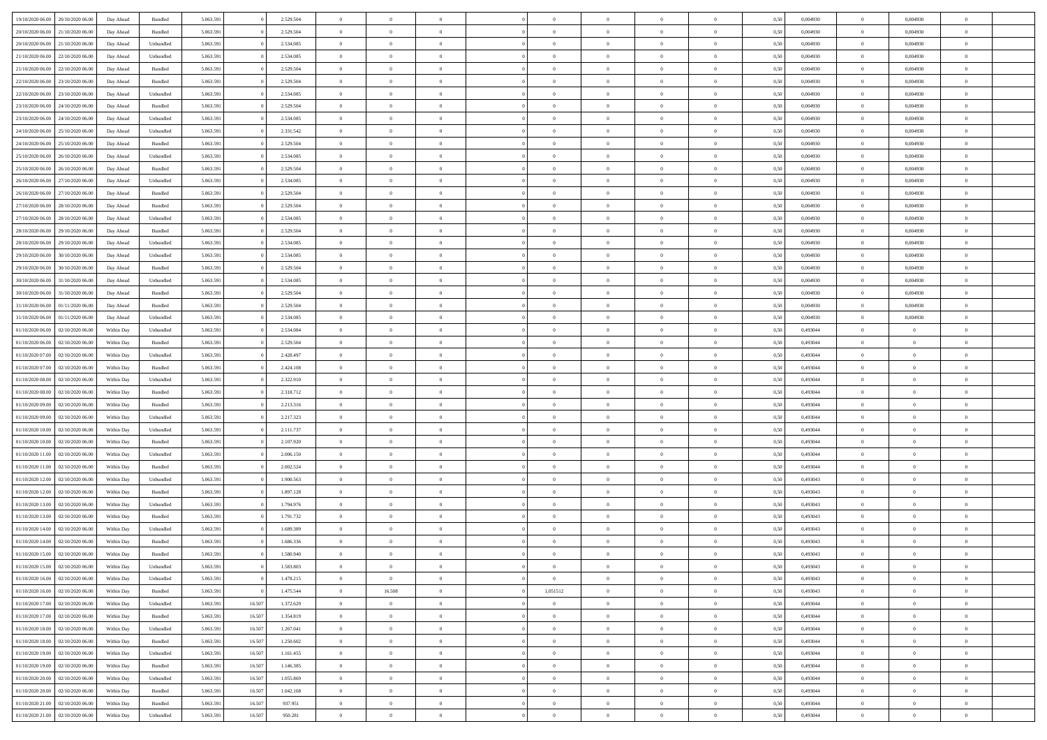| | | | | | | | | | | | | | | | | | | | | | |
|---|---|---|---|---|---|---|---|---|---|---|---|---|---|---|---|---|---|---|---|---|---|
| 19/10/2020 06.00 | 20/10/2020 06.00 | Day Ahead | Bundled | 5.063.591 | 0 | 2.529.504 | 0 | 0 | 0 | | 0 | 0 | 0 | 0 | 0 | 0,50 | 0,004930 | 0 | 0,004930 | 0 | |
| 20/10/2020 06.00 | 21/10/2020 06.00 | Day Ahead | Bundled | 5.063.591 | 0 | 2.529.504 | 0 | 0 | 0 | | 0 | 0 | 0 | 0 | 0 | 0,50 | 0,004930 | 0 | 0,004930 | 0 | |
| 20/10/2020 06.00 | 21/10/2020 06.00 | Day Ahead | Unbundled | 5.063.591 | 0 | 2.534.085 | 0 | 0 | 0 | | 0 | 0 | 0 | 0 | 0 | 0,50 | 0,004930 | 0 | 0,004930 | 0 | |
| 21/10/2020 06.00 | 22/10/2020 06.00 | Day Ahead | Unbundled | 5.063.591 | 0 | 2.534.085 | 0 | 0 | 0 | | 0 | 0 | 0 | 0 | 0 | 0,50 | 0,004930 | 0 | 0,004930 | 0 | |
| 21/10/2020 06.00 | 22/10/2020 06.00 | Day Ahead | Bundled | 5.063.591 | 0 | 2.529.504 | 0 | 0 | 0 | | 0 | 0 | 0 | 0 | 0 | 0,50 | 0,004930 | 0 | 0,004930 | 0 | |
| 22/10/2020 06.00 | 23/10/2020 06.00 | Day Ahead | Bundled | 5.063.591 | 0 | 2.529.504 | 0 | 0 | 0 | | 0 | 0 | 0 | 0 | 0 | 0,50 | 0,004930 | 0 | 0,004930 | 0 | |
| 22/10/2020 06.00 | 23/10/2020 06.00 | Day Ahead | Unbundled | 5.063.591 | 0 | 2.534.085 | 0 | 0 | 0 | | 0 | 0 | 0 | 0 | 0 | 0,50 | 0,004930 | 0 | 0,004930 | 0 | |
| 23/10/2020 06.00 | 24/10/2020 06.00 | Day Ahead | Bundled | 5.063.591 | 0 | 2.529.504 | 0 | 0 | 0 | | 0 | 0 | 0 | 0 | 0 | 0,50 | 0,004930 | 0 | 0,004930 | 0 | |
| 23/10/2020 06.00 | 24/10/2020 06.00 | Day Ahead | Unbundled | 5.063.591 | 0 | 2.534.085 | 0 | 0 | 0 | | 0 | 0 | 0 | 0 | 0 | 0,50 | 0,004930 | 0 | 0,004930 | 0 | |
| 24/10/2020 06.00 | 25/10/2020 06.00 | Day Ahead | Unbundled | 5.063.591 | 0 | 2.331.542 | 0 | 0 | 0 | | 0 | 0 | 0 | 0 | 0 | 0,50 | 0,004930 | 0 | 0,004930 | 0 | |
| 24/10/2020 06.00 | 25/10/2020 06.00 | Day Ahead | Bundled | 5.063.591 | 0 | 2.529.504 | 0 | 0 | 0 | | 0 | 0 | 0 | 0 | 0 | 0,50 | 0,004930 | 0 | 0,004930 | 0 | |
| 25/10/2020 06.00 | 26/10/2020 06.00 | Day Ahead | Unbundled | 5.063.591 | 0 | 2.534.085 | 0 | 0 | 0 | | 0 | 0 | 0 | 0 | 0 | 0,50 | 0,004930 | 0 | 0,004930 | 0 | |
| 25/10/2020 06.00 | 26/10/2020 06.00 | Day Ahead | Bundled | 5.063.591 | 0 | 2.529.504 | 0 | 0 | 0 | | 0 | 0 | 0 | 0 | 0 | 0,50 | 0,004930 | 0 | 0,004930 | 0 | |
| 26/10/2020 06.00 | 27/10/2020 06.00 | Day Ahead | Unbundled | 5.063.591 | 0 | 2.534.085 | 0 | 0 | 0 | | 0 | 0 | 0 | 0 | 0 | 0,50 | 0,004930 | 0 | 0,004930 | 0 | |
| 26/10/2020 06.00 | 27/10/2020 06.00 | Day Ahead | Bundled | 5.063.591 | 0 | 2.529.504 | 0 | 0 | 0 | | 0 | 0 | 0 | 0 | 0 | 0,50 | 0,004930 | 0 | 0,004930 | 0 | |
| 27/10/2020 06.00 | 28/10/2020 06.00 | Day Ahead | Bundled | 5.063.591 | 0 | 2.529.504 | 0 | 0 | 0 | | 0 | 0 | 0 | 0 | 0 | 0,50 | 0,004930 | 0 | 0,004930 | 0 | |
| 27/10/2020 06.00 | 28/10/2020 06.00 | Day Ahead | Unbundled | 5.063.591 | 0 | 2.534.085 | 0 | 0 | 0 | | 0 | 0 | 0 | 0 | 0 | 0,50 | 0,004930 | 0 | 0,004930 | 0 | |
| 28/10/2020 06.00 | 29/10/2020 06.00 | Day Ahead | Bundled | 5.063.591 | 0 | 2.529.504 | 0 | 0 | 0 | | 0 | 0 | 0 | 0 | 0 | 0,50 | 0,004930 | 0 | 0,004930 | 0 | |
| 28/10/2020 06.00 | 29/10/2020 06.00 | Day Ahead | Unbundled | 5.063.591 | 0 | 2.534.085 | 0 | 0 | 0 | | 0 | 0 | 0 | 0 | 0 | 0,50 | 0,004930 | 0 | 0,004930 | 0 | |
| 29/10/2020 06.00 | 30/10/2020 06.00 | Day Ahead | Unbundled | 5.063.591 | 0 | 2.534.085 | 0 | 0 | 0 | | 0 | 0 | 0 | 0 | 0 | 0,50 | 0,004930 | 0 | 0,004930 | 0 | |
| 29/10/2020 06.00 | 30/10/2020 06.00 | Day Ahead | Bundled | 5.063.591 | 0 | 2.529.504 | 0 | 0 | 0 | | 0 | 0 | 0 | 0 | 0 | 0,50 | 0,004930 | 0 | 0,004930 | 0 | |
| 30/10/2020 06.00 | 31/10/2020 06.00 | Day Ahead | Unbundled | 5.063.591 | 0 | 2.534.085 | 0 | 0 | 0 | | 0 | 0 | 0 | 0 | 0 | 0,50 | 0,004930 | 0 | 0,004930 | 0 | |
| 30/10/2020 06.00 | 31/10/2020 06.00 | Day Ahead | Bundled | 5.063.591 | 0 | 2.529.504 | 0 | 0 | 0 | | 0 | 0 | 0 | 0 | 0 | 0,50 | 0,004930 | 0 | 0,004930 | 0 | |
| 31/10/2020 06.00 | 01/11/2020 06.00 | Day Ahead | Bundled | 5.063.591 | 0 | 2.529.504 | 0 | 0 | 0 | | 0 | 0 | 0 | 0 | 0 | 0,50 | 0,004930 | 0 | 0,004930 | 0 | |
| 31/10/2020 06.00 | 01/11/2020 06.00 | Day Ahead | Unbundled | 5.063.591 | 0 | 2.534.085 | 0 | 0 | 0 | | 0 | 0 | 0 | 0 | 0 | 0,50 | 0,004930 | 0 | 0,004930 | 0 | |
| 01/10/2020 06.00 | 02/10/2020 06.00 | Within Day | Unbundled | 5.063.591 | 0 | 2.534.084 | 0 | 0 | 0 | | 0 | 0 | 0 | 0 | 0 | 0,50 | 0,493044 | 0 | 0 | 0 | |
| 01/10/2020 06.00 | 02/10/2020 06.00 | Within Day | Bundled | 5.063.591 | 0 | 2.529.504 | 0 | 0 | 0 | | 0 | 0 | 0 | 0 | 0 | 0,50 | 0,493044 | 0 | 0 | 0 | |
| 01/10/2020 07.00 | 02/10/2020 06.00 | Within Day | Unbundled | 5.063.591 | 0 | 2.428.497 | 0 | 0 | 0 | | 0 | 0 | 0 | 0 | 0 | 0,50 | 0,493044 | 0 | 0 | 0 | |
| 01/10/2020 07.00 | 02/10/2020 06.00 | Within Day | Bundled | 5.063.591 | 0 | 2.424.108 | 0 | 0 | 0 | | 0 | 0 | 0 | 0 | 0 | 0,50 | 0,493044 | 0 | 0 | 0 | |
| 01/10/2020 08.00 | 02/10/2020 06.00 | Within Day | Unbundled | 5.063.591 | 0 | 2.322.910 | 0 | 0 | 0 | | 0 | 0 | 0 | 0 | 0 | 0,50 | 0,493044 | 0 | 0 | 0 | |
| 01/10/2020 08.00 | 02/10/2020 06.00 | Within Day | Bundled | 5.063.591 | 0 | 2.318.712 | 0 | 0 | 0 | | 0 | 0 | 0 | 0 | 0 | 0,50 | 0,493044 | 0 | 0 | 0 | |
| 01/10/2020 09.00 | 02/10/2020 06.00 | Within Day | Bundled | 5.063.591 | 0 | 2.213.316 | 0 | 0 | 0 | | 0 | 0 | 0 | 0 | 0 | 0,50 | 0,493044 | 0 | 0 | 0 | |
| 01/10/2020 09.00 | 02/10/2020 06.00 | Within Day | Unbundled | 5.063.591 | 0 | 2.217.323 | 0 | 0 | 0 | | 0 | 0 | 0 | 0 | 0 | 0,50 | 0,493044 | 0 | 0 | 0 | |
| 01/10/2020 10.00 | 02/10/2020 06.00 | Within Day | Unbundled | 5.063.591 | 0 | 2.111.737 | 0 | 0 | 0 | | 0 | 0 | 0 | 0 | 0 | 0,50 | 0,493044 | 0 | 0 | 0 | |
| 01/10/2020 10.00 | 02/10/2020 06.00 | Within Day | Bundled | 5.063.591 | 0 | 2.107.920 | 0 | 0 | 0 | | 0 | 0 | 0 | 0 | 0 | 0,50 | 0,493044 | 0 | 0 | 0 | |
| 01/10/2020 11.00 | 02/10/2020 06.00 | Within Day | Unbundled | 5.063.591 | 0 | 2.006.150 | 0 | 0 | 0 | | 0 | 0 | 0 | 0 | 0 | 0,50 | 0,493044 | 0 | 0 | 0 | |
| 01/10/2020 11.00 | 02/10/2020 06.00 | Within Day | Bundled | 5.063.591 | 0 | 2.002.524 | 0 | 0 | 0 | | 0 | 0 | 0 | 0 | 0 | 0,50 | 0,493044 | 0 | 0 | 0 | |
| 01/10/2020 12.00 | 02/10/2020 06.00 | Within Day | Unbundled | 5.063.591 | 0 | 1.900.563 | 0 | 0 | 0 | | 0 | 0 | 0 | 0 | 0 | 0,50 | 0,493043 | 0 | 0 | 0 | |
| 01/10/2020 12.00 | 02/10/2020 06.00 | Within Day | Bundled | 5.063.591 | 0 | 1.897.128 | 0 | 0 | 0 | | 0 | 0 | 0 | 0 | 0 | 0,50 | 0,493043 | 0 | 0 | 0 | |
| 01/10/2020 13.00 | 02/10/2020 06.00 | Within Day | Unbundled | 5.063.591 | 0 | 1.794.976 | 0 | 0 | 0 | | 0 | 0 | 0 | 0 | 0 | 0,50 | 0,493043 | 0 | 0 | 0 | |
| 01/10/2020 13.00 | 02/10/2020 06.00 | Within Day | Bundled | 5.063.591 | 0 | 1.791.732 | 0 | 0 | 0 | | 0 | 0 | 0 | 0 | 0 | 0,50 | 0,493043 | 0 | 0 | 0 | |
| 01/10/2020 14.00 | 02/10/2020 06.00 | Within Day | Unbundled | 5.063.591 | 0 | 1.689.389 | 0 | 0 | 0 | | 0 | 0 | 0 | 0 | 0 | 0,50 | 0,493043 | 0 | 0 | 0 | |
| 01/10/2020 14.00 | 02/10/2020 06.00 | Within Day | Bundled | 5.063.591 | 0 | 1.686.336 | 0 | 0 | 0 | | 0 | 0 | 0 | 0 | 0 | 0,50 | 0,493043 | 0 | 0 | 0 | |
| 01/10/2020 15.00 | 02/10/2020 06.00 | Within Day | Bundled | 5.063.591 | 0 | 1.580.940 | 0 | 0 | 0 | | 0 | 0 | 0 | 0 | 0 | 0,50 | 0,493043 | 0 | 0 | 0 | |
| 01/10/2020 15.00 | 02/10/2020 06.00 | Within Day | Unbundled | 5.063.591 | 0 | 1.583.803 | 0 | 0 | 0 | | 0 | 0 | 0 | 0 | 0 | 0,50 | 0,493043 | 0 | 0 | 0 | |
| 01/10/2020 16.00 | 02/10/2020 06.00 | Within Day | Unbundled | 5.063.591 | 0 | 1.478.215 | 0 | 0 | 0 | | 0 | 0 | 0 | 0 | 0 | 0,50 | 0,493043 | 0 | 0 | 0 | |
| 01/10/2020 16.00 | 02/10/2020 06.00 | Within Day | Bundled | 5.063.591 | 0 | 1.475.544 | 0 | 16.508 | 0 | | 1,051512 | 0 | 0 | 0 | 0 | 0,50 | 0,493043 | 0 | 0 | 0 | |
| 01/10/2020 17.00 | 02/10/2020 06.00 | Within Day | Unbundled | 5.063.591 | 16.507 | 1.372.629 | 0 | 0 | 0 | | 0 | 0 | 0 | 0 | 0 | 0,50 | 0,493044 | 0 | 0 | 0 | |
| 01/10/2020 17.00 | 02/10/2020 06.00 | Within Day | Bundled | 5.063.591 | 16.507 | 1.354.819 | 0 | 0 | 0 | | 0 | 0 | 0 | 0 | 0 | 0,50 | 0,493044 | 0 | 0 | 0 | |
| 01/10/2020 18.00 | 02/10/2020 06.00 | Within Day | Unbundled | 5.063.591 | 16.507 | 1.267.041 | 0 | 0 | 0 | | 0 | 0 | 0 | 0 | 0 | 0,50 | 0,493044 | 0 | 0 | 0 | |
| 01/10/2020 18.00 | 02/10/2020 06.00 | Within Day | Bundled | 5.063.591 | 16.507 | 1.250.602 | 0 | 0 | 0 | | 0 | 0 | 0 | 0 | 0 | 0,50 | 0,493044 | 0 | 0 | 0 | |
| 01/10/2020 19.00 | 02/10/2020 06.00 | Within Day | Unbundled | 5.063.591 | 16.507 | 1.161.455 | 0 | 0 | 0 | | 0 | 0 | 0 | 0 | 0 | 0,50 | 0,493044 | 0 | 0 | 0 | |
| 01/10/2020 19.00 | 02/10/2020 06.00 | Within Day | Bundled | 5.063.591 | 16.507 | 1.146.385 | 0 | 0 | 0 | | 0 | 0 | 0 | 0 | 0 | 0,50 | 0,493044 | 0 | 0 | 0 | |
| 01/10/2020 20.00 | 02/10/2020 06.00 | Within Day | Unbundled | 5.063.591 | 16.507 | 1.055.869 | 0 | 0 | 0 | | 0 | 0 | 0 | 0 | 0 | 0,50 | 0,493044 | 0 | 0 | 0 | |
| 01/10/2020 20.00 | 02/10/2020 06.00 | Within Day | Bundled | 5.063.591 | 16.507 | 1.042.168 | 0 | 0 | 0 | | 0 | 0 | 0 | 0 | 0 | 0,50 | 0,493044 | 0 | 0 | 0 | |
| 01/10/2020 21.00 | 02/10/2020 06.00 | Within Day | Bundled | 5.063.591 | 16.507 | 937.951 | 0 | 0 | 0 | | 0 | 0 | 0 | 0 | 0 | 0,50 | 0,493044 | 0 | 0 | 0 | |
| 01/10/2020 21.00 | 02/10/2020 06.00 | Within Day | Unbundled | 5.063.591 | 16.507 | 950.281 | 0 | 0 | 0 | | 0 | 0 | 0 | 0 | 0 | 0,50 | 0,493044 | 0 | 0 | 0 | |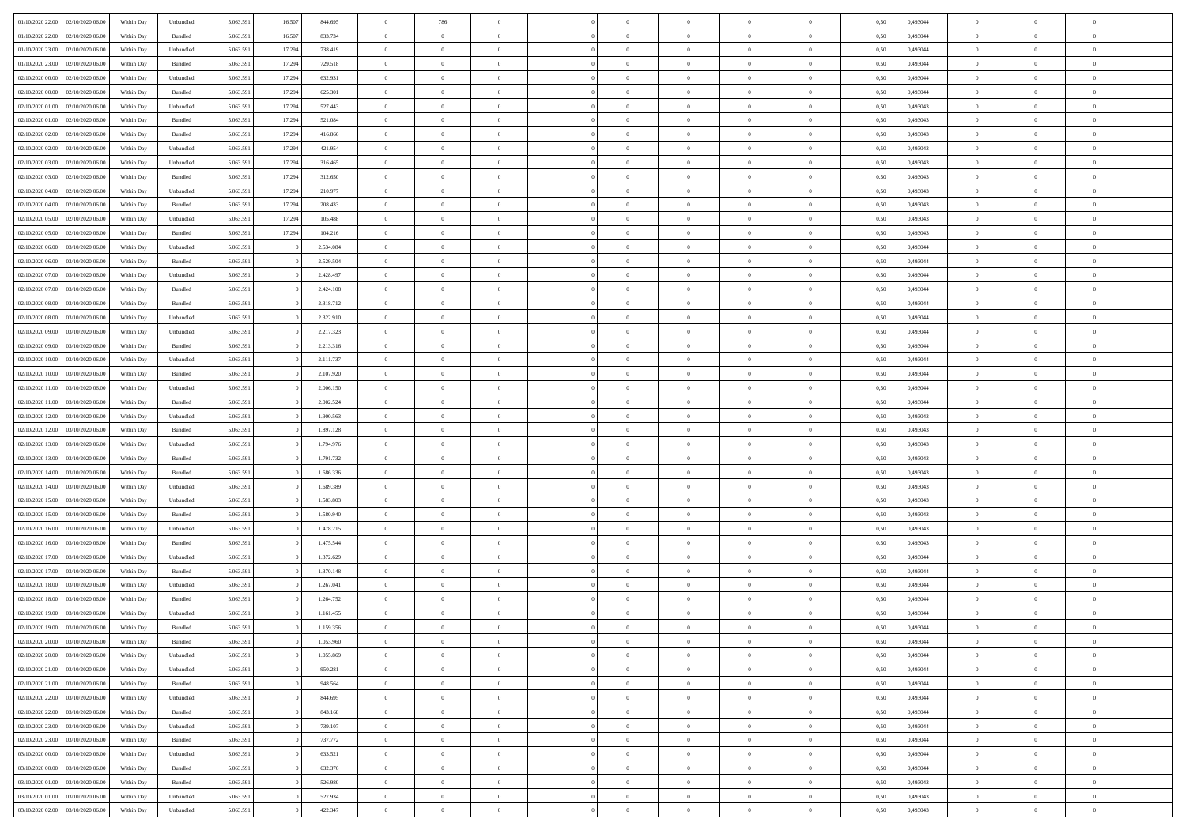| | | | | | | | | | | | | | | | | | | | | | |
|---|---|---|---|---|---|---|---|---|---|---|---|---|---|---|---|---|---|---|---|---|---|
| 01/10/2020 22.00 | 02/10/2020 06.00 | Within Day | Unbundled | 5.063.591 | 16.507 | 844.695 | 0 | 786 | 0 | | 0 | 0 | 0 | 0 | 0,50 | 0,493044 | 0 | 0 | 0 | |
| 01/10/2020 22.00 | 02/10/2020 06.00 | Within Day | Bundled | 5.063.591 | 16.507 | 833.734 | 0 | 0 | 0 | | 0 | 0 | 0 | 0 | 0,50 | 0,493044 | 0 | 0 | 0 | |
| 01/10/2020 23.00 | 02/10/2020 06.00 | Within Day | Unbundled | 5.063.591 | 17.294 | 738.419 | 0 | 0 | 0 | | 0 | 0 | 0 | 0 | 0,50 | 0,493044 | 0 | 0 | 0 | |
| 01/10/2020 23.00 | 02/10/2020 06.00 | Within Day | Bundled | 5.063.591 | 17.294 | 729.518 | 0 | 0 | 0 | | 0 | 0 | 0 | 0 | 0,50 | 0,493044 | 0 | 0 | 0 | |
| 02/10/2020 00.00 | 02/10/2020 06.00 | Within Day | Unbundled | 5.063.591 | 17.294 | 632.931 | 0 | 0 | 0 | | 0 | 0 | 0 | 0 | 0,50 | 0,493044 | 0 | 0 | 0 | |
| 02/10/2020 00.00 | 02/10/2020 06.00 | Within Day | Bundled | 5.063.591 | 17.294 | 625.301 | 0 | 0 | 0 | | 0 | 0 | 0 | 0 | 0,50 | 0,493044 | 0 | 0 | 0 | |
| 02/10/2020 01.00 | 02/10/2020 06.00 | Within Day | Unbundled | 5.063.591 | 17.294 | 527.443 | 0 | 0 | 0 | | 0 | 0 | 0 | 0 | 0,50 | 0,493043 | 0 | 0 | 0 | |
| 02/10/2020 01.00 | 02/10/2020 06.00 | Within Day | Bundled | 5.063.591 | 17.294 | 521.084 | 0 | 0 | 0 | | 0 | 0 | 0 | 0 | 0,50 | 0,493043 | 0 | 0 | 0 | |
| 02/10/2020 02.00 | 02/10/2020 06.00 | Within Day | Bundled | 5.063.591 | 17.294 | 416.866 | 0 | 0 | 0 | | 0 | 0 | 0 | 0 | 0,50 | 0,493043 | 0 | 0 | 0 | |
| 02/10/2020 02.00 | 02/10/2020 06.00 | Within Day | Unbundled | 5.063.591 | 17.294 | 421.954 | 0 | 0 | 0 | | 0 | 0 | 0 | 0 | 0,50 | 0,493043 | 0 | 0 | 0 | |
| 02/10/2020 03.00 | 02/10/2020 06.00 | Within Day | Unbundled | 5.063.591 | 17.294 | 316.465 | 0 | 0 | 0 | | 0 | 0 | 0 | 0 | 0,50 | 0,493043 | 0 | 0 | 0 | |
| 02/10/2020 03.00 | 02/10/2020 06.00 | Within Day | Bundled | 5.063.591 | 17.294 | 312.650 | 0 | 0 | 0 | | 0 | 0 | 0 | 0 | 0,50 | 0,493043 | 0 | 0 | 0 | |
| 02/10/2020 04.00 | 02/10/2020 06.00 | Within Day | Unbundled | 5.063.591 | 17.294 | 210.977 | 0 | 0 | 0 | | 0 | 0 | 0 | 0 | 0,50 | 0,493043 | 0 | 0 | 0 | |
| 02/10/2020 04.00 | 02/10/2020 06.00 | Within Day | Bundled | 5.063.591 | 17.294 | 208.433 | 0 | 0 | 0 | | 0 | 0 | 0 | 0 | 0,50 | 0,493043 | 0 | 0 | 0 | |
| 02/10/2020 05.00 | 02/10/2020 06.00 | Within Day | Unbundled | 5.063.591 | 17.294 | 105.488 | 0 | 0 | 0 | | 0 | 0 | 0 | 0 | 0,50 | 0,493043 | 0 | 0 | 0 | |
| 02/10/2020 05.00 | 02/10/2020 06.00 | Within Day | Bundled | 5.063.591 | 17.294 | 104.216 | 0 | 0 | 0 | | 0 | 0 | 0 | 0 | 0,50 | 0,493043 | 0 | 0 | 0 | |
| 02/10/2020 06.00 | 03/10/2020 06.00 | Within Day | Unbundled | 5.063.591 | 0 | 2.534.084 | 0 | 0 | 0 | | 0 | 0 | 0 | 0 | 0,50 | 0,493044 | 0 | 0 | 0 | |
| 02/10/2020 06.00 | 03/10/2020 06.00 | Within Day | Bundled | 5.063.591 | 0 | 2.529.504 | 0 | 0 | 0 | | 0 | 0 | 0 | 0 | 0,50 | 0,493044 | 0 | 0 | 0 | |
| 02/10/2020 07.00 | 03/10/2020 06.00 | Within Day | Unbundled | 5.063.591 | 0 | 2.428.497 | 0 | 0 | 0 | | 0 | 0 | 0 | 0 | 0,50 | 0,493044 | 0 | 0 | 0 | |
| 02/10/2020 07.00 | 03/10/2020 06.00 | Within Day | Bundled | 5.063.591 | 0 | 2.424.108 | 0 | 0 | 0 | | 0 | 0 | 0 | 0 | 0,50 | 0,493044 | 0 | 0 | 0 | |
| 02/10/2020 08.00 | 03/10/2020 06.00 | Within Day | Bundled | 5.063.591 | 0 | 2.318.712 | 0 | 0 | 0 | | 0 | 0 | 0 | 0 | 0,50 | 0,493044 | 0 | 0 | 0 | |
| 02/10/2020 08.00 | 03/10/2020 06.00 | Within Day | Unbundled | 5.063.591 | 0 | 2.322.910 | 0 | 0 | 0 | | 0 | 0 | 0 | 0 | 0,50 | 0,493044 | 0 | 0 | 0 | |
| 02/10/2020 09.00 | 03/10/2020 06.00 | Within Day | Unbundled | 5.063.591 | 0 | 2.217.323 | 0 | 0 | 0 | | 0 | 0 | 0 | 0 | 0,50 | 0,493044 | 0 | 0 | 0 | |
| 02/10/2020 09.00 | 03/10/2020 06.00 | Within Day | Bundled | 5.063.591 | 0 | 2.213.316 | 0 | 0 | 0 | | 0 | 0 | 0 | 0 | 0,50 | 0,493044 | 0 | 0 | 0 | |
| 02/10/2020 10.00 | 03/10/2020 06.00 | Within Day | Unbundled | 5.063.591 | 0 | 2.111.737 | 0 | 0 | 0 | | 0 | 0 | 0 | 0 | 0,50 | 0,493044 | 0 | 0 | 0 | |
| 02/10/2020 10.00 | 03/10/2020 06.00 | Within Day | Bundled | 5.063.591 | 0 | 2.107.920 | 0 | 0 | 0 | | 0 | 0 | 0 | 0 | 0,50 | 0,493044 | 0 | 0 | 0 | |
| 02/10/2020 11.00 | 03/10/2020 06.00 | Within Day | Unbundled | 5.063.591 | 0 | 2.006.150 | 0 | 0 | 0 | | 0 | 0 | 0 | 0 | 0,50 | 0,493044 | 0 | 0 | 0 | |
| 02/10/2020 11.00 | 03/10/2020 06.00 | Within Day | Bundled | 5.063.591 | 0 | 2.002.524 | 0 | 0 | 0 | | 0 | 0 | 0 | 0 | 0,50 | 0,493044 | 0 | 0 | 0 | |
| 02/10/2020 12.00 | 03/10/2020 06.00 | Within Day | Unbundled | 5.063.591 | 0 | 1.900.563 | 0 | 0 | 0 | | 0 | 0 | 0 | 0 | 0,50 | 0,493043 | 0 | 0 | 0 | |
| 02/10/2020 12.00 | 03/10/2020 06.00 | Within Day | Bundled | 5.063.591 | 0 | 1.897.128 | 0 | 0 | 0 | | 0 | 0 | 0 | 0 | 0,50 | 0,493043 | 0 | 0 | 0 | |
| 02/10/2020 13.00 | 03/10/2020 06.00 | Within Day | Unbundled | 5.063.591 | 0 | 1.794.976 | 0 | 0 | 0 | | 0 | 0 | 0 | 0 | 0,50 | 0,493043 | 0 | 0 | 0 | |
| 02/10/2020 13.00 | 03/10/2020 06.00 | Within Day | Bundled | 5.063.591 | 0 | 1.791.732 | 0 | 0 | 0 | | 0 | 0 | 0 | 0 | 0,50 | 0,493043 | 0 | 0 | 0 | |
| 02/10/2020 14.00 | 03/10/2020 06.00 | Within Day | Bundled | 5.063.591 | 0 | 1.686.336 | 0 | 0 | 0 | | 0 | 0 | 0 | 0 | 0,50 | 0,493043 | 0 | 0 | 0 | |
| 02/10/2020 14.00 | 03/10/2020 06.00 | Within Day | Unbundled | 5.063.591 | 0 | 1.689.389 | 0 | 0 | 0 | | 0 | 0 | 0 | 0 | 0,50 | 0,493043 | 0 | 0 | 0 | |
| 02/10/2020 15.00 | 03/10/2020 06.00 | Within Day | Unbundled | 5.063.591 | 0 | 1.583.803 | 0 | 0 | 0 | | 0 | 0 | 0 | 0 | 0,50 | 0,493043 | 0 | 0 | 0 | |
| 02/10/2020 15.00 | 03/10/2020 06.00 | Within Day | Bundled | 5.063.591 | 0 | 1.580.940 | 0 | 0 | 0 | | 0 | 0 | 0 | 0 | 0,50 | 0,493043 | 0 | 0 | 0 | |
| 02/10/2020 16.00 | 03/10/2020 06.00 | Within Day | Unbundled | 5.063.591 | 0 | 1.478.215 | 0 | 0 | 0 | | 0 | 0 | 0 | 0 | 0,50 | 0,493043 | 0 | 0 | 0 | |
| 02/10/2020 16.00 | 03/10/2020 06.00 | Within Day | Bundled | 5.063.591 | 0 | 1.475.544 | 0 | 0 | 0 | | 0 | 0 | 0 | 0 | 0,50 | 0,493043 | 0 | 0 | 0 | |
| 02/10/2020 17.00 | 03/10/2020 06.00 | Within Day | Unbundled | 5.063.591 | 0 | 1.372.629 | 0 | 0 | 0 | | 0 | 0 | 0 | 0 | 0,50 | 0,493044 | 0 | 0 | 0 | |
| 02/10/2020 17.00 | 03/10/2020 06.00 | Within Day | Bundled | 5.063.591 | 0 | 1.370.148 | 0 | 0 | 0 | | 0 | 0 | 0 | 0 | 0,50 | 0,493044 | 0 | 0 | 0 | |
| 02/10/2020 18.00 | 03/10/2020 06.00 | Within Day | Unbundled | 5.063.591 | 0 | 1.267.041 | 0 | 0 | 0 | | 0 | 0 | 0 | 0 | 0,50 | 0,493044 | 0 | 0 | 0 | |
| 02/10/2020 18.00 | 03/10/2020 06.00 | Within Day | Bundled | 5.063.591 | 0 | 1.264.752 | 0 | 0 | 0 | | 0 | 0 | 0 | 0 | 0,50 | 0,493044 | 0 | 0 | 0 | |
| 02/10/2020 19.00 | 03/10/2020 06.00 | Within Day | Unbundled | 5.063.591 | 0 | 1.161.455 | 0 | 0 | 0 | | 0 | 0 | 0 | 0 | 0,50 | 0,493044 | 0 | 0 | 0 | |
| 02/10/2020 19.00 | 03/10/2020 06.00 | Within Day | Bundled | 5.063.591 | 0 | 1.159.356 | 0 | 0 | 0 | | 0 | 0 | 0 | 0 | 0,50 | 0,493044 | 0 | 0 | 0 | |
| 02/10/2020 20.00 | 03/10/2020 06.00 | Within Day | Bundled | 5.063.591 | 0 | 1.053.960 | 0 | 0 | 0 | | 0 | 0 | 0 | 0 | 0,50 | 0,493044 | 0 | 0 | 0 | |
| 02/10/2020 20.00 | 03/10/2020 06.00 | Within Day | Unbundled | 5.063.591 | 0 | 1.055.869 | 0 | 0 | 0 | | 0 | 0 | 0 | 0 | 0,50 | 0,493044 | 0 | 0 | 0 | |
| 02/10/2020 21.00 | 03/10/2020 06.00 | Within Day | Unbundled | 5.063.591 | 0 | 950.281 | 0 | 0 | 0 | | 0 | 0 | 0 | 0 | 0,50 | 0,493044 | 0 | 0 | 0 | |
| 02/10/2020 21.00 | 03/10/2020 06.00 | Within Day | Bundled | 5.063.591 | 0 | 948.564 | 0 | 0 | 0 | | 0 | 0 | 0 | 0 | 0,50 | 0,493044 | 0 | 0 | 0 | |
| 02/10/2020 22.00 | 03/10/2020 06.00 | Within Day | Unbundled | 5.063.591 | 0 | 844.695 | 0 | 0 | 0 | | 0 | 0 | 0 | 0 | 0,50 | 0,493044 | 0 | 0 | 0 | |
| 02/10/2020 22.00 | 03/10/2020 06.00 | Within Day | Bundled | 5.063.591 | 0 | 843.168 | 0 | 0 | 0 | | 0 | 0 | 0 | 0 | 0,50 | 0,493044 | 0 | 0 | 0 | |
| 02/10/2020 23.00 | 03/10/2020 06.00 | Within Day | Unbundled | 5.063.591 | 0 | 739.107 | 0 | 0 | 0 | | 0 | 0 | 0 | 0 | 0,50 | 0,493044 | 0 | 0 | 0 | |
| 02/10/2020 23.00 | 03/10/2020 06.00 | Within Day | Bundled | 5.063.591 | 0 | 737.772 | 0 | 0 | 0 | | 0 | 0 | 0 | 0 | 0,50 | 0,493044 | 0 | 0 | 0 | |
| 03/10/2020 00.00 | 03/10/2020 06.00 | Within Day | Unbundled | 5.063.591 | 0 | 633.521 | 0 | 0 | 0 | | 0 | 0 | 0 | 0 | 0,50 | 0,493044 | 0 | 0 | 0 | |
| 03/10/2020 00.00 | 03/10/2020 06.00 | Within Day | Bundled | 5.063.591 | 0 | 632.376 | 0 | 0 | 0 | | 0 | 0 | 0 | 0 | 0,50 | 0,493044 | 0 | 0 | 0 | |
| 03/10/2020 01.00 | 03/10/2020 06.00 | Within Day | Bundled | 5.063.591 | 0 | 526.980 | 0 | 0 | 0 | | 0 | 0 | 0 | 0 | 0,50 | 0,493043 | 0 | 0 | 0 | |
| 03/10/2020 01.00 | 03/10/2020 06.00 | Within Day | Unbundled | 5.063.591 | 0 | 527.934 | 0 | 0 | 0 | | 0 | 0 | 0 | 0 | 0,50 | 0,493043 | 0 | 0 | 0 | |
| 03/10/2020 02.00 | 03/10/2020 06.00 | Within Day | Unbundled | 5.063.591 | 0 | 422.347 | 0 | 0 | 0 | | 0 | 0 | 0 | 0 | 0,50 | 0,493043 | 0 | 0 | 0 | |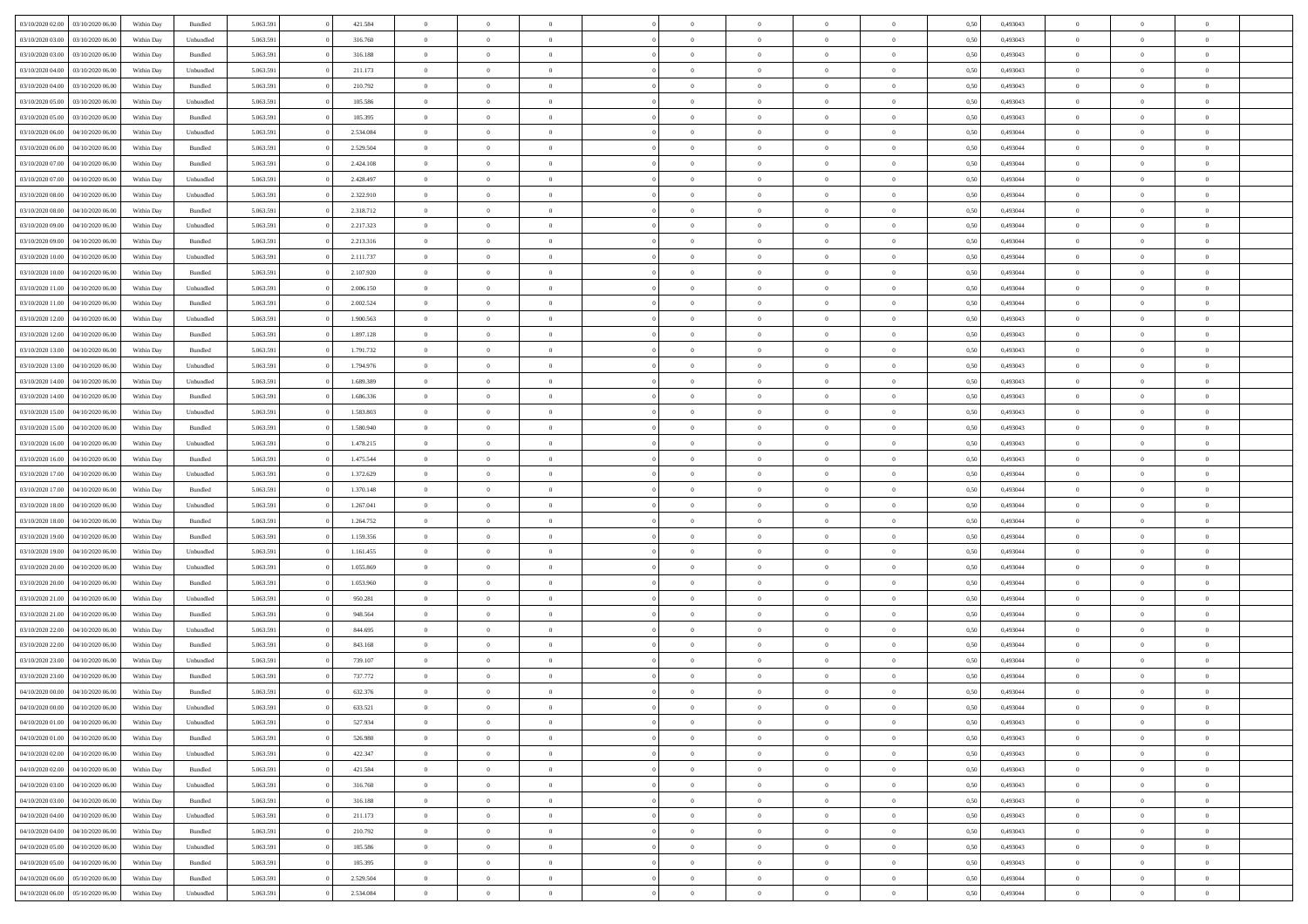| | | | | | | | | | | | | | | | | | | | | | |
|---|---|---|---|---|---|---|---|---|---|---|---|---|---|---|---|---|---|---|---|---|---|
| 03/10/2020 02:00 | 03/10/2020 06:00 | Within Day | Bundled | 5.063.591 | 0 | 421.584 | 0 | 0 | 0 | | 0 | 0 | 0 | 0 | 0,50 | 0,493043 | 0 | 0 | 0 | |
| 03/10/2020 03:00 | 03/10/2020 06:00 | Within Day | Unbundled | 5.063.591 | 0 | 316.760 | 0 | 0 | 0 | | 0 | 0 | 0 | 0 | 0,50 | 0,493043 | 0 | 0 | 0 | |
| 03/10/2020 03:00 | 03/10/2020 06:00 | Within Day | Bundled | 5.063.591 | 0 | 316.188 | 0 | 0 | 0 | | 0 | 0 | 0 | 0 | 0,50 | 0,493043 | 0 | 0 | 0 | |
| 03/10/2020 04:00 | 03/10/2020 06:00 | Within Day | Unbundled | 5.063.591 | 0 | 211.173 | 0 | 0 | 0 | | 0 | 0 | 0 | 0 | 0,50 | 0,493043 | 0 | 0 | 0 | |
| 03/10/2020 04:00 | 03/10/2020 06:00 | Within Day | Bundled | 5.063.591 | 0 | 210.792 | 0 | 0 | 0 | | 0 | 0 | 0 | 0 | 0,50 | 0,493043 | 0 | 0 | 0 | |
| 03/10/2020 05:00 | 03/10/2020 06:00 | Within Day | Unbundled | 5.063.591 | 0 | 105.586 | 0 | 0 | 0 | | 0 | 0 | 0 | 0 | 0,50 | 0,493043 | 0 | 0 | 0 | |
| 03/10/2020 05:00 | 03/10/2020 06:00 | Within Day | Bundled | 5.063.591 | 0 | 105.395 | 0 | 0 | 0 | | 0 | 0 | 0 | 0 | 0,50 | 0,493043 | 0 | 0 | 0 | |
| 03/10/2020 06:00 | 04/10/2020 06:00 | Within Day | Unbundled | 5.063.591 | 0 | 2.534.084 | 0 | 0 | 0 | | 0 | 0 | 0 | 0 | 0,50 | 0,493044 | 0 | 0 | 0 | |
| 03/10/2020 06:00 | 04/10/2020 06:00 | Within Day | Bundled | 5.063.591 | 0 | 2.529.504 | 0 | 0 | 0 | | 0 | 0 | 0 | 0 | 0,50 | 0,493044 | 0 | 0 | 0 | |
| 03/10/2020 07:00 | 04/10/2020 06:00 | Within Day | Bundled | 5.063.591 | 0 | 2.424.108 | 0 | 0 | 0 | | 0 | 0 | 0 | 0 | 0,50 | 0,493044 | 0 | 0 | 0 | |
| 03/10/2020 07:00 | 04/10/2020 06:00 | Within Day | Unbundled | 5.063.591 | 0 | 2.428.497 | 0 | 0 | 0 | | 0 | 0 | 0 | 0 | 0,50 | 0,493044 | 0 | 0 | 0 | |
| 03/10/2020 08:00 | 04/10/2020 06:00 | Within Day | Unbundled | 5.063.591 | 0 | 2.322.910 | 0 | 0 | 0 | | 0 | 0 | 0 | 0 | 0,50 | 0,493044 | 0 | 0 | 0 | |
| 03/10/2020 08:00 | 04/10/2020 06:00 | Within Day | Bundled | 5.063.591 | 0 | 2.318.712 | 0 | 0 | 0 | | 0 | 0 | 0 | 0 | 0,50 | 0,493044 | 0 | 0 | 0 | |
| 03/10/2020 09:00 | 04/10/2020 06:00 | Within Day | Unbundled | 5.063.591 | 0 | 2.217.323 | 0 | 0 | 0 | | 0 | 0 | 0 | 0 | 0,50 | 0,493044 | 0 | 0 | 0 | |
| 03/10/2020 09:00 | 04/10/2020 06:00 | Within Day | Bundled | 5.063.591 | 0 | 2.213.316 | 0 | 0 | 0 | | 0 | 0 | 0 | 0 | 0,50 | 0,493044 | 0 | 0 | 0 | |
| 03/10/2020 10:00 | 04/10/2020 06:00 | Within Day | Unbundled | 5.063.591 | 0 | 2.111.737 | 0 | 0 | 0 | | 0 | 0 | 0 | 0 | 0,50 | 0,493044 | 0 | 0 | 0 | |
| 03/10/2020 10:00 | 04/10/2020 06:00 | Within Day | Bundled | 5.063.591 | 0 | 2.107.920 | 0 | 0 | 0 | | 0 | 0 | 0 | 0 | 0,50 | 0,493044 | 0 | 0 | 0 | |
| 03/10/2020 11:00 | 04/10/2020 06:00 | Within Day | Unbundled | 5.063.591 | 0 | 2.006.150 | 0 | 0 | 0 | | 0 | 0 | 0 | 0 | 0,50 | 0,493044 | 0 | 0 | 0 | |
| 03/10/2020 11:00 | 04/10/2020 06:00 | Within Day | Bundled | 5.063.591 | 0 | 2.002.524 | 0 | 0 | 0 | | 0 | 0 | 0 | 0 | 0,50 | 0,493044 | 0 | 0 | 0 | |
| 03/10/2020 12:00 | 04/10/2020 06:00 | Within Day | Unbundled | 5.063.591 | 0 | 1.900.563 | 0 | 0 | 0 | | 0 | 0 | 0 | 0 | 0,50 | 0,493043 | 0 | 0 | 0 | |
| 03/10/2020 12:00 | 04/10/2020 06:00 | Within Day | Bundled | 5.063.591 | 0 | 1.897.128 | 0 | 0 | 0 | | 0 | 0 | 0 | 0 | 0,50 | 0,493043 | 0 | 0 | 0 | |
| 03/10/2020 13:00 | 04/10/2020 06:00 | Within Day | Bundled | 5.063.591 | 0 | 1.791.732 | 0 | 0 | 0 | | 0 | 0 | 0 | 0 | 0,50 | 0,493043 | 0 | 0 | 0 | |
| 03/10/2020 13:00 | 04/10/2020 06:00 | Within Day | Unbundled | 5.063.591 | 0 | 1.794.976 | 0 | 0 | 0 | | 0 | 0 | 0 | 0 | 0,50 | 0,493043 | 0 | 0 | 0 | |
| 03/10/2020 14:00 | 04/10/2020 06:00 | Within Day | Unbundled | 5.063.591 | 0 | 1.689.389 | 0 | 0 | 0 | | 0 | 0 | 0 | 0 | 0,50 | 0,493043 | 0 | 0 | 0 | |
| 03/10/2020 14:00 | 04/10/2020 06:00 | Within Day | Bundled | 5.063.591 | 0 | 1.686.336 | 0 | 0 | 0 | | 0 | 0 | 0 | 0 | 0,50 | 0,493043 | 0 | 0 | 0 | |
| 03/10/2020 15:00 | 04/10/2020 06:00 | Within Day | Unbundled | 5.063.591 | 0 | 1.583.803 | 0 | 0 | 0 | | 0 | 0 | 0 | 0 | 0,50 | 0,493043 | 0 | 0 | 0 | |
| 03/10/2020 15:00 | 04/10/2020 06:00 | Within Day | Bundled | 5.063.591 | 0 | 1.580.940 | 0 | 0 | 0 | | 0 | 0 | 0 | 0 | 0,50 | 0,493043 | 0 | 0 | 0 | |
| 03/10/2020 16:00 | 04/10/2020 06:00 | Within Day | Unbundled | 5.063.591 | 0 | 1.478.215 | 0 | 0 | 0 | | 0 | 0 | 0 | 0 | 0,50 | 0,493043 | 0 | 0 | 0 | |
| 03/10/2020 16:00 | 04/10/2020 06:00 | Within Day | Bundled | 5.063.591 | 0 | 1.475.544 | 0 | 0 | 0 | | 0 | 0 | 0 | 0 | 0,50 | 0,493043 | 0 | 0 | 0 | |
| 03/10/2020 17:00 | 04/10/2020 06:00 | Within Day | Unbundled | 5.063.591 | 0 | 1.372.629 | 0 | 0 | 0 | | 0 | 0 | 0 | 0 | 0,50 | 0,493044 | 0 | 0 | 0 | |
| 03/10/2020 17:00 | 04/10/2020 06:00 | Within Day | Bundled | 5.063.591 | 0 | 1.370.148 | 0 | 0 | 0 | | 0 | 0 | 0 | 0 | 0,50 | 0,493044 | 0 | 0 | 0 | |
| 03/10/2020 18:00 | 04/10/2020 06:00 | Within Day | Unbundled | 5.063.591 | 0 | 1.267.041 | 0 | 0 | 0 | | 0 | 0 | 0 | 0 | 0,50 | 0,493044 | 0 | 0 | 0 | |
| 03/10/2020 18:00 | 04/10/2020 06:00 | Within Day | Bundled | 5.063.591 | 0 | 1.264.752 | 0 | 0 | 0 | | 0 | 0 | 0 | 0 | 0,50 | 0,493044 | 0 | 0 | 0 | |
| 03/10/2020 19:00 | 04/10/2020 06:00 | Within Day | Bundled | 5.063.591 | 0 | 1.159.356 | 0 | 0 | 0 | | 0 | 0 | 0 | 0 | 0,50 | 0,493044 | 0 | 0 | 0 | |
| 03/10/2020 19:00 | 04/10/2020 06:00 | Within Day | Unbundled | 5.063.591 | 0 | 1.161.455 | 0 | 0 | 0 | | 0 | 0 | 0 | 0 | 0,50 | 0,493044 | 0 | 0 | 0 | |
| 03/10/2020 20:00 | 04/10/2020 06:00 | Within Day | Unbundled | 5.063.591 | 0 | 1.055.869 | 0 | 0 | 0 | | 0 | 0 | 0 | 0 | 0,50 | 0,493044 | 0 | 0 | 0 | |
| 03/10/2020 20:00 | 04/10/2020 06:00 | Within Day | Bundled | 5.063.591 | 0 | 1.053.960 | 0 | 0 | 0 | | 0 | 0 | 0 | 0 | 0,50 | 0,493044 | 0 | 0 | 0 | |
| 03/10/2020 21:00 | 04/10/2020 06:00 | Within Day | Unbundled | 5.063.591 | 0 | 950.281 | 0 | 0 | 0 | | 0 | 0 | 0 | 0 | 0,50 | 0,493044 | 0 | 0 | 0 | |
| 03/10/2020 21:00 | 04/10/2020 06:00 | Within Day | Bundled | 5.063.591 | 0 | 948.564 | 0 | 0 | 0 | | 0 | 0 | 0 | 0 | 0,50 | 0,493044 | 0 | 0 | 0 | |
| 03/10/2020 22:00 | 04/10/2020 06:00 | Within Day | Unbundled | 5.063.591 | 0 | 844.695 | 0 | 0 | 0 | | 0 | 0 | 0 | 0 | 0,50 | 0,493044 | 0 | 0 | 0 | |
| 03/10/2020 22:00 | 04/10/2020 06:00 | Within Day | Bundled | 5.063.591 | 0 | 843.168 | 0 | 0 | 0 | | 0 | 0 | 0 | 0 | 0,50 | 0,493044 | 0 | 0 | 0 | |
| 03/10/2020 23:00 | 04/10/2020 06:00 | Within Day | Unbundled | 5.063.591 | 0 | 739.107 | 0 | 0 | 0 | | 0 | 0 | 0 | 0 | 0,50 | 0,493044 | 0 | 0 | 0 | |
| 03/10/2020 23:00 | 04/10/2020 06:00 | Within Day | Bundled | 5.063.591 | 0 | 737.772 | 0 | 0 | 0 | | 0 | 0 | 0 | 0 | 0,50 | 0,493044 | 0 | 0 | 0 | |
| 04/10/2020 00:00 | 04/10/2020 06:00 | Within Day | Bundled | 5.063.591 | 0 | 632.376 | 0 | 0 | 0 | | 0 | 0 | 0 | 0 | 0,50 | 0,493044 | 0 | 0 | 0 | |
| 04/10/2020 00:00 | 04/10/2020 06:00 | Within Day | Unbundled | 5.063.591 | 0 | 633.521 | 0 | 0 | 0 | | 0 | 0 | 0 | 0 | 0,50 | 0,493044 | 0 | 0 | 0 | |
| 04/10/2020 01:00 | 04/10/2020 06:00 | Within Day | Unbundled | 5.063.591 | 0 | 527.934 | 0 | 0 | 0 | | 0 | 0 | 0 | 0 | 0,50 | 0,493043 | 0 | 0 | 0 | |
| 04/10/2020 01:00 | 04/10/2020 06:00 | Within Day | Bundled | 5.063.591 | 0 | 526.980 | 0 | 0 | 0 | | 0 | 0 | 0 | 0 | 0,50 | 0,493043 | 0 | 0 | 0 | |
| 04/10/2020 02:00 | 04/10/2020 06:00 | Within Day | Unbundled | 5.063.591 | 0 | 422.347 | 0 | 0 | 0 | | 0 | 0 | 0 | 0 | 0,50 | 0,493043 | 0 | 0 | 0 | |
| 04/10/2020 02:00 | 04/10/2020 06:00 | Within Day | Bundled | 5.063.591 | 0 | 421.584 | 0 | 0 | 0 | | 0 | 0 | 0 | 0 | 0,50 | 0,493043 | 0 | 0 | 0 | |
| 04/10/2020 03:00 | 04/10/2020 06:00 | Within Day | Unbundled | 5.063.591 | 0 | 316.760 | 0 | 0 | 0 | | 0 | 0 | 0 | 0 | 0,50 | 0,493043 | 0 | 0 | 0 | |
| 04/10/2020 03:00 | 04/10/2020 06:00 | Within Day | Bundled | 5.063.591 | 0 | 316.188 | 0 | 0 | 0 | | 0 | 0 | 0 | 0 | 0,50 | 0,493043 | 0 | 0 | 0 | |
| 04/10/2020 04:00 | 04/10/2020 06:00 | Within Day | Unbundled | 5.063.591 | 0 | 211.173 | 0 | 0 | 0 | | 0 | 0 | 0 | 0 | 0,50 | 0,493043 | 0 | 0 | 0 | |
| 04/10/2020 04:00 | 04/10/2020 06:00 | Within Day | Bundled | 5.063.591 | 0 | 210.792 | 0 | 0 | 0 | | 0 | 0 | 0 | 0 | 0,50 | 0,493043 | 0 | 0 | 0 | |
| 04/10/2020 05:00 | 04/10/2020 06:00 | Within Day | Unbundled | 5.063.591 | 0 | 105.586 | 0 | 0 | 0 | | 0 | 0 | 0 | 0 | 0,50 | 0,493043 | 0 | 0 | 0 | |
| 04/10/2020 05:00 | 04/10/2020 06:00 | Within Day | Bundled | 5.063.591 | 0 | 105.395 | 0 | 0 | 0 | | 0 | 0 | 0 | 0 | 0,50 | 0,493043 | 0 | 0 | 0 | |
| 04/10/2020 06:00 | 05/10/2020 06:00 | Within Day | Bundled | 5.063.591 | 0 | 2.529.504 | 0 | 0 | 0 | | 0 | 0 | 0 | 0 | 0,50 | 0,493044 | 0 | 0 | 0 | |
| 04/10/2020 06:00 | 05/10/2020 06:00 | Within Day | Unbundled | 5.063.591 | 0 | 2.534.084 | 0 | 0 | 0 | | 0 | 0 | 0 | 0 | 0,50 | 0,493044 | 0 | 0 | 0 | |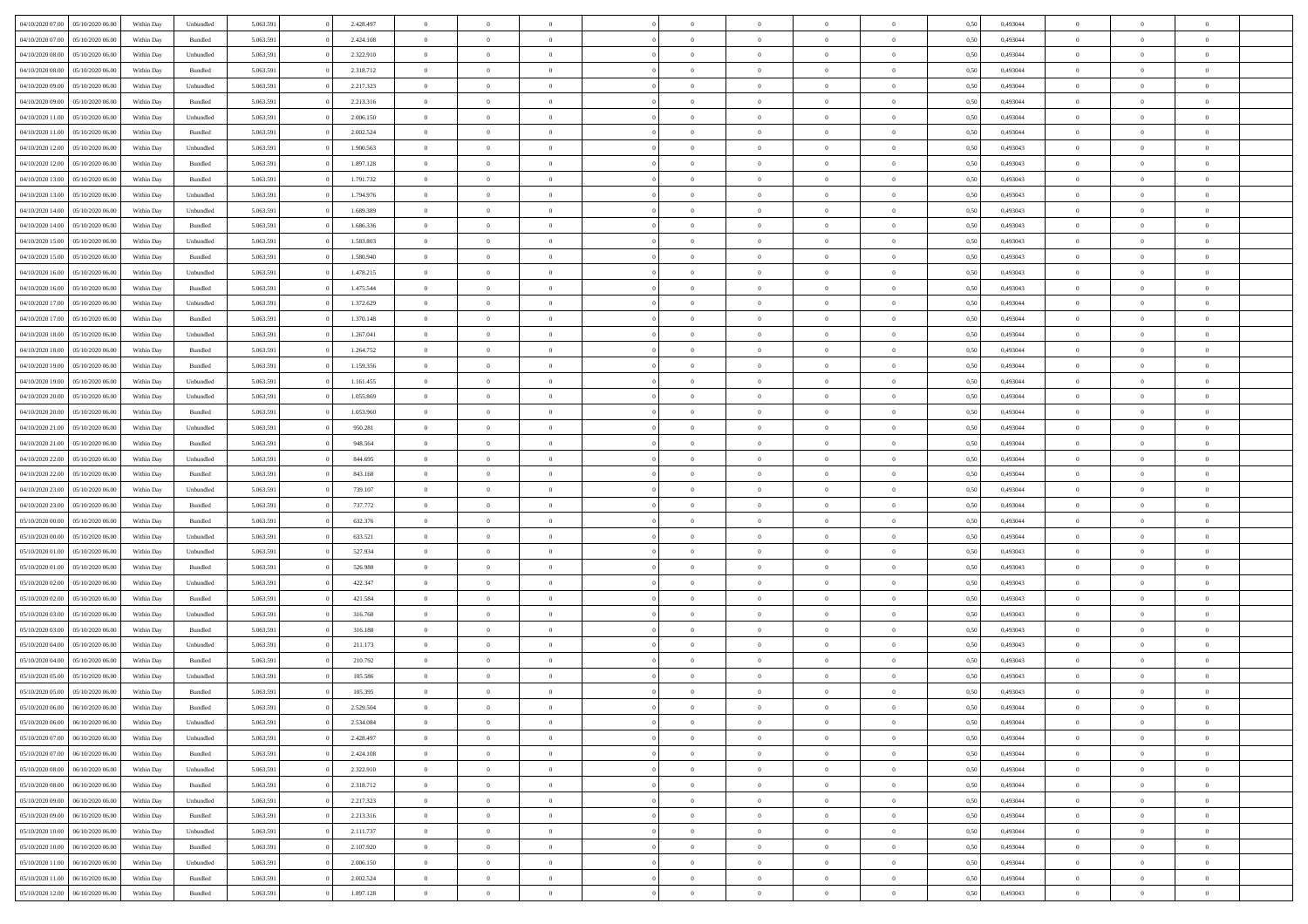| | | | | | | | | | | | | | | | | | | | | | |
|---|---|---|---|---|---|---|---|---|---|---|---|---|---|---|---|---|---|---|---|---|---|
| 04/10/2020 07.00 | 05/10/2020 06.00 | Within Day | Unbundled | 5.063.591 | 0 | 2.428.497 | 0 | 0 | 0 | | 0 | 0 | 0 | 0 | 0,50 | 0,493044 | 0 | 0 | 0 | |
| 04/10/2020 07.00 | 05/10/2020 06.00 | Within Day | Bundled | 5.063.591 | 0 | 2.424.108 | 0 | 0 | 0 | | 0 | 0 | 0 | 0 | 0,50 | 0,493044 | 0 | 0 | 0 | |
| 04/10/2020 08.00 | 05/10/2020 06.00 | Within Day | Unbundled | 5.063.591 | 0 | 2.322.910 | 0 | 0 | 0 | | 0 | 0 | 0 | 0 | 0,50 | 0,493044 | 0 | 0 | 0 | |
| 04/10/2020 08.00 | 05/10/2020 06.00 | Within Day | Bundled | 5.063.591 | 0 | 2.318.712 | 0 | 0 | 0 | | 0 | 0 | 0 | 0 | 0,50 | 0,493044 | 0 | 0 | 0 | |
| 04/10/2020 09.00 | 05/10/2020 06.00 | Within Day | Unbundled | 5.063.591 | 0 | 2.217.323 | 0 | 0 | 0 | | 0 | 0 | 0 | 0 | 0,50 | 0,493044 | 0 | 0 | 0 | |
| 04/10/2020 09.00 | 05/10/2020 06.00 | Within Day | Bundled | 5.063.591 | 0 | 2.213.316 | 0 | 0 | 0 | | 0 | 0 | 0 | 0 | 0,50 | 0,493044 | 0 | 0 | 0 | |
| 04/10/2020 11.00 | 05/10/2020 06.00 | Within Day | Unbundled | 5.063.591 | 0 | 2.006.150 | 0 | 0 | 0 | | 0 | 0 | 0 | 0 | 0,50 | 0,493044 | 0 | 0 | 0 | |
| 04/10/2020 11.00 | 05/10/2020 06.00 | Within Day | Bundled | 5.063.591 | 0 | 2.002.524 | 0 | 0 | 0 | | 0 | 0 | 0 | 0 | 0,50 | 0,493044 | 0 | 0 | 0 | |
| 04/10/2020 12.00 | 05/10/2020 06.00 | Within Day | Unbundled | 5.063.591 | 0 | 1.900.563 | 0 | 0 | 0 | | 0 | 0 | 0 | 0 | 0,50 | 0,493043 | 0 | 0 | 0 | |
| 04/10/2020 12.00 | 05/10/2020 06.00 | Within Day | Bundled | 5.063.591 | 0 | 1.897.128 | 0 | 0 | 0 | | 0 | 0 | 0 | 0 | 0,50 | 0,493043 | 0 | 0 | 0 | |
| 04/10/2020 13.00 | 05/10/2020 06.00 | Within Day | Bundled | 5.063.591 | 0 | 1.791.732 | 0 | 0 | 0 | | 0 | 0 | 0 | 0 | 0,50 | 0,493043 | 0 | 0 | 0 | |
| 04/10/2020 13.00 | 05/10/2020 06.00 | Within Day | Unbundled | 5.063.591 | 0 | 1.794.976 | 0 | 0 | 0 | | 0 | 0 | 0 | 0 | 0,50 | 0,493043 | 0 | 0 | 0 | |
| 04/10/2020 14.00 | 05/10/2020 06.00 | Within Day | Unbundled | 5.063.591 | 0 | 1.689.389 | 0 | 0 | 0 | | 0 | 0 | 0 | 0 | 0,50 | 0,493043 | 0 | 0 | 0 | |
| 04/10/2020 14.00 | 05/10/2020 06.00 | Within Day | Bundled | 5.063.591 | 0 | 1.686.336 | 0 | 0 | 0 | | 0 | 0 | 0 | 0 | 0,50 | 0,493043 | 0 | 0 | 0 | |
| 04/10/2020 15.00 | 05/10/2020 06.00 | Within Day | Unbundled | 5.063.591 | 0 | 1.583.803 | 0 | 0 | 0 | | 0 | 0 | 0 | 0 | 0,50 | 0,493043 | 0 | 0 | 0 | |
| 04/10/2020 15.00 | 05/10/2020 06.00 | Within Day | Bundled | 5.063.591 | 0 | 1.580.940 | 0 | 0 | 0 | | 0 | 0 | 0 | 0 | 0,50 | 0,493043 | 0 | 0 | 0 | |
| 04/10/2020 16.00 | 05/10/2020 06.00 | Within Day | Unbundled | 5.063.591 | 0 | 1.478.215 | 0 | 0 | 0 | | 0 | 0 | 0 | 0 | 0,50 | 0,493043 | 0 | 0 | 0 | |
| 04/10/2020 16.00 | 05/10/2020 06.00 | Within Day | Bundled | 5.063.591 | 0 | 1.475.544 | 0 | 0 | 0 | | 0 | 0 | 0 | 0 | 0,50 | 0,493043 | 0 | 0 | 0 | |
| 04/10/2020 17.00 | 05/10/2020 06.00 | Within Day | Unbundled | 5.063.591 | 0 | 1.372.629 | 0 | 0 | 0 | | 0 | 0 | 0 | 0 | 0,50 | 0,493044 | 0 | 0 | 0 | |
| 04/10/2020 17.00 | 05/10/2020 06.00 | Within Day | Bundled | 5.063.591 | 0 | 1.370.148 | 0 | 0 | 0 | | 0 | 0 | 0 | 0 | 0,50 | 0,493044 | 0 | 0 | 0 | |
| 04/10/2020 18.00 | 05/10/2020 06.00 | Within Day | Unbundled | 5.063.591 | 0 | 1.267.041 | 0 | 0 | 0 | | 0 | 0 | 0 | 0 | 0,50 | 0,493044 | 0 | 0 | 0 | |
| 04/10/2020 18.00 | 05/10/2020 06.00 | Within Day | Bundled | 5.063.591 | 0 | 1.264.752 | 0 | 0 | 0 | | 0 | 0 | 0 | 0 | 0,50 | 0,493044 | 0 | 0 | 0 | |
| 04/10/2020 19.00 | 05/10/2020 06.00 | Within Day | Bundled | 5.063.591 | 0 | 1.159.356 | 0 | 0 | 0 | | 0 | 0 | 0 | 0 | 0,50 | 0,493044 | 0 | 0 | 0 | |
| 04/10/2020 19.00 | 05/10/2020 06.00 | Within Day | Unbundled | 5.063.591 | 0 | 1.161.455 | 0 | 0 | 0 | | 0 | 0 | 0 | 0 | 0,50 | 0,493044 | 0 | 0 | 0 | |
| 04/10/2020 20.00 | 05/10/2020 06.00 | Within Day | Unbundled | 5.063.591 | 0 | 1.055.869 | 0 | 0 | 0 | | 0 | 0 | 0 | 0 | 0,50 | 0,493044 | 0 | 0 | 0 | |
| 04/10/2020 20.00 | 05/10/2020 06.00 | Within Day | Bundled | 5.063.591 | 0 | 1.053.960 | 0 | 0 | 0 | | 0 | 0 | 0 | 0 | 0,50 | 0,493044 | 0 | 0 | 0 | |
| 04/10/2020 21.00 | 05/10/2020 06.00 | Within Day | Unbundled | 5.063.591 | 0 | 950.281 | 0 | 0 | 0 | | 0 | 0 | 0 | 0 | 0,50 | 0,493044 | 0 | 0 | 0 | |
| 04/10/2020 21.00 | 05/10/2020 06.00 | Within Day | Bundled | 5.063.591 | 0 | 948.564 | 0 | 0 | 0 | | 0 | 0 | 0 | 0 | 0,50 | 0,493044 | 0 | 0 | 0 | |
| 04/10/2020 22.00 | 05/10/2020 06.00 | Within Day | Unbundled | 5.063.591 | 0 | 844.695 | 0 | 0 | 0 | | 0 | 0 | 0 | 0 | 0,50 | 0,493044 | 0 | 0 | 0 | |
| 04/10/2020 22.00 | 05/10/2020 06.00 | Within Day | Bundled | 5.063.591 | 0 | 843.168 | 0 | 0 | 0 | | 0 | 0 | 0 | 0 | 0,50 | 0,493044 | 0 | 0 | 0 | |
| 04/10/2020 23.00 | 05/10/2020 06.00 | Within Day | Unbundled | 5.063.591 | 0 | 739.107 | 0 | 0 | 0 | | 0 | 0 | 0 | 0 | 0,50 | 0,493044 | 0 | 0 | 0 | |
| 04/10/2020 23.00 | 05/10/2020 06.00 | Within Day | Bundled | 5.063.591 | 0 | 737.772 | 0 | 0 | 0 | | 0 | 0 | 0 | 0 | 0,50 | 0,493044 | 0 | 0 | 0 | |
| 05/10/2020 00.00 | 05/10/2020 06.00 | Within Day | Bundled | 5.063.591 | 0 | 632.376 | 0 | 0 | 0 | | 0 | 0 | 0 | 0 | 0,50 | 0,493044 | 0 | 0 | 0 | |
| 05/10/2020 00.00 | 05/10/2020 06.00 | Within Day | Unbundled | 5.063.591 | 0 | 633.521 | 0 | 0 | 0 | | 0 | 0 | 0 | 0 | 0,50 | 0,493044 | 0 | 0 | 0 | |
| 05/10/2020 01.00 | 05/10/2020 06.00 | Within Day | Unbundled | 5.063.591 | 0 | 527.934 | 0 | 0 | 0 | | 0 | 0 | 0 | 0 | 0,50 | 0,493043 | 0 | 0 | 0 | |
| 05/10/2020 01.00 | 05/10/2020 06.00 | Within Day | Bundled | 5.063.591 | 0 | 526.980 | 0 | 0 | 0 | | 0 | 0 | 0 | 0 | 0,50 | 0,493043 | 0 | 0 | 0 | |
| 05/10/2020 02.00 | 05/10/2020 06.00 | Within Day | Unbundled | 5.063.591 | 0 | 422.347 | 0 | 0 | 0 | | 0 | 0 | 0 | 0 | 0,50 | 0,493043 | 0 | 0 | 0 | |
| 05/10/2020 02.00 | 05/10/2020 06.00 | Within Day | Bundled | 5.063.591 | 0 | 421.584 | 0 | 0 | 0 | | 0 | 0 | 0 | 0 | 0,50 | 0,493043 | 0 | 0 | 0 | |
| 05/10/2020 03.00 | 05/10/2020 06.00 | Within Day | Unbundled | 5.063.591 | 0 | 316.760 | 0 | 0 | 0 | | 0 | 0 | 0 | 0 | 0,50 | 0,493043 | 0 | 0 | 0 | |
| 05/10/2020 03.00 | 05/10/2020 06.00 | Within Day | Bundled | 5.063.591 | 0 | 316.188 | 0 | 0 | 0 | | 0 | 0 | 0 | 0 | 0,50 | 0,493043 | 0 | 0 | 0 | |
| 05/10/2020 04.00 | 05/10/2020 06.00 | Within Day | Unbundled | 5.063.591 | 0 | 211.173 | 0 | 0 | 0 | | 0 | 0 | 0 | 0 | 0,50 | 0,493043 | 0 | 0 | 0 | |
| 05/10/2020 04.00 | 05/10/2020 06.00 | Within Day | Bundled | 5.063.591 | 0 | 210.792 | 0 | 0 | 0 | | 0 | 0 | 0 | 0 | 0,50 | 0,493043 | 0 | 0 | 0 | |
| 05/10/2020 05.00 | 05/10/2020 06.00 | Within Day | Unbundled | 5.063.591 | 0 | 105.586 | 0 | 0 | 0 | | 0 | 0 | 0 | 0 | 0,50 | 0,493043 | 0 | 0 | 0 | |
| 05/10/2020 05.00 | 05/10/2020 06.00 | Within Day | Bundled | 5.063.591 | 0 | 105.395 | 0 | 0 | 0 | | 0 | 0 | 0 | 0 | 0,50 | 0,493043 | 0 | 0 | 0 | |
| 05/10/2020 06.00 | 06/10/2020 06.00 | Within Day | Bundled | 5.063.591 | 0 | 2.529.504 | 0 | 0 | 0 | | 0 | 0 | 0 | 0 | 0,50 | 0,493044 | 0 | 0 | 0 | |
| 05/10/2020 06.00 | 06/10/2020 06.00 | Within Day | Unbundled | 5.063.591 | 0 | 2.534.084 | 0 | 0 | 0 | | 0 | 0 | 0 | 0 | 0,50 | 0,493044 | 0 | 0 | 0 | |
| 05/10/2020 07.00 | 06/10/2020 06.00 | Within Day | Unbundled | 5.063.591 | 0 | 2.428.497 | 0 | 0 | 0 | | 0 | 0 | 0 | 0 | 0,50 | 0,493044 | 0 | 0 | 0 | |
| 05/10/2020 07.00 | 06/10/2020 06.00 | Within Day | Bundled | 5.063.591 | 0 | 2.424.108 | 0 | 0 | 0 | | 0 | 0 | 0 | 0 | 0,50 | 0,493044 | 0 | 0 | 0 | |
| 05/10/2020 08.00 | 06/10/2020 06.00 | Within Day | Unbundled | 5.063.591 | 0 | 2.322.910 | 0 | 0 | 0 | | 0 | 0 | 0 | 0 | 0,50 | 0,493044 | 0 | 0 | 0 | |
| 05/10/2020 08.00 | 06/10/2020 06.00 | Within Day | Bundled | 5.063.591 | 0 | 2.318.712 | 0 | 0 | 0 | | 0 | 0 | 0 | 0 | 0,50 | 0,493044 | 0 | 0 | 0 | |
| 05/10/2020 09.00 | 06/10/2020 06.00 | Within Day | Unbundled | 5.063.591 | 0 | 2.217.323 | 0 | 0 | 0 | | 0 | 0 | 0 | 0 | 0,50 | 0,493044 | 0 | 0 | 0 | |
| 05/10/2020 09.00 | 06/10/2020 06.00 | Within Day | Bundled | 5.063.591 | 0 | 2.213.316 | 0 | 0 | 0 | | 0 | 0 | 0 | 0 | 0,50 | 0,493044 | 0 | 0 | 0 | |
| 05/10/2020 10.00 | 06/10/2020 06.00 | Within Day | Unbundled | 5.063.591 | 0 | 2.111.737 | 0 | 0 | 0 | | 0 | 0 | 0 | 0 | 0,50 | 0,493044 | 0 | 0 | 0 | |
| 05/10/2020 10.00 | 06/10/2020 06.00 | Within Day | Bundled | 5.063.591 | 0 | 2.107.920 | 0 | 0 | 0 | | 0 | 0 | 0 | 0 | 0,50 | 0,493044 | 0 | 0 | 0 | |
| 05/10/2020 11.00 | 06/10/2020 06.00 | Within Day | Unbundled | 5.063.591 | 0 | 2.006.150 | 0 | 0 | 0 | | 0 | 0 | 0 | 0 | 0,50 | 0,493044 | 0 | 0 | 0 | |
| 05/10/2020 11.00 | 06/10/2020 06.00 | Within Day | Bundled | 5.063.591 | 0 | 2.002.524 | 0 | 0 | 0 | | 0 | 0 | 0 | 0 | 0,50 | 0,493044 | 0 | 0 | 0 | |
| 05/10/2020 12.00 | 06/10/2020 06.00 | Within Day | Bundled | 5.063.591 | 0 | 1.897.128 | 0 | 0 | 0 | | 0 | 0 | 0 | 0 | 0,50 | 0,493043 | 0 | 0 | 0 | |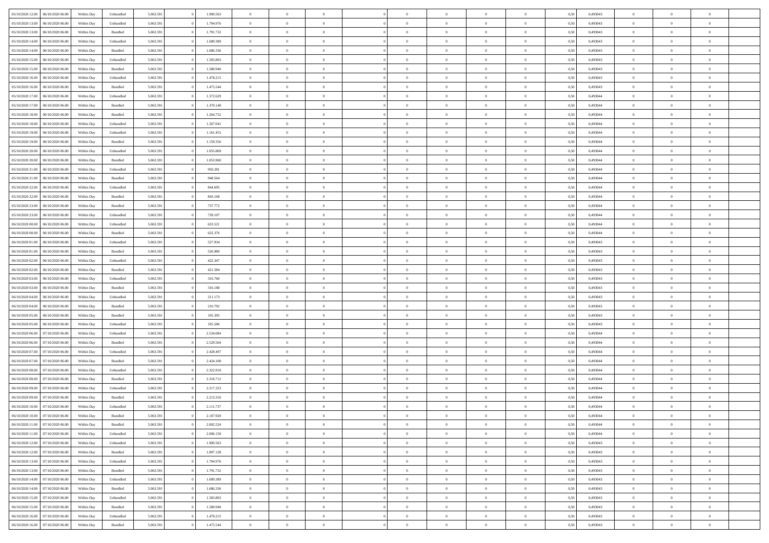| | | | | | | | | | | | | | | | | | | | | | |
|---|---|---|---|---|---|---|---|---|---|---|---|---|---|---|---|---|---|---|---|---|---|
| 05/10/2020 12.00 | 06/10/2020 06.00 | Within Day | Unbundled | 5.063.591 | 0 | 1.900.563 | 0 | 0 | 0 | | 0 | 0 | 0 | 0 | 0 | 0,50 | 0,493043 | 0 | 0 | 0 | |
| 05/10/2020 13.00 | 06/10/2020 06.00 | Within Day | Unbundled | 5.063.591 | 0 | 1.794.976 | 0 | 0 | 0 | | 0 | 0 | 0 | 0 | 0 | 0,50 | 0,493043 | 0 | 0 | 0 | |
| 05/10/2020 13.00 | 06/10/2020 06.00 | Within Day | Bundled | 5.063.591 | 0 | 1.791.732 | 0 | 0 | 0 | | 0 | 0 | 0 | 0 | 0 | 0,50 | 0,493043 | 0 | 0 | 0 | |
| 05/10/2020 14.00 | 06/10/2020 06.00 | Within Day | Unbundled | 5.063.591 | 0 | 1.689.389 | 0 | 0 | 0 | | 0 | 0 | 0 | 0 | 0 | 0,50 | 0,493043 | 0 | 0 | 0 | |
| 05/10/2020 14.00 | 06/10/2020 06.00 | Within Day | Bundled | 5.063.591 | 0 | 1.686.336 | 0 | 0 | 0 | | 0 | 0 | 0 | 0 | 0 | 0,50 | 0,493043 | 0 | 0 | 0 | |
| 05/10/2020 15.00 | 06/10/2020 06.00 | Within Day | Unbundled | 5.063.591 | 0 | 1.583.803 | 0 | 0 | 0 | | 0 | 0 | 0 | 0 | 0 | 0,50 | 0,493043 | 0 | 0 | 0 | |
| 05/10/2020 15.00 | 06/10/2020 06.00 | Within Day | Bundled | 5.063.591 | 0 | 1.580.940 | 0 | 0 | 0 | | 0 | 0 | 0 | 0 | 0 | 0,50 | 0,493043 | 0 | 0 | 0 | |
| 05/10/2020 16.00 | 06/10/2020 06.00 | Within Day | Unbundled | 5.063.591 | 0 | 1.478.215 | 0 | 0 | 0 | | 0 | 0 | 0 | 0 | 0 | 0,50 | 0,493043 | 0 | 0 | 0 | |
| 05/10/2020 16.00 | 06/10/2020 06.00 | Within Day | Bundled | 5.063.591 | 0 | 1.475.544 | 0 | 0 | 0 | | 0 | 0 | 0 | 0 | 0 | 0,50 | 0,493043 | 0 | 0 | 0 | |
| 05/10/2020 17.00 | 06/10/2020 06.00 | Within Day | Unbundled | 5.063.591 | 0 | 1.372.629 | 0 | 0 | 0 | | 0 | 0 | 0 | 0 | 0 | 0,50 | 0,493044 | 0 | 0 | 0 | |
| 05/10/2020 17.00 | 06/10/2020 06.00 | Within Day | Bundled | 5.063.591 | 0 | 1.370.148 | 0 | 0 | 0 | | 0 | 0 | 0 | 0 | 0 | 0,50 | 0,493044 | 0 | 0 | 0 | |
| 05/10/2020 18.00 | 06/10/2020 06.00 | Within Day | Bundled | 5.063.591 | 0 | 1.264.752 | 0 | 0 | 0 | | 0 | 0 | 0 | 0 | 0 | 0,50 | 0,493044 | 0 | 0 | 0 | |
| 05/10/2020 18.00 | 06/10/2020 06.00 | Within Day | Unbundled | 5.063.591 | 0 | 1.267.041 | 0 | 0 | 0 | | 0 | 0 | 0 | 0 | 0 | 0,50 | 0,493044 | 0 | 0 | 0 | |
| 05/10/2020 19.00 | 06/10/2020 06.00 | Within Day | Unbundled | 5.063.591 | 0 | 1.161.455 | 0 | 0 | 0 | | 0 | 0 | 0 | 0 | 0 | 0,50 | 0,493044 | 0 | 0 | 0 | |
| 05/10/2020 19.00 | 06/10/2020 06.00 | Within Day | Bundled | 5.063.591 | 0 | 1.159.356 | 0 | 0 | 0 | | 0 | 0 | 0 | 0 | 0 | 0,50 | 0,493044 | 0 | 0 | 0 | |
| 05/10/2020 20.00 | 06/10/2020 06.00 | Within Day | Unbundled | 5.063.591 | 0 | 1.055.869 | 0 | 0 | 0 | | 0 | 0 | 0 | 0 | 0 | 0,50 | 0,493044 | 0 | 0 | 0 | |
| 05/10/2020 20.00 | 06/10/2020 06.00 | Within Day | Bundled | 5.063.591 | 0 | 1.053.960 | 0 | 0 | 0 | | 0 | 0 | 0 | 0 | 0 | 0,50 | 0,493044 | 0 | 0 | 0 | |
| 05/10/2020 21.00 | 06/10/2020 06.00 | Within Day | Unbundled | 5.063.591 | 0 | 950.281 | 0 | 0 | 0 | | 0 | 0 | 0 | 0 | 0 | 0,50 | 0,493044 | 0 | 0 | 0 | |
| 05/10/2020 21.00 | 06/10/2020 06.00 | Within Day | Bundled | 5.063.591 | 0 | 948.564 | 0 | 0 | 0 | | 0 | 0 | 0 | 0 | 0 | 0,50 | 0,493044 | 0 | 0 | 0 | |
| 05/10/2020 22.00 | 06/10/2020 06.00 | Within Day | Unbundled | 5.063.591 | 0 | 844.695 | 0 | 0 | 0 | | 0 | 0 | 0 | 0 | 0 | 0,50 | 0,493044 | 0 | 0 | 0 | |
| 05/10/2020 22.00 | 06/10/2020 06.00 | Within Day | Bundled | 5.063.591 | 0 | 843.168 | 0 | 0 | 0 | | 0 | 0 | 0 | 0 | 0 | 0,50 | 0,493044 | 0 | 0 | 0 | |
| 05/10/2020 23.00 | 06/10/2020 06.00 | Within Day | Bundled | 5.063.591 | 0 | 737.772 | 0 | 0 | 0 | | 0 | 0 | 0 | 0 | 0 | 0,50 | 0,493044 | 0 | 0 | 0 | |
| 05/10/2020 23.00 | 06/10/2020 06.00 | Within Day | Unbundled | 5.063.591 | 0 | 739.107 | 0 | 0 | 0 | | 0 | 0 | 0 | 0 | 0 | 0,50 | 0,493044 | 0 | 0 | 0 | |
| 06/10/2020 00.00 | 06/10/2020 06.00 | Within Day | Unbundled | 5.063.591 | 0 | 633.521 | 0 | 0 | 0 | | 0 | 0 | 0 | 0 | 0 | 0,50 | 0,493044 | 0 | 0 | 0 | |
| 06/10/2020 00.00 | 06/10/2020 06.00 | Within Day | Bundled | 5.063.591 | 0 | 632.376 | 0 | 0 | 0 | | 0 | 0 | 0 | 0 | 0 | 0,50 | 0,493044 | 0 | 0 | 0 | |
| 06/10/2020 01.00 | 06/10/2020 06.00 | Within Day | Unbundled | 5.063.591 | 0 | 527.934 | 0 | 0 | 0 | | 0 | 0 | 0 | 0 | 0 | 0,50 | 0,493043 | 0 | 0 | 0 | |
| 06/10/2020 01.00 | 06/10/2020 06.00 | Within Day | Bundled | 5.063.591 | 0 | 526.980 | 0 | 0 | 0 | | 0 | 0 | 0 | 0 | 0 | 0,50 | 0,493043 | 0 | 0 | 0 | |
| 06/10/2020 02.00 | 06/10/2020 06.00 | Within Day | Unbundled | 5.063.591 | 0 | 422.347 | 0 | 0 | 0 | | 0 | 0 | 0 | 0 | 0 | 0,50 | 0,493043 | 0 | 0 | 0 | |
| 06/10/2020 02.00 | 06/10/2020 06.00 | Within Day | Bundled | 5.063.591 | 0 | 421.584 | 0 | 0 | 0 | | 0 | 0 | 0 | 0 | 0 | 0,50 | 0,493043 | 0 | 0 | 0 | |
| 06/10/2020 03.00 | 06/10/2020 06.00 | Within Day | Unbundled | 5.063.591 | 0 | 316.760 | 0 | 0 | 0 | | 0 | 0 | 0 | 0 | 0 | 0,50 | 0,493043 | 0 | 0 | 0 | |
| 06/10/2020 03.00 | 06/10/2020 06.00 | Within Day | Bundled | 5.063.591 | 0 | 316.188 | 0 | 0 | 0 | | 0 | 0 | 0 | 0 | 0 | 0,50 | 0,493043 | 0 | 0 | 0 | |
| 06/10/2020 04.00 | 06/10/2020 06.00 | Within Day | Unbundled | 5.063.591 | 0 | 211.173 | 0 | 0 | 0 | | 0 | 0 | 0 | 0 | 0 | 0,50 | 0,493043 | 0 | 0 | 0 | |
| 06/10/2020 04.00 | 06/10/2020 06.00 | Within Day | Bundled | 5.063.591 | 0 | 210.792 | 0 | 0 | 0 | | 0 | 0 | 0 | 0 | 0 | 0,50 | 0,493043 | 0 | 0 | 0 | |
| 06/10/2020 05.00 | 06/10/2020 06.00 | Within Day | Bundled | 5.063.591 | 0 | 105.395 | 0 | 0 | 0 | | 0 | 0 | 0 | 0 | 0 | 0,50 | 0,493043 | 0 | 0 | 0 | |
| 06/10/2020 05.00 | 06/10/2020 06.00 | Within Day | Unbundled | 5.063.591 | 0 | 105.586 | 0 | 0 | 0 | | 0 | 0 | 0 | 0 | 0 | 0,50 | 0,493043 | 0 | 0 | 0 | |
| 06/10/2020 06.00 | 07/10/2020 06.00 | Within Day | Unbundled | 5.063.591 | 0 | 2.534.084 | 0 | 0 | 0 | | 0 | 0 | 0 | 0 | 0 | 0,50 | 0,493044 | 0 | 0 | 0 | |
| 06/10/2020 06.00 | 07/10/2020 06.00 | Within Day | Bundled | 5.063.591 | 0 | 2.529.504 | 0 | 0 | 0 | | 0 | 0 | 0 | 0 | 0 | 0,50 | 0,493044 | 0 | 0 | 0 | |
| 06/10/2020 07.00 | 07/10/2020 06.00 | Within Day | Unbundled | 5.063.591 | 0 | 2.428.497 | 0 | 0 | 0 | | 0 | 0 | 0 | 0 | 0 | 0,50 | 0,493044 | 0 | 0 | 0 | |
| 06/10/2020 07.00 | 07/10/2020 06.00 | Within Day | Bundled | 5.063.591 | 0 | 2.424.108 | 0 | 0 | 0 | | 0 | 0 | 0 | 0 | 0 | 0,50 | 0,493044 | 0 | 0 | 0 | |
| 06/10/2020 08.00 | 07/10/2020 06.00 | Within Day | Unbundled | 5.063.591 | 0 | 2.322.910 | 0 | 0 | 0 | | 0 | 0 | 0 | 0 | 0 | 0,50 | 0,493044 | 0 | 0 | 0 | |
| 06/10/2020 08.00 | 07/10/2020 06.00 | Within Day | Bundled | 5.063.591 | 0 | 2.318.712 | 0 | 0 | 0 | | 0 | 0 | 0 | 0 | 0 | 0,50 | 0,493044 | 0 | 0 | 0 | |
| 06/10/2020 09.00 | 07/10/2020 06.00 | Within Day | Unbundled | 5.063.591 | 0 | 2.217.323 | 0 | 0 | 0 | | 0 | 0 | 0 | 0 | 0 | 0,50 | 0,493044 | 0 | 0 | 0 | |
| 06/10/2020 09.00 | 07/10/2020 06.00 | Within Day | Bundled | 5.063.591 | 0 | 2.213.316 | 0 | 0 | 0 | | 0 | 0 | 0 | 0 | 0 | 0,50 | 0,493044 | 0 | 0 | 0 | |
| 06/10/2020 10.00 | 07/10/2020 06.00 | Within Day | Unbundled | 5.063.591 | 0 | 2.111.737 | 0 | 0 | 0 | | 0 | 0 | 0 | 0 | 0 | 0,50 | 0,493044 | 0 | 0 | 0 | |
| 06/10/2020 10.00 | 07/10/2020 06.00 | Within Day | Bundled | 5.063.591 | 0 | 2.107.920 | 0 | 0 | 0 | | 0 | 0 | 0 | 0 | 0 | 0,50 | 0,493044 | 0 | 0 | 0 | |
| 06/10/2020 11.00 | 07/10/2020 06.00 | Within Day | Bundled | 5.063.591 | 0 | 2.002.524 | 0 | 0 | 0 | | 0 | 0 | 0 | 0 | 0 | 0,50 | 0,493044 | 0 | 0 | 0 | |
| 06/10/2020 11.00 | 07/10/2020 06.00 | Within Day | Unbundled | 5.063.591 | 0 | 2.006.150 | 0 | 0 | 0 | | 0 | 0 | 0 | 0 | 0 | 0,50 | 0,493044 | 0 | 0 | 0 | |
| 06/10/2020 12.00 | 07/10/2020 06.00 | Within Day | Unbundled | 5.063.591 | 0 | 1.900.563 | 0 | 0 | 0 | | 0 | 0 | 0 | 0 | 0 | 0,50 | 0,493043 | 0 | 0 | 0 | |
| 06/10/2020 12.00 | 07/10/2020 06.00 | Within Day | Bundled | 5.063.591 | 0 | 1.897.128 | 0 | 0 | 0 | | 0 | 0 | 0 | 0 | 0 | 0,50 | 0,493043 | 0 | 0 | 0 | |
| 06/10/2020 13.00 | 07/10/2020 06.00 | Within Day | Unbundled | 5.063.591 | 0 | 1.794.976 | 0 | 0 | 0 | | 0 | 0 | 0 | 0 | 0 | 0,50 | 0,493043 | 0 | 0 | 0 | |
| 06/10/2020 13.00 | 07/10/2020 06.00 | Within Day | Bundled | 5.063.591 | 0 | 1.791.732 | 0 | 0 | 0 | | 0 | 0 | 0 | 0 | 0 | 0,50 | 0,493043 | 0 | 0 | 0 | |
| 06/10/2020 14.00 | 07/10/2020 06.00 | Within Day | Unbundled | 5.063.591 | 0 | 1.689.389 | 0 | 0 | 0 | | 0 | 0 | 0 | 0 | 0 | 0,50 | 0,493043 | 0 | 0 | 0 | |
| 06/10/2020 14.00 | 07/10/2020 06.00 | Within Day | Bundled | 5.063.591 | 0 | 1.686.336 | 0 | 0 | 0 | | 0 | 0 | 0 | 0 | 0 | 0,50 | 0,493043 | 0 | 0 | 0 | |
| 06/10/2020 15.00 | 07/10/2020 06.00 | Within Day | Unbundled | 5.063.591 | 0 | 1.583.803 | 0 | 0 | 0 | | 0 | 0 | 0 | 0 | 0 | 0,50 | 0,493043 | 0 | 0 | 0 | |
| 06/10/2020 15.00 | 07/10/2020 06.00 | Within Day | Bundled | 5.063.591 | 0 | 1.580.940 | 0 | 0 | 0 | | 0 | 0 | 0 | 0 | 0 | 0,50 | 0,493043 | 0 | 0 | 0 | |
| 06/10/2020 16.00 | 07/10/2020 06.00 | Within Day | Unbundled | 5.063.591 | 0 | 1.478.215 | 0 | 0 | 0 | | 0 | 0 | 0 | 0 | 0 | 0,50 | 0,493043 | 0 | 0 | 0 | |
| 06/10/2020 16.00 | 07/10/2020 06.00 | Within Day | Bundled | 5.063.591 | 0 | 1.475.544 | 0 | 0 | 0 | | 0 | 0 | 0 | 0 | 0 | 0,50 | 0,493043 | 0 | 0 | 0 | |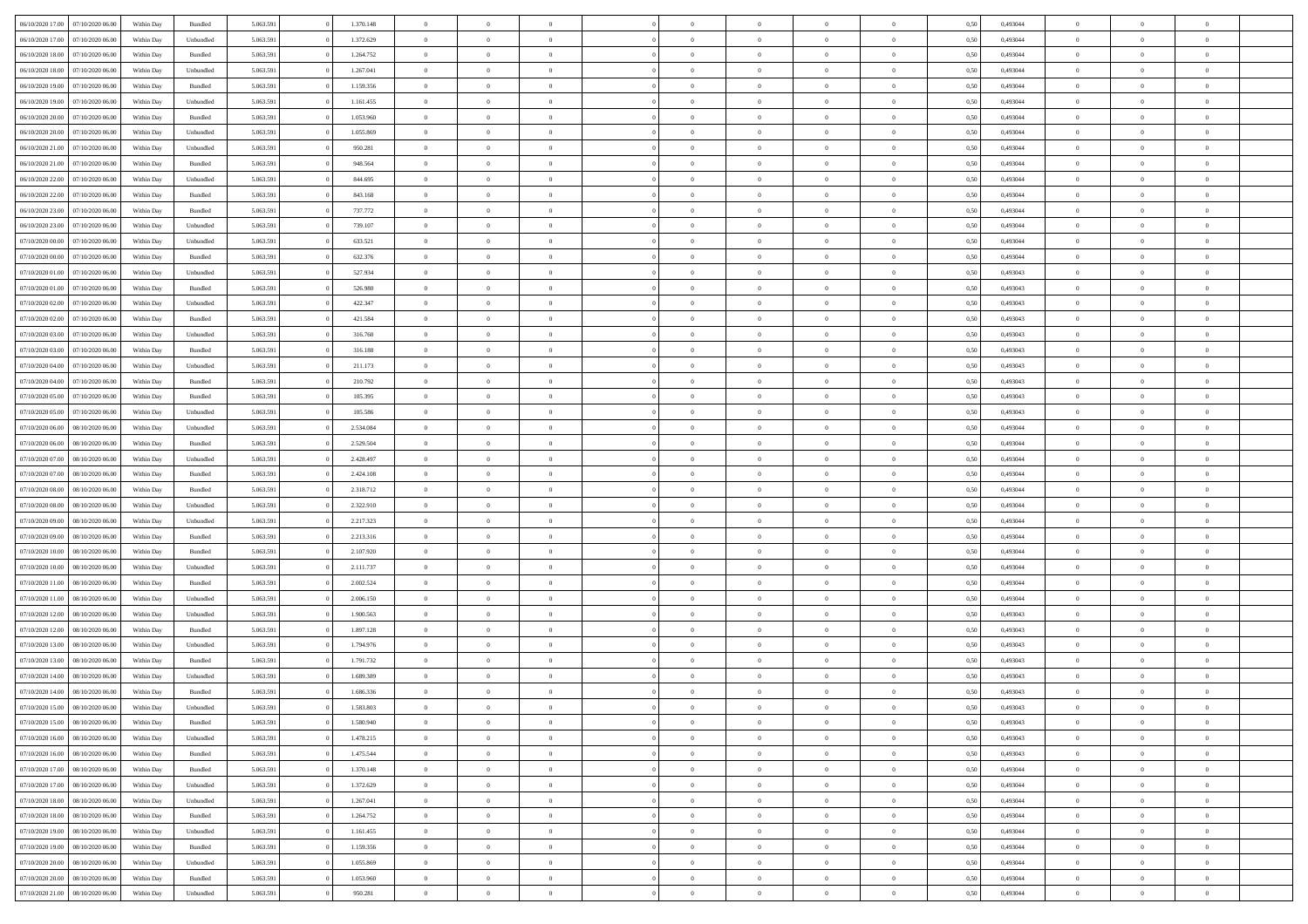| 06/10/2020 17:00 | 07/10/2020 06:00 | Within Day | Bundled | 5.063.591 | 0 | 1.370.148 | 0 | 0 | 0 | | 0 | 0 | 0 | 0 | 0,50 | 0,493044 | 0 | 0 | 0 | |
|---|---|---|---|---|---|---|---|---|---|---|---|---|---|---|---|---|---|---|---|---|
| 06/10/2020 17:00 | 07/10/2020 06:00 | Within Day | Unbundled | 5.063.591 | 0 | 1.372.629 | 0 | 0 | 0 | | 0 | 0 | 0 | 0 | 0,50 | 0,493044 | 0 | 0 | 0 | |
| 06/10/2020 18:00 | 07/10/2020 06:00 | Within Day | Bundled | 5.063.591 | 0 | 1.264.752 | 0 | 0 | 0 | | 0 | 0 | 0 | 0 | 0,50 | 0,493044 | 0 | 0 | 0 | |
| 06/10/2020 18:00 | 07/10/2020 06:00 | Within Day | Unbundled | 5.063.591 | 0 | 1.267.041 | 0 | 0 | 0 | | 0 | 0 | 0 | 0 | 0,50 | 0,493044 | 0 | 0 | 0 | |
| 06/10/2020 19:00 | 07/10/2020 06:00 | Within Day | Bundled | 5.063.591 | 0 | 1.159.356 | 0 | 0 | 0 | | 0 | 0 | 0 | 0 | 0,50 | 0,493044 | 0 | 0 | 0 | |
| 06/10/2020 19:00 | 07/10/2020 06:00 | Within Day | Unbundled | 5.063.591 | 0 | 1.161.455 | 0 | 0 | 0 | | 0 | 0 | 0 | 0 | 0,50 | 0,493044 | 0 | 0 | 0 | |
| 06/10/2020 20:00 | 07/10/2020 06:00 | Within Day | Bundled | 5.063.591 | 0 | 1.053.960 | 0 | 0 | 0 | | 0 | 0 | 0 | 0 | 0,50 | 0,493044 | 0 | 0 | 0 | |
| 06/10/2020 20:00 | 07/10/2020 06:00 | Within Day | Unbundled | 5.063.591 | 0 | 1.055.869 | 0 | 0 | 0 | | 0 | 0 | 0 | 0 | 0,50 | 0,493044 | 0 | 0 | 0 | |
| 06/10/2020 21:00 | 07/10/2020 06:00 | Within Day | Unbundled | 5.063.591 | 0 | 950.281 | 0 | 0 | 0 | | 0 | 0 | 0 | 0 | 0,50 | 0,493044 | 0 | 0 | 0 | |
| 06/10/2020 21:00 | 07/10/2020 06:00 | Within Day | Bundled | 5.063.591 | 0 | 948.564 | 0 | 0 | 0 | | 0 | 0 | 0 | 0 | 0,50 | 0,493044 | 0 | 0 | 0 | |
| 06/10/2020 22:00 | 07/10/2020 06:00 | Within Day | Unbundled | 5.063.591 | 0 | 844.695 | 0 | 0 | 0 | | 0 | 0 | 0 | 0 | 0,50 | 0,493044 | 0 | 0 | 0 | |
| 06/10/2020 22:00 | 07/10/2020 06:00 | Within Day | Bundled | 5.063.591 | 0 | 843.168 | 0 | 0 | 0 | | 0 | 0 | 0 | 0 | 0,50 | 0,493044 | 0 | 0 | 0 | |
| 06/10/2020 23:00 | 07/10/2020 06:00 | Within Day | Bundled | 5.063.591 | 0 | 737.772 | 0 | 0 | 0 | | 0 | 0 | 0 | 0 | 0,50 | 0,493044 | 0 | 0 | 0 | |
| 06/10/2020 23:00 | 07/10/2020 06:00 | Within Day | Unbundled | 5.063.591 | 0 | 739.107 | 0 | 0 | 0 | | 0 | 0 | 0 | 0 | 0,50 | 0,493044 | 0 | 0 | 0 | |
| 07/10/2020 00:00 | 07/10/2020 06:00 | Within Day | Unbundled | 5.063.591 | 0 | 633.521 | 0 | 0 | 0 | | 0 | 0 | 0 | 0 | 0,50 | 0,493044 | 0 | 0 | 0 | |
| 07/10/2020 00:00 | 07/10/2020 06:00 | Within Day | Bundled | 5.063.591 | 0 | 632.376 | 0 | 0 | 0 | | 0 | 0 | 0 | 0 | 0,50 | 0,493044 | 0 | 0 | 0 | |
| 07/10/2020 01:00 | 07/10/2020 06:00 | Within Day | Unbundled | 5.063.591 | 0 | 527.934 | 0 | 0 | 0 | | 0 | 0 | 0 | 0 | 0,50 | 0,493043 | 0 | 0 | 0 | |
| 07/10/2020 01:00 | 07/10/2020 06:00 | Within Day | Bundled | 5.063.591 | 0 | 526.980 | 0 | 0 | 0 | | 0 | 0 | 0 | 0 | 0,50 | 0,493043 | 0 | 0 | 0 | |
| 07/10/2020 02:00 | 07/10/2020 06:00 | Within Day | Unbundled | 5.063.591 | 0 | 422.347 | 0 | 0 | 0 | | 0 | 0 | 0 | 0 | 0,50 | 0,493043 | 0 | 0 | 0 | |
| 07/10/2020 02:00 | 07/10/2020 06:00 | Within Day | Bundled | 5.063.591 | 0 | 421.584 | 0 | 0 | 0 | | 0 | 0 | 0 | 0 | 0,50 | 0,493043 | 0 | 0 | 0 | |
| 07/10/2020 03:00 | 07/10/2020 06:00 | Within Day | Unbundled | 5.063.591 | 0 | 316.760 | 0 | 0 | 0 | | 0 | 0 | 0 | 0 | 0,50 | 0,493043 | 0 | 0 | 0 | |
| 07/10/2020 03:00 | 07/10/2020 06:00 | Within Day | Bundled | 5.063.591 | 0 | 316.188 | 0 | 0 | 0 | | 0 | 0 | 0 | 0 | 0,50 | 0,493043 | 0 | 0 | 0 | |
| 07/10/2020 04:00 | 07/10/2020 06:00 | Within Day | Unbundled | 5.063.591 | 0 | 211.173 | 0 | 0 | 0 | | 0 | 0 | 0 | 0 | 0,50 | 0,493043 | 0 | 0 | 0 | |
| 07/10/2020 04:00 | 07/10/2020 06:00 | Within Day | Bundled | 5.063.591 | 0 | 210.792 | 0 | 0 | 0 | | 0 | 0 | 0 | 0 | 0,50 | 0,493043 | 0 | 0 | 0 | |
| 07/10/2020 05:00 | 07/10/2020 06:00 | Within Day | Bundled | 5.063.591 | 0 | 105.395 | 0 | 0 | 0 | | 0 | 0 | 0 | 0 | 0,50 | 0,493043 | 0 | 0 | 0 | |
| 07/10/2020 05:00 | 07/10/2020 06:00 | Within Day | Unbundled | 5.063.591 | 0 | 105.586 | 0 | 0 | 0 | | 0 | 0 | 0 | 0 | 0,50 | 0,493043 | 0 | 0 | 0 | |
| 07/10/2020 06:00 | 08/10/2020 06:00 | Within Day | Unbundled | 5.063.591 | 0 | 2.534.084 | 0 | 0 | 0 | | 0 | 0 | 0 | 0 | 0,50 | 0,493044 | 0 | 0 | 0 | |
| 07/10/2020 06:00 | 08/10/2020 06:00 | Within Day | Bundled | 5.063.591 | 0 | 2.529.504 | 0 | 0 | 0 | | 0 | 0 | 0 | 0 | 0,50 | 0,493044 | 0 | 0 | 0 | |
| 07/10/2020 07:00 | 08/10/2020 06:00 | Within Day | Unbundled | 5.063.591 | 0 | 2.428.497 | 0 | 0 | 0 | | 0 | 0 | 0 | 0 | 0,50 | 0,493044 | 0 | 0 | 0 | |
| 07/10/2020 07:00 | 08/10/2020 06:00 | Within Day | Bundled | 5.063.591 | 0 | 2.424.108 | 0 | 0 | 0 | | 0 | 0 | 0 | 0 | 0,50 | 0,493044 | 0 | 0 | 0 | |
| 07/10/2020 08:00 | 08/10/2020 06:00 | Within Day | Bundled | 5.063.591 | 0 | 2.318.712 | 0 | 0 | 0 | | 0 | 0 | 0 | 0 | 0,50 | 0,493044 | 0 | 0 | 0 | |
| 07/10/2020 08:00 | 08/10/2020 06:00 | Within Day | Unbundled | 5.063.591 | 0 | 2.322.910 | 0 | 0 | 0 | | 0 | 0 | 0 | 0 | 0,50 | 0,493044 | 0 | 0 | 0 | |
| 07/10/2020 09:00 | 08/10/2020 06:00 | Within Day | Unbundled | 5.063.591 | 0 | 2.217.323 | 0 | 0 | 0 | | 0 | 0 | 0 | 0 | 0,50 | 0,493044 | 0 | 0 | 0 | |
| 07/10/2020 09:00 | 08/10/2020 06:00 | Within Day | Bundled | 5.063.591 | 0 | 2.213.316 | 0 | 0 | 0 | | 0 | 0 | 0 | 0 | 0,50 | 0,493044 | 0 | 0 | 0 | |
| 07/10/2020 10:00 | 08/10/2020 06:00 | Within Day | Bundled | 5.063.591 | 0 | 2.107.920 | 0 | 0 | 0 | | 0 | 0 | 0 | 0 | 0,50 | 0,493044 | 0 | 0 | 0 | |
| 07/10/2020 10:00 | 08/10/2020 06:00 | Within Day | Unbundled | 5.063.591 | 0 | 2.111.737 | 0 | 0 | 0 | | 0 | 0 | 0 | 0 | 0,50 | 0,493044 | 0 | 0 | 0 | |
| 07/10/2020 11:00 | 08/10/2020 06:00 | Within Day | Bundled | 5.063.591 | 0 | 2.002.524 | 0 | 0 | 0 | | 0 | 0 | 0 | 0 | 0,50 | 0,493044 | 0 | 0 | 0 | |
| 07/10/2020 11:00 | 08/10/2020 06:00 | Within Day | Unbundled | 5.063.591 | 0 | 2.006.150 | 0 | 0 | 0 | | 0 | 0 | 0 | 0 | 0,50 | 0,493044 | 0 | 0 | 0 | |
| 07/10/2020 12:00 | 08/10/2020 06:00 | Within Day | Unbundled | 5.063.591 | 0 | 1.900.563 | 0 | 0 | 0 | | 0 | 0 | 0 | 0 | 0,50 | 0,493043 | 0 | 0 | 0 | |
| 07/10/2020 12:00 | 08/10/2020 06:00 | Within Day | Bundled | 5.063.591 | 0 | 1.897.128 | 0 | 0 | 0 | | 0 | 0 | 0 | 0 | 0,50 | 0,493043 | 0 | 0 | 0 | |
| 07/10/2020 13:00 | 08/10/2020 06:00 | Within Day | Unbundled | 5.063.591 | 0 | 1.794.976 | 0 | 0 | 0 | | 0 | 0 | 0 | 0 | 0,50 | 0,493043 | 0 | 0 | 0 | |
| 07/10/2020 13:00 | 08/10/2020 06:00 | Within Day | Bundled | 5.063.591 | 0 | 1.791.732 | 0 | 0 | 0 | | 0 | 0 | 0 | 0 | 0,50 | 0,493043 | 0 | 0 | 0 | |
| 07/10/2020 14:00 | 08/10/2020 06:00 | Within Day | Unbundled | 5.063.591 | 0 | 1.689.389 | 0 | 0 | 0 | | 0 | 0 | 0 | 0 | 0,50 | 0,493043 | 0 | 0 | 0 | |
| 07/10/2020 14:00 | 08/10/2020 06:00 | Within Day | Bundled | 5.063.591 | 0 | 1.686.336 | 0 | 0 | 0 | | 0 | 0 | 0 | 0 | 0,50 | 0,493043 | 0 | 0 | 0 | |
| 07/10/2020 15:00 | 08/10/2020 06:00 | Within Day | Unbundled | 5.063.591 | 0 | 1.583.803 | 0 | 0 | 0 | | 0 | 0 | 0 | 0 | 0,50 | 0,493043 | 0 | 0 | 0 | |
| 07/10/2020 15:00 | 08/10/2020 06:00 | Within Day | Bundled | 5.063.591 | 0 | 1.580.940 | 0 | 0 | 0 | | 0 | 0 | 0 | 0 | 0,50 | 0,493043 | 0 | 0 | 0 | |
| 07/10/2020 16:00 | 08/10/2020 06:00 | Within Day | Unbundled | 5.063.591 | 0 | 1.478.215 | 0 | 0 | 0 | | 0 | 0 | 0 | 0 | 0,50 | 0,493043 | 0 | 0 | 0 | |
| 07/10/2020 16:00 | 08/10/2020 06:00 | Within Day | Bundled | 5.063.591 | 0 | 1.475.544 | 0 | 0 | 0 | | 0 | 0 | 0 | 0 | 0,50 | 0,493043 | 0 | 0 | 0 | |
| 07/10/2020 17:00 | 08/10/2020 06:00 | Within Day | Bundled | 5.063.591 | 0 | 1.370.148 | 0 | 0 | 0 | | 0 | 0 | 0 | 0 | 0,50 | 0,493044 | 0 | 0 | 0 | |
| 07/10/2020 17:00 | 08/10/2020 06:00 | Within Day | Unbundled | 5.063.591 | 0 | 1.372.629 | 0 | 0 | 0 | | 0 | 0 | 0 | 0 | 0,50 | 0,493044 | 0 | 0 | 0 | |
| 07/10/2020 18:00 | 08/10/2020 06:00 | Within Day | Unbundled | 5.063.591 | 0 | 1.267.041 | 0 | 0 | 0 | | 0 | 0 | 0 | 0 | 0,50 | 0,493044 | 0 | 0 | 0 | |
| 07/10/2020 18:00 | 08/10/2020 06:00 | Within Day | Bundled | 5.063.591 | 0 | 1.264.752 | 0 | 0 | 0 | | 0 | 0 | 0 | 0 | 0,50 | 0,493044 | 0 | 0 | 0 | |
| 07/10/2020 19:00 | 08/10/2020 06:00 | Within Day | Unbundled | 5.063.591 | 0 | 1.161.455 | 0 | 0 | 0 | | 0 | 0 | 0 | 0 | 0,50 | 0,493044 | 0 | 0 | 0 | |
| 07/10/2020 19:00 | 08/10/2020 06:00 | Within Day | Bundled | 5.063.591 | 0 | 1.159.356 | 0 | 0 | 0 | | 0 | 0 | 0 | 0 | 0,50 | 0,493044 | 0 | 0 | 0 | |
| 07/10/2020 20:00 | 08/10/2020 06:00 | Within Day | Unbundled | 5.063.591 | 0 | 1.055.869 | 0 | 0 | 0 | | 0 | 0 | 0 | 0 | 0,50 | 0,493044 | 0 | 0 | 0 | |
| 07/10/2020 20:00 | 08/10/2020 06:00 | Within Day | Bundled | 5.063.591 | 0 | 1.053.960 | 0 | 0 | 0 | | 0 | 0 | 0 | 0 | 0,50 | 0,493044 | 0 | 0 | 0 | |
| 07/10/2020 21:00 | 08/10/2020 06:00 | Within Day | Unbundled | 5.063.591 | 0 | 950.281 | 0 | 0 | 0 | | 0 | 0 | 0 | 0 | 0,50 | 0,493044 | 0 | 0 | 0 | |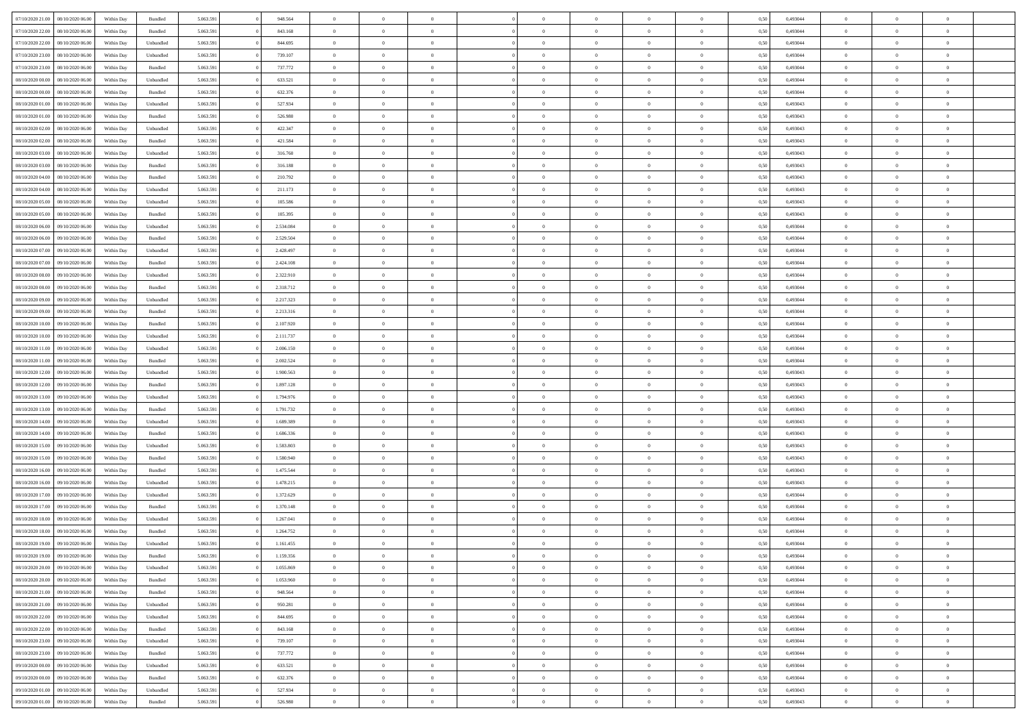| | | | | | | | | | | | | | | | | | | | | | |
|---|---|---|---|---|---|---|---|---|---|---|---|---|---|---|---|---|---|---|---|---|---|
| 07/10/2020 21.00 | 08/10/2020 06.00 | Within Day | Bundled | 5.063.591 | 0 | 948.564 | 0 | 0 | 0 | | 0 | 0 | 0 | 0 | 0,50 | 0,493044 | 0 | 0 | 0 | |
| 07/10/2020 22.00 | 08/10/2020 06.00 | Within Day | Bundled | 5.063.591 | 0 | 843.168 | 0 | 0 | 0 | | 0 | 0 | 0 | 0 | 0,50 | 0,493044 | 0 | 0 | 0 | |
| 07/10/2020 22.00 | 08/10/2020 06.00 | Within Day | Unbundled | 5.063.591 | 0 | 844.695 | 0 | 0 | 0 | | 0 | 0 | 0 | 0 | 0,50 | 0,493044 | 0 | 0 | 0 | |
| 07/10/2020 23.00 | 08/10/2020 06.00 | Within Day | Unbundled | 5.063.591 | 0 | 739.107 | 0 | 0 | 0 | | 0 | 0 | 0 | 0 | 0,50 | 0,493044 | 0 | 0 | 0 | |
| 07/10/2020 23.00 | 08/10/2020 06.00 | Within Day | Bundled | 5.063.591 | 0 | 737.772 | 0 | 0 | 0 | | 0 | 0 | 0 | 0 | 0,50 | 0,493044 | 0 | 0 | 0 | |
| 08/10/2020 00.00 | 08/10/2020 06.00 | Within Day | Unbundled | 5.063.591 | 0 | 633.521 | 0 | 0 | 0 | | 0 | 0 | 0 | 0 | 0,50 | 0,493044 | 0 | 0 | 0 | |
| 08/10/2020 00.00 | 08/10/2020 06.00 | Within Day | Bundled | 5.063.591 | 0 | 632.376 | 0 | 0 | 0 | | 0 | 0 | 0 | 0 | 0,50 | 0,493044 | 0 | 0 | 0 | |
| 08/10/2020 01.00 | 08/10/2020 06.00 | Within Day | Unbundled | 5.063.591 | 0 | 527.934 | 0 | 0 | 0 | | 0 | 0 | 0 | 0 | 0,50 | 0,493043 | 0 | 0 | 0 | |
| 08/10/2020 01.00 | 08/10/2020 06.00 | Within Day | Bundled | 5.063.591 | 0 | 526.980 | 0 | 0 | 0 | | 0 | 0 | 0 | 0 | 0,50 | 0,493043 | 0 | 0 | 0 | |
| 08/10/2020 02.00 | 08/10/2020 06.00 | Within Day | Unbundled | 5.063.591 | 0 | 422.347 | 0 | 0 | 0 | | 0 | 0 | 0 | 0 | 0,50 | 0,493043 | 0 | 0 | 0 | |
| 08/10/2020 02.00 | 08/10/2020 06.00 | Within Day | Bundled | 5.063.591 | 0 | 421.584 | 0 | 0 | 0 | | 0 | 0 | 0 | 0 | 0,50 | 0,493043 | 0 | 0 | 0 | |
| 08/10/2020 03.00 | 08/10/2020 06.00 | Within Day | Unbundled | 5.063.591 | 0 | 316.760 | 0 | 0 | 0 | | 0 | 0 | 0 | 0 | 0,50 | 0,493043 | 0 | 0 | 0 | |
| 08/10/2020 03.00 | 08/10/2020 06.00 | Within Day | Bundled | 5.063.591 | 0 | 316.188 | 0 | 0 | 0 | | 0 | 0 | 0 | 0 | 0,50 | 0,493043 | 0 | 0 | 0 | |
| 08/10/2020 04.00 | 08/10/2020 06.00 | Within Day | Bundled | 5.063.591 | 0 | 210.792 | 0 | 0 | 0 | | 0 | 0 | 0 | 0 | 0,50 | 0,493043 | 0 | 0 | 0 | |
| 08/10/2020 04.00 | 08/10/2020 06.00 | Within Day | Unbundled | 5.063.591 | 0 | 211.173 | 0 | 0 | 0 | | 0 | 0 | 0 | 0 | 0,50 | 0,493043 | 0 | 0 | 0 | |
| 08/10/2020 05.00 | 08/10/2020 06.00 | Within Day | Unbundled | 5.063.591 | 0 | 105.586 | 0 | 0 | 0 | | 0 | 0 | 0 | 0 | 0,50 | 0,493043 | 0 | 0 | 0 | |
| 08/10/2020 05.00 | 08/10/2020 06.00 | Within Day | Bundled | 5.063.591 | 0 | 105.395 | 0 | 0 | 0 | | 0 | 0 | 0 | 0 | 0,50 | 0,493043 | 0 | 0 | 0 | |
| 08/10/2020 06.00 | 09/10/2020 06.00 | Within Day | Unbundled | 5.063.591 | 0 | 2.534.084 | 0 | 0 | 0 | | 0 | 0 | 0 | 0 | 0,50 | 0,493044 | 0 | 0 | 0 | |
| 08/10/2020 06.00 | 09/10/2020 06.00 | Within Day | Bundled | 5.063.591 | 0 | 2.529.504 | 0 | 0 | 0 | | 0 | 0 | 0 | 0 | 0,50 | 0,493044 | 0 | 0 | 0 | |
| 08/10/2020 07.00 | 09/10/2020 06.00 | Within Day | Unbundled | 5.063.591 | 0 | 2.428.497 | 0 | 0 | 0 | | 0 | 0 | 0 | 0 | 0,50 | 0,493044 | 0 | 0 | 0 | |
| 08/10/2020 07.00 | 09/10/2020 06.00 | Within Day | Bundled | 5.063.591 | 0 | 2.424.108 | 0 | 0 | 0 | | 0 | 0 | 0 | 0 | 0,50 | 0,493044 | 0 | 0 | 0 | |
| 08/10/2020 08.00 | 09/10/2020 06.00 | Within Day | Unbundled | 5.063.591 | 0 | 2.322.910 | 0 | 0 | 0 | | 0 | 0 | 0 | 0 | 0,50 | 0,493044 | 0 | 0 | 0 | |
| 08/10/2020 08.00 | 09/10/2020 06.00 | Within Day | Bundled | 5.063.591 | 0 | 2.318.712 | 0 | 0 | 0 | | 0 | 0 | 0 | 0 | 0,50 | 0,493044 | 0 | 0 | 0 | |
| 08/10/2020 09.00 | 09/10/2020 06.00 | Within Day | Unbundled | 5.063.591 | 0 | 2.217.323 | 0 | 0 | 0 | | 0 | 0 | 0 | 0 | 0,50 | 0,493044 | 0 | 0 | 0 | |
| 08/10/2020 09.00 | 09/10/2020 06.00 | Within Day | Bundled | 5.063.591 | 0 | 2.213.316 | 0 | 0 | 0 | | 0 | 0 | 0 | 0 | 0,50 | 0,493044 | 0 | 0 | 0 | |
| 08/10/2020 10.00 | 09/10/2020 06.00 | Within Day | Bundled | 5.063.591 | 0 | 2.107.920 | 0 | 0 | 0 | | 0 | 0 | 0 | 0 | 0,50 | 0,493044 | 0 | 0 | 0 | |
| 08/10/2020 10.00 | 09/10/2020 06.00 | Within Day | Unbundled | 5.063.591 | 0 | 2.111.737 | 0 | 0 | 0 | | 0 | 0 | 0 | 0 | 0,50 | 0,493044 | 0 | 0 | 0 | |
| 08/10/2020 11.00 | 09/10/2020 06.00 | Within Day | Unbundled | 5.063.591 | 0 | 2.006.150 | 0 | 0 | 0 | | 0 | 0 | 0 | 0 | 0,50 | 0,493044 | 0 | 0 | 0 | |
| 08/10/2020 11.00 | 09/10/2020 06.00 | Within Day | Bundled | 5.063.591 | 0 | 2.002.524 | 0 | 0 | 0 | | 0 | 0 | 0 | 0 | 0,50 | 0,493044 | 0 | 0 | 0 | |
| 08/10/2020 12.00 | 09/10/2020 06.00 | Within Day | Unbundled | 5.063.591 | 0 | 1.900.563 | 0 | 0 | 0 | | 0 | 0 | 0 | 0 | 0,50 | 0,493043 | 0 | 0 | 0 | |
| 08/10/2020 12.00 | 09/10/2020 06.00 | Within Day | Bundled | 5.063.591 | 0 | 1.897.128 | 0 | 0 | 0 | | 0 | 0 | 0 | 0 | 0,50 | 0,493043 | 0 | 0 | 0 | |
| 08/10/2020 13.00 | 09/10/2020 06.00 | Within Day | Unbundled | 5.063.591 | 0 | 1.794.976 | 0 | 0 | 0 | | 0 | 0 | 0 | 0 | 0,50 | 0,493043 | 0 | 0 | 0 | |
| 08/10/2020 13.00 | 09/10/2020 06.00 | Within Day | Bundled | 5.063.591 | 0 | 1.791.732 | 0 | 0 | 0 | | 0 | 0 | 0 | 0 | 0,50 | 0,493043 | 0 | 0 | 0 | |
| 08/10/2020 14.00 | 09/10/2020 06.00 | Within Day | Unbundled | 5.063.591 | 0 | 1.689.389 | 0 | 0 | 0 | | 0 | 0 | 0 | 0 | 0,50 | 0,493043 | 0 | 0 | 0 | |
| 08/10/2020 14.00 | 09/10/2020 06.00 | Within Day | Bundled | 5.063.591 | 0 | 1.686.336 | 0 | 0 | 0 | | 0 | 0 | 0 | 0 | 0,50 | 0,493043 | 0 | 0 | 0 | |
| 08/10/2020 15.00 | 09/10/2020 06.00 | Within Day | Unbundled | 5.063.591 | 0 | 1.583.803 | 0 | 0 | 0 | | 0 | 0 | 0 | 0 | 0,50 | 0,493043 | 0 | 0 | 0 | |
| 08/10/2020 15.00 | 09/10/2020 06.00 | Within Day | Bundled | 5.063.591 | 0 | 1.580.940 | 0 | 0 | 0 | | 0 | 0 | 0 | 0 | 0,50 | 0,493043 | 0 | 0 | 0 | |
| 08/10/2020 16.00 | 09/10/2020 06.00 | Within Day | Bundled | 5.063.591 | 0 | 1.475.544 | 0 | 0 | 0 | | 0 | 0 | 0 | 0 | 0,50 | 0,493043 | 0 | 0 | 0 | |
| 08/10/2020 16.00 | 09/10/2020 06.00 | Within Day | Unbundled | 5.063.591 | 0 | 1.478.215 | 0 | 0 | 0 | | 0 | 0 | 0 | 0 | 0,50 | 0,493043 | 0 | 0 | 0 | |
| 08/10/2020 17.00 | 09/10/2020 06.00 | Within Day | Unbundled | 5.063.591 | 0 | 1.372.629 | 0 | 0 | 0 | | 0 | 0 | 0 | 0 | 0,50 | 0,493044 | 0 | 0 | 0 | |
| 08/10/2020 17.00 | 09/10/2020 06.00 | Within Day | Bundled | 5.063.591 | 0 | 1.370.148 | 0 | 0 | 0 | | 0 | 0 | 0 | 0 | 0,50 | 0,493044 | 0 | 0 | 0 | |
| 08/10/2020 18.00 | 09/10/2020 06.00 | Within Day | Unbundled | 5.063.591 | 0 | 1.267.041 | 0 | 0 | 0 | | 0 | 0 | 0 | 0 | 0,50 | 0,493044 | 0 | 0 | 0 | |
| 08/10/2020 18.00 | 09/10/2020 06.00 | Within Day | Bundled | 5.063.591 | 0 | 1.264.752 | 0 | 0 | 0 | | 0 | 0 | 0 | 0 | 0,50 | 0,493044 | 0 | 0 | 0 | |
| 08/10/2020 19.00 | 09/10/2020 06.00 | Within Day | Unbundled | 5.063.591 | 0 | 1.161.455 | 0 | 0 | 0 | | 0 | 0 | 0 | 0 | 0,50 | 0,493044 | 0 | 0 | 0 | |
| 08/10/2020 19.00 | 09/10/2020 06.00 | Within Day | Bundled | 5.063.591 | 0 | 1.159.356 | 0 | 0 | 0 | | 0 | 0 | 0 | 0 | 0,50 | 0,493044 | 0 | 0 | 0 | |
| 08/10/2020 20.00 | 09/10/2020 06.00 | Within Day | Unbundled | 5.063.591 | 0 | 1.055.869 | 0 | 0 | 0 | | 0 | 0 | 0 | 0 | 0,50 | 0,493044 | 0 | 0 | 0 | |
| 08/10/2020 20.00 | 09/10/2020 06.00 | Within Day | Bundled | 5.063.591 | 0 | 1.053.960 | 0 | 0 | 0 | | 0 | 0 | 0 | 0 | 0,50 | 0,493044 | 0 | 0 | 0 | |
| 08/10/2020 21.00 | 09/10/2020 06.00 | Within Day | Bundled | 5.063.591 | 0 | 948.564 | 0 | 0 | 0 | | 0 | 0 | 0 | 0 | 0,50 | 0,493044 | 0 | 0 | 0 | |
| 08/10/2020 21.00 | 09/10/2020 06.00 | Within Day | Unbundled | 5.063.591 | 0 | 950.281 | 0 | 0 | 0 | | 0 | 0 | 0 | 0 | 0,50 | 0,493044 | 0 | 0 | 0 | |
| 08/10/2020 22.00 | 09/10/2020 06.00 | Within Day | Unbundled | 5.063.591 | 0 | 844.695 | 0 | 0 | 0 | | 0 | 0 | 0 | 0 | 0,50 | 0,493044 | 0 | 0 | 0 | |
| 08/10/2020 22.00 | 09/10/2020 06.00 | Within Day | Bundled | 5.063.591 | 0 | 843.168 | 0 | 0 | 0 | | 0 | 0 | 0 | 0 | 0,50 | 0,493044 | 0 | 0 | 0 | |
| 08/10/2020 23.00 | 09/10/2020 06.00 | Within Day | Unbundled | 5.063.591 | 0 | 739.107 | 0 | 0 | 0 | | 0 | 0 | 0 | 0 | 0,50 | 0,493044 | 0 | 0 | 0 | |
| 08/10/2020 23.00 | 09/10/2020 06.00 | Within Day | Bundled | 5.063.591 | 0 | 737.772 | 0 | 0 | 0 | | 0 | 0 | 0 | 0 | 0,50 | 0,493044 | 0 | 0 | 0 | |
| 09/10/2020 00.00 | 09/10/2020 06.00 | Within Day | Unbundled | 5.063.591 | 0 | 633.521 | 0 | 0 | 0 | | 0 | 0 | 0 | 0 | 0,50 | 0,493044 | 0 | 0 | 0 | |
| 09/10/2020 00.00 | 09/10/2020 06.00 | Within Day | Bundled | 5.063.591 | 0 | 632.376 | 0 | 0 | 0 | | 0 | 0 | 0 | 0 | 0,50 | 0,493044 | 0 | 0 | 0 | |
| 09/10/2020 01.00 | 09/10/2020 06.00 | Within Day | Unbundled | 5.063.591 | 0 | 527.934 | 0 | 0 | 0 | | 0 | 0 | 0 | 0 | 0,50 | 0,493043 | 0 | 0 | 0 | |
| 09/10/2020 01.00 | 09/10/2020 06.00 | Within Day | Bundled | 5.063.591 | 0 | 526.980 | 0 | 0 | 0 | | 0 | 0 | 0 | 0 | 0,50 | 0,493043 | 0 | 0 | 0 | |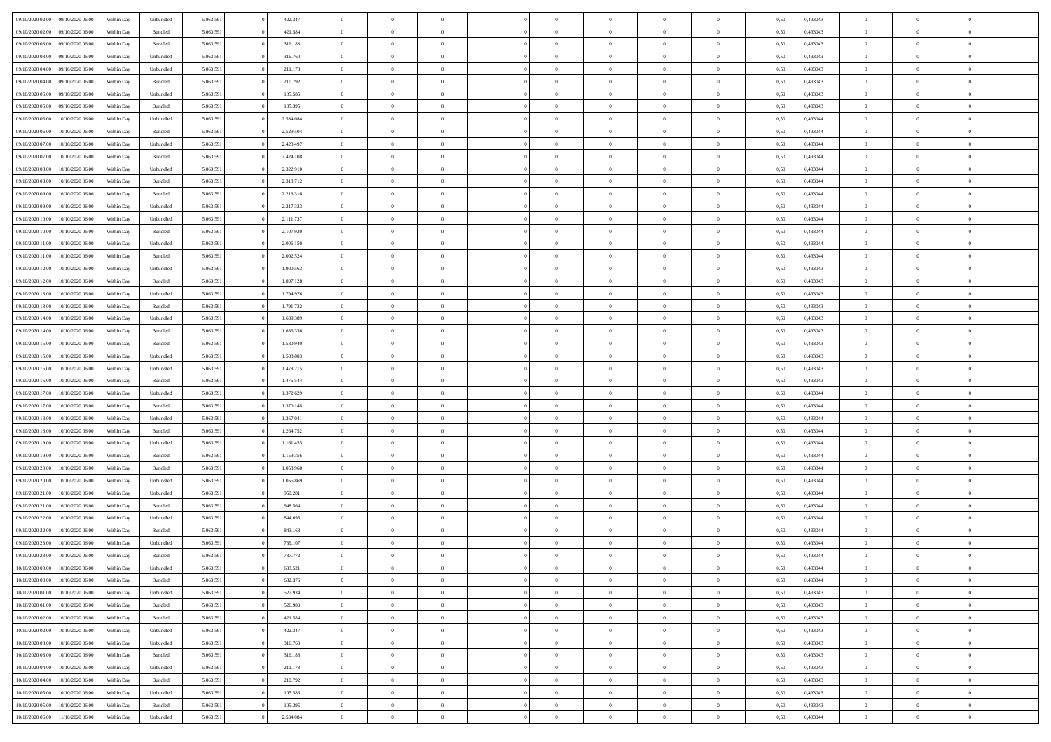| | | | | | | | | | | | | | | | | | | | | |
|---|---|---|---|---|---|---|---|---|---|---|---|---|---|---|---|---|---|---|---|---|
| 09/10/2020 02:00 | 09/10/2020 06:00 | Within Day | Unbundled | 5.063.591 | 0 | 422.347 | 0 | 0 | 0 | | 0 | 0 | 0 | 0 | 0,50 | 0,493043 | 0 | 0 | 0 | |
| 09/10/2020 02:00 | 09/10/2020 06:00 | Within Day | Bundled | 5.063.591 | 0 | 421.584 | 0 | 0 | 0 | | 0 | 0 | 0 | 0 | 0,50 | 0,493043 | 0 | 0 | 0 | |
| 09/10/2020 03:00 | 09/10/2020 06:00 | Within Day | Bundled | 5.063.591 | 0 | 316.188 | 0 | 0 | 0 | | 0 | 0 | 0 | 0 | 0,50 | 0,493043 | 0 | 0 | 0 | |
| 09/10/2020 03:00 | 09/10/2020 06:00 | Within Day | Unbundled | 5.063.591 | 0 | 316.760 | 0 | 0 | 0 | | 0 | 0 | 0 | 0 | 0,50 | 0,493043 | 0 | 0 | 0 | |
| 09/10/2020 04:00 | 09/10/2020 06:00 | Within Day | Unbundled | 5.063.591 | 0 | 211.173 | 0 | 0 | 0 | | 0 | 0 | 0 | 0 | 0,50 | 0,493043 | 0 | 0 | 0 | |
| 09/10/2020 04:00 | 09/10/2020 06:00 | Within Day | Bundled | 5.063.591 | 0 | 210.792 | 0 | 0 | 0 | | 0 | 0 | 0 | 0 | 0,50 | 0,493043 | 0 | 0 | 0 | |
| 09/10/2020 05:00 | 09/10/2020 06:00 | Within Day | Unbundled | 5.063.591 | 0 | 105.586 | 0 | 0 | 0 | | 0 | 0 | 0 | 0 | 0,50 | 0,493043 | 0 | 0 | 0 | |
| 09/10/2020 05:00 | 09/10/2020 06:00 | Within Day | Bundled | 5.063.591 | 0 | 105.395 | 0 | 0 | 0 | | 0 | 0 | 0 | 0 | 0,50 | 0,493043 | 0 | 0 | 0 | |
| 09/10/2020 06:00 | 10/10/2020 06:00 | Within Day | Unbundled | 5.063.591 | 0 | 2.534.084 | 0 | 0 | 0 | | 0 | 0 | 0 | 0 | 0,50 | 0,493044 | 0 | 0 | 0 | |
| 09/10/2020 06:00 | 10/10/2020 06:00 | Within Day | Bundled | 5.063.591 | 0 | 2.529.504 | 0 | 0 | 0 | | 0 | 0 | 0 | 0 | 0,50 | 0,493044 | 0 | 0 | 0 | |
| 09/10/2020 07:00 | 10/10/2020 06:00 | Within Day | Unbundled | 5.063.591 | 0 | 2.428.497 | 0 | 0 | 0 | | 0 | 0 | 0 | 0 | 0,50 | 0,493044 | 0 | 0 | 0 | |
| 09/10/2020 07:00 | 10/10/2020 06:00 | Within Day | Bundled | 5.063.591 | 0 | 2.424.108 | 0 | 0 | 0 | | 0 | 0 | 0 | 0 | 0,50 | 0,493044 | 0 | 0 | 0 | |
| 09/10/2020 08:00 | 10/10/2020 06:00 | Within Day | Unbundled | 5.063.591 | 0 | 2.322.910 | 0 | 0 | 0 | | 0 | 0 | 0 | 0 | 0,50 | 0,493044 | 0 | 0 | 0 | |
| 09/10/2020 08:00 | 10/10/2020 06:00 | Within Day | Bundled | 5.063.591 | 0 | 2.318.712 | 0 | 0 | 0 | | 0 | 0 | 0 | 0 | 0,50 | 0,493044 | 0 | 0 | 0 | |
| 09/10/2020 09:00 | 10/10/2020 06:00 | Within Day | Bundled | 5.063.591 | 0 | 2.213.316 | 0 | 0 | 0 | | 0 | 0 | 0 | 0 | 0,50 | 0,493044 | 0 | 0 | 0 | |
| 09/10/2020 09:00 | 10/10/2020 06:00 | Within Day | Unbundled | 5.063.591 | 0 | 2.217.323 | 0 | 0 | 0 | | 0 | 0 | 0 | 0 | 0,50 | 0,493044 | 0 | 0 | 0 | |
| 09/10/2020 10:00 | 10/10/2020 06:00 | Within Day | Unbundled | 5.063.591 | 0 | 2.111.737 | 0 | 0 | 0 | | 0 | 0 | 0 | 0 | 0,50 | 0,493044 | 0 | 0 | 0 | |
| 09/10/2020 10:00 | 10/10/2020 06:00 | Within Day | Bundled | 5.063.591 | 0 | 2.107.920 | 0 | 0 | 0 | | 0 | 0 | 0 | 0 | 0,50 | 0,493044 | 0 | 0 | 0 | |
| 09/10/2020 11:00 | 10/10/2020 06:00 | Within Day | Unbundled | 5.063.591 | 0 | 2.006.150 | 0 | 0 | 0 | | 0 | 0 | 0 | 0 | 0,50 | 0,493044 | 0 | 0 | 0 | |
| 09/10/2020 11:00 | 10/10/2020 06:00 | Within Day | Bundled | 5.063.591 | 0 | 2.002.524 | 0 | 0 | 0 | | 0 | 0 | 0 | 0 | 0,50 | 0,493044 | 0 | 0 | 0 | |
| 09/10/2020 12:00 | 10/10/2020 06:00 | Within Day | Unbundled | 5.063.591 | 0 | 1.900.563 | 0 | 0 | 0 | | 0 | 0 | 0 | 0 | 0,50 | 0,493043 | 0 | 0 | 0 | |
| 09/10/2020 12:00 | 10/10/2020 06:00 | Within Day | Bundled | 5.063.591 | 0 | 1.897.128 | 0 | 0 | 0 | | 0 | 0 | 0 | 0 | 0,50 | 0,493043 | 0 | 0 | 0 | |
| 09/10/2020 13:00 | 10/10/2020 06:00 | Within Day | Unbundled | 5.063.591 | 0 | 1.794.976 | 0 | 0 | 0 | | 0 | 0 | 0 | 0 | 0,50 | 0,493043 | 0 | 0 | 0 | |
| 09/10/2020 13:00 | 10/10/2020 06:00 | Within Day | Bundled | 5.063.591 | 0 | 1.791.732 | 0 | 0 | 0 | | 0 | 0 | 0 | 0 | 0,50 | 0,493043 | 0 | 0 | 0 | |
| 09/10/2020 14:00 | 10/10/2020 06:00 | Within Day | Unbundled | 5.063.591 | 0 | 1.689.389 | 0 | 0 | 0 | | 0 | 0 | 0 | 0 | 0,50 | 0,493043 | 0 | 0 | 0 | |
| 09/10/2020 14:00 | 10/10/2020 06:00 | Within Day | Bundled | 5.063.591 | 0 | 1.686.336 | 0 | 0 | 0 | | 0 | 0 | 0 | 0 | 0,50 | 0,493043 | 0 | 0 | 0 | |
| 09/10/2020 15:00 | 10/10/2020 06:00 | Within Day | Bundled | 5.063.591 | 0 | 1.580.940 | 0 | 0 | 0 | | 0 | 0 | 0 | 0 | 0,50 | 0,493043 | 0 | 0 | 0 | |
| 09/10/2020 15:00 | 10/10/2020 06:00 | Within Day | Unbundled | 5.063.591 | 0 | 1.583.803 | 0 | 0 | 0 | | 0 | 0 | 0 | 0 | 0,50 | 0,493043 | 0 | 0 | 0 | |
| 09/10/2020 16:00 | 10/10/2020 06:00 | Within Day | Unbundled | 5.063.591 | 0 | 1.478.215 | 0 | 0 | 0 | | 0 | 0 | 0 | 0 | 0,50 | 0,493043 | 0 | 0 | 0 | |
| 09/10/2020 16:00 | 10/10/2020 06:00 | Within Day | Bundled | 5.063.591 | 0 | 1.475.544 | 0 | 0 | 0 | | 0 | 0 | 0 | 0 | 0,50 | 0,493043 | 0 | 0 | 0 | |
| 09/10/2020 17:00 | 10/10/2020 06:00 | Within Day | Unbundled | 5.063.591 | 0 | 1.372.629 | 0 | 0 | 0 | | 0 | 0 | 0 | 0 | 0,50 | 0,493044 | 0 | 0 | 0 | |
| 09/10/2020 17:00 | 10/10/2020 06:00 | Within Day | Bundled | 5.063.591 | 0 | 1.370.148 | 0 | 0 | 0 | | 0 | 0 | 0 | 0 | 0,50 | 0,493044 | 0 | 0 | 0 | |
| 09/10/2020 18:00 | 10/10/2020 06:00 | Within Day | Unbundled | 5.063.591 | 0 | 1.267.041 | 0 | 0 | 0 | | 0 | 0 | 0 | 0 | 0,50 | 0,493044 | 0 | 0 | 0 | |
| 09/10/2020 18:00 | 10/10/2020 06:00 | Within Day | Bundled | 5.063.591 | 0 | 1.264.752 | 0 | 0 | 0 | | 0 | 0 | 0 | 0 | 0,50 | 0,493044 | 0 | 0 | 0 | |
| 09/10/2020 19:00 | 10/10/2020 06:00 | Within Day | Unbundled | 5.063.591 | 0 | 1.161.455 | 0 | 0 | 0 | | 0 | 0 | 0 | 0 | 0,50 | 0,493044 | 0 | 0 | 0 | |
| 09/10/2020 19:00 | 10/10/2020 06:00 | Within Day | Bundled | 5.063.591 | 0 | 1.159.356 | 0 | 0 | 0 | | 0 | 0 | 0 | 0 | 0,50 | 0,493044 | 0 | 0 | 0 | |
| 09/10/2020 20:00 | 10/10/2020 06:00 | Within Day | Bundled | 5.063.591 | 0 | 1.053.960 | 0 | 0 | 0 | | 0 | 0 | 0 | 0 | 0,50 | 0,493044 | 0 | 0 | 0 | |
| 09/10/2020 20:00 | 10/10/2020 06:00 | Within Day | Unbundled | 5.063.591 | 0 | 1.055.869 | 0 | 0 | 0 | | 0 | 0 | 0 | 0 | 0,50 | 0,493044 | 0 | 0 | 0 | |
| 09/10/2020 21:00 | 10/10/2020 06:00 | Within Day | Unbundled | 5.063.591 | 0 | 950.281 | 0 | 0 | 0 | | 0 | 0 | 0 | 0 | 0,50 | 0,493044 | 0 | 0 | 0 | |
| 09/10/2020 21:00 | 10/10/2020 06:00 | Within Day | Bundled | 5.063.591 | 0 | 948.564 | 0 | 0 | 0 | | 0 | 0 | 0 | 0 | 0,50 | 0,493044 | 0 | 0 | 0 | |
| 09/10/2020 22:00 | 10/10/2020 06:00 | Within Day | Unbundled | 5.063.591 | 0 | 844.695 | 0 | 0 | 0 | | 0 | 0 | 0 | 0 | 0,50 | 0,493044 | 0 | 0 | 0 | |
| 09/10/2020 22:00 | 10/10/2020 06:00 | Within Day | Bundled | 5.063.591 | 0 | 843.168 | 0 | 0 | 0 | | 0 | 0 | 0 | 0 | 0,50 | 0,493044 | 0 | 0 | 0 | |
| 09/10/2020 23:00 | 10/10/2020 06:00 | Within Day | Unbundled | 5.063.591 | 0 | 739.107 | 0 | 0 | 0 | | 0 | 0 | 0 | 0 | 0,50 | 0,493044 | 0 | 0 | 0 | |
| 09/10/2020 23:00 | 10/10/2020 06:00 | Within Day | Bundled | 5.063.591 | 0 | 737.772 | 0 | 0 | 0 | | 0 | 0 | 0 | 0 | 0,50 | 0,493044 | 0 | 0 | 0 | |
| 10/10/2020 00:00 | 10/10/2020 06:00 | Within Day | Unbundled | 5.063.591 | 0 | 633.521 | 0 | 0 | 0 | | 0 | 0 | 0 | 0 | 0,50 | 0,493044 | 0 | 0 | 0 | |
| 10/10/2020 00:00 | 10/10/2020 06:00 | Within Day | Bundled | 5.063.591 | 0 | 632.376 | 0 | 0 | 0 | | 0 | 0 | 0 | 0 | 0,50 | 0,493044 | 0 | 0 | 0 | |
| 10/10/2020 01:00 | 10/10/2020 06:00 | Within Day | Unbundled | 5.063.591 | 0 | 527.934 | 0 | 0 | 0 | | 0 | 0 | 0 | 0 | 0,50 | 0,493043 | 0 | 0 | 0 | |
| 10/10/2020 01:00 | 10/10/2020 06:00 | Within Day | Bundled | 5.063.591 | 0 | 526.980 | 0 | 0 | 0 | | 0 | 0 | 0 | 0 | 0,50 | 0,493043 | 0 | 0 | 0 | |
| 10/10/2020 02:00 | 10/10/2020 06:00 | Within Day | Bundled | 5.063.591 | 0 | 421.584 | 0 | 0 | 0 | | 0 | 0 | 0 | 0 | 0,50 | 0,493043 | 0 | 0 | 0 | |
| 10/10/2020 02:00 | 10/10/2020 06:00 | Within Day | Unbundled | 5.063.591 | 0 | 422.347 | 0 | 0 | 0 | | 0 | 0 | 0 | 0 | 0,50 | 0,493043 | 0 | 0 | 0 | |
| 10/10/2020 03:00 | 10/10/2020 06:00 | Within Day | Unbundled | 5.063.591 | 0 | 316.760 | 0 | 0 | 0 | | 0 | 0 | 0 | 0 | 0,50 | 0,493043 | 0 | 0 | 0 | |
| 10/10/2020 03:00 | 10/10/2020 06:00 | Within Day | Bundled | 5.063.591 | 0 | 316.188 | 0 | 0 | 0 | | 0 | 0 | 0 | 0 | 0,50 | 0,493043 | 0 | 0 | 0 | |
| 10/10/2020 04:00 | 10/10/2020 06:00 | Within Day | Unbundled | 5.063.591 | 0 | 211.173 | 0 | 0 | 0 | | 0 | 0 | 0 | 0 | 0,50 | 0,493043 | 0 | 0 | 0 | |
| 10/10/2020 04:00 | 10/10/2020 06:00 | Within Day | Bundled | 5.063.591 | 0 | 210.792 | 0 | 0 | 0 | | 0 | 0 | 0 | 0 | 0,50 | 0,493043 | 0 | 0 | 0 | |
| 10/10/2020 05:00 | 10/10/2020 06:00 | Within Day | Unbundled | 5.063.591 | 0 | 105.586 | 0 | 0 | 0 | | 0 | 0 | 0 | 0 | 0,50 | 0,493043 | 0 | 0 | 0 | |
| 10/10/2020 05:00 | 10/10/2020 06:00 | Within Day | Bundled | 5.063.591 | 0 | 105.395 | 0 | 0 | 0 | | 0 | 0 | 0 | 0 | 0,50 | 0,493043 | 0 | 0 | 0 | |
| 10/10/2020 06:00 | 11/10/2020 06:00 | Within Day | Unbundled | 5.063.591 | 0 | 2.534.084 | 0 | 0 | 0 | | 0 | 0 | 0 | 0 | 0,50 | 0,493044 | 0 | 0 | 0 | |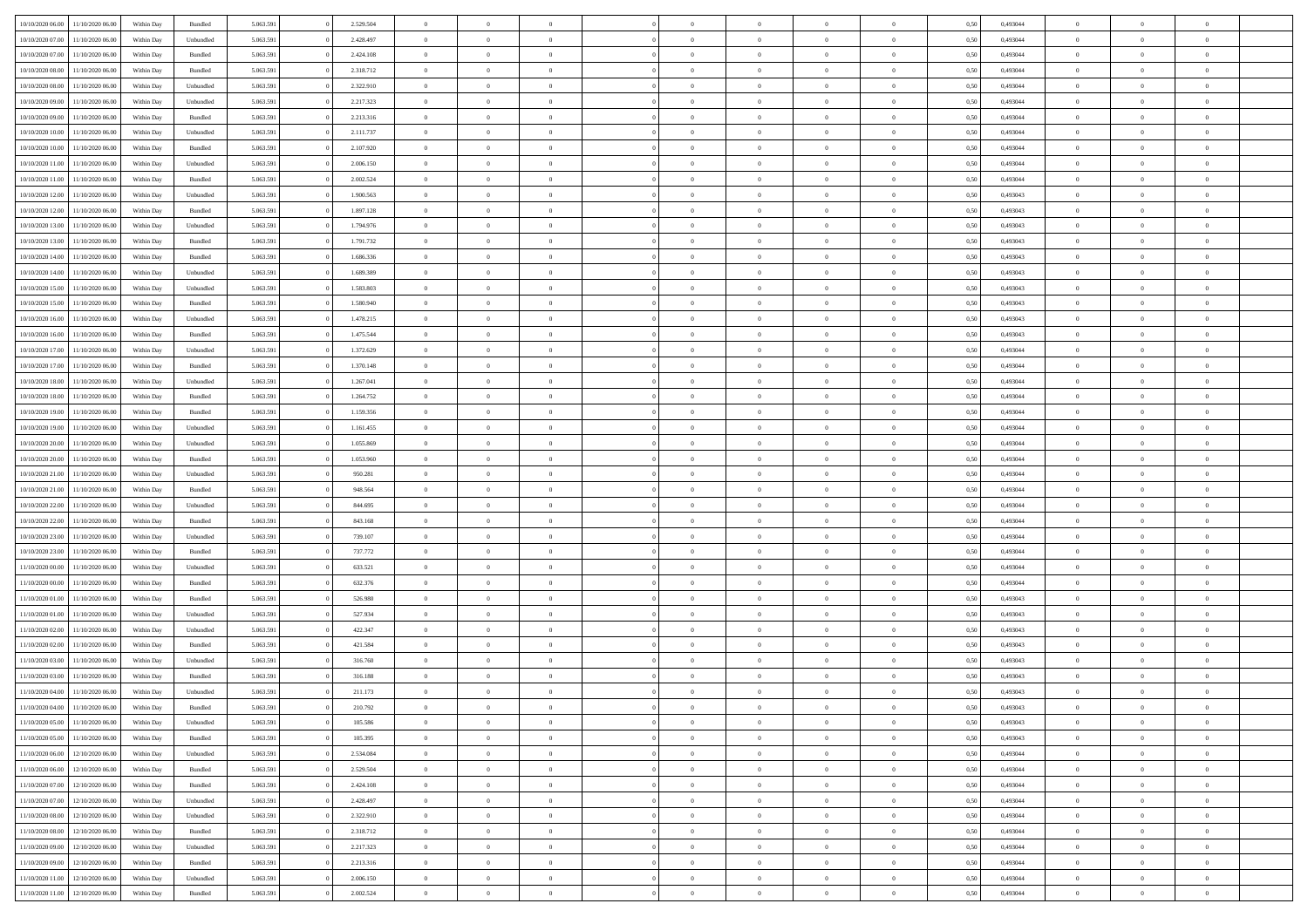| | | | | | | | | | | | | | | | | | | | | | |
|---|---|---|---|---|---|---|---|---|---|---|---|---|---|---|---|---|---|---|---|---|---|
| 10/10/2020 06:00 | 11/10/2020 06:00 | Within Day | Bundled | 5.063.591 | 0 | 2.529.504 | 0 | 0 | 0 | | 0 | 0 | 0 | 0 | 0 | 0,50 | 0,493044 | 0 | 0 | 0 | |
| 10/10/2020 07:00 | 11/10/2020 06:00 | Within Day | Unbundled | 5.063.591 | 0 | 2.428.497 | 0 | 0 | 0 | | 0 | 0 | 0 | 0 | 0 | 0,50 | 0,493044 | 0 | 0 | 0 | |
| 10/10/2020 07:00 | 11/10/2020 06:00 | Within Day | Bundled | 5.063.591 | 0 | 2.424.108 | 0 | 0 | 0 | | 0 | 0 | 0 | 0 | 0 | 0,50 | 0,493044 | 0 | 0 | 0 | |
| 10/10/2020 08:00 | 11/10/2020 06:00 | Within Day | Bundled | 5.063.591 | 0 | 2.318.712 | 0 | 0 | 0 | | 0 | 0 | 0 | 0 | 0 | 0,50 | 0,493044 | 0 | 0 | 0 | |
| 10/10/2020 08:00 | 11/10/2020 06:00 | Within Day | Unbundled | 5.063.591 | 0 | 2.322.910 | 0 | 0 | 0 | | 0 | 0 | 0 | 0 | 0 | 0,50 | 0,493044 | 0 | 0 | 0 | |
| 10/10/2020 09:00 | 11/10/2020 06:00 | Within Day | Unbundled | 5.063.591 | 0 | 2.217.323 | 0 | 0 | 0 | | 0 | 0 | 0 | 0 | 0 | 0,50 | 0,493044 | 0 | 0 | 0 | |
| 10/10/2020 09:00 | 11/10/2020 06:00 | Within Day | Bundled | 5.063.591 | 0 | 2.213.316 | 0 | 0 | 0 | | 0 | 0 | 0 | 0 | 0 | 0,50 | 0,493044 | 0 | 0 | 0 | |
| 10/10/2020 10:00 | 11/10/2020 06:00 | Within Day | Unbundled | 5.063.591 | 0 | 2.111.737 | 0 | 0 | 0 | | 0 | 0 | 0 | 0 | 0 | 0,50 | 0,493044 | 0 | 0 | 0 | |
| 10/10/2020 10:00 | 11/10/2020 06:00 | Within Day | Bundled | 5.063.591 | 0 | 2.107.920 | 0 | 0 | 0 | | 0 | 0 | 0 | 0 | 0 | 0,50 | 0,493044 | 0 | 0 | 0 | |
| 10/10/2020 11:00 | 11/10/2020 06:00 | Within Day | Unbundled | 5.063.591 | 0 | 2.006.150 | 0 | 0 | 0 | | 0 | 0 | 0 | 0 | 0 | 0,50 | 0,493044 | 0 | 0 | 0 | |
| 10/10/2020 11:00 | 11/10/2020 06:00 | Within Day | Bundled | 5.063.591 | 0 | 2.002.524 | 0 | 0 | 0 | | 0 | 0 | 0 | 0 | 0 | 0,50 | 0,493044 | 0 | 0 | 0 | |
| 10/10/2020 12:00 | 11/10/2020 06:00 | Within Day | Unbundled | 5.063.591 | 0 | 1.900.563 | 0 | 0 | 0 | | 0 | 0 | 0 | 0 | 0 | 0,50 | 0,493043 | 0 | 0 | 0 | |
| 10/10/2020 12:00 | 11/10/2020 06:00 | Within Day | Bundled | 5.063.591 | 0 | 1.897.128 | 0 | 0 | 0 | | 0 | 0 | 0 | 0 | 0 | 0,50 | 0,493043 | 0 | 0 | 0 | |
| 10/10/2020 13:00 | 11/10/2020 06:00 | Within Day | Unbundled | 5.063.591 | 0 | 1.794.976 | 0 | 0 | 0 | | 0 | 0 | 0 | 0 | 0 | 0,50 | 0,493043 | 0 | 0 | 0 | |
| 10/10/2020 13:00 | 11/10/2020 06:00 | Within Day | Bundled | 5.063.591 | 0 | 1.791.732 | 0 | 0 | 0 | | 0 | 0 | 0 | 0 | 0 | 0,50 | 0,493043 | 0 | 0 | 0 | |
| 10/10/2020 14:00 | 11/10/2020 06:00 | Within Day | Bundled | 5.063.591 | 0 | 1.686.336 | 0 | 0 | 0 | | 0 | 0 | 0 | 0 | 0 | 0,50 | 0,493043 | 0 | 0 | 0 | |
| 10/10/2020 14:00 | 11/10/2020 06:00 | Within Day | Unbundled | 5.063.591 | 0 | 1.689.389 | 0 | 0 | 0 | | 0 | 0 | 0 | 0 | 0 | 0,50 | 0,493043 | 0 | 0 | 0 | |
| 10/10/2020 15:00 | 11/10/2020 06:00 | Within Day | Unbundled | 5.063.591 | 0 | 1.583.803 | 0 | 0 | 0 | | 0 | 0 | 0 | 0 | 0 | 0,50 | 0,493043 | 0 | 0 | 0 | |
| 10/10/2020 15:00 | 11/10/2020 06:00 | Within Day | Bundled | 5.063.591 | 0 | 1.580.940 | 0 | 0 | 0 | | 0 | 0 | 0 | 0 | 0 | 0,50 | 0,493043 | 0 | 0 | 0 | |
| 10/10/2020 16:00 | 11/10/2020 06:00 | Within Day | Unbundled | 5.063.591 | 0 | 1.478.215 | 0 | 0 | 0 | | 0 | 0 | 0 | 0 | 0 | 0,50 | 0,493043 | 0 | 0 | 0 | |
| 10/10/2020 16:00 | 11/10/2020 06:00 | Within Day | Bundled | 5.063.591 | 0 | 1.475.544 | 0 | 0 | 0 | | 0 | 0 | 0 | 0 | 0 | 0,50 | 0,493043 | 0 | 0 | 0 | |
| 10/10/2020 17:00 | 11/10/2020 06:00 | Within Day | Unbundled | 5.063.591 | 0 | 1.372.629 | 0 | 0 | 0 | | 0 | 0 | 0 | 0 | 0 | 0,50 | 0,493044 | 0 | 0 | 0 | |
| 10/10/2020 17:00 | 11/10/2020 06:00 | Within Day | Bundled | 5.063.591 | 0 | 1.370.148 | 0 | 0 | 0 | | 0 | 0 | 0 | 0 | 0 | 0,50 | 0,493044 | 0 | 0 | 0 | |
| 10/10/2020 18:00 | 11/10/2020 06:00 | Within Day | Unbundled | 5.063.591 | 0 | 1.267.041 | 0 | 0 | 0 | | 0 | 0 | 0 | 0 | 0 | 0,50 | 0,493044 | 0 | 0 | 0 | |
| 10/10/2020 18:00 | 11/10/2020 06:00 | Within Day | Bundled | 5.063.591 | 0 | 1.264.752 | 0 | 0 | 0 | | 0 | 0 | 0 | 0 | 0 | 0,50 | 0,493044 | 0 | 0 | 0 | |
| 10/10/2020 19:00 | 11/10/2020 06:00 | Within Day | Bundled | 5.063.591 | 0 | 1.159.356 | 0 | 0 | 0 | | 0 | 0 | 0 | 0 | 0 | 0,50 | 0,493044 | 0 | 0 | 0 | |
| 10/10/2020 19:00 | 11/10/2020 06:00 | Within Day | Unbundled | 5.063.591 | 0 | 1.161.455 | 0 | 0 | 0 | | 0 | 0 | 0 | 0 | 0 | 0,50 | 0,493044 | 0 | 0 | 0 | |
| 10/10/2020 20:00 | 11/10/2020 06:00 | Within Day | Unbundled | 5.063.591 | 0 | 1.055.869 | 0 | 0 | 0 | | 0 | 0 | 0 | 0 | 0 | 0,50 | 0,493044 | 0 | 0 | 0 | |
| 10/10/2020 20:00 | 11/10/2020 06:00 | Within Day | Bundled | 5.063.591 | 0 | 1.053.960 | 0 | 0 | 0 | | 0 | 0 | 0 | 0 | 0 | 0,50 | 0,493044 | 0 | 0 | 0 | |
| 10/10/2020 21:00 | 11/10/2020 06:00 | Within Day | Unbundled | 5.063.591 | 0 | 950.281 | 0 | 0 | 0 | | 0 | 0 | 0 | 0 | 0 | 0,50 | 0,493044 | 0 | 0 | 0 | |
| 10/10/2020 21:00 | 11/10/2020 06:00 | Within Day | Bundled | 5.063.591 | 0 | 948.564 | 0 | 0 | 0 | | 0 | 0 | 0 | 0 | 0 | 0,50 | 0,493044 | 0 | 0 | 0 | |
| 10/10/2020 22:00 | 11/10/2020 06:00 | Within Day | Unbundled | 5.063.591 | 0 | 844.695 | 0 | 0 | 0 | | 0 | 0 | 0 | 0 | 0 | 0,50 | 0,493044 | 0 | 0 | 0 | |
| 10/10/2020 22:00 | 11/10/2020 06:00 | Within Day | Bundled | 5.063.591 | 0 | 843.168 | 0 | 0 | 0 | | 0 | 0 | 0 | 0 | 0 | 0,50 | 0,493044 | 0 | 0 | 0 | |
| 10/10/2020 23:00 | 11/10/2020 06:00 | Within Day | Unbundled | 5.063.591 | 0 | 739.107 | 0 | 0 | 0 | | 0 | 0 | 0 | 0 | 0 | 0,50 | 0,493044 | 0 | 0 | 0 | |
| 10/10/2020 23:00 | 11/10/2020 06:00 | Within Day | Bundled | 5.063.591 | 0 | 737.772 | 0 | 0 | 0 | | 0 | 0 | 0 | 0 | 0 | 0,50 | 0,493044 | 0 | 0 | 0 | |
| 11/10/2020 00:00 | 11/10/2020 06:00 | Within Day | Unbundled | 5.063.591 | 0 | 633.521 | 0 | 0 | 0 | | 0 | 0 | 0 | 0 | 0 | 0,50 | 0,493044 | 0 | 0 | 0 | |
| 11/10/2020 00:00 | 11/10/2020 06:00 | Within Day | Bundled | 5.063.591 | 0 | 632.376 | 0 | 0 | 0 | | 0 | 0 | 0 | 0 | 0 | 0,50 | 0,493044 | 0 | 0 | 0 | |
| 11/10/2020 01:00 | 11/10/2020 06:00 | Within Day | Bundled | 5.063.591 | 0 | 526.980 | 0 | 0 | 0 | | 0 | 0 | 0 | 0 | 0 | 0,50 | 0,493043 | 0 | 0 | 0 | |
| 11/10/2020 01:00 | 11/10/2020 06:00 | Within Day | Unbundled | 5.063.591 | 0 | 527.934 | 0 | 0 | 0 | | 0 | 0 | 0 | 0 | 0 | 0,50 | 0,493043 | 0 | 0 | 0 | |
| 11/10/2020 02:00 | 11/10/2020 06:00 | Within Day | Unbundled | 5.063.591 | 0 | 422.347 | 0 | 0 | 0 | | 0 | 0 | 0 | 0 | 0 | 0,50 | 0,493043 | 0 | 0 | 0 | |
| 11/10/2020 02:00 | 11/10/2020 06:00 | Within Day | Bundled | 5.063.591 | 0 | 421.584 | 0 | 0 | 0 | | 0 | 0 | 0 | 0 | 0 | 0,50 | 0,493043 | 0 | 0 | 0 | |
| 11/10/2020 03:00 | 11/10/2020 06:00 | Within Day | Unbundled | 5.063.591 | 0 | 316.760 | 0 | 0 | 0 | | 0 | 0 | 0 | 0 | 0 | 0,50 | 0,493043 | 0 | 0 | 0 | |
| 11/10/2020 03:00 | 11/10/2020 06:00 | Within Day | Bundled | 5.063.591 | 0 | 316.188 | 0 | 0 | 0 | | 0 | 0 | 0 | 0 | 0 | 0,50 | 0,493043 | 0 | 0 | 0 | |
| 11/10/2020 04:00 | 11/10/2020 06:00 | Within Day | Unbundled | 5.063.591 | 0 | 211.173 | 0 | 0 | 0 | | 0 | 0 | 0 | 0 | 0 | 0,50 | 0,493043 | 0 | 0 | 0 | |
| 11/10/2020 04:00 | 11/10/2020 06:00 | Within Day | Bundled | 5.063.591 | 0 | 210.792 | 0 | 0 | 0 | | 0 | 0 | 0 | 0 | 0 | 0,50 | 0,493043 | 0 | 0 | 0 | |
| 11/10/2020 05:00 | 11/10/2020 06:00 | Within Day | Unbundled | 5.063.591 | 0 | 105.586 | 0 | 0 | 0 | | 0 | 0 | 0 | 0 | 0 | 0,50 | 0,493043 | 0 | 0 | 0 | |
| 11/10/2020 05:00 | 11/10/2020 06:00 | Within Day | Bundled | 5.063.591 | 0 | 105.395 | 0 | 0 | 0 | | 0 | 0 | 0 | 0 | 0 | 0,50 | 0,493043 | 0 | 0 | 0 | |
| 11/10/2020 06:00 | 12/10/2020 06:00 | Within Day | Unbundled | 5.063.591 | 0 | 2.534.084 | 0 | 0 | 0 | | 0 | 0 | 0 | 0 | 0 | 0,50 | 0,493044 | 0 | 0 | 0 | |
| 11/10/2020 06:00 | 12/10/2020 06:00 | Within Day | Bundled | 5.063.591 | 0 | 2.529.504 | 0 | 0 | 0 | | 0 | 0 | 0 | 0 | 0 | 0,50 | 0,493044 | 0 | 0 | 0 | |
| 11/10/2020 07:00 | 12/10/2020 06:00 | Within Day | Bundled | 5.063.591 | 0 | 2.424.108 | 0 | 0 | 0 | | 0 | 0 | 0 | 0 | 0 | 0,50 | 0,493044 | 0 | 0 | 0 | |
| 11/10/2020 07:00 | 12/10/2020 06:00 | Within Day | Unbundled | 5.063.591 | 0 | 2.428.497 | 0 | 0 | 0 | | 0 | 0 | 0 | 0 | 0 | 0,50 | 0,493044 | 0 | 0 | 0 | |
| 11/10/2020 08:00 | 12/10/2020 06:00 | Within Day | Unbundled | 5.063.591 | 0 | 2.322.910 | 0 | 0 | 0 | | 0 | 0 | 0 | 0 | 0 | 0,50 | 0,493044 | 0 | 0 | 0 | |
| 11/10/2020 08:00 | 12/10/2020 06:00 | Within Day | Bundled | 5.063.591 | 0 | 2.318.712 | 0 | 0 | 0 | | 0 | 0 | 0 | 0 | 0 | 0,50 | 0,493044 | 0 | 0 | 0 | |
| 11/10/2020 09:00 | 12/10/2020 06:00 | Within Day | Unbundled | 5.063.591 | 0 | 2.217.323 | 0 | 0 | 0 | | 0 | 0 | 0 | 0 | 0 | 0,50 | 0,493044 | 0 | 0 | 0 | |
| 11/10/2020 09:00 | 12/10/2020 06:00 | Within Day | Bundled | 5.063.591 | 0 | 2.213.316 | 0 | 0 | 0 | | 0 | 0 | 0 | 0 | 0 | 0,50 | 0,493044 | 0 | 0 | 0 | |
| 11/10/2020 11:00 | 12/10/2020 06:00 | Within Day | Unbundled | 5.063.591 | 0 | 2.006.150 | 0 | 0 | 0 | | 0 | 0 | 0 | 0 | 0 | 0,50 | 0,493044 | 0 | 0 | 0 | |
| 11/10/2020 11:00 | 12/10/2020 06:00 | Within Day | Bundled | 5.063.591 | 0 | 2.002.524 | 0 | 0 | 0 | | 0 | 0 | 0 | 0 | 0 | 0,50 | 0,493044 | 0 | 0 | 0 | |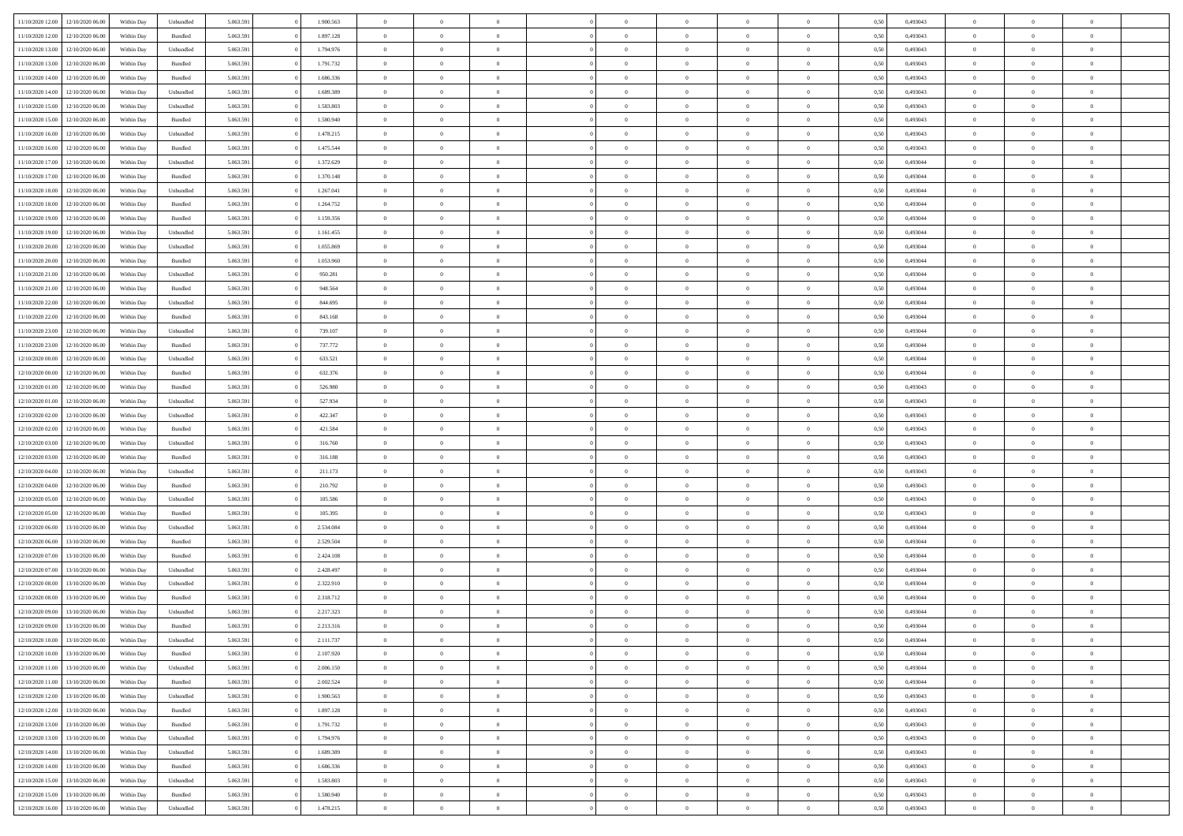| | | | | | | | | | | | | | | | | | | | | | |
|---|---|---|---|---|---|---|---|---|---|---|---|---|---|---|---|---|---|---|---|---|---|
| 11/10/2020 12.00 | 12/10/2020 06.00 | Within Day | Unbundled | 5.063.591 | 0 | 1.900.563 | 0 | 0 | 0 | | 0 | 0 | 0 | 0 | 0 | 0,50 | 0,493043 | 0 | 0 | 0 | |
| 11/10/2020 12.00 | 12/10/2020 06.00 | Within Day | Bundled | 5.063.591 | 0 | 1.897.128 | 0 | 0 | 0 | | 0 | 0 | 0 | 0 | 0 | 0,50 | 0,493043 | 0 | 0 | 0 | |
| 11/10/2020 13.00 | 12/10/2020 06.00 | Within Day | Unbundled | 5.063.591 | 0 | 1.794.976 | 0 | 0 | 0 | | 0 | 0 | 0 | 0 | 0 | 0,50 | 0,493043 | 0 | 0 | 0 | |
| 11/10/2020 13.00 | 12/10/2020 06.00 | Within Day | Bundled | 5.063.591 | 0 | 1.791.732 | 0 | 0 | 0 | | 0 | 0 | 0 | 0 | 0 | 0,50 | 0,493043 | 0 | 0 | 0 | |
| 11/10/2020 14.00 | 12/10/2020 06.00 | Within Day | Bundled | 5.063.591 | 0 | 1.686.336 | 0 | 0 | 0 | | 0 | 0 | 0 | 0 | 0 | 0,50 | 0,493043 | 0 | 0 | 0 | |
| 11/10/2020 14.00 | 12/10/2020 06.00 | Within Day | Unbundled | 5.063.591 | 0 | 1.689.389 | 0 | 0 | 0 | | 0 | 0 | 0 | 0 | 0 | 0,50 | 0,493043 | 0 | 0 | 0 | |
| 11/10/2020 15.00 | 12/10/2020 06.00 | Within Day | Unbundled | 5.063.591 | 0 | 1.583.803 | 0 | 0 | 0 | | 0 | 0 | 0 | 0 | 0 | 0,50 | 0,493043 | 0 | 0 | 0 | |
| 11/10/2020 15.00 | 12/10/2020 06.00 | Within Day | Bundled | 5.063.591 | 0 | 1.580.940 | 0 | 0 | 0 | | 0 | 0 | 0 | 0 | 0 | 0,50 | 0,493043 | 0 | 0 | 0 | |
| 11/10/2020 16.00 | 12/10/2020 06.00 | Within Day | Unbundled | 5.063.591 | 0 | 1.478.215 | 0 | 0 | 0 | | 0 | 0 | 0 | 0 | 0 | 0,50 | 0,493043 | 0 | 0 | 0 | |
| 11/10/2020 16.00 | 12/10/2020 06.00 | Within Day | Bundled | 5.063.591 | 0 | 1.475.544 | 0 | 0 | 0 | | 0 | 0 | 0 | 0 | 0 | 0,50 | 0,493043 | 0 | 0 | 0 | |
| 11/10/2020 17.00 | 12/10/2020 06.00 | Within Day | Unbundled | 5.063.591 | 0 | 1.372.629 | 0 | 0 | 0 | | 0 | 0 | 0 | 0 | 0 | 0,50 | 0,493044 | 0 | 0 | 0 | |
| 11/10/2020 17.00 | 12/10/2020 06.00 | Within Day | Bundled | 5.063.591 | 0 | 1.370.148 | 0 | 0 | 0 | | 0 | 0 | 0 | 0 | 0 | 0,50 | 0,493044 | 0 | 0 | 0 | |
| 11/10/2020 18.00 | 12/10/2020 06.00 | Within Day | Unbundled | 5.063.591 | 0 | 1.267.041 | 0 | 0 | 0 | | 0 | 0 | 0 | 0 | 0 | 0,50 | 0,493044 | 0 | 0 | 0 | |
| 11/10/2020 18.00 | 12/10/2020 06.00 | Within Day | Bundled | 5.063.591 | 0 | 1.264.752 | 0 | 0 | 0 | | 0 | 0 | 0 | 0 | 0 | 0,50 | 0,493044 | 0 | 0 | 0 | |
| 11/10/2020 19.00 | 12/10/2020 06.00 | Within Day | Bundled | 5.063.591 | 0 | 1.159.356 | 0 | 0 | 0 | | 0 | 0 | 0 | 0 | 0 | 0,50 | 0,493044 | 0 | 0 | 0 | |
| 11/10/2020 19.00 | 12/10/2020 06.00 | Within Day | Unbundled | 5.063.591 | 0 | 1.161.455 | 0 | 0 | 0 | | 0 | 0 | 0 | 0 | 0 | 0,50 | 0,493044 | 0 | 0 | 0 | |
| 11/10/2020 20.00 | 12/10/2020 06.00 | Within Day | Unbundled | 5.063.591 | 0 | 1.055.869 | 0 | 0 | 0 | | 0 | 0 | 0 | 0 | 0 | 0,50 | 0,493044 | 0 | 0 | 0 | |
| 11/10/2020 20.00 | 12/10/2020 06.00 | Within Day | Bundled | 5.063.591 | 0 | 1.053.960 | 0 | 0 | 0 | | 0 | 0 | 0 | 0 | 0 | 0,50 | 0,493044 | 0 | 0 | 0 | |
| 11/10/2020 21.00 | 12/10/2020 06.00 | Within Day | Unbundled | 5.063.591 | 0 | 950.281 | 0 | 0 | 0 | | 0 | 0 | 0 | 0 | 0 | 0,50 | 0,493044 | 0 | 0 | 0 | |
| 11/10/2020 21.00 | 12/10/2020 06.00 | Within Day | Bundled | 5.063.591 | 0 | 948.564 | 0 | 0 | 0 | | 0 | 0 | 0 | 0 | 0 | 0,50 | 0,493044 | 0 | 0 | 0 | |
| 11/10/2020 22.00 | 12/10/2020 06.00 | Within Day | Unbundled | 5.063.591 | 0 | 844.695 | 0 | 0 | 0 | | 0 | 0 | 0 | 0 | 0 | 0,50 | 0,493044 | 0 | 0 | 0 | |
| 11/10/2020 22.00 | 12/10/2020 06.00 | Within Day | Bundled | 5.063.591 | 0 | 843.168 | 0 | 0 | 0 | | 0 | 0 | 0 | 0 | 0 | 0,50 | 0,493044 | 0 | 0 | 0 | |
| 11/10/2020 23.00 | 12/10/2020 06.00 | Within Day | Unbundled | 5.063.591 | 0 | 739.107 | 0 | 0 | 0 | | 0 | 0 | 0 | 0 | 0 | 0,50 | 0,493044 | 0 | 0 | 0 | |
| 11/10/2020 23.00 | 12/10/2020 06.00 | Within Day | Bundled | 5.063.591 | 0 | 737.772 | 0 | 0 | 0 | | 0 | 0 | 0 | 0 | 0 | 0,50 | 0,493044 | 0 | 0 | 0 | |
| 12/10/2020 00.00 | 12/10/2020 06.00 | Within Day | Unbundled | 5.063.591 | 0 | 633.521 | 0 | 0 | 0 | | 0 | 0 | 0 | 0 | 0 | 0,50 | 0,493044 | 0 | 0 | 0 | |
| 12/10/2020 00.00 | 12/10/2020 06.00 | Within Day | Bundled | 5.063.591 | 0 | 632.376 | 0 | 0 | 0 | | 0 | 0 | 0 | 0 | 0 | 0,50 | 0,493044 | 0 | 0 | 0 | |
| 12/10/2020 01.00 | 12/10/2020 06.00 | Within Day | Bundled | 5.063.591 | 0 | 526.980 | 0 | 0 | 0 | | 0 | 0 | 0 | 0 | 0 | 0,50 | 0,493043 | 0 | 0 | 0 | |
| 12/10/2020 01.00 | 12/10/2020 06.00 | Within Day | Unbundled | 5.063.591 | 0 | 527.934 | 0 | 0 | 0 | | 0 | 0 | 0 | 0 | 0 | 0,50 | 0,493043 | 0 | 0 | 0 | |
| 12/10/2020 02.00 | 12/10/2020 06.00 | Within Day | Unbundled | 5.063.591 | 0 | 422.347 | 0 | 0 | 0 | | 0 | 0 | 0 | 0 | 0 | 0,50 | 0,493043 | 0 | 0 | 0 | |
| 12/10/2020 02.00 | 12/10/2020 06.00 | Within Day | Bundled | 5.063.591 | 0 | 421.584 | 0 | 0 | 0 | | 0 | 0 | 0 | 0 | 0 | 0,50 | 0,493043 | 0 | 0 | 0 | |
| 12/10/2020 03.00 | 12/10/2020 06.00 | Within Day | Unbundled | 5.063.591 | 0 | 316.760 | 0 | 0 | 0 | | 0 | 0 | 0 | 0 | 0 | 0,50 | 0,493043 | 0 | 0 | 0 | |
| 12/10/2020 03.00 | 12/10/2020 06.00 | Within Day | Bundled | 5.063.591 | 0 | 316.188 | 0 | 0 | 0 | | 0 | 0 | 0 | 0 | 0 | 0,50 | 0,493043 | 0 | 0 | 0 | |
| 12/10/2020 04.00 | 12/10/2020 06.00 | Within Day | Unbundled | 5.063.591 | 0 | 211.173 | 0 | 0 | 0 | | 0 | 0 | 0 | 0 | 0 | 0,50 | 0,493043 | 0 | 0 | 0 | |
| 12/10/2020 04.00 | 12/10/2020 06.00 | Within Day | Bundled | 5.063.591 | 0 | 210.792 | 0 | 0 | 0 | | 0 | 0 | 0 | 0 | 0 | 0,50 | 0,493043 | 0 | 0 | 0 | |
| 12/10/2020 05.00 | 12/10/2020 06.00 | Within Day | Unbundled | 5.063.591 | 0 | 105.586 | 0 | 0 | 0 | | 0 | 0 | 0 | 0 | 0 | 0,50 | 0,493043 | 0 | 0 | 0 | |
| 12/10/2020 05.00 | 12/10/2020 06.00 | Within Day | Bundled | 5.063.591 | 0 | 105.395 | 0 | 0 | 0 | | 0 | 0 | 0 | 0 | 0 | 0,50 | 0,493043 | 0 | 0 | 0 | |
| 12/10/2020 06.00 | 13/10/2020 06.00 | Within Day | Unbundled | 5.063.591 | 0 | 2.534.084 | 0 | 0 | 0 | | 0 | 0 | 0 | 0 | 0 | 0,50 | 0,493044 | 0 | 0 | 0 | |
| 12/10/2020 06.00 | 13/10/2020 06.00 | Within Day | Bundled | 5.063.591 | 0 | 2.529.504 | 0 | 0 | 0 | | 0 | 0 | 0 | 0 | 0 | 0,50 | 0,493044 | 0 | 0 | 0 | |
| 12/10/2020 07.00 | 13/10/2020 06.00 | Within Day | Bundled | 5.063.591 | 0 | 2.424.108 | 0 | 0 | 0 | | 0 | 0 | 0 | 0 | 0 | 0,50 | 0,493044 | 0 | 0 | 0 | |
| 12/10/2020 07.00 | 13/10/2020 06.00 | Within Day | Unbundled | 5.063.591 | 0 | 2.428.497 | 0 | 0 | 0 | | 0 | 0 | 0 | 0 | 0 | 0,50 | 0,493044 | 0 | 0 | 0 | |
| 12/10/2020 08.00 | 13/10/2020 06.00 | Within Day | Unbundled | 5.063.591 | 0 | 2.322.910 | 0 | 0 | 0 | | 0 | 0 | 0 | 0 | 0 | 0,50 | 0,493044 | 0 | 0 | 0 | |
| 12/10/2020 08.00 | 13/10/2020 06.00 | Within Day | Bundled | 5.063.591 | 0 | 2.318.712 | 0 | 0 | 0 | | 0 | 0 | 0 | 0 | 0 | 0,50 | 0,493044 | 0 | 0 | 0 | |
| 12/10/2020 09.00 | 13/10/2020 06.00 | Within Day | Unbundled | 5.063.591 | 0 | 2.217.323 | 0 | 0 | 0 | | 0 | 0 | 0 | 0 | 0 | 0,50 | 0,493044 | 0 | 0 | 0 | |
| 12/10/2020 09.00 | 13/10/2020 06.00 | Within Day | Bundled | 5.063.591 | 0 | 2.213.316 | 0 | 0 | 0 | | 0 | 0 | 0 | 0 | 0 | 0,50 | 0,493044 | 0 | 0 | 0 | |
| 12/10/2020 10.00 | 13/10/2020 06.00 | Within Day | Unbundled | 5.063.591 | 0 | 2.111.737 | 0 | 0 | 0 | | 0 | 0 | 0 | 0 | 0 | 0,50 | 0,493044 | 0 | 0 | 0 | |
| 12/10/2020 10.00 | 13/10/2020 06.00 | Within Day | Bundled | 5.063.591 | 0 | 2.107.920 | 0 | 0 | 0 | | 0 | 0 | 0 | 0 | 0 | 0,50 | 0,493044 | 0 | 0 | 0 | |
| 12/10/2020 11.00 | 13/10/2020 06.00 | Within Day | Unbundled | 5.063.591 | 0 | 2.006.150 | 0 | 0 | 0 | | 0 | 0 | 0 | 0 | 0 | 0,50 | 0,493044 | 0 | 0 | 0 | |
| 12/10/2020 11.00 | 13/10/2020 06.00 | Within Day | Bundled | 5.063.591 | 0 | 2.002.524 | 0 | 0 | 0 | | 0 | 0 | 0 | 0 | 0 | 0,50 | 0,493044 | 0 | 0 | 0 | |
| 12/10/2020 12.00 | 13/10/2020 06.00 | Within Day | Unbundled | 5.063.591 | 0 | 1.900.563 | 0 | 0 | 0 | | 0 | 0 | 0 | 0 | 0 | 0,50 | 0,493043 | 0 | 0 | 0 | |
| 12/10/2020 12.00 | 13/10/2020 06.00 | Within Day | Bundled | 5.063.591 | 0 | 1.897.128 | 0 | 0 | 0 | | 0 | 0 | 0 | 0 | 0 | 0,50 | 0,493043 | 0 | 0 | 0 | |
| 12/10/2020 13.00 | 13/10/2020 06.00 | Within Day | Bundled | 5.063.591 | 0 | 1.791.732 | 0 | 0 | 0 | | 0 | 0 | 0 | 0 | 0 | 0,50 | 0,493043 | 0 | 0 | 0 | |
| 12/10/2020 13.00 | 13/10/2020 06.00 | Within Day | Unbundled | 5.063.591 | 0 | 1.794.976 | 0 | 0 | 0 | | 0 | 0 | 0 | 0 | 0 | 0,50 | 0,493043 | 0 | 0 | 0 | |
| 12/10/2020 14.00 | 13/10/2020 06.00 | Within Day | Unbundled | 5.063.591 | 0 | 1.689.389 | 0 | 0 | 0 | | 0 | 0 | 0 | 0 | 0 | 0,50 | 0,493043 | 0 | 0 | 0 | |
| 12/10/2020 14.00 | 13/10/2020 06.00 | Within Day | Bundled | 5.063.591 | 0 | 1.686.336 | 0 | 0 | 0 | | 0 | 0 | 0 | 0 | 0 | 0,50 | 0,493043 | 0 | 0 | 0 | |
| 12/10/2020 15.00 | 13/10/2020 06.00 | Within Day | Unbundled | 5.063.591 | 0 | 1.583.803 | 0 | 0 | 0 | | 0 | 0 | 0 | 0 | 0 | 0,50 | 0,493043 | 0 | 0 | 0 | |
| 12/10/2020 15.00 | 13/10/2020 06.00 | Within Day | Bundled | 5.063.591 | 0 | 1.580.940 | 0 | 0 | 0 | | 0 | 0 | 0 | 0 | 0 | 0,50 | 0,493043 | 0 | 0 | 0 | |
| 12/10/2020 16.00 | 13/10/2020 06.00 | Within Day | Unbundled | 5.063.591 | 0 | 1.478.215 | 0 | 0 | 0 | | 0 | 0 | 0 | 0 | 0 | 0,50 | 0,493043 | 0 | 0 | 0 | |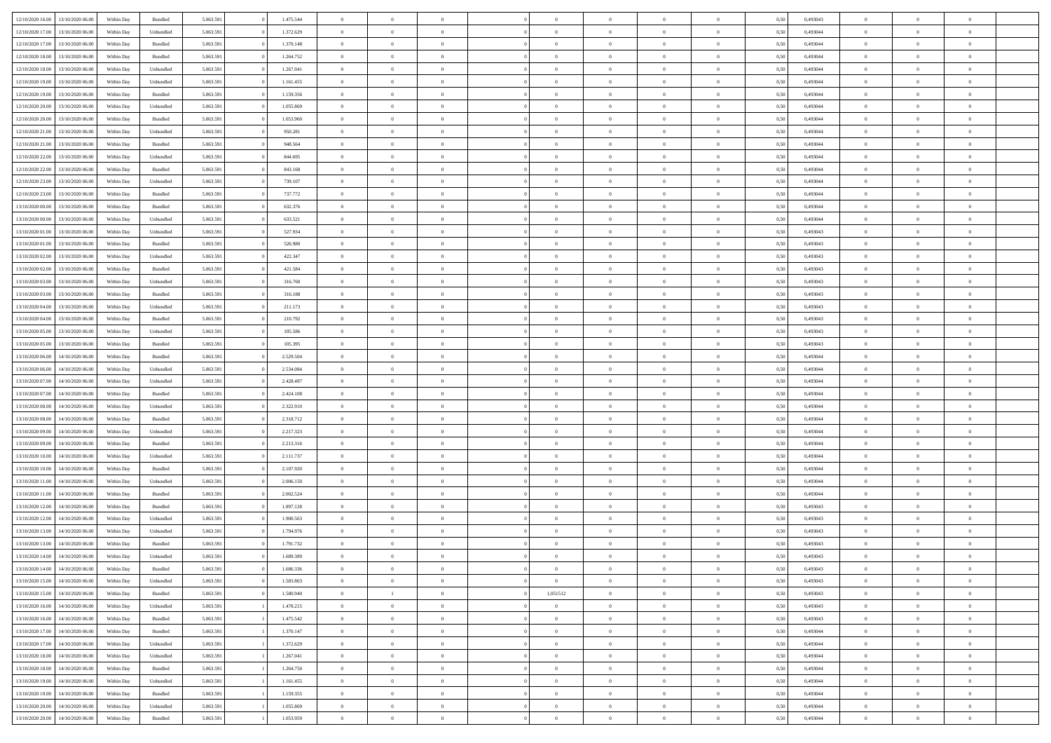| 12/10/2020 16:00 | 13/10/2020 06:00 | Within Day | Bundled | 5.063.591 | 0 | 1.475.544 | 0 | 0 | 0 | | 0 | 0 | 0 | 0 | 0,50 | 0,493043 | 0 | 0 | 0 | |
|---|---|---|---|---|---|---|---|---|---|---|---|---|---|---|---|---|---|---|---|---|
| 12/10/2020 17:00 | 13/10/2020 06:00 | Within Day | Unbundled | 5.063.591 | 0 | 1.372.629 | 0 | 0 | 0 | | 0 | 0 | 0 | 0 | 0,50 | 0,493044 | 0 | 0 | 0 | |
| 12/10/2020 17:00 | 13/10/2020 06:00 | Within Day | Bundled | 5.063.591 | 0 | 1.370.148 | 0 | 0 | 0 | | 0 | 0 | 0 | 0 | 0,50 | 0,493044 | 0 | 0 | 0 | |
| 12/10/2020 18:00 | 13/10/2020 06:00 | Within Day | Bundled | 5.063.591 | 0 | 1.264.752 | 0 | 0 | 0 | | 0 | 0 | 0 | 0 | 0,50 | 0,493044 | 0 | 0 | 0 | |
| 12/10/2020 18:00 | 13/10/2020 06:00 | Within Day | Unbundled | 5.063.591 | 0 | 1.267.041 | 0 | 0 | 0 | | 0 | 0 | 0 | 0 | 0,50 | 0,493044 | 0 | 0 | 0 | |
| 12/10/2020 19:00 | 13/10/2020 06:00 | Within Day | Unbundled | 5.063.591 | 0 | 1.161.455 | 0 | 0 | 0 | | 0 | 0 | 0 | 0 | 0,50 | 0,493044 | 0 | 0 | 0 | |
| 12/10/2020 19:00 | 13/10/2020 06:00 | Within Day | Bundled | 5.063.591 | 0 | 1.159.356 | 0 | 0 | 0 | | 0 | 0 | 0 | 0 | 0,50 | 0,493044 | 0 | 0 | 0 | |
| 12/10/2020 20:00 | 13/10/2020 06:00 | Within Day | Unbundled | 5.063.591 | 0 | 1.055.869 | 0 | 0 | 0 | | 0 | 0 | 0 | 0 | 0,50 | 0,493044 | 0 | 0 | 0 | |
| 12/10/2020 20:00 | 13/10/2020 06:00 | Within Day | Bundled | 5.063.591 | 0 | 1.053.960 | 0 | 0 | 0 | | 0 | 0 | 0 | 0 | 0,50 | 0,493044 | 0 | 0 | 0 | |
| 12/10/2020 21:00 | 13/10/2020 06:00 | Within Day | Unbundled | 5.063.591 | 0 | 950.281 | 0 | 0 | 0 | | 0 | 0 | 0 | 0 | 0,50 | 0,493044 | 0 | 0 | 0 | |
| 12/10/2020 21:00 | 13/10/2020 06:00 | Within Day | Bundled | 5.063.591 | 0 | 948.564 | 0 | 0 | 0 | | 0 | 0 | 0 | 0 | 0,50 | 0,493044 | 0 | 0 | 0 | |
| 12/10/2020 22:00 | 13/10/2020 06:00 | Within Day | Unbundled | 5.063.591 | 0 | 844.695 | 0 | 0 | 0 | | 0 | 0 | 0 | 0 | 0,50 | 0,493044 | 0 | 0 | 0 | |
| 12/10/2020 22:00 | 13/10/2020 06:00 | Within Day | Bundled | 5.063.591 | 0 | 843.168 | 0 | 0 | 0 | | 0 | 0 | 0 | 0 | 0,50 | 0,493044 | 0 | 0 | 0 | |
| 12/10/2020 23:00 | 13/10/2020 06:00 | Within Day | Unbundled | 5.063.591 | 0 | 739.107 | 0 | 0 | 0 | | 0 | 0 | 0 | 0 | 0,50 | 0,493044 | 0 | 0 | 0 | |
| 12/10/2020 23:00 | 13/10/2020 06:00 | Within Day | Bundled | 5.063.591 | 0 | 737.772 | 0 | 0 | 0 | | 0 | 0 | 0 | 0 | 0,50 | 0,493044 | 0 | 0 | 0 | |
| 13/10/2020 00:00 | 13/10/2020 06:00 | Within Day | Bundled | 5.063.591 | 0 | 632.376 | 0 | 0 | 0 | | 0 | 0 | 0 | 0 | 0,50 | 0,493044 | 0 | 0 | 0 | |
| 13/10/2020 00:00 | 13/10/2020 06:00 | Within Day | Unbundled | 5.063.591 | 0 | 633.521 | 0 | 0 | 0 | | 0 | 0 | 0 | 0 | 0,50 | 0,493044 | 0 | 0 | 0 | |
| 13/10/2020 01:00 | 13/10/2020 06:00 | Within Day | Unbundled | 5.063.591 | 0 | 527.934 | 0 | 0 | 0 | | 0 | 0 | 0 | 0 | 0,50 | 0,493043 | 0 | 0 | 0 | |
| 13/10/2020 01:00 | 13/10/2020 06:00 | Within Day | Bundled | 5.063.591 | 0 | 526.980 | 0 | 0 | 0 | | 0 | 0 | 0 | 0 | 0,50 | 0,493043 | 0 | 0 | 0 | |
| 13/10/2020 02:00 | 13/10/2020 06:00 | Within Day | Unbundled | 5.063.591 | 0 | 422.347 | 0 | 0 | 0 | | 0 | 0 | 0 | 0 | 0,50 | 0,493043 | 0 | 0 | 0 | |
| 13/10/2020 02:00 | 13/10/2020 06:00 | Within Day | Bundled | 5.063.591 | 0 | 421.584 | 0 | 0 | 0 | | 0 | 0 | 0 | 0 | 0,50 | 0,493043 | 0 | 0 | 0 | |
| 13/10/2020 03:00 | 13/10/2020 06:00 | Within Day | Unbundled | 5.063.591 | 0 | 316.760 | 0 | 0 | 0 | | 0 | 0 | 0 | 0 | 0,50 | 0,493043 | 0 | 0 | 0 | |
| 13/10/2020 03:00 | 13/10/2020 06:00 | Within Day | Bundled | 5.063.591 | 0 | 316.188 | 0 | 0 | 0 | | 0 | 0 | 0 | 0 | 0,50 | 0,493043 | 0 | 0 | 0 | |
| 13/10/2020 04:00 | 13/10/2020 06:00 | Within Day | Unbundled | 5.063.591 | 0 | 211.173 | 0 | 0 | 0 | | 0 | 0 | 0 | 0 | 0,50 | 0,493043 | 0 | 0 | 0 | |
| 13/10/2020 04:00 | 13/10/2020 06:00 | Within Day | Bundled | 5.063.591 | 0 | 210.792 | 0 | 0 | 0 | | 0 | 0 | 0 | 0 | 0,50 | 0,493043 | 0 | 0 | 0 | |
| 13/10/2020 05:00 | 13/10/2020 06:00 | Within Day | Unbundled | 5.063.591 | 0 | 105.586 | 0 | 0 | 0 | | 0 | 0 | 0 | 0 | 0,50 | 0,493043 | 0 | 0 | 0 | |
| 13/10/2020 05:00 | 13/10/2020 06:00 | Within Day | Bundled | 5.063.591 | 0 | 105.395 | 0 | 0 | 0 | | 0 | 0 | 0 | 0 | 0,50 | 0,493043 | 0 | 0 | 0 | |
| 13/10/2020 06:00 | 14/10/2020 06:00 | Within Day | Bundled | 5.063.591 | 0 | 2.529.504 | 0 | 0 | 0 | | 0 | 0 | 0 | 0 | 0,50 | 0,493044 | 0 | 0 | 0 | |
| 13/10/2020 06:00 | 14/10/2020 06:00 | Within Day | Unbundled | 5.063.591 | 0 | 2.534.084 | 0 | 0 | 0 | | 0 | 0 | 0 | 0 | 0,50 | 0,493044 | 0 | 0 | 0 | |
| 13/10/2020 07:00 | 14/10/2020 06:00 | Within Day | Unbundled | 5.063.591 | 0 | 2.428.497 | 0 | 0 | 0 | | 0 | 0 | 0 | 0 | 0,50 | 0,493044 | 0 | 0 | 0 | |
| 13/10/2020 07:00 | 14/10/2020 06:00 | Within Day | Bundled | 5.063.591 | 0 | 2.424.108 | 0 | 0 | 0 | | 0 | 0 | 0 | 0 | 0,50 | 0,493044 | 0 | 0 | 0 | |
| 13/10/2020 08:00 | 14/10/2020 06:00 | Within Day | Unbundled | 5.063.591 | 0 | 2.322.910 | 0 | 0 | 0 | | 0 | 0 | 0 | 0 | 0,50 | 0,493044 | 0 | 0 | 0 | |
| 13/10/2020 08:00 | 14/10/2020 06:00 | Within Day | Bundled | 5.063.591 | 0 | 2.318.712 | 0 | 0 | 0 | | 0 | 0 | 0 | 0 | 0,50 | 0,493044 | 0 | 0 | 0 | |
| 13/10/2020 09:00 | 14/10/2020 06:00 | Within Day | Unbundled | 5.063.591 | 0 | 2.217.323 | 0 | 0 | 0 | | 0 | 0 | 0 | 0 | 0,50 | 0,493044 | 0 | 0 | 0 | |
| 13/10/2020 09:00 | 14/10/2020 06:00 | Within Day | Bundled | 5.063.591 | 0 | 2.213.316 | 0 | 0 | 0 | | 0 | 0 | 0 | 0 | 0,50 | 0,493044 | 0 | 0 | 0 | |
| 13/10/2020 10:00 | 14/10/2020 06:00 | Within Day | Unbundled | 5.063.591 | 0 | 2.111.737 | 0 | 0 | 0 | | 0 | 0 | 0 | 0 | 0,50 | 0,493044 | 0 | 0 | 0 | |
| 13/10/2020 10:00 | 14/10/2020 06:00 | Within Day | Bundled | 5.063.591 | 0 | 2.107.920 | 0 | 0 | 0 | | 0 | 0 | 0 | 0 | 0,50 | 0,493044 | 0 | 0 | 0 | |
| 13/10/2020 11:00 | 14/10/2020 06:00 | Within Day | Unbundled | 5.063.591 | 0 | 2.006.150 | 0 | 0 | 0 | | 0 | 0 | 0 | 0 | 0,50 | 0,493044 | 0 | 0 | 0 | |
| 13/10/2020 11:00 | 14/10/2020 06:00 | Within Day | Bundled | 5.063.591 | 0 | 2.002.524 | 0 | 0 | 0 | | 0 | 0 | 0 | 0 | 0,50 | 0,493044 | 0 | 0 | 0 | |
| 13/10/2020 12:00 | 14/10/2020 06:00 | Within Day | Bundled | 5.063.591 | 0 | 1.897.128 | 0 | 0 | 0 | | 0 | 0 | 0 | 0 | 0,50 | 0,493043 | 0 | 0 | 0 | |
| 13/10/2020 12:00 | 14/10/2020 06:00 | Within Day | Unbundled | 5.063.591 | 0 | 1.900.563 | 0 | 0 | 0 | | 0 | 0 | 0 | 0 | 0,50 | 0,493043 | 0 | 0 | 0 | |
| 13/10/2020 13:00 | 14/10/2020 06:00 | Within Day | Unbundled | 5.063.591 | 0 | 1.794.976 | 0 | 0 | 0 | | 0 | 0 | 0 | 0 | 0,50 | 0,493043 | 0 | 0 | 0 | |
| 13/10/2020 13:00 | 14/10/2020 06:00 | Within Day | Bundled | 5.063.591 | 0 | 1.791.732 | 0 | 0 | 0 | | 0 | 0 | 0 | 0 | 0,50 | 0,493043 | 0 | 0 | 0 | |
| 13/10/2020 14:00 | 14/10/2020 06:00 | Within Day | Unbundled | 5.063.591 | 0 | 1.689.389 | 0 | 0 | 0 | | 0 | 0 | 0 | 0 | 0,50 | 0,493043 | 0 | 0 | 0 | |
| 13/10/2020 14:00 | 14/10/2020 06:00 | Within Day | Bundled | 5.063.591 | 0 | 1.686.336 | 0 | 0 | 0 | | 0 | 0 | 0 | 0 | 0,50 | 0,493043 | 0 | 0 | 0 | |
| 13/10/2020 15:00 | 14/10/2020 06:00 | Within Day | Unbundled | 5.063.591 | 0 | 1.583.803 | 0 | 0 | 0 | | 0 | 0 | 0 | 0 | 0,50 | 0,493043 | 0 | 0 | 0 | |
| 13/10/2020 15:00 | 14/10/2020 06:00 | Within Day | Bundled | 5.063.591 | 0 | 1.580.940 | 0 | 1 | 0 | | 1,051512 | 0 | 0 | 0 | 0,50 | 0,493043 | 0 | 0 | 0 | |
| 13/10/2020 16:00 | 14/10/2020 06:00 | Within Day | Unbundled | 5.063.591 | 1 | 1.478.215 | 0 | 0 | 0 | | 0 | 0 | 0 | 0 | 0,50 | 0,493043 | 0 | 0 | 0 | |
| 13/10/2020 16:00 | 14/10/2020 06:00 | Within Day | Bundled | 5.063.591 | 1 | 1.475.542 | 0 | 0 | 0 | | 0 | 0 | 0 | 0 | 0,50 | 0,493043 | 0 | 0 | 0 | |
| 13/10/2020 17:00 | 14/10/2020 06:00 | Within Day | Bundled | 5.063.591 | 1 | 1.370.147 | 0 | 0 | 0 | | 0 | 0 | 0 | 0 | 0,50 | 0,493044 | 0 | 0 | 0 | |
| 13/10/2020 17:00 | 14/10/2020 06:00 | Within Day | Unbundled | 5.063.591 | 1 | 1.372.629 | 0 | 0 | 0 | | 0 | 0 | 0 | 0 | 0,50 | 0,493044 | 0 | 0 | 0 | |
| 13/10/2020 18:00 | 14/10/2020 06:00 | Within Day | Unbundled | 5.063.591 | 1 | 1.267.041 | 0 | 0 | 0 | | 0 | 0 | 0 | 0 | 0,50 | 0,493044 | 0 | 0 | 0 | |
| 13/10/2020 18:00 | 14/10/2020 06:00 | Within Day | Bundled | 5.063.591 | 1 | 1.264.750 | 0 | 0 | 0 | | 0 | 0 | 0 | 0 | 0,50 | 0,493044 | 0 | 0 | 0 | |
| 13/10/2020 19:00 | 14/10/2020 06:00 | Within Day | Unbundled | 5.063.591 | 1 | 1.161.455 | 0 | 0 | 0 | | 0 | 0 | 0 | 0 | 0,50 | 0,493044 | 0 | 0 | 0 | |
| 13/10/2020 19:00 | 14/10/2020 06:00 | Within Day | Bundled | 5.063.591 | 1 | 1.159.355 | 0 | 0 | 0 | | 0 | 0 | 0 | 0 | 0,50 | 0,493044 | 0 | 0 | 0 | |
| 13/10/2020 20:00 | 14/10/2020 06:00 | Within Day | Unbundled | 5.063.591 | 1 | 1.055.869 | 0 | 0 | 0 | | 0 | 0 | 0 | 0 | 0,50 | 0,493044 | 0 | 0 | 0 | |
| 13/10/2020 20:00 | 14/10/2020 06:00 | Within Day | Bundled | 5.063.591 | 1 | 1.053.959 | 0 | 0 | 0 | | 0 | 0 | 0 | 0 | 0,50 | 0,493044 | 0 | 0 | 0 | |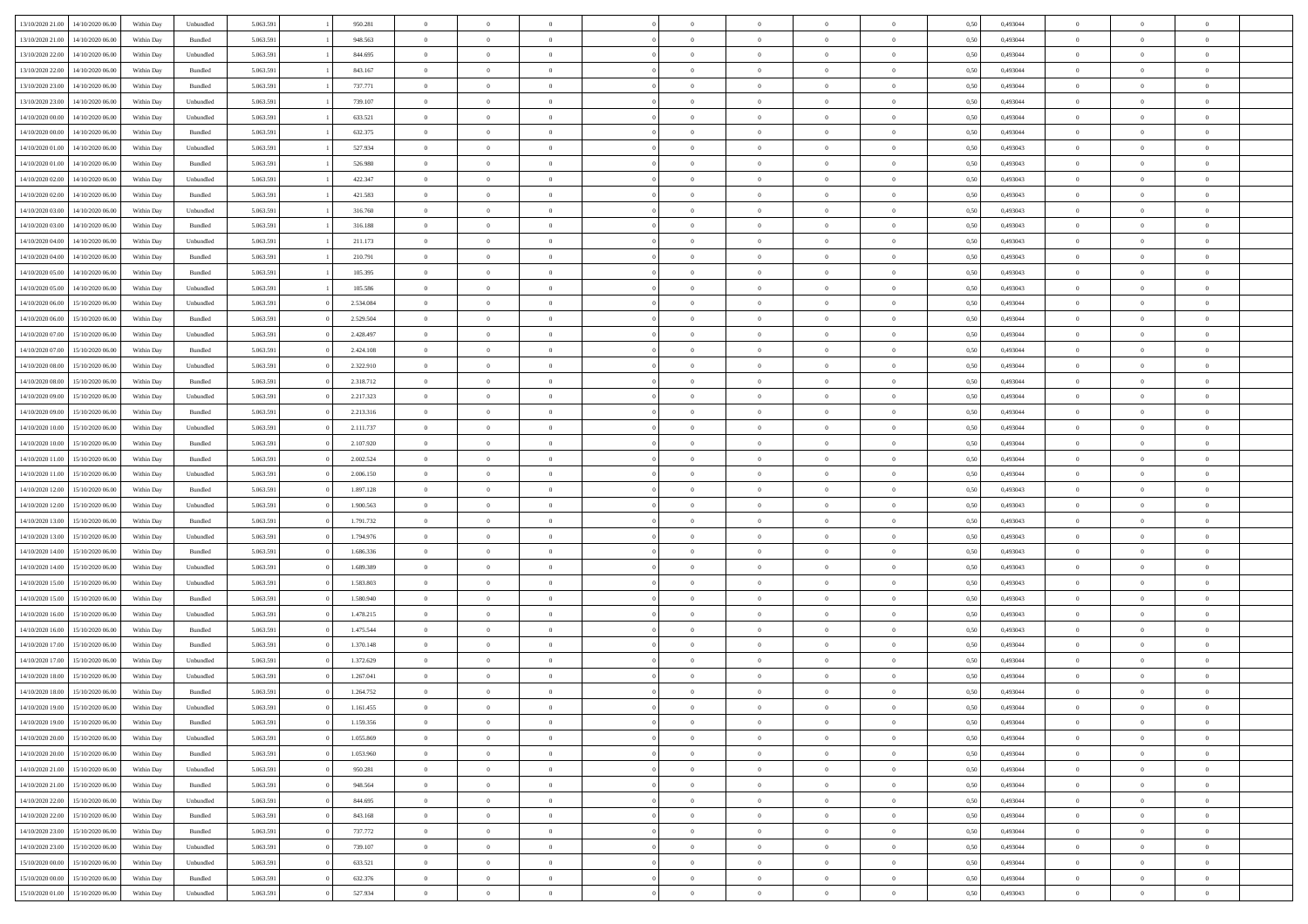| | | | | | | | | | | | | | | | | | | | | | |
|---|---|---|---|---|---|---|---|---|---|---|---|---|---|---|---|---|---|---|---|---|---|
| 13/10/2020 21:00 | 14/10/2020 06:00 | Within Day | Unbundled | 5.063.591 | 1 | 950.281 | 0 | 0 | 0 | | 0 | 0 | 0 | 0 | 0 | 0,50 | 0,493044 | 0 | 0 | 0 | |
| 13/10/2020 21:00 | 14/10/2020 06:00 | Within Day | Bundled | 5.063.591 | 1 | 948.563 | 0 | 0 | 0 | | 0 | 0 | 0 | 0 | 0 | 0,50 | 0,493044 | 0 | 0 | 0 | |
| 13/10/2020 22:00 | 14/10/2020 06:00 | Within Day | Unbundled | 5.063.591 | 1 | 844.695 | 0 | 0 | 0 | | 0 | 0 | 0 | 0 | 0 | 0,50 | 0,493044 | 0 | 0 | 0 | |
| 13/10/2020 22:00 | 14/10/2020 06:00 | Within Day | Bundled | 5.063.591 | 1 | 843.167 | 0 | 0 | 0 | | 0 | 0 | 0 | 0 | 0 | 0,50 | 0,493044 | 0 | 0 | 0 | |
| 13/10/2020 23:00 | 14/10/2020 06:00 | Within Day | Bundled | 5.063.591 | 1 | 737.771 | 0 | 0 | 0 | | 0 | 0 | 0 | 0 | 0 | 0,50 | 0,493044 | 0 | 0 | 0 | |
| 13/10/2020 23:00 | 14/10/2020 06:00 | Within Day | Unbundled | 5.063.591 | 1 | 739.107 | 0 | 0 | 0 | | 0 | 0 | 0 | 0 | 0 | 0,50 | 0,493044 | 0 | 0 | 0 | |
| 14/10/2020 00:00 | 14/10/2020 06:00 | Within Day | Unbundled | 5.063.591 | 1 | 633.521 | 0 | 0 | 0 | | 0 | 0 | 0 | 0 | 0 | 0,50 | 0,493044 | 0 | 0 | 0 | |
| 14/10/2020 00:00 | 14/10/2020 06:00 | Within Day | Bundled | 5.063.591 | 1 | 632.375 | 0 | 0 | 0 | | 0 | 0 | 0 | 0 | 0 | 0,50 | 0,493044 | 0 | 0 | 0 | |
| 14/10/2020 01:00 | 14/10/2020 06:00 | Within Day | Unbundled | 5.063.591 | 1 | 527.934 | 0 | 0 | 0 | | 0 | 0 | 0 | 0 | 0 | 0,50 | 0,493043 | 0 | 0 | 0 | |
| 14/10/2020 01:00 | 14/10/2020 06:00 | Within Day | Bundled | 5.063.591 | 1 | 526.980 | 0 | 0 | 0 | | 0 | 0 | 0 | 0 | 0 | 0,50 | 0,493043 | 0 | 0 | 0 | |
| 14/10/2020 02:00 | 14/10/2020 06:00 | Within Day | Unbundled | 5.063.591 | 1 | 422.347 | 0 | 0 | 0 | | 0 | 0 | 0 | 0 | 0 | 0,50 | 0,493043 | 0 | 0 | 0 | |
| 14/10/2020 02:00 | 14/10/2020 06:00 | Within Day | Bundled | 5.063.591 | 1 | 421.583 | 0 | 0 | 0 | | 0 | 0 | 0 | 0 | 0 | 0,50 | 0,493043 | 0 | 0 | 0 | |
| 14/10/2020 03:00 | 14/10/2020 06:00 | Within Day | Unbundled | 5.063.591 | 1 | 316.760 | 0 | 0 | 0 | | 0 | 0 | 0 | 0 | 0 | 0,50 | 0,493043 | 0 | 0 | 0 | |
| 14/10/2020 03:00 | 14/10/2020 06:00 | Within Day | Bundled | 5.063.591 | 1 | 316.188 | 0 | 0 | 0 | | 0 | 0 | 0 | 0 | 0 | 0,50 | 0,493043 | 0 | 0 | 0 | |
| 14/10/2020 04:00 | 14/10/2020 06:00 | Within Day | Unbundled | 5.063.591 | 1 | 211.173 | 0 | 0 | 0 | | 0 | 0 | 0 | 0 | 0 | 0,50 | 0,493043 | 0 | 0 | 0 | |
| 14/10/2020 04:00 | 14/10/2020 06:00 | Within Day | Bundled | 5.063.591 | 1 | 210.791 | 0 | 0 | 0 | | 0 | 0 | 0 | 0 | 0 | 0,50 | 0,493043 | 0 | 0 | 0 | |
| 14/10/2020 05:00 | 14/10/2020 06:00 | Within Day | Bundled | 5.063.591 | 1 | 105.395 | 0 | 0 | 0 | | 0 | 0 | 0 | 0 | 0 | 0,50 | 0,493043 | 0 | 0 | 0 | |
| 14/10/2020 05:00 | 14/10/2020 06:00 | Within Day | Unbundled | 5.063.591 | 1 | 105.586 | 0 | 0 | 0 | | 0 | 0 | 0 | 0 | 0 | 0,50 | 0,493043 | 0 | 0 | 0 | |
| 14/10/2020 06:00 | 15/10/2020 06:00 | Within Day | Unbundled | 5.063.591 | 0 | 2.534.084 | 0 | 0 | 0 | | 0 | 0 | 0 | 0 | 0 | 0,50 | 0,493044 | 0 | 0 | 0 | |
| 14/10/2020 06:00 | 15/10/2020 06:00 | Within Day | Bundled | 5.063.591 | 0 | 2.529.504 | 0 | 0 | 0 | | 0 | 0 | 0 | 0 | 0 | 0,50 | 0,493044 | 0 | 0 | 0 | |
| 14/10/2020 07:00 | 15/10/2020 06:00 | Within Day | Unbundled | 5.063.591 | 0 | 2.428.497 | 0 | 0 | 0 | | 0 | 0 | 0 | 0 | 0 | 0,50 | 0,493044 | 0 | 0 | 0 | |
| 14/10/2020 07:00 | 15/10/2020 06:00 | Within Day | Bundled | 5.063.591 | 0 | 2.424.108 | 0 | 0 | 0 | | 0 | 0 | 0 | 0 | 0 | 0,50 | 0,493044 | 0 | 0 | 0 | |
| 14/10/2020 08:00 | 15/10/2020 06:00 | Within Day | Unbundled | 5.063.591 | 0 | 2.322.910 | 0 | 0 | 0 | | 0 | 0 | 0 | 0 | 0 | 0,50 | 0,493044 | 0 | 0 | 0 | |
| 14/10/2020 08:00 | 15/10/2020 06:00 | Within Day | Bundled | 5.063.591 | 0 | 2.318.712 | 0 | 0 | 0 | | 0 | 0 | 0 | 0 | 0 | 0,50 | 0,493044 | 0 | 0 | 0 | |
| 14/10/2020 09:00 | 15/10/2020 06:00 | Within Day | Unbundled | 5.063.591 | 0 | 2.217.323 | 0 | 0 | 0 | | 0 | 0 | 0 | 0 | 0 | 0,50 | 0,493044 | 0 | 0 | 0 | |
| 14/10/2020 09:00 | 15/10/2020 06:00 | Within Day | Bundled | 5.063.591 | 0 | 2.213.316 | 0 | 0 | 0 | | 0 | 0 | 0 | 0 | 0 | 0,50 | 0,493044 | 0 | 0 | 0 | |
| 14/10/2020 10:00 | 15/10/2020 06:00 | Within Day | Unbundled | 5.063.591 | 0 | 2.111.737 | 0 | 0 | 0 | | 0 | 0 | 0 | 0 | 0 | 0,50 | 0,493044 | 0 | 0 | 0 | |
| 14/10/2020 10:00 | 15/10/2020 06:00 | Within Day | Bundled | 5.063.591 | 0 | 2.107.920 | 0 | 0 | 0 | | 0 | 0 | 0 | 0 | 0 | 0,50 | 0,493044 | 0 | 0 | 0 | |
| 14/10/2020 11:00 | 15/10/2020 06:00 | Within Day | Bundled | 5.063.591 | 0 | 2.002.524 | 0 | 0 | 0 | | 0 | 0 | 0 | 0 | 0 | 0,50 | 0,493044 | 0 | 0 | 0 | |
| 14/10/2020 11:00 | 15/10/2020 06:00 | Within Day | Unbundled | 5.063.591 | 0 | 2.006.150 | 0 | 0 | 0 | | 0 | 0 | 0 | 0 | 0 | 0,50 | 0,493044 | 0 | 0 | 0 | |
| 14/10/2020 12:00 | 15/10/2020 06:00 | Within Day | Bundled | 5.063.591 | 0 | 1.897.128 | 0 | 0 | 0 | | 0 | 0 | 0 | 0 | 0 | 0,50 | 0,493043 | 0 | 0 | 0 | |
| 14/10/2020 12:00 | 15/10/2020 06:00 | Within Day | Unbundled | 5.063.591 | 0 | 1.900.563 | 0 | 0 | 0 | | 0 | 0 | 0 | 0 | 0 | 0,50 | 0,493043 | 0 | 0 | 0 | |
| 14/10/2020 13:00 | 15/10/2020 06:00 | Within Day | Bundled | 5.063.591 | 0 | 1.791.732 | 0 | 0 | 0 | | 0 | 0 | 0 | 0 | 0 | 0,50 | 0,493043 | 0 | 0 | 0 | |
| 14/10/2020 13:00 | 15/10/2020 06:00 | Within Day | Unbundled | 5.063.591 | 0 | 1.794.976 | 0 | 0 | 0 | | 0 | 0 | 0 | 0 | 0 | 0,50 | 0,493043 | 0 | 0 | 0 | |
| 14/10/2020 14:00 | 15/10/2020 06:00 | Within Day | Bundled | 5.063.591 | 0 | 1.686.336 | 0 | 0 | 0 | | 0 | 0 | 0 | 0 | 0 | 0,50 | 0,493043 | 0 | 0 | 0 | |
| 14/10/2020 14:00 | 15/10/2020 06:00 | Within Day | Unbundled | 5.063.591 | 0 | 1.689.389 | 0 | 0 | 0 | | 0 | 0 | 0 | 0 | 0 | 0,50 | 0,493043 | 0 | 0 | 0 | |
| 14/10/2020 15:00 | 15/10/2020 06:00 | Within Day | Unbundled | 5.063.591 | 0 | 1.583.803 | 0 | 0 | 0 | | 0 | 0 | 0 | 0 | 0 | 0,50 | 0,493043 | 0 | 0 | 0 | |
| 14/10/2020 15:00 | 15/10/2020 06:00 | Within Day | Bundled | 5.063.591 | 0 | 1.580.940 | 0 | 0 | 0 | | 0 | 0 | 0 | 0 | 0 | 0,50 | 0,493043 | 0 | 0 | 0 | |
| 14/10/2020 16:00 | 15/10/2020 06:00 | Within Day | Unbundled | 5.063.591 | 0 | 1.478.215 | 0 | 0 | 0 | | 0 | 0 | 0 | 0 | 0 | 0,50 | 0,493043 | 0 | 0 | 0 | |
| 14/10/2020 16:00 | 15/10/2020 06:00 | Within Day | Bundled | 5.063.591 | 0 | 1.475.544 | 0 | 0 | 0 | | 0 | 0 | 0 | 0 | 0 | 0,50 | 0,493043 | 0 | 0 | 0 | |
| 14/10/2020 17:00 | 15/10/2020 06:00 | Within Day | Bundled | 5.063.591 | 0 | 1.370.148 | 0 | 0 | 0 | | 0 | 0 | 0 | 0 | 0 | 0,50 | 0,493044 | 0 | 0 | 0 | |
| 14/10/2020 17:00 | 15/10/2020 06:00 | Within Day | Unbundled | 5.063.591 | 0 | 1.372.629 | 0 | 0 | 0 | | 0 | 0 | 0 | 0 | 0 | 0,50 | 0,493044 | 0 | 0 | 0 | |
| 14/10/2020 18:00 | 15/10/2020 06:00 | Within Day | Unbundled | 5.063.591 | 0 | 1.267.041 | 0 | 0 | 0 | | 0 | 0 | 0 | 0 | 0 | 0,50 | 0,493044 | 0 | 0 | 0 | |
| 14/10/2020 18:00 | 15/10/2020 06:00 | Within Day | Bundled | 5.063.591 | 0 | 1.264.752 | 0 | 0 | 0 | | 0 | 0 | 0 | 0 | 0 | 0,50 | 0,493044 | 0 | 0 | 0 | |
| 14/10/2020 19:00 | 15/10/2020 06:00 | Within Day | Unbundled | 5.063.591 | 0 | 1.161.455 | 0 | 0 | 0 | | 0 | 0 | 0 | 0 | 0 | 0,50 | 0,493044 | 0 | 0 | 0 | |
| 14/10/2020 19:00 | 15/10/2020 06:00 | Within Day | Bundled | 5.063.591 | 0 | 1.159.356 | 0 | 0 | 0 | | 0 | 0 | 0 | 0 | 0 | 0,50 | 0,493044 | 0 | 0 | 0 | |
| 14/10/2020 20:00 | 15/10/2020 06:00 | Within Day | Unbundled | 5.063.591 | 0 | 1.055.869 | 0 | 0 | 0 | | 0 | 0 | 0 | 0 | 0 | 0,50 | 0,493044 | 0 | 0 | 0 | |
| 14/10/2020 20:00 | 15/10/2020 06:00 | Within Day | Bundled | 5.063.591 | 0 | 1.053.960 | 0 | 0 | 0 | | 0 | 0 | 0 | 0 | 0 | 0,50 | 0,493044 | 0 | 0 | 0 | |
| 14/10/2020 21:00 | 15/10/2020 06:00 | Within Day | Unbundled | 5.063.591 | 0 | 950.281 | 0 | 0 | 0 | | 0 | 0 | 0 | 0 | 0 | 0,50 | 0,493044 | 0 | 0 | 0 | |
| 14/10/2020 21:00 | 15/10/2020 06:00 | Within Day | Bundled | 5.063.591 | 0 | 948.564 | 0 | 0 | 0 | | 0 | 0 | 0 | 0 | 0 | 0,50 | 0,493044 | 0 | 0 | 0 | |
| 14/10/2020 22:00 | 15/10/2020 06:00 | Within Day | Unbundled | 5.063.591 | 0 | 844.695 | 0 | 0 | 0 | | 0 | 0 | 0 | 0 | 0 | 0,50 | 0,493044 | 0 | 0 | 0 | |
| 14/10/2020 22:00 | 15/10/2020 06:00 | Within Day | Bundled | 5.063.591 | 0 | 843.168 | 0 | 0 | 0 | | 0 | 0 | 0 | 0 | 0 | 0,50 | 0,493044 | 0 | 0 | 0 | |
| 14/10/2020 23:00 | 15/10/2020 06:00 | Within Day | Bundled | 5.063.591 | 0 | 737.772 | 0 | 0 | 0 | | 0 | 0 | 0 | 0 | 0 | 0,50 | 0,493044 | 0 | 0 | 0 | |
| 14/10/2020 23:00 | 15/10/2020 06:00 | Within Day | Unbundled | 5.063.591 | 0 | 739.107 | 0 | 0 | 0 | | 0 | 0 | 0 | 0 | 0 | 0,50 | 0,493044 | 0 | 0 | 0 | |
| 15/10/2020 00:00 | 15/10/2020 06:00 | Within Day | Unbundled | 5.063.591 | 0 | 633.521 | 0 | 0 | 0 | | 0 | 0 | 0 | 0 | 0 | 0,50 | 0,493044 | 0 | 0 | 0 | |
| 15/10/2020 00:00 | 15/10/2020 06:00 | Within Day | Bundled | 5.063.591 | 0 | 632.376 | 0 | 0 | 0 | | 0 | 0 | 0 | 0 | 0 | 0,50 | 0,493044 | 0 | 0 | 0 | |
| 15/10/2020 01:00 | 15/10/2020 06:00 | Within Day | Unbundled | 5.063.591 | 0 | 527.934 | 0 | 0 | 0 | | 0 | 0 | 0 | 0 | 0 | 0,50 | 0,493043 | 0 | 0 | 0 | |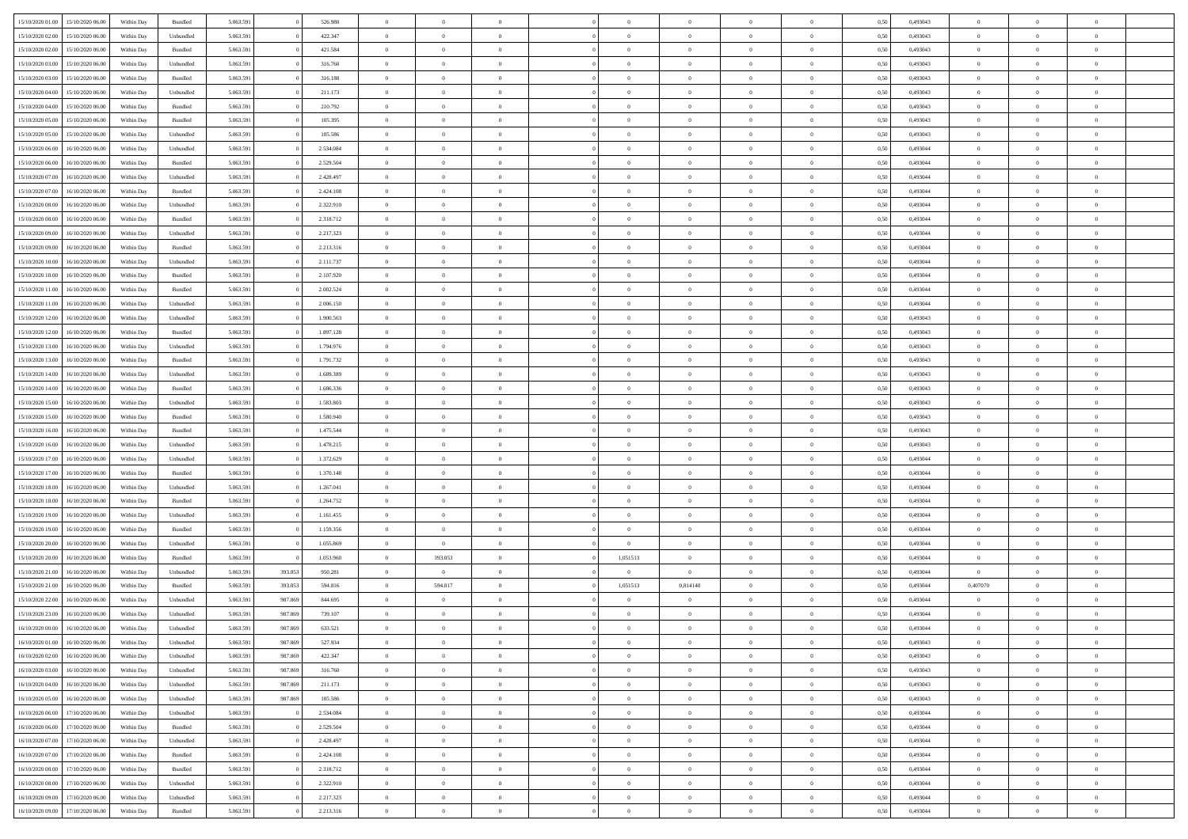| 15/10/2020 01:00 | 15/10/2020 06:00 | Within Day | Bundled | 5.063.591 | 0 | 526.980 | 0 | 0 | 0 | | 0 | 0 | 0 | 0 | 0,50 | 0,493043 | 0 | 0 | 0 | |
|---|---|---|---|---|---|---|---|---|---|---|---|---|---|---|---|---|---|---|---|---|
| 15/10/2020 02:00 | 15/10/2020 06:00 | Within Day | Unbundled | 5.063.591 | 0 | 422.347 | 0 | 0 | 0 | | 0 | 0 | 0 | 0 | 0,50 | 0,493043 | 0 | 0 | 0 | |
| 15/10/2020 02:00 | 15/10/2020 06:00 | Within Day | Bundled | 5.063.591 | 0 | 421.584 | 0 | 0 | 0 | | 0 | 0 | 0 | 0 | 0,50 | 0,493043 | 0 | 0 | 0 | |
| 15/10/2020 03:00 | 15/10/2020 06:00 | Within Day | Unbundled | 5.063.591 | 0 | 316.760 | 0 | 0 | 0 | | 0 | 0 | 0 | 0 | 0,50 | 0,493043 | 0 | 0 | 0 | |
| 15/10/2020 03:00 | 15/10/2020 06:00 | Within Day | Bundled | 5.063.591 | 0 | 316.188 | 0 | 0 | 0 | | 0 | 0 | 0 | 0 | 0,50 | 0,493043 | 0 | 0 | 0 | |
| 15/10/2020 04:00 | 15/10/2020 06:00 | Within Day | Unbundled | 5.063.591 | 0 | 211.173 | 0 | 0 | 0 | | 0 | 0 | 0 | 0 | 0,50 | 0,493043 | 0 | 0 | 0 | |
| 15/10/2020 04:00 | 15/10/2020 06:00 | Within Day | Bundled | 5.063.591 | 0 | 210.792 | 0 | 0 | 0 | | 0 | 0 | 0 | 0 | 0,50 | 0,493043 | 0 | 0 | 0 | |
| 15/10/2020 05:00 | 15/10/2020 06:00 | Within Day | Bundled | 5.063.591 | 0 | 105.395 | 0 | 0 | 0 | | 0 | 0 | 0 | 0 | 0,50 | 0,493043 | 0 | 0 | 0 | |
| 15/10/2020 05:00 | 15/10/2020 06:00 | Within Day | Unbundled | 5.063.591 | 0 | 105.586 | 0 | 0 | 0 | | 0 | 0 | 0 | 0 | 0,50 | 0,493043 | 0 | 0 | 0 | |
| 15/10/2020 06:00 | 16/10/2020 06:00 | Within Day | Unbundled | 5.063.591 | 0 | 2.534.084 | 0 | 0 | 0 | | 0 | 0 | 0 | 0 | 0,50 | 0,493044 | 0 | 0 | 0 | |
| 15/10/2020 06:00 | 16/10/2020 06:00 | Within Day | Bundled | 5.063.591 | 0 | 2.529.504 | 0 | 0 | 0 | | 0 | 0 | 0 | 0 | 0,50 | 0,493044 | 0 | 0 | 0 | |
| 15/10/2020 07:00 | 16/10/2020 06:00 | Within Day | Unbundled | 5.063.591 | 0 | 2.428.497 | 0 | 0 | 0 | | 0 | 0 | 0 | 0 | 0,50 | 0,493044 | 0 | 0 | 0 | |
| 15/10/2020 07:00 | 16/10/2020 06:00 | Within Day | Bundled | 5.063.591 | 0 | 2.424.108 | 0 | 0 | 0 | | 0 | 0 | 0 | 0 | 0,50 | 0,493044 | 0 | 0 | 0 | |
| 15/10/2020 08:00 | 16/10/2020 06:00 | Within Day | Unbundled | 5.063.591 | 0 | 2.322.910 | 0 | 0 | 0 | | 0 | 0 | 0 | 0 | 0,50 | 0,493044 | 0 | 0 | 0 | |
| 15/10/2020 08:00 | 16/10/2020 06:00 | Within Day | Bundled | 5.063.591 | 0 | 2.318.712 | 0 | 0 | 0 | | 0 | 0 | 0 | 0 | 0,50 | 0,493044 | 0 | 0 | 0 | |
| 15/10/2020 09:00 | 16/10/2020 06:00 | Within Day | Unbundled | 5.063.591 | 0 | 2.217.323 | 0 | 0 | 0 | | 0 | 0 | 0 | 0 | 0,50 | 0,493044 | 0 | 0 | 0 | |
| 15/10/2020 09:00 | 16/10/2020 06:00 | Within Day | Bundled | 5.063.591 | 0 | 2.213.316 | 0 | 0 | 0 | | 0 | 0 | 0 | 0 | 0,50 | 0,493044 | 0 | 0 | 0 | |
| 15/10/2020 10:00 | 16/10/2020 06:00 | Within Day | Unbundled | 5.063.591 | 0 | 2.111.737 | 0 | 0 | 0 | | 0 | 0 | 0 | 0 | 0,50 | 0,493044 | 0 | 0 | 0 | |
| 15/10/2020 10:00 | 16/10/2020 06:00 | Within Day | Bundled | 5.063.591 | 0 | 2.107.920 | 0 | 0 | 0 | | 0 | 0 | 0 | 0 | 0,50 | 0,493044 | 0 | 0 | 0 | |
| 15/10/2020 11:00 | 16/10/2020 06:00 | Within Day | Bundled | 5.063.591 | 0 | 2.002.524 | 0 | 0 | 0 | | 0 | 0 | 0 | 0 | 0,50 | 0,493044 | 0 | 0 | 0 | |
| 15/10/2020 11:00 | 16/10/2020 06:00 | Within Day | Unbundled | 5.063.591 | 0 | 2.006.150 | 0 | 0 | 0 | | 0 | 0 | 0 | 0 | 0,50 | 0,493044 | 0 | 0 | 0 | |
| 15/10/2020 12:00 | 16/10/2020 06:00 | Within Day | Unbundled | 5.063.591 | 0 | 1.900.563 | 0 | 0 | 0 | | 0 | 0 | 0 | 0 | 0,50 | 0,493043 | 0 | 0 | 0 | |
| 15/10/2020 12:00 | 16/10/2020 06:00 | Within Day | Bundled | 5.063.591 | 0 | 1.897.128 | 0 | 0 | 0 | | 0 | 0 | 0 | 0 | 0,50 | 0,493043 | 0 | 0 | 0 | |
| 15/10/2020 13:00 | 16/10/2020 06:00 | Within Day | Unbundled | 5.063.591 | 0 | 1.794.976 | 0 | 0 | 0 | | 0 | 0 | 0 | 0 | 0,50 | 0,493043 | 0 | 0 | 0 | |
| 15/10/2020 13:00 | 16/10/2020 06:00 | Within Day | Bundled | 5.063.591 | 0 | 1.791.732 | 0 | 0 | 0 | | 0 | 0 | 0 | 0 | 0,50 | 0,493043 | 0 | 0 | 0 | |
| 15/10/2020 14:00 | 16/10/2020 06:00 | Within Day | Unbundled | 5.063.591 | 0 | 1.689.389 | 0 | 0 | 0 | | 0 | 0 | 0 | 0 | 0,50 | 0,493043 | 0 | 0 | 0 | |
| 15/10/2020 14:00 | 16/10/2020 06:00 | Within Day | Bundled | 5.063.591 | 0 | 1.686.336 | 0 | 0 | 0 | | 0 | 0 | 0 | 0 | 0,50 | 0,493043 | 0 | 0 | 0 | |
| 15/10/2020 15:00 | 16/10/2020 06:00 | Within Day | Unbundled | 5.063.591 | 0 | 1.583.803 | 0 | 0 | 0 | | 0 | 0 | 0 | 0 | 0,50 | 0,493043 | 0 | 0 | 0 | |
| 15/10/2020 15:00 | 16/10/2020 06:00 | Within Day | Bundled | 5.063.591 | 0 | 1.580.940 | 0 | 0 | 0 | | 0 | 0 | 0 | 0 | 0,50 | 0,493043 | 0 | 0 | 0 | |
| 15/10/2020 16:00 | 16/10/2020 06:00 | Within Day | Bundled | 5.063.591 | 0 | 1.475.544 | 0 | 0 | 0 | | 0 | 0 | 0 | 0 | 0,50 | 0,493043 | 0 | 0 | 0 | |
| 15/10/2020 16:00 | 16/10/2020 06:00 | Within Day | Unbundled | 5.063.591 | 0 | 1.478.215 | 0 | 0 | 0 | | 0 | 0 | 0 | 0 | 0,50 | 0,493043 | 0 | 0 | 0 | |
| 15/10/2020 17:00 | 16/10/2020 06:00 | Within Day | Unbundled | 5.063.591 | 0 | 1.372.629 | 0 | 0 | 0 | | 0 | 0 | 0 | 0 | 0,50 | 0,493044 | 0 | 0 | 0 | |
| 15/10/2020 17:00 | 16/10/2020 06:00 | Within Day | Bundled | 5.063.591 | 0 | 1.370.148 | 0 | 0 | 0 | | 0 | 0 | 0 | 0 | 0,50 | 0,493044 | 0 | 0 | 0 | |
| 15/10/2020 18:00 | 16/10/2020 06:00 | Within Day | Unbundled | 5.063.591 | 0 | 1.267.041 | 0 | 0 | 0 | | 0 | 0 | 0 | 0 | 0,50 | 0,493044 | 0 | 0 | 0 | |
| 15/10/2020 18:00 | 16/10/2020 06:00 | Within Day | Bundled | 5.063.591 | 0 | 1.264.752 | 0 | 0 | 0 | | 0 | 0 | 0 | 0 | 0,50 | 0,493044 | 0 | 0 | 0 | |
| 15/10/2020 19:00 | 16/10/2020 06:00 | Within Day | Unbundled | 5.063.591 | 0 | 1.161.455 | 0 | 0 | 0 | | 0 | 0 | 0 | 0 | 0,50 | 0,493044 | 0 | 0 | 0 | |
| 15/10/2020 19:00 | 16/10/2020 06:00 | Within Day | Bundled | 5.063.591 | 0 | 1.159.356 | 0 | 0 | 0 | | 0 | 0 | 0 | 0 | 0,50 | 0,493044 | 0 | 0 | 0 | |
| 15/10/2020 20:00 | 16/10/2020 06:00 | Within Day | Unbundled | 5.063.591 | 0 | 1.055.869 | 0 | 0 | 0 | | 0 | 0 | 0 | 0 | 0,50 | 0,493044 | 0 | 0 | 0 | |
| 15/10/2020 20:00 | 16/10/2020 06:00 | Within Day | Bundled | 5.063.591 | 0 | 1.053.960 | 0 | 393.053 | 0 | | 1,051513 | 0 | 0 | 0 | 0,50 | 0,493044 | 0 | 0 | 0 | |
| 15/10/2020 21:00 | 16/10/2020 06:00 | Within Day | Unbundled | 5.063.591 | 393.053 | 950.281 | 0 | 0 | 0 | | 0 | 0 | 0 | 0 | 0,50 | 0,493044 | 0 | 0 | 0 | |
| 15/10/2020 21:00 | 16/10/2020 06:00 | Within Day | Bundled | 5.063.591 | 393.053 | 594.816 | 0 | 594.817 | 0 | | 1,051513 | 0,814140 | 0 | 0 | 0,50 | 0,493044 | 0,407070 | 0 | 0 | |
| 15/10/2020 22:00 | 16/10/2020 06:00 | Within Day | Unbundled | 5.063.591 | 987.869 | 844.695 | 0 | 0 | 0 | | 0 | 0 | 0 | 0 | 0,50 | 0,493044 | 0 | 0 | 0 | |
| 15/10/2020 23:00 | 16/10/2020 06:00 | Within Day | Unbundled | 5.063.591 | 987.869 | 739.107 | 0 | 0 | 0 | | 0 | 0 | 0 | 0 | 0,50 | 0,493044 | 0 | 0 | 0 | |
| 16/10/2020 00:00 | 16/10/2020 06:00 | Within Day | Unbundled | 5.063.591 | 987.869 | 633.521 | 0 | 0 | 0 | | 0 | 0 | 0 | 0 | 0,50 | 0,493044 | 0 | 0 | 0 | |
| 16/10/2020 01:00 | 16/10/2020 06:00 | Within Day | Unbundled | 5.063.591 | 987.869 | 527.934 | 0 | 0 | 0 | | 0 | 0 | 0 | 0 | 0,50 | 0,493043 | 0 | 0 | 0 | |
| 16/10/2020 02:00 | 16/10/2020 06:00 | Within Day | Unbundled | 5.063.591 | 987.869 | 422.347 | 0 | 0 | 0 | | 0 | 0 | 0 | 0 | 0,50 | 0,493043 | 0 | 0 | 0 | |
| 16/10/2020 03:00 | 16/10/2020 06:00 | Within Day | Unbundled | 5.063.591 | 987.869 | 316.760 | 0 | 0 | 0 | | 0 | 0 | 0 | 0 | 0,50 | 0,493043 | 0 | 0 | 0 | |
| 16/10/2020 04:00 | 16/10/2020 06:00 | Within Day | Unbundled | 5.063.591 | 987.869 | 211.173 | 0 | 0 | 0 | | 0 | 0 | 0 | 0 | 0,50 | 0,493043 | 0 | 0 | 0 | |
| 16/10/2020 05:00 | 16/10/2020 06:00 | Within Day | Unbundled | 5.063.591 | 987.869 | 105.586 | 0 | 0 | 0 | | 0 | 0 | 0 | 0 | 0,50 | 0,493043 | 0 | 0 | 0 | |
| 16/10/2020 06:00 | 17/10/2020 06:00 | Within Day | Unbundled | 5.063.591 | 0 | 2.534.084 | 0 | 0 | 0 | | 0 | 0 | 0 | 0 | 0,50 | 0,493044 | 0 | 0 | 0 | |
| 16/10/2020 06:00 | 17/10/2020 06:00 | Within Day | Bundled | 5.063.591 | 0 | 2.529.504 | 0 | 0 | 0 | | 0 | 0 | 0 | 0 | 0,50 | 0,493044 | 0 | 0 | 0 | |
| 16/10/2020 07:00 | 17/10/2020 06:00 | Within Day | Unbundled | 5.063.591 | 0 | 2.428.497 | 0 | 0 | 0 | | 0 | 0 | 0 | 0 | 0,50 | 0,493044 | 0 | 0 | 0 | |
| 16/10/2020 07:00 | 17/10/2020 06:00 | Within Day | Bundled | 5.063.591 | 0 | 2.424.108 | 0 | 0 | 0 | | 0 | 0 | 0 | 0 | 0,50 | 0,493044 | 0 | 0 | 0 | |
| 16/10/2020 08:00 | 17/10/2020 06:00 | Within Day | Bundled | 5.063.591 | 0 | 2.318.712 | 0 | 0 | 0 | | 0 | 0 | 0 | 0 | 0,50 | 0,493044 | 0 | 0 | 0 | |
| 16/10/2020 08:00 | 17/10/2020 06:00 | Within Day | Unbundled | 5.063.591 | 0 | 2.322.910 | 0 | 0 | 0 | | 0 | 0 | 0 | 0 | 0,50 | 0,493044 | 0 | 0 | 0 | |
| 16/10/2020 09:00 | 17/10/2020 06:00 | Within Day | Unbundled | 5.063.591 | 0 | 2.217.323 | 0 | 0 | 0 | | 0 | 0 | 0 | 0 | 0,50 | 0,493044 | 0 | 0 | 0 | |
| 16/10/2020 09:00 | 17/10/2020 06:00 | Within Day | Bundled | 5.063.591 | 0 | 2.213.316 | 0 | 0 | 0 | | 0 | 0 | 0 | 0 | 0,50 | 0,493044 | 0 | 0 | 0 | |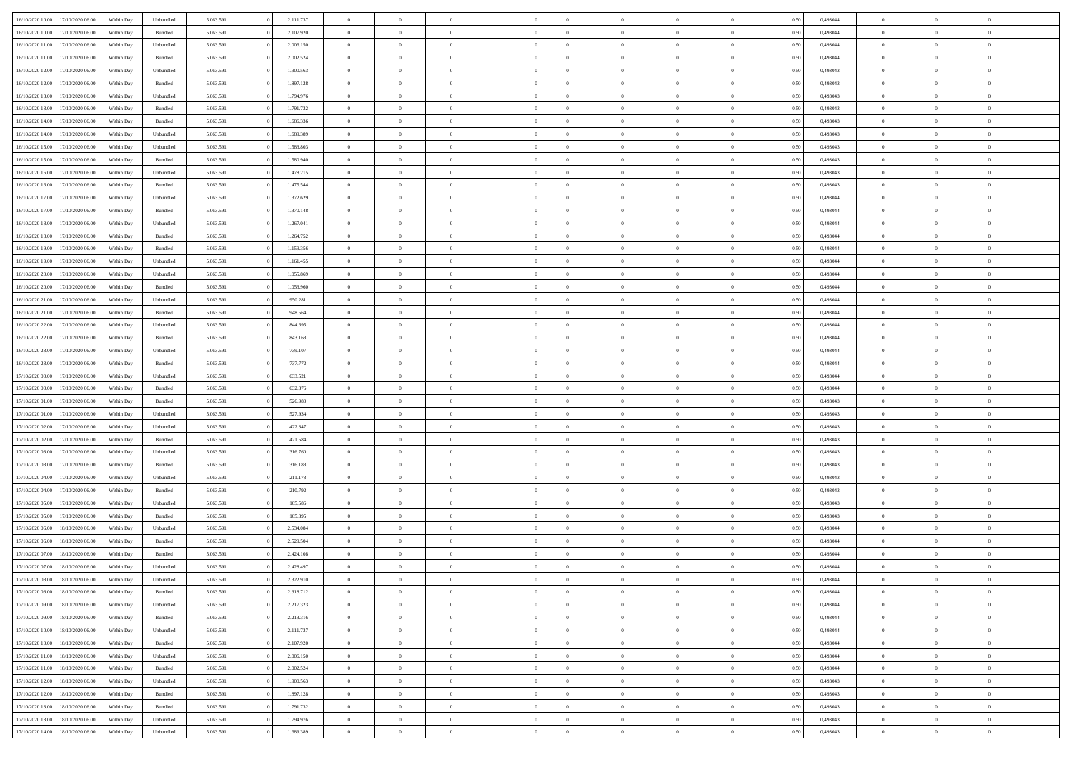| 16/10/2020 10:00 | 17/10/2020 06:00 | Within Day | Unbundled | 5.063.591 | 0 | 2.111.737 | 0 | 0 | 0 | | 0 | 0 | 0 | 0 | 0,50 | 0,493044 | 0 | 0 | 0 | |
|---|---|---|---|---|---|---|---|---|---|---|---|---|---|---|---|---|---|---|---|---|
| 16/10/2020 10:00 | 17/10/2020 06:00 | Within Day | Bundled | 5.063.591 | 0 | 2.107.920 | 0 | 0 | 0 | | 0 | 0 | 0 | 0 | 0,50 | 0,493044 | 0 | 0 | 0 | |
| 16/10/2020 11:00 | 17/10/2020 06:00 | Within Day | Unbundled | 5.063.591 | 0 | 2.006.150 | 0 | 0 | 0 | | 0 | 0 | 0 | 0 | 0,50 | 0,493044 | 0 | 0 | 0 | |
| 16/10/2020 11:00 | 17/10/2020 06:00 | Within Day | Bundled | 5.063.591 | 0 | 2.002.524 | 0 | 0 | 0 | | 0 | 0 | 0 | 0 | 0,50 | 0,493044 | 0 | 0 | 0 | |
| 16/10/2020 12:00 | 17/10/2020 06:00 | Within Day | Unbundled | 5.063.591 | 0 | 1.900.563 | 0 | 0 | 0 | | 0 | 0 | 0 | 0 | 0,50 | 0,493043 | 0 | 0 | 0 | |
| 16/10/2020 12:00 | 17/10/2020 06:00 | Within Day | Bundled | 5.063.591 | 0 | 1.897.128 | 0 | 0 | 0 | | 0 | 0 | 0 | 0 | 0,50 | 0,493043 | 0 | 0 | 0 | |
| 16/10/2020 13:00 | 17/10/2020 06:00 | Within Day | Unbundled | 5.063.591 | 0 | 1.794.976 | 0 | 0 | 0 | | 0 | 0 | 0 | 0 | 0,50 | 0,493043 | 0 | 0 | 0 | |
| 16/10/2020 13:00 | 17/10/2020 06:00 | Within Day | Bundled | 5.063.591 | 0 | 1.791.732 | 0 | 0 | 0 | | 0 | 0 | 0 | 0 | 0,50 | 0,493043 | 0 | 0 | 0 | |
| 16/10/2020 14:00 | 17/10/2020 06:00 | Within Day | Bundled | 5.063.591 | 0 | 1.686.336 | 0 | 0 | 0 | | 0 | 0 | 0 | 0 | 0,50 | 0,493043 | 0 | 0 | 0 | |
| 16/10/2020 14:00 | 17/10/2020 06:00 | Within Day | Unbundled | 5.063.591 | 0 | 1.689.389 | 0 | 0 | 0 | | 0 | 0 | 0 | 0 | 0,50 | 0,493043 | 0 | 0 | 0 | |
| 16/10/2020 15:00 | 17/10/2020 06:00 | Within Day | Unbundled | 5.063.591 | 0 | 1.583.803 | 0 | 0 | 0 | | 0 | 0 | 0 | 0 | 0,50 | 0,493043 | 0 | 0 | 0 | |
| 16/10/2020 15:00 | 17/10/2020 06:00 | Within Day | Bundled | 5.063.591 | 0 | 1.580.940 | 0 | 0 | 0 | | 0 | 0 | 0 | 0 | 0,50 | 0,493043 | 0 | 0 | 0 | |
| 16/10/2020 16:00 | 17/10/2020 06:00 | Within Day | Unbundled | 5.063.591 | 0 | 1.478.215 | 0 | 0 | 0 | | 0 | 0 | 0 | 0 | 0,50 | 0,493043 | 0 | 0 | 0 | |
| 16/10/2020 16:00 | 17/10/2020 06:00 | Within Day | Bundled | 5.063.591 | 0 | 1.475.544 | 0 | 0 | 0 | | 0 | 0 | 0 | 0 | 0,50 | 0,493043 | 0 | 0 | 0 | |
| 16/10/2020 17:00 | 17/10/2020 06:00 | Within Day | Unbundled | 5.063.591 | 0 | 1.372.629 | 0 | 0 | 0 | | 0 | 0 | 0 | 0 | 0,50 | 0,493044 | 0 | 0 | 0 | |
| 16/10/2020 17:00 | 17/10/2020 06:00 | Within Day | Bundled | 5.063.591 | 0 | 1.370.148 | 0 | 0 | 0 | | 0 | 0 | 0 | 0 | 0,50 | 0,493044 | 0 | 0 | 0 | |
| 16/10/2020 18:00 | 17/10/2020 06:00 | Within Day | Unbundled | 5.063.591 | 0 | 1.267.041 | 0 | 0 | 0 | | 0 | 0 | 0 | 0 | 0,50 | 0,493044 | 0 | 0 | 0 | |
| 16/10/2020 18:00 | 17/10/2020 06:00 | Within Day | Bundled | 5.063.591 | 0 | 1.264.752 | 0 | 0 | 0 | | 0 | 0 | 0 | 0 | 0,50 | 0,493044 | 0 | 0 | 0 | |
| 16/10/2020 19:00 | 17/10/2020 06:00 | Within Day | Bundled | 5.063.591 | 0 | 1.159.356 | 0 | 0 | 0 | | 0 | 0 | 0 | 0 | 0,50 | 0,493044 | 0 | 0 | 0 | |
| 16/10/2020 19:00 | 17/10/2020 06:00 | Within Day | Unbundled | 5.063.591 | 0 | 1.161.455 | 0 | 0 | 0 | | 0 | 0 | 0 | 0 | 0,50 | 0,493044 | 0 | 0 | 0 | |
| 16/10/2020 20:00 | 17/10/2020 06:00 | Within Day | Unbundled | 5.063.591 | 0 | 1.055.869 | 0 | 0 | 0 | | 0 | 0 | 0 | 0 | 0,50 | 0,493044 | 0 | 0 | 0 | |
| 16/10/2020 20:00 | 17/10/2020 06:00 | Within Day | Bundled | 5.063.591 | 0 | 1.053.960 | 0 | 0 | 0 | | 0 | 0 | 0 | 0 | 0,50 | 0,493044 | 0 | 0 | 0 | |
| 16/10/2020 21:00 | 17/10/2020 06:00 | Within Day | Unbundled | 5.063.591 | 0 | 950.281 | 0 | 0 | 0 | | 0 | 0 | 0 | 0 | 0,50 | 0,493044 | 0 | 0 | 0 | |
| 16/10/2020 21:00 | 17/10/2020 06:00 | Within Day | Bundled | 5.063.591 | 0 | 948.564 | 0 | 0 | 0 | | 0 | 0 | 0 | 0 | 0,50 | 0,493044 | 0 | 0 | 0 | |
| 16/10/2020 22:00 | 17/10/2020 06:00 | Within Day | Unbundled | 5.063.591 | 0 | 844.695 | 0 | 0 | 0 | | 0 | 0 | 0 | 0 | 0,50 | 0,493044 | 0 | 0 | 0 | |
| 16/10/2020 22:00 | 17/10/2020 06:00 | Within Day | Bundled | 5.063.591 | 0 | 843.168 | 0 | 0 | 0 | | 0 | 0 | 0 | 0 | 0,50 | 0,493044 | 0 | 0 | 0 | |
| 16/10/2020 23:00 | 17/10/2020 06:00 | Within Day | Unbundled | 5.063.591 | 0 | 739.107 | 0 | 0 | 0 | | 0 | 0 | 0 | 0 | 0,50 | 0,493044 | 0 | 0 | 0 | |
| 16/10/2020 23:00 | 17/10/2020 06:00 | Within Day | Bundled | 5.063.591 | 0 | 737.772 | 0 | 0 | 0 | | 0 | 0 | 0 | 0 | 0,50 | 0,493044 | 0 | 0 | 0 | |
| 17/10/2020 00:00 | 17/10/2020 06:00 | Within Day | Unbundled | 5.063.591 | 0 | 633.521 | 0 | 0 | 0 | | 0 | 0 | 0 | 0 | 0,50 | 0,493044 | 0 | 0 | 0 | |
| 17/10/2020 00:00 | 17/10/2020 06:00 | Within Day | Bundled | 5.063.591 | 0 | 632.376 | 0 | 0 | 0 | | 0 | 0 | 0 | 0 | 0,50 | 0,493044 | 0 | 0 | 0 | |
| 17/10/2020 01:00 | 17/10/2020 06:00 | Within Day | Bundled | 5.063.591 | 0 | 526.980 | 0 | 0 | 0 | | 0 | 0 | 0 | 0 | 0,50 | 0,493043 | 0 | 0 | 0 | |
| 17/10/2020 01:00 | 17/10/2020 06:00 | Within Day | Unbundled | 5.063.591 | 0 | 527.934 | 0 | 0 | 0 | | 0 | 0 | 0 | 0 | 0,50 | 0,493043 | 0 | 0 | 0 | |
| 17/10/2020 02:00 | 17/10/2020 06:00 | Within Day | Unbundled | 5.063.591 | 0 | 422.347 | 0 | 0 | 0 | | 0 | 0 | 0 | 0 | 0,50 | 0,493043 | 0 | 0 | 0 | |
| 17/10/2020 02:00 | 17/10/2020 06:00 | Within Day | Bundled | 5.063.591 | 0 | 421.584 | 0 | 0 | 0 | | 0 | 0 | 0 | 0 | 0,50 | 0,493043 | 0 | 0 | 0 | |
| 17/10/2020 03:00 | 17/10/2020 06:00 | Within Day | Unbundled | 5.063.591 | 0 | 316.760 | 0 | 0 | 0 | | 0 | 0 | 0 | 0 | 0,50 | 0,493043 | 0 | 0 | 0 | |
| 17/10/2020 03:00 | 17/10/2020 06:00 | Within Day | Bundled | 5.063.591 | 0 | 316.188 | 0 | 0 | 0 | | 0 | 0 | 0 | 0 | 0,50 | 0,493043 | 0 | 0 | 0 | |
| 17/10/2020 04:00 | 17/10/2020 06:00 | Within Day | Unbundled | 5.063.591 | 0 | 211.173 | 0 | 0 | 0 | | 0 | 0 | 0 | 0 | 0,50 | 0,493043 | 0 | 0 | 0 | |
| 17/10/2020 04:00 | 17/10/2020 06:00 | Within Day | Bundled | 5.063.591 | 0 | 210.792 | 0 | 0 | 0 | | 0 | 0 | 0 | 0 | 0,50 | 0,493043 | 0 | 0 | 0 | |
| 17/10/2020 05:00 | 17/10/2020 06:00 | Within Day | Unbundled | 5.063.591 | 0 | 105.586 | 0 | 0 | 0 | | 0 | 0 | 0 | 0 | 0,50 | 0,493043 | 0 | 0 | 0 | |
| 17/10/2020 05:00 | 17/10/2020 06:00 | Within Day | Bundled | 5.063.591 | 0 | 105.395 | 0 | 0 | 0 | | 0 | 0 | 0 | 0 | 0,50 | 0,493043 | 0 | 0 | 0 | |
| 17/10/2020 06:00 | 18/10/2020 06:00 | Within Day | Unbundled | 5.063.591 | 0 | 2.534.084 | 0 | 0 | 0 | | 0 | 0 | 0 | 0 | 0,50 | 0,493044 | 0 | 0 | 0 | |
| 17/10/2020 06:00 | 18/10/2020 06:00 | Within Day | Bundled | 5.063.591 | 0 | 2.529.504 | 0 | 0 | 0 | | 0 | 0 | 0 | 0 | 0,50 | 0,493044 | 0 | 0 | 0 | |
| 17/10/2020 07:00 | 18/10/2020 06:00 | Within Day | Bundled | 5.063.591 | 0 | 2.424.108 | 0 | 0 | 0 | | 0 | 0 | 0 | 0 | 0,50 | 0,493044 | 0 | 0 | 0 | |
| 17/10/2020 07:00 | 18/10/2020 06:00 | Within Day | Unbundled | 5.063.591 | 0 | 2.428.497 | 0 | 0 | 0 | | 0 | 0 | 0 | 0 | 0,50 | 0,493044 | 0 | 0 | 0 | |
| 17/10/2020 08:00 | 18/10/2020 06:00 | Within Day | Unbundled | 5.063.591 | 0 | 2.322.910 | 0 | 0 | 0 | | 0 | 0 | 0 | 0 | 0,50 | 0,493044 | 0 | 0 | 0 | |
| 17/10/2020 08:00 | 18/10/2020 06:00 | Within Day | Bundled | 5.063.591 | 0 | 2.318.712 | 0 | 0 | 0 | | 0 | 0 | 0 | 0 | 0,50 | 0,493044 | 0 | 0 | 0 | |
| 17/10/2020 09:00 | 18/10/2020 06:00 | Within Day | Unbundled | 5.063.591 | 0 | 2.217.323 | 0 | 0 | 0 | | 0 | 0 | 0 | 0 | 0,50 | 0,493044 | 0 | 0 | 0 | |
| 17/10/2020 09:00 | 18/10/2020 06:00 | Within Day | Bundled | 5.063.591 | 0 | 2.213.316 | 0 | 0 | 0 | | 0 | 0 | 0 | 0 | 0,50 | 0,493044 | 0 | 0 | 0 | |
| 17/10/2020 10:00 | 18/10/2020 06:00 | Within Day | Unbundled | 5.063.591 | 0 | 2.111.737 | 0 | 0 | 0 | | 0 | 0 | 0 | 0 | 0,50 | 0,493044 | 0 | 0 | 0 | |
| 17/10/2020 10:00 | 18/10/2020 06:00 | Within Day | Bundled | 5.063.591 | 0 | 2.107.920 | 0 | 0 | 0 | | 0 | 0 | 0 | 0 | 0,50 | 0,493044 | 0 | 0 | 0 | |
| 17/10/2020 11:00 | 18/10/2020 06:00 | Within Day | Unbundled | 5.063.591 | 0 | 2.006.150 | 0 | 0 | 0 | | 0 | 0 | 0 | 0 | 0,50 | 0,493044 | 0 | 0 | 0 | |
| 17/10/2020 11:00 | 18/10/2020 06:00 | Within Day | Bundled | 5.063.591 | 0 | 2.002.524 | 0 | 0 | 0 | | 0 | 0 | 0 | 0 | 0,50 | 0,493044 | 0 | 0 | 0 | |
| 17/10/2020 12:00 | 18/10/2020 06:00 | Within Day | Unbundled | 5.063.591 | 0 | 1.900.563 | 0 | 0 | 0 | | 0 | 0 | 0 | 0 | 0,50 | 0,493043 | 0 | 0 | 0 | |
| 17/10/2020 12:00 | 18/10/2020 06:00 | Within Day | Bundled | 5.063.591 | 0 | 1.897.128 | 0 | 0 | 0 | | 0 | 0 | 0 | 0 | 0,50 | 0,493043 | 0 | 0 | 0 | |
| 17/10/2020 13:00 | 18/10/2020 06:00 | Within Day | Bundled | 5.063.591 | 0 | 1.791.732 | 0 | 0 | 0 | | 0 | 0 | 0 | 0 | 0,50 | 0,493043 | 0 | 0 | 0 | |
| 17/10/2020 13:00 | 18/10/2020 06:00 | Within Day | Unbundled | 5.063.591 | 0 | 1.794.976 | 0 | 0 | 0 | | 0 | 0 | 0 | 0 | 0,50 | 0,493043 | 0 | 0 | 0 | |
| 17/10/2020 14:00 | 18/10/2020 06:00 | Within Day | Unbundled | 5.063.591 | 0 | 1.689.389 | 0 | 0 | 0 | | 0 | 0 | 0 | 0 | 0,50 | 0,493043 | 0 | 0 | 0 | |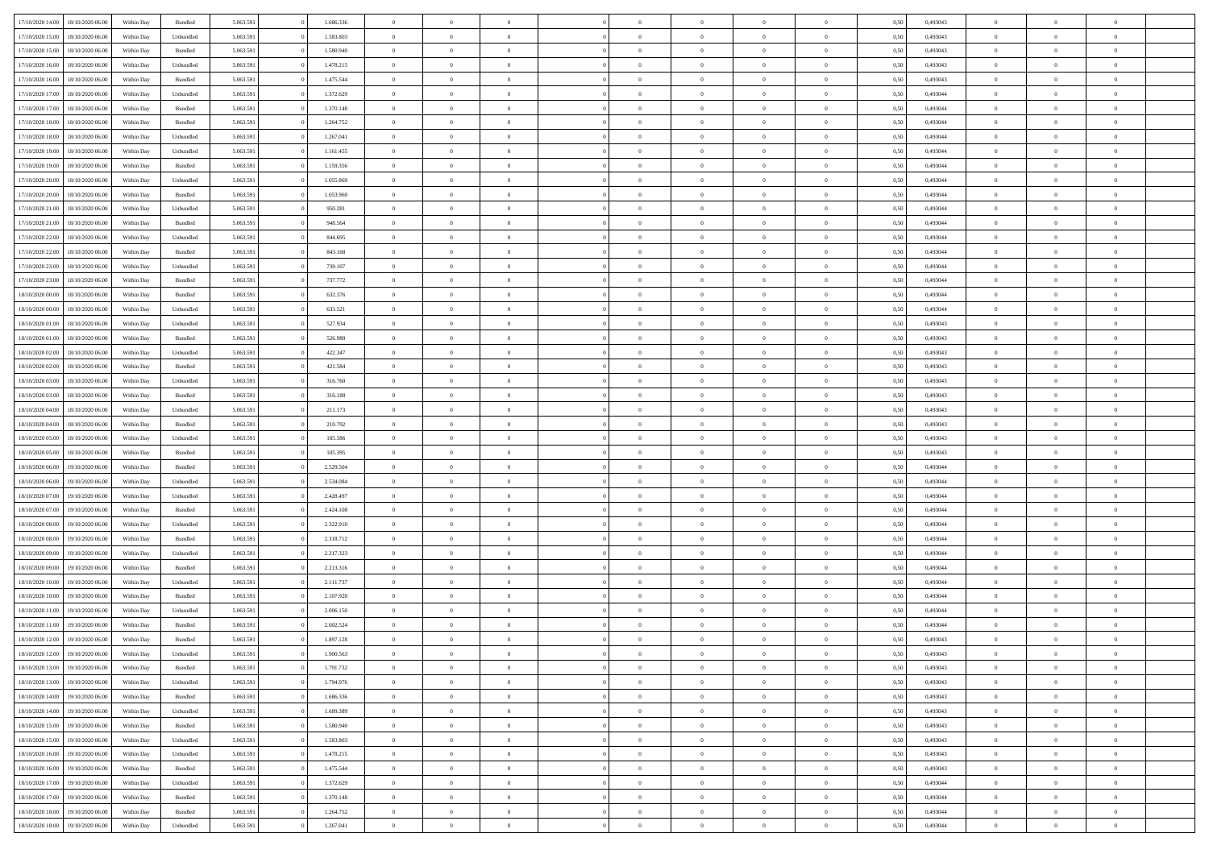| 17/10/2020 14:00 | 18/10/2020 06:00 | Within Day | Bundled | 5.063.591 | 0 | 1.686.336 | 0 | 0 | 0 | | 0 | 0 | 0 | 0 | 0,50 | 0,493043 | 0 | 0 | 0 | |
|---|---|---|---|---|---|---|---|---|---|---|---|---|---|---|---|---|---|---|---|---|
| 17/10/2020 15:00 | 18/10/2020 06:00 | Within Day | Unbundled | 5.063.591 | 0 | 1.583.803 | 0 | 0 | 0 | | 0 | 0 | 0 | 0 | 0,50 | 0,493043 | 0 | 0 | 0 | |
| 17/10/2020 15:00 | 18/10/2020 06:00 | Within Day | Bundled | 5.063.591 | 0 | 1.580.940 | 0 | 0 | 0 | | 0 | 0 | 0 | 0 | 0,50 | 0,493043 | 0 | 0 | 0 | |
| 17/10/2020 16:00 | 18/10/2020 06:00 | Within Day | Unbundled | 5.063.591 | 0 | 1.478.215 | 0 | 0 | 0 | | 0 | 0 | 0 | 0 | 0,50 | 0,493043 | 0 | 0 | 0 | |
| 17/10/2020 16:00 | 18/10/2020 06:00 | Within Day | Bundled | 5.063.591 | 0 | 1.475.544 | 0 | 0 | 0 | | 0 | 0 | 0 | 0 | 0,50 | 0,493043 | 0 | 0 | 0 | |
| 17/10/2020 17:00 | 18/10/2020 06:00 | Within Day | Unbundled | 5.063.591 | 0 | 1.372.629 | 0 | 0 | 0 | | 0 | 0 | 0 | 0 | 0,50 | 0,493044 | 0 | 0 | 0 | |
| 17/10/2020 17:00 | 18/10/2020 06:00 | Within Day | Bundled | 5.063.591 | 0 | 1.370.148 | 0 | 0 | 0 | | 0 | 0 | 0 | 0 | 0,50 | 0,493044 | 0 | 0 | 0 | |
| 17/10/2020 18:00 | 18/10/2020 06:00 | Within Day | Bundled | 5.063.591 | 0 | 1.264.752 | 0 | 0 | 0 | | 0 | 0 | 0 | 0 | 0,50 | 0,493044 | 0 | 0 | 0 | |
| 17/10/2020 18:00 | 18/10/2020 06:00 | Within Day | Unbundled | 5.063.591 | 0 | 1.267.041 | 0 | 0 | 0 | | 0 | 0 | 0 | 0 | 0,50 | 0,493044 | 0 | 0 | 0 | |
| 17/10/2020 19:00 | 18/10/2020 06:00 | Within Day | Unbundled | 5.063.591 | 0 | 1.161.455 | 0 | 0 | 0 | | 0 | 0 | 0 | 0 | 0,50 | 0,493044 | 0 | 0 | 0 | |
| 17/10/2020 19:00 | 18/10/2020 06:00 | Within Day | Bundled | 5.063.591 | 0 | 1.159.356 | 0 | 0 | 0 | | 0 | 0 | 0 | 0 | 0,50 | 0,493044 | 0 | 0 | 0 | |
| 17/10/2020 20:00 | 18/10/2020 06:00 | Within Day | Unbundled | 5.063.591 | 0 | 1.055.869 | 0 | 0 | 0 | | 0 | 0 | 0 | 0 | 0,50 | 0,493044 | 0 | 0 | 0 | |
| 17/10/2020 20:00 | 18/10/2020 06:00 | Within Day | Bundled | 5.063.591 | 0 | 1.053.960 | 0 | 0 | 0 | | 0 | 0 | 0 | 0 | 0,50 | 0,493044 | 0 | 0 | 0 | |
| 17/10/2020 21:00 | 18/10/2020 06:00 | Within Day | Unbundled | 5.063.591 | 0 | 950.281 | 0 | 0 | 0 | | 0 | 0 | 0 | 0 | 0,50 | 0,493044 | 0 | 0 | 0 | |
| 17/10/2020 21:00 | 18/10/2020 06:00 | Within Day | Bundled | 5.063.591 | 0 | 948.564 | 0 | 0 | 0 | | 0 | 0 | 0 | 0 | 0,50 | 0,493044 | 0 | 0 | 0 | |
| 17/10/2020 22:00 | 18/10/2020 06:00 | Within Day | Unbundled | 5.063.591 | 0 | 844.695 | 0 | 0 | 0 | | 0 | 0 | 0 | 0 | 0,50 | 0,493044 | 0 | 0 | 0 | |
| 17/10/2020 22:00 | 18/10/2020 06:00 | Within Day | Bundled | 5.063.591 | 0 | 843.168 | 0 | 0 | 0 | | 0 | 0 | 0 | 0 | 0,50 | 0,493044 | 0 | 0 | 0 | |
| 17/10/2020 23:00 | 18/10/2020 06:00 | Within Day | Unbundled | 5.063.591 | 0 | 739.107 | 0 | 0 | 0 | | 0 | 0 | 0 | 0 | 0,50 | 0,493044 | 0 | 0 | 0 | |
| 17/10/2020 23:00 | 18/10/2020 06:00 | Within Day | Bundled | 5.063.591 | 0 | 737.772 | 0 | 0 | 0 | | 0 | 0 | 0 | 0 | 0,50 | 0,493044 | 0 | 0 | 0 | |
| 18/10/2020 00:00 | 18/10/2020 06:00 | Within Day | Bundled | 5.063.591 | 0 | 632.376 | 0 | 0 | 0 | | 0 | 0 | 0 | 0 | 0,50 | 0,493044 | 0 | 0 | 0 | |
| 18/10/2020 00:00 | 18/10/2020 06:00 | Within Day | Unbundled | 5.063.591 | 0 | 633.521 | 0 | 0 | 0 | | 0 | 0 | 0 | 0 | 0,50 | 0,493044 | 0 | 0 | 0 | |
| 18/10/2020 01:00 | 18/10/2020 06:00 | Within Day | Unbundled | 5.063.591 | 0 | 527.934 | 0 | 0 | 0 | | 0 | 0 | 0 | 0 | 0,50 | 0,493043 | 0 | 0 | 0 | |
| 18/10/2020 01:00 | 18/10/2020 06:00 | Within Day | Bundled | 5.063.591 | 0 | 526.980 | 0 | 0 | 0 | | 0 | 0 | 0 | 0 | 0,50 | 0,493043 | 0 | 0 | 0 | |
| 18/10/2020 02:00 | 18/10/2020 06:00 | Within Day | Unbundled | 5.063.591 | 0 | 422.347 | 0 | 0 | 0 | | 0 | 0 | 0 | 0 | 0,50 | 0,493043 | 0 | 0 | 0 | |
| 18/10/2020 02:00 | 18/10/2020 06:00 | Within Day | Bundled | 5.063.591 | 0 | 421.584 | 0 | 0 | 0 | | 0 | 0 | 0 | 0 | 0,50 | 0,493043 | 0 | 0 | 0 | |
| 18/10/2020 03:00 | 18/10/2020 06:00 | Within Day | Unbundled | 5.063.591 | 0 | 316.760 | 0 | 0 | 0 | | 0 | 0 | 0 | 0 | 0,50 | 0,493043 | 0 | 0 | 0 | |
| 18/10/2020 03:00 | 18/10/2020 06:00 | Within Day | Bundled | 5.063.591 | 0 | 316.188 | 0 | 0 | 0 | | 0 | 0 | 0 | 0 | 0,50 | 0,493043 | 0 | 0 | 0 | |
| 18/10/2020 04:00 | 18/10/2020 06:00 | Within Day | Unbundled | 5.063.591 | 0 | 211.173 | 0 | 0 | 0 | | 0 | 0 | 0 | 0 | 0,50 | 0,493043 | 0 | 0 | 0 | |
| 18/10/2020 04:00 | 18/10/2020 06:00 | Within Day | Bundled | 5.063.591 | 0 | 210.792 | 0 | 0 | 0 | | 0 | 0 | 0 | 0 | 0,50 | 0,493043 | 0 | 0 | 0 | |
| 18/10/2020 05:00 | 18/10/2020 06:00 | Within Day | Unbundled | 5.063.591 | 0 | 105.586 | 0 | 0 | 0 | | 0 | 0 | 0 | 0 | 0,50 | 0,493043 | 0 | 0 | 0 | |
| 18/10/2020 05:00 | 18/10/2020 06:00 | Within Day | Bundled | 5.063.591 | 0 | 105.395 | 0 | 0 | 0 | | 0 | 0 | 0 | 0 | 0,50 | 0,493043 | 0 | 0 | 0 | |
| 18/10/2020 06:00 | 19/10/2020 06:00 | Within Day | Bundled | 5.063.591 | 0 | 2.529.504 | 0 | 0 | 0 | | 0 | 0 | 0 | 0 | 0,50 | 0,493044 | 0 | 0 | 0 | |
| 18/10/2020 06:00 | 19/10/2020 06:00 | Within Day | Unbundled | 5.063.591 | 0 | 2.534.084 | 0 | 0 | 0 | | 0 | 0 | 0 | 0 | 0,50 | 0,493044 | 0 | 0 | 0 | |
| 18/10/2020 07:00 | 19/10/2020 06:00 | Within Day | Unbundled | 5.063.591 | 0 | 2.428.497 | 0 | 0 | 0 | | 0 | 0 | 0 | 0 | 0,50 | 0,493044 | 0 | 0 | 0 | |
| 18/10/2020 07:00 | 19/10/2020 06:00 | Within Day | Bundled | 5.063.591 | 0 | 2.424.108 | 0 | 0 | 0 | | 0 | 0 | 0 | 0 | 0,50 | 0,493044 | 0 | 0 | 0 | |
| 18/10/2020 08:00 | 19/10/2020 06:00 | Within Day | Unbundled | 5.063.591 | 0 | 2.322.910 | 0 | 0 | 0 | | 0 | 0 | 0 | 0 | 0,50 | 0,493044 | 0 | 0 | 0 | |
| 18/10/2020 08:00 | 19/10/2020 06:00 | Within Day | Bundled | 5.063.591 | 0 | 2.318.712 | 0 | 0 | 0 | | 0 | 0 | 0 | 0 | 0,50 | 0,493044 | 0 | 0 | 0 | |
| 18/10/2020 09:00 | 19/10/2020 06:00 | Within Day | Unbundled | 5.063.591 | 0 | 2.217.323 | 0 | 0 | 0 | | 0 | 0 | 0 | 0 | 0,50 | 0,493044 | 0 | 0 | 0 | |
| 18/10/2020 09:00 | 19/10/2020 06:00 | Within Day | Bundled | 5.063.591 | 0 | 2.213.316 | 0 | 0 | 0 | | 0 | 0 | 0 | 0 | 0,50 | 0,493044 | 0 | 0 | 0 | |
| 18/10/2020 10:00 | 19/10/2020 06:00 | Within Day | Unbundled | 5.063.591 | 0 | 2.111.737 | 0 | 0 | 0 | | 0 | 0 | 0 | 0 | 0,50 | 0,493044 | 0 | 0 | 0 | |
| 18/10/2020 10:00 | 19/10/2020 06:00 | Within Day | Bundled | 5.063.591 | 0 | 2.107.920 | 0 | 0 | 0 | | 0 | 0 | 0 | 0 | 0,50 | 0,493044 | 0 | 0 | 0 | |
| 18/10/2020 11:00 | 19/10/2020 06:00 | Within Day | Unbundled | 5.063.591 | 0 | 2.006.150 | 0 | 0 | 0 | | 0 | 0 | 0 | 0 | 0,50 | 0,493044 | 0 | 0 | 0 | |
| 18/10/2020 11:00 | 19/10/2020 06:00 | Within Day | Bundled | 5.063.591 | 0 | 2.002.524 | 0 | 0 | 0 | | 0 | 0 | 0 | 0 | 0,50 | 0,493044 | 0 | 0 | 0 | |
| 18/10/2020 12:00 | 19/10/2020 06:00 | Within Day | Bundled | 5.063.591 | 0 | 1.897.128 | 0 | 0 | 0 | | 0 | 0 | 0 | 0 | 0,50 | 0,493043 | 0 | 0 | 0 | |
| 18/10/2020 12:00 | 19/10/2020 06:00 | Within Day | Unbundled | 5.063.591 | 0 | 1.900.563 | 0 | 0 | 0 | | 0 | 0 | 0 | 0 | 0,50 | 0,493043 | 0 | 0 | 0 | |
| 18/10/2020 13:00 | 19/10/2020 06:00 | Within Day | Bundled | 5.063.591 | 0 | 1.791.732 | 0 | 0 | 0 | | 0 | 0 | 0 | 0 | 0,50 | 0,493043 | 0 | 0 | 0 | |
| 18/10/2020 13:00 | 19/10/2020 06:00 | Within Day | Unbundled | 5.063.591 | 0 | 1.794.976 | 0 | 0 | 0 | | 0 | 0 | 0 | 0 | 0,50 | 0,493043 | 0 | 0 | 0 | |
| 18/10/2020 14:00 | 19/10/2020 06:00 | Within Day | Bundled | 5.063.591 | 0 | 1.686.336 | 0 | 0 | 0 | | 0 | 0 | 0 | 0 | 0,50 | 0,493043 | 0 | 0 | 0 | |
| 18/10/2020 14:00 | 19/10/2020 06:00 | Within Day | Unbundled | 5.063.591 | 0 | 1.689.389 | 0 | 0 | 0 | | 0 | 0 | 0 | 0 | 0,50 | 0,493043 | 0 | 0 | 0 | |
| 18/10/2020 15:00 | 19/10/2020 06:00 | Within Day | Bundled | 5.063.591 | 0 | 1.580.940 | 0 | 0 | 0 | | 0 | 0 | 0 | 0 | 0,50 | 0,493043 | 0 | 0 | 0 | |
| 18/10/2020 15:00 | 19/10/2020 06:00 | Within Day | Unbundled | 5.063.591 | 0 | 1.583.803 | 0 | 0 | 0 | | 0 | 0 | 0 | 0 | 0,50 | 0,493043 | 0 | 0 | 0 | |
| 18/10/2020 16:00 | 19/10/2020 06:00 | Within Day | Unbundled | 5.063.591 | 0 | 1.478.215 | 0 | 0 | 0 | | 0 | 0 | 0 | 0 | 0,50 | 0,493043 | 0 | 0 | 0 | |
| 18/10/2020 16:00 | 19/10/2020 06:00 | Within Day | Bundled | 5.063.591 | 0 | 1.475.544 | 0 | 0 | 0 | | 0 | 0 | 0 | 0 | 0,50 | 0,493043 | 0 | 0 | 0 | |
| 18/10/2020 17:00 | 19/10/2020 06:00 | Within Day | Unbundled | 5.063.591 | 0 | 1.372.629 | 0 | 0 | 0 | | 0 | 0 | 0 | 0 | 0,50 | 0,493044 | 0 | 0 | 0 | |
| 18/10/2020 17:00 | 19/10/2020 06:00 | Within Day | Bundled | 5.063.591 | 0 | 1.370.148 | 0 | 0 | 0 | | 0 | 0 | 0 | 0 | 0,50 | 0,493044 | 0 | 0 | 0 | |
| 18/10/2020 18:00 | 19/10/2020 06:00 | Within Day | Bundled | 5.063.591 | 0 | 1.264.752 | 0 | 0 | 0 | | 0 | 0 | 0 | 0 | 0,50 | 0,493044 | 0 | 0 | 0 | |
| 18/10/2020 18:00 | 19/10/2020 06:00 | Within Day | Unbundled | 5.063.591 | 0 | 1.267.041 | 0 | 0 | 0 | | 0 | 0 | 0 | 0 | 0,50 | 0,493044 | 0 | 0 | 0 | |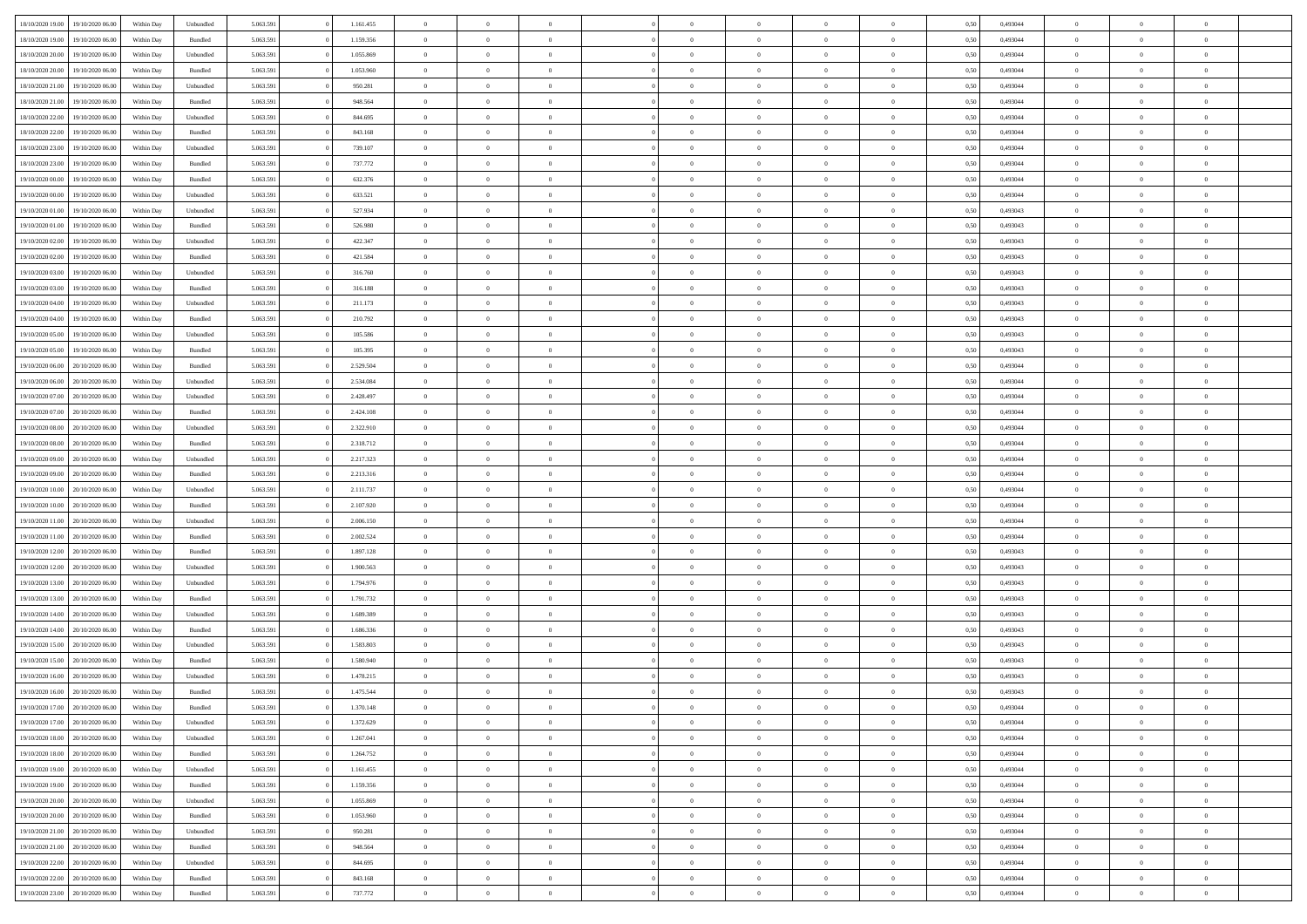| | | | | | | | | | | | | | | | | | | | | |
|---|---|---|---|---|---|---|---|---|---|---|---|---|---|---|---|---|---|---|---|---|
| 18/10/2020 19.00 | 19/10/2020 06.00 | Within Day | Unbundled | 5.063.591 | 0 | 1.161.455 | 0 | 0 | 0 | | 0 | 0 | 0 | 0 | 0,50 | 0,493044 | 0 | 0 | 0 | |
| 18/10/2020 19.00 | 19/10/2020 06.00 | Within Day | Bundled | 5.063.591 | 0 | 1.159.356 | 0 | 0 | 0 | | 0 | 0 | 0 | 0 | 0,50 | 0,493044 | 0 | 0 | 0 | |
| 18/10/2020 20.00 | 19/10/2020 06.00 | Within Day | Unbundled | 5.063.591 | 0 | 1.055.869 | 0 | 0 | 0 | | 0 | 0 | 0 | 0 | 0,50 | 0,493044 | 0 | 0 | 0 | |
| 18/10/2020 20.00 | 19/10/2020 06.00 | Within Day | Bundled | 5.063.591 | 0 | 1.053.960 | 0 | 0 | 0 | | 0 | 0 | 0 | 0 | 0,50 | 0,493044 | 0 | 0 | 0 | |
| 18/10/2020 21.00 | 19/10/2020 06.00 | Within Day | Unbundled | 5.063.591 | 0 | 950.281 | 0 | 0 | 0 | | 0 | 0 | 0 | 0 | 0,50 | 0,493044 | 0 | 0 | 0 | |
| 18/10/2020 21.00 | 19/10/2020 06.00 | Within Day | Bundled | 5.063.591 | 0 | 948.564 | 0 | 0 | 0 | | 0 | 0 | 0 | 0 | 0,50 | 0,493044 | 0 | 0 | 0 | |
| 18/10/2020 22.00 | 19/10/2020 06.00 | Within Day | Unbundled | 5.063.591 | 0 | 844.695 | 0 | 0 | 0 | | 0 | 0 | 0 | 0 | 0,50 | 0,493044 | 0 | 0 | 0 | |
| 18/10/2020 22.00 | 19/10/2020 06.00 | Within Day | Bundled | 5.063.591 | 0 | 843.168 | 0 | 0 | 0 | | 0 | 0 | 0 | 0 | 0,50 | 0,493044 | 0 | 0 | 0 | |
| 18/10/2020 23.00 | 19/10/2020 06.00 | Within Day | Unbundled | 5.063.591 | 0 | 739.107 | 0 | 0 | 0 | | 0 | 0 | 0 | 0 | 0,50 | 0,493044 | 0 | 0 | 0 | |
| 18/10/2020 23.00 | 19/10/2020 06.00 | Within Day | Bundled | 5.063.591 | 0 | 737.772 | 0 | 0 | 0 | | 0 | 0 | 0 | 0 | 0,50 | 0,493044 | 0 | 0 | 0 | |
| 19/10/2020 00.00 | 19/10/2020 06.00 | Within Day | Bundled | 5.063.591 | 0 | 632.376 | 0 | 0 | 0 | | 0 | 0 | 0 | 0 | 0,50 | 0,493044 | 0 | 0 | 0 | |
| 19/10/2020 00.00 | 19/10/2020 06.00 | Within Day | Unbundled | 5.063.591 | 0 | 633.521 | 0 | 0 | 0 | | 0 | 0 | 0 | 0 | 0,50 | 0,493044 | 0 | 0 | 0 | |
| 19/10/2020 01.00 | 19/10/2020 06.00 | Within Day | Unbundled | 5.063.591 | 0 | 527.934 | 0 | 0 | 0 | | 0 | 0 | 0 | 0 | 0,50 | 0,493043 | 0 | 0 | 0 | |
| 19/10/2020 01.00 | 19/10/2020 06.00 | Within Day | Bundled | 5.063.591 | 0 | 526.980 | 0 | 0 | 0 | | 0 | 0 | 0 | 0 | 0,50 | 0,493043 | 0 | 0 | 0 | |
| 19/10/2020 02.00 | 19/10/2020 06.00 | Within Day | Unbundled | 5.063.591 | 0 | 422.347 | 0 | 0 | 0 | | 0 | 0 | 0 | 0 | 0,50 | 0,493043 | 0 | 0 | 0 | |
| 19/10/2020 02.00 | 19/10/2020 06.00 | Within Day | Bundled | 5.063.591 | 0 | 421.584 | 0 | 0 | 0 | | 0 | 0 | 0 | 0 | 0,50 | 0,493043 | 0 | 0 | 0 | |
| 19/10/2020 03.00 | 19/10/2020 06.00 | Within Day | Unbundled | 5.063.591 | 0 | 316.760 | 0 | 0 | 0 | | 0 | 0 | 0 | 0 | 0,50 | 0,493043 | 0 | 0 | 0 | |
| 19/10/2020 03.00 | 19/10/2020 06.00 | Within Day | Bundled | 5.063.591 | 0 | 316.188 | 0 | 0 | 0 | | 0 | 0 | 0 | 0 | 0,50 | 0,493043 | 0 | 0 | 0 | |
| 19/10/2020 04.00 | 19/10/2020 06.00 | Within Day | Unbundled | 5.063.591 | 0 | 211.173 | 0 | 0 | 0 | | 0 | 0 | 0 | 0 | 0,50 | 0,493043 | 0 | 0 | 0 | |
| 19/10/2020 04.00 | 19/10/2020 06.00 | Within Day | Bundled | 5.063.591 | 0 | 210.792 | 0 | 0 | 0 | | 0 | 0 | 0 | 0 | 0,50 | 0,493043 | 0 | 0 | 0 | |
| 19/10/2020 05.00 | 19/10/2020 06.00 | Within Day | Unbundled | 5.063.591 | 0 | 105.586 | 0 | 0 | 0 | | 0 | 0 | 0 | 0 | 0,50 | 0,493043 | 0 | 0 | 0 | |
| 19/10/2020 05.00 | 19/10/2020 06.00 | Within Day | Bundled | 5.063.591 | 0 | 105.395 | 0 | 0 | 0 | | 0 | 0 | 0 | 0 | 0,50 | 0,493043 | 0 | 0 | 0 | |
| 19/10/2020 06.00 | 20/10/2020 06.00 | Within Day | Bundled | 5.063.591 | 0 | 2.529.504 | 0 | 0 | 0 | | 0 | 0 | 0 | 0 | 0,50 | 0,493044 | 0 | 0 | 0 | |
| 19/10/2020 06.00 | 20/10/2020 06.00 | Within Day | Unbundled | 5.063.591 | 0 | 2.534.084 | 0 | 0 | 0 | | 0 | 0 | 0 | 0 | 0,50 | 0,493044 | 0 | 0 | 0 | |
| 19/10/2020 07.00 | 20/10/2020 06.00 | Within Day | Unbundled | 5.063.591 | 0 | 2.428.497 | 0 | 0 | 0 | | 0 | 0 | 0 | 0 | 0,50 | 0,493044 | 0 | 0 | 0 | |
| 19/10/2020 07.00 | 20/10/2020 06.00 | Within Day | Bundled | 5.063.591 | 0 | 2.424.108 | 0 | 0 | 0 | | 0 | 0 | 0 | 0 | 0,50 | 0,493044 | 0 | 0 | 0 | |
| 19/10/2020 08.00 | 20/10/2020 06.00 | Within Day | Unbundled | 5.063.591 | 0 | 2.322.910 | 0 | 0 | 0 | | 0 | 0 | 0 | 0 | 0,50 | 0,493044 | 0 | 0 | 0 | |
| 19/10/2020 08.00 | 20/10/2020 06.00 | Within Day | Bundled | 5.063.591 | 0 | 2.318.712 | 0 | 0 | 0 | | 0 | 0 | 0 | 0 | 0,50 | 0,493044 | 0 | 0 | 0 | |
| 19/10/2020 09.00 | 20/10/2020 06.00 | Within Day | Unbundled | 5.063.591 | 0 | 2.217.323 | 0 | 0 | 0 | | 0 | 0 | 0 | 0 | 0,50 | 0,493044 | 0 | 0 | 0 | |
| 19/10/2020 09.00 | 20/10/2020 06.00 | Within Day | Bundled | 5.063.591 | 0 | 2.213.316 | 0 | 0 | 0 | | 0 | 0 | 0 | 0 | 0,50 | 0,493044 | 0 | 0 | 0 | |
| 19/10/2020 10.00 | 20/10/2020 06.00 | Within Day | Unbundled | 5.063.591 | 0 | 2.111.737 | 0 | 0 | 0 | | 0 | 0 | 0 | 0 | 0,50 | 0,493044 | 0 | 0 | 0 | |
| 19/10/2020 10.00 | 20/10/2020 06.00 | Within Day | Bundled | 5.063.591 | 0 | 2.107.920 | 0 | 0 | 0 | | 0 | 0 | 0 | 0 | 0,50 | 0,493044 | 0 | 0 | 0 | |
| 19/10/2020 11.00 | 20/10/2020 06.00 | Within Day | Unbundled | 5.063.591 | 0 | 2.006.150 | 0 | 0 | 0 | | 0 | 0 | 0 | 0 | 0,50 | 0,493044 | 0 | 0 | 0 | |
| 19/10/2020 11.00 | 20/10/2020 06.00 | Within Day | Bundled | 5.063.591 | 0 | 2.002.524 | 0 | 0 | 0 | | 0 | 0 | 0 | 0 | 0,50 | 0,493044 | 0 | 0 | 0 | |
| 19/10/2020 12.00 | 20/10/2020 06.00 | Within Day | Bundled | 5.063.591 | 0 | 1.897.128 | 0 | 0 | 0 | | 0 | 0 | 0 | 0 | 0,50 | 0,493043 | 0 | 0 | 0 | |
| 19/10/2020 12.00 | 20/10/2020 06.00 | Within Day | Unbundled | 5.063.591 | 0 | 1.900.563 | 0 | 0 | 0 | | 0 | 0 | 0 | 0 | 0,50 | 0,493043 | 0 | 0 | 0 | |
| 19/10/2020 13.00 | 20/10/2020 06.00 | Within Day | Unbundled | 5.063.591 | 0 | 1.794.976 | 0 | 0 | 0 | | 0 | 0 | 0 | 0 | 0,50 | 0,493043 | 0 | 0 | 0 | |
| 19/10/2020 13.00 | 20/10/2020 06.00 | Within Day | Bundled | 5.063.591 | 0 | 1.791.732 | 0 | 0 | 0 | | 0 | 0 | 0 | 0 | 0,50 | 0,493043 | 0 | 0 | 0 | |
| 19/10/2020 14.00 | 20/10/2020 06.00 | Within Day | Unbundled | 5.063.591 | 0 | 1.689.389 | 0 | 0 | 0 | | 0 | 0 | 0 | 0 | 0,50 | 0,493043 | 0 | 0 | 0 | |
| 19/10/2020 14.00 | 20/10/2020 06.00 | Within Day | Bundled | 5.063.591 | 0 | 1.686.336 | 0 | 0 | 0 | | 0 | 0 | 0 | 0 | 0,50 | 0,493043 | 0 | 0 | 0 | |
| 19/10/2020 15.00 | 20/10/2020 06.00 | Within Day | Unbundled | 5.063.591 | 0 | 1.583.803 | 0 | 0 | 0 | | 0 | 0 | 0 | 0 | 0,50 | 0,493043 | 0 | 0 | 0 | |
| 19/10/2020 15.00 | 20/10/2020 06.00 | Within Day | Bundled | 5.063.591 | 0 | 1.580.940 | 0 | 0 | 0 | | 0 | 0 | 0 | 0 | 0,50 | 0,493043 | 0 | 0 | 0 | |
| 19/10/2020 16.00 | 20/10/2020 06.00 | Within Day | Unbundled | 5.063.591 | 0 | 1.478.215 | 0 | 0 | 0 | | 0 | 0 | 0 | 0 | 0,50 | 0,493043 | 0 | 0 | 0 | |
| 19/10/2020 16.00 | 20/10/2020 06.00 | Within Day | Bundled | 5.063.591 | 0 | 1.475.544 | 0 | 0 | 0 | | 0 | 0 | 0 | 0 | 0,50 | 0,493043 | 0 | 0 | 0 | |
| 19/10/2020 17.00 | 20/10/2020 06.00 | Within Day | Bundled | 5.063.591 | 0 | 1.370.148 | 0 | 0 | 0 | | 0 | 0 | 0 | 0 | 0,50 | 0,493044 | 0 | 0 | 0 | |
| 19/10/2020 17.00 | 20/10/2020 06.00 | Within Day | Unbundled | 5.063.591 | 0 | 1.372.629 | 0 | 0 | 0 | | 0 | 0 | 0 | 0 | 0,50 | 0,493044 | 0 | 0 | 0 | |
| 19/10/2020 18.00 | 20/10/2020 06.00 | Within Day | Unbundled | 5.063.591 | 0 | 1.267.041 | 0 | 0 | 0 | | 0 | 0 | 0 | 0 | 0,50 | 0,493044 | 0 | 0 | 0 | |
| 19/10/2020 18.00 | 20/10/2020 06.00 | Within Day | Bundled | 5.063.591 | 0 | 1.264.752 | 0 | 0 | 0 | | 0 | 0 | 0 | 0 | 0,50 | 0,493044 | 0 | 0 | 0 | |
| 19/10/2020 19.00 | 20/10/2020 06.00 | Within Day | Unbundled | 5.063.591 | 0 | 1.161.455 | 0 | 0 | 0 | | 0 | 0 | 0 | 0 | 0,50 | 0,493044 | 0 | 0 | 0 | |
| 19/10/2020 19.00 | 20/10/2020 06.00 | Within Day | Bundled | 5.063.591 | 0 | 1.159.356 | 0 | 0 | 0 | | 0 | 0 | 0 | 0 | 0,50 | 0,493044 | 0 | 0 | 0 | |
| 19/10/2020 20.00 | 20/10/2020 06.00 | Within Day | Unbundled | 5.063.591 | 0 | 1.055.869 | 0 | 0 | 0 | | 0 | 0 | 0 | 0 | 0,50 | 0,493044 | 0 | 0 | 0 | |
| 19/10/2020 20.00 | 20/10/2020 06.00 | Within Day | Bundled | 5.063.591 | 0 | 1.053.960 | 0 | 0 | 0 | | 0 | 0 | 0 | 0 | 0,50 | 0,493044 | 0 | 0 | 0 | |
| 19/10/2020 21.00 | 20/10/2020 06.00 | Within Day | Unbundled | 5.063.591 | 0 | 950.281 | 0 | 0 | 0 | | 0 | 0 | 0 | 0 | 0,50 | 0,493044 | 0 | 0 | 0 | |
| 19/10/2020 21.00 | 20/10/2020 06.00 | Within Day | Bundled | 5.063.591 | 0 | 948.564 | 0 | 0 | 0 | | 0 | 0 | 0 | 0 | 0,50 | 0,493044 | 0 | 0 | 0 | |
| 19/10/2020 22.00 | 20/10/2020 06.00 | Within Day | Unbundled | 5.063.591 | 0 | 844.695 | 0 | 0 | 0 | | 0 | 0 | 0 | 0 | 0,50 | 0,493044 | 0 | 0 | 0 | |
| 19/10/2020 22.00 | 20/10/2020 06.00 | Within Day | Bundled | 5.063.591 | 0 | 843.168 | 0 | 0 | 0 | | 0 | 0 | 0 | 0 | 0,50 | 0,493044 | 0 | 0 | 0 | |
| 19/10/2020 23.00 | 20/10/2020 06.00 | Within Day | Bundled | 5.063.591 | 0 | 737.772 | 0 | 0 | 0 | | 0 | 0 | 0 | 0 | 0,50 | 0,493044 | 0 | 0 | 0 | |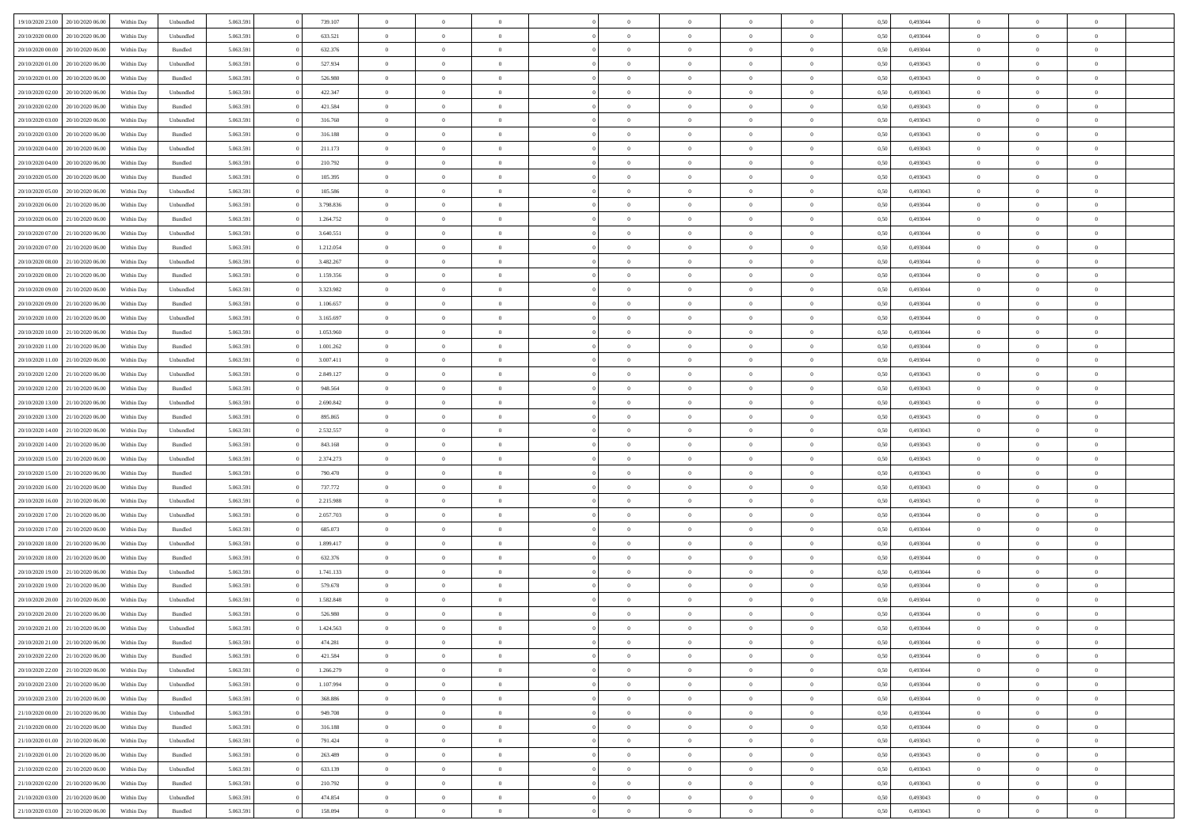| | | | | | | | | | | | | | | | | | | | | |
|---|---|---|---|---|---|---|---|---|---|---|---|---|---|---|---|---|---|---|---|---|
| 19/10/2020 23.00 | 20/10/2020 06.00 | Within Day | Unbundled | 5.063.591 | 0 | 739.107 | 0 | 0 | 0 | | 0 | 0 | 0 | 0 | 0,50 | 0,493044 | 0 | 0 | 0 | |
| 20/10/2020 00.00 | 20/10/2020 06.00 | Within Day | Unbundled | 5.063.591 | 0 | 633.521 | 0 | 0 | 0 | | 0 | 0 | 0 | 0 | 0,50 | 0,493044 | 0 | 0 | 0 | |
| 20/10/2020 00.00 | 20/10/2020 06.00 | Within Day | Bundled | 5.063.591 | 0 | 632.376 | 0 | 0 | 0 | | 0 | 0 | 0 | 0 | 0,50 | 0,493044 | 0 | 0 | 0 | |
| 20/10/2020 01.00 | 20/10/2020 06.00 | Within Day | Unbundled | 5.063.591 | 0 | 527.934 | 0 | 0 | 0 | | 0 | 0 | 0 | 0 | 0,50 | 0,493043 | 0 | 0 | 0 | |
| 20/10/2020 01.00 | 20/10/2020 06.00 | Within Day | Bundled | 5.063.591 | 0 | 526.980 | 0 | 0 | 0 | | 0 | 0 | 0 | 0 | 0,50 | 0,493043 | 0 | 0 | 0 | |
| 20/10/2020 02.00 | 20/10/2020 06.00 | Within Day | Unbundled | 5.063.591 | 0 | 422.347 | 0 | 0 | 0 | | 0 | 0 | 0 | 0 | 0,50 | 0,493043 | 0 | 0 | 0 | |
| 20/10/2020 02.00 | 20/10/2020 06.00 | Within Day | Bundled | 5.063.591 | 0 | 421.584 | 0 | 0 | 0 | | 0 | 0 | 0 | 0 | 0,50 | 0,493043 | 0 | 0 | 0 | |
| 20/10/2020 03.00 | 20/10/2020 06.00 | Within Day | Unbundled | 5.063.591 | 0 | 316.760 | 0 | 0 | 0 | | 0 | 0 | 0 | 0 | 0,50 | 0,493043 | 0 | 0 | 0 | |
| 20/10/2020 03.00 | 20/10/2020 06.00 | Within Day | Bundled | 5.063.591 | 0 | 316.188 | 0 | 0 | 0 | | 0 | 0 | 0 | 0 | 0,50 | 0,493043 | 0 | 0 | 0 | |
| 20/10/2020 04.00 | 20/10/2020 06.00 | Within Day | Unbundled | 5.063.591 | 0 | 211.173 | 0 | 0 | 0 | | 0 | 0 | 0 | 0 | 0,50 | 0,493043 | 0 | 0 | 0 | |
| 20/10/2020 04.00 | 20/10/2020 06.00 | Within Day | Bundled | 5.063.591 | 0 | 210.792 | 0 | 0 | 0 | | 0 | 0 | 0 | 0 | 0,50 | 0,493043 | 0 | 0 | 0 | |
| 20/10/2020 05.00 | 20/10/2020 06.00 | Within Day | Bundled | 5.063.591 | 0 | 105.395 | 0 | 0 | 0 | | 0 | 0 | 0 | 0 | 0,50 | 0,493043 | 0 | 0 | 0 | |
| 20/10/2020 05.00 | 20/10/2020 06.00 | Within Day | Unbundled | 5.063.591 | 0 | 105.586 | 0 | 0 | 0 | | 0 | 0 | 0 | 0 | 0,50 | 0,493043 | 0 | 0 | 0 | |
| 20/10/2020 06.00 | 21/10/2020 06.00 | Within Day | Unbundled | 5.063.591 | 0 | 3.798.836 | 0 | 0 | 0 | | 0 | 0 | 0 | 0 | 0,50 | 0,493044 | 0 | 0 | 0 | |
| 20/10/2020 06.00 | 21/10/2020 06.00 | Within Day | Bundled | 5.063.591 | 0 | 1.264.752 | 0 | 0 | 0 | | 0 | 0 | 0 | 0 | 0,50 | 0,493044 | 0 | 0 | 0 | |
| 20/10/2020 07.00 | 21/10/2020 06.00 | Within Day | Unbundled | 5.063.591 | 0 | 3.640.551 | 0 | 0 | 0 | | 0 | 0 | 0 | 0 | 0,50 | 0,493044 | 0 | 0 | 0 | |
| 20/10/2020 07.00 | 21/10/2020 06.00 | Within Day | Bundled | 5.063.591 | 0 | 1.212.054 | 0 | 0 | 0 | | 0 | 0 | 0 | 0 | 0,50 | 0,493044 | 0 | 0 | 0 | |
| 20/10/2020 08.00 | 21/10/2020 06.00 | Within Day | Unbundled | 5.063.591 | 0 | 3.482.267 | 0 | 0 | 0 | | 0 | 0 | 0 | 0 | 0,50 | 0,493044 | 0 | 0 | 0 | |
| 20/10/2020 08.00 | 21/10/2020 06.00 | Within Day | Bundled | 5.063.591 | 0 | 1.159.356 | 0 | 0 | 0 | | 0 | 0 | 0 | 0 | 0,50 | 0,493044 | 0 | 0 | 0 | |
| 20/10/2020 09.00 | 21/10/2020 06.00 | Within Day | Unbundled | 5.063.591 | 0 | 3.323.982 | 0 | 0 | 0 | | 0 | 0 | 0 | 0 | 0,50 | 0,493044 | 0 | 0 | 0 | |
| 20/10/2020 09.00 | 21/10/2020 06.00 | Within Day | Bundled | 5.063.591 | 0 | 1.106.657 | 0 | 0 | 0 | | 0 | 0 | 0 | 0 | 0,50 | 0,493044 | 0 | 0 | 0 | |
| 20/10/2020 10.00 | 21/10/2020 06.00 | Within Day | Unbundled | 5.063.591 | 0 | 3.165.697 | 0 | 0 | 0 | | 0 | 0 | 0 | 0 | 0,50 | 0,493044 | 0 | 0 | 0 | |
| 20/10/2020 10.00 | 21/10/2020 06.00 | Within Day | Bundled | 5.063.591 | 0 | 1.053.960 | 0 | 0 | 0 | | 0 | 0 | 0 | 0 | 0,50 | 0,493044 | 0 | 0 | 0 | |
| 20/10/2020 11.00 | 21/10/2020 06.00 | Within Day | Bundled | 5.063.591 | 0 | 1.001.262 | 0 | 0 | 0 | | 0 | 0 | 0 | 0 | 0,50 | 0,493044 | 0 | 0 | 0 | |
| 20/10/2020 11.00 | 21/10/2020 06.00 | Within Day | Unbundled | 5.063.591 | 0 | 3.007.411 | 0 | 0 | 0 | | 0 | 0 | 0 | 0 | 0,50 | 0,493044 | 0 | 0 | 0 | |
| 20/10/2020 12.00 | 21/10/2020 06.00 | Within Day | Unbundled | 5.063.591 | 0 | 2.849.127 | 0 | 0 | 0 | | 0 | 0 | 0 | 0 | 0,50 | 0,493043 | 0 | 0 | 0 | |
| 20/10/2020 12.00 | 21/10/2020 06.00 | Within Day | Bundled | 5.063.591 | 0 | 948.564 | 0 | 0 | 0 | | 0 | 0 | 0 | 0 | 0,50 | 0,493043 | 0 | 0 | 0 | |
| 20/10/2020 13.00 | 21/10/2020 06.00 | Within Day | Unbundled | 5.063.591 | 0 | 2.690.842 | 0 | 0 | 0 | | 0 | 0 | 0 | 0 | 0,50 | 0,493043 | 0 | 0 | 0 | |
| 20/10/2020 13.00 | 21/10/2020 06.00 | Within Day | Bundled | 5.063.591 | 0 | 895.865 | 0 | 0 | 0 | | 0 | 0 | 0 | 0 | 0,50 | 0,493043 | 0 | 0 | 0 | |
| 20/10/2020 14.00 | 21/10/2020 06.00 | Within Day | Unbundled | 5.063.591 | 0 | 2.532.557 | 0 | 0 | 0 | | 0 | 0 | 0 | 0 | 0,50 | 0,493043 | 0 | 0 | 0 | |
| 20/10/2020 14.00 | 21/10/2020 06.00 | Within Day | Bundled | 5.063.591 | 0 | 843.168 | 0 | 0 | 0 | | 0 | 0 | 0 | 0 | 0,50 | 0,493043 | 0 | 0 | 0 | |
| 20/10/2020 15.00 | 21/10/2020 06.00 | Within Day | Unbundled | 5.063.591 | 0 | 2.374.273 | 0 | 0 | 0 | | 0 | 0 | 0 | 0 | 0,50 | 0,493043 | 0 | 0 | 0 | |
| 20/10/2020 15.00 | 21/10/2020 06.00 | Within Day | Bundled | 5.063.591 | 0 | 790.470 | 0 | 0 | 0 | | 0 | 0 | 0 | 0 | 0,50 | 0,493043 | 0 | 0 | 0 | |
| 20/10/2020 16.00 | 21/10/2020 06.00 | Within Day | Bundled | 5.063.591 | 0 | 737.772 | 0 | 0 | 0 | | 0 | 0 | 0 | 0 | 0,50 | 0,493043 | 0 | 0 | 0 | |
| 20/10/2020 16.00 | 21/10/2020 06.00 | Within Day | Unbundled | 5.063.591 | 0 | 2.215.988 | 0 | 0 | 0 | | 0 | 0 | 0 | 0 | 0,50 | 0,493043 | 0 | 0 | 0 | |
| 20/10/2020 17.00 | 21/10/2020 06.00 | Within Day | Unbundled | 5.063.591 | 0 | 2.057.703 | 0 | 0 | 0 | | 0 | 0 | 0 | 0 | 0,50 | 0,493044 | 0 | 0 | 0 | |
| 20/10/2020 17.00 | 21/10/2020 06.00 | Within Day | Bundled | 5.063.591 | 0 | 685.073 | 0 | 0 | 0 | | 0 | 0 | 0 | 0 | 0,50 | 0,493044 | 0 | 0 | 0 | |
| 20/10/2020 18.00 | 21/10/2020 06.00 | Within Day | Unbundled | 5.063.591 | 0 | 1.899.417 | 0 | 0 | 0 | | 0 | 0 | 0 | 0 | 0,50 | 0,493044 | 0 | 0 | 0 | |
| 20/10/2020 18.00 | 21/10/2020 06.00 | Within Day | Bundled | 5.063.591 | 0 | 632.376 | 0 | 0 | 0 | | 0 | 0 | 0 | 0 | 0,50 | 0,493044 | 0 | 0 | 0 | |
| 20/10/2020 19.00 | 21/10/2020 06.00 | Within Day | Unbundled | 5.063.591 | 0 | 1.741.133 | 0 | 0 | 0 | | 0 | 0 | 0 | 0 | 0,50 | 0,493044 | 0 | 0 | 0 | |
| 20/10/2020 19.00 | 21/10/2020 06.00 | Within Day | Bundled | 5.063.591 | 0 | 579.678 | 0 | 0 | 0 | | 0 | 0 | 0 | 0 | 0,50 | 0,493044 | 0 | 0 | 0 | |
| 20/10/2020 20.00 | 21/10/2020 06.00 | Within Day | Unbundled | 5.063.591 | 0 | 1.582.848 | 0 | 0 | 0 | | 0 | 0 | 0 | 0 | 0,50 | 0,493044 | 0 | 0 | 0 | |
| 20/10/2020 20.00 | 21/10/2020 06.00 | Within Day | Bundled | 5.063.591 | 0 | 526.980 | 0 | 0 | 0 | | 0 | 0 | 0 | 0 | 0,50 | 0,493044 | 0 | 0 | 0 | |
| 20/10/2020 21.00 | 21/10/2020 06.00 | Within Day | Unbundled | 5.063.591 | 0 | 1.424.563 | 0 | 0 | 0 | | 0 | 0 | 0 | 0 | 0,50 | 0,493044 | 0 | 0 | 0 | |
| 20/10/2020 21.00 | 21/10/2020 06.00 | Within Day | Bundled | 5.063.591 | 0 | 474.281 | 0 | 0 | 0 | | 0 | 0 | 0 | 0 | 0,50 | 0,493044 | 0 | 0 | 0 | |
| 20/10/2020 22.00 | 21/10/2020 06.00 | Within Day | Bundled | 5.063.591 | 0 | 421.584 | 0 | 0 | 0 | | 0 | 0 | 0 | 0 | 0,50 | 0,493044 | 0 | 0 | 0 | |
| 20/10/2020 22.00 | 21/10/2020 06.00 | Within Day | Unbundled | 5.063.591 | 0 | 1.266.279 | 0 | 0 | 0 | | 0 | 0 | 0 | 0 | 0,50 | 0,493044 | 0 | 0 | 0 | |
| 20/10/2020 23.00 | 21/10/2020 06.00 | Within Day | Unbundled | 5.063.591 | 0 | 1.107.994 | 0 | 0 | 0 | | 0 | 0 | 0 | 0 | 0,50 | 0,493044 | 0 | 0 | 0 | |
| 20/10/2020 23.00 | 21/10/2020 06.00 | Within Day | Bundled | 5.063.591 | 0 | 368.886 | 0 | 0 | 0 | | 0 | 0 | 0 | 0 | 0,50 | 0,493044 | 0 | 0 | 0 | |
| 21/10/2020 00.00 | 21/10/2020 06.00 | Within Day | Unbundled | 5.063.591 | 0 | 949.708 | 0 | 0 | 0 | | 0 | 0 | 0 | 0 | 0,50 | 0,493044 | 0 | 0 | 0 | |
| 21/10/2020 00.00 | 21/10/2020 06.00 | Within Day | Bundled | 5.063.591 | 0 | 316.188 | 0 | 0 | 0 | | 0 | 0 | 0 | 0 | 0,50 | 0,493044 | 0 | 0 | 0 | |
| 21/10/2020 01.00 | 21/10/2020 06.00 | Within Day | Unbundled | 5.063.591 | 0 | 791.424 | 0 | 0 | 0 | | 0 | 0 | 0 | 0 | 0,50 | 0,493043 | 0 | 0 | 0 | |
| 21/10/2020 01.00 | 21/10/2020 06.00 | Within Day | Bundled | 5.063.591 | 0 | 263.489 | 0 | 0 | 0 | | 0 | 0 | 0 | 0 | 0,50 | 0,493043 | 0 | 0 | 0 | |
| 21/10/2020 02.00 | 21/10/2020 06.00 | Within Day | Unbundled | 5.063.591 | 0 | 633.139 | 0 | 0 | 0 | | 0 | 0 | 0 | 0 | 0,50 | 0,493043 | 0 | 0 | 0 | |
| 21/10/2020 02.00 | 21/10/2020 06.00 | Within Day | Bundled | 5.063.591 | 0 | 210.792 | 0 | 0 | 0 | | 0 | 0 | 0 | 0 | 0,50 | 0,493043 | 0 | 0 | 0 | |
| 21/10/2020 03.00 | 21/10/2020 06.00 | Within Day | Unbundled | 5.063.591 | 0 | 474.854 | 0 | 0 | 0 | | 0 | 0 | 0 | 0 | 0,50 | 0,493043 | 0 | 0 | 0 | |
| 21/10/2020 03.00 | 21/10/2020 06.00 | Within Day | Bundled | 5.063.591 | 0 | 158.094 | 0 | 0 | 0 | | 0 | 0 | 0 | 0 | 0,50 | 0,493043 | 0 | 0 | 0 | |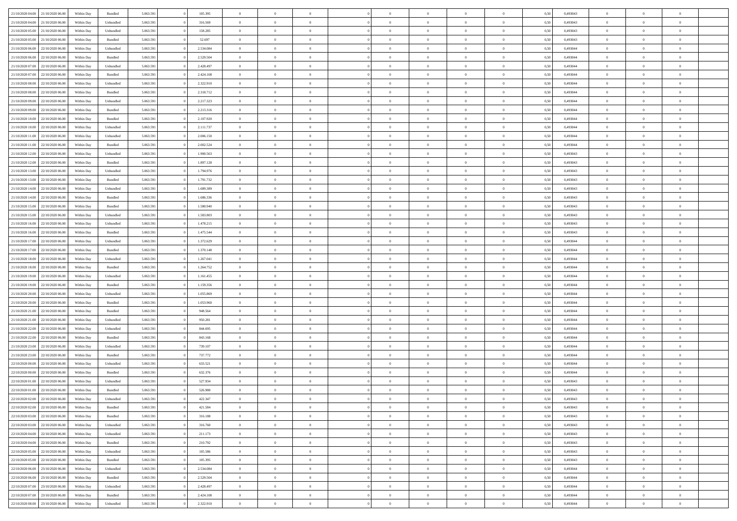| | | | | | | | | | | | | | | | | | | | | | |
|---|---|---|---|---|---|---|---|---|---|---|---|---|---|---|---|---|---|---|---|---|---|
| 21/10/2020 04:00 | 21/10/2020 06:00 | Within Day | Bundled | 5.063.591 | 0 | 105.395 | 0 | 0 | 0 | | 0 | 0 | 0 | 0 | 0,50 | 0,493043 | 0 | 0 | 0 | |
| 21/10/2020 04:00 | 21/10/2020 06:00 | Within Day | Unbundled | 5.063.591 | 0 | 316.569 | 0 | 0 | 0 | | 0 | 0 | 0 | 0 | 0,50 | 0,493043 | 0 | 0 | 0 | |
| 21/10/2020 05:00 | 21/10/2020 06:00 | Within Day | Unbundled | 5.063.591 | 0 | 158.285 | 0 | 0 | 0 | | 0 | 0 | 0 | 0 | 0,50 | 0,493043 | 0 | 0 | 0 | |
| 21/10/2020 05:00 | 21/10/2020 06:00 | Within Day | Bundled | 5.063.591 | 0 | 52.697 | 0 | 0 | 0 | | 0 | 0 | 0 | 0 | 0,50 | 0,493043 | 0 | 0 | 0 | |
| 21/10/2020 06:00 | 22/10/2020 06:00 | Within Day | Unbundled | 5.063.591 | 0 | 2.534.084 | 0 | 0 | 0 | | 0 | 0 | 0 | 0 | 0,50 | 0,493044 | 0 | 0 | 0 | |
| 21/10/2020 06:00 | 22/10/2020 06:00 | Within Day | Bundled | 5.063.591 | 0 | 2.529.504 | 0 | 0 | 0 | | 0 | 0 | 0 | 0 | 0,50 | 0,493044 | 0 | 0 | 0 | |
| 21/10/2020 07:00 | 22/10/2020 06:00 | Within Day | Unbundled | 5.063.591 | 0 | 2.428.497 | 0 | 0 | 0 | | 0 | 0 | 0 | 0 | 0,50 | 0,493044 | 0 | 0 | 0 | |
| 21/10/2020 07:00 | 22/10/2020 06:00 | Within Day | Bundled | 5.063.591 | 0 | 2.424.108 | 0 | 0 | 0 | | 0 | 0 | 0 | 0 | 0,50 | 0,493044 | 0 | 0 | 0 | |
| 21/10/2020 08:00 | 22/10/2020 06:00 | Within Day | Unbundled | 5.063.591 | 0 | 2.322.910 | 0 | 0 | 0 | | 0 | 0 | 0 | 0 | 0,50 | 0,493044 | 0 | 0 | 0 | |
| 21/10/2020 08:00 | 22/10/2020 06:00 | Within Day | Bundled | 5.063.591 | 0 | 2.318.712 | 0 | 0 | 0 | | 0 | 0 | 0 | 0 | 0,50 | 0,493044 | 0 | 0 | 0 | |
| 21/10/2020 09:00 | 22/10/2020 06:00 | Within Day | Unbundled | 5.063.591 | 0 | 2.217.323 | 0 | 0 | 0 | | 0 | 0 | 0 | 0 | 0,50 | 0,493044 | 0 | 0 | 0 | |
| 21/10/2020 09:00 | 22/10/2020 06:00 | Within Day | Bundled | 5.063.591 | 0 | 2.213.316 | 0 | 0 | 0 | | 0 | 0 | 0 | 0 | 0,50 | 0,493044 | 0 | 0 | 0 | |
| 21/10/2020 10:00 | 22/10/2020 06:00 | Within Day | Bundled | 5.063.591 | 0 | 2.107.920 | 0 | 0 | 0 | | 0 | 0 | 0 | 0 | 0,50 | 0,493044 | 0 | 0 | 0 | |
| 21/10/2020 10:00 | 22/10/2020 06:00 | Within Day | Unbundled | 5.063.591 | 0 | 2.111.737 | 0 | 0 | 0 | | 0 | 0 | 0 | 0 | 0,50 | 0,493044 | 0 | 0 | 0 | |
| 21/10/2020 11:00 | 22/10/2020 06:00 | Within Day | Unbundled | 5.063.591 | 0 | 2.006.150 | 0 | 0 | 0 | | 0 | 0 | 0 | 0 | 0,50 | 0,493044 | 0 | 0 | 0 | |
| 21/10/2020 11:00 | 22/10/2020 06:00 | Within Day | Bundled | 5.063.591 | 0 | 2.002.524 | 0 | 0 | 0 | | 0 | 0 | 0 | 0 | 0,50 | 0,493044 | 0 | 0 | 0 | |
| 21/10/2020 12:00 | 22/10/2020 06:00 | Within Day | Unbundled | 5.063.591 | 0 | 1.900.563 | 0 | 0 | 0 | | 0 | 0 | 0 | 0 | 0,50 | 0,493043 | 0 | 0 | 0 | |
| 21/10/2020 12:00 | 22/10/2020 06:00 | Within Day | Bundled | 5.063.591 | 0 | 1.897.128 | 0 | 0 | 0 | | 0 | 0 | 0 | 0 | 0,50 | 0,493043 | 0 | 0 | 0 | |
| 21/10/2020 13:00 | 22/10/2020 06:00 | Within Day | Unbundled | 5.063.591 | 0 | 1.794.976 | 0 | 0 | 0 | | 0 | 0 | 0 | 0 | 0,50 | 0,493043 | 0 | 0 | 0 | |
| 21/10/2020 13:00 | 22/10/2020 06:00 | Within Day | Bundled | 5.063.591 | 0 | 1.791.732 | 0 | 0 | 0 | | 0 | 0 | 0 | 0 | 0,50 | 0,493043 | 0 | 0 | 0 | |
| 21/10/2020 14:00 | 22/10/2020 06:00 | Within Day | Unbundled | 5.063.591 | 0 | 1.689.389 | 0 | 0 | 0 | | 0 | 0 | 0 | 0 | 0,50 | 0,493043 | 0 | 0 | 0 | |
| 21/10/2020 14:00 | 22/10/2020 06:00 | Within Day | Bundled | 5.063.591 | 0 | 1.686.336 | 0 | 0 | 0 | | 0 | 0 | 0 | 0 | 0,50 | 0,493043 | 0 | 0 | 0 | |
| 21/10/2020 15:00 | 22/10/2020 06:00 | Within Day | Bundled | 5.063.591 | 0 | 1.580.940 | 0 | 0 | 0 | | 0 | 0 | 0 | 0 | 0,50 | 0,493043 | 0 | 0 | 0 | |
| 21/10/2020 15:00 | 22/10/2020 06:00 | Within Day | Unbundled | 5.063.591 | 0 | 1.583.803 | 0 | 0 | 0 | | 0 | 0 | 0 | 0 | 0,50 | 0,493043 | 0 | 0 | 0 | |
| 21/10/2020 16:00 | 22/10/2020 06:00 | Within Day | Unbundled | 5.063.591 | 0 | 1.478.215 | 0 | 0 | 0 | | 0 | 0 | 0 | 0 | 0,50 | 0,493043 | 0 | 0 | 0 | |
| 21/10/2020 16:00 | 22/10/2020 06:00 | Within Day | Bundled | 5.063.591 | 0 | 1.475.544 | 0 | 0 | 0 | | 0 | 0 | 0 | 0 | 0,50 | 0,493043 | 0 | 0 | 0 | |
| 21/10/2020 17:00 | 22/10/2020 06:00 | Within Day | Unbundled | 5.063.591 | 0 | 1.372.629 | 0 | 0 | 0 | | 0 | 0 | 0 | 0 | 0,50 | 0,493044 | 0 | 0 | 0 | |
| 21/10/2020 17:00 | 22/10/2020 06:00 | Within Day | Bundled | 5.063.591 | 0 | 1.370.148 | 0 | 0 | 0 | | 0 | 0 | 0 | 0 | 0,50 | 0,493044 | 0 | 0 | 0 | |
| 21/10/2020 18:00 | 22/10/2020 06:00 | Within Day | Unbundled | 5.063.591 | 0 | 1.267.041 | 0 | 0 | 0 | | 0 | 0 | 0 | 0 | 0,50 | 0,493044 | 0 | 0 | 0 | |
| 21/10/2020 18:00 | 22/10/2020 06:00 | Within Day | Bundled | 5.063.591 | 0 | 1.264.752 | 0 | 0 | 0 | | 0 | 0 | 0 | 0 | 0,50 | 0,493044 | 0 | 0 | 0 | |
| 21/10/2020 19:00 | 22/10/2020 06:00 | Within Day | Unbundled | 5.063.591 | 0 | 1.161.455 | 0 | 0 | 0 | | 0 | 0 | 0 | 0 | 0,50 | 0,493044 | 0 | 0 | 0 | |
| 21/10/2020 19:00 | 22/10/2020 06:00 | Within Day | Bundled | 5.063.591 | 0 | 1.159.356 | 0 | 0 | 0 | | 0 | 0 | 0 | 0 | 0,50 | 0,493044 | 0 | 0 | 0 | |
| 21/10/2020 20:00 | 22/10/2020 06:00 | Within Day | Unbundled | 5.063.591 | 0 | 1.055.869 | 0 | 0 | 0 | | 0 | 0 | 0 | 0 | 0,50 | 0,493044 | 0 | 0 | 0 | |
| 21/10/2020 20:00 | 22/10/2020 06:00 | Within Day | Bundled | 5.063.591 | 0 | 1.053.960 | 0 | 0 | 0 | | 0 | 0 | 0 | 0 | 0,50 | 0,493044 | 0 | 0 | 0 | |
| 21/10/2020 21:00 | 22/10/2020 06:00 | Within Day | Bundled | 5.063.591 | 0 | 948.564 | 0 | 0 | 0 | | 0 | 0 | 0 | 0 | 0,50 | 0,493044 | 0 | 0 | 0 | |
| 21/10/2020 21:00 | 22/10/2020 06:00 | Within Day | Unbundled | 5.063.591 | 0 | 950.281 | 0 | 0 | 0 | | 0 | 0 | 0 | 0 | 0,50 | 0,493044 | 0 | 0 | 0 | |
| 21/10/2020 22:00 | 22/10/2020 06:00 | Within Day | Unbundled | 5.063.591 | 0 | 844.695 | 0 | 0 | 0 | | 0 | 0 | 0 | 0 | 0,50 | 0,493044 | 0 | 0 | 0 | |
| 21/10/2020 22:00 | 22/10/2020 06:00 | Within Day | Bundled | 5.063.591 | 0 | 843.168 | 0 | 0 | 0 | | 0 | 0 | 0 | 0 | 0,50 | 0,493044 | 0 | 0 | 0 | |
| 21/10/2020 23:00 | 22/10/2020 06:00 | Within Day | Unbundled | 5.063.591 | 0 | 739.107 | 0 | 0 | 0 | | 0 | 0 | 0 | 0 | 0,50 | 0,493044 | 0 | 0 | 0 | |
| 21/10/2020 23:00 | 22/10/2020 06:00 | Within Day | Bundled | 5.063.591 | 0 | 737.772 | 0 | 0 | 0 | | 0 | 0 | 0 | 0 | 0,50 | 0,493044 | 0 | 0 | 0 | |
| 22/10/2020 00:00 | 22/10/2020 06:00 | Within Day | Unbundled | 5.063.591 | 0 | 633.521 | 0 | 0 | 0 | | 0 | 0 | 0 | 0 | 0,50 | 0,493044 | 0 | 0 | 0 | |
| 22/10/2020 00:00 | 22/10/2020 06:00 | Within Day | Bundled | 5.063.591 | 0 | 632.376 | 0 | 0 | 0 | | 0 | 0 | 0 | 0 | 0,50 | 0,493044 | 0 | 0 | 0 | |
| 22/10/2020 01:00 | 22/10/2020 06:00 | Within Day | Unbundled | 5.063.591 | 0 | 527.934 | 0 | 0 | 0 | | 0 | 0 | 0 | 0 | 0,50 | 0,493043 | 0 | 0 | 0 | |
| 22/10/2020 01:00 | 22/10/2020 06:00 | Within Day | Bundled | 5.063.591 | 0 | 526.980 | 0 | 0 | 0 | | 0 | 0 | 0 | 0 | 0,50 | 0,493043 | 0 | 0 | 0 | |
| 22/10/2020 02:00 | 22/10/2020 06:00 | Within Day | Unbundled | 5.063.591 | 0 | 422.347 | 0 | 0 | 0 | | 0 | 0 | 0 | 0 | 0,50 | 0,493043 | 0 | 0 | 0 | |
| 22/10/2020 02:00 | 22/10/2020 06:00 | Within Day | Bundled | 5.063.591 | 0 | 421.584 | 0 | 0 | 0 | | 0 | 0 | 0 | 0 | 0,50 | 0,493043 | 0 | 0 | 0 | |
| 22/10/2020 03:00 | 22/10/2020 06:00 | Within Day | Bundled | 5.063.591 | 0 | 316.188 | 0 | 0 | 0 | | 0 | 0 | 0 | 0 | 0,50 | 0,493043 | 0 | 0 | 0 | |
| 22/10/2020 03:00 | 22/10/2020 06:00 | Within Day | Unbundled | 5.063.591 | 0 | 316.760 | 0 | 0 | 0 | | 0 | 0 | 0 | 0 | 0,50 | 0,493043 | 0 | 0 | 0 | |
| 22/10/2020 04:00 | 22/10/2020 06:00 | Within Day | Unbundled | 5.063.591 | 0 | 211.173 | 0 | 0 | 0 | | 0 | 0 | 0 | 0 | 0,50 | 0,493043 | 0 | 0 | 0 | |
| 22/10/2020 04:00 | 22/10/2020 06:00 | Within Day | Bundled | 5.063.591 | 0 | 210.792 | 0 | 0 | 0 | | 0 | 0 | 0 | 0 | 0,50 | 0,493043 | 0 | 0 | 0 | |
| 22/10/2020 05:00 | 22/10/2020 06:00 | Within Day | Unbundled | 5.063.591 | 0 | 105.586 | 0 | 0 | 0 | | 0 | 0 | 0 | 0 | 0,50 | 0,493043 | 0 | 0 | 0 | |
| 22/10/2020 05:00 | 22/10/2020 06:00 | Within Day | Bundled | 5.063.591 | 0 | 105.395 | 0 | 0 | 0 | | 0 | 0 | 0 | 0 | 0,50 | 0,493043 | 0 | 0 | 0 | |
| 22/10/2020 06:00 | 23/10/2020 06:00 | Within Day | Unbundled | 5.063.591 | 0 | 2.534.084 | 0 | 0 | 0 | | 0 | 0 | 0 | 0 | 0,50 | 0,493044 | 0 | 0 | 0 | |
| 22/10/2020 06:00 | 23/10/2020 06:00 | Within Day | Bundled | 5.063.591 | 0 | 2.529.504 | 0 | 0 | 0 | | 0 | 0 | 0 | 0 | 0,50 | 0,493044 | 0 | 0 | 0 | |
| 22/10/2020 07:00 | 23/10/2020 06:00 | Within Day | Unbundled | 5.063.591 | 0 | 2.428.497 | 0 | 0 | 0 | | 0 | 0 | 0 | 0 | 0,50 | 0,493044 | 0 | 0 | 0 | |
| 22/10/2020 07:00 | 23/10/2020 06:00 | Within Day | Bundled | 5.063.591 | 0 | 2.424.108 | 0 | 0 | 0 | | 0 | 0 | 0 | 0 | 0,50 | 0,493044 | 0 | 0 | 0 | |
| 22/10/2020 08:00 | 23/10/2020 06:00 | Within Day | Unbundled | 5.063.591 | 0 | 2.322.910 | 0 | 0 | 0 | | 0 | 0 | 0 | 0 | 0,50 | 0,493044 | 0 | 0 | 0 | |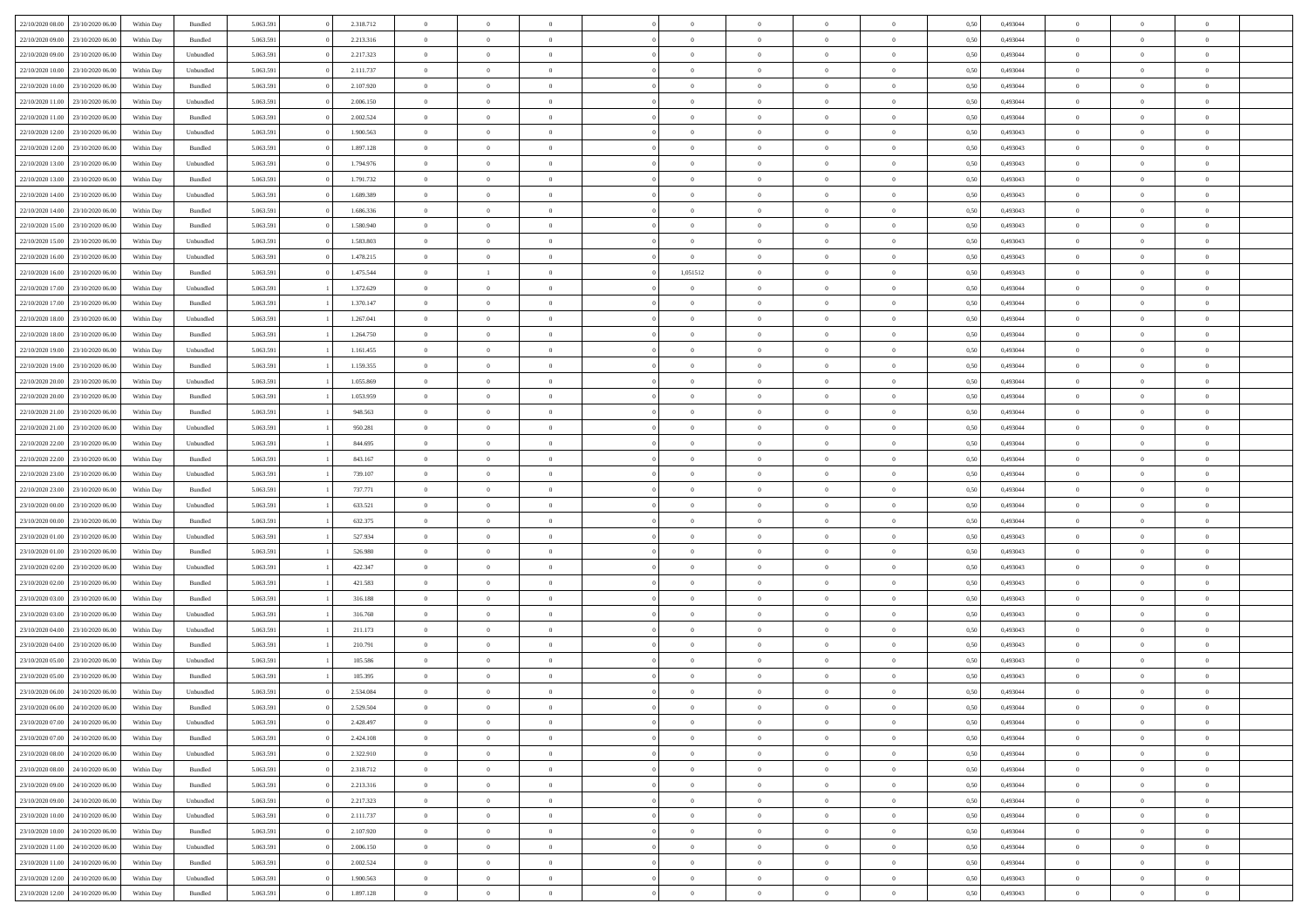| | | | | | | | | | | | | | | | | | | | | | |
|---|---|---|---|---|---|---|---|---|---|---|---|---|---|---|---|---|---|---|---|---|---|
| 22/10/2020 08:00 | 23/10/2020 06:00 | Within Day | Bundled | 5.063.591 | 0 | 2.318.712 | 0 | 0 | 0 | | 0 | 0 | 0 | 0 | 0 | 0,50 | 0,493044 | 0 | 0 | 0 | |
| 22/10/2020 09:00 | 23/10/2020 06:00 | Within Day | Bundled | 5.063.591 | 0 | 2.213.316 | 0 | 0 | 0 | | 0 | 0 | 0 | 0 | 0 | 0,50 | 0,493044 | 0 | 0 | 0 | |
| 22/10/2020 09:00 | 23/10/2020 06:00 | Within Day | Unbundled | 5.063.591 | 0 | 2.217.323 | 0 | 0 | 0 | | 0 | 0 | 0 | 0 | 0 | 0,50 | 0,493044 | 0 | 0 | 0 | |
| 22/10/2020 10:00 | 23/10/2020 06:00 | Within Day | Unbundled | 5.063.591 | 0 | 2.111.737 | 0 | 0 | 0 | | 0 | 0 | 0 | 0 | 0 | 0,50 | 0,493044 | 0 | 0 | 0 | |
| 22/10/2020 10:00 | 23/10/2020 06:00 | Within Day | Bundled | 5.063.591 | 0 | 2.107.920 | 0 | 0 | 0 | | 0 | 0 | 0 | 0 | 0 | 0,50 | 0,493044 | 0 | 0 | 0 | |
| 22/10/2020 11:00 | 23/10/2020 06:00 | Within Day | Unbundled | 5.063.591 | 0 | 2.006.150 | 0 | 0 | 0 | | 0 | 0 | 0 | 0 | 0 | 0,50 | 0,493044 | 0 | 0 | 0 | |
| 22/10/2020 11:00 | 23/10/2020 06:00 | Within Day | Bundled | 5.063.591 | 0 | 2.002.524 | 0 | 0 | 0 | | 0 | 0 | 0 | 0 | 0 | 0,50 | 0,493044 | 0 | 0 | 0 | |
| 22/10/2020 12:00 | 23/10/2020 06:00 | Within Day | Unbundled | 5.063.591 | 0 | 1.900.563 | 0 | 0 | 0 | | 0 | 0 | 0 | 0 | 0 | 0,50 | 0,493043 | 0 | 0 | 0 | |
| 22/10/2020 12:00 | 23/10/2020 06:00 | Within Day | Bundled | 5.063.591 | 0 | 1.897.128 | 0 | 0 | 0 | | 0 | 0 | 0 | 0 | 0 | 0,50 | 0,493043 | 0 | 0 | 0 | |
| 22/10/2020 13:00 | 23/10/2020 06:00 | Within Day | Unbundled | 5.063.591 | 0 | 1.794.976 | 0 | 0 | 0 | | 0 | 0 | 0 | 0 | 0 | 0,50 | 0,493043 | 0 | 0 | 0 | |
| 22/10/2020 13:00 | 23/10/2020 06:00 | Within Day | Bundled | 5.063.591 | 0 | 1.791.732 | 0 | 0 | 0 | | 0 | 0 | 0 | 0 | 0 | 0,50 | 0,493043 | 0 | 0 | 0 | |
| 22/10/2020 14:00 | 23/10/2020 06:00 | Within Day | Unbundled | 5.063.591 | 0 | 1.689.389 | 0 | 0 | 0 | | 0 | 0 | 0 | 0 | 0 | 0,50 | 0,493043 | 0 | 0 | 0 | |
| 22/10/2020 14:00 | 23/10/2020 06:00 | Within Day | Bundled | 5.063.591 | 0 | 1.686.336 | 0 | 0 | 0 | | 0 | 0 | 0 | 0 | 0 | 0,50 | 0,493043 | 0 | 0 | 0 | |
| 22/10/2020 15:00 | 23/10/2020 06:00 | Within Day | Bundled | 5.063.591 | 0 | 1.580.940 | 0 | 0 | 0 | | 0 | 0 | 0 | 0 | 0 | 0,50 | 0,493043 | 0 | 0 | 0 | |
| 22/10/2020 15:00 | 23/10/2020 06:00 | Within Day | Unbundled | 5.063.591 | 0 | 1.583.803 | 0 | 0 | 0 | | 0 | 0 | 0 | 0 | 0 | 0,50 | 0,493043 | 0 | 0 | 0 | |
| 22/10/2020 16:00 | 23/10/2020 06:00 | Within Day | Unbundled | 5.063.591 | 0 | 1.478.215 | 0 | 0 | 0 | | 0 | 0 | 0 | 0 | 0 | 0,50 | 0,493043 | 0 | 0 | 0 | |
| 22/10/2020 16:00 | 23/10/2020 06:00 | Within Day | Bundled | 5.063.591 | 0 | 1.475.544 | 0 | 1 | 0 | | 1,051512 | 0 | 0 | 0 | 0 | 0,50 | 0,493043 | 0 | 0 | 0 | |
| 22/10/2020 17:00 | 23/10/2020 06:00 | Within Day | Unbundled | 5.063.591 | 1 | 1.372.629 | 0 | 0 | 0 | | 0 | 0 | 0 | 0 | 0 | 0,50 | 0,493044 | 0 | 0 | 0 | |
| 22/10/2020 17:00 | 23/10/2020 06:00 | Within Day | Bundled | 5.063.591 | 1 | 1.370.147 | 0 | 0 | 0 | | 0 | 0 | 0 | 0 | 0 | 0,50 | 0,493044 | 0 | 0 | 0 | |
| 22/10/2020 18:00 | 23/10/2020 06:00 | Within Day | Unbundled | 5.063.591 | 1 | 1.267.041 | 0 | 0 | 0 | | 0 | 0 | 0 | 0 | 0 | 0,50 | 0,493044 | 0 | 0 | 0 | |
| 22/10/2020 18:00 | 23/10/2020 06:00 | Within Day | Bundled | 5.063.591 | 1 | 1.264.750 | 0 | 0 | 0 | | 0 | 0 | 0 | 0 | 0 | 0,50 | 0,493044 | 0 | 0 | 0 | |
| 22/10/2020 19:00 | 23/10/2020 06:00 | Within Day | Unbundled | 5.063.591 | 1 | 1.161.455 | 0 | 0 | 0 | | 0 | 0 | 0 | 0 | 0 | 0,50 | 0,493044 | 0 | 0 | 0 | |
| 22/10/2020 19:00 | 23/10/2020 06:00 | Within Day | Bundled | 5.063.591 | 1 | 1.159.355 | 0 | 0 | 0 | | 0 | 0 | 0 | 0 | 0 | 0,50 | 0,493044 | 0 | 0 | 0 | |
| 22/10/2020 20:00 | 23/10/2020 06:00 | Within Day | Unbundled | 5.063.591 | 1 | 1.055.869 | 0 | 0 | 0 | | 0 | 0 | 0 | 0 | 0 | 0,50 | 0,493044 | 0 | 0 | 0 | |
| 22/10/2020 20:00 | 23/10/2020 06:00 | Within Day | Bundled | 5.063.591 | 1 | 1.053.959 | 0 | 0 | 0 | | 0 | 0 | 0 | 0 | 0 | 0,50 | 0,493044 | 0 | 0 | 0 | |
| 22/10/2020 21:00 | 23/10/2020 06:00 | Within Day | Bundled | 5.063.591 | 1 | 948.563 | 0 | 0 | 0 | | 0 | 0 | 0 | 0 | 0 | 0,50 | 0,493044 | 0 | 0 | 0 | |
| 22/10/2020 21:00 | 23/10/2020 06:00 | Within Day | Unbundled | 5.063.591 | 1 | 950.281 | 0 | 0 | 0 | | 0 | 0 | 0 | 0 | 0 | 0,50 | 0,493044 | 0 | 0 | 0 | |
| 22/10/2020 22:00 | 23/10/2020 06:00 | Within Day | Unbundled | 5.063.591 | 1 | 844.695 | 0 | 0 | 0 | | 0 | 0 | 0 | 0 | 0 | 0,50 | 0,493044 | 0 | 0 | 0 | |
| 22/10/2020 22:00 | 23/10/2020 06:00 | Within Day | Bundled | 5.063.591 | 1 | 843.167 | 0 | 0 | 0 | | 0 | 0 | 0 | 0 | 0 | 0,50 | 0,493044 | 0 | 0 | 0 | |
| 22/10/2020 23:00 | 23/10/2020 06:00 | Within Day | Unbundled | 5.063.591 | 1 | 739.107 | 0 | 0 | 0 | | 0 | 0 | 0 | 0 | 0 | 0,50 | 0,493044 | 0 | 0 | 0 | |
| 22/10/2020 23:00 | 23/10/2020 06:00 | Within Day | Bundled | 5.063.591 | 1 | 737.771 | 0 | 0 | 0 | | 0 | 0 | 0 | 0 | 0 | 0,50 | 0,493044 | 0 | 0 | 0 | |
| 23/10/2020 00:00 | 23/10/2020 06:00 | Within Day | Unbundled | 5.063.591 | 1 | 633.521 | 0 | 0 | 0 | | 0 | 0 | 0 | 0 | 0 | 0,50 | 0,493044 | 0 | 0 | 0 | |
| 23/10/2020 00:00 | 23/10/2020 06:00 | Within Day | Bundled | 5.063.591 | 1 | 632.375 | 0 | 0 | 0 | | 0 | 0 | 0 | 0 | 0 | 0,50 | 0,493044 | 0 | 0 | 0 | |
| 23/10/2020 01:00 | 23/10/2020 06:00 | Within Day | Unbundled | 5.063.591 | 1 | 527.934 | 0 | 0 | 0 | | 0 | 0 | 0 | 0 | 0 | 0,50 | 0,493043 | 0 | 0 | 0 | |
| 23/10/2020 01:00 | 23/10/2020 06:00 | Within Day | Bundled | 5.063.591 | 1 | 526.980 | 0 | 0 | 0 | | 0 | 0 | 0 | 0 | 0 | 0,50 | 0,493043 | 0 | 0 | 0 | |
| 23/10/2020 02:00 | 23/10/2020 06:00 | Within Day | Unbundled | 5.063.591 | 1 | 422.347 | 0 | 0 | 0 | | 0 | 0 | 0 | 0 | 0 | 0,50 | 0,493043 | 0 | 0 | 0 | |
| 23/10/2020 02:00 | 23/10/2020 06:00 | Within Day | Bundled | 5.063.591 | 1 | 421.583 | 0 | 0 | 0 | | 0 | 0 | 0 | 0 | 0 | 0,50 | 0,493043 | 0 | 0 | 0 | |
| 23/10/2020 03:00 | 23/10/2020 06:00 | Within Day | Bundled | 5.063.591 | 1 | 316.188 | 0 | 0 | 0 | | 0 | 0 | 0 | 0 | 0 | 0,50 | 0,493043 | 0 | 0 | 0 | |
| 23/10/2020 03:00 | 23/10/2020 06:00 | Within Day | Unbundled | 5.063.591 | 1 | 316.760 | 0 | 0 | 0 | | 0 | 0 | 0 | 0 | 0 | 0,50 | 0,493043 | 0 | 0 | 0 | |
| 23/10/2020 04:00 | 23/10/2020 06:00 | Within Day | Unbundled | 5.063.591 | 1 | 211.173 | 0 | 0 | 0 | | 0 | 0 | 0 | 0 | 0 | 0,50 | 0,493043 | 0 | 0 | 0 | |
| 23/10/2020 04:00 | 23/10/2020 06:00 | Within Day | Bundled | 5.063.591 | 1 | 210.791 | 0 | 0 | 0 | | 0 | 0 | 0 | 0 | 0 | 0,50 | 0,493043 | 0 | 0 | 0 | |
| 23/10/2020 05:00 | 23/10/2020 06:00 | Within Day | Unbundled | 5.063.591 | 1 | 105.586 | 0 | 0 | 0 | | 0 | 0 | 0 | 0 | 0 | 0,50 | 0,493043 | 0 | 0 | 0 | |
| 23/10/2020 05:00 | 23/10/2020 06:00 | Within Day | Bundled | 5.063.591 | 1 | 105.395 | 0 | 0 | 0 | | 0 | 0 | 0 | 0 | 0 | 0,50 | 0,493043 | 0 | 0 | 0 | |
| 23/10/2020 06:00 | 24/10/2020 06:00 | Within Day | Unbundled | 5.063.591 | 0 | 2.534.084 | 0 | 0 | 0 | | 0 | 0 | 0 | 0 | 0 | 0,50 | 0,493044 | 0 | 0 | 0 | |
| 23/10/2020 06:00 | 24/10/2020 06:00 | Within Day | Bundled | 5.063.591 | 0 | 2.529.504 | 0 | 0 | 0 | | 0 | 0 | 0 | 0 | 0 | 0,50 | 0,493044 | 0 | 0 | 0 | |
| 23/10/2020 07:00 | 24/10/2020 06:00 | Within Day | Unbundled | 5.063.591 | 0 | 2.428.497 | 0 | 0 | 0 | | 0 | 0 | 0 | 0 | 0 | 0,50 | 0,493044 | 0 | 0 | 0 | |
| 23/10/2020 07:00 | 24/10/2020 06:00 | Within Day | Bundled | 5.063.591 | 0 | 2.424.108 | 0 | 0 | 0 | | 0 | 0 | 0 | 0 | 0 | 0,50 | 0,493044 | 0 | 0 | 0 | |
| 23/10/2020 08:00 | 24/10/2020 06:00 | Within Day | Unbundled | 5.063.591 | 0 | 2.322.910 | 0 | 0 | 0 | | 0 | 0 | 0 | 0 | 0 | 0,50 | 0,493044 | 0 | 0 | 0 | |
| 23/10/2020 08:00 | 24/10/2020 06:00 | Within Day | Bundled | 5.063.591 | 0 | 2.318.712 | 0 | 0 | 0 | | 0 | 0 | 0 | 0 | 0 | 0,50 | 0,493044 | 0 | 0 | 0 | |
| 23/10/2020 09:00 | 24/10/2020 06:00 | Within Day | Bundled | 5.063.591 | 0 | 2.213.316 | 0 | 0 | 0 | | 0 | 0 | 0 | 0 | 0 | 0,50 | 0,493044 | 0 | 0 | 0 | |
| 23/10/2020 09:00 | 24/10/2020 06:00 | Within Day | Unbundled | 5.063.591 | 0 | 2.217.323 | 0 | 0 | 0 | | 0 | 0 | 0 | 0 | 0 | 0,50 | 0,493044 | 0 | 0 | 0 | |
| 23/10/2020 10:00 | 24/10/2020 06:00 | Within Day | Unbundled | 5.063.591 | 0 | 2.111.737 | 0 | 0 | 0 | | 0 | 0 | 0 | 0 | 0 | 0,50 | 0,493044 | 0 | 0 | 0 | |
| 23/10/2020 10:00 | 24/10/2020 06:00 | Within Day | Bundled | 5.063.591 | 0 | 2.107.920 | 0 | 0 | 0 | | 0 | 0 | 0 | 0 | 0 | 0,50 | 0,493044 | 0 | 0 | 0 | |
| 23/10/2020 11:00 | 24/10/2020 06:00 | Within Day | Unbundled | 5.063.591 | 0 | 2.006.150 | 0 | 0 | 0 | | 0 | 0 | 0 | 0 | 0 | 0,50 | 0,493044 | 0 | 0 | 0 | |
| 23/10/2020 11:00 | 24/10/2020 06:00 | Within Day | Bundled | 5.063.591 | 0 | 2.002.524 | 0 | 0 | 0 | | 0 | 0 | 0 | 0 | 0 | 0,50 | 0,493044 | 0 | 0 | 0 | |
| 23/10/2020 12:00 | 24/10/2020 06:00 | Within Day | Unbundled | 5.063.591 | 0 | 1.900.563 | 0 | 0 | 0 | | 0 | 0 | 0 | 0 | 0 | 0,50 | 0,493043 | 0 | 0 | 0 | |
| 23/10/2020 12:00 | 24/10/2020 06:00 | Within Day | Bundled | 5.063.591 | 0 | 1.897.128 | 0 | 0 | 0 | | 0 | 0 | 0 | 0 | 0 | 0,50 | 0,493043 | 0 | 0 | 0 | |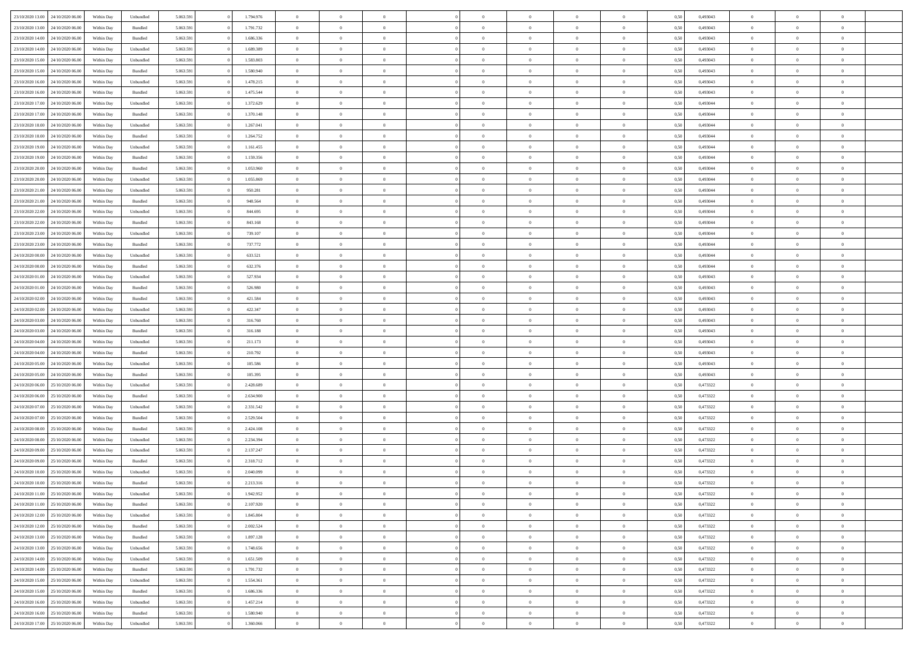| 23/10/2020 13:00 | 24/10/2020 06:00 | Within Day | Unbundled | 5.063.591 | 0 | 1.794.976 | 0 | 0 | 0 | | 0 | 0 | 0 | 0 | 0,50 | 0,493043 | 0 | 0 | 0 | |
|---|---|---|---|---|---|---|---|---|---|---|---|---|---|---|---|---|---|---|---|---|
| 23/10/2020 13:00 | 24/10/2020 06:00 | Within Day | Bundled | 5.063.591 | 0 | 1.791.732 | 0 | 0 | 0 | | 0 | 0 | 0 | 0 | 0,50 | 0,493043 | 0 | 0 | 0 | |
| 23/10/2020 14:00 | 24/10/2020 06:00 | Within Day | Bundled | 5.063.591 | 0 | 1.686.336 | 0 | 0 | 0 | | 0 | 0 | 0 | 0 | 0,50 | 0,493043 | 0 | 0 | 0 | |
| 23/10/2020 14:00 | 24/10/2020 06:00 | Within Day | Unbundled | 5.063.591 | 0 | 1.689.389 | 0 | 0 | 0 | | 0 | 0 | 0 | 0 | 0,50 | 0,493043 | 0 | 0 | 0 | |
| 23/10/2020 15:00 | 24/10/2020 06:00 | Within Day | Unbundled | 5.063.591 | 0 | 1.583.803 | 0 | 0 | 0 | | 0 | 0 | 0 | 0 | 0,50 | 0,493043 | 0 | 0 | 0 | |
| 23/10/2020 15:00 | 24/10/2020 06:00 | Within Day | Bundled | 5.063.591 | 0 | 1.580.940 | 0 | 0 | 0 | | 0 | 0 | 0 | 0 | 0,50 | 0,493043 | 0 | 0 | 0 | |
| 23/10/2020 16:00 | 24/10/2020 06:00 | Within Day | Unbundled | 5.063.591 | 0 | 1.478.215 | 0 | 0 | 0 | | 0 | 0 | 0 | 0 | 0,50 | 0,493043 | 0 | 0 | 0 | |
| 23/10/2020 16:00 | 24/10/2020 06:00 | Within Day | Bundled | 5.063.591 | 0 | 1.475.544 | 0 | 0 | 0 | | 0 | 0 | 0 | 0 | 0,50 | 0,493043 | 0 | 0 | 0 | |
| 23/10/2020 17:00 | 24/10/2020 06:00 | Within Day | Unbundled | 5.063.591 | 0 | 1.372.629 | 0 | 0 | 0 | | 0 | 0 | 0 | 0 | 0,50 | 0,493044 | 0 | 0 | 0 | |
| 23/10/2020 17:00 | 24/10/2020 06:00 | Within Day | Bundled | 5.063.591 | 0 | 1.370.148 | 0 | 0 | 0 | | 0 | 0 | 0 | 0 | 0,50 | 0,493044 | 0 | 0 | 0 | |
| 23/10/2020 18:00 | 24/10/2020 06:00 | Within Day | Unbundled | 5.063.591 | 0 | 1.267.041 | 0 | 0 | 0 | | 0 | 0 | 0 | 0 | 0,50 | 0,493044 | 0 | 0 | 0 | |
| 23/10/2020 18:00 | 24/10/2020 06:00 | Within Day | Bundled | 5.063.591 | 0 | 1.264.752 | 0 | 0 | 0 | | 0 | 0 | 0 | 0 | 0,50 | 0,493044 | 0 | 0 | 0 | |
| 23/10/2020 19:00 | 24/10/2020 06:00 | Within Day | Unbundled | 5.063.591 | 0 | 1.161.455 | 0 | 0 | 0 | | 0 | 0 | 0 | 0 | 0,50 | 0,493044 | 0 | 0 | 0 | |
| 23/10/2020 19:00 | 24/10/2020 06:00 | Within Day | Bundled | 5.063.591 | 0 | 1.159.356 | 0 | 0 | 0 | | 0 | 0 | 0 | 0 | 0,50 | 0,493044 | 0 | 0 | 0 | |
| 23/10/2020 20:00 | 24/10/2020 06:00 | Within Day | Bundled | 5.063.591 | 0 | 1.053.960 | 0 | 0 | 0 | | 0 | 0 | 0 | 0 | 0,50 | 0,493044 | 0 | 0 | 0 | |
| 23/10/2020 20:00 | 24/10/2020 06:00 | Within Day | Unbundled | 5.063.591 | 0 | 1.055.869 | 0 | 0 | 0 | | 0 | 0 | 0 | 0 | 0,50 | 0,493044 | 0 | 0 | 0 | |
| 23/10/2020 21:00 | 24/10/2020 06:00 | Within Day | Unbundled | 5.063.591 | 0 | 950.281 | 0 | 0 | 0 | | 0 | 0 | 0 | 0 | 0,50 | 0,493044 | 0 | 0 | 0 | |
| 23/10/2020 21:00 | 24/10/2020 06:00 | Within Day | Bundled | 5.063.591 | 0 | 948.564 | 0 | 0 | 0 | | 0 | 0 | 0 | 0 | 0,50 | 0,493044 | 0 | 0 | 0 | |
| 23/10/2020 22:00 | 24/10/2020 06:00 | Within Day | Unbundled | 5.063.591 | 0 | 844.695 | 0 | 0 | 0 | | 0 | 0 | 0 | 0 | 0,50 | 0,493044 | 0 | 0 | 0 | |
| 23/10/2020 22:00 | 24/10/2020 06:00 | Within Day | Bundled | 5.063.591 | 0 | 843.168 | 0 | 0 | 0 | | 0 | 0 | 0 | 0 | 0,50 | 0,493044 | 0 | 0 | 0 | |
| 23/10/2020 23:00 | 24/10/2020 06:00 | Within Day | Unbundled | 5.063.591 | 0 | 739.107 | 0 | 0 | 0 | | 0 | 0 | 0 | 0 | 0,50 | 0,493044 | 0 | 0 | 0 | |
| 23/10/2020 23:00 | 24/10/2020 06:00 | Within Day | Bundled | 5.063.591 | 0 | 737.772 | 0 | 0 | 0 | | 0 | 0 | 0 | 0 | 0,50 | 0,493044 | 0 | 0 | 0 | |
| 24/10/2020 00:00 | 24/10/2020 06:00 | Within Day | Unbundled | 5.063.591 | 0 | 633.521 | 0 | 0 | 0 | | 0 | 0 | 0 | 0 | 0,50 | 0,493044 | 0 | 0 | 0 | |
| 24/10/2020 00:00 | 24/10/2020 06:00 | Within Day | Bundled | 5.063.591 | 0 | 632.376 | 0 | 0 | 0 | | 0 | 0 | 0 | 0 | 0,50 | 0,493044 | 0 | 0 | 0 | |
| 24/10/2020 01:00 | 24/10/2020 06:00 | Within Day | Unbundled | 5.063.591 | 0 | 527.934 | 0 | 0 | 0 | | 0 | 0 | 0 | 0 | 0,50 | 0,493043 | 0 | 0 | 0 | |
| 24/10/2020 01:00 | 24/10/2020 06:00 | Within Day | Bundled | 5.063.591 | 0 | 526.980 | 0 | 0 | 0 | | 0 | 0 | 0 | 0 | 0,50 | 0,493043 | 0 | 0 | 0 | |
| 24/10/2020 02:00 | 24/10/2020 06:00 | Within Day | Bundled | 5.063.591 | 0 | 421.584 | 0 | 0 | 0 | | 0 | 0 | 0 | 0 | 0,50 | 0,493043 | 0 | 0 | 0 | |
| 24/10/2020 02:00 | 24/10/2020 06:00 | Within Day | Unbundled | 5.063.591 | 0 | 422.347 | 0 | 0 | 0 | | 0 | 0 | 0 | 0 | 0,50 | 0,493043 | 0 | 0 | 0 | |
| 24/10/2020 03:00 | 24/10/2020 06:00 | Within Day | Unbundled | 5.063.591 | 0 | 316.760 | 0 | 0 | 0 | | 0 | 0 | 0 | 0 | 0,50 | 0,493043 | 0 | 0 | 0 | |
| 24/10/2020 03:00 | 24/10/2020 06:00 | Within Day | Bundled | 5.063.591 | 0 | 316.188 | 0 | 0 | 0 | | 0 | 0 | 0 | 0 | 0,50 | 0,493043 | 0 | 0 | 0 | |
| 24/10/2020 04:00 | 24/10/2020 06:00 | Within Day | Unbundled | 5.063.591 | 0 | 211.173 | 0 | 0 | 0 | | 0 | 0 | 0 | 0 | 0,50 | 0,493043 | 0 | 0 | 0 | |
| 24/10/2020 04:00 | 24/10/2020 06:00 | Within Day | Bundled | 5.063.591 | 0 | 210.792 | 0 | 0 | 0 | | 0 | 0 | 0 | 0 | 0,50 | 0,493043 | 0 | 0 | 0 | |
| 24/10/2020 05:00 | 24/10/2020 06:00 | Within Day | Unbundled | 5.063.591 | 0 | 105.586 | 0 | 0 | 0 | | 0 | 0 | 0 | 0 | 0,50 | 0,493043 | 0 | 0 | 0 | |
| 24/10/2020 05:00 | 24/10/2020 06:00 | Within Day | Bundled | 5.063.591 | 0 | 105.395 | 0 | 0 | 0 | | 0 | 0 | 0 | 0 | 0,50 | 0,493043 | 0 | 0 | 0 | |
| 24/10/2020 06:00 | 25/10/2020 06:00 | Within Day | Unbundled | 5.063.591 | 0 | 2.428.689 | 0 | 0 | 0 | | 0 | 0 | 0 | 0 | 0,50 | 0,473322 | 0 | 0 | 0 | |
| 24/10/2020 06:00 | 25/10/2020 06:00 | Within Day | Bundled | 5.063.591 | 0 | 2.634.900 | 0 | 0 | 0 | | 0 | 0 | 0 | 0 | 0,50 | 0,473322 | 0 | 0 | 0 | |
| 24/10/2020 07:00 | 25/10/2020 06:00 | Within Day | Unbundled | 5.063.591 | 0 | 2.331.542 | 0 | 0 | 0 | | 0 | 0 | 0 | 0 | 0,50 | 0,473322 | 0 | 0 | 0 | |
| 24/10/2020 07:00 | 25/10/2020 06:00 | Within Day | Bundled | 5.063.591 | 0 | 2.529.504 | 0 | 0 | 0 | | 0 | 0 | 0 | 0 | 0,50 | 0,473322 | 0 | 0 | 0 | |
| 24/10/2020 08:00 | 25/10/2020 06:00 | Within Day | Bundled | 5.063.591 | 0 | 2.424.108 | 0 | 0 | 0 | | 0 | 0 | 0 | 0 | 0,50 | 0,473322 | 0 | 0 | 0 | |
| 24/10/2020 08:00 | 25/10/2020 06:00 | Within Day | Unbundled | 5.063.591 | 0 | 2.234.394 | 0 | 0 | 0 | | 0 | 0 | 0 | 0 | 0,50 | 0,473322 | 0 | 0 | 0 | |
| 24/10/2020 09:00 | 25/10/2020 06:00 | Within Day | Unbundled | 5.063.591 | 0 | 2.137.247 | 0 | 0 | 0 | | 0 | 0 | 0 | 0 | 0,50 | 0,473322 | 0 | 0 | 0 | |
| 24/10/2020 09:00 | 25/10/2020 06:00 | Within Day | Bundled | 5.063.591 | 0 | 2.318.712 | 0 | 0 | 0 | | 0 | 0 | 0 | 0 | 0,50 | 0,473322 | 0 | 0 | 0 | |
| 24/10/2020 10:00 | 25/10/2020 06:00 | Within Day | Unbundled | 5.063.591 | 0 | 2.040.099 | 0 | 0 | 0 | | 0 | 0 | 0 | 0 | 0,50 | 0,473322 | 0 | 0 | 0 | |
| 24/10/2020 10:00 | 25/10/2020 06:00 | Within Day | Bundled | 5.063.591 | 0 | 2.213.316 | 0 | 0 | 0 | | 0 | 0 | 0 | 0 | 0,50 | 0,473322 | 0 | 0 | 0 | |
| 24/10/2020 11:00 | 25/10/2020 06:00 | Within Day | Unbundled | 5.063.591 | 0 | 1.942.952 | 0 | 0 | 0 | | 0 | 0 | 0 | 0 | 0,50 | 0,473322 | 0 | 0 | 0 | |
| 24/10/2020 11:00 | 25/10/2020 06:00 | Within Day | Bundled | 5.063.591 | 0 | 2.107.920 | 0 | 0 | 0 | | 0 | 0 | 0 | 0 | 0,50 | 0,473322 | 0 | 0 | 0 | |
| 24/10/2020 12:00 | 25/10/2020 06:00 | Within Day | Unbundled | 5.063.591 | 0 | 1.845.804 | 0 | 0 | 0 | | 0 | 0 | 0 | 0 | 0,50 | 0,473322 | 0 | 0 | 0 | |
| 24/10/2020 12:00 | 25/10/2020 06:00 | Within Day | Bundled | 5.063.591 | 0 | 2.002.524 | 0 | 0 | 0 | | 0 | 0 | 0 | 0 | 0,50 | 0,473322 | 0 | 0 | 0 | |
| 24/10/2020 13:00 | 25/10/2020 06:00 | Within Day | Bundled | 5.063.591 | 0 | 1.897.128 | 0 | 0 | 0 | | 0 | 0 | 0 | 0 | 0,50 | 0,473322 | 0 | 0 | 0 | |
| 24/10/2020 13:00 | 25/10/2020 06:00 | Within Day | Unbundled | 5.063.591 | 0 | 1.748.656 | 0 | 0 | 0 | | 0 | 0 | 0 | 0 | 0,50 | 0,473322 | 0 | 0 | 0 | |
| 24/10/2020 14:00 | 25/10/2020 06:00 | Within Day | Unbundled | 5.063.591 | 0 | 1.651.509 | 0 | 0 | 0 | | 0 | 0 | 0 | 0 | 0,50 | 0,473322 | 0 | 0 | 0 | |
| 24/10/2020 14:00 | 25/10/2020 06:00 | Within Day | Bundled | 5.063.591 | 0 | 1.791.732 | 0 | 0 | 0 | | 0 | 0 | 0 | 0 | 0,50 | 0,473322 | 0 | 0 | 0 | |
| 24/10/2020 15:00 | 25/10/2020 06:00 | Within Day | Unbundled | 5.063.591 | 0 | 1.554.361 | 0 | 0 | 0 | | 0 | 0 | 0 | 0 | 0,50 | 0,473322 | 0 | 0 | 0 | |
| 24/10/2020 15:00 | 25/10/2020 06:00 | Within Day | Bundled | 5.063.591 | 0 | 1.686.336 | 0 | 0 | 0 | | 0 | 0 | 0 | 0 | 0,50 | 0,473322 | 0 | 0 | 0 | |
| 24/10/2020 16:00 | 25/10/2020 06:00 | Within Day | Unbundled | 5.063.591 | 0 | 1.457.214 | 0 | 0 | 0 | | 0 | 0 | 0 | 0 | 0,50 | 0,473322 | 0 | 0 | 0 | |
| 24/10/2020 16:00 | 25/10/2020 06:00 | Within Day | Bundled | 5.063.591 | 0 | 1.580.940 | 0 | 0 | 0 | | 0 | 0 | 0 | 0 | 0,50 | 0,473322 | 0 | 0 | 0 | |
| 24/10/2020 17:00 | 25/10/2020 06:00 | Within Day | Unbundled | 5.063.591 | 0 | 1.360.066 | 0 | 0 | 0 | | 0 | 0 | 0 | 0 | 0,50 | 0,473322 | 0 | 0 | 0 | |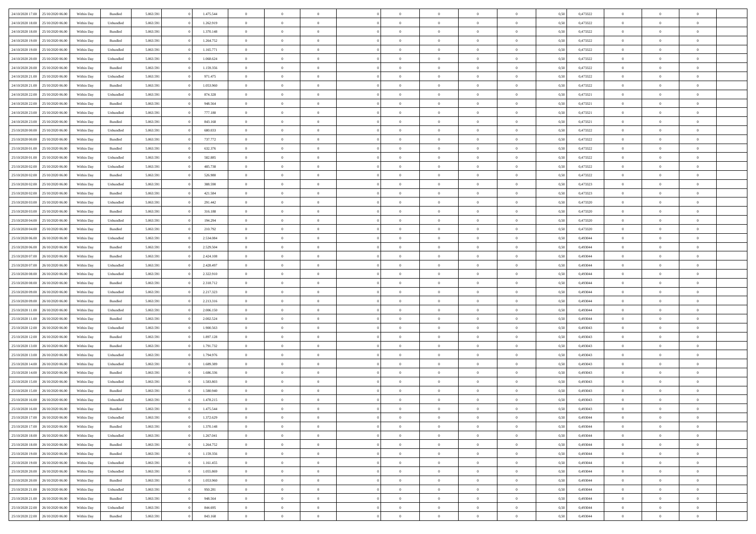| | | | | | | | | | | | | | | | | | | | | |
|---|---|---|---|---|---|---|---|---|---|---|---|---|---|---|---|---|---|---|---|---|
| 24/10/2020 17.00 | 25/10/2020 06.00 | Within Day | Bundled | 5.063.591 | 0 | 1.475.544 | 0 | 0 | 0 | | 0 | 0 | 0 | 0 | 0,50 | 0,473322 | 0 | 0 | 0 | |
| 24/10/2020 18.00 | 25/10/2020 06.00 | Within Day | Unbundled | 5.063.591 | 0 | 1.262.919 | 0 | 0 | 0 | | 0 | 0 | 0 | 0 | 0,50 | 0,473322 | 0 | 0 | 0 | |
| 24/10/2020 18.00 | 25/10/2020 06.00 | Within Day | Bundled | 5.063.591 | 0 | 1.370.148 | 0 | 0 | 0 | | 0 | 0 | 0 | 0 | 0,50 | 0,473322 | 0 | 0 | 0 | |
| 24/10/2020 19.00 | 25/10/2020 06.00 | Within Day | Bundled | 5.063.591 | 0 | 1.264.752 | 0 | 0 | 0 | | 0 | 0 | 0 | 0 | 0,50 | 0,473322 | 0 | 0 | 0 | |
| 24/10/2020 19.00 | 25/10/2020 06.00 | Within Day | Unbundled | 5.063.591 | 0 | 1.165.771 | 0 | 0 | 0 | | 0 | 0 | 0 | 0 | 0,50 | 0,473322 | 0 | 0 | 0 | |
| 24/10/2020 20.00 | 25/10/2020 06.00 | Within Day | Unbundled | 5.063.591 | 0 | 1.068.624 | 0 | 0 | 0 | | 0 | 0 | 0 | 0 | 0,50 | 0,473322 | 0 | 0 | 0 | |
| 24/10/2020 20.00 | 25/10/2020 06.00 | Within Day | Bundled | 5.063.591 | 0 | 1.159.356 | 0 | 0 | 0 | | 0 | 0 | 0 | 0 | 0,50 | 0,473322 | 0 | 0 | 0 | |
| 24/10/2020 21.00 | 25/10/2020 06.00 | Within Day | Unbundled | 5.063.591 | 0 | 971.475 | 0 | 0 | 0 | | 0 | 0 | 0 | 0 | 0,50 | 0,473322 | 0 | 0 | 0 | |
| 24/10/2020 21.00 | 25/10/2020 06.00 | Within Day | Bundled | 5.063.591 | 0 | 1.053.960 | 0 | 0 | 0 | | 0 | 0 | 0 | 0 | 0,50 | 0,473322 | 0 | 0 | 0 | |
| 24/10/2020 22.00 | 25/10/2020 06.00 | Within Day | Unbundled | 5.063.591 | 0 | 874.328 | 0 | 0 | 0 | | 0 | 0 | 0 | 0 | 0,50 | 0,473321 | 0 | 0 | 0 | |
| 24/10/2020 22.00 | 25/10/2020 06.00 | Within Day | Bundled | 5.063.591 | 0 | 948.564 | 0 | 0 | 0 | | 0 | 0 | 0 | 0 | 0,50 | 0,473321 | 0 | 0 | 0 | |
| 24/10/2020 23.00 | 25/10/2020 06.00 | Within Day | Unbundled | 5.063.591 | 0 | 777.180 | 0 | 0 | 0 | | 0 | 0 | 0 | 0 | 0,50 | 0,473321 | 0 | 0 | 0 | |
| 24/10/2020 23.00 | 25/10/2020 06.00 | Within Day | Bundled | 5.063.591 | 0 | 843.168 | 0 | 0 | 0 | | 0 | 0 | 0 | 0 | 0,50 | 0,473321 | 0 | 0 | 0 | |
| 25/10/2020 00.00 | 25/10/2020 06.00 | Within Day | Unbundled | 5.063.591 | 0 | 680.033 | 0 | 0 | 0 | | 0 | 0 | 0 | 0 | 0,50 | 0,473322 | 0 | 0 | 0 | |
| 25/10/2020 00.00 | 25/10/2020 06.00 | Within Day | Bundled | 5.063.591 | 0 | 737.772 | 0 | 0 | 0 | | 0 | 0 | 0 | 0 | 0,50 | 0,473322 | 0 | 0 | 0 | |
| 25/10/2020 01.00 | 25/10/2020 06.00 | Within Day | Bundled | 5.063.591 | 0 | 632.376 | 0 | 0 | 0 | | 0 | 0 | 0 | 0 | 0,50 | 0,473322 | 0 | 0 | 0 | |
| 25/10/2020 01.00 | 25/10/2020 06.00 | Within Day | Unbundled | 5.063.591 | 0 | 582.885 | 0 | 0 | 0 | | 0 | 0 | 0 | 0 | 0,50 | 0,473322 | 0 | 0 | 0 | |
| 25/10/2020 02.00 | 25/10/2020 06.00 | Within Day | Unbundled | 5.063.591 | 0 | 485.738 | 0 | 0 | 0 | | 0 | 0 | 0 | 0 | 0,50 | 0,473322 | 0 | 0 | 0 | |
| 25/10/2020 02.00 | 25/10/2020 06.00 | Within Day | Bundled | 5.063.591 | 0 | 526.980 | 0 | 0 | 0 | | 0 | 0 | 0 | 0 | 0,50 | 0,473322 | 0 | 0 | 0 | |
| 25/10/2020 02.00 | 25/10/2020 06.00 | Within Day | Unbundled | 5.063.591 | 0 | 388.590 | 0 | 0 | 0 | | 0 | 0 | 0 | 0 | 0,50 | 0,473323 | 0 | 0 | 0 | |
| 25/10/2020 02.00 | 25/10/2020 06.00 | Within Day | Bundled | 5.063.591 | 0 | 421.584 | 0 | 0 | 0 | | 0 | 0 | 0 | 0 | 0,50 | 0,473323 | 0 | 0 | 0 | |
| 25/10/2020 03.00 | 25/10/2020 06.00 | Within Day | Unbundled | 5.063.591 | 0 | 291.442 | 0 | 0 | 0 | | 0 | 0 | 0 | 0 | 0,50 | 0,473320 | 0 | 0 | 0 | |
| 25/10/2020 03.00 | 25/10/2020 06.00 | Within Day | Bundled | 5.063.591 | 0 | 316.188 | 0 | 0 | 0 | | 0 | 0 | 0 | 0 | 0,50 | 0,473320 | 0 | 0 | 0 | |
| 25/10/2020 04.00 | 25/10/2020 06.00 | Within Day | Unbundled | 5.063.591 | 0 | 194.294 | 0 | 0 | 0 | | 0 | 0 | 0 | 0 | 0,50 | 0,473320 | 0 | 0 | 0 | |
| 25/10/2020 04.00 | 25/10/2020 06.00 | Within Day | Bundled | 5.063.591 | 0 | 210.792 | 0 | 0 | 0 | | 0 | 0 | 0 | 0 | 0,50 | 0,473320 | 0 | 0 | 0 | |
| 25/10/2020 06.00 | 26/10/2020 06.00 | Within Day | Unbundled | 5.063.591 | 0 | 2.534.084 | 0 | 0 | 0 | | 0 | 0 | 0 | 0 | 0,50 | 0,493044 | 0 | 0 | 0 | |
| 25/10/2020 06.00 | 26/10/2020 06.00 | Within Day | Bundled | 5.063.591 | 0 | 2.529.504 | 0 | 0 | 0 | | 0 | 0 | 0 | 0 | 0,50 | 0,493044 | 0 | 0 | 0 | |
| 25/10/2020 07.00 | 26/10/2020 06.00 | Within Day | Bundled | 5.063.591 | 0 | 2.424.108 | 0 | 0 | 0 | | 0 | 0 | 0 | 0 | 0,50 | 0,493044 | 0 | 0 | 0 | |
| 25/10/2020 07.00 | 26/10/2020 06.00 | Within Day | Unbundled | 5.063.591 | 0 | 2.428.497 | 0 | 0 | 0 | | 0 | 0 | 0 | 0 | 0,50 | 0,493044 | 0 | 0 | 0 | |
| 25/10/2020 08.00 | 26/10/2020 06.00 | Within Day | Unbundled | 5.063.591 | 0 | 2.322.910 | 0 | 0 | 0 | | 0 | 0 | 0 | 0 | 0,50 | 0,493044 | 0 | 0 | 0 | |
| 25/10/2020 08.00 | 26/10/2020 06.00 | Within Day | Bundled | 5.063.591 | 0 | 2.318.712 | 0 | 0 | 0 | | 0 | 0 | 0 | 0 | 0,50 | 0,493044 | 0 | 0 | 0 | |
| 25/10/2020 09.00 | 26/10/2020 06.00 | Within Day | Unbundled | 5.063.591 | 0 | 2.217.323 | 0 | 0 | 0 | | 0 | 0 | 0 | 0 | 0,50 | 0,493044 | 0 | 0 | 0 | |
| 25/10/2020 09.00 | 26/10/2020 06.00 | Within Day | Bundled | 5.063.591 | 0 | 2.213.316 | 0 | 0 | 0 | | 0 | 0 | 0 | 0 | 0,50 | 0,493044 | 0 | 0 | 0 | |
| 25/10/2020 11.00 | 26/10/2020 06.00 | Within Day | Unbundled | 5.063.591 | 0 | 2.006.150 | 0 | 0 | 0 | | 0 | 0 | 0 | 0 | 0,50 | 0,493044 | 0 | 0 | 0 | |
| 25/10/2020 11.00 | 26/10/2020 06.00 | Within Day | Bundled | 5.063.591 | 0 | 2.002.524 | 0 | 0 | 0 | | 0 | 0 | 0 | 0 | 0,50 | 0,493044 | 0 | 0 | 0 | |
| 25/10/2020 12.00 | 26/10/2020 06.00 | Within Day | Unbundled | 5.063.591 | 0 | 1.900.563 | 0 | 0 | 0 | | 0 | 0 | 0 | 0 | 0,50 | 0,493043 | 0 | 0 | 0 | |
| 25/10/2020 12.00 | 26/10/2020 06.00 | Within Day | Bundled | 5.063.591 | 0 | 1.897.128 | 0 | 0 | 0 | | 0 | 0 | 0 | 0 | 0,50 | 0,493043 | 0 | 0 | 0 | |
| 25/10/2020 13.00 | 26/10/2020 06.00 | Within Day | Bundled | 5.063.591 | 0 | 1.791.732 | 0 | 0 | 0 | | 0 | 0 | 0 | 0 | 0,50 | 0,493043 | 0 | 0 | 0 | |
| 25/10/2020 13.00 | 26/10/2020 06.00 | Within Day | Unbundled | 5.063.591 | 0 | 1.794.976 | 0 | 0 | 0 | | 0 | 0 | 0 | 0 | 0,50 | 0,493043 | 0 | 0 | 0 | |
| 25/10/2020 14.00 | 26/10/2020 06.00 | Within Day | Unbundled | 5.063.591 | 0 | 1.689.389 | 0 | 0 | 0 | | 0 | 0 | 0 | 0 | 0,50 | 0,493043 | 0 | 0 | 0 | |
| 25/10/2020 14.00 | 26/10/2020 06.00 | Within Day | Bundled | 5.063.591 | 0 | 1.686.336 | 0 | 0 | 0 | | 0 | 0 | 0 | 0 | 0,50 | 0,493043 | 0 | 0 | 0 | |
| 25/10/2020 15.00 | 26/10/2020 06.00 | Within Day | Unbundled | 5.063.591 | 0 | 1.583.803 | 0 | 0 | 0 | | 0 | 0 | 0 | 0 | 0,50 | 0,493043 | 0 | 0 | 0 | |
| 25/10/2020 15.00 | 26/10/2020 06.00 | Within Day | Bundled | 5.063.591 | 0 | 1.580.940 | 0 | 0 | 0 | | 0 | 0 | 0 | 0 | 0,50 | 0,493043 | 0 | 0 | 0 | |
| 25/10/2020 16.00 | 26/10/2020 06.00 | Within Day | Unbundled | 5.063.591 | 0 | 1.478.215 | 0 | 0 | 0 | | 0 | 0 | 0 | 0 | 0,50 | 0,493043 | 0 | 0 | 0 | |
| 25/10/2020 16.00 | 26/10/2020 06.00 | Within Day | Bundled | 5.063.591 | 0 | 1.475.544 | 0 | 0 | 0 | | 0 | 0 | 0 | 0 | 0,50 | 0,493043 | 0 | 0 | 0 | |
| 25/10/2020 17.00 | 26/10/2020 06.00 | Within Day | Unbundled | 5.063.591 | 0 | 1.372.629 | 0 | 0 | 0 | | 0 | 0 | 0 | 0 | 0,50 | 0,493044 | 0 | 0 | 0 | |
| 25/10/2020 17.00 | 26/10/2020 06.00 | Within Day | Bundled | 5.063.591 | 0 | 1.370.148 | 0 | 0 | 0 | | 0 | 0 | 0 | 0 | 0,50 | 0,493044 | 0 | 0 | 0 | |
| 25/10/2020 18.00 | 26/10/2020 06.00 | Within Day | Unbundled | 5.063.591 | 0 | 1.267.041 | 0 | 0 | 0 | | 0 | 0 | 0 | 0 | 0,50 | 0,493044 | 0 | 0 | 0 | |
| 25/10/2020 18.00 | 26/10/2020 06.00 | Within Day | Bundled | 5.063.591 | 0 | 1.264.752 | 0 | 0 | 0 | | 0 | 0 | 0 | 0 | 0,50 | 0,493044 | 0 | 0 | 0 | |
| 25/10/2020 19.00 | 26/10/2020 06.00 | Within Day | Bundled | 5.063.591 | 0 | 1.159.356 | 0 | 0 | 0 | | 0 | 0 | 0 | 0 | 0,50 | 0,493044 | 0 | 0 | 0 | |
| 25/10/2020 19.00 | 26/10/2020 06.00 | Within Day | Unbundled | 5.063.591 | 0 | 1.161.455 | 0 | 0 | 0 | | 0 | 0 | 0 | 0 | 0,50 | 0,493044 | 0 | 0 | 0 | |
| 25/10/2020 20.00 | 26/10/2020 06.00 | Within Day | Unbundled | 5.063.591 | 0 | 1.055.869 | 0 | 0 | 0 | | 0 | 0 | 0 | 0 | 0,50 | 0,493044 | 0 | 0 | 0 | |
| 25/10/2020 20.00 | 26/10/2020 06.00 | Within Day | Bundled | 5.063.591 | 0 | 1.053.960 | 0 | 0 | 0 | | 0 | 0 | 0 | 0 | 0,50 | 0,493044 | 0 | 0 | 0 | |
| 25/10/2020 21.00 | 26/10/2020 06.00 | Within Day | Unbundled | 5.063.591 | 0 | 950.281 | 0 | 0 | 0 | | 0 | 0 | 0 | 0 | 0,50 | 0,493044 | 0 | 0 | 0 | |
| 25/10/2020 21.00 | 26/10/2020 06.00 | Within Day | Bundled | 5.063.591 | 0 | 948.564 | 0 | 0 | 0 | | 0 | 0 | 0 | 0 | 0,50 | 0,493044 | 0 | 0 | 0 | |
| 25/10/2020 22.00 | 26/10/2020 06.00 | Within Day | Unbundled | 5.063.591 | 0 | 844.695 | 0 | 0 | 0 | | 0 | 0 | 0 | 0 | 0,50 | 0,493044 | 0 | 0 | 0 | |
| 25/10/2020 22.00 | 26/10/2020 06.00 | Within Day | Bundled | 5.063.591 | 0 | 843.168 | 0 | 0 | 0 | | 0 | 0 | 0 | 0 | 0,50 | 0,493044 | 0 | 0 | 0 | |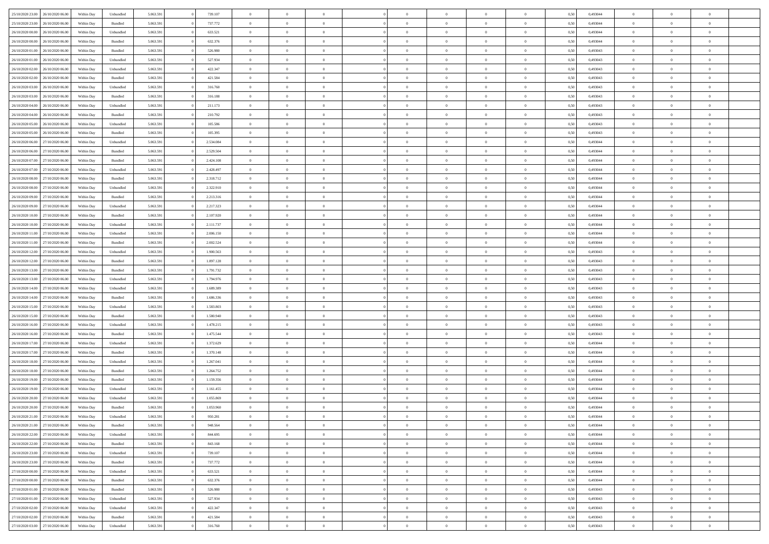| 25/10/2020 23:00 | 26/10/2020 06:00 | Within Day | Unbundled | 5.063.591 | 0 | 739.107 | 0 | 0 | 0 | | 0 | 0 | 0 | 0 | 0,50 | 0,493044 | 0 | 0 | 0 | |
|---|---|---|---|---|---|---|---|---|---|---|---|---|---|---|---|---|---|---|---|---|
| 25/10/2020 23:00 | 26/10/2020 06:00 | Within Day | Bundled | 5.063.591 | 0 | 737.772 | 0 | 0 | 0 | | 0 | 0 | 0 | 0 | 0,50 | 0,493044 | 0 | 0 | 0 | |
| 26/10/2020 00:00 | 26/10/2020 06:00 | Within Day | Unbundled | 5.063.591 | 0 | 633.521 | 0 | 0 | 0 | | 0 | 0 | 0 | 0 | 0,50 | 0,493044 | 0 | 0 | 0 | |
| 26/10/2020 00:00 | 26/10/2020 06:00 | Within Day | Bundled | 5.063.591 | 0 | 632.376 | 0 | 0 | 0 | | 0 | 0 | 0 | 0 | 0,50 | 0,493044 | 0 | 0 | 0 | |
| 26/10/2020 01:00 | 26/10/2020 06:00 | Within Day | Bundled | 5.063.591 | 0 | 526.980 | 0 | 0 | 0 | | 0 | 0 | 0 | 0 | 0,50 | 0,493043 | 0 | 0 | 0 | |
| 26/10/2020 01:00 | 26/10/2020 06:00 | Within Day | Unbundled | 5.063.591 | 0 | 527.934 | 0 | 0 | 0 | | 0 | 0 | 0 | 0 | 0,50 | 0,493043 | 0 | 0 | 0 | |
| 26/10/2020 02:00 | 26/10/2020 06:00 | Within Day | Unbundled | 5.063.591 | 0 | 422.347 | 0 | 0 | 0 | | 0 | 0 | 0 | 0 | 0,50 | 0,493043 | 0 | 0 | 0 | |
| 26/10/2020 02:00 | 26/10/2020 06:00 | Within Day | Bundled | 5.063.591 | 0 | 421.584 | 0 | 0 | 0 | | 0 | 0 | 0 | 0 | 0,50 | 0,493043 | 0 | 0 | 0 | |
| 26/10/2020 03:00 | 26/10/2020 06:00 | Within Day | Unbundled | 5.063.591 | 0 | 316.760 | 0 | 0 | 0 | | 0 | 0 | 0 | 0 | 0,50 | 0,493043 | 0 | 0 | 0 | |
| 26/10/2020 03:00 | 26/10/2020 06:00 | Within Day | Bundled | 5.063.591 | 0 | 316.188 | 0 | 0 | 0 | | 0 | 0 | 0 | 0 | 0,50 | 0,493043 | 0 | 0 | 0 | |
| 26/10/2020 04:00 | 26/10/2020 06:00 | Within Day | Unbundled | 5.063.591 | 0 | 211.173 | 0 | 0 | 0 | | 0 | 0 | 0 | 0 | 0,50 | 0,493043 | 0 | 0 | 0 | |
| 26/10/2020 04:00 | 26/10/2020 06:00 | Within Day | Bundled | 5.063.591 | 0 | 210.792 | 0 | 0 | 0 | | 0 | 0 | 0 | 0 | 0,50 | 0,493043 | 0 | 0 | 0 | |
| 26/10/2020 05:00 | 26/10/2020 06:00 | Within Day | Unbundled | 5.063.591 | 0 | 105.586 | 0 | 0 | 0 | | 0 | 0 | 0 | 0 | 0,50 | 0,493043 | 0 | 0 | 0 | |
| 26/10/2020 05:00 | 26/10/2020 06:00 | Within Day | Bundled | 5.063.591 | 0 | 105.395 | 0 | 0 | 0 | | 0 | 0 | 0 | 0 | 0,50 | 0,493043 | 0 | 0 | 0 | |
| 26/10/2020 06:00 | 27/10/2020 06:00 | Within Day | Unbundled | 5.063.591 | 0 | 2.534.084 | 0 | 0 | 0 | | 0 | 0 | 0 | 0 | 0,50 | 0,493044 | 0 | 0 | 0 | |
| 26/10/2020 06:00 | 27/10/2020 06:00 | Within Day | Bundled | 5.063.591 | 0 | 2.529.504 | 0 | 0 | 0 | | 0 | 0 | 0 | 0 | 0,50 | 0,493044 | 0 | 0 | 0 | |
| 26/10/2020 07:00 | 27/10/2020 06:00 | Within Day | Bundled | 5.063.591 | 0 | 2.424.108 | 0 | 0 | 0 | | 0 | 0 | 0 | 0 | 0,50 | 0,493044 | 0 | 0 | 0 | |
| 26/10/2020 07:00 | 27/10/2020 06:00 | Within Day | Unbundled | 5.063.591 | 0 | 2.428.497 | 0 | 0 | 0 | | 0 | 0 | 0 | 0 | 0,50 | 0,493044 | 0 | 0 | 0 | |
| 26/10/2020 08:00 | 27/10/2020 06:00 | Within Day | Bundled | 5.063.591 | 0 | 2.318.712 | 0 | 0 | 0 | | 0 | 0 | 0 | 0 | 0,50 | 0,493044 | 0 | 0 | 0 | |
| 26/10/2020 08:00 | 27/10/2020 06:00 | Within Day | Unbundled | 5.063.591 | 0 | 2.322.910 | 0 | 0 | 0 | | 0 | 0 | 0 | 0 | 0,50 | 0,493044 | 0 | 0 | 0 | |
| 26/10/2020 09:00 | 27/10/2020 06:00 | Within Day | Bundled | 5.063.591 | 0 | 2.213.316 | 0 | 0 | 0 | | 0 | 0 | 0 | 0 | 0,50 | 0,493044 | 0 | 0 | 0 | |
| 26/10/2020 09:00 | 27/10/2020 06:00 | Within Day | Unbundled | 5.063.591 | 0 | 2.217.323 | 0 | 0 | 0 | | 0 | 0 | 0 | 0 | 0,50 | 0,493044 | 0 | 0 | 0 | |
| 26/10/2020 10:00 | 27/10/2020 06:00 | Within Day | Bundled | 5.063.591 | 0 | 2.107.920 | 0 | 0 | 0 | | 0 | 0 | 0 | 0 | 0,50 | 0,493044 | 0 | 0 | 0 | |
| 26/10/2020 10:00 | 27/10/2020 06:00 | Within Day | Unbundled | 5.063.591 | 0 | 2.111.737 | 0 | 0 | 0 | | 0 | 0 | 0 | 0 | 0,50 | 0,493044 | 0 | 0 | 0 | |
| 26/10/2020 11:00 | 27/10/2020 06:00 | Within Day | Unbundled | 5.063.591 | 0 | 2.006.150 | 0 | 0 | 0 | | 0 | 0 | 0 | 0 | 0,50 | 0,493044 | 0 | 0 | 0 | |
| 26/10/2020 11:00 | 27/10/2020 06:00 | Within Day | Bundled | 5.063.591 | 0 | 2.002.524 | 0 | 0 | 0 | | 0 | 0 | 0 | 0 | 0,50 | 0,493044 | 0 | 0 | 0 | |
| 26/10/2020 12:00 | 27/10/2020 06:00 | Within Day | Unbundled | 5.063.591 | 0 | 1.900.563 | 0 | 0 | 0 | | 0 | 0 | 0 | 0 | 0,50 | 0,493043 | 0 | 0 | 0 | |
| 26/10/2020 12:00 | 27/10/2020 06:00 | Within Day | Bundled | 5.063.591 | 0 | 1.897.128 | 0 | 0 | 0 | | 0 | 0 | 0 | 0 | 0,50 | 0,493043 | 0 | 0 | 0 | |
| 26/10/2020 13:00 | 27/10/2020 06:00 | Within Day | Bundled | 5.063.591 | 0 | 1.791.732 | 0 | 0 | 0 | | 0 | 0 | 0 | 0 | 0,50 | 0,493043 | 0 | 0 | 0 | |
| 26/10/2020 13:00 | 27/10/2020 06:00 | Within Day | Unbundled | 5.063.591 | 0 | 1.794.976 | 0 | 0 | 0 | | 0 | 0 | 0 | 0 | 0,50 | 0,493043 | 0 | 0 | 0 | |
| 26/10/2020 14:00 | 27/10/2020 06:00 | Within Day | Unbundled | 5.063.591 | 0 | 1.689.389 | 0 | 0 | 0 | | 0 | 0 | 0 | 0 | 0,50 | 0,493043 | 0 | 0 | 0 | |
| 26/10/2020 14:00 | 27/10/2020 06:00 | Within Day | Bundled | 5.063.591 | 0 | 1.686.336 | 0 | 0 | 0 | | 0 | 0 | 0 | 0 | 0,50 | 0,493043 | 0 | 0 | 0 | |
| 26/10/2020 15:00 | 27/10/2020 06:00 | Within Day | Unbundled | 5.063.591 | 0 | 1.583.803 | 0 | 0 | 0 | | 0 | 0 | 0 | 0 | 0,50 | 0,493043 | 0 | 0 | 0 | |
| 26/10/2020 15:00 | 27/10/2020 06:00 | Within Day | Bundled | 5.063.591 | 0 | 1.580.940 | 0 | 0 | 0 | | 0 | 0 | 0 | 0 | 0,50 | 0,493043 | 0 | 0 | 0 | |
| 26/10/2020 16:00 | 27/10/2020 06:00 | Within Day | Unbundled | 5.063.591 | 0 | 1.478.215 | 0 | 0 | 0 | | 0 | 0 | 0 | 0 | 0,50 | 0,493043 | 0 | 0 | 0 | |
| 26/10/2020 16:00 | 27/10/2020 06:00 | Within Day | Bundled | 5.063.591 | 0 | 1.475.544 | 0 | 0 | 0 | | 0 | 0 | 0 | 0 | 0,50 | 0,493043 | 0 | 0 | 0 | |
| 26/10/2020 17:00 | 27/10/2020 06:00 | Within Day | Unbundled | 5.063.591 | 0 | 1.372.629 | 0 | 0 | 0 | | 0 | 0 | 0 | 0 | 0,50 | 0,493044 | 0 | 0 | 0 | |
| 26/10/2020 17:00 | 27/10/2020 06:00 | Within Day | Bundled | 5.063.591 | 0 | 1.370.148 | 0 | 0 | 0 | | 0 | 0 | 0 | 0 | 0,50 | 0,493044 | 0 | 0 | 0 | |
| 26/10/2020 18:00 | 27/10/2020 06:00 | Within Day | Unbundled | 5.063.591 | 0 | 1.267.041 | 0 | 0 | 0 | | 0 | 0 | 0 | 0 | 0,50 | 0,493044 | 0 | 0 | 0 | |
| 26/10/2020 18:00 | 27/10/2020 06:00 | Within Day | Bundled | 5.063.591 | 0 | 1.264.752 | 0 | 0 | 0 | | 0 | 0 | 0 | 0 | 0,50 | 0,493044 | 0 | 0 | 0 | |
| 26/10/2020 19:00 | 27/10/2020 06:00 | Within Day | Bundled | 5.063.591 | 0 | 1.159.356 | 0 | 0 | 0 | | 0 | 0 | 0 | 0 | 0,50 | 0,493044 | 0 | 0 | 0 | |
| 26/10/2020 19:00 | 27/10/2020 06:00 | Within Day | Unbundled | 5.063.591 | 0 | 1.161.455 | 0 | 0 | 0 | | 0 | 0 | 0 | 0 | 0,50 | 0,493044 | 0 | 0 | 0 | |
| 26/10/2020 20:00 | 27/10/2020 06:00 | Within Day | Unbundled | 5.063.591 | 0 | 1.055.869 | 0 | 0 | 0 | | 0 | 0 | 0 | 0 | 0,50 | 0,493044 | 0 | 0 | 0 | |
| 26/10/2020 20:00 | 27/10/2020 06:00 | Within Day | Bundled | 5.063.591 | 0 | 1.053.960 | 0 | 0 | 0 | | 0 | 0 | 0 | 0 | 0,50 | 0,493044 | 0 | 0 | 0 | |
| 26/10/2020 21:00 | 27/10/2020 06:00 | Within Day | Unbundled | 5.063.591 | 0 | 950.281 | 0 | 0 | 0 | | 0 | 0 | 0 | 0 | 0,50 | 0,493044 | 0 | 0 | 0 | |
| 26/10/2020 21:00 | 27/10/2020 06:00 | Within Day | Bundled | 5.063.591 | 0 | 948.564 | 0 | 0 | 0 | | 0 | 0 | 0 | 0 | 0,50 | 0,493044 | 0 | 0 | 0 | |
| 26/10/2020 22:00 | 27/10/2020 06:00 | Within Day | Unbundled | 5.063.591 | 0 | 844.695 | 0 | 0 | 0 | | 0 | 0 | 0 | 0 | 0,50 | 0,493044 | 0 | 0 | 0 | |
| 26/10/2020 22:00 | 27/10/2020 06:00 | Within Day | Bundled | 5.063.591 | 0 | 843.168 | 0 | 0 | 0 | | 0 | 0 | 0 | 0 | 0,50 | 0,493044 | 0 | 0 | 0 | |
| 26/10/2020 23:00 | 27/10/2020 06:00 | Within Day | Unbundled | 5.063.591 | 0 | 739.107 | 0 | 0 | 0 | | 0 | 0 | 0 | 0 | 0,50 | 0,493044 | 0 | 0 | 0 | |
| 26/10/2020 23:00 | 27/10/2020 06:00 | Within Day | Bundled | 5.063.591 | 0 | 737.772 | 0 | 0 | 0 | | 0 | 0 | 0 | 0 | 0,50 | 0,493044 | 0 | 0 | 0 | |
| 27/10/2020 00:00 | 27/10/2020 06:00 | Within Day | Unbundled | 5.063.591 | 0 | 633.521 | 0 | 0 | 0 | | 0 | 0 | 0 | 0 | 0,50 | 0,493044 | 0 | 0 | 0 | |
| 27/10/2020 00:00 | 27/10/2020 06:00 | Within Day | Bundled | 5.063.591 | 0 | 632.376 | 0 | 0 | 0 | | 0 | 0 | 0 | 0 | 0,50 | 0,493044 | 0 | 0 | 0 | |
| 27/10/2020 01:00 | 27/10/2020 06:00 | Within Day | Bundled | 5.063.591 | 0 | 526.980 | 0 | 0 | 0 | | 0 | 0 | 0 | 0 | 0,50 | 0,493043 | 0 | 0 | 0 | |
| 27/10/2020 01:00 | 27/10/2020 06:00 | Within Day | Unbundled | 5.063.591 | 0 | 527.934 | 0 | 0 | 0 | | 0 | 0 | 0 | 0 | 0,50 | 0,493043 | 0 | 0 | 0 | |
| 27/10/2020 02:00 | 27/10/2020 06:00 | Within Day | Unbundled | 5.063.591 | 0 | 422.347 | 0 | 0 | 0 | | 0 | 0 | 0 | 0 | 0,50 | 0,493043 | 0 | 0 | 0 | |
| 27/10/2020 02:00 | 27/10/2020 06:00 | Within Day | Bundled | 5.063.591 | 0 | 421.584 | 0 | 0 | 0 | | 0 | 0 | 0 | 0 | 0,50 | 0,493043 | 0 | 0 | 0 | |
| 27/10/2020 03:00 | 27/10/2020 06:00 | Within Day | Unbundled | 5.063.591 | 0 | 316.760 | 0 | 0 | 0 | | 0 | 0 | 0 | 0 | 0,50 | 0,493043 | 0 | 0 | 0 | |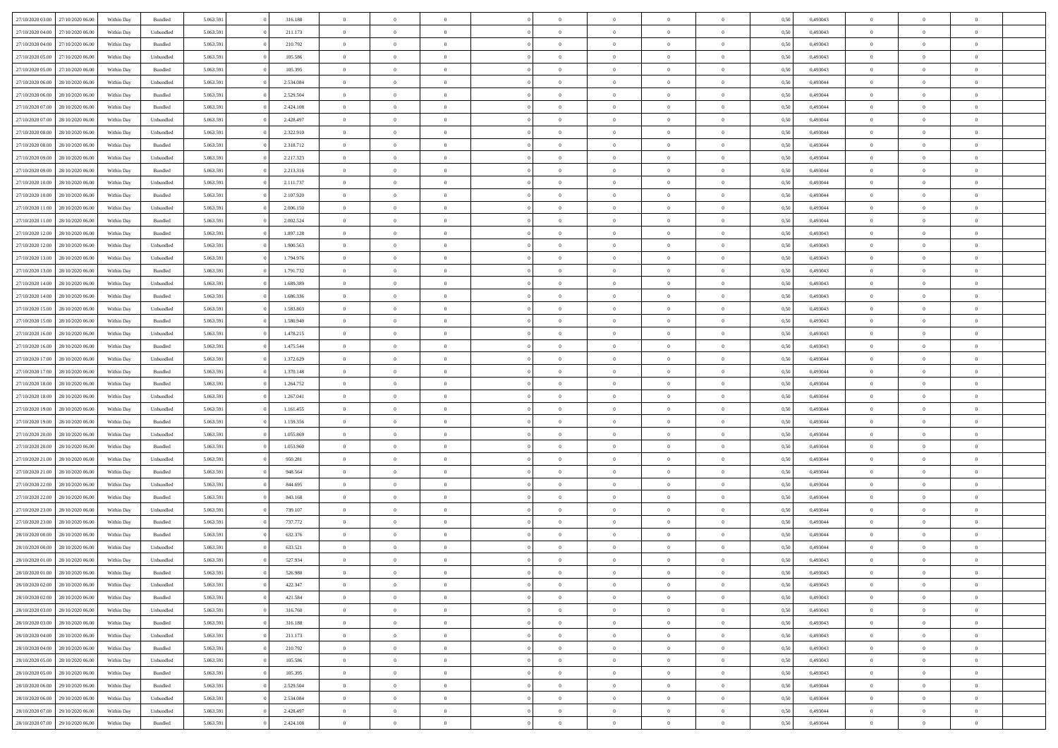| | | | | | | | | | | | | | | | | | | | | |
|---|---|---|---|---|---|---|---|---|---|---|---|---|---|---|---|---|---|---|---|---|
| 27/10/2020 03.00 | 27/10/2020 06.00 | Within Day | Bundled | 5.063.591 | 0 | 316.188 | 0 | 0 | 0 | | 0 | 0 | 0 | 0 | 0,50 | 0,493043 | 0 | 0 | 0 | |
| 27/10/2020 04.00 | 27/10/2020 06.00 | Within Day | Unbundled | 5.063.591 | 0 | 211.173 | 0 | 0 | 0 | | 0 | 0 | 0 | 0 | 0,50 | 0,493043 | 0 | 0 | 0 | |
| 27/10/2020 04.00 | 27/10/2020 06.00 | Within Day | Bundled | 5.063.591 | 0 | 210.792 | 0 | 0 | 0 | | 0 | 0 | 0 | 0 | 0,50 | 0,493043 | 0 | 0 | 0 | |
| 27/10/2020 05.00 | 27/10/2020 06.00 | Within Day | Unbundled | 5.063.591 | 0 | 105.586 | 0 | 0 | 0 | | 0 | 0 | 0 | 0 | 0,50 | 0,493043 | 0 | 0 | 0 | |
| 27/10/2020 05.00 | 27/10/2020 06.00 | Within Day | Bundled | 5.063.591 | 0 | 105.395 | 0 | 0 | 0 | | 0 | 0 | 0 | 0 | 0,50 | 0,493043 | 0 | 0 | 0 | |
| 27/10/2020 06.00 | 28/10/2020 06.00 | Within Day | Unbundled | 5.063.591 | 0 | 2.534.084 | 0 | 0 | 0 | | 0 | 0 | 0 | 0 | 0,50 | 0,493044 | 0 | 0 | 0 | |
| 27/10/2020 06.00 | 28/10/2020 06.00 | Within Day | Bundled | 5.063.591 | 0 | 2.529.504 | 0 | 0 | 0 | | 0 | 0 | 0 | 0 | 0,50 | 0,493044 | 0 | 0 | 0 | |
| 27/10/2020 07.00 | 28/10/2020 06.00 | Within Day | Bundled | 5.063.591 | 0 | 2.424.108 | 0 | 0 | 0 | | 0 | 0 | 0 | 0 | 0,50 | 0,493044 | 0 | 0 | 0 | |
| 27/10/2020 07.00 | 28/10/2020 06.00 | Within Day | Unbundled | 5.063.591 | 0 | 2.428.497 | 0 | 0 | 0 | | 0 | 0 | 0 | 0 | 0,50 | 0,493044 | 0 | 0 | 0 | |
| 27/10/2020 08.00 | 28/10/2020 06.00 | Within Day | Unbundled | 5.063.591 | 0 | 2.322.910 | 0 | 0 | 0 | | 0 | 0 | 0 | 0 | 0,50 | 0,493044 | 0 | 0 | 0 | |
| 27/10/2020 08.00 | 28/10/2020 06.00 | Within Day | Bundled | 5.063.591 | 0 | 2.318.712 | 0 | 0 | 0 | | 0 | 0 | 0 | 0 | 0,50 | 0,493044 | 0 | 0 | 0 | |
| 27/10/2020 09.00 | 28/10/2020 06.00 | Within Day | Unbundled | 5.063.591 | 0 | 2.217.323 | 0 | 0 | 0 | | 0 | 0 | 0 | 0 | 0,50 | 0,493044 | 0 | 0 | 0 | |
| 27/10/2020 09.00 | 28/10/2020 06.00 | Within Day | Bundled | 5.063.591 | 0 | 2.213.316 | 0 | 0 | 0 | | 0 | 0 | 0 | 0 | 0,50 | 0,493044 | 0 | 0 | 0 | |
| 27/10/2020 10.00 | 28/10/2020 06.00 | Within Day | Unbundled | 5.063.591 | 0 | 2.111.737 | 0 | 0 | 0 | | 0 | 0 | 0 | 0 | 0,50 | 0,493044 | 0 | 0 | 0 | |
| 27/10/2020 10.00 | 28/10/2020 06.00 | Within Day | Bundled | 5.063.591 | 0 | 2.107.920 | 0 | 0 | 0 | | 0 | 0 | 0 | 0 | 0,50 | 0,493044 | 0 | 0 | 0 | |
| 27/10/2020 11.00 | 28/10/2020 06.00 | Within Day | Unbundled | 5.063.591 | 0 | 2.006.150 | 0 | 0 | 0 | | 0 | 0 | 0 | 0 | 0,50 | 0,493044 | 0 | 0 | 0 | |
| 27/10/2020 11.00 | 28/10/2020 06.00 | Within Day | Bundled | 5.063.591 | 0 | 2.002.524 | 0 | 0 | 0 | | 0 | 0 | 0 | 0 | 0,50 | 0,493044 | 0 | 0 | 0 | |
| 27/10/2020 12.00 | 28/10/2020 06.00 | Within Day | Bundled | 5.063.591 | 0 | 1.897.128 | 0 | 0 | 0 | | 0 | 0 | 0 | 0 | 0,50 | 0,493043 | 0 | 0 | 0 | |
| 27/10/2020 12.00 | 28/10/2020 06.00 | Within Day | Unbundled | 5.063.591 | 0 | 1.900.563 | 0 | 0 | 0 | | 0 | 0 | 0 | 0 | 0,50 | 0,493043 | 0 | 0 | 0 | |
| 27/10/2020 13.00 | 28/10/2020 06.00 | Within Day | Unbundled | 5.063.591 | 0 | 1.794.976 | 0 | 0 | 0 | | 0 | 0 | 0 | 0 | 0,50 | 0,493043 | 0 | 0 | 0 | |
| 27/10/2020 13.00 | 28/10/2020 06.00 | Within Day | Bundled | 5.063.591 | 0 | 1.791.732 | 0 | 0 | 0 | | 0 | 0 | 0 | 0 | 0,50 | 0,493043 | 0 | 0 | 0 | |
| 27/10/2020 14.00 | 28/10/2020 06.00 | Within Day | Unbundled | 5.063.591 | 0 | 1.689.389 | 0 | 0 | 0 | | 0 | 0 | 0 | 0 | 0,50 | 0,493043 | 0 | 0 | 0 | |
| 27/10/2020 14.00 | 28/10/2020 06.00 | Within Day | Bundled | 5.063.591 | 0 | 1.686.336 | 0 | 0 | 0 | | 0 | 0 | 0 | 0 | 0,50 | 0,493043 | 0 | 0 | 0 | |
| 27/10/2020 15.00 | 28/10/2020 06.00 | Within Day | Unbundled | 5.063.591 | 0 | 1.583.803 | 0 | 0 | 0 | | 0 | 0 | 0 | 0 | 0,50 | 0,493043 | 0 | 0 | 0 | |
| 27/10/2020 15.00 | 28/10/2020 06.00 | Within Day | Bundled | 5.063.591 | 0 | 1.580.940 | 0 | 0 | 0 | | 0 | 0 | 0 | 0 | 0,50 | 0,493043 | 0 | 0 | 0 | |
| 27/10/2020 16.00 | 28/10/2020 06.00 | Within Day | Unbundled | 5.063.591 | 0 | 1.478.215 | 0 | 0 | 0 | | 0 | 0 | 0 | 0 | 0,50 | 0,493043 | 0 | 0 | 0 | |
| 27/10/2020 16.00 | 28/10/2020 06.00 | Within Day | Bundled | 5.063.591 | 0 | 1.475.544 | 0 | 0 | 0 | | 0 | 0 | 0 | 0 | 0,50 | 0,493043 | 0 | 0 | 0 | |
| 27/10/2020 17.00 | 28/10/2020 06.00 | Within Day | Unbundled | 5.063.591 | 0 | 1.372.629 | 0 | 0 | 0 | | 0 | 0 | 0 | 0 | 0,50 | 0,493044 | 0 | 0 | 0 | |
| 27/10/2020 17.00 | 28/10/2020 06.00 | Within Day | Bundled | 5.063.591 | 0 | 1.370.148 | 0 | 0 | 0 | | 0 | 0 | 0 | 0 | 0,50 | 0,493044 | 0 | 0 | 0 | |
| 27/10/2020 18.00 | 28/10/2020 06.00 | Within Day | Bundled | 5.063.591 | 0 | 1.264.752 | 0 | 0 | 0 | | 0 | 0 | 0 | 0 | 0,50 | 0,493044 | 0 | 0 | 0 | |
| 27/10/2020 18.00 | 28/10/2020 06.00 | Within Day | Unbundled | 5.063.591 | 0 | 1.267.041 | 0 | 0 | 0 | | 0 | 0 | 0 | 0 | 0,50 | 0,493044 | 0 | 0 | 0 | |
| 27/10/2020 19.00 | 28/10/2020 06.00 | Within Day | Unbundled | 5.063.591 | 0 | 1.161.455 | 0 | 0 | 0 | | 0 | 0 | 0 | 0 | 0,50 | 0,493044 | 0 | 0 | 0 | |
| 27/10/2020 19.00 | 28/10/2020 06.00 | Within Day | Bundled | 5.063.591 | 0 | 1.159.356 | 0 | 0 | 0 | | 0 | 0 | 0 | 0 | 0,50 | 0,493044 | 0 | 0 | 0 | |
| 27/10/2020 20.00 | 28/10/2020 06.00 | Within Day | Unbundled | 5.063.591 | 0 | 1.055.869 | 0 | 0 | 0 | | 0 | 0 | 0 | 0 | 0,50 | 0,493044 | 0 | 0 | 0 | |
| 27/10/2020 20.00 | 28/10/2020 06.00 | Within Day | Bundled | 5.063.591 | 0 | 1.053.960 | 0 | 0 | 0 | | 0 | 0 | 0 | 0 | 0,50 | 0,493044 | 0 | 0 | 0 | |
| 27/10/2020 21.00 | 28/10/2020 06.00 | Within Day | Unbundled | 5.063.591 | 0 | 950.281 | 0 | 0 | 0 | | 0 | 0 | 0 | 0 | 0,50 | 0,493044 | 0 | 0 | 0 | |
| 27/10/2020 21.00 | 28/10/2020 06.00 | Within Day | Bundled | 5.063.591 | 0 | 948.564 | 0 | 0 | 0 | | 0 | 0 | 0 | 0 | 0,50 | 0,493044 | 0 | 0 | 0 | |
| 27/10/2020 22.00 | 28/10/2020 06.00 | Within Day | Unbundled | 5.063.591 | 0 | 844.695 | 0 | 0 | 0 | | 0 | 0 | 0 | 0 | 0,50 | 0,493044 | 0 | 0 | 0 | |
| 27/10/2020 22.00 | 28/10/2020 06.00 | Within Day | Bundled | 5.063.591 | 0 | 843.168 | 0 | 0 | 0 | | 0 | 0 | 0 | 0 | 0,50 | 0,493044 | 0 | 0 | 0 | |
| 27/10/2020 23.00 | 28/10/2020 06.00 | Within Day | Unbundled | 5.063.591 | 0 | 739.107 | 0 | 0 | 0 | | 0 | 0 | 0 | 0 | 0,50 | 0,493044 | 0 | 0 | 0 | |
| 27/10/2020 23.00 | 28/10/2020 06.00 | Within Day | Bundled | 5.063.591 | 0 | 737.772 | 0 | 0 | 0 | | 0 | 0 | 0 | 0 | 0,50 | 0,493044 | 0 | 0 | 0 | |
| 28/10/2020 00.00 | 28/10/2020 06.00 | Within Day | Bundled | 5.063.591 | 0 | 632.376 | 0 | 0 | 0 | | 0 | 0 | 0 | 0 | 0,50 | 0,493044 | 0 | 0 | 0 | |
| 28/10/2020 00.00 | 28/10/2020 06.00 | Within Day | Unbundled | 5.063.591 | 0 | 633.521 | 0 | 0 | 0 | | 0 | 0 | 0 | 0 | 0,50 | 0,493044 | 0 | 0 | 0 | |
| 28/10/2020 01.00 | 28/10/2020 06.00 | Within Day | Unbundled | 5.063.591 | 0 | 527.934 | 0 | 0 | 0 | | 0 | 0 | 0 | 0 | 0,50 | 0,493043 | 0 | 0 | 0 | |
| 28/10/2020 01.00 | 28/10/2020 06.00 | Within Day | Bundled | 5.063.591 | 0 | 526.980 | 0 | 0 | 0 | | 0 | 0 | 0 | 0 | 0,50 | 0,493043 | 0 | 0 | 0 | |
| 28/10/2020 02.00 | 28/10/2020 06.00 | Within Day | Unbundled | 5.063.591 | 0 | 422.347 | 0 | 0 | 0 | | 0 | 0 | 0 | 0 | 0,50 | 0,493043 | 0 | 0 | 0 | |
| 28/10/2020 02.00 | 28/10/2020 06.00 | Within Day | Bundled | 5.063.591 | 0 | 421.584 | 0 | 0 | 0 | | 0 | 0 | 0 | 0 | 0,50 | 0,493043 | 0 | 0 | 0 | |
| 28/10/2020 03.00 | 28/10/2020 06.00 | Within Day | Unbundled | 5.063.591 | 0 | 316.760 | 0 | 0 | 0 | | 0 | 0 | 0 | 0 | 0,50 | 0,493043 | 0 | 0 | 0 | |
| 28/10/2020 03.00 | 28/10/2020 06.00 | Within Day | Bundled | 5.063.591 | 0 | 316.188 | 0 | 0 | 0 | | 0 | 0 | 0 | 0 | 0,50 | 0,493043 | 0 | 0 | 0 | |
| 28/10/2020 04.00 | 28/10/2020 06.00 | Within Day | Unbundled | 5.063.591 | 0 | 211.173 | 0 | 0 | 0 | | 0 | 0 | 0 | 0 | 0,50 | 0,493043 | 0 | 0 | 0 | |
| 28/10/2020 04.00 | 28/10/2020 06.00 | Within Day | Bundled | 5.063.591 | 0 | 210.792 | 0 | 0 | 0 | | 0 | 0 | 0 | 0 | 0,50 | 0,493043 | 0 | 0 | 0 | |
| 28/10/2020 05.00 | 28/10/2020 06.00 | Within Day | Unbundled | 5.063.591 | 0 | 105.586 | 0 | 0 | 0 | | 0 | 0 | 0 | 0 | 0,50 | 0,493043 | 0 | 0 | 0 | |
| 28/10/2020 05.00 | 28/10/2020 06.00 | Within Day | Bundled | 5.063.591 | 0 | 105.395 | 0 | 0 | 0 | | 0 | 0 | 0 | 0 | 0,50 | 0,493043 | 0 | 0 | 0 | |
| 28/10/2020 06.00 | 29/10/2020 06.00 | Within Day | Bundled | 5.063.591 | 0 | 2.529.504 | 0 | 0 | 0 | | 0 | 0 | 0 | 0 | 0,50 | 0,493044 | 0 | 0 | 0 | |
| 28/10/2020 06.00 | 29/10/2020 06.00 | Within Day | Unbundled | 5.063.591 | 0 | 2.534.084 | 0 | 0 | 0 | | 0 | 0 | 0 | 0 | 0,50 | 0,493044 | 0 | 0 | 0 | |
| 28/10/2020 07.00 | 29/10/2020 06.00 | Within Day | Unbundled | 5.063.591 | 0 | 2.428.497 | 0 | 0 | 0 | | 0 | 0 | 0 | 0 | 0,50 | 0,493044 | 0 | 0 | 0 | |
| 28/10/2020 07.00 | 29/10/2020 06.00 | Within Day | Bundled | 5.063.591 | 0 | 2.424.108 | 0 | 0 | 0 | | 0 | 0 | 0 | 0 | 0,50 | 0,493044 | 0 | 0 | 0 | |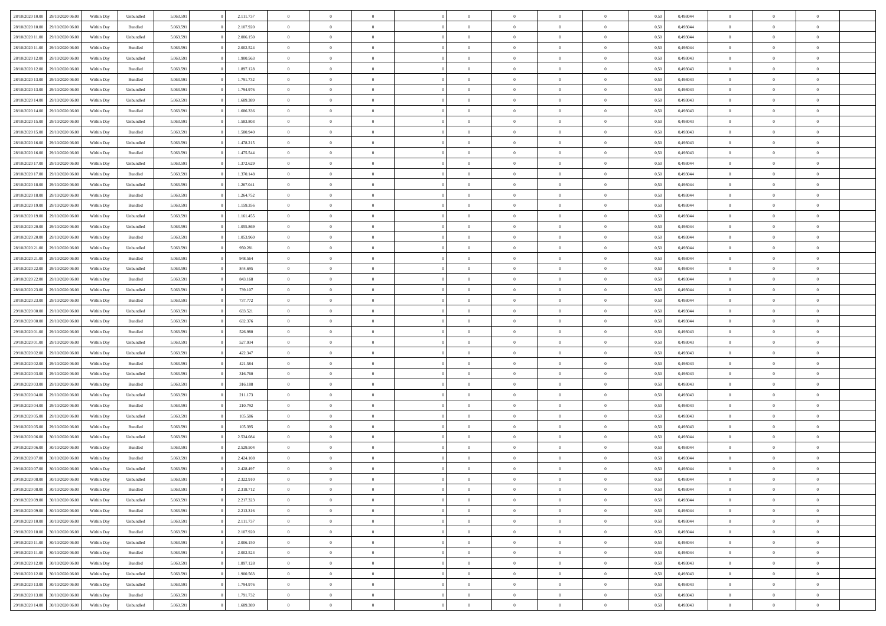| | | | | | | | | | | | | | | | | | | | | |
|---|---|---|---|---|---|---|---|---|---|---|---|---|---|---|---|---|---|---|---|---|
| 28/10/2020 10:00 | 29/10/2020 06:00 | Within Day | Unbundled | 5.063.591 | 0 | 2.111.737 | 0 | 0 | 0 | | 0 | 0 | 0 | 0 | 0,50 | 0,493044 | 0 | 0 | 0 | |
| 28/10/2020 10:00 | 29/10/2020 06:00 | Within Day | Bundled | 5.063.591 | 0 | 2.107.920 | 0 | 0 | 0 | | 0 | 0 | 0 | 0 | 0,50 | 0,493044 | 0 | 0 | 0 | |
| 28/10/2020 11:00 | 29/10/2020 06:00 | Within Day | Unbundled | 5.063.591 | 0 | 2.006.150 | 0 | 0 | 0 | | 0 | 0 | 0 | 0 | 0,50 | 0,493044 | 0 | 0 | 0 | |
| 28/10/2020 11:00 | 29/10/2020 06:00 | Within Day | Bundled | 5.063.591 | 0 | 2.002.524 | 0 | 0 | 0 | | 0 | 0 | 0 | 0 | 0,50 | 0,493044 | 0 | 0 | 0 | |
| 28/10/2020 12:00 | 29/10/2020 06:00 | Within Day | Unbundled | 5.063.591 | 0 | 1.900.563 | 0 | 0 | 0 | | 0 | 0 | 0 | 0 | 0,50 | 0,493043 | 0 | 0 | 0 | |
| 28/10/2020 12:00 | 29/10/2020 06:00 | Within Day | Bundled | 5.063.591 | 0 | 1.897.128 | 0 | 0 | 0 | | 0 | 0 | 0 | 0 | 0,50 | 0,493043 | 0 | 0 | 0 | |
| 28/10/2020 13:00 | 29/10/2020 06:00 | Within Day | Bundled | 5.063.591 | 0 | 1.791.732 | 0 | 0 | 0 | | 0 | 0 | 0 | 0 | 0,50 | 0,493043 | 0 | 0 | 0 | |
| 28/10/2020 13:00 | 29/10/2020 06:00 | Within Day | Unbundled | 5.063.591 | 0 | 1.794.976 | 0 | 0 | 0 | | 0 | 0 | 0 | 0 | 0,50 | 0,493043 | 0 | 0 | 0 | |
| 28/10/2020 14:00 | 29/10/2020 06:00 | Within Day | Unbundled | 5.063.591 | 0 | 1.689.389 | 0 | 0 | 0 | | 0 | 0 | 0 | 0 | 0,50 | 0,493043 | 0 | 0 | 0 | |
| 28/10/2020 14:00 | 29/10/2020 06:00 | Within Day | Bundled | 5.063.591 | 0 | 1.686.336 | 0 | 0 | 0 | | 0 | 0 | 0 | 0 | 0,50 | 0,493043 | 0 | 0 | 0 | |
| 28/10/2020 15:00 | 29/10/2020 06:00 | Within Day | Unbundled | 5.063.591 | 0 | 1.583.803 | 0 | 0 | 0 | | 0 | 0 | 0 | 0 | 0,50 | 0,493043 | 0 | 0 | 0 | |
| 28/10/2020 15:00 | 29/10/2020 06:00 | Within Day | Bundled | 5.063.591 | 0 | 1.580.940 | 0 | 0 | 0 | | 0 | 0 | 0 | 0 | 0,50 | 0,493043 | 0 | 0 | 0 | |
| 28/10/2020 16:00 | 29/10/2020 06:00 | Within Day | Unbundled | 5.063.591 | 0 | 1.478.215 | 0 | 0 | 0 | | 0 | 0 | 0 | 0 | 0,50 | 0,493043 | 0 | 0 | 0 | |
| 28/10/2020 16:00 | 29/10/2020 06:00 | Within Day | Bundled | 5.063.591 | 0 | 1.475.544 | 0 | 0 | 0 | | 0 | 0 | 0 | 0 | 0,50 | 0,493043 | 0 | 0 | 0 | |
| 28/10/2020 17:00 | 29/10/2020 06:00 | Within Day | Unbundled | 5.063.591 | 0 | 1.372.629 | 0 | 0 | 0 | | 0 | 0 | 0 | 0 | 0,50 | 0,493044 | 0 | 0 | 0 | |
| 28/10/2020 17:00 | 29/10/2020 06:00 | Within Day | Bundled | 5.063.591 | 0 | 1.370.148 | 0 | 0 | 0 | | 0 | 0 | 0 | 0 | 0,50 | 0,493044 | 0 | 0 | 0 | |
| 28/10/2020 18:00 | 29/10/2020 06:00 | Within Day | Unbundled | 5.063.591 | 0 | 1.267.041 | 0 | 0 | 0 | | 0 | 0 | 0 | 0 | 0,50 | 0,493044 | 0 | 0 | 0 | |
| 28/10/2020 18:00 | 29/10/2020 06:00 | Within Day | Bundled | 5.063.591 | 0 | 1.264.752 | 0 | 0 | 0 | | 0 | 0 | 0 | 0 | 0,50 | 0,493044 | 0 | 0 | 0 | |
| 28/10/2020 19:00 | 29/10/2020 06:00 | Within Day | Bundled | 5.063.591 | 0 | 1.159.356 | 0 | 0 | 0 | | 0 | 0 | 0 | 0 | 0,50 | 0,493044 | 0 | 0 | 0 | |
| 28/10/2020 19:00 | 29/10/2020 06:00 | Within Day | Unbundled | 5.063.591 | 0 | 1.161.455 | 0 | 0 | 0 | | 0 | 0 | 0 | 0 | 0,50 | 0,493044 | 0 | 0 | 0 | |
| 28/10/2020 20:00 | 29/10/2020 06:00 | Within Day | Unbundled | 5.063.591 | 0 | 1.055.869 | 0 | 0 | 0 | | 0 | 0 | 0 | 0 | 0,50 | 0,493044 | 0 | 0 | 0 | |
| 28/10/2020 20:00 | 29/10/2020 06:00 | Within Day | Bundled | 5.063.591 | 0 | 1.053.960 | 0 | 0 | 0 | | 0 | 0 | 0 | 0 | 0,50 | 0,493044 | 0 | 0 | 0 | |
| 28/10/2020 21:00 | 29/10/2020 06:00 | Within Day | Unbundled | 5.063.591 | 0 | 950.281 | 0 | 0 | 0 | | 0 | 0 | 0 | 0 | 0,50 | 0,493044 | 0 | 0 | 0 | |
| 28/10/2020 21:00 | 29/10/2020 06:00 | Within Day | Bundled | 5.063.591 | 0 | 948.564 | 0 | 0 | 0 | | 0 | 0 | 0 | 0 | 0,50 | 0,493044 | 0 | 0 | 0 | |
| 28/10/2020 22:00 | 29/10/2020 06:00 | Within Day | Unbundled | 5.063.591 | 0 | 844.695 | 0 | 0 | 0 | | 0 | 0 | 0 | 0 | 0,50 | 0,493044 | 0 | 0 | 0 | |
| 28/10/2020 22:00 | 29/10/2020 06:00 | Within Day | Bundled | 5.063.591 | 0 | 843.168 | 0 | 0 | 0 | | 0 | 0 | 0 | 0 | 0,50 | 0,493044 | 0 | 0 | 0 | |
| 28/10/2020 23:00 | 29/10/2020 06:00 | Within Day | Unbundled | 5.063.591 | 0 | 739.107 | 0 | 0 | 0 | | 0 | 0 | 0 | 0 | 0,50 | 0,493044 | 0 | 0 | 0 | |
| 28/10/2020 23:00 | 29/10/2020 06:00 | Within Day | Bundled | 5.063.591 | 0 | 737.772 | 0 | 0 | 0 | | 0 | 0 | 0 | 0 | 0,50 | 0,493044 | 0 | 0 | 0 | |
| 29/10/2020 00:00 | 29/10/2020 06:00 | Within Day | Unbundled | 5.063.591 | 0 | 633.521 | 0 | 0 | 0 | | 0 | 0 | 0 | 0 | 0,50 | 0,493044 | 0 | 0 | 0 | |
| 29/10/2020 00:00 | 29/10/2020 06:00 | Within Day | Bundled | 5.063.591 | 0 | 632.376 | 0 | 0 | 0 | | 0 | 0 | 0 | 0 | 0,50 | 0,493044 | 0 | 0 | 0 | |
| 29/10/2020 01:00 | 29/10/2020 06:00 | Within Day | Bundled | 5.063.591 | 0 | 526.980 | 0 | 0 | 0 | | 0 | 0 | 0 | 0 | 0,50 | 0,493043 | 0 | 0 | 0 | |
| 29/10/2020 01:00 | 29/10/2020 06:00 | Within Day | Unbundled | 5.063.591 | 0 | 527.934 | 0 | 0 | 0 | | 0 | 0 | 0 | 0 | 0,50 | 0,493043 | 0 | 0 | 0 | |
| 29/10/2020 02:00 | 29/10/2020 06:00 | Within Day | Unbundled | 5.063.591 | 0 | 422.347 | 0 | 0 | 0 | | 0 | 0 | 0 | 0 | 0,50 | 0,493043 | 0 | 0 | 0 | |
| 29/10/2020 02:00 | 29/10/2020 06:00 | Within Day | Bundled | 5.063.591 | 0 | 421.584 | 0 | 0 | 0 | | 0 | 0 | 0 | 0 | 0,50 | 0,493043 | 0 | 0 | 0 | |
| 29/10/2020 03:00 | 29/10/2020 06:00 | Within Day | Unbundled | 5.063.591 | 0 | 316.760 | 0 | 0 | 0 | | 0 | 0 | 0 | 0 | 0,50 | 0,493043 | 0 | 0 | 0 | |
| 29/10/2020 03:00 | 29/10/2020 06:00 | Within Day | Bundled | 5.063.591 | 0 | 316.188 | 0 | 0 | 0 | | 0 | 0 | 0 | 0 | 0,50 | 0,493043 | 0 | 0 | 0 | |
| 29/10/2020 04:00 | 29/10/2020 06:00 | Within Day | Unbundled | 5.063.591 | 0 | 211.173 | 0 | 0 | 0 | | 0 | 0 | 0 | 0 | 0,50 | 0,493043 | 0 | 0 | 0 | |
| 29/10/2020 04:00 | 29/10/2020 06:00 | Within Day | Bundled | 5.063.591 | 0 | 210.792 | 0 | 0 | 0 | | 0 | 0 | 0 | 0 | 0,50 | 0,493043 | 0 | 0 | 0 | |
| 29/10/2020 05:00 | 29/10/2020 06:00 | Within Day | Unbundled | 5.063.591 | 0 | 105.586 | 0 | 0 | 0 | | 0 | 0 | 0 | 0 | 0,50 | 0,493043 | 0 | 0 | 0 | |
| 29/10/2020 05:00 | 29/10/2020 06:00 | Within Day | Bundled | 5.063.591 | 0 | 105.395 | 0 | 0 | 0 | | 0 | 0 | 0 | 0 | 0,50 | 0,493043 | 0 | 0 | 0 | |
| 29/10/2020 06:00 | 30/10/2020 06:00 | Within Day | Unbundled | 5.063.591 | 0 | 2.534.084 | 0 | 0 | 0 | | 0 | 0 | 0 | 0 | 0,50 | 0,493044 | 0 | 0 | 0 | |
| 29/10/2020 06:00 | 30/10/2020 06:00 | Within Day | Bundled | 5.063.591 | 0 | 2.529.504 | 0 | 0 | 0 | | 0 | 0 | 0 | 0 | 0,50 | 0,493044 | 0 | 0 | 0 | |
| 29/10/2020 07:00 | 30/10/2020 06:00 | Within Day | Bundled | 5.063.591 | 0 | 2.424.108 | 0 | 0 | 0 | | 0 | 0 | 0 | 0 | 0,50 | 0,493044 | 0 | 0 | 0 | |
| 29/10/2020 07:00 | 30/10/2020 06:00 | Within Day | Unbundled | 5.063.591 | 0 | 2.428.497 | 0 | 0 | 0 | | 0 | 0 | 0 | 0 | 0,50 | 0,493044 | 0 | 0 | 0 | |
| 29/10/2020 08:00 | 30/10/2020 06:00 | Within Day | Unbundled | 5.063.591 | 0 | 2.322.910 | 0 | 0 | 0 | | 0 | 0 | 0 | 0 | 0,50 | 0,493044 | 0 | 0 | 0 | |
| 29/10/2020 08:00 | 30/10/2020 06:00 | Within Day | Bundled | 5.063.591 | 0 | 2.318.712 | 0 | 0 | 0 | | 0 | 0 | 0 | 0 | 0,50 | 0,493044 | 0 | 0 | 0 | |
| 29/10/2020 09:00 | 30/10/2020 06:00 | Within Day | Unbundled | 5.063.591 | 0 | 2.217.323 | 0 | 0 | 0 | | 0 | 0 | 0 | 0 | 0,50 | 0,493044 | 0 | 0 | 0 | |
| 29/10/2020 09:00 | 30/10/2020 06:00 | Within Day | Bundled | 5.063.591 | 0 | 2.213.316 | 0 | 0 | 0 | | 0 | 0 | 0 | 0 | 0,50 | 0,493044 | 0 | 0 | 0 | |
| 29/10/2020 10:00 | 30/10/2020 06:00 | Within Day | Unbundled | 5.063.591 | 0 | 2.111.737 | 0 | 0 | 0 | | 0 | 0 | 0 | 0 | 0,50 | 0,493044 | 0 | 0 | 0 | |
| 29/10/2020 10:00 | 30/10/2020 06:00 | Within Day | Bundled | 5.063.591 | 0 | 2.107.920 | 0 | 0 | 0 | | 0 | 0 | 0 | 0 | 0,50 | 0,493044 | 0 | 0 | 0 | |
| 29/10/2020 11:00 | 30/10/2020 06:00 | Within Day | Unbundled | 5.063.591 | 0 | 2.006.150 | 0 | 0 | 0 | | 0 | 0 | 0 | 0 | 0,50 | 0,493044 | 0 | 0 | 0 | |
| 29/10/2020 11:00 | 30/10/2020 06:00 | Within Day | Bundled | 5.063.591 | 0 | 2.002.524 | 0 | 0 | 0 | | 0 | 0 | 0 | 0 | 0,50 | 0,493044 | 0 | 0 | 0 | |
| 29/10/2020 12:00 | 30/10/2020 06:00 | Within Day | Bundled | 5.063.591 | 0 | 1.897.128 | 0 | 0 | 0 | | 0 | 0 | 0 | 0 | 0,50 | 0,493043 | 0 | 0 | 0 | |
| 29/10/2020 12:00 | 30/10/2020 06:00 | Within Day | Unbundled | 5.063.591 | 0 | 1.900.563 | 0 | 0 | 0 | | 0 | 0 | 0 | 0 | 0,50 | 0,493043 | 0 | 0 | 0 | |
| 29/10/2020 13:00 | 30/10/2020 06:00 | Within Day | Unbundled | 5.063.591 | 0 | 1.794.976 | 0 | 0 | 0 | | 0 | 0 | 0 | 0 | 0,50 | 0,493043 | 0 | 0 | 0 | |
| 29/10/2020 13:00 | 30/10/2020 06:00 | Within Day | Bundled | 5.063.591 | 0 | 1.791.732 | 0 | 0 | 0 | | 0 | 0 | 0 | 0 | 0,50 | 0,493043 | 0 | 0 | 0 | |
| 29/10/2020 14:00 | 30/10/2020 06:00 | Within Day | Unbundled | 5.063.591 | 0 | 1.689.389 | 0 | 0 | 0 | | 0 | 0 | 0 | 0 | 0,50 | 0,493043 | 0 | 0 | 0 | |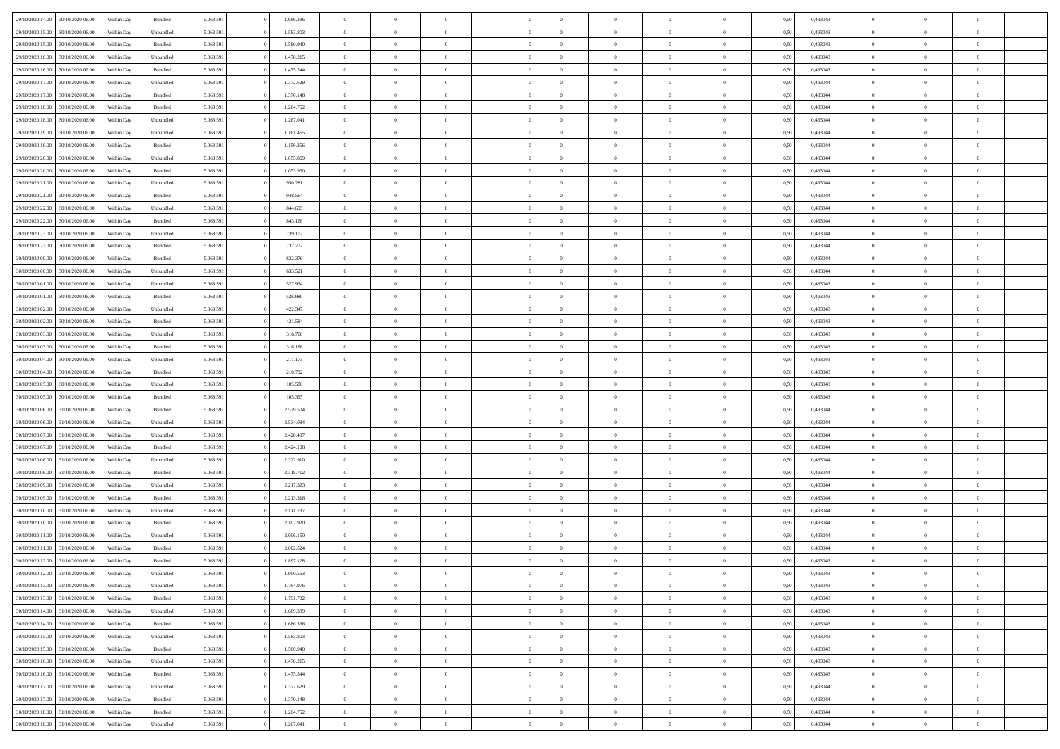| | | | | | | | | | | | | | | | | | | | | |
|---|---|---|---|---|---|---|---|---|---|---|---|---|---|---|---|---|---|---|---|---|
| 29/10/2020 14.00 | 30/10/2020 06.00 | Within Day | Bundled | 5.063.591 | 0 | 1.686.336 | 0 | 0 | 0 | | 0 | 0 | 0 | 0 | 0,50 | 0,493043 | 0 | 0 | 0 | |
| 29/10/2020 15.00 | 30/10/2020 06.00 | Within Day | Unbundled | 5.063.591 | 0 | 1.583.803 | 0 | 0 | 0 | | 0 | 0 | 0 | 0 | 0,50 | 0,493043 | 0 | 0 | 0 | |
| 29/10/2020 15.00 | 30/10/2020 06.00 | Within Day | Bundled | 5.063.591 | 0 | 1.580.940 | 0 | 0 | 0 | | 0 | 0 | 0 | 0 | 0,50 | 0,493043 | 0 | 0 | 0 | |
| 29/10/2020 16.00 | 30/10/2020 06.00 | Within Day | Unbundled | 5.063.591 | 0 | 1.478.215 | 0 | 0 | 0 | | 0 | 0 | 0 | 0 | 0,50 | 0,493043 | 0 | 0 | 0 | |
| 29/10/2020 16.00 | 30/10/2020 06.00 | Within Day | Bundled | 5.063.591 | 0 | 1.475.544 | 0 | 0 | 0 | | 0 | 0 | 0 | 0 | 0,50 | 0,493043 | 0 | 0 | 0 | |
| 29/10/2020 17.00 | 30/10/2020 06.00 | Within Day | Unbundled | 5.063.591 | 0 | 1.372.629 | 0 | 0 | 0 | | 0 | 0 | 0 | 0 | 0,50 | 0,493044 | 0 | 0 | 0 | |
| 29/10/2020 17.00 | 30/10/2020 06.00 | Within Day | Bundled | 5.063.591 | 0 | 1.370.148 | 0 | 0 | 0 | | 0 | 0 | 0 | 0 | 0,50 | 0,493044 | 0 | 0 | 0 | |
| 29/10/2020 18.00 | 30/10/2020 06.00 | Within Day | Bundled | 5.063.591 | 0 | 1.264.752 | 0 | 0 | 0 | | 0 | 0 | 0 | 0 | 0,50 | 0,493044 | 0 | 0 | 0 | |
| 29/10/2020 18.00 | 30/10/2020 06.00 | Within Day | Unbundled | 5.063.591 | 0 | 1.267.041 | 0 | 0 | 0 | | 0 | 0 | 0 | 0 | 0,50 | 0,493044 | 0 | 0 | 0 | |
| 29/10/2020 19.00 | 30/10/2020 06.00 | Within Day | Unbundled | 5.063.591 | 0 | 1.161.455 | 0 | 0 | 0 | | 0 | 0 | 0 | 0 | 0,50 | 0,493044 | 0 | 0 | 0 | |
| 29/10/2020 19.00 | 30/10/2020 06.00 | Within Day | Bundled | 5.063.591 | 0 | 1.159.356 | 0 | 0 | 0 | | 0 | 0 | 0 | 0 | 0,50 | 0,493044 | 0 | 0 | 0 | |
| 29/10/2020 20.00 | 30/10/2020 06.00 | Within Day | Unbundled | 5.063.591 | 0 | 1.055.869 | 0 | 0 | 0 | | 0 | 0 | 0 | 0 | 0,50 | 0,493044 | 0 | 0 | 0 | |
| 29/10/2020 20.00 | 30/10/2020 06.00 | Within Day | Bundled | 5.063.591 | 0 | 1.053.960 | 0 | 0 | 0 | | 0 | 0 | 0 | 0 | 0,50 | 0,493044 | 0 | 0 | 0 | |
| 29/10/2020 21.00 | 30/10/2020 06.00 | Within Day | Unbundled | 5.063.591 | 0 | 950.281 | 0 | 0 | 0 | | 0 | 0 | 0 | 0 | 0,50 | 0,493044 | 0 | 0 | 0 | |
| 29/10/2020 21.00 | 30/10/2020 06.00 | Within Day | Bundled | 5.063.591 | 0 | 948.564 | 0 | 0 | 0 | | 0 | 0 | 0 | 0 | 0,50 | 0,493044 | 0 | 0 | 0 | |
| 29/10/2020 22.00 | 30/10/2020 06.00 | Within Day | Unbundled | 5.063.591 | 0 | 844.695 | 0 | 0 | 0 | | 0 | 0 | 0 | 0 | 0,50 | 0,493044 | 0 | 0 | 0 | |
| 29/10/2020 22.00 | 30/10/2020 06.00 | Within Day | Bundled | 5.063.591 | 0 | 843.168 | 0 | 0 | 0 | | 0 | 0 | 0 | 0 | 0,50 | 0,493044 | 0 | 0 | 0 | |
| 29/10/2020 23.00 | 30/10/2020 06.00 | Within Day | Unbundled | 5.063.591 | 0 | 739.107 | 0 | 0 | 0 | | 0 | 0 | 0 | 0 | 0,50 | 0,493044 | 0 | 0 | 0 | |
| 29/10/2020 23.00 | 30/10/2020 06.00 | Within Day | Bundled | 5.063.591 | 0 | 737.772 | 0 | 0 | 0 | | 0 | 0 | 0 | 0 | 0,50 | 0,493044 | 0 | 0 | 0 | |
| 30/10/2020 00.00 | 30/10/2020 06.00 | Within Day | Bundled | 5.063.591 | 0 | 632.376 | 0 | 0 | 0 | | 0 | 0 | 0 | 0 | 0,50 | 0,493044 | 0 | 0 | 0 | |
| 30/10/2020 00.00 | 30/10/2020 06.00 | Within Day | Unbundled | 5.063.591 | 0 | 633.521 | 0 | 0 | 0 | | 0 | 0 | 0 | 0 | 0,50 | 0,493044 | 0 | 0 | 0 | |
| 30/10/2020 01.00 | 30/10/2020 06.00 | Within Day | Unbundled | 5.063.591 | 0 | 527.934 | 0 | 0 | 0 | | 0 | 0 | 0 | 0 | 0,50 | 0,493043 | 0 | 0 | 0 | |
| 30/10/2020 01.00 | 30/10/2020 06.00 | Within Day | Bundled | 5.063.591 | 0 | 526.980 | 0 | 0 | 0 | | 0 | 0 | 0 | 0 | 0,50 | 0,493043 | 0 | 0 | 0 | |
| 30/10/2020 02.00 | 30/10/2020 06.00 | Within Day | Unbundled | 5.063.591 | 0 | 422.347 | 0 | 0 | 0 | | 0 | 0 | 0 | 0 | 0,50 | 0,493043 | 0 | 0 | 0 | |
| 30/10/2020 02.00 | 30/10/2020 06.00 | Within Day | Bundled | 5.063.591 | 0 | 421.584 | 0 | 0 | 0 | | 0 | 0 | 0 | 0 | 0,50 | 0,493043 | 0 | 0 | 0 | |
| 30/10/2020 03.00 | 30/10/2020 06.00 | Within Day | Unbundled | 5.063.591 | 0 | 316.760 | 0 | 0 | 0 | | 0 | 0 | 0 | 0 | 0,50 | 0,493043 | 0 | 0 | 0 | |
| 30/10/2020 03.00 | 30/10/2020 06.00 | Within Day | Bundled | 5.063.591 | 0 | 316.188 | 0 | 0 | 0 | | 0 | 0 | 0 | 0 | 0,50 | 0,493043 | 0 | 0 | 0 | |
| 30/10/2020 04.00 | 30/10/2020 06.00 | Within Day | Unbundled | 5.063.591 | 0 | 211.173 | 0 | 0 | 0 | | 0 | 0 | 0 | 0 | 0,50 | 0,493043 | 0 | 0 | 0 | |
| 30/10/2020 04.00 | 30/10/2020 06.00 | Within Day | Bundled | 5.063.591 | 0 | 210.792 | 0 | 0 | 0 | | 0 | 0 | 0 | 0 | 0,50 | 0,493043 | 0 | 0 | 0 | |
| 30/10/2020 05.00 | 30/10/2020 06.00 | Within Day | Unbundled | 5.063.591 | 0 | 105.586 | 0 | 0 | 0 | | 0 | 0 | 0 | 0 | 0,50 | 0,493043 | 0 | 0 | 0 | |
| 30/10/2020 05.00 | 30/10/2020 06.00 | Within Day | Bundled | 5.063.591 | 0 | 105.395 | 0 | 0 | 0 | | 0 | 0 | 0 | 0 | 0,50 | 0,493043 | 0 | 0 | 0 | |
| 30/10/2020 06.00 | 31/10/2020 06.00 | Within Day | Bundled | 5.063.591 | 0 | 2.529.504 | 0 | 0 | 0 | | 0 | 0 | 0 | 0 | 0,50 | 0,493044 | 0 | 0 | 0 | |
| 30/10/2020 06.00 | 31/10/2020 06.00 | Within Day | Unbundled | 5.063.591 | 0 | 2.534.084 | 0 | 0 | 0 | | 0 | 0 | 0 | 0 | 0,50 | 0,493044 | 0 | 0 | 0 | |
| 30/10/2020 07.00 | 31/10/2020 06.00 | Within Day | Unbundled | 5.063.591 | 0 | 2.428.497 | 0 | 0 | 0 | | 0 | 0 | 0 | 0 | 0,50 | 0,493044 | 0 | 0 | 0 | |
| 30/10/2020 07.00 | 31/10/2020 06.00 | Within Day | Bundled | 5.063.591 | 0 | 2.424.108 | 0 | 0 | 0 | | 0 | 0 | 0 | 0 | 0,50 | 0,493044 | 0 | 0 | 0 | |
| 30/10/2020 08.00 | 31/10/2020 06.00 | Within Day | Unbundled | 5.063.591 | 0 | 2.322.910 | 0 | 0 | 0 | | 0 | 0 | 0 | 0 | 0,50 | 0,493044 | 0 | 0 | 0 | |
| 30/10/2020 08.00 | 31/10/2020 06.00 | Within Day | Bundled | 5.063.591 | 0 | 2.318.712 | 0 | 0 | 0 | | 0 | 0 | 0 | 0 | 0,50 | 0,493044 | 0 | 0 | 0 | |
| 30/10/2020 09.00 | 31/10/2020 06.00 | Within Day | Unbundled | 5.063.591 | 0 | 2.217.323 | 0 | 0 | 0 | | 0 | 0 | 0 | 0 | 0,50 | 0,493044 | 0 | 0 | 0 | |
| 30/10/2020 09.00 | 31/10/2020 06.00 | Within Day | Bundled | 5.063.591 | 0 | 2.213.316 | 0 | 0 | 0 | | 0 | 0 | 0 | 0 | 0,50 | 0,493044 | 0 | 0 | 0 | |
| 30/10/2020 10.00 | 31/10/2020 06.00 | Within Day | Unbundled | 5.063.591 | 0 | 2.111.737 | 0 | 0 | 0 | | 0 | 0 | 0 | 0 | 0,50 | 0,493044 | 0 | 0 | 0 | |
| 30/10/2020 10.00 | 31/10/2020 06.00 | Within Day | Bundled | 5.063.591 | 0 | 2.107.920 | 0 | 0 | 0 | | 0 | 0 | 0 | 0 | 0,50 | 0,493044 | 0 | 0 | 0 | |
| 30/10/2020 11.00 | 31/10/2020 06.00 | Within Day | Unbundled | 5.063.591 | 0 | 2.006.150 | 0 | 0 | 0 | | 0 | 0 | 0 | 0 | 0,50 | 0,493044 | 0 | 0 | 0 | |
| 30/10/2020 11.00 | 31/10/2020 06.00 | Within Day | Bundled | 5.063.591 | 0 | 2.002.524 | 0 | 0 | 0 | | 0 | 0 | 0 | 0 | 0,50 | 0,493044 | 0 | 0 | 0 | |
| 30/10/2020 12.00 | 31/10/2020 06.00 | Within Day | Bundled | 5.063.591 | 0 | 1.897.128 | 0 | 0 | 0 | | 0 | 0 | 0 | 0 | 0,50 | 0,493043 | 0 | 0 | 0 | |
| 30/10/2020 12.00 | 31/10/2020 06.00 | Within Day | Unbundled | 5.063.591 | 0 | 1.900.563 | 0 | 0 | 0 | | 0 | 0 | 0 | 0 | 0,50 | 0,493043 | 0 | 0 | 0 | |
| 30/10/2020 13.00 | 31/10/2020 06.00 | Within Day | Unbundled | 5.063.591 | 0 | 1.794.976 | 0 | 0 | 0 | | 0 | 0 | 0 | 0 | 0,50 | 0,493043 | 0 | 0 | 0 | |
| 30/10/2020 13.00 | 31/10/2020 06.00 | Within Day | Bundled | 5.063.591 | 0 | 1.791.732 | 0 | 0 | 0 | | 0 | 0 | 0 | 0 | 0,50 | 0,493043 | 0 | 0 | 0 | |
| 30/10/2020 14.00 | 31/10/2020 06.00 | Within Day | Unbundled | 5.063.591 | 0 | 1.689.389 | 0 | 0 | 0 | | 0 | 0 | 0 | 0 | 0,50 | 0,493043 | 0 | 0 | 0 | |
| 30/10/2020 14.00 | 31/10/2020 06.00 | Within Day | Bundled | 5.063.591 | 0 | 1.686.336 | 0 | 0 | 0 | | 0 | 0 | 0 | 0 | 0,50 | 0,493043 | 0 | 0 | 0 | |
| 30/10/2020 15.00 | 31/10/2020 06.00 | Within Day | Unbundled | 5.063.591 | 0 | 1.583.803 | 0 | 0 | 0 | | 0 | 0 | 0 | 0 | 0,50 | 0,493043 | 0 | 0 | 0 | |
| 30/10/2020 15.00 | 31/10/2020 06.00 | Within Day | Bundled | 5.063.591 | 0 | 1.580.940 | 0 | 0 | 0 | | 0 | 0 | 0 | 0 | 0,50 | 0,493043 | 0 | 0 | 0 | |
| 30/10/2020 16.00 | 31/10/2020 06.00 | Within Day | Unbundled | 5.063.591 | 0 | 1.478.215 | 0 | 0 | 0 | | 0 | 0 | 0 | 0 | 0,50 | 0,493043 | 0 | 0 | 0 | |
| 30/10/2020 16.00 | 31/10/2020 06.00 | Within Day | Bundled | 5.063.591 | 0 | 1.475.544 | 0 | 0 | 0 | | 0 | 0 | 0 | 0 | 0,50 | 0,493043 | 0 | 0 | 0 | |
| 30/10/2020 17.00 | 31/10/2020 06.00 | Within Day | Unbundled | 5.063.591 | 0 | 1.372.629 | 0 | 0 | 0 | | 0 | 0 | 0 | 0 | 0,50 | 0,493044 | 0 | 0 | 0 | |
| 30/10/2020 17.00 | 31/10/2020 06.00 | Within Day | Bundled | 5.063.591 | 0 | 1.370.148 | 0 | 0 | 0 | | 0 | 0 | 0 | 0 | 0,50 | 0,493044 | 0 | 0 | 0 | |
| 30/10/2020 18.00 | 31/10/2020 06.00 | Within Day | Bundled | 5.063.591 | 0 | 1.264.752 | 0 | 0 | 0 | | 0 | 0 | 0 | 0 | 0,50 | 0,493044 | 0 | 0 | 0 | |
| 30/10/2020 18.00 | 31/10/2020 06.00 | Within Day | Unbundled | 5.063.591 | 0 | 1.267.041 | 0 | 0 | 0 | | 0 | 0 | 0 | 0 | 0,50 | 0,493044 | 0 | 0 | 0 | |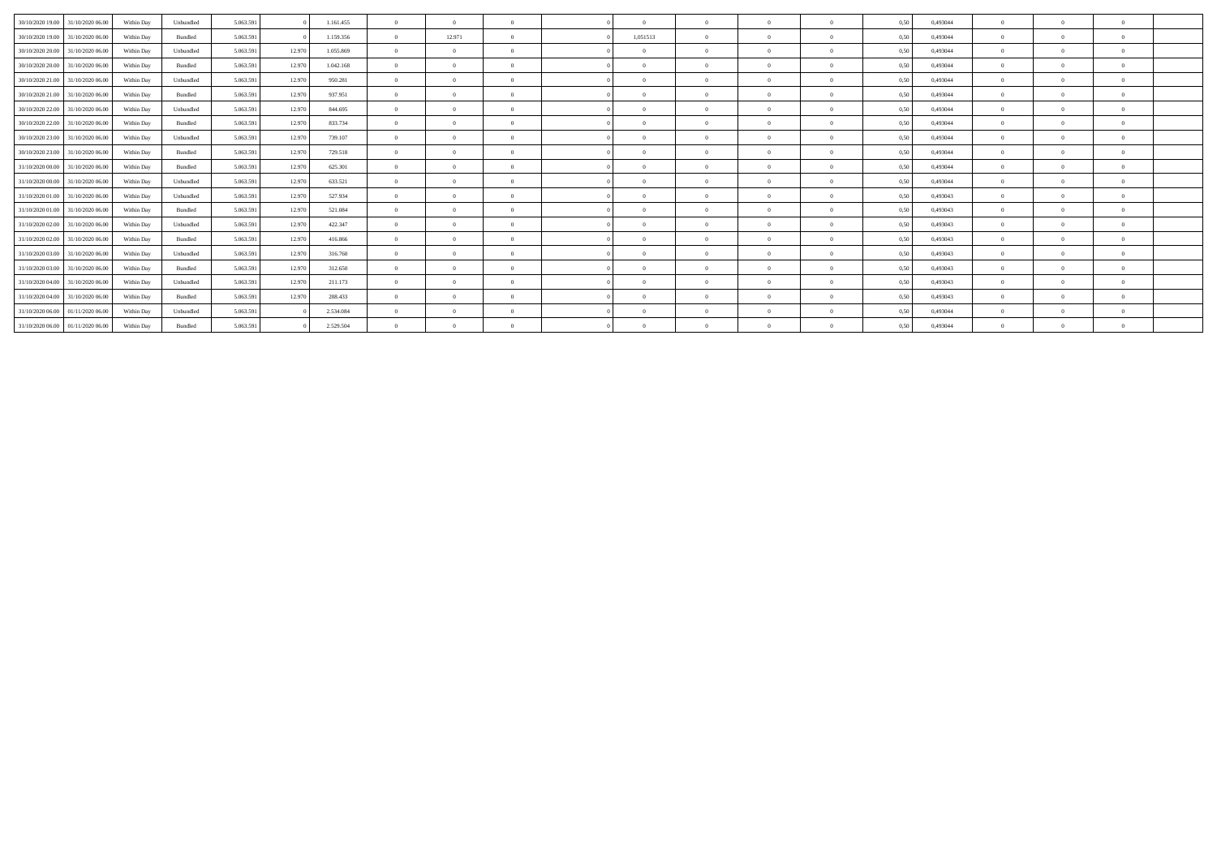| | | | | | | | | | | | | | | | | | | | | | |
|---|---|---|---|---|---|---|---|---|---|---|---|---|---|---|---|---|---|---|---|---|---|
| 30/10/2020 19.00 | 31/10/2020 06.00 | Within Day | Unbundled | 5.063.591 | 0 | 1.161.455 | 0 | 0 | 0 | | 0 | 0 | 0 | 0 | 0 | 0,50 | 0,493044 | 0 | 0 | 0 | |
| 30/10/2020 19.00 | 31/10/2020 06.00 | Within Day | Bundled | 5.063.591 | 0 | 1.159.356 | 0 | 12.971 | 0 | | 0 | 1,051513 | 0 | 0 | 0 | 0,50 | 0,493044 | 0 | 0 | 0 | |
| 30/10/2020 20.00 | 31/10/2020 06.00 | Within Day | Unbundled | 5.063.591 | 12.970 | 1.055.869 | 0 | 0 | 0 | | 0 | 0 | 0 | 0 | 0 | 0,50 | 0,493044 | 0 | 0 | 0 | |
| 30/10/2020 20.00 | 31/10/2020 06.00 | Within Day | Bundled | 5.063.591 | 12.970 | 1.042.168 | 0 | 0 | 0 | | 0 | 0 | 0 | 0 | 0 | 0,50 | 0,493044 | 0 | 0 | 0 | |
| 30/10/2020 21.00 | 31/10/2020 06.00 | Within Day | Unbundled | 5.063.591 | 12.970 | 950.281 | 0 | 0 | 0 | | 0 | 0 | 0 | 0 | 0 | 0,50 | 0,493044 | 0 | 0 | 0 | |
| 30/10/2020 21.00 | 31/10/2020 06.00 | Within Day | Bundled | 5.063.591 | 12.970 | 937.951 | 0 | 0 | 0 | | 0 | 0 | 0 | 0 | 0 | 0,50 | 0,493044 | 0 | 0 | 0 | |
| 30/10/2020 22.00 | 31/10/2020 06.00 | Within Day | Unbundled | 5.063.591 | 12.970 | 844.695 | 0 | 0 | 0 | | 0 | 0 | 0 | 0 | 0 | 0,50 | 0,493044 | 0 | 0 | 0 | |
| 30/10/2020 22.00 | 31/10/2020 06.00 | Within Day | Bundled | 5.063.591 | 12.970 | 833.734 | 0 | 0 | 0 | | 0 | 0 | 0 | 0 | 0 | 0,50 | 0,493044 | 0 | 0 | 0 | |
| 30/10/2020 23.00 | 31/10/2020 06.00 | Within Day | Unbundled | 5.063.591 | 12.970 | 739.107 | 0 | 0 | 0 | | 0 | 0 | 0 | 0 | 0 | 0,50 | 0,493044 | 0 | 0 | 0 | |
| 30/10/2020 23.00 | 31/10/2020 06.00 | Within Day | Bundled | 5.063.591 | 12.970 | 729.518 | 0 | 0 | 0 | | 0 | 0 | 0 | 0 | 0 | 0,50 | 0,493044 | 0 | 0 | 0 | |
| 31/10/2020 00.00 | 31/10/2020 06.00 | Within Day | Bundled | 5.063.591 | 12.970 | 625.301 | 0 | 0 | 0 | | 0 | 0 | 0 | 0 | 0 | 0,50 | 0,493044 | 0 | 0 | 0 | |
| 31/10/2020 00.00 | 31/10/2020 06.00 | Within Day | Unbundled | 5.063.591 | 12.970 | 633.521 | 0 | 0 | 0 | | 0 | 0 | 0 | 0 | 0 | 0,50 | 0,493044 | 0 | 0 | 0 | |
| 31/10/2020 01.00 | 31/10/2020 06.00 | Within Day | Unbundled | 5.063.591 | 12.970 | 527.934 | 0 | 0 | 0 | | 0 | 0 | 0 | 0 | 0 | 0,50 | 0,493043 | 0 | 0 | 0 | |
| 31/10/2020 01.00 | 31/10/2020 06.00 | Within Day | Bundled | 5.063.591 | 12.970 | 521.084 | 0 | 0 | 0 | | 0 | 0 | 0 | 0 | 0 | 0,50 | 0,493043 | 0 | 0 | 0 | |
| 31/10/2020 02.00 | 31/10/2020 06.00 | Within Day | Unbundled | 5.063.591 | 12.970 | 422.347 | 0 | 0 | 0 | | 0 | 0 | 0 | 0 | 0 | 0,50 | 0,493043 | 0 | 0 | 0 | |
| 31/10/2020 02.00 | 31/10/2020 06.00 | Within Day | Bundled | 5.063.591 | 12.970 | 416.866 | 0 | 0 | 0 | | 0 | 0 | 0 | 0 | 0 | 0,50 | 0,493043 | 0 | 0 | 0 | |
| 31/10/2020 03.00 | 31/10/2020 06.00 | Within Day | Unbundled | 5.063.591 | 12.970 | 316.760 | 0 | 0 | 0 | | 0 | 0 | 0 | 0 | 0 | 0,50 | 0,493043 | 0 | 0 | 0 | |
| 31/10/2020 03.00 | 31/10/2020 06.00 | Within Day | Bundled | 5.063.591 | 12.970 | 312.650 | 0 | 0 | 0 | | 0 | 0 | 0 | 0 | 0 | 0,50 | 0,493043 | 0 | 0 | 0 | |
| 31/10/2020 04.00 | 31/10/2020 06.00 | Within Day | Unbundled | 5.063.591 | 12.970 | 211.173 | 0 | 0 | 0 | | 0 | 0 | 0 | 0 | 0 | 0,50 | 0,493043 | 0 | 0 | 0 | |
| 31/10/2020 04.00 | 31/10/2020 06.00 | Within Day | Bundled | 5.063.591 | 12.970 | 208.433 | 0 | 0 | 0 | | 0 | 0 | 0 | 0 | 0 | 0,50 | 0,493043 | 0 | 0 | 0 | |
| 31/10/2020 06.00 | 01/11/2020 06.00 | Within Day | Unbundled | 5.063.591 | 0 | 2.534.084 | 0 | 0 | 0 | | 0 | 0 | 0 | 0 | 0 | 0,50 | 0,493044 | 0 | 0 | 0 | |
| 31/10/2020 06.00 | 01/11/2020 06.00 | Within Day | Bundled | 5.063.591 | 0 | 2.529.504 | 0 | 0 | 0 | | 0 | 0 | 0 | 0 | 0 | 0,50 | 0,493044 | 0 | 0 | 0 | |